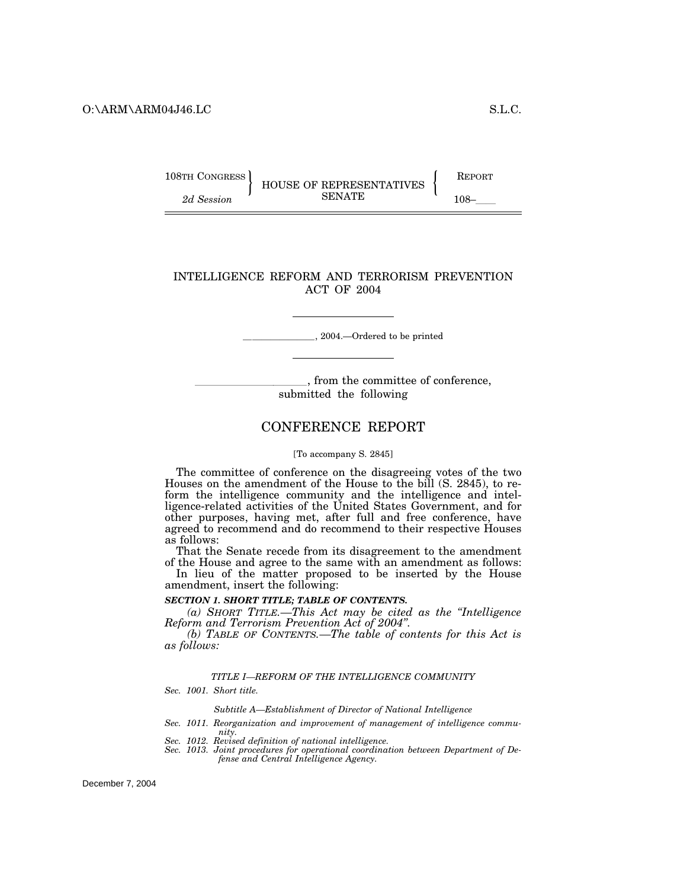108TH CONGRESS
2d Session

HOUSE OF REPRESENTATIVES
SENATE

REPORT
108–___

# INTELLIGENCE REFORM AND TERRORISM PREVENTION ACT OF 2004

_______________, 2004.—Ordered to be printed

___________________, from the committee of conference, submitted the following

## CONFERENCE REPORT

[To accompany S. 2845]

The committee of conference on the disagreeing votes of the two Houses on the amendment of the House to the bill (S. 2845), to reform the intelligence community and the intelligence and intelligence-related activities of the United States Government, and for other purposes, having met, after full and free conference, have agreed to recommend and do recommend to their respective Houses as follows:

That the Senate recede from its disagreement to the amendment of the House and agree to the same with an amendment as follows:

In lieu of the matter proposed to be inserted by the House amendment, insert the following:

***SECTION 1. SHORT TITLE; TABLE OF CONTENTS.***

*(a) SHORT TITLE.—This Act may be cited as the "Intelligence Reform and Terrorism Prevention Act of 2004".*

*(b) TABLE OF CONTENTS.—The table of contents for this Act is as follows:*

*TITLE I—REFORM OF THE INTELLIGENCE COMMUNITY*

*Sec. 1001. Short title.*

*Subtitle A—Establishment of Director of National Intelligence*

*Sec. 1011. Reorganization and improvement of management of intelligence community.*
*Sec. 1012. Revised definition of national intelligence.*
*Sec. 1013. Joint procedures for operational coordination between Department of Defense and Central Intelligence Agency.*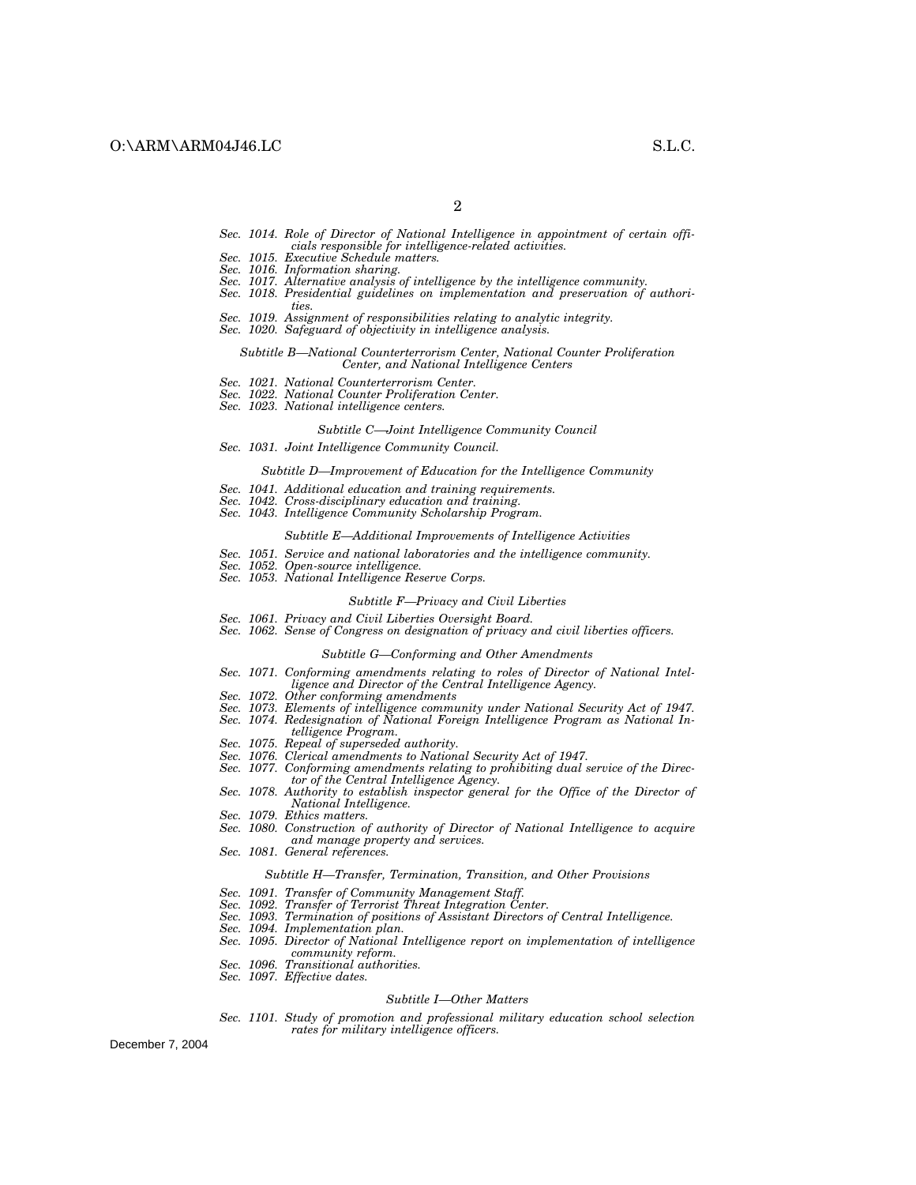*Sec. 1014. Role of Director of National Intelligence in appointment of certain officials responsible for intelligence-related activities.*
*Sec. 1015. Executive Schedule matters.*
*Sec. 1016. Information sharing.*
*Sec. 1017. Alternative analysis of intelligence by the intelligence community.*
*Sec. 1018. Presidential guidelines on implementation and preservation of authorities.*
*Sec. 1019. Assignment of responsibilities relating to analytic integrity.*
*Sec. 1020. Safeguard of objectivity in intelligence analysis.*

*Subtitle B—National Counterterrorism Center, National Counter Proliferation Center, and National Intelligence Centers*

*Sec. 1021. National Counterterrorism Center.*
*Sec. 1022. National Counter Proliferation Center.*
*Sec. 1023. National intelligence centers.*

*Subtitle C—Joint Intelligence Community Council*

*Sec. 1031. Joint Intelligence Community Council.*

*Subtitle D—Improvement of Education for the Intelligence Community*

*Sec. 1041. Additional education and training requirements.*
*Sec. 1042. Cross-disciplinary education and training.*
*Sec. 1043. Intelligence Community Scholarship Program.*

*Subtitle E—Additional Improvements of Intelligence Activities*

*Sec. 1051. Service and national laboratories and the intelligence community.*
*Sec. 1052. Open-source intelligence.*
*Sec. 1053. National Intelligence Reserve Corps.*

*Subtitle F—Privacy and Civil Liberties*

*Sec. 1061. Privacy and Civil Liberties Oversight Board.*
*Sec. 1062. Sense of Congress on designation of privacy and civil liberties officers.*

*Subtitle G—Conforming and Other Amendments*

*Sec. 1071. Conforming amendments relating to roles of Director of National Intelligence and Director of the Central Intelligence Agency.*
*Sec. 1072. Other conforming amendments*
*Sec. 1073. Elements of intelligence community under National Security Act of 1947.*
*Sec. 1074. Redesignation of National Foreign Intelligence Program as National Intelligence Program.*
*Sec. 1075. Repeal of superseded authority.*
*Sec. 1076. Clerical amendments to National Security Act of 1947.*
*Sec. 1077. Conforming amendments relating to prohibiting dual service of the Director of the Central Intelligence Agency.*
*Sec. 1078. Authority to establish inspector general for the Office of the Director of National Intelligence.*
*Sec. 1079. Ethics matters.*
*Sec. 1080. Construction of authority of Director of National Intelligence to acquire and manage property and services.*
*Sec. 1081. General references.*

*Subtitle H—Transfer, Termination, Transition, and Other Provisions*

*Sec. 1091. Transfer of Community Management Staff.*
*Sec. 1092. Transfer of Terrorist Threat Integration Center.*
*Sec. 1093. Termination of positions of Assistant Directors of Central Intelligence.*
*Sec. 1094. Implementation plan.*
*Sec. 1095. Director of National Intelligence report on implementation of intelligence community reform.*
*Sec. 1096. Transitional authorities.*
*Sec. 1097. Effective dates.*

*Subtitle I—Other Matters*

*Sec. 1101. Study of promotion and professional military education school selection rates for military intelligence officers.*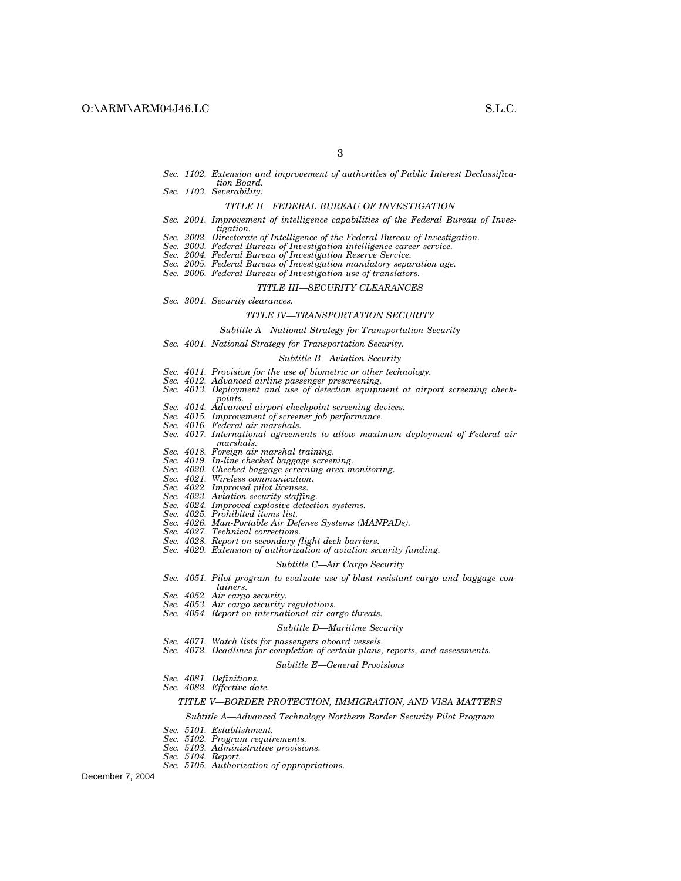*Sec. 1102. Extension and improvement of authorities of Public Interest Declassification Board.*
*Sec. 1103. Severability.*

### *TITLE II—FEDERAL BUREAU OF INVESTIGATION*

*Sec. 2001. Improvement of intelligence capabilities of the Federal Bureau of Investigation.*
*Sec. 2002. Directorate of Intelligence of the Federal Bureau of Investigation.*
*Sec. 2003. Federal Bureau of Investigation intelligence career service.*
*Sec. 2004. Federal Bureau of Investigation Reserve Service.*
*Sec. 2005. Federal Bureau of Investigation mandatory separation age.*
*Sec. 2006. Federal Bureau of Investigation use of translators.*

### *TITLE III—SECURITY CLEARANCES*

*Sec. 3001. Security clearances.*

### *TITLE IV—TRANSPORTATION SECURITY*

#### *Subtitle A—National Strategy for Transportation Security*

*Sec. 4001. National Strategy for Transportation Security.*

#### *Subtitle B—Aviation Security*

*Sec. 4011. Provision for the use of biometric or other technology.*
*Sec. 4012. Advanced airline passenger prescreening.*
*Sec. 4013. Deployment and use of detection equipment at airport screening checkpoints.*
*Sec. 4014. Advanced airport checkpoint screening devices.*
*Sec. 4015. Improvement of screener job performance.*
*Sec. 4016. Federal air marshals.*
*Sec. 4017. International agreements to allow maximum deployment of Federal air marshals.*
*Sec. 4018. Foreign air marshal training.*
*Sec. 4019. In-line checked baggage screening.*
*Sec. 4020. Checked baggage screening area monitoring.*
*Sec. 4021. Wireless communication.*
*Sec. 4022. Improved pilot licenses.*
*Sec. 4023. Aviation security staffing.*
*Sec. 4024. Improved explosive detection systems.*
*Sec. 4025. Prohibited items list.*
*Sec. 4026. Man-Portable Air Defense Systems (MANPADs).*
*Sec. 4027. Technical corrections.*
*Sec. 4028. Report on secondary flight deck barriers.*
*Sec. 4029. Extension of authorization of aviation security funding.*

#### *Subtitle C—Air Cargo Security*

*Sec. 4051. Pilot program to evaluate use of blast resistant cargo and baggage containers.*
*Sec. 4052. Air cargo security.*
*Sec. 4053. Air cargo security regulations.*
*Sec. 4054. Report on international air cargo threats.*

#### *Subtitle D—Maritime Security*

*Sec. 4071. Watch lists for passengers aboard vessels.*
*Sec. 4072. Deadlines for completion of certain plans, reports, and assessments.*

#### *Subtitle E—General Provisions*

*Sec. 4081. Definitions.*
*Sec. 4082. Effective date.*

### *TITLE V—BORDER PROTECTION, IMMIGRATION, AND VISA MATTERS*

#### *Subtitle A—Advanced Technology Northern Border Security Pilot Program*

*Sec. 5101. Establishment.*
*Sec. 5102. Program requirements.*
*Sec. 5103. Administrative provisions.*
*Sec. 5104. Report.*
*Sec. 5105. Authorization of appropriations.*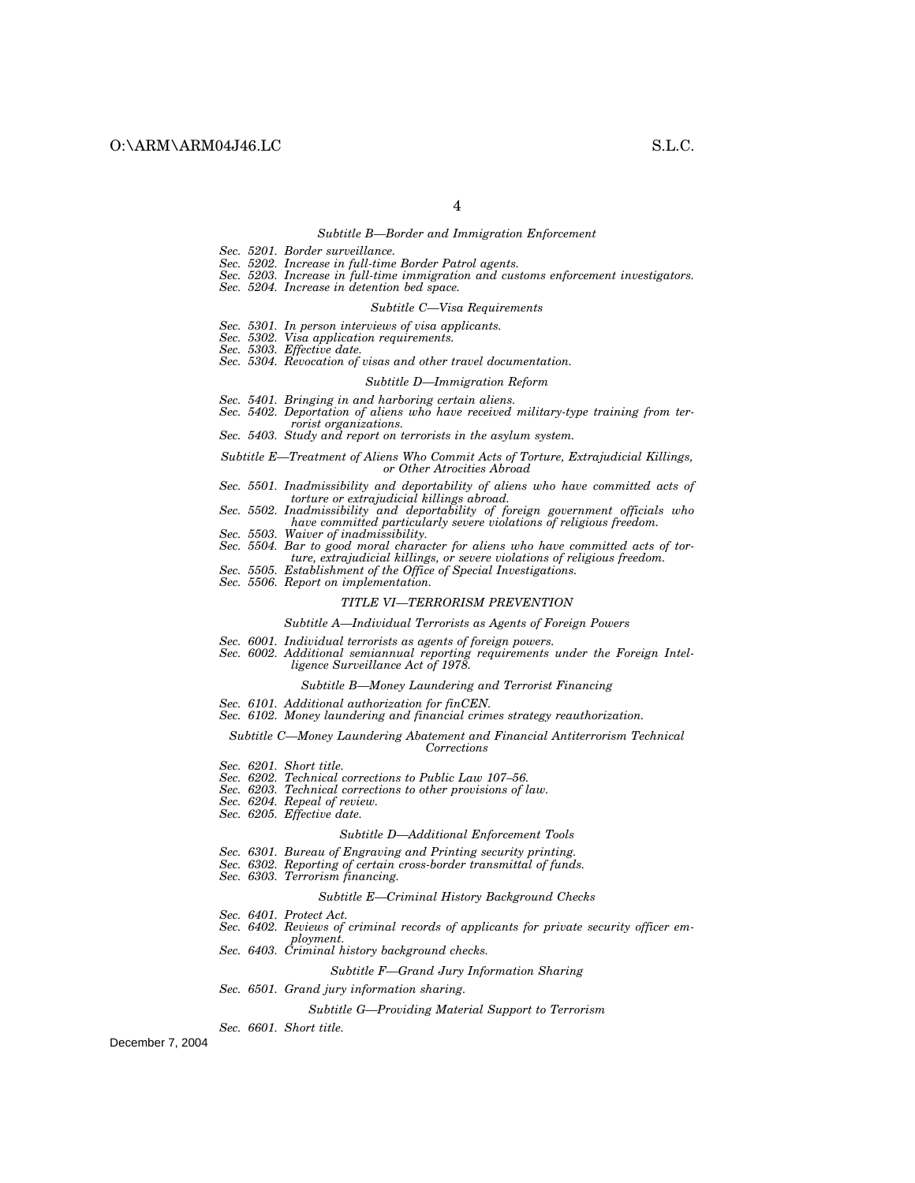*Subtitle B—Border and Immigration Enforcement*

*Sec. 5201. Border surveillance.*
*Sec. 5202. Increase in full-time Border Patrol agents.*
*Sec. 5203. Increase in full-time immigration and customs enforcement investigators.*
*Sec. 5204. Increase in detention bed space.*

*Subtitle C—Visa Requirements*

*Sec. 5301. In person interviews of visa applicants.*
*Sec. 5302. Visa application requirements.*
*Sec. 5303. Effective date.*
*Sec. 5304. Revocation of visas and other travel documentation.*

*Subtitle D—Immigration Reform*

*Sec. 5401. Bringing in and harboring certain aliens.*
*Sec. 5402. Deportation of aliens who have received military-type training from terrorist organizations.*
*Sec. 5403. Study and report on terrorists in the asylum system.*

*Subtitle E—Treatment of Aliens Who Commit Acts of Torture, Extrajudicial Killings, or Other Atrocities Abroad*

*Sec. 5501. Inadmissibility and deportability of aliens who have committed acts of torture or extrajudicial killings abroad.*
*Sec. 5502. Inadmissibility and deportability of foreign government officials who have committed particularly severe violations of religious freedom.*
*Sec. 5503. Waiver of inadmissibility.*
*Sec. 5504. Bar to good moral character for aliens who have committed acts of torture, extrajudicial killings, or severe violations of religious freedom.*
*Sec. 5505. Establishment of the Office of Special Investigations.*
*Sec. 5506. Report on implementation.*

*TITLE VI—TERRORISM PREVENTION*

*Subtitle A—Individual Terrorists as Agents of Foreign Powers*

*Sec. 6001. Individual terrorists as agents of foreign powers.*
*Sec. 6002. Additional semiannual reporting requirements under the Foreign Intelligence Surveillance Act of 1978.*

*Subtitle B—Money Laundering and Terrorist Financing*

*Sec. 6101. Additional authorization for finCEN.*
*Sec. 6102. Money laundering and financial crimes strategy reauthorization.*

*Subtitle C—Money Laundering Abatement and Financial Antiterrorism Technical Corrections*

*Sec. 6201. Short title.*
*Sec. 6202. Technical corrections to Public Law 107–56.*
*Sec. 6203. Technical corrections to other provisions of law.*
*Sec. 6204. Repeal of review.*
*Sec. 6205. Effective date.*

*Subtitle D—Additional Enforcement Tools*

*Sec. 6301. Bureau of Engraving and Printing security printing.*
*Sec. 6302. Reporting of certain cross-border transmittal of funds.*
*Sec. 6303. Terrorism financing.*

*Subtitle E—Criminal History Background Checks*

*Sec. 6401. Protect Act.*
*Sec. 6402. Reviews of criminal records of applicants for private security officer employment.*
*Sec. 6403. Criminal history background checks.*

*Subtitle F—Grand Jury Information Sharing*

*Sec. 6501. Grand jury information sharing.*

*Subtitle G—Providing Material Support to Terrorism*

*Sec. 6601. Short title.*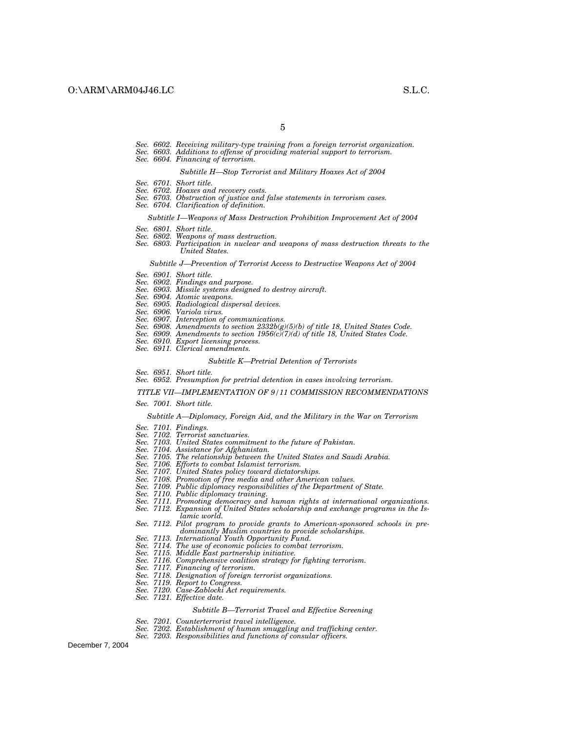*Sec. 6602. Receiving military-type training from a foreign terrorist organization.*
*Sec. 6603. Additions to offense of providing material support to terrorism.*
*Sec. 6604. Financing of terrorism.*

*Subtitle H—Stop Terrorist and Military Hoaxes Act of 2004*

*Sec. 6701. Short title.*
*Sec. 6702. Hoaxes and recovery costs.*
*Sec. 6703. Obstruction of justice and false statements in terrorism cases.*
*Sec. 6704. Clarification of definition.*

*Subtitle I—Weapons of Mass Destruction Prohibition Improvement Act of 2004*

*Sec. 6801. Short title.*
*Sec. 6802. Weapons of mass destruction.*
*Sec. 6803. Participation in nuclear and weapons of mass destruction threats to the United States.*

*Subtitle J—Prevention of Terrorist Access to Destructive Weapons Act of 2004*

*Sec. 6901. Short title.*
*Sec. 6902. Findings and purpose.*
*Sec. 6903. Missile systems designed to destroy aircraft.*
*Sec. 6904. Atomic weapons.*
*Sec. 6905. Radiological dispersal devices.*
*Sec. 6906. Variola virus.*
*Sec. 6907. Interception of communications.*
*Sec. 6908. Amendments to section 2332b(g)(5)(b) of title 18, United States Code.*
*Sec. 6909. Amendments to section 1956(c)(7)(d) of title 18, United States Code.*
*Sec. 6910. Export licensing process.*
*Sec. 6911. Clerical amendments.*

*Subtitle K—Pretrial Detention of Terrorists*

*Sec. 6951. Short title.*
*Sec. 6952. Presumption for pretrial detention in cases involving terrorism.*

*TITLE VII—IMPLEMENTATION OF 9/11 COMMISSION RECOMMENDATIONS*

*Sec. 7001. Short title.*

*Subtitle A—Diplomacy, Foreign Aid, and the Military in the War on Terrorism*

*Sec. 7101. Findings.*
*Sec. 7102. Terrorist sanctuaries.*
*Sec. 7103. United States commitment to the future of Pakistan.*
*Sec. 7104. Assistance for Afghanistan.*
*Sec. 7105. The relationship between the United States and Saudi Arabia.*
*Sec. 7106. Efforts to combat Islamist terrorism.*
*Sec. 7107. United States policy toward dictatorships.*
*Sec. 7108. Promotion of free media and other American values.*
*Sec. 7109. Public diplomacy responsibilities of the Department of State.*
*Sec. 7110. Public diplomacy training.*
*Sec. 7111. Promoting democracy and human rights at international organizations.*
*Sec. 7112. Expansion of United States scholarship and exchange programs in the Islamic world.*
*Sec. 7112. Pilot program to provide grants to American-sponsored schools in predominantly Muslim countries to provide scholarships.*
*Sec. 7113. International Youth Opportunity Fund.*
*Sec. 7114. The use of economic policies to combat terrorism.*
*Sec. 7115. Middle East partnership initiative.*
*Sec. 7116. Comprehensive coalition strategy for fighting terrorism.*
*Sec. 7117. Financing of terrorism.*
*Sec. 7118. Designation of foreign terrorist organizations.*
*Sec. 7119. Report to Congress.*
*Sec. 7120. Case-Zablocki Act requirements.*
*Sec. 7121. Effective date.*

*Subtitle B—Terrorist Travel and Effective Screening*

*Sec. 7201. Counterterrorist travel intelligence.*
*Sec. 7202. Establishment of human smuggling and trafficking center.*
*Sec. 7203. Responsibilities and functions of consular officers.*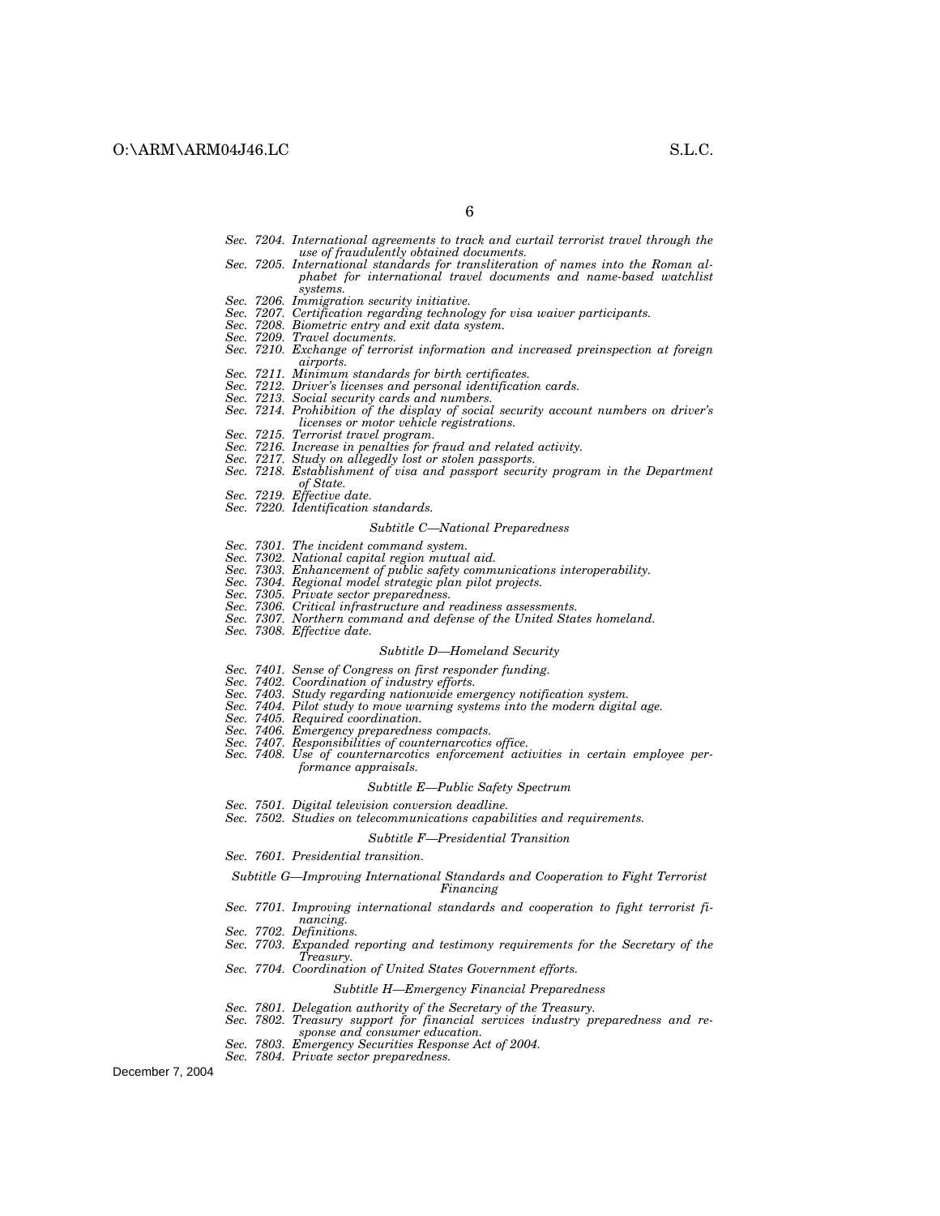*Sec. 7204. International agreements to track and curtail terrorist travel through the use of fraudulently obtained documents.*
*Sec. 7205. International standards for transliteration of names into the Roman alphabet for international travel documents and name-based watchlist systems.*
*Sec. 7206. Immigration security initiative.*
*Sec. 7207. Certification regarding technology for visa waiver participants.*
*Sec. 7208. Biometric entry and exit data system.*
*Sec. 7209. Travel documents.*
*Sec. 7210. Exchange of terrorist information and increased preinspection at foreign airports.*
*Sec. 7211. Minimum standards for birth certificates.*
*Sec. 7212. Driver's licenses and personal identification cards.*
*Sec. 7213. Social security cards and numbers.*
*Sec. 7214. Prohibition of the display of social security account numbers on driver's licenses or motor vehicle registrations.*
*Sec. 7215. Terrorist travel program.*
*Sec. 7216. Increase in penalties for fraud and related activity.*
*Sec. 7217. Study on allegedly lost or stolen passports.*
*Sec. 7218. Establishment of visa and passport security program in the Department of State.*
*Sec. 7219. Effective date.*
*Sec. 7220. Identification standards.*

*Subtitle C—National Preparedness*

*Sec. 7301. The incident command system.*
*Sec. 7302. National capital region mutual aid.*
*Sec. 7303. Enhancement of public safety communications interoperability.*
*Sec. 7304. Regional model strategic plan pilot projects.*
*Sec. 7305. Private sector preparedness.*
*Sec. 7306. Critical infrastructure and readiness assessments.*
*Sec. 7307. Northern command and defense of the United States homeland.*
*Sec. 7308. Effective date.*

*Subtitle D—Homeland Security*

*Sec. 7401. Sense of Congress on first responder funding.*
*Sec. 7402. Coordination of industry efforts.*
*Sec. 7403. Study regarding nationwide emergency notification system.*
*Sec. 7404. Pilot study to move warning systems into the modern digital age.*
*Sec. 7405. Required coordination.*
*Sec. 7406. Emergency preparedness compacts.*
*Sec. 7407. Responsibilities of counternarcotics office.*
*Sec. 7408. Use of counternarcotics enforcement activities in certain employee performance appraisals.*

*Subtitle E—Public Safety Spectrum*

*Sec. 7501. Digital television conversion deadline.*
*Sec. 7502. Studies on telecommunications capabilities and requirements.*

*Subtitle F—Presidential Transition*

*Sec. 7601. Presidential transition.*

*Subtitle G—Improving International Standards and Cooperation to Fight Terrorist Financing*

*Sec. 7701. Improving international standards and cooperation to fight terrorist financing.*
*Sec. 7702. Definitions.*
*Sec. 7703. Expanded reporting and testimony requirements for the Secretary of the Treasury.*
*Sec. 7704. Coordination of United States Government efforts.*

*Subtitle H—Emergency Financial Preparedness*

*Sec. 7801. Delegation authority of the Secretary of the Treasury.*
*Sec. 7802. Treasury support for financial services industry preparedness and response and consumer education.*
*Sec. 7803. Emergency Securities Response Act of 2004.*
*Sec. 7804. Private sector preparedness.*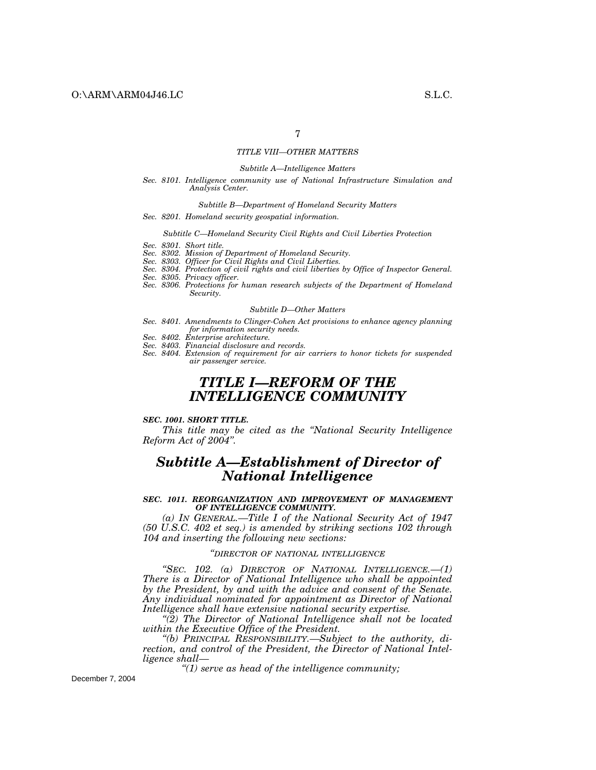*TITLE VIII—OTHER MATTERS*

*Subtitle A—Intelligence Matters*

*Sec. 8101. Intelligence community use of National Infrastructure Simulation and Analysis Center.*

*Subtitle B—Department of Homeland Security Matters*

*Sec. 8201. Homeland security geospatial information.*

*Subtitle C—Homeland Security Civil Rights and Civil Liberties Protection*

*Sec. 8301. Short title.*
*Sec. 8302. Mission of Department of Homeland Security.*
*Sec. 8303. Officer for Civil Rights and Civil Liberties.*
*Sec. 8304. Protection of civil rights and civil liberties by Office of Inspector General.*
*Sec. 8305. Privacy officer.*
*Sec. 8306. Protections for human research subjects of the Department of Homeland Security.*

*Subtitle D—Other Matters*

*Sec. 8401. Amendments to Clinger-Cohen Act provisions to enhance agency planning for information security needs.*
*Sec. 8402. Enterprise architecture.*
*Sec. 8403. Financial disclosure and records.*
*Sec. 8404. Extension of requirement for air carriers to honor tickets for suspended air passenger service.*

# *TITLE I—REFORM OF THE INTELLIGENCE COMMUNITY*

***SEC. 1001. SHORT TITLE.***

*This title may be cited as the "National Security Intelligence Reform Act of 2004".*

## *Subtitle A—Establishment of Director of National Intelligence*

***SEC. 1011. REORGANIZATION AND IMPROVEMENT OF MANAGEMENT OF INTELLIGENCE COMMUNITY.***

*(a) IN GENERAL.—Title I of the National Security Act of 1947 (50 U.S.C. 402 et seq.) is amended by striking sections 102 through 104 and inserting the following new sections:*

*"DIRECTOR OF NATIONAL INTELLIGENCE*

*"SEC. 102. (a) DIRECTOR OF NATIONAL INTELLIGENCE.—(1) There is a Director of National Intelligence who shall be appointed by the President, by and with the advice and consent of the Senate. Any individual nominated for appointment as Director of National Intelligence shall have extensive national security expertise.*

*"(2) The Director of National Intelligence shall not be located within the Executive Office of the President.*

*"(b) PRINCIPAL RESPONSIBILITY.—Subject to the authority, direction, and control of the President, the Director of National Intelligence shall—*

*"(1) serve as head of the intelligence community;*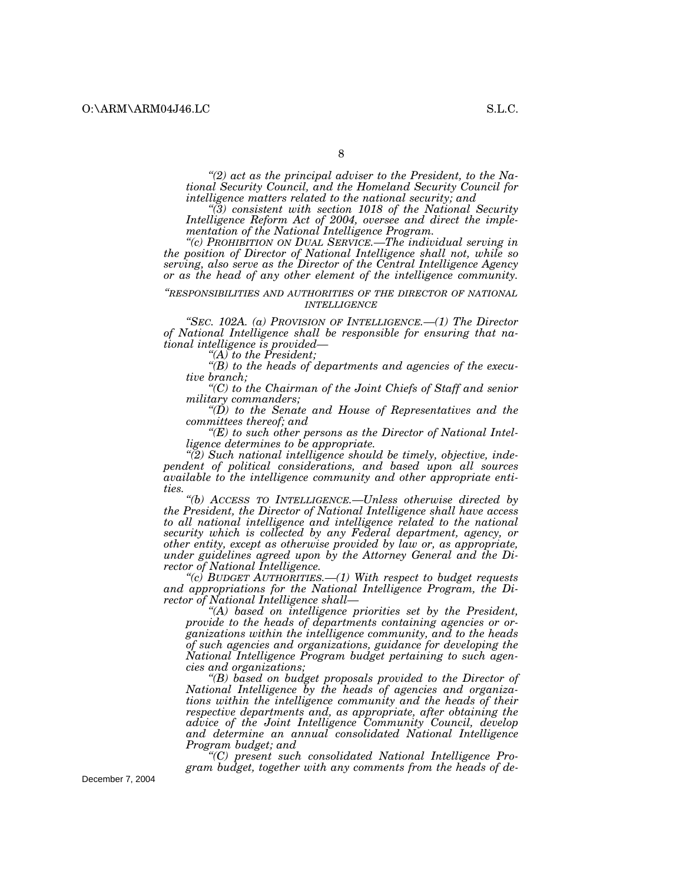*"(2) act as the principal adviser to the President, to the National Security Council, and the Homeland Security Council for intelligence matters related to the national security; and*

*"(3) consistent with section 1018 of the National Security Intelligence Reform Act of 2004, oversee and direct the implementation of the National Intelligence Program.*

*"(c) PROHIBITION ON DUAL SERVICE.—The individual serving in the position of Director of National Intelligence shall not, while so serving, also serve as the Director of the Central Intelligence Agency or as the head of any other element of the intelligence community.*

*"RESPONSIBILITIES AND AUTHORITIES OF THE DIRECTOR OF NATIONAL INTELLIGENCE*

*"SEC. 102A. (a) PROVISION OF INTELLIGENCE.—(1) The Director of National Intelligence shall be responsible for ensuring that national intelligence is provided—*

*"(A) to the President;*

*"(B) to the heads of departments and agencies of the executive branch;*

*"(C) to the Chairman of the Joint Chiefs of Staff and senior military commanders;*

*"(D) to the Senate and House of Representatives and the committees thereof; and*

*"(E) to such other persons as the Director of National Intelligence determines to be appropriate.*

*"(2) Such national intelligence should be timely, objective, independent of political considerations, and based upon all sources available to the intelligence community and other appropriate entities.*

*"(b) ACCESS TO INTELLIGENCE.—Unless otherwise directed by the President, the Director of National Intelligence shall have access to all national intelligence and intelligence related to the national security which is collected by any Federal department, agency, or other entity, except as otherwise provided by law or, as appropriate, under guidelines agreed upon by the Attorney General and the Director of National Intelligence.*

*"(c) BUDGET AUTHORITIES.—(1) With respect to budget requests and appropriations for the National Intelligence Program, the Director of National Intelligence shall—*

*"(A) based on intelligence priorities set by the President, provide to the heads of departments containing agencies or organizations within the intelligence community, and to the heads of such agencies and organizations, guidance for developing the National Intelligence Program budget pertaining to such agencies and organizations;*

*"(B) based on budget proposals provided to the Director of National Intelligence by the heads of agencies and organizations within the intelligence community and the heads of their respective departments and, as appropriate, after obtaining the advice of the Joint Intelligence Community Council, develop and determine an annual consolidated National Intelligence Program budget; and*

*"(C) present such consolidated National Intelligence Program budget, together with any comments from the heads of de-*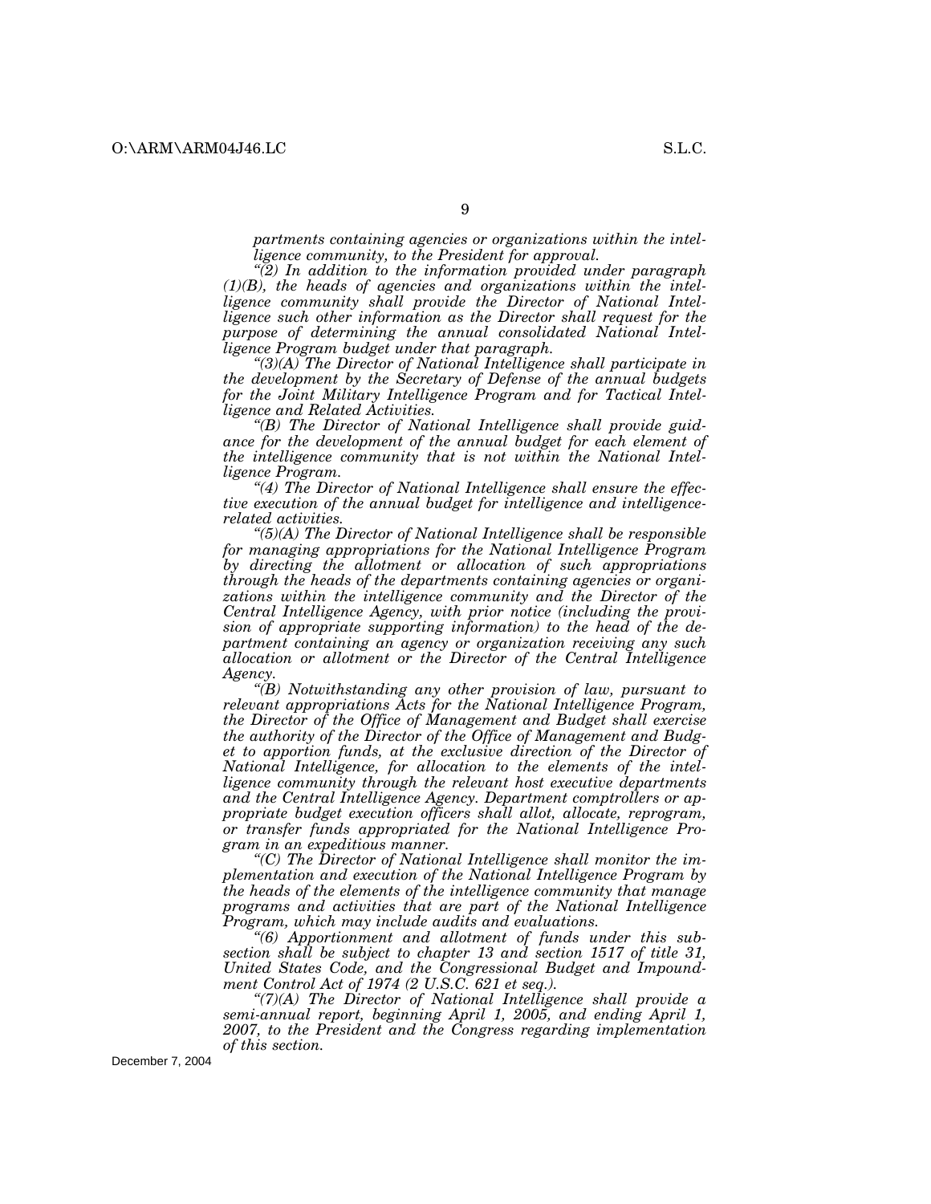*partments containing agencies or organizations within the intelligence community, to the President for approval.*

*"(2) In addition to the information provided under paragraph (1)(B), the heads of agencies and organizations within the intelligence community shall provide the Director of National Intelligence such other information as the Director shall request for the purpose of determining the annual consolidated National Intelligence Program budget under that paragraph.*

*"(3)(A) The Director of National Intelligence shall participate in the development by the Secretary of Defense of the annual budgets for the Joint Military Intelligence Program and for Tactical Intelligence and Related Activities.*

*"(B) The Director of National Intelligence shall provide guidance for the development of the annual budget for each element of the intelligence community that is not within the National Intelligence Program.*

*"(4) The Director of National Intelligence shall ensure the effective execution of the annual budget for intelligence and intelligence-related activities.*

*"(5)(A) The Director of National Intelligence shall be responsible for managing appropriations for the National Intelligence Program by directing the allotment or allocation of such appropriations through the heads of the departments containing agencies or organizations within the intelligence community and the Director of the Central Intelligence Agency, with prior notice (including the provision of appropriate supporting information) to the head of the department containing an agency or organization receiving any such allocation or allotment or the Director of the Central Intelligence Agency.*

*"(B) Notwithstanding any other provision of law, pursuant to relevant appropriations Acts for the National Intelligence Program, the Director of the Office of Management and Budget shall exercise the authority of the Director of the Office of Management and Budget to apportion funds, at the exclusive direction of the Director of National Intelligence, for allocation to the elements of the intelligence community through the relevant host executive departments and the Central Intelligence Agency. Department comptrollers or appropriate budget execution officers shall allot, allocate, reprogram, or transfer funds appropriated for the National Intelligence Program in an expeditious manner.*

*"(C) The Director of National Intelligence shall monitor the implementation and execution of the National Intelligence Program by the heads of the elements of the intelligence community that manage programs and activities that are part of the National Intelligence Program, which may include audits and evaluations.*

*"(6) Apportionment and allotment of funds under this subsection shall be subject to chapter 13 and section 1517 of title 31, United States Code, and the Congressional Budget and Impoundment Control Act of 1974 (2 U.S.C. 621 et seq.).*

*"(7)(A) The Director of National Intelligence shall provide a semi-annual report, beginning April 1, 2005, and ending April 1, 2007, to the President and the Congress regarding implementation of this section.*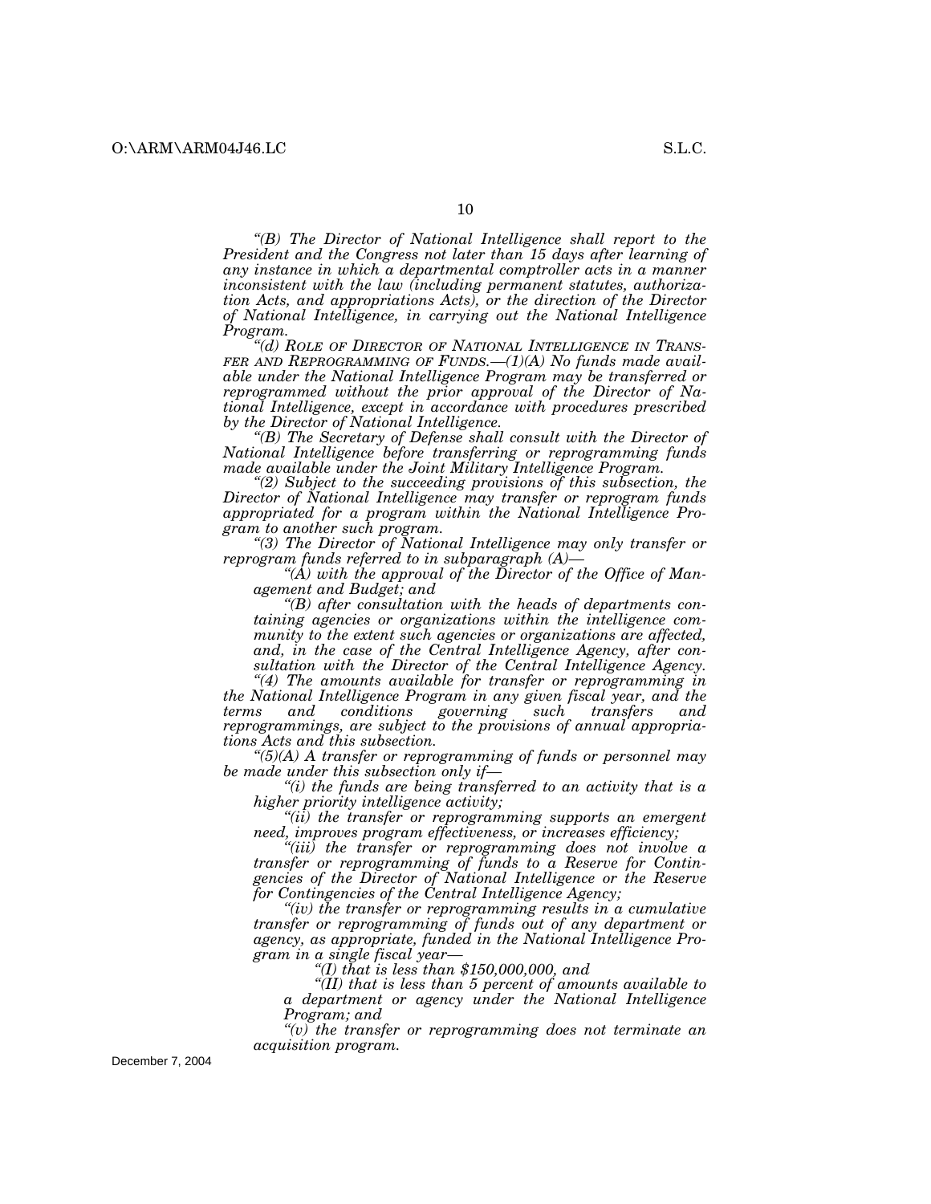*"(B) The Director of National Intelligence shall report to the President and the Congress not later than 15 days after learning of any instance in which a departmental comptroller acts in a manner inconsistent with the law (including permanent statutes, authorization Acts, and appropriations Acts), or the direction of the Director of National Intelligence, in carrying out the National Intelligence Program.*

*"(d) ROLE OF DIRECTOR OF NATIONAL INTELLIGENCE IN TRANSFER AND REPROGRAMMING OF FUNDS.—(1)(A) No funds made available under the National Intelligence Program may be transferred or reprogrammed without the prior approval of the Director of National Intelligence, except in accordance with procedures prescribed by the Director of National Intelligence.*

*"(B) The Secretary of Defense shall consult with the Director of National Intelligence before transferring or reprogramming funds made available under the Joint Military Intelligence Program.*

*"(2) Subject to the succeeding provisions of this subsection, the Director of National Intelligence may transfer or reprogram funds appropriated for a program within the National Intelligence Program to another such program.*

*"(3) The Director of National Intelligence may only transfer or reprogram funds referred to in subparagraph (A)—*

*"(A) with the approval of the Director of the Office of Management and Budget; and*

*"(B) after consultation with the heads of departments containing agencies or organizations within the intelligence community to the extent such agencies or organizations are affected, and, in the case of the Central Intelligence Agency, after consultation with the Director of the Central Intelligence Agency.*

*"(4) The amounts available for transfer or reprogramming in the National Intelligence Program in any given fiscal year, and the terms and conditions governing such transfers and reprogrammings, are subject to the provisions of annual appropriations Acts and this subsection.*

*"(5)(A) A transfer or reprogramming of funds or personnel may be made under this subsection only if—*

*"(i) the funds are being transferred to an activity that is a higher priority intelligence activity;*

*"(ii) the transfer or reprogramming supports an emergent need, improves program effectiveness, or increases efficiency;*

*"(iii) the transfer or reprogramming does not involve a transfer or reprogramming of funds to a Reserve for Contingencies of the Director of National Intelligence or the Reserve for Contingencies of the Central Intelligence Agency;*

*"(iv) the transfer or reprogramming results in a cumulative transfer or reprogramming of funds out of any department or agency, as appropriate, funded in the National Intelligence Program in a single fiscal year—*

*"(I) that is less than $150,000,000, and*

*"(II) that is less than 5 percent of amounts available to a department or agency under the National Intelligence Program; and*

*"(v) the transfer or reprogramming does not terminate an acquisition program.*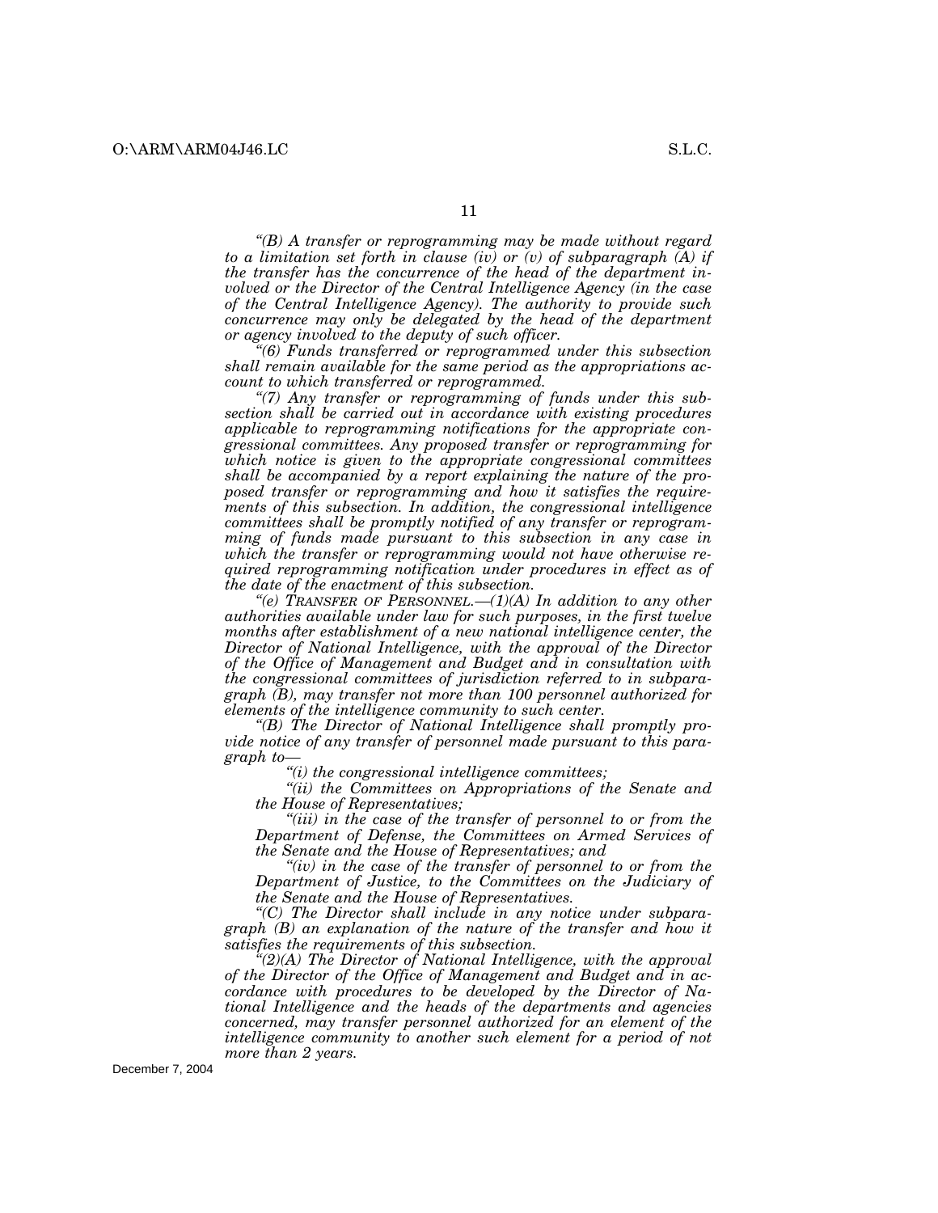*"(B) A transfer or reprogramming may be made without regard to a limitation set forth in clause (iv) or (v) of subparagraph (A) if the transfer has the concurrence of the head of the department involved or the Director of the Central Intelligence Agency (in the case of the Central Intelligence Agency). The authority to provide such concurrence may only be delegated by the head of the department or agency involved to the deputy of such officer.*

*"(6) Funds transferred or reprogrammed under this subsection shall remain available for the same period as the appropriations account to which transferred or reprogrammed.*

*"(7) Any transfer or reprogramming of funds under this subsection shall be carried out in accordance with existing procedures applicable to reprogramming notifications for the appropriate congressional committees. Any proposed transfer or reprogramming for which notice is given to the appropriate congressional committees shall be accompanied by a report explaining the nature of the proposed transfer or reprogramming and how it satisfies the requirements of this subsection. In addition, the congressional intelligence committees shall be promptly notified of any transfer or reprogramming of funds made pursuant to this subsection in any case in which the transfer or reprogramming would not have otherwise required reprogramming notification under procedures in effect as of the date of the enactment of this subsection.*

*"(e) TRANSFER OF PERSONNEL.—(1)(A) In addition to any other authorities available under law for such purposes, in the first twelve months after establishment of a new national intelligence center, the Director of National Intelligence, with the approval of the Director of the Office of Management and Budget and in consultation with the congressional committees of jurisdiction referred to in subparagraph (B), may transfer not more than 100 personnel authorized for elements of the intelligence community to such center.*

*"(B) The Director of National Intelligence shall promptly provide notice of any transfer of personnel made pursuant to this paragraph to—*

*"(i) the congressional intelligence committees;*

*"(ii) the Committees on Appropriations of the Senate and the House of Representatives;*

*"(iii) in the case of the transfer of personnel to or from the Department of Defense, the Committees on Armed Services of the Senate and the House of Representatives; and*

*"(iv) in the case of the transfer of personnel to or from the Department of Justice, to the Committees on the Judiciary of the Senate and the House of Representatives.*

*"(C) The Director shall include in any notice under subparagraph (B) an explanation of the nature of the transfer and how it satisfies the requirements of this subsection.*

*"(2)(A) The Director of National Intelligence, with the approval of the Director of the Office of Management and Budget and in accordance with procedures to be developed by the Director of National Intelligence and the heads of the departments and agencies concerned, may transfer personnel authorized for an element of the intelligence community to another such element for a period of not more than 2 years.*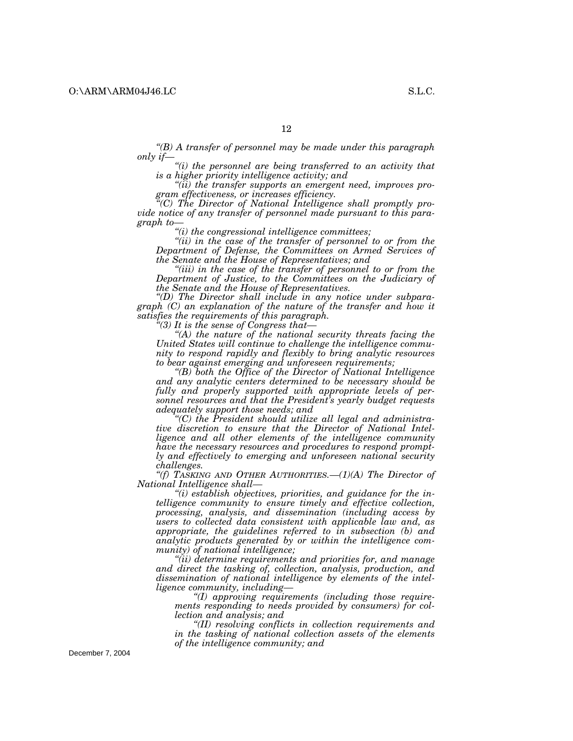*"(B) A transfer of personnel may be made under this paragraph only if—*

*"(i) the personnel are being transferred to an activity that is a higher priority intelligence activity; and*

*"(ii) the transfer supports an emergent need, improves program effectiveness, or increases efficiency.*

*"(C) The Director of National Intelligence shall promptly provide notice of any transfer of personnel made pursuant to this paragraph to—*

*"(i) the congressional intelligence committees;*

*"(ii) in the case of the transfer of personnel to or from the Department of Defense, the Committees on Armed Services of the Senate and the House of Representatives; and*

*"(iii) in the case of the transfer of personnel to or from the Department of Justice, to the Committees on the Judiciary of the Senate and the House of Representatives.*

*"(D) The Director shall include in any notice under subparagraph (C) an explanation of the nature of the transfer and how it satisfies the requirements of this paragraph.*

*"(3) It is the sense of Congress that—*

*"(A) the nature of the national security threats facing the United States will continue to challenge the intelligence community to respond rapidly and flexibly to bring analytic resources to bear against emerging and unforeseen requirements;*

*"(B) both the Office of the Director of National Intelligence and any analytic centers determined to be necessary should be fully and properly supported with appropriate levels of personnel resources and that the President's yearly budget requests adequately support those needs; and*

*"(C) the President should utilize all legal and administrative discretion to ensure that the Director of National Intelligence and all other elements of the intelligence community have the necessary resources and procedures to respond promptly and effectively to emerging and unforeseen national security challenges.*

*"(f) TASKING AND OTHER AUTHORITIES.—(1)(A) The Director of National Intelligence shall—*

*"(i) establish objectives, priorities, and guidance for the intelligence community to ensure timely and effective collection, processing, analysis, and dissemination (including access by users to collected data consistent with applicable law and, as appropriate, the guidelines referred to in subsection (b) and analytic products generated by or within the intelligence community) of national intelligence;*

*"(ii) determine requirements and priorities for, and manage and direct the tasking of, collection, analysis, production, and dissemination of national intelligence by elements of the intelligence community, including—*

*"(I) approving requirements (including those requirements responding to needs provided by consumers) for collection and analysis; and*

*"(II) resolving conflicts in collection requirements and in the tasking of national collection assets of the elements of the intelligence community; and*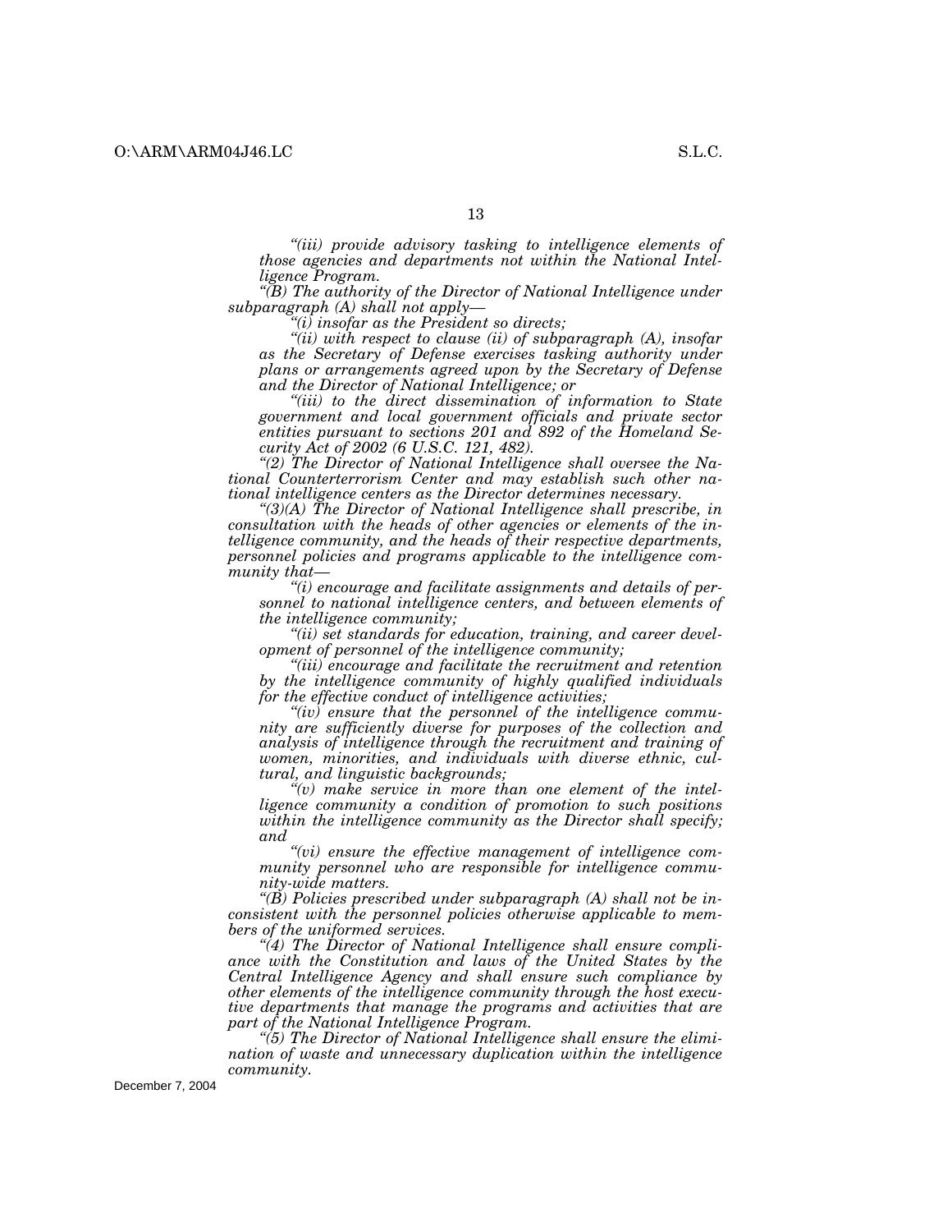*"(iii) provide advisory tasking to intelligence elements of those agencies and departments not within the National Intelligence Program.*

*"(B) The authority of the Director of National Intelligence under subparagraph (A) shall not apply—*

*"(i) insofar as the President so directs;*

*"(ii) with respect to clause (ii) of subparagraph (A), insofar as the Secretary of Defense exercises tasking authority under plans or arrangements agreed upon by the Secretary of Defense and the Director of National Intelligence; or*

*"(iii) to the direct dissemination of information to State government and local government officials and private sector entities pursuant to sections 201 and 892 of the Homeland Security Act of 2002 (6 U.S.C. 121, 482).*

*"(2) The Director of National Intelligence shall oversee the National Counterterrorism Center and may establish such other national intelligence centers as the Director determines necessary.*

*"(3)(A) The Director of National Intelligence shall prescribe, in consultation with the heads of other agencies or elements of the intelligence community, and the heads of their respective departments, personnel policies and programs applicable to the intelligence community that—*

*"(i) encourage and facilitate assignments and details of personnel to national intelligence centers, and between elements of the intelligence community;*

*"(ii) set standards for education, training, and career development of personnel of the intelligence community;*

*"(iii) encourage and facilitate the recruitment and retention by the intelligence community of highly qualified individuals for the effective conduct of intelligence activities;*

*"(iv) ensure that the personnel of the intelligence community are sufficiently diverse for purposes of the collection and analysis of intelligence through the recruitment and training of women, minorities, and individuals with diverse ethnic, cultural, and linguistic backgrounds;*

*"(v) make service in more than one element of the intelligence community a condition of promotion to such positions within the intelligence community as the Director shall specify; and*

*"(vi) ensure the effective management of intelligence community personnel who are responsible for intelligence community-wide matters.*

*"(B) Policies prescribed under subparagraph (A) shall not be inconsistent with the personnel policies otherwise applicable to members of the uniformed services.*

*"(4) The Director of National Intelligence shall ensure compliance with the Constitution and laws of the United States by the Central Intelligence Agency and shall ensure such compliance by other elements of the intelligence community through the host executive departments that manage the programs and activities that are part of the National Intelligence Program.*

*"(5) The Director of National Intelligence shall ensure the elimination of waste and unnecessary duplication within the intelligence community.*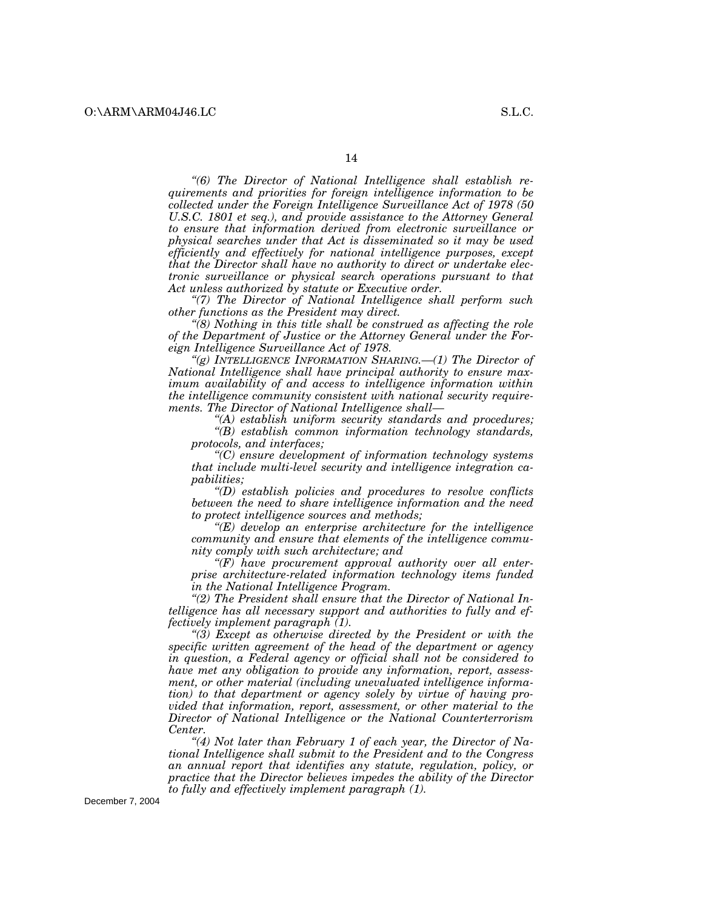*"(6) The Director of National Intelligence shall establish requirements and priorities for foreign intelligence information to be collected under the Foreign Intelligence Surveillance Act of 1978 (50 U.S.C. 1801 et seq.), and provide assistance to the Attorney General to ensure that information derived from electronic surveillance or physical searches under that Act is disseminated so it may be used efficiently and effectively for national intelligence purposes, except that the Director shall have no authority to direct or undertake electronic surveillance or physical search operations pursuant to that Act unless authorized by statute or Executive order.*

*"(7) The Director of National Intelligence shall perform such other functions as the President may direct.*

*"(8) Nothing in this title shall be construed as affecting the role of the Department of Justice or the Attorney General under the Foreign Intelligence Surveillance Act of 1978.*

*"(g) INTELLIGENCE INFORMATION SHARING.—(1) The Director of National Intelligence shall have principal authority to ensure maximum availability of and access to intelligence information within the intelligence community consistent with national security requirements. The Director of National Intelligence shall—*

*"(A) establish uniform security standards and procedures;*

*"(B) establish common information technology standards, protocols, and interfaces;*

*"(C) ensure development of information technology systems that include multi-level security and intelligence integration capabilities;*

*"(D) establish policies and procedures to resolve conflicts between the need to share intelligence information and the need to protect intelligence sources and methods;*

*"(E) develop an enterprise architecture for the intelligence community and ensure that elements of the intelligence community comply with such architecture; and*

*"(F) have procurement approval authority over all enterprise architecture-related information technology items funded in the National Intelligence Program.*

*"(2) The President shall ensure that the Director of National Intelligence has all necessary support and authorities to fully and effectively implement paragraph (1).*

*"(3) Except as otherwise directed by the President or with the specific written agreement of the head of the department or agency in question, a Federal agency or official shall not be considered to have met any obligation to provide any information, report, assessment, or other material (including unevaluated intelligence information) to that department or agency solely by virtue of having provided that information, report, assessment, or other material to the Director of National Intelligence or the National Counterterrorism Center.*

*"(4) Not later than February 1 of each year, the Director of National Intelligence shall submit to the President and to the Congress an annual report that identifies any statute, regulation, policy, or practice that the Director believes impedes the ability of the Director to fully and effectively implement paragraph (1).*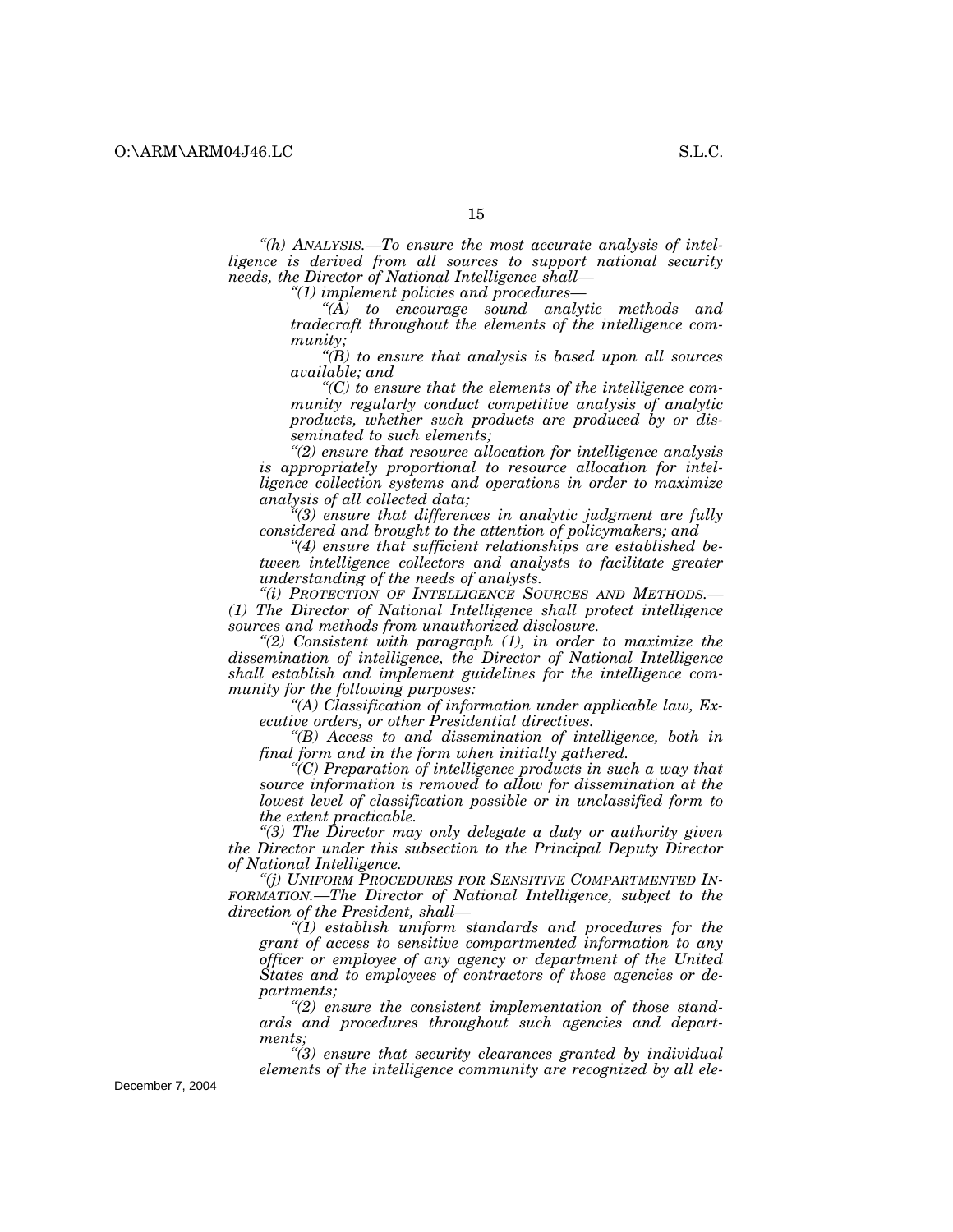*"(h) ANALYSIS.—To ensure the most accurate analysis of intelligence is derived from all sources to support national security needs, the Director of National Intelligence shall—*

*"(1) implement policies and procedures—*

*"(A) to encourage sound analytic methods and tradecraft throughout the elements of the intelligence community;*

*"(B) to ensure that analysis is based upon all sources available; and*

*"(C) to ensure that the elements of the intelligence community regularly conduct competitive analysis of analytic products, whether such products are produced by or disseminated to such elements;*

*"(2) ensure that resource allocation for intelligence analysis is appropriately proportional to resource allocation for intelligence collection systems and operations in order to maximize analysis of all collected data;*

*"(3) ensure that differences in analytic judgment are fully considered and brought to the attention of policymakers; and*

*"(4) ensure that sufficient relationships are established between intelligence collectors and analysts to facilitate greater understanding of the needs of analysts.*

*"(i) PROTECTION OF INTELLIGENCE SOURCES AND METHODS.—(1) The Director of National Intelligence shall protect intelligence sources and methods from unauthorized disclosure.*

*"(2) Consistent with paragraph (1), in order to maximize the dissemination of intelligence, the Director of National Intelligence shall establish and implement guidelines for the intelligence community for the following purposes:*

*"(A) Classification of information under applicable law, Executive orders, or other Presidential directives.*

*"(B) Access to and dissemination of intelligence, both in final form and in the form when initially gathered.*

*"(C) Preparation of intelligence products in such a way that source information is removed to allow for dissemination at the lowest level of classification possible or in unclassified form to the extent practicable.*

*"(3) The Director may only delegate a duty or authority given the Director under this subsection to the Principal Deputy Director of National Intelligence.*

*"(j) UNIFORM PROCEDURES FOR SENSITIVE COMPARTMENTED INFORMATION.—The Director of National Intelligence, subject to the direction of the President, shall—*

*"(1) establish uniform standards and procedures for the grant of access to sensitive compartmented information to any officer or employee of any agency or department of the United States and to employees of contractors of those agencies or departments;*

*"(2) ensure the consistent implementation of those standards and procedures throughout such agencies and departments;*

*"(3) ensure that security clearances granted by individual elements of the intelligence community are recognized by all ele-*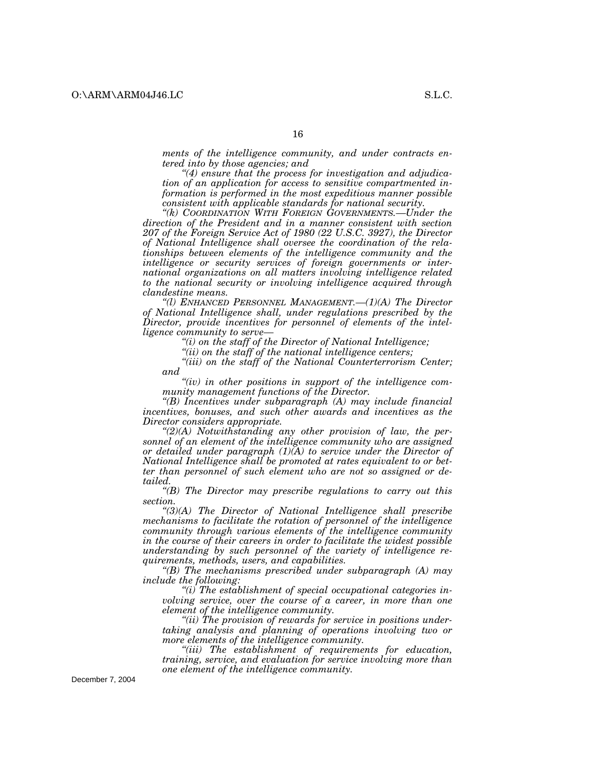*ments of the intelligence community, and under contracts entered into by those agencies; and*

*"(4) ensure that the process for investigation and adjudication of an application for access to sensitive compartmented information is performed in the most expeditious manner possible consistent with applicable standards for national security.*

*"(k) COORDINATION WITH FOREIGN GOVERNMENTS.—Under the direction of the President and in a manner consistent with section 207 of the Foreign Service Act of 1980 (22 U.S.C. 3927), the Director of National Intelligence shall oversee the coordination of the relationships between elements of the intelligence community and the intelligence or security services of foreign governments or international organizations on all matters involving intelligence related to the national security or involving intelligence acquired through clandestine means.*

*"(l) ENHANCED PERSONNEL MANAGEMENT.—(1)(A) The Director of National Intelligence shall, under regulations prescribed by the Director, provide incentives for personnel of elements of the intelligence community to serve—*

*"(i) on the staff of the Director of National Intelligence;*

*"(ii) on the staff of the national intelligence centers;*

*"(iii) on the staff of the National Counterterrorism Center; and*

*"(iv) in other positions in support of the intelligence community management functions of the Director.*

*"(B) Incentives under subparagraph (A) may include financial incentives, bonuses, and such other awards and incentives as the Director considers appropriate.*

*"(2)(A) Notwithstanding any other provision of law, the personnel of an element of the intelligence community who are assigned or detailed under paragraph (1)(A) to service under the Director of National Intelligence shall be promoted at rates equivalent to or better than personnel of such element who are not so assigned or detailed.*

*"(B) The Director may prescribe regulations to carry out this section.*

*"(3)(A) The Director of National Intelligence shall prescribe mechanisms to facilitate the rotation of personnel of the intelligence community through various elements of the intelligence community in the course of their careers in order to facilitate the widest possible understanding by such personnel of the variety of intelligence requirements, methods, users, and capabilities.*

*"(B) The mechanisms prescribed under subparagraph (A) may include the following:*

*"(i) The establishment of special occupational categories involving service, over the course of a career, in more than one element of the intelligence community.*

*"(ii) The provision of rewards for service in positions undertaking analysis and planning of operations involving two or more elements of the intelligence community.*

*"(iii) The establishment of requirements for education, training, service, and evaluation for service involving more than one element of the intelligence community.*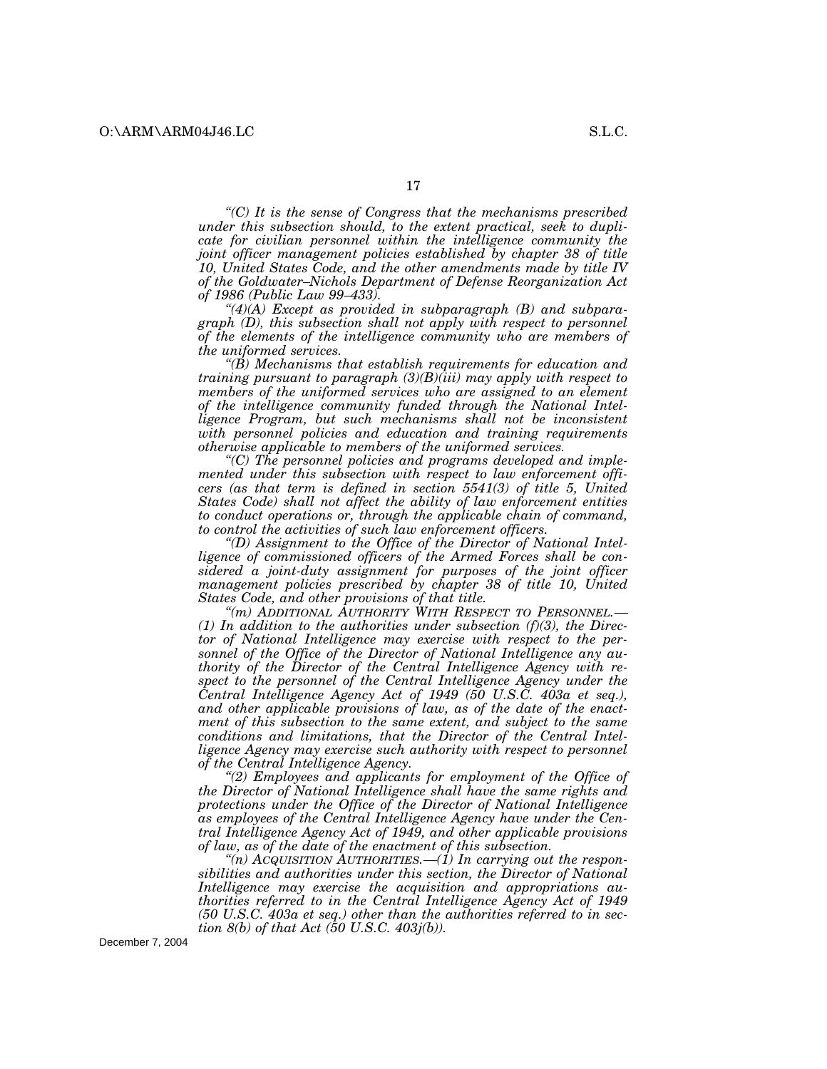*"(C) It is the sense of Congress that the mechanisms prescribed under this subsection should, to the extent practical, seek to duplicate for civilian personnel within the intelligence community the joint officer management policies established by chapter 38 of title 10, United States Code, and the other amendments made by title IV of the Goldwater–Nichols Department of Defense Reorganization Act of 1986 (Public Law 99–433).*

*"(4)(A) Except as provided in subparagraph (B) and subparagraph (D), this subsection shall not apply with respect to personnel of the elements of the intelligence community who are members of the uniformed services.*

*"(B) Mechanisms that establish requirements for education and training pursuant to paragraph (3)(B)(iii) may apply with respect to members of the uniformed services who are assigned to an element of the intelligence community funded through the National Intelligence Program, but such mechanisms shall not be inconsistent with personnel policies and education and training requirements otherwise applicable to members of the uniformed services.*

*"(C) The personnel policies and programs developed and implemented under this subsection with respect to law enforcement officers (as that term is defined in section 5541(3) of title 5, United States Code) shall not affect the ability of law enforcement entities to conduct operations or, through the applicable chain of command, to control the activities of such law enforcement officers.*

*"(D) Assignment to the Office of the Director of National Intelligence of commissioned officers of the Armed Forces shall be considered a joint-duty assignment for purposes of the joint officer management policies prescribed by chapter 38 of title 10, United States Code, and other provisions of that title.*

*"(m) ADDITIONAL AUTHORITY WITH RESPECT TO PERSONNEL.—(1) In addition to the authorities under subsection (f)(3), the Director of National Intelligence may exercise with respect to the personnel of the Office of the Director of National Intelligence any authority of the Director of the Central Intelligence Agency with respect to the personnel of the Central Intelligence Agency under the Central Intelligence Agency Act of 1949 (50 U.S.C. 403a et seq.), and other applicable provisions of law, as of the date of the enactment of this subsection to the same extent, and subject to the same conditions and limitations, that the Director of the Central Intelligence Agency may exercise such authority with respect to personnel of the Central Intelligence Agency.*

*"(2) Employees and applicants for employment of the Office of the Director of National Intelligence shall have the same rights and protections under the Office of the Director of National Intelligence as employees of the Central Intelligence Agency have under the Central Intelligence Agency Act of 1949, and other applicable provisions of law, as of the date of the enactment of this subsection.*

*"(n) ACQUISITION AUTHORITIES.—(1) In carrying out the responsibilities and authorities under this section, the Director of National Intelligence may exercise the acquisition and appropriations authorities referred to in the Central Intelligence Agency Act of 1949 (50 U.S.C. 403a et seq.) other than the authorities referred to in section 8(b) of that Act (50 U.S.C. 403j(b)).*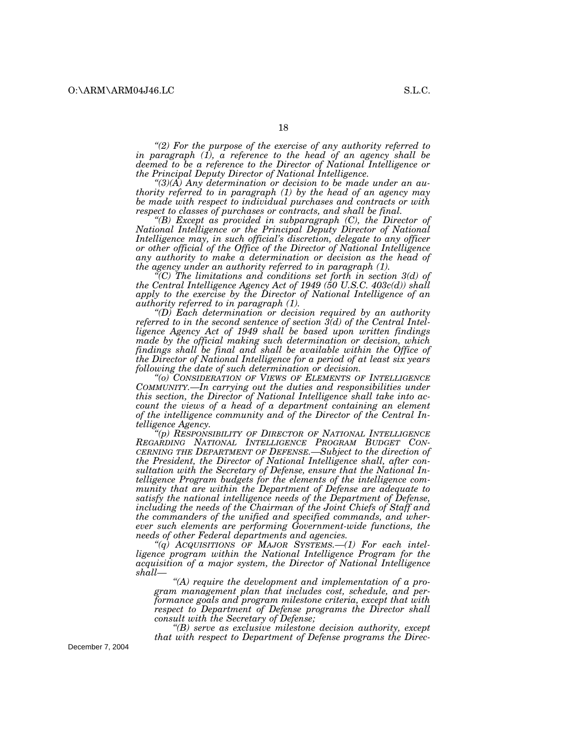*"(2) For the purpose of the exercise of any authority referred to in paragraph (1), a reference to the head of an agency shall be deemed to be a reference to the Director of National Intelligence or the Principal Deputy Director of National Intelligence.*

*"(3)(A) Any determination or decision to be made under an authority referred to in paragraph (1) by the head of an agency may be made with respect to individual purchases and contracts or with respect to classes of purchases or contracts, and shall be final.*

*"(B) Except as provided in subparagraph (C), the Director of National Intelligence or the Principal Deputy Director of National Intelligence may, in such official's discretion, delegate to any officer or other official of the Office of the Director of National Intelligence any authority to make a determination or decision as the head of the agency under an authority referred to in paragraph (1).*

*"(C) The limitations and conditions set forth in section 3(d) of the Central Intelligence Agency Act of 1949 (50 U.S.C. 403c(d)) shall apply to the exercise by the Director of National Intelligence of an authority referred to in paragraph (1).*

*"(D) Each determination or decision required by an authority referred to in the second sentence of section 3(d) of the Central Intelligence Agency Act of 1949 shall be based upon written findings made by the official making such determination or decision, which findings shall be final and shall be available within the Office of the Director of National Intelligence for a period of at least six years following the date of such determination or decision.*

*"(o) CONSIDERATION OF VIEWS OF ELEMENTS OF INTELLIGENCE COMMUNITY.—In carrying out the duties and responsibilities under this section, the Director of National Intelligence shall take into account the views of a head of a department containing an element of the intelligence community and of the Director of the Central Intelligence Agency.*

*"(p) RESPONSIBILITY OF DIRECTOR OF NATIONAL INTELLIGENCE REGARDING NATIONAL INTELLIGENCE PROGRAM BUDGET CONCERNING THE DEPARTMENT OF DEFENSE.—Subject to the direction of the President, the Director of National Intelligence shall, after consultation with the Secretary of Defense, ensure that the National Intelligence Program budgets for the elements of the intelligence community that are within the Department of Defense are adequate to satisfy the national intelligence needs of the Department of Defense, including the needs of the Chairman of the Joint Chiefs of Staff and the commanders of the unified and specified commands, and wherever such elements are performing Government-wide functions, the needs of other Federal departments and agencies.*

*"(q) ACQUISITIONS OF MAJOR SYSTEMS.—(1) For each intelligence program within the National Intelligence Program for the acquisition of a major system, the Director of National Intelligence shall—*

*"(A) require the development and implementation of a program management plan that includes cost, schedule, and performance goals and program milestone criteria, except that with respect to Department of Defense programs the Director shall consult with the Secretary of Defense;*

*"(B) serve as exclusive milestone decision authority, except that with respect to Department of Defense programs the Direc-*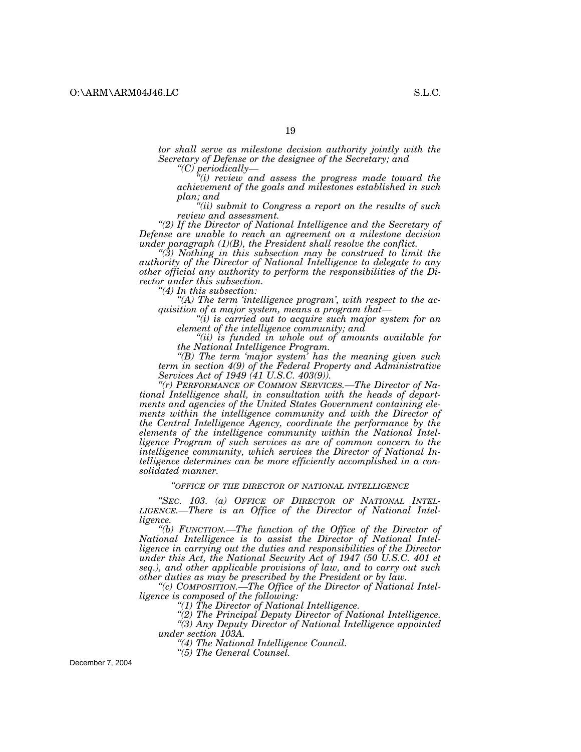*tor shall serve as milestone decision authority jointly with the Secretary of Defense or the designee of the Secretary; and*

*"(C) periodically—*

*"(i) review and assess the progress made toward the achievement of the goals and milestones established in such plan; and*

*"(ii) submit to Congress a report on the results of such review and assessment.*

*"(2) If the Director of National Intelligence and the Secretary of Defense are unable to reach an agreement on a milestone decision under paragraph (1)(B), the President shall resolve the conflict.*

*"(3) Nothing in this subsection may be construed to limit the authority of the Director of National Intelligence to delegate to any other official any authority to perform the responsibilities of the Director under this subsection.*

*"(4) In this subsection:*

*"(A) The term 'intelligence program', with respect to the acquisition of a major system, means a program that—*

*"(i) is carried out to acquire such major system for an element of the intelligence community; and*

*"(ii) is funded in whole out of amounts available for the National Intelligence Program.*

*"(B) The term 'major system' has the meaning given such term in section 4(9) of the Federal Property and Administrative Services Act of 1949 (41 U.S.C. 403(9)).*

*"(r) PERFORMANCE OF COMMON SERVICES.—The Director of National Intelligence shall, in consultation with the heads of departments and agencies of the United States Government containing elements within the intelligence community and with the Director of the Central Intelligence Agency, coordinate the performance by the elements of the intelligence community within the National Intelligence Program of such services as are of common concern to the intelligence community, which services the Director of National Intelligence determines can be more efficiently accomplished in a consolidated manner.*

*"OFFICE OF THE DIRECTOR OF NATIONAL INTELLIGENCE*

*"SEC. 103. (a) OFFICE OF DIRECTOR OF NATIONAL INTELLIGENCE.—There is an Office of the Director of National Intelligence.*

*"(b) FUNCTION.—The function of the Office of the Director of National Intelligence is to assist the Director of National Intelligence in carrying out the duties and responsibilities of the Director under this Act, the National Security Act of 1947 (50 U.S.C. 401 et seq.), and other applicable provisions of law, and to carry out such other duties as may be prescribed by the President or by law.*

*"(c) COMPOSITION.—The Office of the Director of National Intelligence is composed of the following:*

*"(1) The Director of National Intelligence.*

*"(2) The Principal Deputy Director of National Intelligence.*

*"(3) Any Deputy Director of National Intelligence appointed under section 103A.*

*"(4) The National Intelligence Council.*

*"(5) The General Counsel.*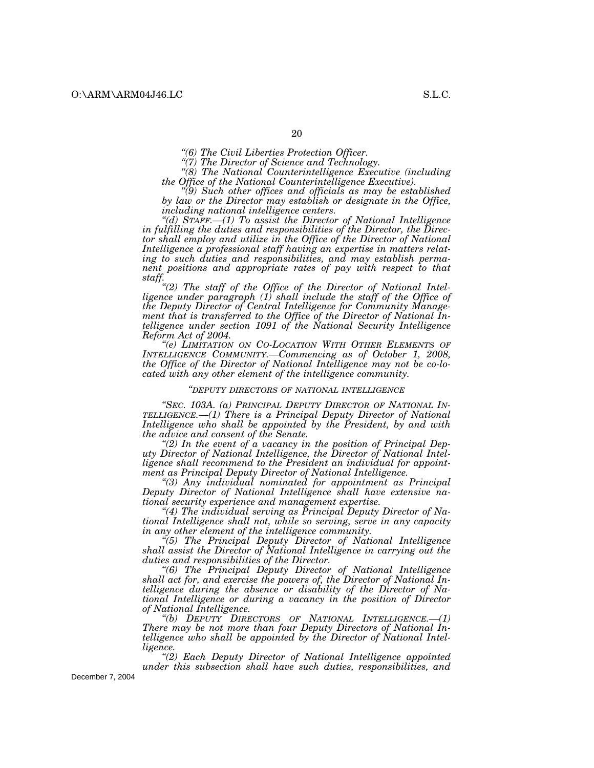*"(6) The Civil Liberties Protection Officer.*

*"(7) The Director of Science and Technology.*

*"(8) The National Counterintelligence Executive (including the Office of the National Counterintelligence Executive).*

*"(9) Such other offices and officials as may be established by law or the Director may establish or designate in the Office, including national intelligence centers.*

*"(d) STAFF.—(1) To assist the Director of National Intelligence in fulfilling the duties and responsibilities of the Director, the Director shall employ and utilize in the Office of the Director of National Intelligence a professional staff having an expertise in matters relating to such duties and responsibilities, and may establish permanent positions and appropriate rates of pay with respect to that staff.*

*"(2) The staff of the Office of the Director of National Intelligence under paragraph (1) shall include the staff of the Office of the Deputy Director of Central Intelligence for Community Management that is transferred to the Office of the Director of National Intelligence under section 1091 of the National Security Intelligence Reform Act of 2004.*

*"(e) LIMITATION ON CO-LOCATION WITH OTHER ELEMENTS OF INTELLIGENCE COMMUNITY.—Commencing as of October 1, 2008, the Office of the Director of National Intelligence may not be co-located with any other element of the intelligence community.*

*"DEPUTY DIRECTORS OF NATIONAL INTELLIGENCE*

*"SEC. 103A. (a) PRINCIPAL DEPUTY DIRECTOR OF NATIONAL INTELLIGENCE.—(1) There is a Principal Deputy Director of National Intelligence who shall be appointed by the President, by and with the advice and consent of the Senate.*

*"(2) In the event of a vacancy in the position of Principal Deputy Director of National Intelligence, the Director of National Intelligence shall recommend to the President an individual for appointment as Principal Deputy Director of National Intelligence.*

*"(3) Any individual nominated for appointment as Principal Deputy Director of National Intelligence shall have extensive national security experience and management expertise.*

*"(4) The individual serving as Principal Deputy Director of National Intelligence shall not, while so serving, serve in any capacity in any other element of the intelligence community.*

*"(5) The Principal Deputy Director of National Intelligence shall assist the Director of National Intelligence in carrying out the duties and responsibilities of the Director.*

*"(6) The Principal Deputy Director of National Intelligence shall act for, and exercise the powers of, the Director of National Intelligence during the absence or disability of the Director of National Intelligence or during a vacancy in the position of Director of National Intelligence.*

*"(b) DEPUTY DIRECTORS OF NATIONAL INTELLIGENCE.—(1) There may be not more than four Deputy Directors of National Intelligence who shall be appointed by the Director of National Intelligence.*

*"(2) Each Deputy Director of National Intelligence appointed under this subsection shall have such duties, responsibilities, and*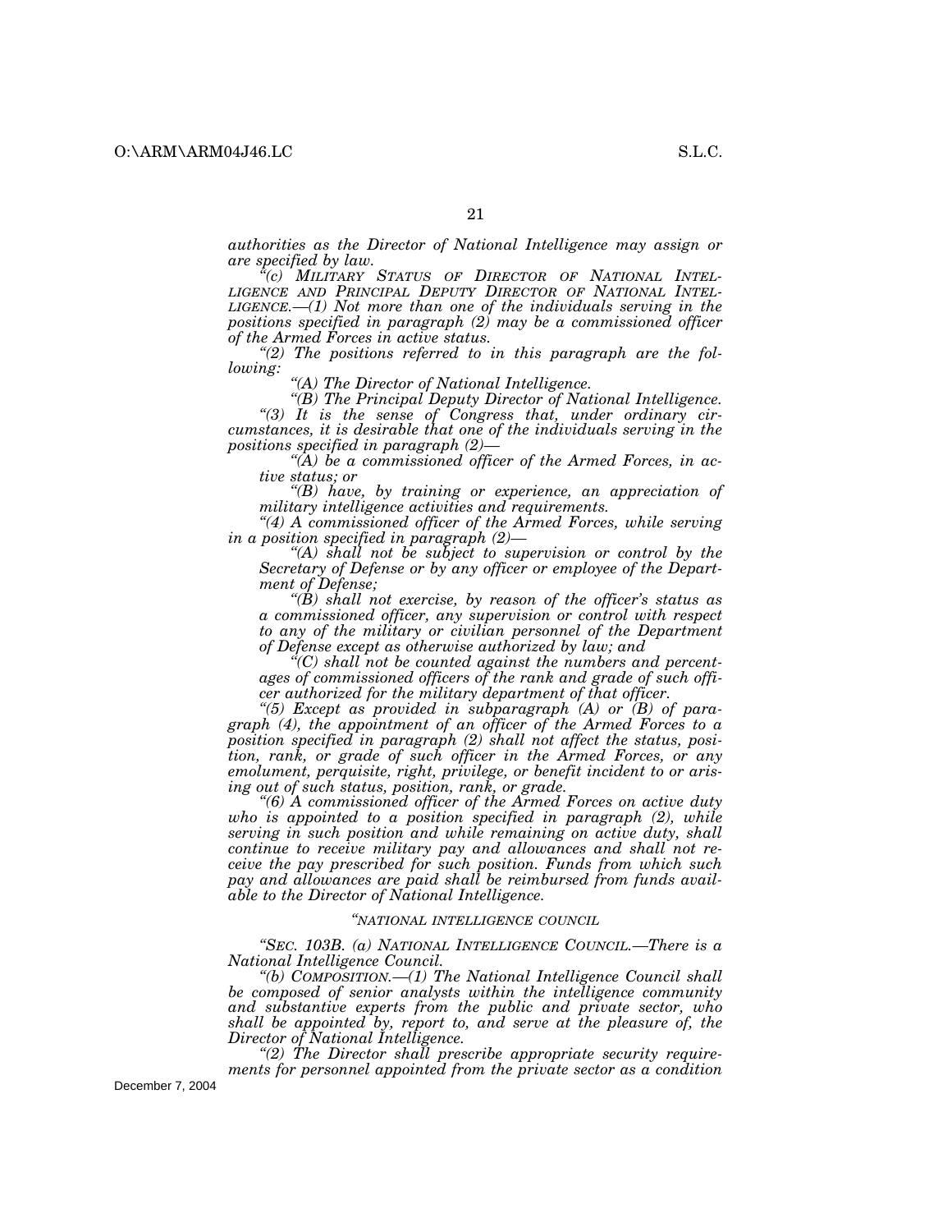*authorities as the Director of National Intelligence may assign or are specified by law.*

*"(c) MILITARY STATUS OF DIRECTOR OF NATIONAL INTELLIGENCE AND PRINCIPAL DEPUTY DIRECTOR OF NATIONAL INTELLIGENCE.—(1) Not more than one of the individuals serving in the positions specified in paragraph (2) may be a commissioned officer of the Armed Forces in active status.*

*"(2) The positions referred to in this paragraph are the following:*

*"(A) The Director of National Intelligence.*

*"(B) The Principal Deputy Director of National Intelligence.*

*"(3) It is the sense of Congress that, under ordinary circumstances, it is desirable that one of the individuals serving in the positions specified in paragraph (2)—*

*"(A) be a commissioned officer of the Armed Forces, in active status; or*

*"(B) have, by training or experience, an appreciation of military intelligence activities and requirements.*

*"(4) A commissioned officer of the Armed Forces, while serving in a position specified in paragraph (2)—*

*"(A) shall not be subject to supervision or control by the Secretary of Defense or by any officer or employee of the Department of Defense;*

*"(B) shall not exercise, by reason of the officer's status as a commissioned officer, any supervision or control with respect to any of the military or civilian personnel of the Department of Defense except as otherwise authorized by law; and*

*"(C) shall not be counted against the numbers and percentages of commissioned officers of the rank and grade of such officer authorized for the military department of that officer.*

*"(5) Except as provided in subparagraph (A) or (B) of paragraph (4), the appointment of an officer of the Armed Forces to a position specified in paragraph (2) shall not affect the status, position, rank, or grade of such officer in the Armed Forces, or any emolument, perquisite, right, privilege, or benefit incident to or arising out of such status, position, rank, or grade.*

*"(6) A commissioned officer of the Armed Forces on active duty who is appointed to a position specified in paragraph (2), while serving in such position and while remaining on active duty, shall continue to receive military pay and allowances and shall not receive the pay prescribed for such position. Funds from which such pay and allowances are paid shall be reimbursed from funds available to the Director of National Intelligence.*

*"NATIONAL INTELLIGENCE COUNCIL*

*"SEC. 103B. (a) NATIONAL INTELLIGENCE COUNCIL.—There is a National Intelligence Council.*

*"(b) COMPOSITION.—(1) The National Intelligence Council shall be composed of senior analysts within the intelligence community and substantive experts from the public and private sector, who shall be appointed by, report to, and serve at the pleasure of, the Director of National Intelligence.*

*"(2) The Director shall prescribe appropriate security requirements for personnel appointed from the private sector as a condition*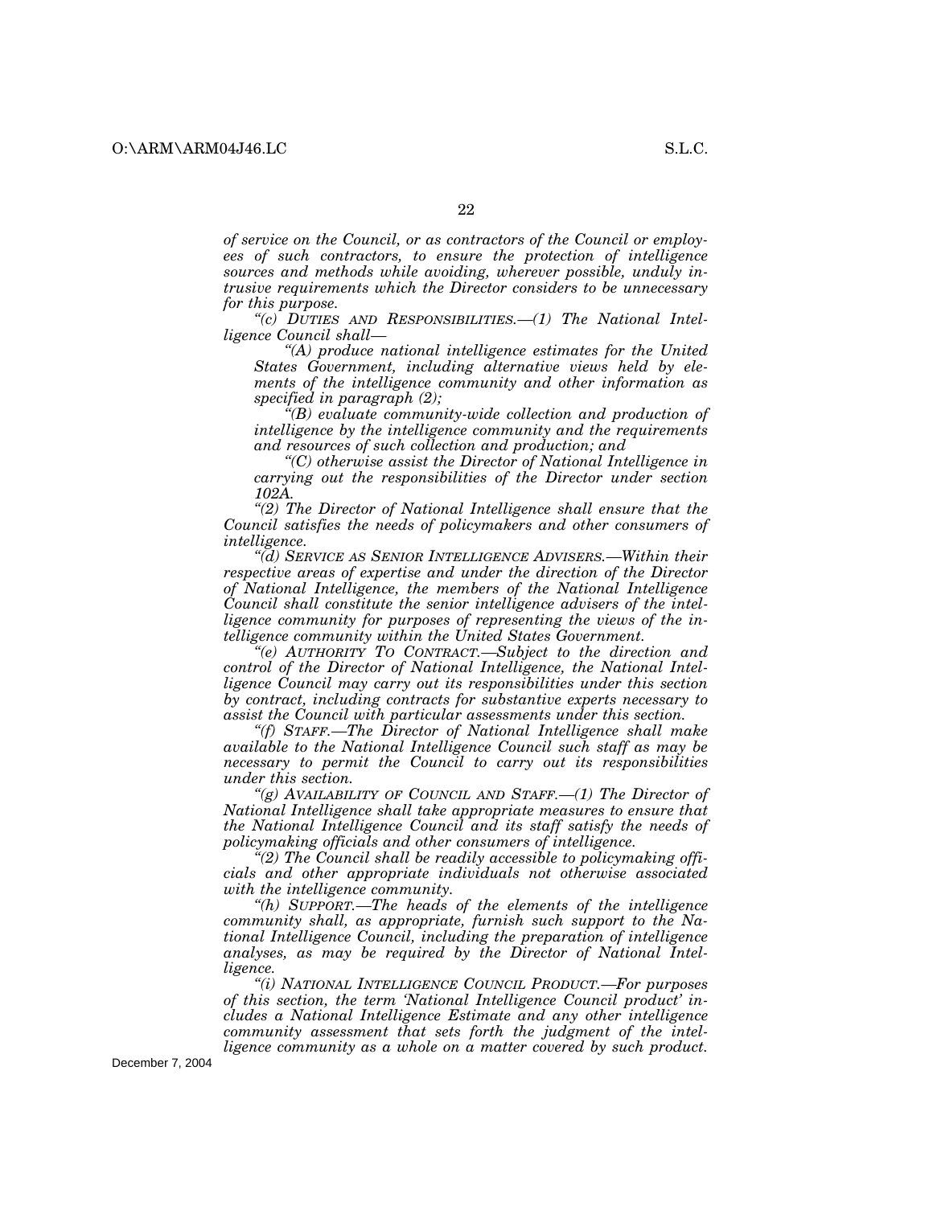*of service on the Council, or as contractors of the Council or employees of such contractors, to ensure the protection of intelligence sources and methods while avoiding, wherever possible, unduly intrusive requirements which the Director considers to be unnecessary for this purpose.*

*"(c) DUTIES AND RESPONSIBILITIES.—(1) The National Intelligence Council shall—*

*"(A) produce national intelligence estimates for the United States Government, including alternative views held by elements of the intelligence community and other information as specified in paragraph (2);*

*"(B) evaluate community-wide collection and production of intelligence by the intelligence community and the requirements and resources of such collection and production; and*

*"(C) otherwise assist the Director of National Intelligence in carrying out the responsibilities of the Director under section 102A.*

*"(2) The Director of National Intelligence shall ensure that the Council satisfies the needs of policymakers and other consumers of intelligence.*

*"(d) SERVICE AS SENIOR INTELLIGENCE ADVISERS.—Within their respective areas of expertise and under the direction of the Director of National Intelligence, the members of the National Intelligence Council shall constitute the senior intelligence advisers of the intelligence community for purposes of representing the views of the intelligence community within the United States Government.*

*"(e) AUTHORITY TO CONTRACT.—Subject to the direction and control of the Director of National Intelligence, the National Intelligence Council may carry out its responsibilities under this section by contract, including contracts for substantive experts necessary to assist the Council with particular assessments under this section.*

*"(f) STAFF.—The Director of National Intelligence shall make available to the National Intelligence Council such staff as may be necessary to permit the Council to carry out its responsibilities under this section.*

*"(g) AVAILABILITY OF COUNCIL AND STAFF.—(1) The Director of National Intelligence shall take appropriate measures to ensure that the National Intelligence Council and its staff satisfy the needs of policymaking officials and other consumers of intelligence.*

*"(2) The Council shall be readily accessible to policymaking officials and other appropriate individuals not otherwise associated with the intelligence community.*

*"(h) SUPPORT.—The heads of the elements of the intelligence community shall, as appropriate, furnish such support to the National Intelligence Council, including the preparation of intelligence analyses, as may be required by the Director of National Intelligence.*

*"(i) NATIONAL INTELLIGENCE COUNCIL PRODUCT.—For purposes of this section, the term 'National Intelligence Council product' includes a National Intelligence Estimate and any other intelligence community assessment that sets forth the judgment of the intelligence community as a whole on a matter covered by such product.*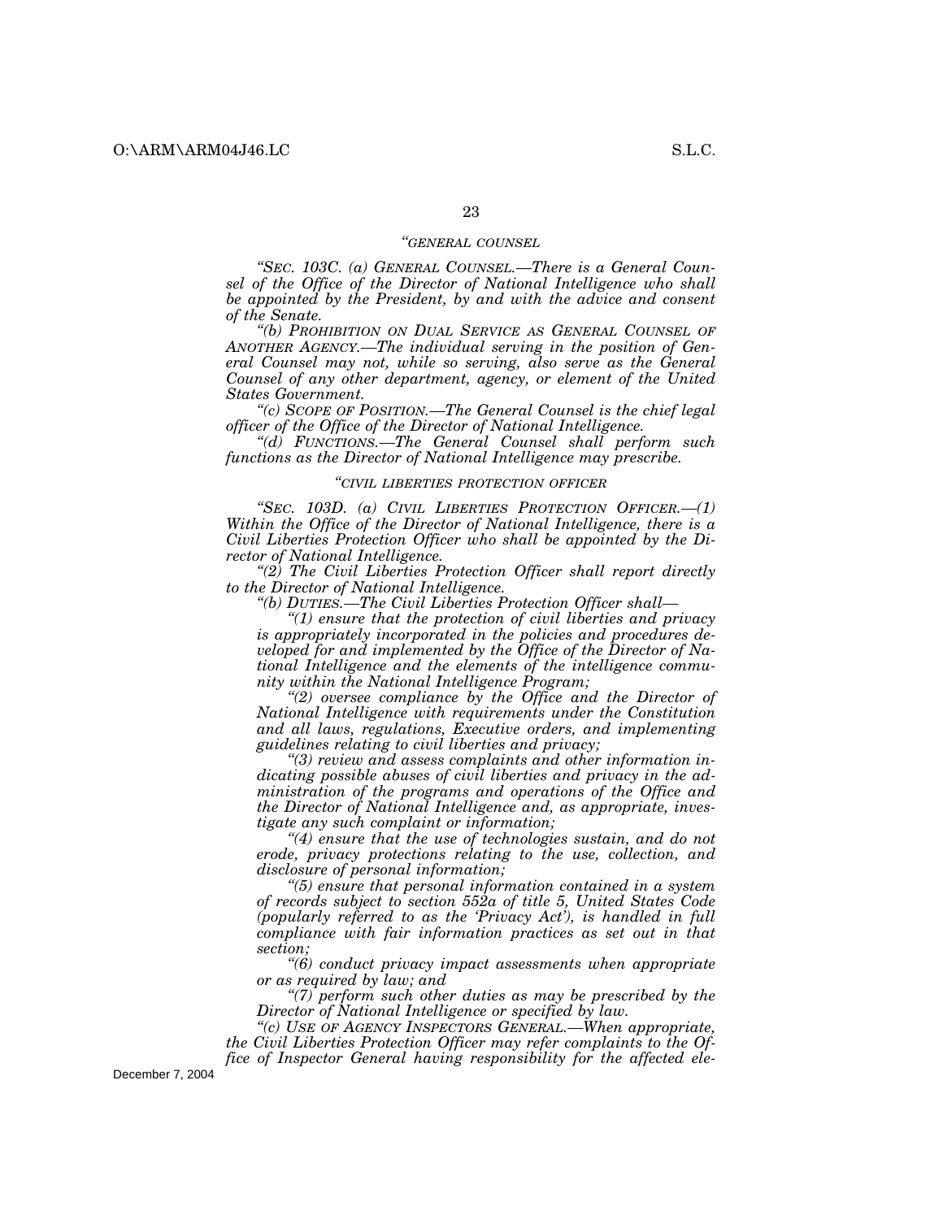*"GENERAL COUNSEL*

*"SEC. 103C. (a) GENERAL COUNSEL.—There is a General Counsel of the Office of the Director of National Intelligence who shall be appointed by the President, by and with the advice and consent of the Senate.*

*"(b) PROHIBITION ON DUAL SERVICE AS GENERAL COUNSEL OF ANOTHER AGENCY.—The individual serving in the position of General Counsel may not, while so serving, also serve as the General Counsel of any other department, agency, or element of the United States Government.*

*"(c) SCOPE OF POSITION.—The General Counsel is the chief legal officer of the Office of the Director of National Intelligence.*

*"(d) FUNCTIONS.—The General Counsel shall perform such functions as the Director of National Intelligence may prescribe.*

*"CIVIL LIBERTIES PROTECTION OFFICER*

*"SEC. 103D. (a) CIVIL LIBERTIES PROTECTION OFFICER.—(1) Within the Office of the Director of National Intelligence, there is a Civil Liberties Protection Officer who shall be appointed by the Director of National Intelligence.*

*"(2) The Civil Liberties Protection Officer shall report directly to the Director of National Intelligence.*

*"(b) DUTIES.—The Civil Liberties Protection Officer shall—*

*"(1) ensure that the protection of civil liberties and privacy is appropriately incorporated in the policies and procedures developed for and implemented by the Office of the Director of National Intelligence and the elements of the intelligence community within the National Intelligence Program;*

*"(2) oversee compliance by the Office and the Director of National Intelligence with requirements under the Constitution and all laws, regulations, Executive orders, and implementing guidelines relating to civil liberties and privacy;*

*"(3) review and assess complaints and other information indicating possible abuses of civil liberties and privacy in the administration of the programs and operations of the Office and the Director of National Intelligence and, as appropriate, investigate any such complaint or information;*

*"(4) ensure that the use of technologies sustain, and do not erode, privacy protections relating to the use, collection, and disclosure of personal information;*

*"(5) ensure that personal information contained in a system of records subject to section 552a of title 5, United States Code (popularly referred to as the 'Privacy Act'), is handled in full compliance with fair information practices as set out in that section;*

*"(6) conduct privacy impact assessments when appropriate or as required by law; and*

*"(7) perform such other duties as may be prescribed by the Director of National Intelligence or specified by law.*

*"(c) USE OF AGENCY INSPECTORS GENERAL.—When appropriate, the Civil Liberties Protection Officer may refer complaints to the Office of Inspector General having responsibility for the affected ele-*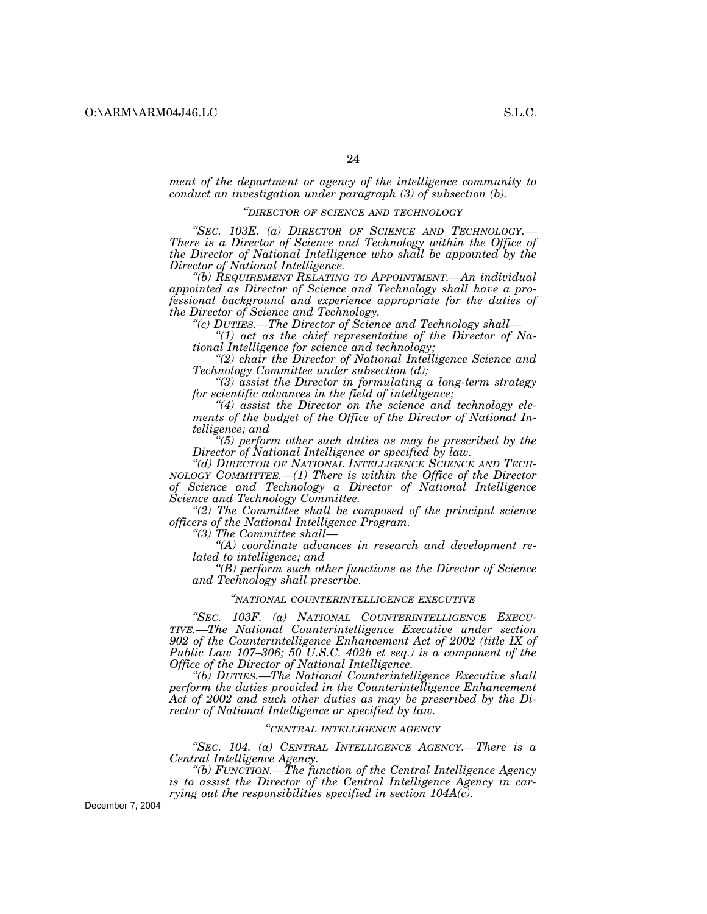*ment of the department or agency of the intelligence community to conduct an investigation under paragraph (3) of subsection (b).*

*"DIRECTOR OF SCIENCE AND TECHNOLOGY*

*"SEC. 103E. (a) DIRECTOR OF SCIENCE AND TECHNOLOGY.—There is a Director of Science and Technology within the Office of the Director of National Intelligence who shall be appointed by the Director of National Intelligence.*

*"(b) REQUIREMENT RELATING TO APPOINTMENT.—An individual appointed as Director of Science and Technology shall have a professional background and experience appropriate for the duties of the Director of Science and Technology.*

*"(c) DUTIES.—The Director of Science and Technology shall—*

*"(1) act as the chief representative of the Director of National Intelligence for science and technology;*

*"(2) chair the Director of National Intelligence Science and Technology Committee under subsection (d);*

*"(3) assist the Director in formulating a long-term strategy for scientific advances in the field of intelligence;*

*"(4) assist the Director on the science and technology elements of the budget of the Office of the Director of National Intelligence; and*

*"(5) perform other such duties as may be prescribed by the Director of National Intelligence or specified by law.*

*"(d) DIRECTOR OF NATIONAL INTELLIGENCE SCIENCE AND TECHNOLOGY COMMITTEE.—(1) There is within the Office of the Director of Science and Technology a Director of National Intelligence Science and Technology Committee.*

*"(2) The Committee shall be composed of the principal science officers of the National Intelligence Program.*

*"(3) The Committee shall—*

*"(A) coordinate advances in research and development related to intelligence; and*

*"(B) perform such other functions as the Director of Science and Technology shall prescribe.*

*"NATIONAL COUNTERINTELLIGENCE EXECUTIVE*

*"SEC. 103F. (a) NATIONAL COUNTERINTELLIGENCE EXECUTIVE.—The National Counterintelligence Executive under section 902 of the Counterintelligence Enhancement Act of 2002 (title IX of Public Law 107–306; 50 U.S.C. 402b et seq.) is a component of the Office of the Director of National Intelligence.*

*"(b) DUTIES.—The National Counterintelligence Executive shall perform the duties provided in the Counterintelligence Enhancement Act of 2002 and such other duties as may be prescribed by the Director of National Intelligence or specified by law.*

*"CENTRAL INTELLIGENCE AGENCY*

*"SEC. 104. (a) CENTRAL INTELLIGENCE AGENCY.—There is a Central Intelligence Agency.*

*"(b) FUNCTION.—The function of the Central Intelligence Agency is to assist the Director of the Central Intelligence Agency in carrying out the responsibilities specified in section 104A(c).*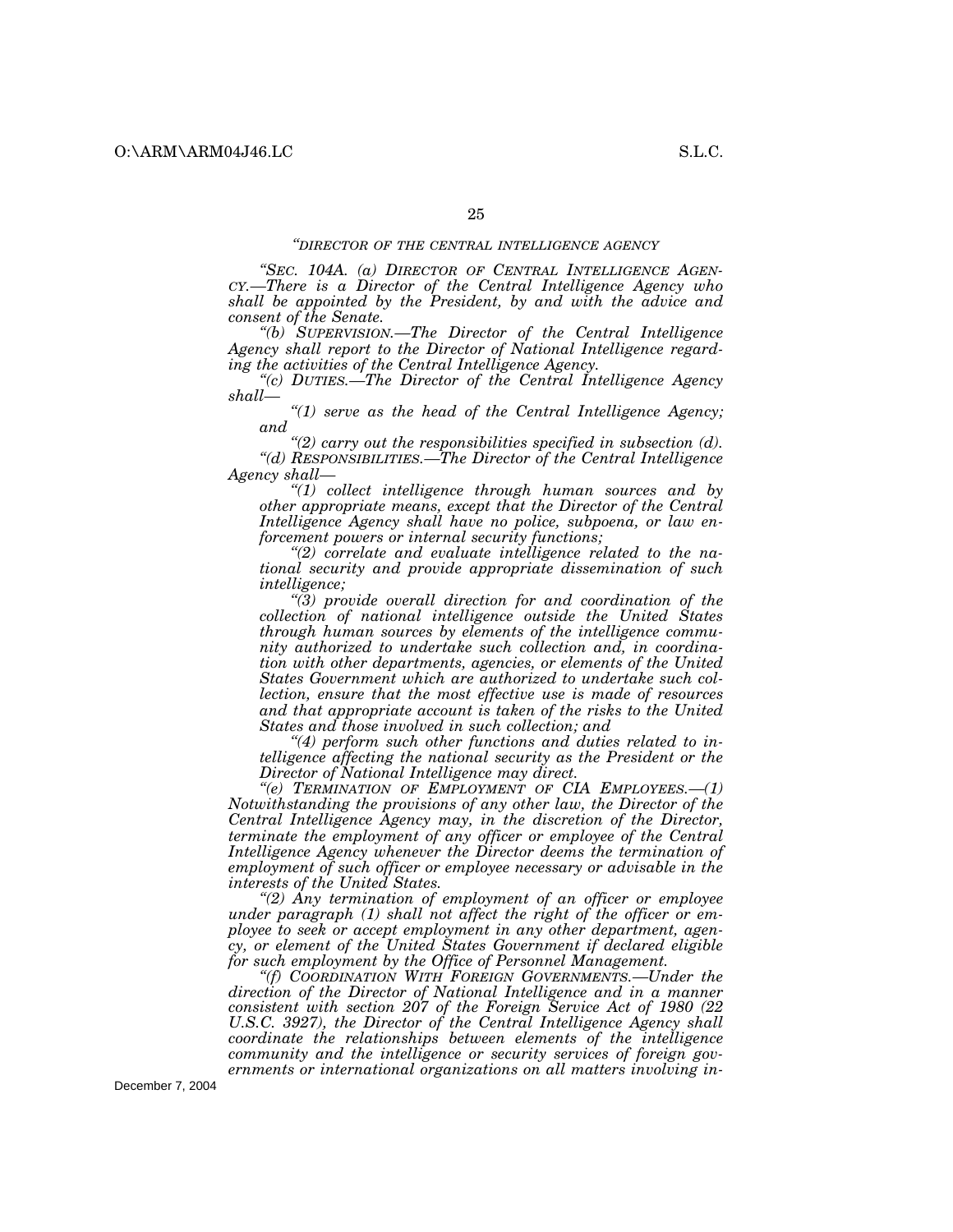*"DIRECTOR OF THE CENTRAL INTELLIGENCE AGENCY*

*"SEC. 104A. (a) DIRECTOR OF CENTRAL INTELLIGENCE AGENCY.—There is a Director of the Central Intelligence Agency who shall be appointed by the President, by and with the advice and consent of the Senate.*

*"(b) SUPERVISION.—The Director of the Central Intelligence Agency shall report to the Director of National Intelligence regarding the activities of the Central Intelligence Agency.*

*"(c) DUTIES.—The Director of the Central Intelligence Agency shall—*

*"(1) serve as the head of the Central Intelligence Agency; and*

*"(2) carry out the responsibilities specified in subsection (d).*

*"(d) RESPONSIBILITIES.—The Director of the Central Intelligence Agency shall—*

*"(1) collect intelligence through human sources and by other appropriate means, except that the Director of the Central Intelligence Agency shall have no police, subpoena, or law enforcement powers or internal security functions;*

*"(2) correlate and evaluate intelligence related to the national security and provide appropriate dissemination of such intelligence;*

*"(3) provide overall direction for and coordination of the collection of national intelligence outside the United States through human sources by elements of the intelligence community authorized to undertake such collection and, in coordination with other departments, agencies, or elements of the United States Government which are authorized to undertake such collection, ensure that the most effective use is made of resources and that appropriate account is taken of the risks to the United States and those involved in such collection; and*

*"(4) perform such other functions and duties related to intelligence affecting the national security as the President or the Director of National Intelligence may direct.*

*"(e) TERMINATION OF EMPLOYMENT OF CIA EMPLOYEES.—(1) Notwithstanding the provisions of any other law, the Director of the Central Intelligence Agency may, in the discretion of the Director, terminate the employment of any officer or employee of the Central Intelligence Agency whenever the Director deems the termination of employment of such officer or employee necessary or advisable in the interests of the United States.*

*"(2) Any termination of employment of an officer or employee under paragraph (1) shall not affect the right of the officer or employee to seek or accept employment in any other department, agency, or element of the United States Government if declared eligible for such employment by the Office of Personnel Management.*

*"(f) COORDINATION WITH FOREIGN GOVERNMENTS.—Under the direction of the Director of National Intelligence and in a manner consistent with section 207 of the Foreign Service Act of 1980 (22 U.S.C. 3927), the Director of the Central Intelligence Agency shall coordinate the relationships between elements of the intelligence community and the intelligence or security services of foreign governments or international organizations on all matters involving in-*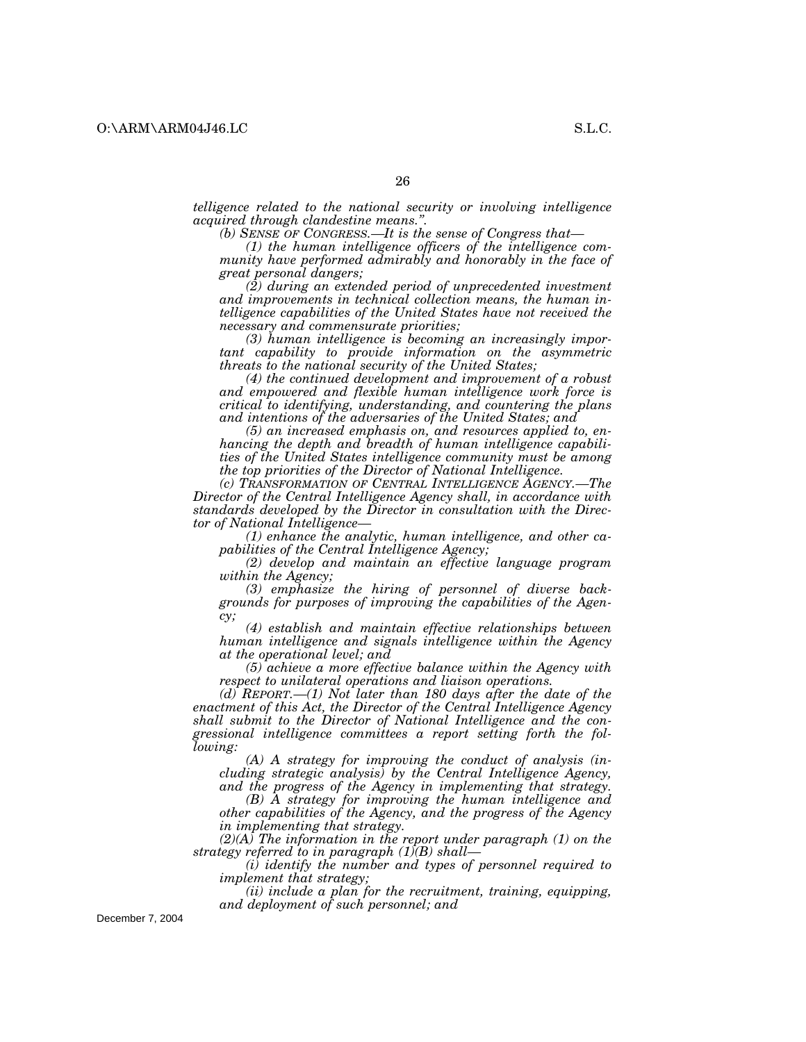*telligence related to the national security or involving intelligence acquired through clandestine means.".*

*(b) SENSE OF CONGRESS.—It is the sense of Congress that—*

*(1) the human intelligence officers of the intelligence community have performed admirably and honorably in the face of great personal dangers;*

*(2) during an extended period of unprecedented investment and improvements in technical collection means, the human intelligence capabilities of the United States have not received the necessary and commensurate priorities;*

*(3) human intelligence is becoming an increasingly important capability to provide information on the asymmetric threats to the national security of the United States;*

*(4) the continued development and improvement of a robust and empowered and flexible human intelligence work force is critical to identifying, understanding, and countering the plans and intentions of the adversaries of the United States; and*

*(5) an increased emphasis on, and resources applied to, enhancing the depth and breadth of human intelligence capabilities of the United States intelligence community must be among the top priorities of the Director of National Intelligence.*

*(c) TRANSFORMATION OF CENTRAL INTELLIGENCE AGENCY.—The Director of the Central Intelligence Agency shall, in accordance with standards developed by the Director in consultation with the Director of National Intelligence—*

*(1) enhance the analytic, human intelligence, and other capabilities of the Central Intelligence Agency;*

*(2) develop and maintain an effective language program within the Agency;*

*(3) emphasize the hiring of personnel of diverse backgrounds for purposes of improving the capabilities of the Agency;*

*(4) establish and maintain effective relationships between human intelligence and signals intelligence within the Agency at the operational level; and*

*(5) achieve a more effective balance within the Agency with respect to unilateral operations and liaison operations.*

*(d) REPORT.—(1) Not later than 180 days after the date of the enactment of this Act, the Director of the Central Intelligence Agency shall submit to the Director of National Intelligence and the congressional intelligence committees a report setting forth the following:*

*(A) A strategy for improving the conduct of analysis (including strategic analysis) by the Central Intelligence Agency, and the progress of the Agency in implementing that strategy.*

*(B) A strategy for improving the human intelligence and other capabilities of the Agency, and the progress of the Agency in implementing that strategy.*

*(2)(A) The information in the report under paragraph (1) on the strategy referred to in paragraph (1)(B) shall—*

*(i) identify the number and types of personnel required to implement that strategy;*

*(ii) include a plan for the recruitment, training, equipping, and deployment of such personnel; and*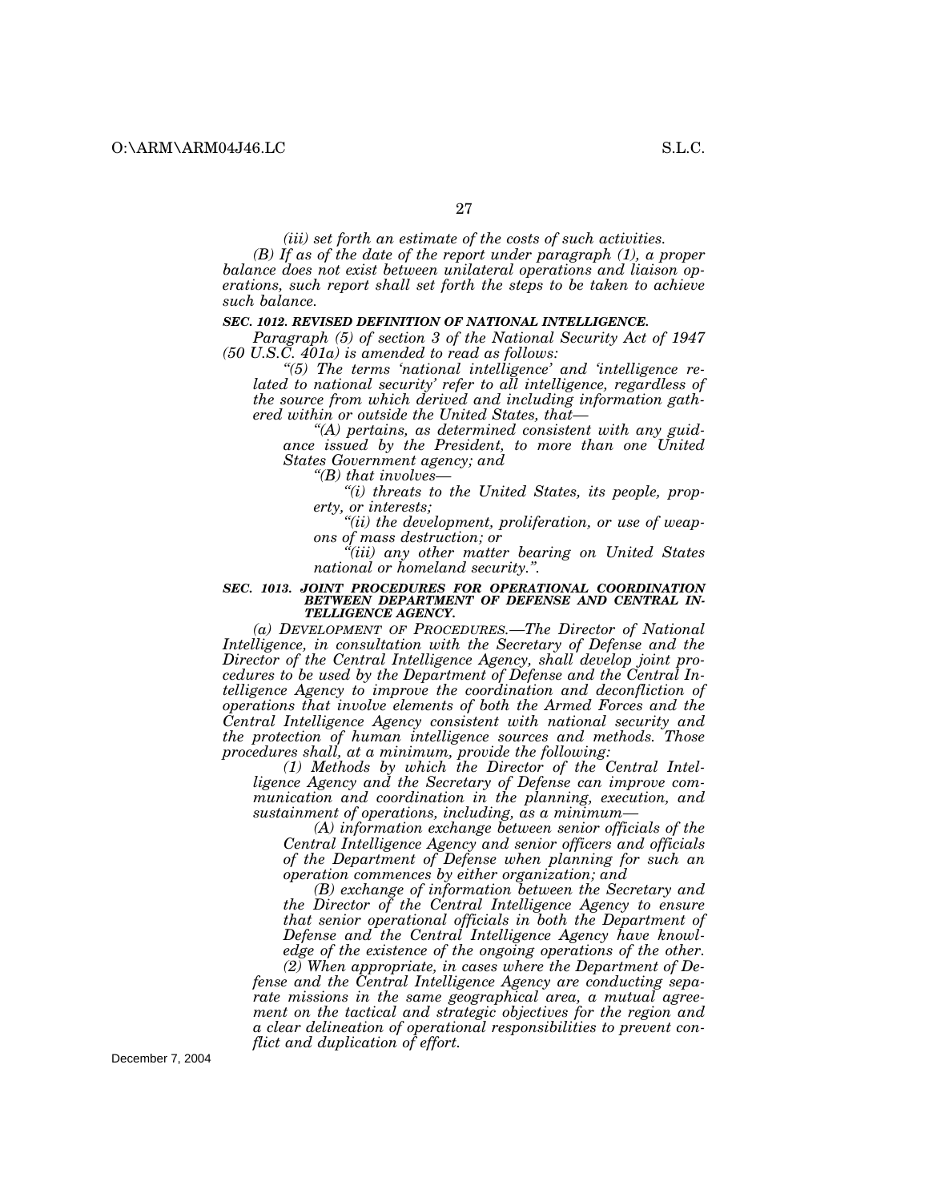*(iii) set forth an estimate of the costs of such activities.*

*(B) If as of the date of the report under paragraph (1), a proper balance does not exist between unilateral operations and liaison operations, such report shall set forth the steps to be taken to achieve such balance.*

***SEC. 1012. REVISED DEFINITION OF NATIONAL INTELLIGENCE.***

*Paragraph (5) of section 3 of the National Security Act of 1947 (50 U.S.C. 401a) is amended to read as follows:*

*"(5) The terms 'national intelligence' and 'intelligence related to national security' refer to all intelligence, regardless of the source from which derived and including information gathered within or outside the United States, that—*

*"(A) pertains, as determined consistent with any guidance issued by the President, to more than one United States Government agency; and*

*"(B) that involves—*

*"(i) threats to the United States, its people, property, or interests;*

*"(ii) the development, proliferation, or use of weapons of mass destruction; or*

*"(iii) any other matter bearing on United States national or homeland security.".*

***SEC. 1013. JOINT PROCEDURES FOR OPERATIONAL COORDINATION BETWEEN DEPARTMENT OF DEFENSE AND CENTRAL INTELLIGENCE AGENCY.***

*(a) DEVELOPMENT OF PROCEDURES.—The Director of National Intelligence, in consultation with the Secretary of Defense and the Director of the Central Intelligence Agency, shall develop joint procedures to be used by the Department of Defense and the Central Intelligence Agency to improve the coordination and deconfliction of operations that involve elements of both the Armed Forces and the Central Intelligence Agency consistent with national security and the protection of human intelligence sources and methods. Those procedures shall, at a minimum, provide the following:*

*(1) Methods by which the Director of the Central Intelligence Agency and the Secretary of Defense can improve communication and coordination in the planning, execution, and sustainment of operations, including, as a minimum—*

*(A) information exchange between senior officials of the Central Intelligence Agency and senior officers and officials of the Department of Defense when planning for such an operation commences by either organization; and*

*(B) exchange of information between the Secretary and the Director of the Central Intelligence Agency to ensure that senior operational officials in both the Department of Defense and the Central Intelligence Agency have knowledge of the existence of the ongoing operations of the other.*

*(2) When appropriate, in cases where the Department of Defense and the Central Intelligence Agency are conducting separate missions in the same geographical area, a mutual agreement on the tactical and strategic objectives for the region and a clear delineation of operational responsibilities to prevent conflict and duplication of effort.*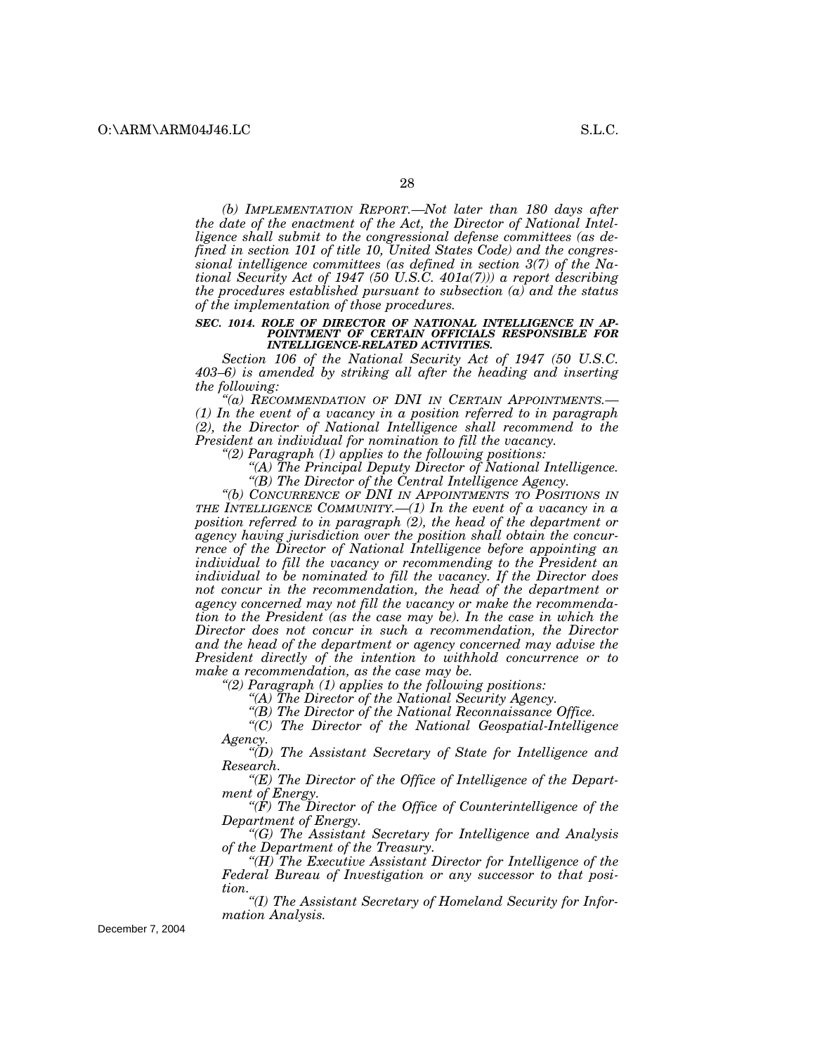*(b) Implementation Report.—Not later than 180 days after the date of the enactment of the Act, the Director of National Intelligence shall submit to the congressional defense committees (as defined in section 101 of title 10, United States Code) and the congressional intelligence committees (as defined in section 3(7) of the National Security Act of 1947 (50 U.S.C. 401a(7))) a report describing the procedures established pursuant to subsection (a) and the status of the implementation of those procedures.*

***SEC. 1014. ROLE OF DIRECTOR OF NATIONAL INTELLIGENCE IN APPOINTMENT OF CERTAIN OFFICIALS RESPONSIBLE FOR INTELLIGENCE-RELATED ACTIVITIES.***

*Section 106 of the National Security Act of 1947 (50 U.S.C. 403–6) is amended by striking all after the heading and inserting the following:*

*"(a) Recommendation of DNI in Certain Appointments.—(1) In the event of a vacancy in a position referred to in paragraph (2), the Director of National Intelligence shall recommend to the President an individual for nomination to fill the vacancy.*

*"(2) Paragraph (1) applies to the following positions:*

*"(A) The Principal Deputy Director of National Intelligence.*

*"(B) The Director of the Central Intelligence Agency.*

*"(b) Concurrence of DNI in Appointments to Positions in the Intelligence Community.—(1) In the event of a vacancy in a position referred to in paragraph (2), the head of the department or agency having jurisdiction over the position shall obtain the concurrence of the Director of National Intelligence before appointing an individual to fill the vacancy or recommending to the President an individual to be nominated to fill the vacancy. If the Director does not concur in the recommendation, the head of the department or agency concerned may not fill the vacancy or make the recommendation to the President (as the case may be). In the case in which the Director does not concur in such a recommendation, the Director and the head of the department or agency concerned may advise the President directly of the intention to withhold concurrence or to make a recommendation, as the case may be.*

*"(2) Paragraph (1) applies to the following positions:*

*"(A) The Director of the National Security Agency.*

*"(B) The Director of the National Reconnaissance Office.*

*"(C) The Director of the National Geospatial-Intelligence Agency.*

*"(D) The Assistant Secretary of State for Intelligence and Research.*

*"(E) The Director of the Office of Intelligence of the Department of Energy.*

*"(F) The Director of the Office of Counterintelligence of the Department of Energy.*

*"(G) The Assistant Secretary for Intelligence and Analysis of the Department of the Treasury.*

*"(H) The Executive Assistant Director for Intelligence of the Federal Bureau of Investigation or any successor to that position.*

*"(I) The Assistant Secretary of Homeland Security for Information Analysis.*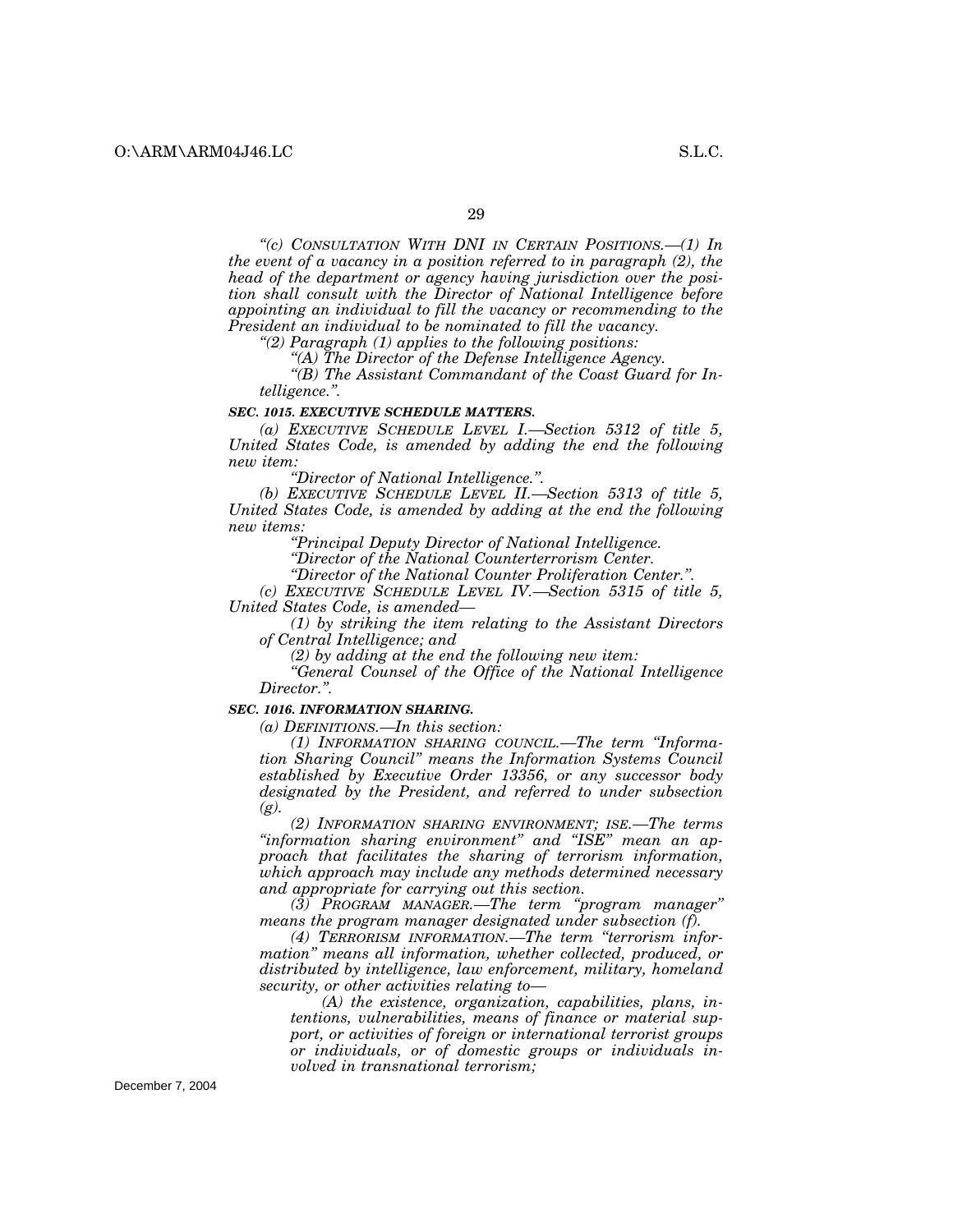*"(c) CONSULTATION WITH DNI IN CERTAIN POSITIONS.—(1) In the event of a vacancy in a position referred to in paragraph (2), the head of the department or agency having jurisdiction over the position shall consult with the Director of National Intelligence before appointing an individual to fill the vacancy or recommending to the President an individual to be nominated to fill the vacancy.*

*"(2) Paragraph (1) applies to the following positions:*

*"(A) The Director of the Defense Intelligence Agency.*

*"(B) The Assistant Commandant of the Coast Guard for Intelligence.".*

***SEC. 1015. EXECUTIVE SCHEDULE MATTERS.***

*(a) EXECUTIVE SCHEDULE LEVEL I.—Section 5312 of title 5, United States Code, is amended by adding the end the following new item:*

*"Director of National Intelligence.".*

*(b) EXECUTIVE SCHEDULE LEVEL II.—Section 5313 of title 5, United States Code, is amended by adding at the end the following new items:*

*"Principal Deputy Director of National Intelligence.*

*"Director of the National Counterterrorism Center.*

*"Director of the National Counter Proliferation Center.".*

*(c) EXECUTIVE SCHEDULE LEVEL IV.—Section 5315 of title 5, United States Code, is amended—*

*(1) by striking the item relating to the Assistant Directors of Central Intelligence; and*

*(2) by adding at the end the following new item:*

*"General Counsel of the Office of the National Intelligence Director.".*

***SEC. 1016. INFORMATION SHARING.***

*(a) DEFINITIONS.—In this section:*

*(1) INFORMATION SHARING COUNCIL.—The term "Information Sharing Council" means the Information Systems Council established by Executive Order 13356, or any successor body designated by the President, and referred to under subsection (g).*

*(2) INFORMATION SHARING ENVIRONMENT; ISE.—The terms "information sharing environment" and "ISE" mean an approach that facilitates the sharing of terrorism information, which approach may include any methods determined necessary and appropriate for carrying out this section.*

*(3) PROGRAM MANAGER.—The term "program manager" means the program manager designated under subsection (f).*

*(4) TERRORISM INFORMATION.—The term "terrorism information" means all information, whether collected, produced, or distributed by intelligence, law enforcement, military, homeland security, or other activities relating to—*

*(A) the existence, organization, capabilities, plans, intentions, vulnerabilities, means of finance or material support, or activities of foreign or international terrorist groups or individuals, or of domestic groups or individuals involved in transnational terrorism;*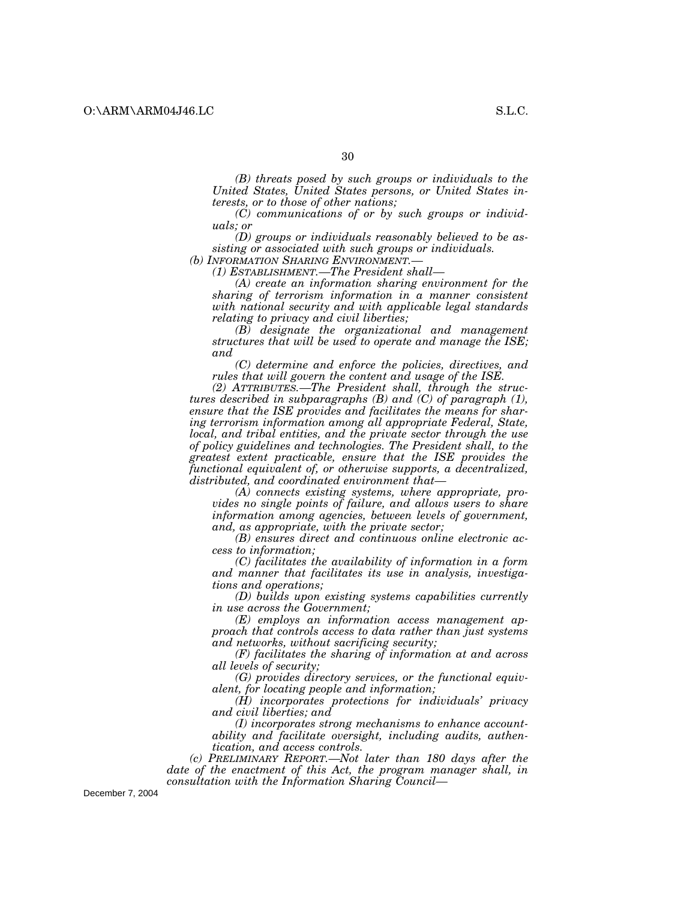*(B) threats posed by such groups or individuals to the United States, United States persons, or United States interests, or to those of other nations;*

*(C) communications of or by such groups or individuals; or*

*(D) groups or individuals reasonably believed to be assisting or associated with such groups or individuals.*

*(b) INFORMATION SHARING ENVIRONMENT.—*

*(1) ESTABLISHMENT.—The President shall—*

*(A) create an information sharing environment for the sharing of terrorism information in a manner consistent with national security and with applicable legal standards relating to privacy and civil liberties;*

*(B) designate the organizational and management structures that will be used to operate and manage the ISE; and*

*(C) determine and enforce the policies, directives, and rules that will govern the content and usage of the ISE.*

*(2) ATTRIBUTES.—The President shall, through the structures described in subparagraphs (B) and (C) of paragraph (1), ensure that the ISE provides and facilitates the means for sharing terrorism information among all appropriate Federal, State, local, and tribal entities, and the private sector through the use of policy guidelines and technologies. The President shall, to the greatest extent practicable, ensure that the ISE provides the functional equivalent of, or otherwise supports, a decentralized, distributed, and coordinated environment that—*

*(A) connects existing systems, where appropriate, provides no single points of failure, and allows users to share information among agencies, between levels of government, and, as appropriate, with the private sector;*

*(B) ensures direct and continuous online electronic access to information;*

*(C) facilitates the availability of information in a form and manner that facilitates its use in analysis, investigations and operations;*

*(D) builds upon existing systems capabilities currently in use across the Government;*

*(E) employs an information access management approach that controls access to data rather than just systems and networks, without sacrificing security;*

*(F) facilitates the sharing of information at and across all levels of security;*

*(G) provides directory services, or the functional equivalent, for locating people and information;*

*(H) incorporates protections for individuals' privacy and civil liberties; and*

*(I) incorporates strong mechanisms to enhance accountability and facilitate oversight, including audits, authentication, and access controls.*

*(c) PRELIMINARY REPORT.—Not later than 180 days after the date of the enactment of this Act, the program manager shall, in consultation with the Information Sharing Council—*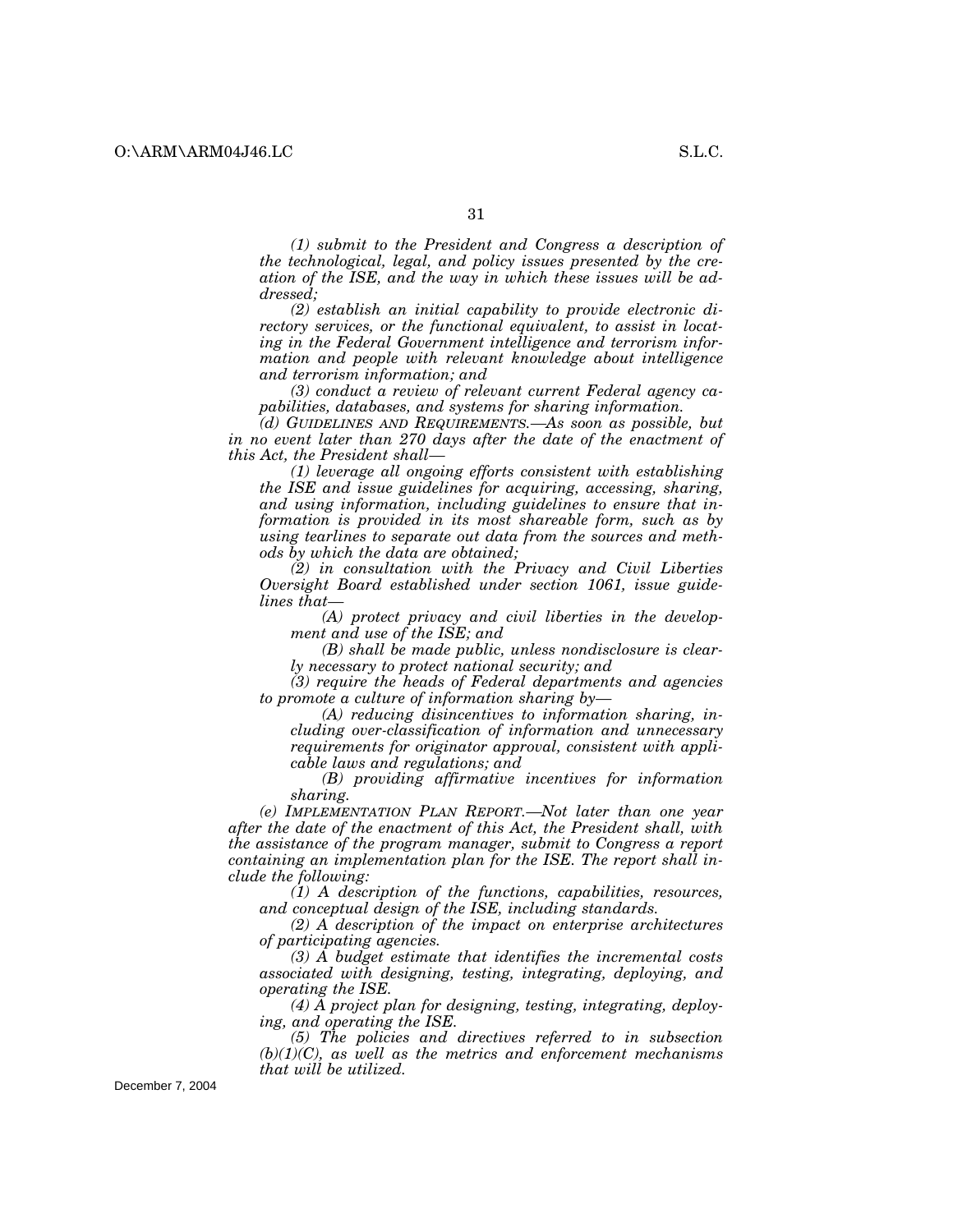*(1) submit to the President and Congress a description of the technological, legal, and policy issues presented by the creation of the ISE, and the way in which these issues will be addressed;*

*(2) establish an initial capability to provide electronic directory services, or the functional equivalent, to assist in locating in the Federal Government intelligence and terrorism information and people with relevant knowledge about intelligence and terrorism information; and*

*(3) conduct a review of relevant current Federal agency capabilities, databases, and systems for sharing information.*

*(d) GUIDELINES AND REQUIREMENTS.—As soon as possible, but in no event later than 270 days after the date of the enactment of this Act, the President shall—*

*(1) leverage all ongoing efforts consistent with establishing the ISE and issue guidelines for acquiring, accessing, sharing, and using information, including guidelines to ensure that information is provided in its most shareable form, such as by using tearlines to separate out data from the sources and methods by which the data are obtained;*

*(2) in consultation with the Privacy and Civil Liberties Oversight Board established under section 1061, issue guidelines that—*

*(A) protect privacy and civil liberties in the development and use of the ISE; and*

*(B) shall be made public, unless nondisclosure is clearly necessary to protect national security; and*

*(3) require the heads of Federal departments and agencies to promote a culture of information sharing by—*

*(A) reducing disincentives to information sharing, including over-classification of information and unnecessary requirements for originator approval, consistent with applicable laws and regulations; and*

*(B) providing affirmative incentives for information sharing.*

*(e) IMPLEMENTATION PLAN REPORT.—Not later than one year after the date of the enactment of this Act, the President shall, with the assistance of the program manager, submit to Congress a report containing an implementation plan for the ISE. The report shall include the following:*

*(1) A description of the functions, capabilities, resources, and conceptual design of the ISE, including standards.*

*(2) A description of the impact on enterprise architectures of participating agencies.*

*(3) A budget estimate that identifies the incremental costs associated with designing, testing, integrating, deploying, and operating the ISE.*

*(4) A project plan for designing, testing, integrating, deploying, and operating the ISE.*

*(5) The policies and directives referred to in subsection (b)(1)(C), as well as the metrics and enforcement mechanisms that will be utilized.*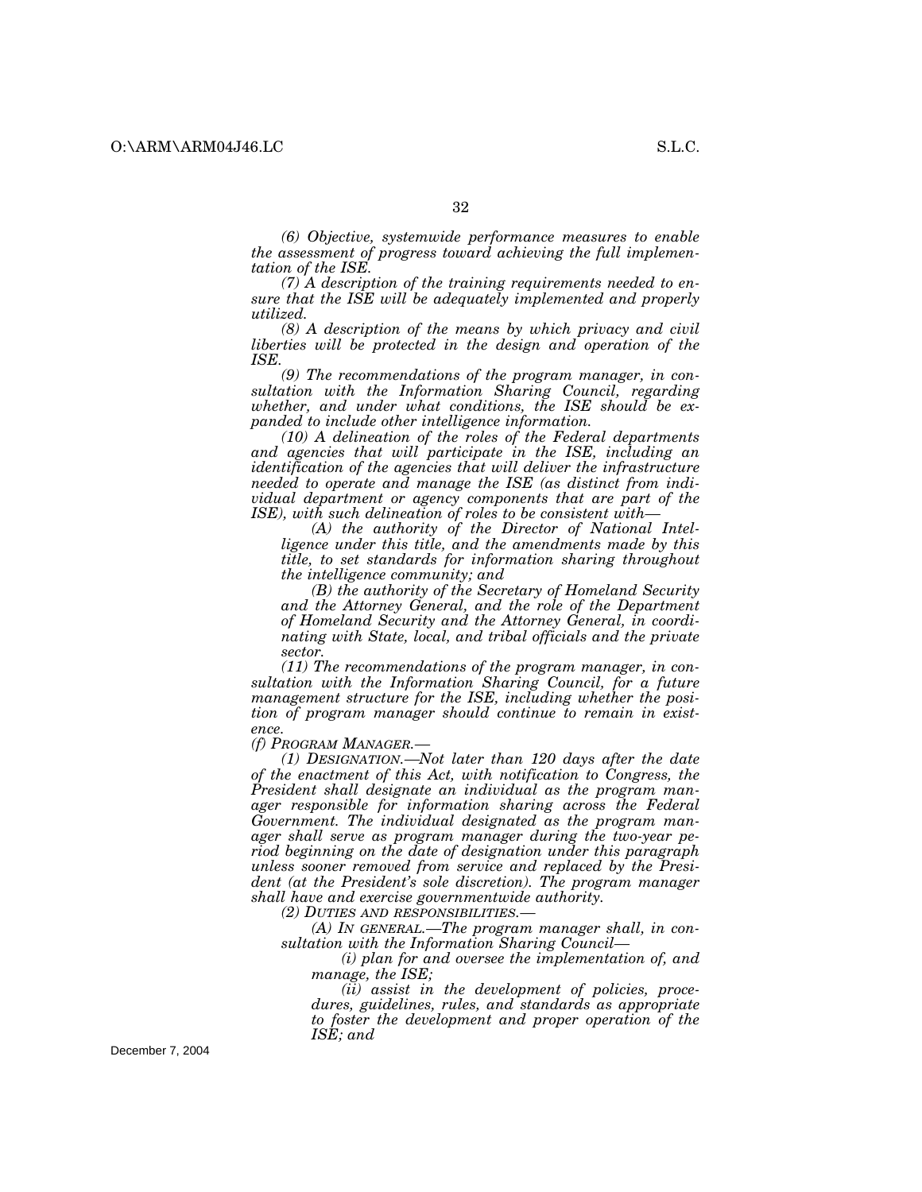*(6) Objective, systemwide performance measures to enable the assessment of progress toward achieving the full implementation of the ISE.*

*(7) A description of the training requirements needed to ensure that the ISE will be adequately implemented and properly utilized.*

*(8) A description of the means by which privacy and civil liberties will be protected in the design and operation of the ISE.*

*(9) The recommendations of the program manager, in consultation with the Information Sharing Council, regarding whether, and under what conditions, the ISE should be expanded to include other intelligence information.*

*(10) A delineation of the roles of the Federal departments and agencies that will participate in the ISE, including an identification of the agencies that will deliver the infrastructure needed to operate and manage the ISE (as distinct from individual department or agency components that are part of the ISE), with such delineation of roles to be consistent with—*

*(A) the authority of the Director of National Intelligence under this title, and the amendments made by this title, to set standards for information sharing throughout the intelligence community; and*

*(B) the authority of the Secretary of Homeland Security and the Attorney General, and the role of the Department of Homeland Security and the Attorney General, in coordinating with State, local, and tribal officials and the private sector.*

*(11) The recommendations of the program manager, in consultation with the Information Sharing Council, for a future management structure for the ISE, including whether the position of program manager should continue to remain in existence.*

*(f) PROGRAM MANAGER.—*

*(1) DESIGNATION.—Not later than 120 days after the date of the enactment of this Act, with notification to Congress, the President shall designate an individual as the program manager responsible for information sharing across the Federal Government. The individual designated as the program manager shall serve as program manager during the two-year period beginning on the date of designation under this paragraph unless sooner removed from service and replaced by the President (at the President's sole discretion). The program manager shall have and exercise governmentwide authority.*

*(2) DUTIES AND RESPONSIBILITIES.—*

*(A) IN GENERAL.—The program manager shall, in consultation with the Information Sharing Council—*

*(i) plan for and oversee the implementation of, and manage, the ISE;*

*(ii) assist in the development of policies, procedures, guidelines, rules, and standards as appropriate to foster the development and proper operation of the ISE; and*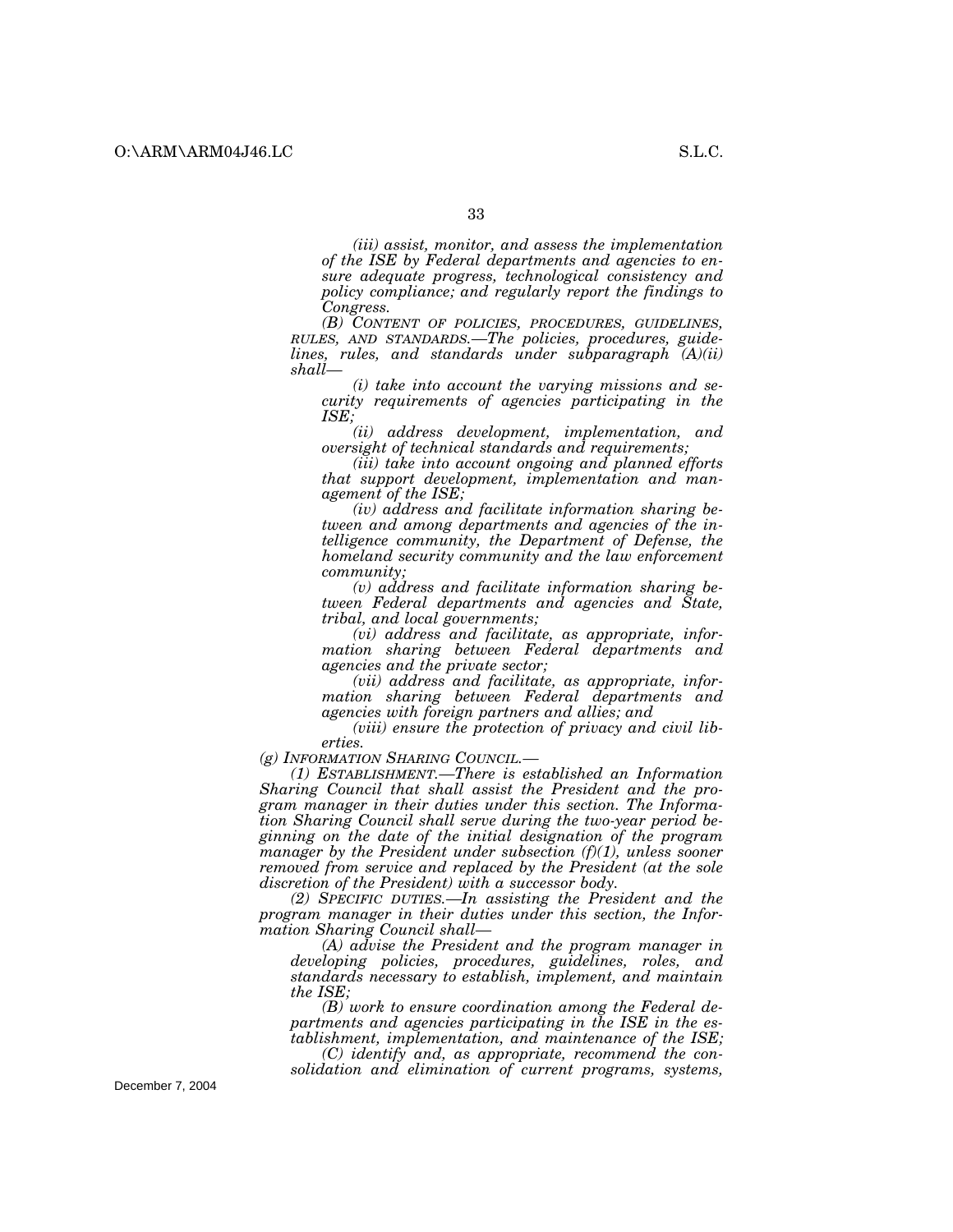*(iii) assist, monitor, and assess the implementation of the ISE by Federal departments and agencies to ensure adequate progress, technological consistency and policy compliance; and regularly report the findings to Congress.*

*(B) CONTENT OF POLICIES, PROCEDURES, GUIDELINES, RULES, AND STANDARDS.—The policies, procedures, guidelines, rules, and standards under subparagraph (A)(ii) shall—*

*(i) take into account the varying missions and security requirements of agencies participating in the ISE;*

*(ii) address development, implementation, and oversight of technical standards and requirements;*

*(iii) take into account ongoing and planned efforts that support development, implementation and management of the ISE;*

*(iv) address and facilitate information sharing between and among departments and agencies of the intelligence community, the Department of Defense, the homeland security community and the law enforcement community;*

*(v) address and facilitate information sharing between Federal departments and agencies and State, tribal, and local governments;*

*(vi) address and facilitate, as appropriate, information sharing between Federal departments and agencies and the private sector;*

*(vii) address and facilitate, as appropriate, information sharing between Federal departments and agencies with foreign partners and allies; and*

*(viii) ensure the protection of privacy and civil liberties.*

*(g) INFORMATION SHARING COUNCIL.—*

*(1) ESTABLISHMENT.—There is established an Information Sharing Council that shall assist the President and the program manager in their duties under this section. The Information Sharing Council shall serve during the two-year period beginning on the date of the initial designation of the program manager by the President under subsection (f)(1), unless sooner removed from service and replaced by the President (at the sole discretion of the President) with a successor body.*

*(2) SPECIFIC DUTIES.—In assisting the President and the program manager in their duties under this section, the Information Sharing Council shall—*

*(A) advise the President and the program manager in developing policies, procedures, guidelines, roles, and standards necessary to establish, implement, and maintain the ISE;*

*(B) work to ensure coordination among the Federal departments and agencies participating in the ISE in the establishment, implementation, and maintenance of the ISE;*

*(C) identify and, as appropriate, recommend the consolidation and elimination of current programs, systems,*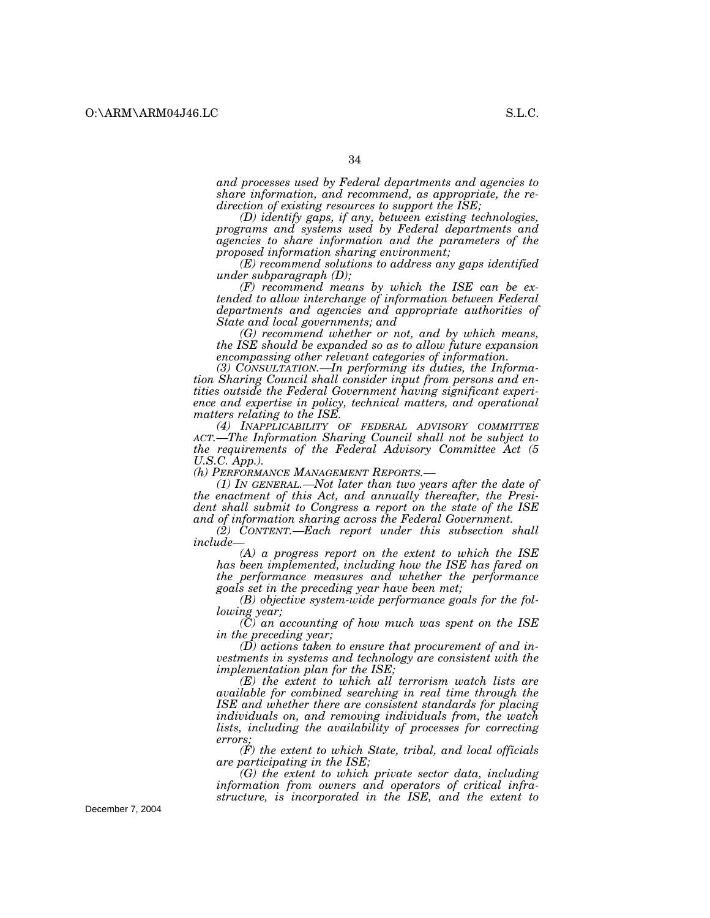*and processes used by Federal departments and agencies to share information, and recommend, as appropriate, the redirection of existing resources to support the ISE;*

*(D) identify gaps, if any, between existing technologies, programs and systems used by Federal departments and agencies to share information and the parameters of the proposed information sharing environment;*

*(E) recommend solutions to address any gaps identified under subparagraph (D);*

*(F) recommend means by which the ISE can be extended to allow interchange of information between Federal departments and agencies and appropriate authorities of State and local governments; and*

*(G) recommend whether or not, and by which means, the ISE should be expanded so as to allow future expansion encompassing other relevant categories of information.*

*(3) CONSULTATION.—In performing its duties, the Information Sharing Council shall consider input from persons and entities outside the Federal Government having significant experience and expertise in policy, technical matters, and operational matters relating to the ISE.*

*(4) INAPPLICABILITY OF FEDERAL ADVISORY COMMITTEE ACT.—The Information Sharing Council shall not be subject to the requirements of the Federal Advisory Committee Act (5 U.S.C. App.).*

*(h) PERFORMANCE MANAGEMENT REPORTS.—*

*(1) IN GENERAL.—Not later than two years after the date of the enactment of this Act, and annually thereafter, the President shall submit to Congress a report on the state of the ISE and of information sharing across the Federal Government.*

*(2) CONTENT.—Each report under this subsection shall include—*

*(A) a progress report on the extent to which the ISE has been implemented, including how the ISE has fared on the performance measures and whether the performance goals set in the preceding year have been met;*

*(B) objective system-wide performance goals for the following year;*

*(C) an accounting of how much was spent on the ISE in the preceding year;*

*(D) actions taken to ensure that procurement of and investments in systems and technology are consistent with the implementation plan for the ISE;*

*(E) the extent to which all terrorism watch lists are available for combined searching in real time through the ISE and whether there are consistent standards for placing individuals on, and removing individuals from, the watch lists, including the availability of processes for correcting errors;*

*(F) the extent to which State, tribal, and local officials are participating in the ISE;*

*(G) the extent to which private sector data, including information from owners and operators of critical infrastructure, is incorporated in the ISE, and the extent to*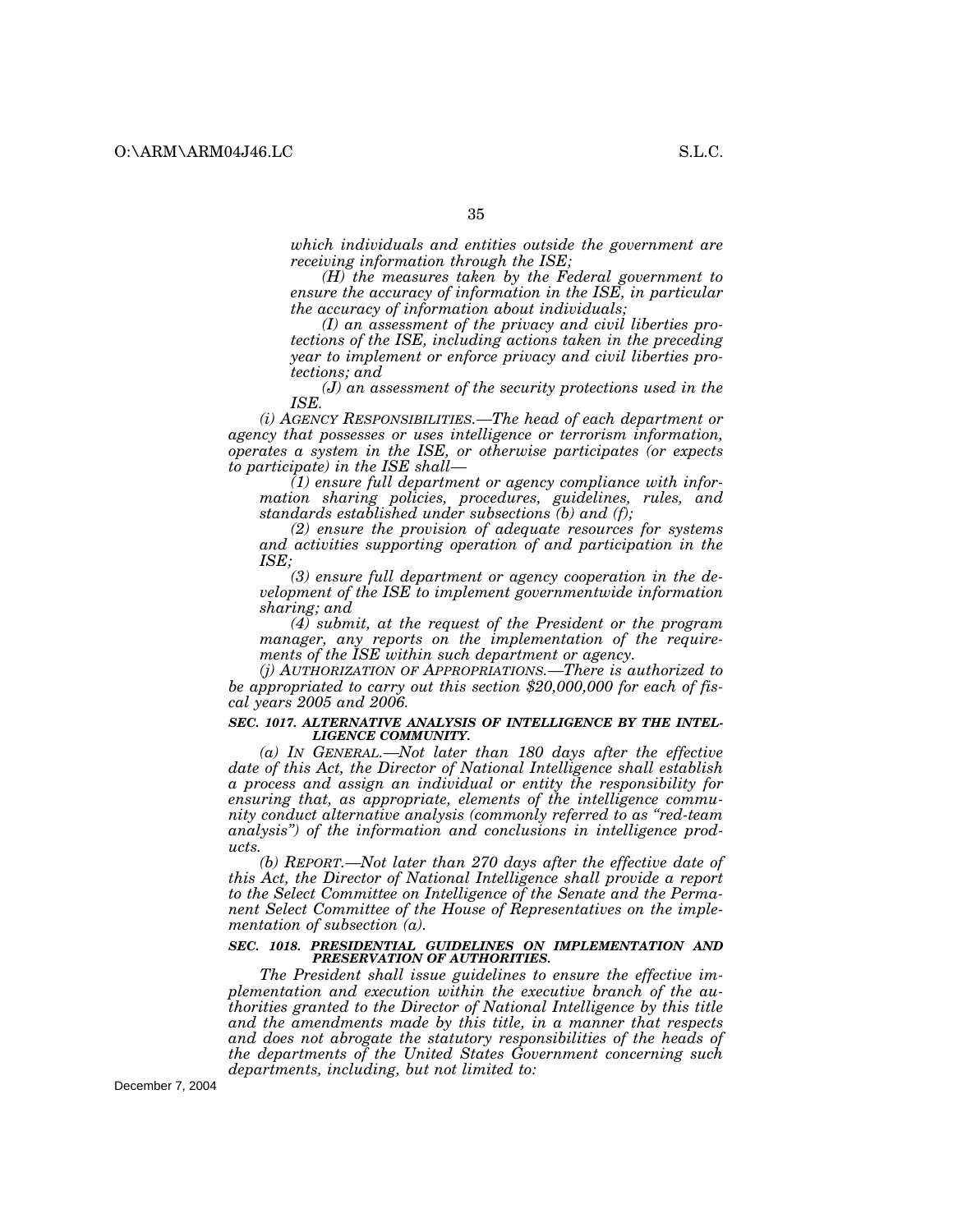*which individuals and entities outside the government are receiving information through the ISE;*

*(H) the measures taken by the Federal government to ensure the accuracy of information in the ISE, in particular the accuracy of information about individuals;*

*(I) an assessment of the privacy and civil liberties protections of the ISE, including actions taken in the preceding year to implement or enforce privacy and civil liberties protections; and*

*(J) an assessment of the security protections used in the ISE.*

*(i) AGENCY RESPONSIBILITIES.—The head of each department or agency that possesses or uses intelligence or terrorism information, operates a system in the ISE, or otherwise participates (or expects to participate) in the ISE shall—*

*(1) ensure full department or agency compliance with information sharing policies, procedures, guidelines, rules, and standards established under subsections (b) and (f);*

*(2) ensure the provision of adequate resources for systems and activities supporting operation of and participation in the ISE;*

*(3) ensure full department or agency cooperation in the development of the ISE to implement governmentwide information sharing; and*

*(4) submit, at the request of the President or the program manager, any reports on the implementation of the requirements of the ISE within such department or agency.*

*(j) AUTHORIZATION OF APPROPRIATIONS.—There is authorized to be appropriated to carry out this section $20,000,000 for each of fiscal years 2005 and 2006.*

***SEC. 1017. ALTERNATIVE ANALYSIS OF INTELLIGENCE BY THE INTELLIGENCE COMMUNITY.***

*(a) IN GENERAL.—Not later than 180 days after the effective date of this Act, the Director of National Intelligence shall establish a process and assign an individual or entity the responsibility for ensuring that, as appropriate, elements of the intelligence community conduct alternative analysis (commonly referred to as "red-team analysis") of the information and conclusions in intelligence products.*

*(b) REPORT.—Not later than 270 days after the effective date of this Act, the Director of National Intelligence shall provide a report to the Select Committee on Intelligence of the Senate and the Permanent Select Committee of the House of Representatives on the implementation of subsection (a).*

***SEC. 1018. PRESIDENTIAL GUIDELINES ON IMPLEMENTATION AND PRESERVATION OF AUTHORITIES.***

*The President shall issue guidelines to ensure the effective implementation and execution within the executive branch of the authorities granted to the Director of National Intelligence by this title and the amendments made by this title, in a manner that respects and does not abrogate the statutory responsibilities of the heads of the departments of the United States Government concerning such departments, including, but not limited to:*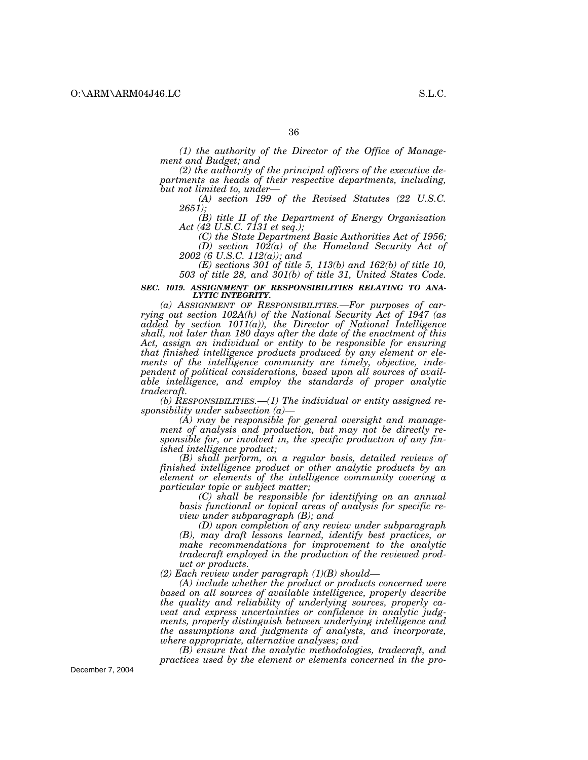*(1) the authority of the Director of the Office of Management and Budget; and*

*(2) the authority of the principal officers of the executive departments as heads of their respective departments, including, but not limited to, under—*

*(A) section 199 of the Revised Statutes (22 U.S.C. 2651);*

*(B) title II of the Department of Energy Organization Act (42 U.S.C. 7131 et seq.);*

*(C) the State Department Basic Authorities Act of 1956;*

*(D) section 102(a) of the Homeland Security Act of 2002 (6 U.S.C. 112(a)); and*

*(E) sections 301 of title 5, 113(b) and 162(b) of title 10, 503 of title 28, and 301(b) of title 31, United States Code.*

***SEC. 1019. ASSIGNMENT OF RESPONSIBILITIES RELATING TO ANALYTIC INTEGRITY.***

*(a) ASSIGNMENT OF RESPONSIBILITIES.—For purposes of carrying out section 102A(h) of the National Security Act of 1947 (as added by section 1011(a)), the Director of National Intelligence shall, not later than 180 days after the date of the enactment of this Act, assign an individual or entity to be responsible for ensuring that finished intelligence products produced by any element or elements of the intelligence community are timely, objective, independent of political considerations, based upon all sources of available intelligence, and employ the standards of proper analytic tradecraft.*

*(b) RESPONSIBILITIES.—(1) The individual or entity assigned responsibility under subsection (a)—*

*(A) may be responsible for general oversight and management of analysis and production, but may not be directly responsible for, or involved in, the specific production of any finished intelligence product;*

*(B) shall perform, on a regular basis, detailed reviews of finished intelligence product or other analytic products by an element or elements of the intelligence community covering a particular topic or subject matter;*

*(C) shall be responsible for identifying on an annual basis functional or topical areas of analysis for specific review under subparagraph (B); and*

*(D) upon completion of any review under subparagraph (B), may draft lessons learned, identify best practices, or make recommendations for improvement to the analytic tradecraft employed in the production of the reviewed product or products.*

*(2) Each review under paragraph (1)(B) should—*

*(A) include whether the product or products concerned were based on all sources of available intelligence, properly describe the quality and reliability of underlying sources, properly caveat and express uncertainties or confidence in analytic judgments, properly distinguish between underlying intelligence and the assumptions and judgments of analysts, and incorporate, where appropriate, alternative analyses; and*

*(B) ensure that the analytic methodologies, tradecraft, and practices used by the element or elements concerned in the pro-*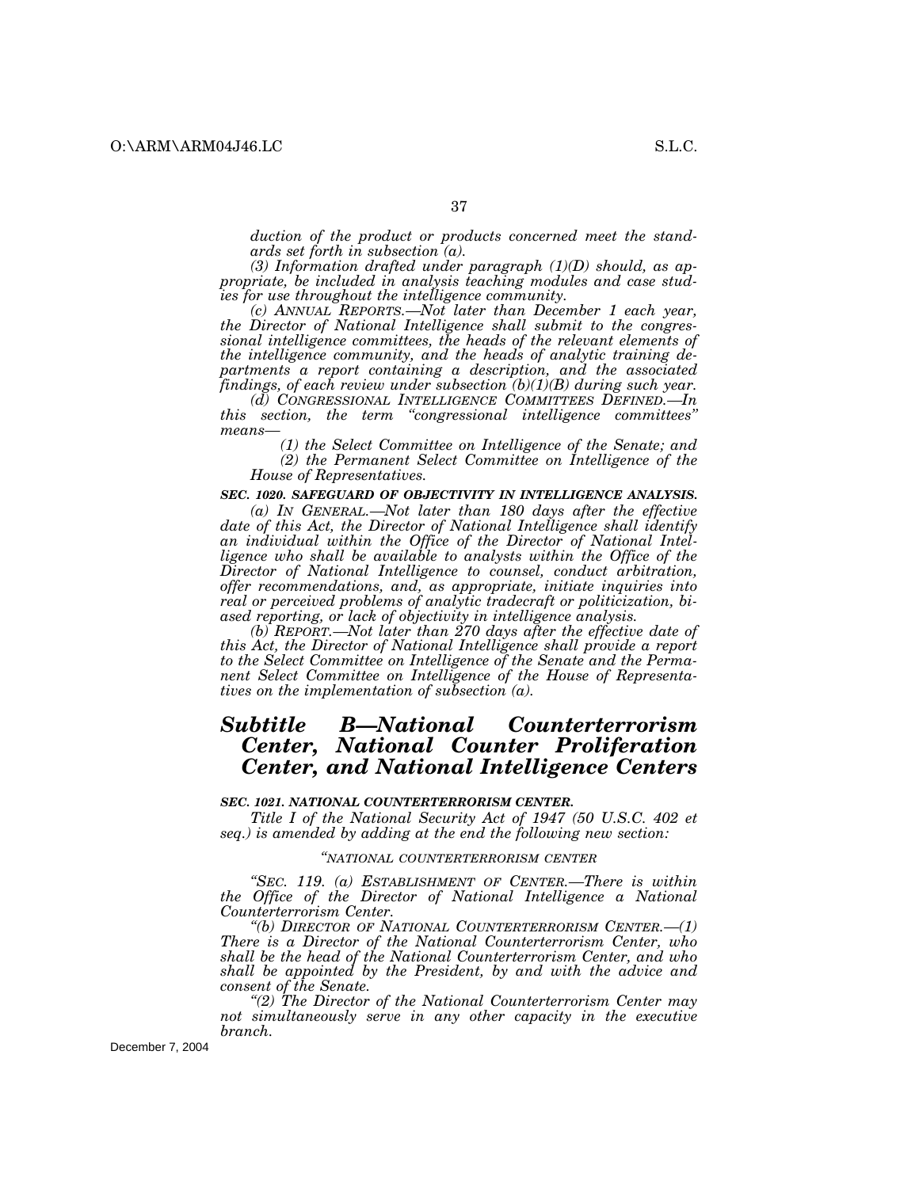*duction of the product or products concerned meet the standards set forth in subsection (a).*

*(3) Information drafted under paragraph (1)(D) should, as appropriate, be included in analysis teaching modules and case studies for use throughout the intelligence community.*

*(c) ANNUAL REPORTS.—Not later than December 1 each year, the Director of National Intelligence shall submit to the congressional intelligence committees, the heads of the relevant elements of the intelligence community, and the heads of analytic training departments a report containing a description, and the associated findings, of each review under subsection (b)(1)(B) during such year.*

*(d) CONGRESSIONAL INTELLIGENCE COMMITTEES DEFINED.—In this section, the term "congressional intelligence committees" means—*

*(1) the Select Committee on Intelligence of the Senate; and*

*(2) the Permanent Select Committee on Intelligence of the House of Representatives.*

***SEC. 1020. SAFEGUARD OF OBJECTIVITY IN INTELLIGENCE ANALYSIS.***

*(a) IN GENERAL.—Not later than 180 days after the effective date of this Act, the Director of National Intelligence shall identify an individual within the Office of the Director of National Intelligence who shall be available to analysts within the Office of the Director of National Intelligence to counsel, conduct arbitration, offer recommendations, and, as appropriate, initiate inquiries into real or perceived problems of analytic tradecraft or politicization, biased reporting, or lack of objectivity in intelligence analysis.*

*(b) REPORT.—Not later than 270 days after the effective date of this Act, the Director of National Intelligence shall provide a report to the Select Committee on Intelligence of the Senate and the Permanent Select Committee on Intelligence of the House of Representatives on the implementation of subsection (a).*

## *Subtitle B—National Counterterrorism Center, National Counter Proliferation Center, and National Intelligence Centers*

***SEC. 1021. NATIONAL COUNTERTERRORISM CENTER.***

*Title I of the National Security Act of 1947 (50 U.S.C. 402 et seq.) is amended by adding at the end the following new section:*

*"NATIONAL COUNTERTERRORISM CENTER*

*"SEC. 119. (a) ESTABLISHMENT OF CENTER.—There is within the Office of the Director of National Intelligence a National Counterterrorism Center.*

*"(b) DIRECTOR OF NATIONAL COUNTERTERRORISM CENTER.—(1) There is a Director of the National Counterterrorism Center, who shall be the head of the National Counterterrorism Center, and who shall be appointed by the President, by and with the advice and consent of the Senate.*

*"(2) The Director of the National Counterterrorism Center may not simultaneously serve in any other capacity in the executive branch.*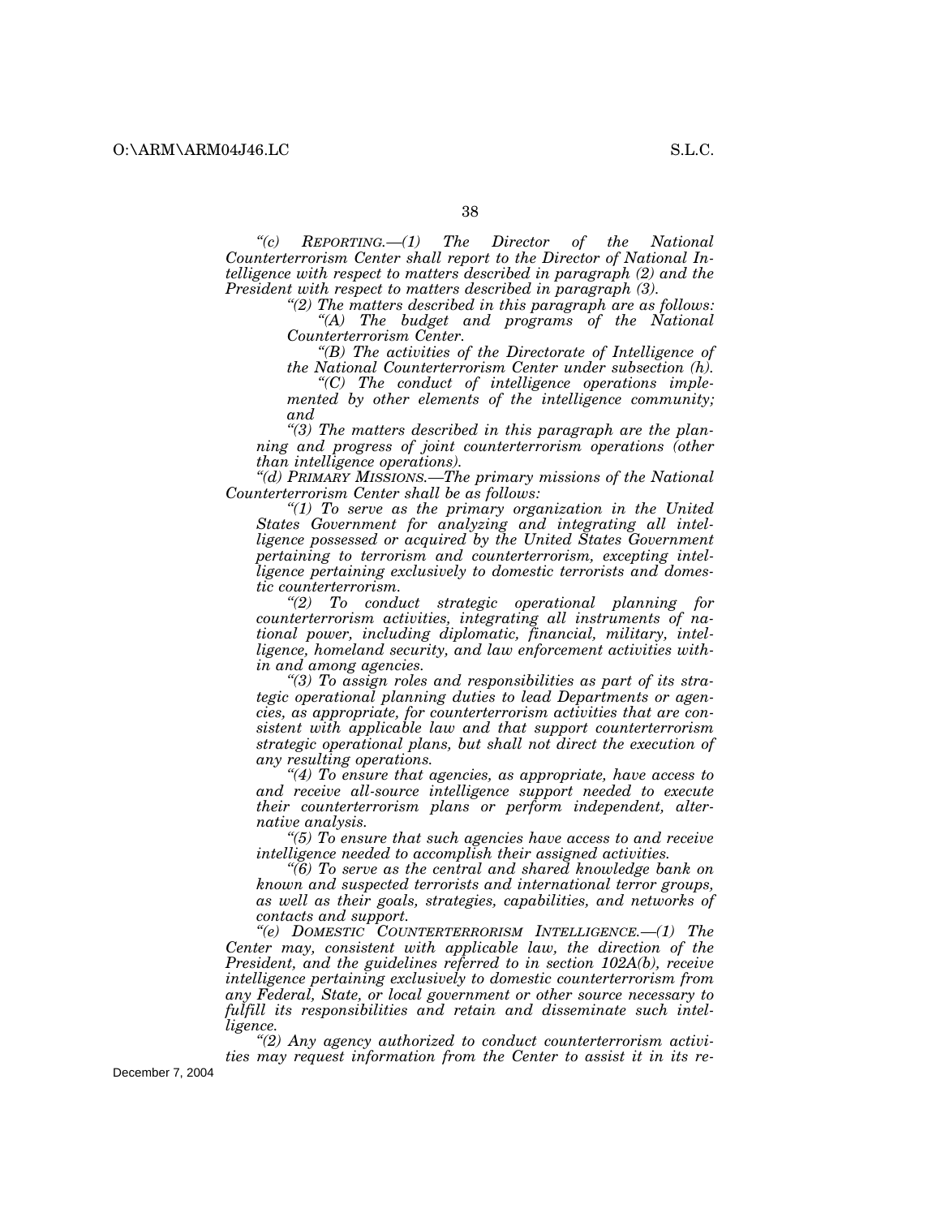*"(c) REPORTING.—(1) The Director of the National Counterterrorism Center shall report to the Director of National Intelligence with respect to matters described in paragraph (2) and the President with respect to matters described in paragraph (3).*

*"(2) The matters described in this paragraph are as follows:*

*"(A) The budget and programs of the National Counterterrorism Center.*

*"(B) The activities of the Directorate of Intelligence of the National Counterterrorism Center under subsection (h).*

*"(C) The conduct of intelligence operations implemented by other elements of the intelligence community; and*

*"(3) The matters described in this paragraph are the planning and progress of joint counterterrorism operations (other than intelligence operations).*

*"(d) PRIMARY MISSIONS.—The primary missions of the National Counterterrorism Center shall be as follows:*

*"(1) To serve as the primary organization in the United States Government for analyzing and integrating all intelligence possessed or acquired by the United States Government pertaining to terrorism and counterterrorism, excepting intelligence pertaining exclusively to domestic terrorists and domestic counterterrorism.*

*"(2) To conduct strategic operational planning for counterterrorism activities, integrating all instruments of national power, including diplomatic, financial, military, intelligence, homeland security, and law enforcement activities within and among agencies.*

*"(3) To assign roles and responsibilities as part of its strategic operational planning duties to lead Departments or agencies, as appropriate, for counterterrorism activities that are consistent with applicable law and that support counterterrorism strategic operational plans, but shall not direct the execution of any resulting operations.*

*"(4) To ensure that agencies, as appropriate, have access to and receive all-source intelligence support needed to execute their counterterrorism plans or perform independent, alternative analysis.*

*"(5) To ensure that such agencies have access to and receive intelligence needed to accomplish their assigned activities.*

*"(6) To serve as the central and shared knowledge bank on known and suspected terrorists and international terror groups, as well as their goals, strategies, capabilities, and networks of contacts and support.*

*"(e) DOMESTIC COUNTERTERRORISM INTELLIGENCE.—(1) The Center may, consistent with applicable law, the direction of the President, and the guidelines referred to in section 102A(b), receive intelligence pertaining exclusively to domestic counterterrorism from any Federal, State, or local government or other source necessary to fulfill its responsibilities and retain and disseminate such intelligence.*

*"(2) Any agency authorized to conduct counterterrorism activities may request information from the Center to assist it in its re-*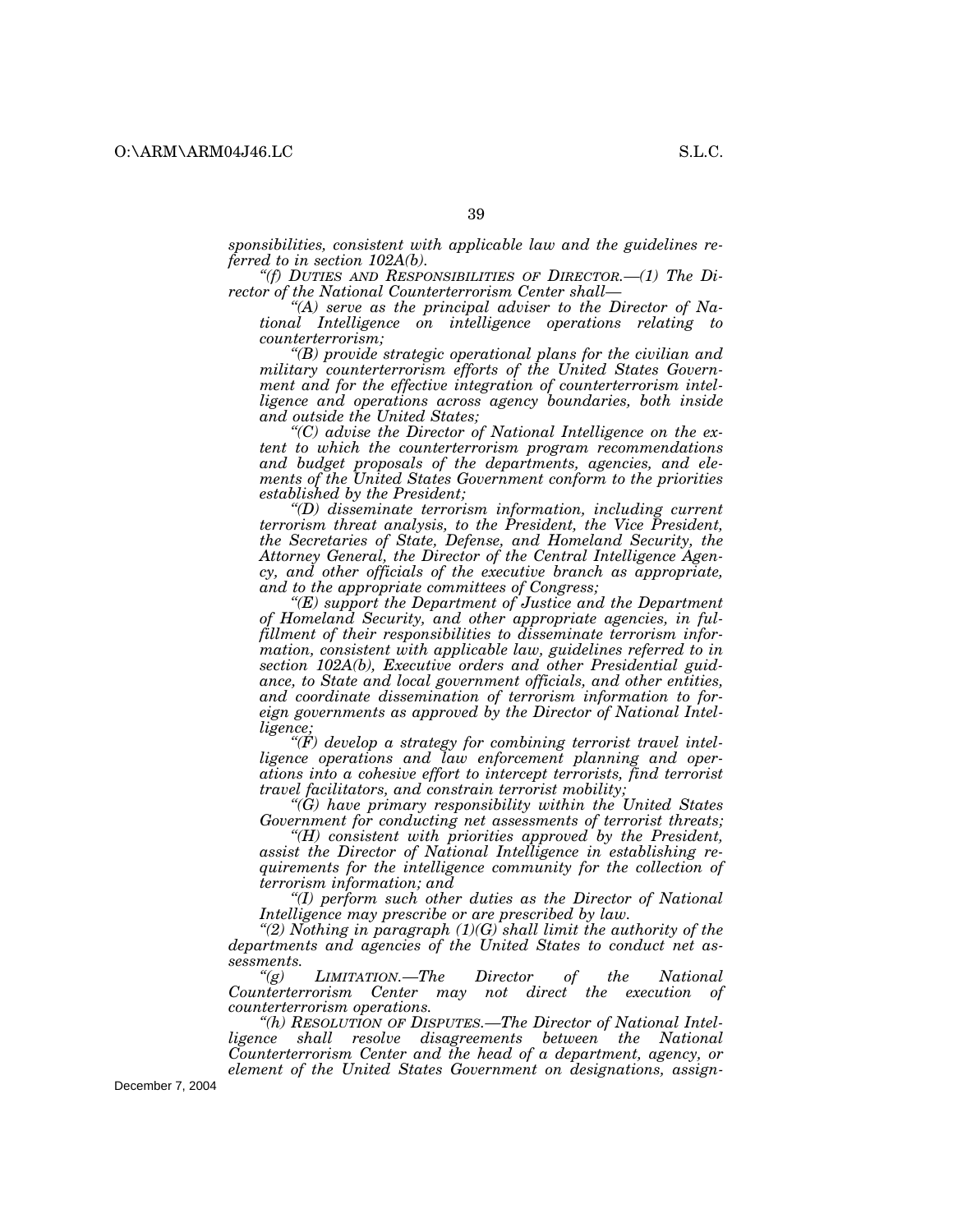*sponsibilities, consistent with applicable law and the guidelines referred to in section 102A(b).*

*"(f) DUTIES AND RESPONSIBILITIES OF DIRECTOR.—(1) The Director of the National Counterterrorism Center shall—*

*"(A) serve as the principal adviser to the Director of National Intelligence on intelligence operations relating to counterterrorism;*

*"(B) provide strategic operational plans for the civilian and military counterterrorism efforts of the United States Government and for the effective integration of counterterrorism intelligence and operations across agency boundaries, both inside and outside the United States;*

*"(C) advise the Director of National Intelligence on the extent to which the counterterrorism program recommendations and budget proposals of the departments, agencies, and elements of the United States Government conform to the priorities established by the President;*

*"(D) disseminate terrorism information, including current terrorism threat analysis, to the President, the Vice President, the Secretaries of State, Defense, and Homeland Security, the Attorney General, the Director of the Central Intelligence Agency, and other officials of the executive branch as appropriate, and to the appropriate committees of Congress;*

*"(E) support the Department of Justice and the Department of Homeland Security, and other appropriate agencies, in fulfillment of their responsibilities to disseminate terrorism information, consistent with applicable law, guidelines referred to in section 102A(b), Executive orders and other Presidential guidance, to State and local government officials, and other entities, and coordinate dissemination of terrorism information to foreign governments as approved by the Director of National Intelligence;*

*"(F) develop a strategy for combining terrorist travel intelligence operations and law enforcement planning and operations into a cohesive effort to intercept terrorists, find terrorist travel facilitators, and constrain terrorist mobility;*

*"(G) have primary responsibility within the United States Government for conducting net assessments of terrorist threats;*

*"(H) consistent with priorities approved by the President, assist the Director of National Intelligence in establishing requirements for the intelligence community for the collection of terrorism information; and*

*"(I) perform such other duties as the Director of National Intelligence may prescribe or are prescribed by law.*

*"(2) Nothing in paragraph (1)(G) shall limit the authority of the departments and agencies of the United States to conduct net assessments.*

*"(g) LIMITATION.—The Director of the National Counterterrorism Center may not direct the execution of counterterrorism operations.*

*"(h) RESOLUTION OF DISPUTES.—The Director of National Intelligence shall resolve disagreements between the National Counterterrorism Center and the head of a department, agency, or element of the United States Government on designations, assign-*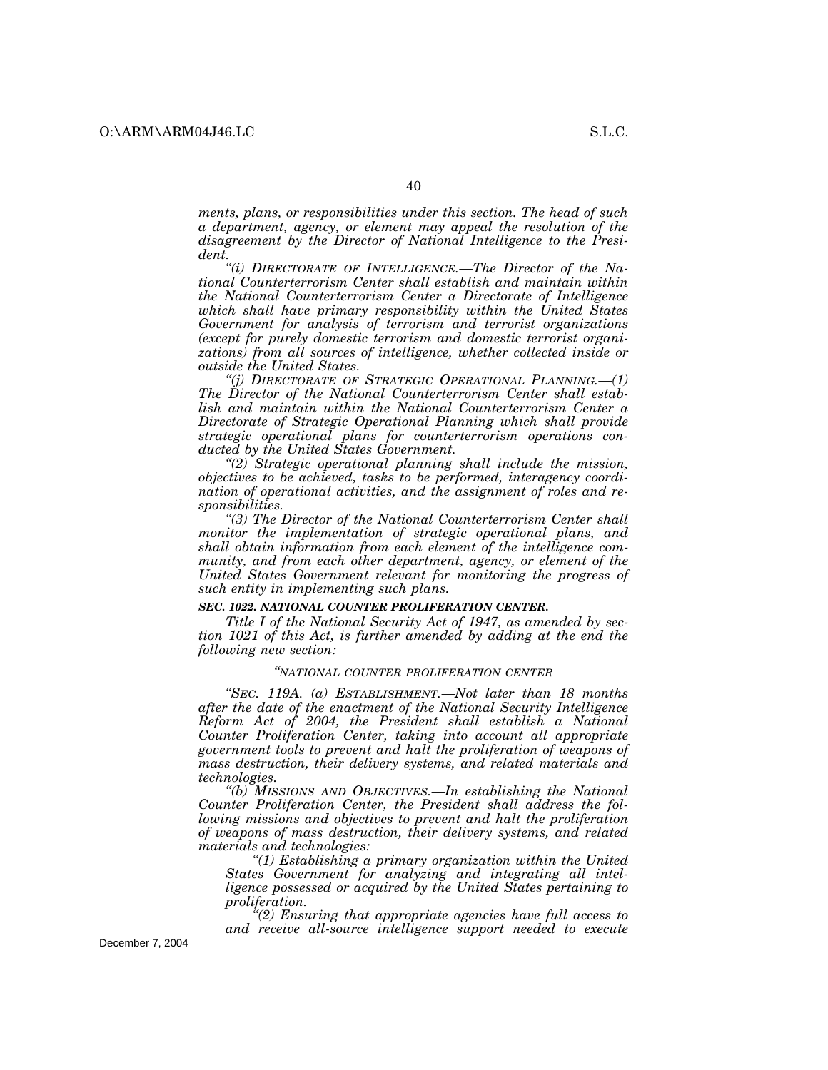*ments, plans, or responsibilities under this section. The head of such a department, agency, or element may appeal the resolution of the disagreement by the Director of National Intelligence to the President.*

*"(i) DIRECTORATE OF INTELLIGENCE.—The Director of the National Counterterrorism Center shall establish and maintain within the National Counterterrorism Center a Directorate of Intelligence which shall have primary responsibility within the United States Government for analysis of terrorism and terrorist organizations (except for purely domestic terrorism and domestic terrorist organizations) from all sources of intelligence, whether collected inside or outside the United States.*

*"(j) DIRECTORATE OF STRATEGIC OPERATIONAL PLANNING.—(1) The Director of the National Counterterrorism Center shall establish and maintain within the National Counterterrorism Center a Directorate of Strategic Operational Planning which shall provide strategic operational plans for counterterrorism operations conducted by the United States Government.*

*"(2) Strategic operational planning shall include the mission, objectives to be achieved, tasks to be performed, interagency coordination of operational activities, and the assignment of roles and responsibilities.*

*"(3) The Director of the National Counterterrorism Center shall monitor the implementation of strategic operational plans, and shall obtain information from each element of the intelligence community, and from each other department, agency, or element of the United States Government relevant for monitoring the progress of such entity in implementing such plans.*

***SEC. 1022. NATIONAL COUNTER PROLIFERATION CENTER.***

*Title I of the National Security Act of 1947, as amended by section 1021 of this Act, is further amended by adding at the end the following new section:*

*"NATIONAL COUNTER PROLIFERATION CENTER*

*"SEC. 119A. (a) ESTABLISHMENT.—Not later than 18 months after the date of the enactment of the National Security Intelligence Reform Act of 2004, the President shall establish a National Counter Proliferation Center, taking into account all appropriate government tools to prevent and halt the proliferation of weapons of mass destruction, their delivery systems, and related materials and technologies.*

*"(b) MISSIONS AND OBJECTIVES.—In establishing the National Counter Proliferation Center, the President shall address the following missions and objectives to prevent and halt the proliferation of weapons of mass destruction, their delivery systems, and related materials and technologies:*

*"(1) Establishing a primary organization within the United States Government for analyzing and integrating all intelligence possessed or acquired by the United States pertaining to proliferation.*

*"(2) Ensuring that appropriate agencies have full access to and receive all-source intelligence support needed to execute*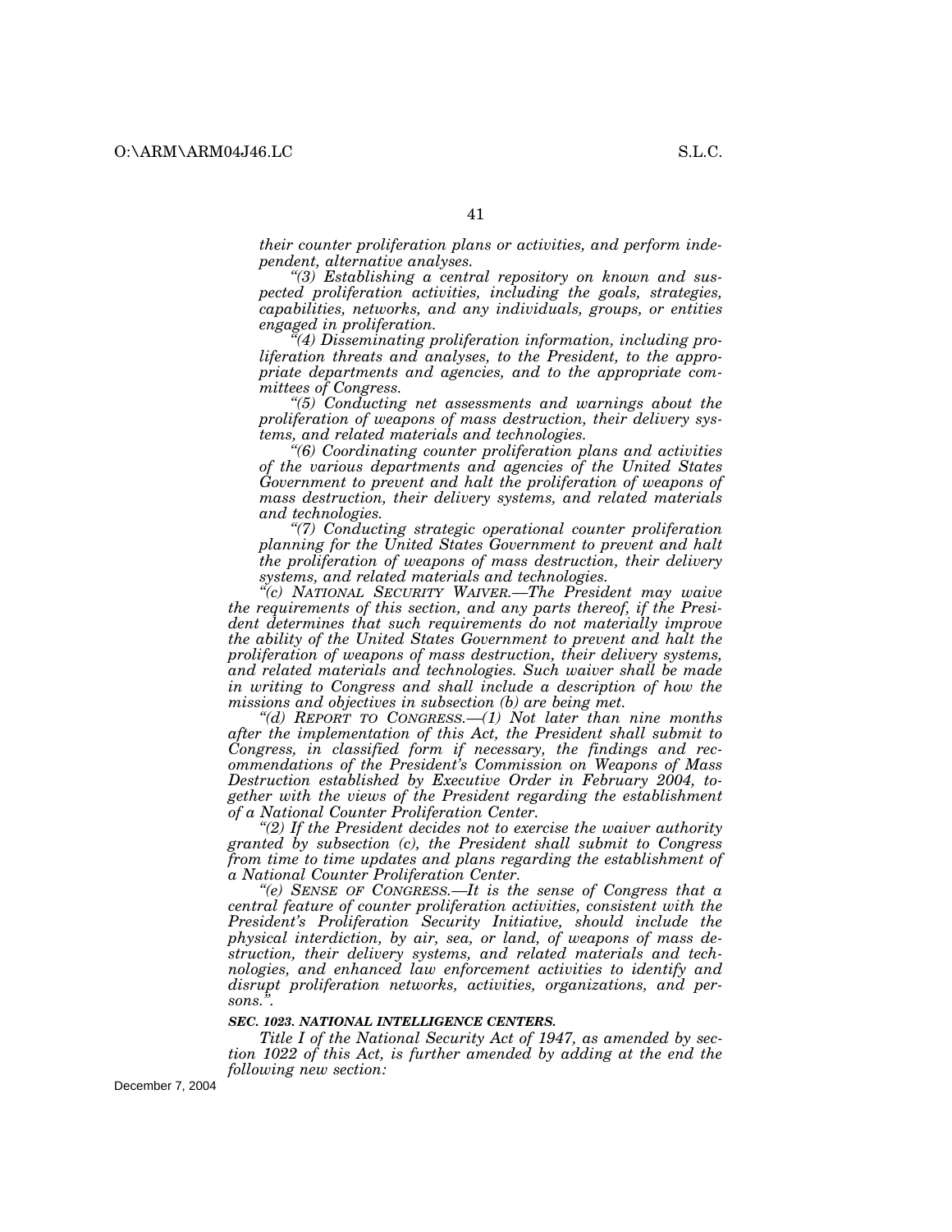*their counter proliferation plans or activities, and perform independent, alternative analyses.*

*"(3) Establishing a central repository on known and suspected proliferation activities, including the goals, strategies, capabilities, networks, and any individuals, groups, or entities engaged in proliferation.*

*"(4) Disseminating proliferation information, including proliferation threats and analyses, to the President, to the appropriate departments and agencies, and to the appropriate committees of Congress.*

*"(5) Conducting net assessments and warnings about the proliferation of weapons of mass destruction, their delivery systems, and related materials and technologies.*

*"(6) Coordinating counter proliferation plans and activities of the various departments and agencies of the United States Government to prevent and halt the proliferation of weapons of mass destruction, their delivery systems, and related materials and technologies.*

*"(7) Conducting strategic operational counter proliferation planning for the United States Government to prevent and halt the proliferation of weapons of mass destruction, their delivery systems, and related materials and technologies.*

*"(c) NATIONAL SECURITY WAIVER.—The President may waive the requirements of this section, and any parts thereof, if the President determines that such requirements do not materially improve the ability of the United States Government to prevent and halt the proliferation of weapons of mass destruction, their delivery systems, and related materials and technologies. Such waiver shall be made in writing to Congress and shall include a description of how the missions and objectives in subsection (b) are being met.*

*"(d) REPORT TO CONGRESS.—(1) Not later than nine months after the implementation of this Act, the President shall submit to Congress, in classified form if necessary, the findings and recommendations of the President's Commission on Weapons of Mass Destruction established by Executive Order in February 2004, together with the views of the President regarding the establishment of a National Counter Proliferation Center.*

*"(2) If the President decides not to exercise the waiver authority granted by subsection (c), the President shall submit to Congress from time to time updates and plans regarding the establishment of a National Counter Proliferation Center.*

*"(e) SENSE OF CONGRESS.—It is the sense of Congress that a central feature of counter proliferation activities, consistent with the President's Proliferation Security Initiative, should include the physical interdiction, by air, sea, or land, of weapons of mass destruction, their delivery systems, and related materials and technologies, and enhanced law enforcement activities to identify and disrupt proliferation networks, activities, organizations, and persons.".*

***SEC. 1023. NATIONAL INTELLIGENCE CENTERS.***

*Title I of the National Security Act of 1947, as amended by section 1022 of this Act, is further amended by adding at the end the following new section:*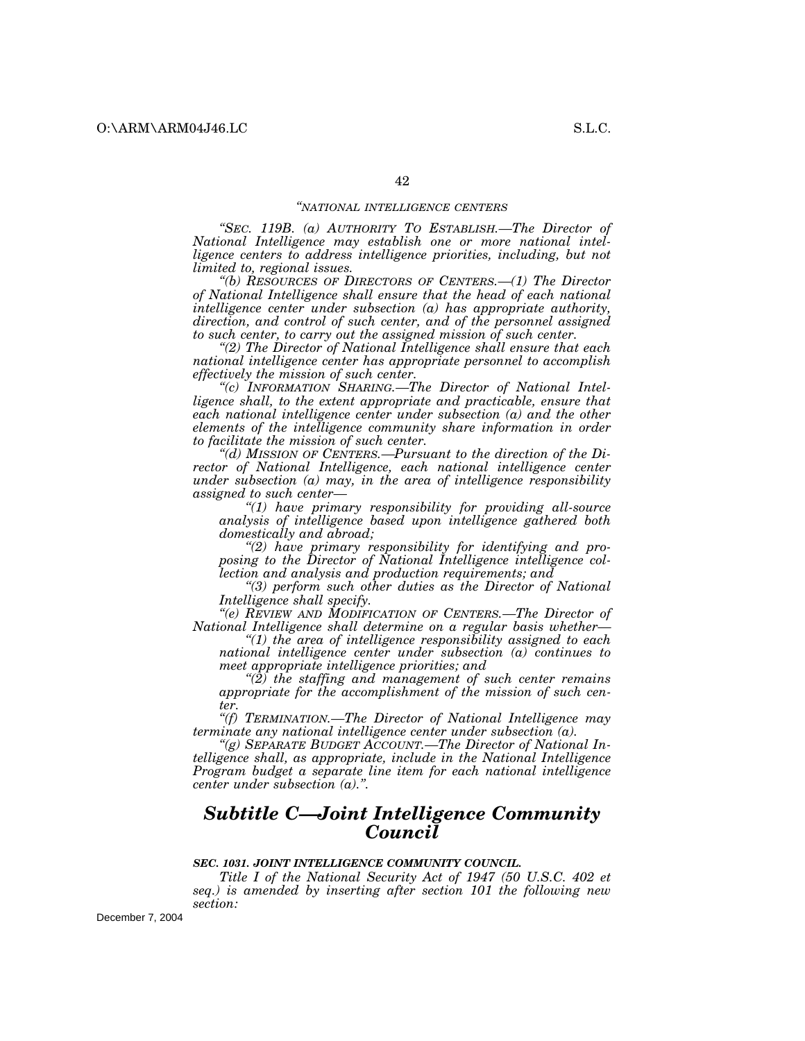*"NATIONAL INTELLIGENCE CENTERS*

*"SEC. 119B. (a) AUTHORITY TO ESTABLISH.—The Director of National Intelligence may establish one or more national intelligence centers to address intelligence priorities, including, but not limited to, regional issues.*

*"(b) RESOURCES OF DIRECTORS OF CENTERS.—(1) The Director of National Intelligence shall ensure that the head of each national intelligence center under subsection (a) has appropriate authority, direction, and control of such center, and of the personnel assigned to such center, to carry out the assigned mission of such center.*

*"(2) The Director of National Intelligence shall ensure that each national intelligence center has appropriate personnel to accomplish effectively the mission of such center.*

*"(c) INFORMATION SHARING.—The Director of National Intelligence shall, to the extent appropriate and practicable, ensure that each national intelligence center under subsection (a) and the other elements of the intelligence community share information in order to facilitate the mission of such center.*

*"(d) MISSION OF CENTERS.—Pursuant to the direction of the Director of National Intelligence, each national intelligence center under subsection (a) may, in the area of intelligence responsibility assigned to such center—*

*"(1) have primary responsibility for providing all-source analysis of intelligence based upon intelligence gathered both domestically and abroad;*

*"(2) have primary responsibility for identifying and proposing to the Director of National Intelligence intelligence collection and analysis and production requirements; and*

*"(3) perform such other duties as the Director of National Intelligence shall specify.*

*"(e) REVIEW AND MODIFICATION OF CENTERS.—The Director of National Intelligence shall determine on a regular basis whether—*

*"(1) the area of intelligence responsibility assigned to each national intelligence center under subsection (a) continues to meet appropriate intelligence priorities; and*

*"(2) the staffing and management of such center remains appropriate for the accomplishment of the mission of such center.*

*"(f) TERMINATION.—The Director of National Intelligence may terminate any national intelligence center under subsection (a).*

*"(g) SEPARATE BUDGET ACCOUNT.—The Director of National Intelligence shall, as appropriate, include in the National Intelligence Program budget a separate line item for each national intelligence center under subsection (a).".*

## *Subtitle C—Joint Intelligence Community Council*

***SEC. 1031. JOINT INTELLIGENCE COMMUNITY COUNCIL.***

*Title I of the National Security Act of 1947 (50 U.S.C. 402 et seq.) is amended by inserting after section 101 the following new section:*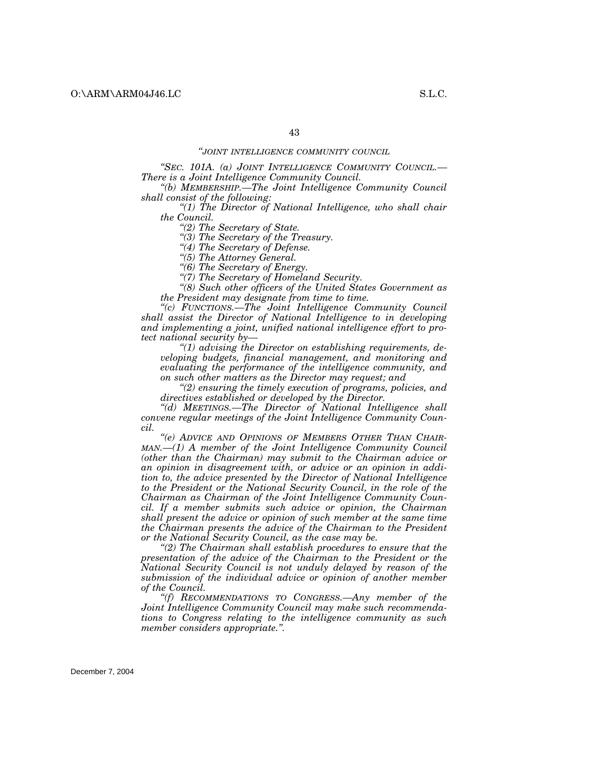*"JOINT INTELLIGENCE COMMUNITY COUNCIL*

*"SEC. 101A. (a) JOINT INTELLIGENCE COMMUNITY COUNCIL.—There is a Joint Intelligence Community Council.*

*"(b) MEMBERSHIP.—The Joint Intelligence Community Council shall consist of the following:*

*"(1) The Director of National Intelligence, who shall chair the Council.*

*"(2) The Secretary of State.*

*"(3) The Secretary of the Treasury.*

*"(4) The Secretary of Defense.*

*"(5) The Attorney General.*

*"(6) The Secretary of Energy.*

*"(7) The Secretary of Homeland Security.*

*"(8) Such other officers of the United States Government as the President may designate from time to time.*

*"(c) FUNCTIONS.—The Joint Intelligence Community Council shall assist the Director of National Intelligence to in developing and implementing a joint, unified national intelligence effort to protect national security by—*

*"(1) advising the Director on establishing requirements, developing budgets, financial management, and monitoring and evaluating the performance of the intelligence community, and on such other matters as the Director may request; and*

*"(2) ensuring the timely execution of programs, policies, and directives established or developed by the Director.*

*"(d) MEETINGS.—The Director of National Intelligence shall convene regular meetings of the Joint Intelligence Community Council.*

*"(e) ADVICE AND OPINIONS OF MEMBERS OTHER THAN CHAIRMAN.—(1) A member of the Joint Intelligence Community Council (other than the Chairman) may submit to the Chairman advice or an opinion in disagreement with, or advice or an opinion in addition to, the advice presented by the Director of National Intelligence to the President or the National Security Council, in the role of the Chairman as Chairman of the Joint Intelligence Community Council. If a member submits such advice or opinion, the Chairman shall present the advice or opinion of such member at the same time the Chairman presents the advice of the Chairman to the President or the National Security Council, as the case may be.*

*"(2) The Chairman shall establish procedures to ensure that the presentation of the advice of the Chairman to the President or the National Security Council is not unduly delayed by reason of the submission of the individual advice or opinion of another member of the Council.*

*"(f) RECOMMENDATIONS TO CONGRESS.—Any member of the Joint Intelligence Community Council may make such recommendations to Congress relating to the intelligence community as such member considers appropriate.".*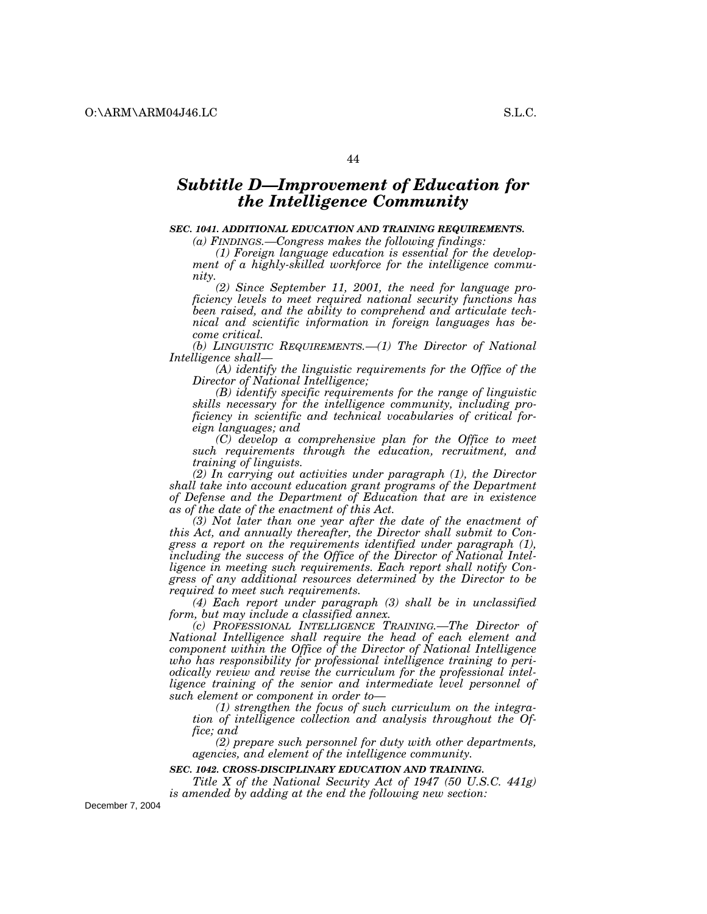## *Subtitle D—Improvement of Education for the Intelligence Community*

***SEC. 1041. ADDITIONAL EDUCATION AND TRAINING REQUIREMENTS.***

*(a) FINDINGS.—Congress makes the following findings:*

*(1) Foreign language education is essential for the development of a highly-skilled workforce for the intelligence community.*

*(2) Since September 11, 2001, the need for language proficiency levels to meet required national security functions has been raised, and the ability to comprehend and articulate technical and scientific information in foreign languages has become critical.*

*(b) LINGUISTIC REQUIREMENTS.—(1) The Director of National Intelligence shall—*

*(A) identify the linguistic requirements for the Office of the Director of National Intelligence;*

*(B) identify specific requirements for the range of linguistic skills necessary for the intelligence community, including proficiency in scientific and technical vocabularies of critical foreign languages; and*

*(C) develop a comprehensive plan for the Office to meet such requirements through the education, recruitment, and training of linguists.*

*(2) In carrying out activities under paragraph (1), the Director shall take into account education grant programs of the Department of Defense and the Department of Education that are in existence as of the date of the enactment of this Act.*

*(3) Not later than one year after the date of the enactment of this Act, and annually thereafter, the Director shall submit to Congress a report on the requirements identified under paragraph (1), including the success of the Office of the Director of National Intelligence in meeting such requirements. Each report shall notify Congress of any additional resources determined by the Director to be required to meet such requirements.*

*(4) Each report under paragraph (3) shall be in unclassified form, but may include a classified annex.*

*(c) PROFESSIONAL INTELLIGENCE TRAINING.—The Director of National Intelligence shall require the head of each element and component within the Office of the Director of National Intelligence who has responsibility for professional intelligence training to periodically review and revise the curriculum for the professional intelligence training of the senior and intermediate level personnel of such element or component in order to—*

*(1) strengthen the focus of such curriculum on the integration of intelligence collection and analysis throughout the Office; and*

*(2) prepare such personnel for duty with other departments, agencies, and element of the intelligence community.*

***SEC. 1042. CROSS-DISCIPLINARY EDUCATION AND TRAINING.***

*Title X of the National Security Act of 1947 (50 U.S.C. 441g) is amended by adding at the end the following new section:*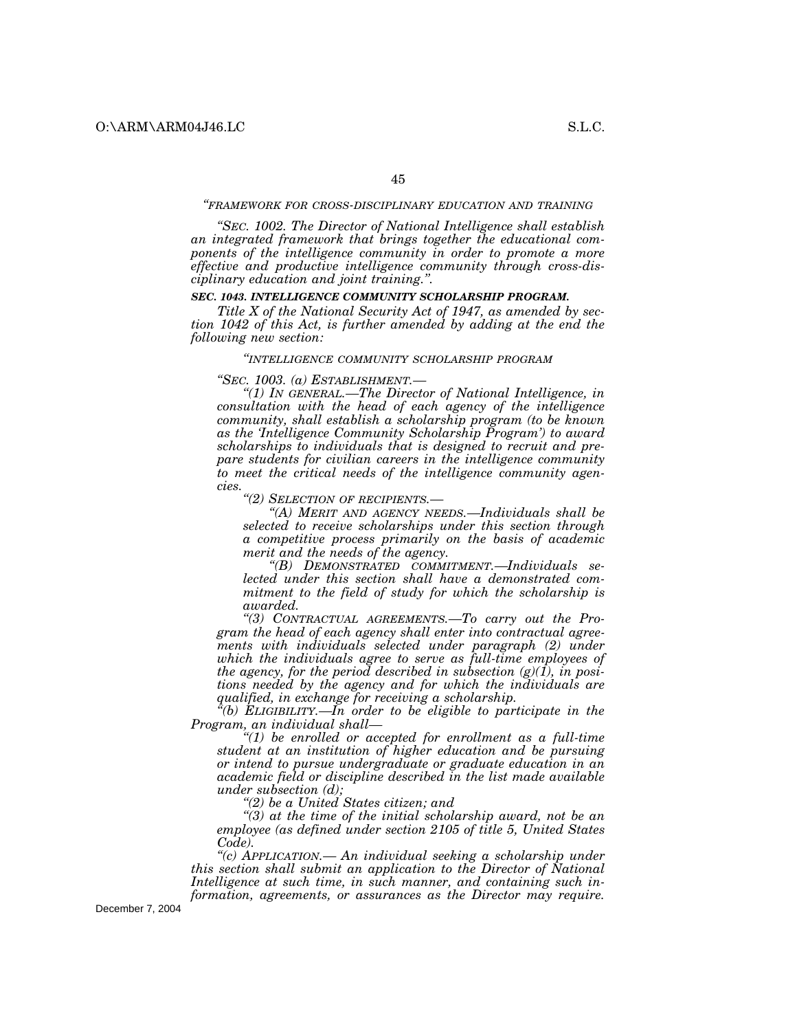*"FRAMEWORK FOR CROSS-DISCIPLINARY EDUCATION AND TRAINING*

*"SEC. 1002. The Director of National Intelligence shall establish an integrated framework that brings together the educational components of the intelligence community in order to promote a more effective and productive intelligence community through cross-disciplinary education and joint training.".*

***SEC. 1043. INTELLIGENCE COMMUNITY SCHOLARSHIP PROGRAM.***

*Title X of the National Security Act of 1947, as amended by section 1042 of this Act, is further amended by adding at the end the following new section:*

*"INTELLIGENCE COMMUNITY SCHOLARSHIP PROGRAM*

*"SEC. 1003. (a) ESTABLISHMENT.—*

*"(1) IN GENERAL.—The Director of National Intelligence, in consultation with the head of each agency of the intelligence community, shall establish a scholarship program (to be known as the 'Intelligence Community Scholarship Program') to award scholarships to individuals that is designed to recruit and prepare students for civilian careers in the intelligence community to meet the critical needs of the intelligence community agencies.*

*"(2) SELECTION OF RECIPIENTS.—*

*"(A) MERIT AND AGENCY NEEDS.—Individuals shall be selected to receive scholarships under this section through a competitive process primarily on the basis of academic merit and the needs of the agency.*

*"(B) DEMONSTRATED COMMITMENT.—Individuals selected under this section shall have a demonstrated commitment to the field of study for which the scholarship is awarded.*

*"(3) CONTRACTUAL AGREEMENTS.—To carry out the Program the head of each agency shall enter into contractual agreements with individuals selected under paragraph (2) under which the individuals agree to serve as full-time employees of the agency, for the period described in subsection (g)(1), in positions needed by the agency and for which the individuals are qualified, in exchange for receiving a scholarship.*

*"(b) ELIGIBILITY.—In order to be eligible to participate in the Program, an individual shall—*

*"(1) be enrolled or accepted for enrollment as a full-time student at an institution of higher education and be pursuing or intend to pursue undergraduate or graduate education in an academic field or discipline described in the list made available under subsection (d);*

*"(2) be a United States citizen; and*

*"(3) at the time of the initial scholarship award, not be an employee (as defined under section 2105 of title 5, United States Code).*

*"(c) APPLICATION.— An individual seeking a scholarship under this section shall submit an application to the Director of National Intelligence at such time, in such manner, and containing such information, agreements, or assurances as the Director may require.*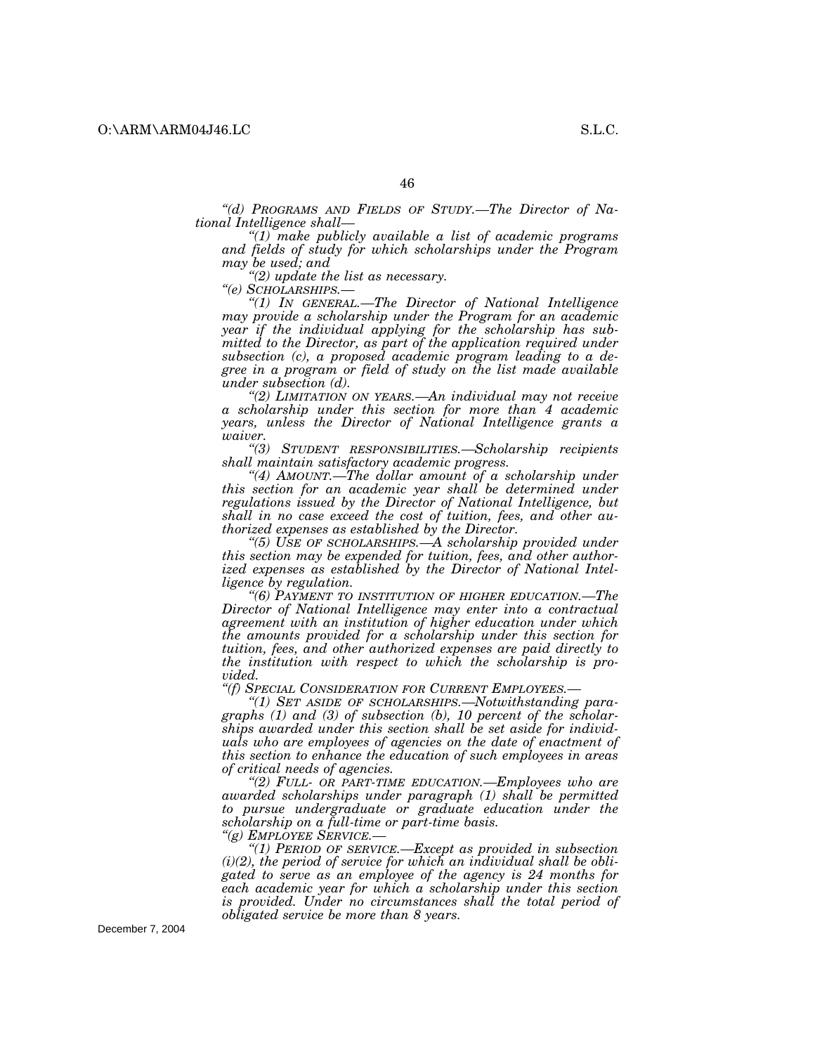*"(d) PROGRAMS AND FIELDS OF STUDY.—The Director of National Intelligence shall—*

*"(1) make publicly available a list of academic programs and fields of study for which scholarships under the Program may be used; and*

*"(2) update the list as necessary.*

*"(e) SCHOLARSHIPS.—*

*"(1) IN GENERAL.—The Director of National Intelligence may provide a scholarship under the Program for an academic year if the individual applying for the scholarship has submitted to the Director, as part of the application required under subsection (c), a proposed academic program leading to a degree in a program or field of study on the list made available under subsection (d).*

*"(2) LIMITATION ON YEARS.—An individual may not receive a scholarship under this section for more than 4 academic years, unless the Director of National Intelligence grants a waiver.*

*"(3) STUDENT RESPONSIBILITIES.—Scholarship recipients shall maintain satisfactory academic progress.*

*"(4) AMOUNT.—The dollar amount of a scholarship under this section for an academic year shall be determined under regulations issued by the Director of National Intelligence, but shall in no case exceed the cost of tuition, fees, and other authorized expenses as established by the Director.*

*"(5) USE OF SCHOLARSHIPS.—A scholarship provided under this section may be expended for tuition, fees, and other authorized expenses as established by the Director of National Intelligence by regulation.*

*"(6) PAYMENT TO INSTITUTION OF HIGHER EDUCATION.—The Director of National Intelligence may enter into a contractual agreement with an institution of higher education under which the amounts provided for a scholarship under this section for tuition, fees, and other authorized expenses are paid directly to the institution with respect to which the scholarship is provided.*

*"(f) SPECIAL CONSIDERATION FOR CURRENT EMPLOYEES.—*

*"(1) SET ASIDE OF SCHOLARSHIPS.—Notwithstanding paragraphs (1) and (3) of subsection (b), 10 percent of the scholarships awarded under this section shall be set aside for individuals who are employees of agencies on the date of enactment of this section to enhance the education of such employees in areas of critical needs of agencies.*

*"(2) FULL- OR PART-TIME EDUCATION.—Employees who are awarded scholarships under paragraph (1) shall be permitted to pursue undergraduate or graduate education under the scholarship on a full-time or part-time basis.*

*"(g) EMPLOYEE SERVICE.—*

*"(1) PERIOD OF SERVICE.—Except as provided in subsection (i)(2), the period of service for which an individual shall be obligated to serve as an employee of the agency is 24 months for each academic year for which a scholarship under this section is provided. Under no circumstances shall the total period of obligated service be more than 8 years.*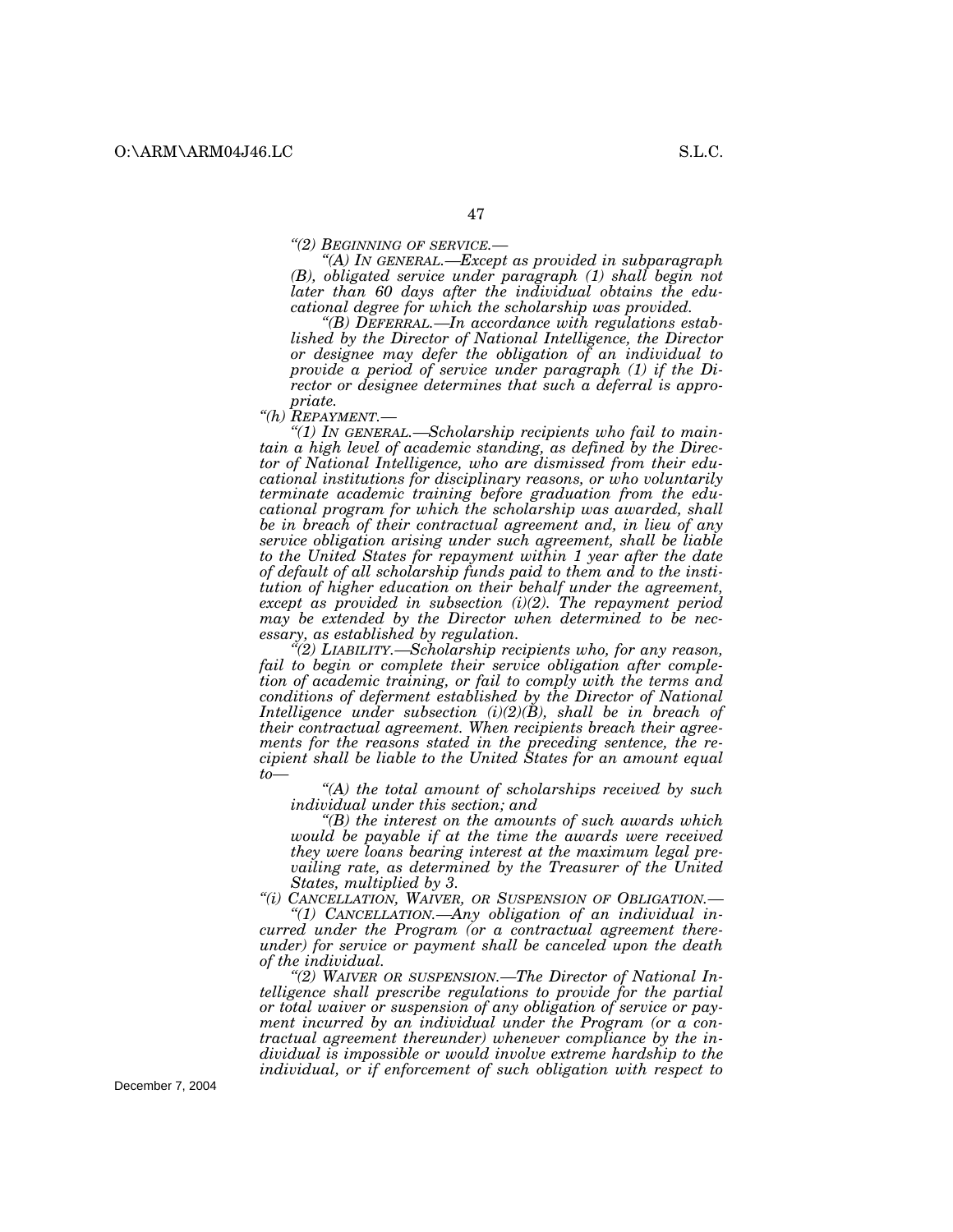*"(2) BEGINNING OF SERVICE.—*

*"(A) IN GENERAL.—Except as provided in subparagraph (B), obligated service under paragraph (1) shall begin not later than 60 days after the individual obtains the educational degree for which the scholarship was provided.*

*"(B) DEFERRAL.—In accordance with regulations established by the Director of National Intelligence, the Director or designee may defer the obligation of an individual to provide a period of service under paragraph (1) if the Director or designee determines that such a deferral is appropriate.*

*"(h) REPAYMENT.—*

*"(1) IN GENERAL.—Scholarship recipients who fail to maintain a high level of academic standing, as defined by the Director of National Intelligence, who are dismissed from their educational institutions for disciplinary reasons, or who voluntarily terminate academic training before graduation from the educational program for which the scholarship was awarded, shall be in breach of their contractual agreement and, in lieu of any service obligation arising under such agreement, shall be liable to the United States for repayment within 1 year after the date of default of all scholarship funds paid to them and to the institution of higher education on their behalf under the agreement, except as provided in subsection (i)(2). The repayment period may be extended by the Director when determined to be necessary, as established by regulation.*

*"(2) LIABILITY.—Scholarship recipients who, for any reason, fail to begin or complete their service obligation after completion of academic training, or fail to comply with the terms and conditions of deferment established by the Director of National Intelligence under subsection (i)(2)(B), shall be in breach of their contractual agreement. When recipients breach their agreements for the reasons stated in the preceding sentence, the recipient shall be liable to the United States for an amount equal to—*

*"(A) the total amount of scholarships received by such individual under this section; and*

*"(B) the interest on the amounts of such awards which would be payable if at the time the awards were received they were loans bearing interest at the maximum legal prevailing rate, as determined by the Treasurer of the United States, multiplied by 3.*

*"(i) CANCELLATION, WAIVER, OR SUSPENSION OF OBLIGATION.—*

*"(1) CANCELLATION.—Any obligation of an individual incurred under the Program (or a contractual agreement thereunder) for service or payment shall be canceled upon the death of the individual.*

*"(2) WAIVER OR SUSPENSION.—The Director of National Intelligence shall prescribe regulations to provide for the partial or total waiver or suspension of any obligation of service or payment incurred by an individual under the Program (or a contractual agreement thereunder) whenever compliance by the individual is impossible or would involve extreme hardship to the individual, or if enforcement of such obligation with respect to*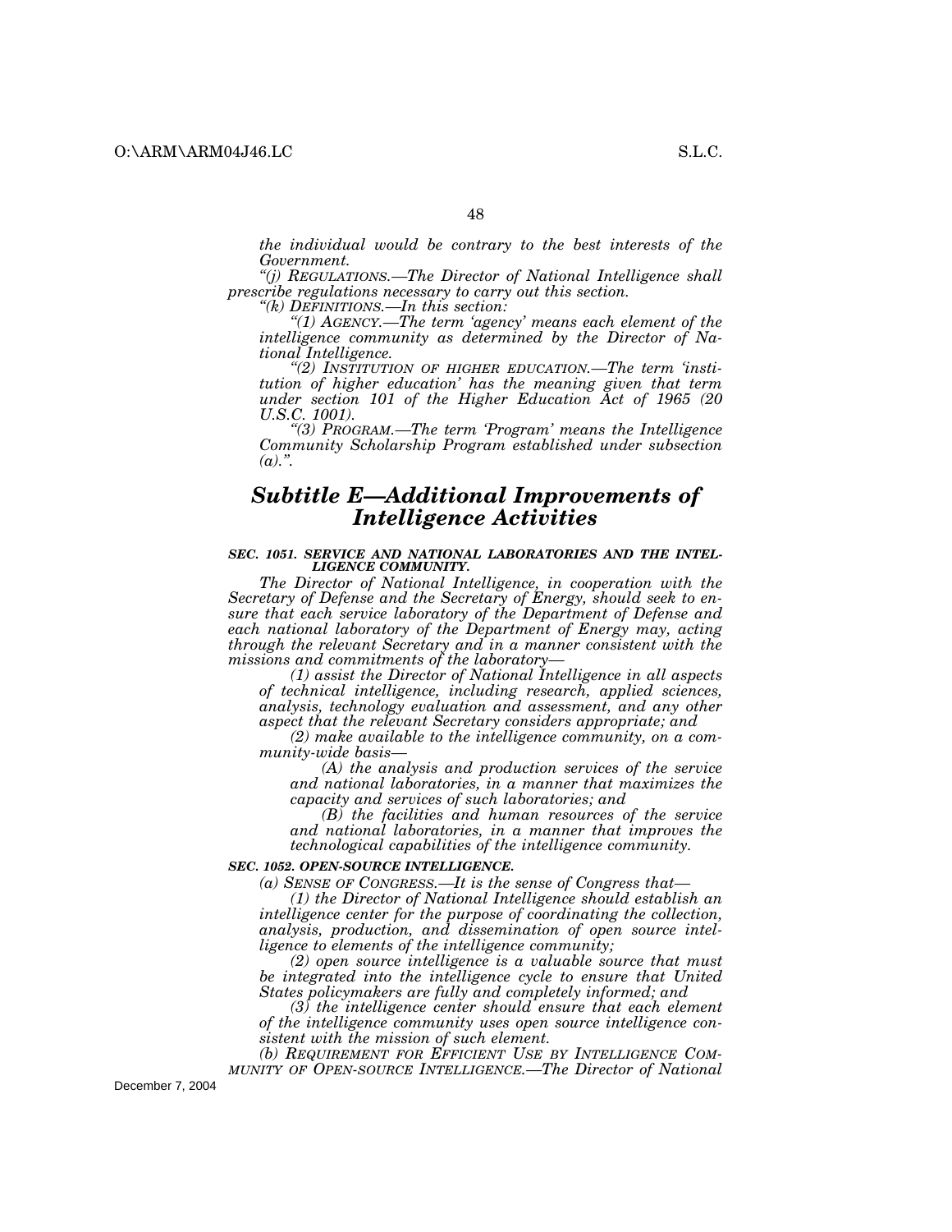*the individual would be contrary to the best interests of the Government.*

*"(j) REGULATIONS.—The Director of National Intelligence shall prescribe regulations necessary to carry out this section.*

*"(k) DEFINITIONS.—In this section:*

*"(1) AGENCY.—The term 'agency' means each element of the intelligence community as determined by the Director of National Intelligence.*

*"(2) INSTITUTION OF HIGHER EDUCATION.—The term 'institution of higher education' has the meaning given that term under section 101 of the Higher Education Act of 1965 (20 U.S.C. 1001).*

*"(3) PROGRAM.—The term 'Program' means the Intelligence Community Scholarship Program established under subsection (a).".*

## *Subtitle E—Additional Improvements of Intelligence Activities*

***SEC. 1051. SERVICE AND NATIONAL LABORATORIES AND THE INTELLIGENCE COMMUNITY.***

*The Director of National Intelligence, in cooperation with the Secretary of Defense and the Secretary of Energy, should seek to ensure that each service laboratory of the Department of Defense and each national laboratory of the Department of Energy may, acting through the relevant Secretary and in a manner consistent with the missions and commitments of the laboratory—*

*(1) assist the Director of National Intelligence in all aspects of technical intelligence, including research, applied sciences, analysis, technology evaluation and assessment, and any other aspect that the relevant Secretary considers appropriate; and*

*(2) make available to the intelligence community, on a community-wide basis—*

*(A) the analysis and production services of the service and national laboratories, in a manner that maximizes the capacity and services of such laboratories; and*

*(B) the facilities and human resources of the service and national laboratories, in a manner that improves the technological capabilities of the intelligence community.*

***SEC. 1052. OPEN-SOURCE INTELLIGENCE.***

*(a) SENSE OF CONGRESS.—It is the sense of Congress that—*

*(1) the Director of National Intelligence should establish an intelligence center for the purpose of coordinating the collection, analysis, production, and dissemination of open source intelligence to elements of the intelligence community;*

*(2) open source intelligence is a valuable source that must be integrated into the intelligence cycle to ensure that United States policymakers are fully and completely informed; and*

*(3) the intelligence center should ensure that each element of the intelligence community uses open source intelligence consistent with the mission of such element.*

*(b) REQUIREMENT FOR EFFICIENT USE BY INTELLIGENCE COMMUNITY OF OPEN-SOURCE INTELLIGENCE.—The Director of National*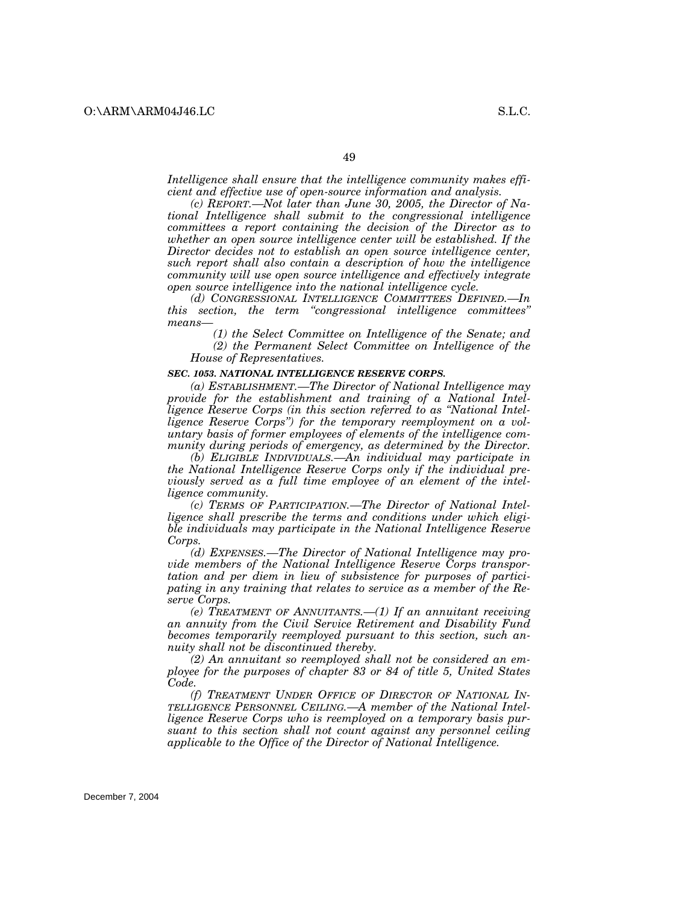*Intelligence shall ensure that the intelligence community makes efficient and effective use of open-source information and analysis.*

*(c) REPORT.—Not later than June 30, 2005, the Director of National Intelligence shall submit to the congressional intelligence committees a report containing the decision of the Director as to whether an open source intelligence center will be established. If the Director decides not to establish an open source intelligence center, such report shall also contain a description of how the intelligence community will use open source intelligence and effectively integrate open source intelligence into the national intelligence cycle.*

*(d) CONGRESSIONAL INTELLIGENCE COMMITTEES DEFINED.—In this section, the term "congressional intelligence committees" means—*

*(1) the Select Committee on Intelligence of the Senate; and*

*(2) the Permanent Select Committee on Intelligence of the House of Representatives.*

***SEC. 1053. NATIONAL INTELLIGENCE RESERVE CORPS.***

*(a) ESTABLISHMENT.—The Director of National Intelligence may provide for the establishment and training of a National Intelligence Reserve Corps (in this section referred to as "National Intelligence Reserve Corps") for the temporary reemployment on a voluntary basis of former employees of elements of the intelligence community during periods of emergency, as determined by the Director.*

*(b) ELIGIBLE INDIVIDUALS.—An individual may participate in the National Intelligence Reserve Corps only if the individual previously served as a full time employee of an element of the intelligence community.*

*(c) TERMS OF PARTICIPATION.—The Director of National Intelligence shall prescribe the terms and conditions under which eligible individuals may participate in the National Intelligence Reserve Corps.*

*(d) EXPENSES.—The Director of National Intelligence may provide members of the National Intelligence Reserve Corps transportation and per diem in lieu of subsistence for purposes of participating in any training that relates to service as a member of the Reserve Corps.*

*(e) TREATMENT OF ANNUITANTS.—(1) If an annuitant receiving an annuity from the Civil Service Retirement and Disability Fund becomes temporarily reemployed pursuant to this section, such annuity shall not be discontinued thereby.*

*(2) An annuitant so reemployed shall not be considered an employee for the purposes of chapter 83 or 84 of title 5, United States Code.*

*(f) TREATMENT UNDER OFFICE OF DIRECTOR OF NATIONAL INTELLIGENCE PERSONNEL CEILING.—A member of the National Intelligence Reserve Corps who is reemployed on a temporary basis pursuant to this section shall not count against any personnel ceiling applicable to the Office of the Director of National Intelligence.*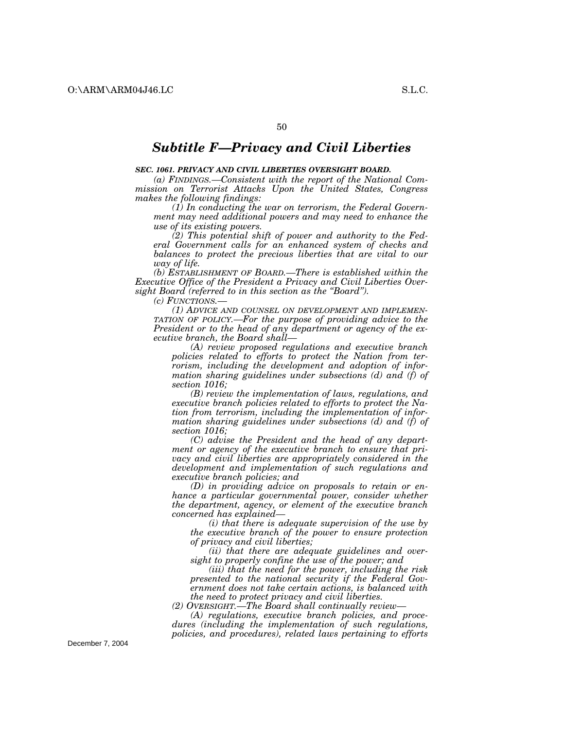## *Subtitle F—Privacy and Civil Liberties*

***SEC. 1061. PRIVACY AND CIVIL LIBERTIES OVERSIGHT BOARD.***

*(a) FINDINGS.—Consistent with the report of the National Commission on Terrorist Attacks Upon the United States, Congress makes the following findings:*

*(1) In conducting the war on terrorism, the Federal Government may need additional powers and may need to enhance the use of its existing powers.*

*(2) This potential shift of power and authority to the Federal Government calls for an enhanced system of checks and balances to protect the precious liberties that are vital to our way of life.*

*(b) ESTABLISHMENT OF BOARD.—There is established within the Executive Office of the President a Privacy and Civil Liberties Oversight Board (referred to in this section as the "Board").*

*(c) FUNCTIONS.—*

*(1) ADVICE AND COUNSEL ON DEVELOPMENT AND IMPLEMENTATION OF POLICY.—For the purpose of providing advice to the President or to the head of any department or agency of the executive branch, the Board shall—*

*(A) review proposed regulations and executive branch policies related to efforts to protect the Nation from terrorism, including the development and adoption of information sharing guidelines under subsections (d) and (f) of section 1016;*

*(B) review the implementation of laws, regulations, and executive branch policies related to efforts to protect the Nation from terrorism, including the implementation of information sharing guidelines under subsections (d) and (f) of section 1016;*

*(C) advise the President and the head of any department or agency of the executive branch to ensure that privacy and civil liberties are appropriately considered in the development and implementation of such regulations and executive branch policies; and*

*(D) in providing advice on proposals to retain or enhance a particular governmental power, consider whether the department, agency, or element of the executive branch concerned has explained—*

*(i) that there is adequate supervision of the use by the executive branch of the power to ensure protection of privacy and civil liberties;*

*(ii) that there are adequate guidelines and oversight to properly confine the use of the power; and*

*(iii) that the need for the power, including the risk presented to the national security if the Federal Government does not take certain actions, is balanced with the need to protect privacy and civil liberties.*

*(2) OVERSIGHT.—The Board shall continually review—*

*(A) regulations, executive branch policies, and procedures (including the implementation of such regulations, policies, and procedures), related laws pertaining to efforts*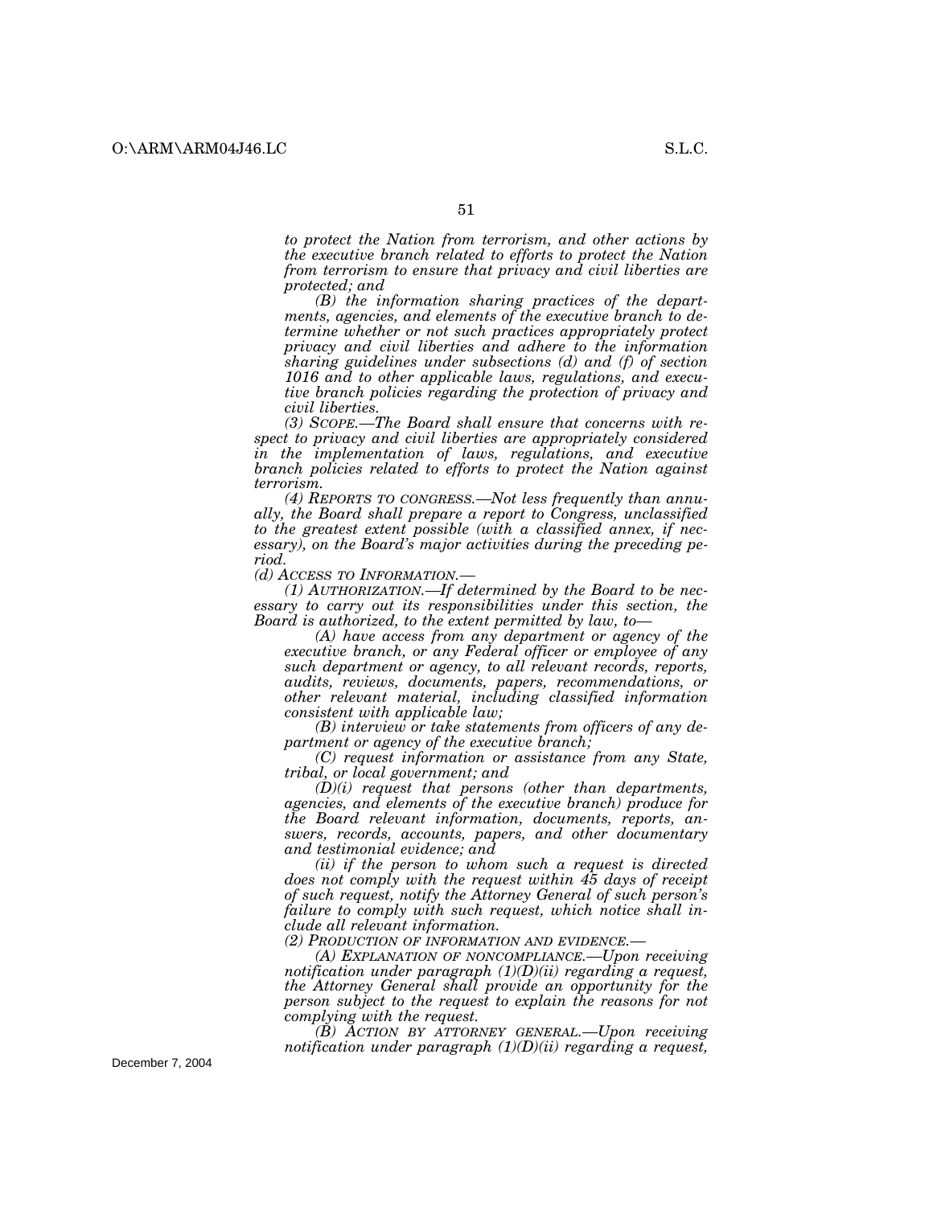*to protect the Nation from terrorism, and other actions by the executive branch related to efforts to protect the Nation from terrorism to ensure that privacy and civil liberties are protected; and*

*(B) the information sharing practices of the departments, agencies, and elements of the executive branch to determine whether or not such practices appropriately protect privacy and civil liberties and adhere to the information sharing guidelines under subsections (d) and (f) of section 1016 and to other applicable laws, regulations, and executive branch policies regarding the protection of privacy and civil liberties.*

*(3) SCOPE.—The Board shall ensure that concerns with respect to privacy and civil liberties are appropriately considered in the implementation of laws, regulations, and executive branch policies related to efforts to protect the Nation against terrorism.*

*(4) REPORTS TO CONGRESS.—Not less frequently than annually, the Board shall prepare a report to Congress, unclassified to the greatest extent possible (with a classified annex, if necessary), on the Board's major activities during the preceding period.*

*(d) ACCESS TO INFORMATION.—*

*(1) AUTHORIZATION.—If determined by the Board to be necessary to carry out its responsibilities under this section, the Board is authorized, to the extent permitted by law, to—*

*(A) have access from any department or agency of the executive branch, or any Federal officer or employee of any such department or agency, to all relevant records, reports, audits, reviews, documents, papers, recommendations, or other relevant material, including classified information consistent with applicable law;*

*(B) interview or take statements from officers of any department or agency of the executive branch;*

*(C) request information or assistance from any State, tribal, or local government; and*

*(D)(i) request that persons (other than departments, agencies, and elements of the executive branch) produce for the Board relevant information, documents, reports, answers, records, accounts, papers, and other documentary and testimonial evidence; and*

*(ii) if the person to whom such a request is directed does not comply with the request within 45 days of receipt of such request, notify the Attorney General of such person's failure to comply with such request, which notice shall include all relevant information.*

*(2) PRODUCTION OF INFORMATION AND EVIDENCE.—*

*(A) EXPLANATION OF NONCOMPLIANCE.—Upon receiving notification under paragraph (1)(D)(ii) regarding a request, the Attorney General shall provide an opportunity for the person subject to the request to explain the reasons for not complying with the request.*

*(B) ACTION BY ATTORNEY GENERAL.—Upon receiving notification under paragraph (1)(D)(ii) regarding a request,*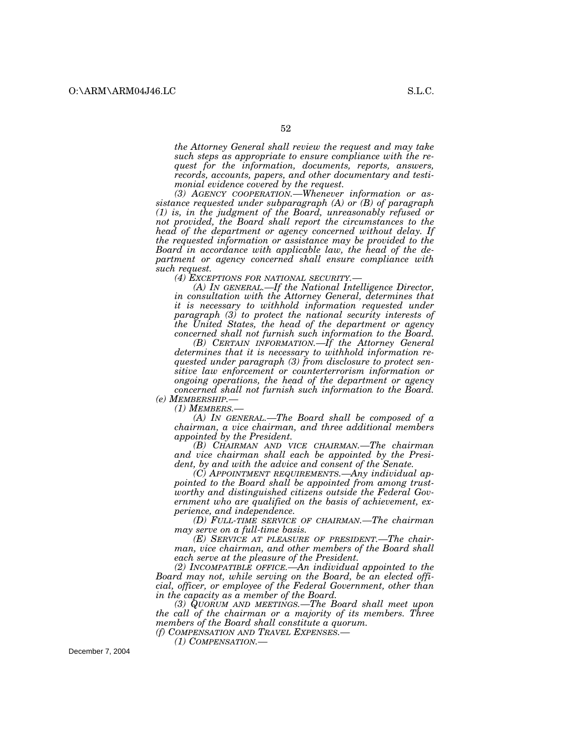*the Attorney General shall review the request and may take such steps as appropriate to ensure compliance with the request for the information, documents, reports, answers, records, accounts, papers, and other documentary and testimonial evidence covered by the request.*

*(3) AGENCY COOPERATION.—Whenever information or assistance requested under subparagraph (A) or (B) of paragraph (1) is, in the judgment of the Board, unreasonably refused or not provided, the Board shall report the circumstances to the head of the department or agency concerned without delay. If the requested information or assistance may be provided to the Board in accordance with applicable law, the head of the department or agency concerned shall ensure compliance with such request.*

*(4) EXCEPTIONS FOR NATIONAL SECURITY.—*

*(A) IN GENERAL.—If the National Intelligence Director, in consultation with the Attorney General, determines that it is necessary to withhold information requested under paragraph (3) to protect the national security interests of the United States, the head of the department or agency concerned shall not furnish such information to the Board.*

*(B) CERTAIN INFORMATION.—If the Attorney General determines that it is necessary to withhold information requested under paragraph (3) from disclosure to protect sensitive law enforcement or counterterrorism information or ongoing operations, the head of the department or agency concerned shall not furnish such information to the Board.*

*(e) MEMBERSHIP.—*

*(1) MEMBERS.—*

*(A) IN GENERAL.—The Board shall be composed of a chairman, a vice chairman, and three additional members appointed by the President.*

*(B) CHAIRMAN AND VICE CHAIRMAN.—The chairman and vice chairman shall each be appointed by the President, by and with the advice and consent of the Senate.*

*(C) APPOINTMENT REQUIREMENTS.—Any individual appointed to the Board shall be appointed from among trustworthy and distinguished citizens outside the Federal Government who are qualified on the basis of achievement, experience, and independence.*

*(D) FULL-TIME SERVICE OF CHAIRMAN.—The chairman may serve on a full-time basis.*

*(E) SERVICE AT PLEASURE OF PRESIDENT.—The chairman, vice chairman, and other members of the Board shall each serve at the pleasure of the President.*

*(2) INCOMPATIBLE OFFICE.—An individual appointed to the Board may not, while serving on the Board, be an elected official, officer, or employee of the Federal Government, other than in the capacity as a member of the Board.*

*(3) QUORUM AND MEETINGS.—The Board shall meet upon the call of the chairman or a majority of its members. Three members of the Board shall constitute a quorum.*

*(f) COMPENSATION AND TRAVEL EXPENSES.—*

*(1) COMPENSATION.—*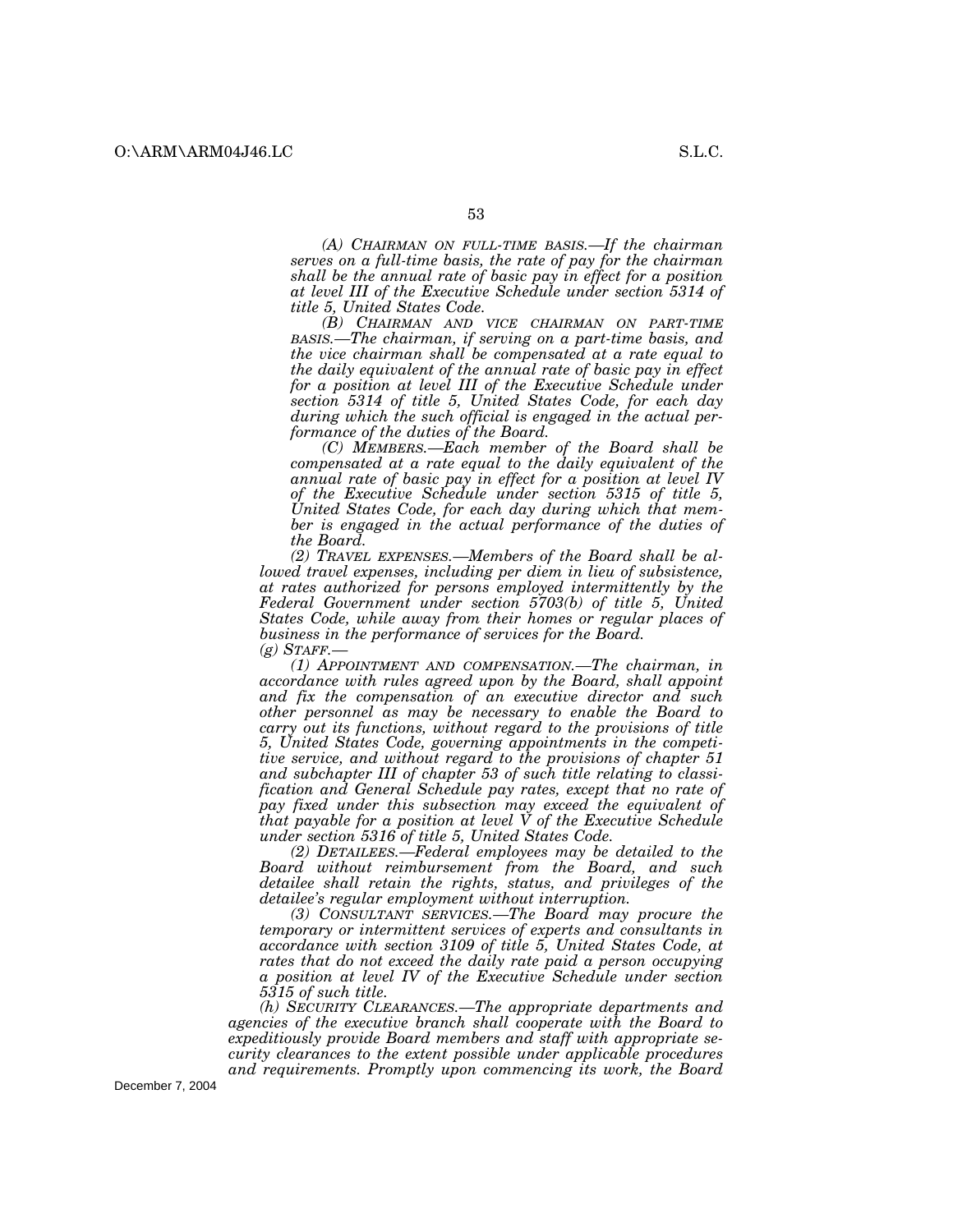*(A) CHAIRMAN ON FULL-TIME BASIS.—If the chairman serves on a full-time basis, the rate of pay for the chairman shall be the annual rate of basic pay in effect for a position at level III of the Executive Schedule under section 5314 of title 5, United States Code.*

*(B) CHAIRMAN AND VICE CHAIRMAN ON PART-TIME BASIS.—The chairman, if serving on a part-time basis, and the vice chairman shall be compensated at a rate equal to the daily equivalent of the annual rate of basic pay in effect for a position at level III of the Executive Schedule under section 5314 of title 5, United States Code, for each day during which the such official is engaged in the actual performance of the duties of the Board.*

*(C) MEMBERS.—Each member of the Board shall be compensated at a rate equal to the daily equivalent of the annual rate of basic pay in effect for a position at level IV of the Executive Schedule under section 5315 of title 5, United States Code, for each day during which that member is engaged in the actual performance of the duties of the Board.*

*(2) TRAVEL EXPENSES.—Members of the Board shall be allowed travel expenses, including per diem in lieu of subsistence, at rates authorized for persons employed intermittently by the Federal Government under section 5703(b) of title 5, United States Code, while away from their homes or regular places of business in the performance of services for the Board.*

*(g) STAFF.—*

*(1) APPOINTMENT AND COMPENSATION.—The chairman, in accordance with rules agreed upon by the Board, shall appoint and fix the compensation of an executive director and such other personnel as may be necessary to enable the Board to carry out its functions, without regard to the provisions of title 5, United States Code, governing appointments in the competitive service, and without regard to the provisions of chapter 51 and subchapter III of chapter 53 of such title relating to classification and General Schedule pay rates, except that no rate of pay fixed under this subsection may exceed the equivalent of that payable for a position at level V of the Executive Schedule under section 5316 of title 5, United States Code.*

*(2) DETAILEES.—Federal employees may be detailed to the Board without reimbursement from the Board, and such detailee shall retain the rights, status, and privileges of the detailee's regular employment without interruption.*

*(3) CONSULTANT SERVICES.—The Board may procure the temporary or intermittent services of experts and consultants in accordance with section 3109 of title 5, United States Code, at rates that do not exceed the daily rate paid a person occupying a position at level IV of the Executive Schedule under section 5315 of such title.*

*(h) SECURITY CLEARANCES.—The appropriate departments and agencies of the executive branch shall cooperate with the Board to expeditiously provide Board members and staff with appropriate security clearances to the extent possible under applicable procedures and requirements. Promptly upon commencing its work, the Board*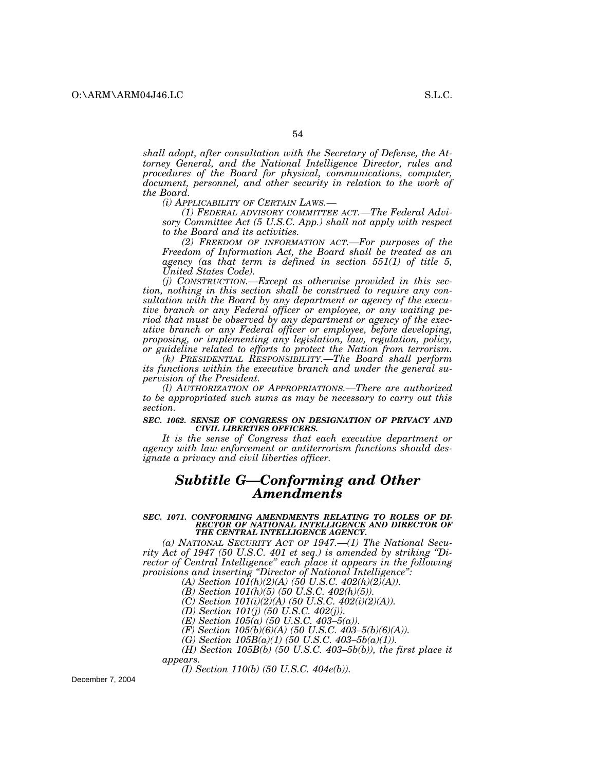*shall adopt, after consultation with the Secretary of Defense, the Attorney General, and the National Intelligence Director, rules and procedures of the Board for physical, communications, computer, document, personnel, and other security in relation to the work of the Board.*

*(i) APPLICABILITY OF CERTAIN LAWS.—*

*(1) FEDERAL ADVISORY COMMITTEE ACT.—The Federal Advisory Committee Act (5 U.S.C. App.) shall not apply with respect to the Board and its activities.*

*(2) FREEDOM OF INFORMATION ACT.—For purposes of the Freedom of Information Act, the Board shall be treated as an agency (as that term is defined in section 551(1) of title 5, United States Code).*

*(j) CONSTRUCTION.—Except as otherwise provided in this section, nothing in this section shall be construed to require any consultation with the Board by any department or agency of the executive branch or any Federal officer or employee, or any waiting period that must be observed by any department or agency of the executive branch or any Federal officer or employee, before developing, proposing, or implementing any legislation, law, regulation, policy, or guideline related to efforts to protect the Nation from terrorism.*

*(k) PRESIDENTIAL RESPONSIBILITY.—The Board shall perform its functions within the executive branch and under the general supervision of the President.*

*(l) AUTHORIZATION OF APPROPRIATIONS.—There are authorized to be appropriated such sums as may be necessary to carry out this section.*

***SEC. 1062. SENSE OF CONGRESS ON DESIGNATION OF PRIVACY AND CIVIL LIBERTIES OFFICERS.***

*It is the sense of Congress that each executive department or agency with law enforcement or antiterrorism functions should designate a privacy and civil liberties officer.*

## ***Subtitle G—Conforming and Other Amendments***

***SEC. 1071. CONFORMING AMENDMENTS RELATING TO ROLES OF DIRECTOR OF NATIONAL INTELLIGENCE AND DIRECTOR OF THE CENTRAL INTELLIGENCE AGENCY.***

*(a) NATIONAL SECURITY ACT OF 1947.—(1) The National Security Act of 1947 (50 U.S.C. 401 et seq.) is amended by striking "Director of Central Intelligence" each place it appears in the following provisions and inserting "Director of National Intelligence":*

*(A) Section 101(h)(2)(A) (50 U.S.C. 402(h)(2)(A)).*

*(B) Section 101(h)(5) (50 U.S.C. 402(h)(5)).*

*(C) Section 101(i)(2)(A) (50 U.S.C. 402(i)(2)(A)).*

*(D) Section 101(j) (50 U.S.C. 402(j)).*

*(E) Section 105(a) (50 U.S.C. 403–5(a)).*

*(F) Section 105(b)(6)(A) (50 U.S.C. 403–5(b)(6)(A)).*

*(G) Section 105B(a)(1) (50 U.S.C. 403–5b(a)(1)).*

*(H) Section 105B(b) (50 U.S.C. 403–5b(b)), the first place it appears.*

*(I) Section 110(b) (50 U.S.C. 404e(b)).*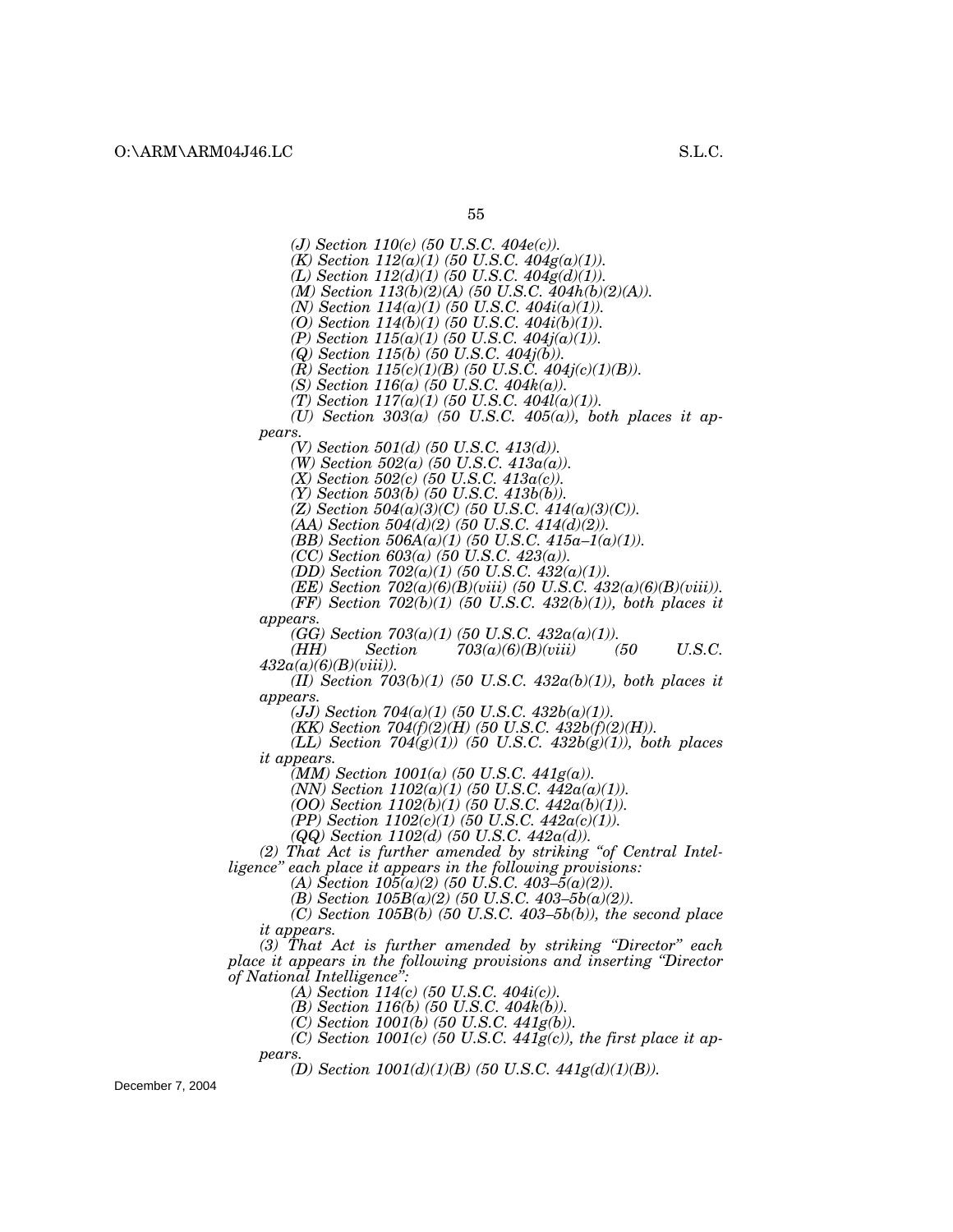*(J) Section 110(c) (50 U.S.C. 404e(c)).*

*(K) Section 112(a)(1) (50 U.S.C. 404g(a)(1)).*

*(L) Section 112(d)(1) (50 U.S.C. 404g(d)(1)).*

*(M) Section 113(b)(2)(A) (50 U.S.C. 404h(b)(2)(A)).*

*(N) Section 114(a)(1) (50 U.S.C. 404i(a)(1)).*

*(O) Section 114(b)(1) (50 U.S.C. 404i(b)(1)).*

*(P) Section 115(a)(1) (50 U.S.C. 404j(a)(1)).*

*(Q) Section 115(b) (50 U.S.C. 404j(b)).*

*(R) Section 115(c)(1)(B) (50 U.S.C. 404j(c)(1)(B)).*

*(S) Section 116(a) (50 U.S.C. 404k(a)).*

*(T) Section 117(a)(1) (50 U.S.C. 404l(a)(1)).*

*(U) Section 303(a) (50 U.S.C. 405(a)), both places it appears.*

*(V) Section 501(d) (50 U.S.C. 413(d)).*

*(W) Section 502(a) (50 U.S.C. 413a(a)).*

*(X) Section 502(c) (50 U.S.C. 413a(c)).*

*(Y) Section 503(b) (50 U.S.C. 413b(b)).*

*(Z) Section 504(a)(3)(C) (50 U.S.C. 414(a)(3)(C)).*

*(AA) Section 504(d)(2) (50 U.S.C. 414(d)(2)).*

*(BB) Section 506A(a)(1) (50 U.S.C. 415a–1(a)(1)).*

*(CC) Section 603(a) (50 U.S.C. 423(a)).*

*(DD) Section 702(a)(1) (50 U.S.C. 432(a)(1)).*

*(EE) Section 702(a)(6)(B)(viii) (50 U.S.C. 432(a)(6)(B)(viii)).*

*(FF) Section 702(b)(1) (50 U.S.C. 432(b)(1)), both places it appears.*

*(GG) Section 703(a)(1) (50 U.S.C. 432a(a)(1)).*

*(HH) Section 703(a)(6)(B)(viii) (50 U.S.C. 432a(a)(6)(B)(viii)).*

*(II) Section 703(b)(1) (50 U.S.C. 432a(b)(1)), both places it appears.*

*(JJ) Section 704(a)(1) (50 U.S.C. 432b(a)(1)).*

*(KK) Section 704(f)(2)(H) (50 U.S.C. 432b(f)(2)(H)).*

*(LL) Section 704(g)(1)) (50 U.S.C. 432b(g)(1)), both places it appears.*

*(MM) Section 1001(a) (50 U.S.C. 441g(a)).*

*(NN) Section 1102(a)(1) (50 U.S.C. 442a(a)(1)).*

*(OO) Section 1102(b)(1) (50 U.S.C. 442a(b)(1)).*

*(PP) Section 1102(c)(1) (50 U.S.C. 442a(c)(1)).*

*(QQ) Section 1102(d) (50 U.S.C. 442a(d)).*

*(2) That Act is further amended by striking "of Central Intelligence" each place it appears in the following provisions:*

*(A) Section 105(a)(2) (50 U.S.C. 403–5(a)(2)).*

*(B) Section 105B(a)(2) (50 U.S.C. 403–5b(a)(2)).*

*(C) Section 105B(b) (50 U.S.C. 403–5b(b)), the second place it appears.*

*(3) That Act is further amended by striking "Director" each place it appears in the following provisions and inserting "Director of National Intelligence":*

*(A) Section 114(c) (50 U.S.C. 404i(c)).*

*(B) Section 116(b) (50 U.S.C. 404k(b)).*

*(C) Section 1001(b) (50 U.S.C. 441g(b)).*

*(C) Section 1001(c) (50 U.S.C. 441g(c)), the first place it appears.*

*(D) Section 1001(d)(1)(B) (50 U.S.C. 441g(d)(1)(B)).*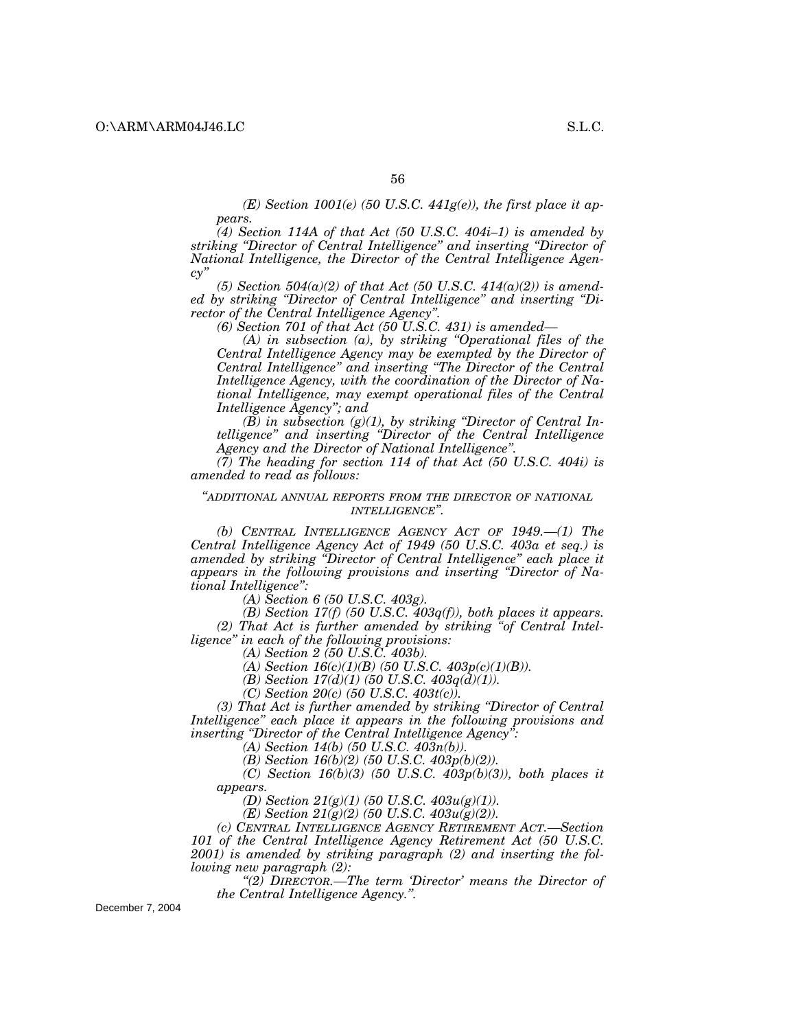*(E) Section 1001(e) (50 U.S.C. 441g(e)), the first place it appears.*

*(4) Section 114A of that Act (50 U.S.C. 404i–1) is amended by striking "Director of Central Intelligence" and inserting "Director of National Intelligence, the Director of the Central Intelligence Agency"*

*(5) Section 504(a)(2) of that Act (50 U.S.C. 414(a)(2)) is amended by striking "Director of Central Intelligence" and inserting "Director of the Central Intelligence Agency".*

*(6) Section 701 of that Act (50 U.S.C. 431) is amended—*

*(A) in subsection (a), by striking "Operational files of the Central Intelligence Agency may be exempted by the Director of Central Intelligence" and inserting "The Director of the Central Intelligence Agency, with the coordination of the Director of National Intelligence, may exempt operational files of the Central Intelligence Agency"; and*

*(B) in subsection (g)(1), by striking "Director of Central Intelligence" and inserting "Director of the Central Intelligence Agency and the Director of National Intelligence".*

*(7) The heading for section 114 of that Act (50 U.S.C. 404i) is amended to read as follows:*

*"ADDITIONAL ANNUAL REPORTS FROM THE DIRECTOR OF NATIONAL INTELLIGENCE".*

*(b) CENTRAL INTELLIGENCE AGENCY ACT OF 1949.—(1) The Central Intelligence Agency Act of 1949 (50 U.S.C. 403a et seq.) is amended by striking "Director of Central Intelligence" each place it appears in the following provisions and inserting "Director of National Intelligence":*

*(A) Section 6 (50 U.S.C. 403g).*

*(B) Section 17(f) (50 U.S.C. 403q(f)), both places it appears.*

*(2) That Act is further amended by striking "of Central Intelligence" in each of the following provisions:*

*(A) Section 2 (50 U.S.C. 403b).*

*(A) Section 16(c)(1)(B) (50 U.S.C. 403p(c)(1)(B)).*

*(B) Section 17(d)(1) (50 U.S.C. 403q(d)(1)).*

*(C) Section 20(c) (50 U.S.C. 403t(c)).*

*(3) That Act is further amended by striking "Director of Central Intelligence" each place it appears in the following provisions and inserting "Director of the Central Intelligence Agency":*

*(A) Section 14(b) (50 U.S.C. 403n(b)).*

*(B) Section 16(b)(2) (50 U.S.C. 403p(b)(2)).*

*(C) Section 16(b)(3) (50 U.S.C. 403p(b)(3)), both places it appears.*

*(D) Section 21(g)(1) (50 U.S.C. 403u(g)(1)).*

*(E) Section 21(g)(2) (50 U.S.C. 403u(g)(2)).*

*(c) CENTRAL INTELLIGENCE AGENCY RETIREMENT ACT.—Section 101 of the Central Intelligence Agency Retirement Act (50 U.S.C. 2001) is amended by striking paragraph (2) and inserting the following new paragraph (2):*

*"(2) DIRECTOR.—The term 'Director' means the Director of the Central Intelligence Agency.".*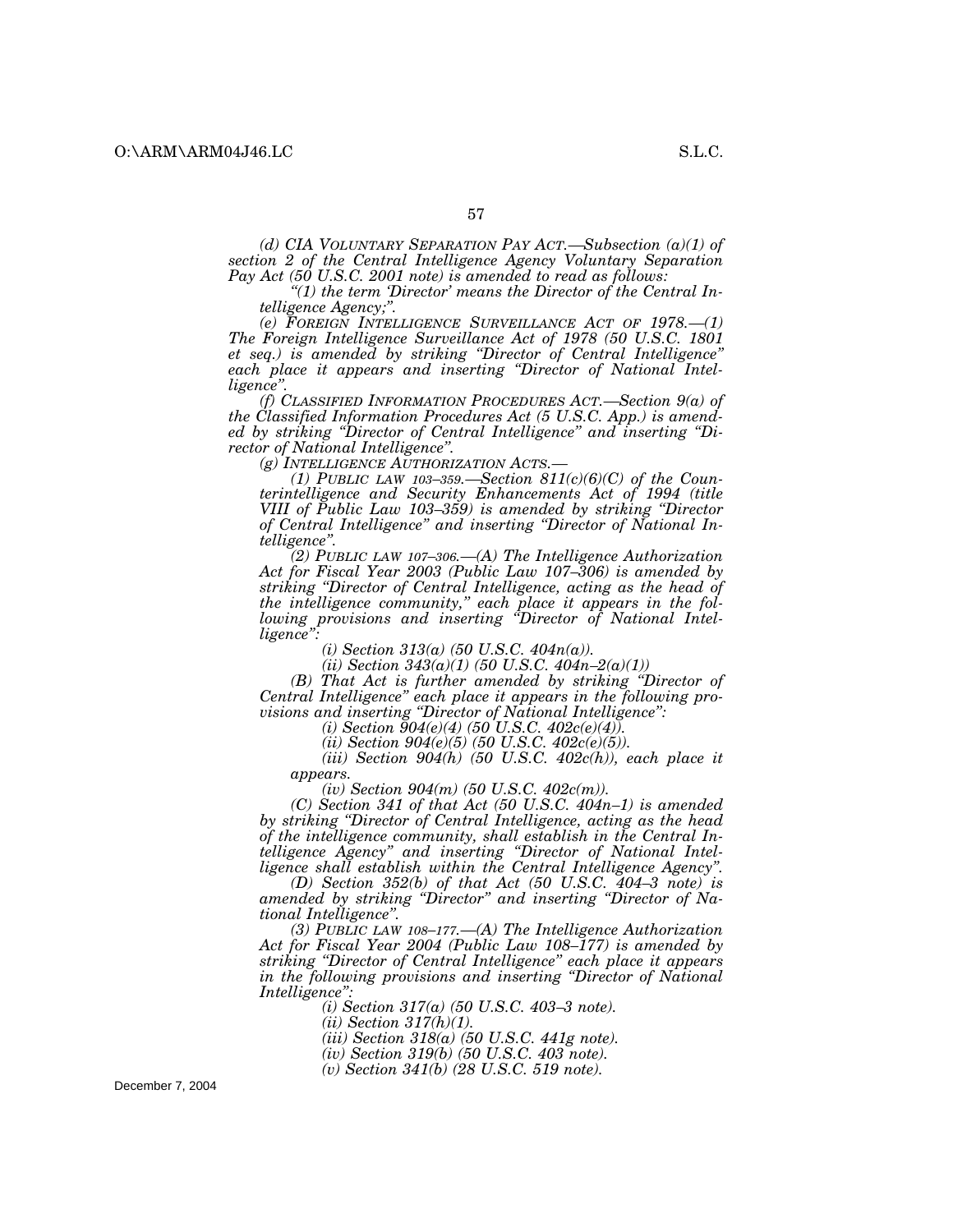*(d) CIA VOLUNTARY SEPARATION PAY ACT.—Subsection (a)(1) of section 2 of the Central Intelligence Agency Voluntary Separation Pay Act (50 U.S.C. 2001 note) is amended to read as follows:*

*"(1) the term 'Director' means the Director of the Central Intelligence Agency;".*

*(e) FOREIGN INTELLIGENCE SURVEILLANCE ACT OF 1978.—(1) The Foreign Intelligence Surveillance Act of 1978 (50 U.S.C. 1801 et seq.) is amended by striking "Director of Central Intelligence" each place it appears and inserting "Director of National Intelligence".*

*(f) CLASSIFIED INFORMATION PROCEDURES ACT.—Section 9(a) of the Classified Information Procedures Act (5 U.S.C. App.) is amended by striking "Director of Central Intelligence" and inserting "Director of National Intelligence".*

*(g) INTELLIGENCE AUTHORIZATION ACTS.—*

*(1) PUBLIC LAW 103–359.—Section 811(c)(6)(C) of the Counterintelligence and Security Enhancements Act of 1994 (title VIII of Public Law 103–359) is amended by striking "Director of Central Intelligence" and inserting "Director of National Intelligence".*

*(2) PUBLIC LAW 107–306.—(A) The Intelligence Authorization Act for Fiscal Year 2003 (Public Law 107–306) is amended by striking "Director of Central Intelligence, acting as the head of the intelligence community," each place it appears in the following provisions and inserting "Director of National Intelligence":*

*(i) Section 313(a) (50 U.S.C. 404n(a)).*

*(ii) Section 343(a)(1) (50 U.S.C. 404n–2(a)(1))*

*(B) That Act is further amended by striking "Director of Central Intelligence" each place it appears in the following provisions and inserting "Director of National Intelligence":*

*(i) Section 904(e)(4) (50 U.S.C. 402c(e)(4)).*

*(ii) Section 904(e)(5) (50 U.S.C. 402c(e)(5)).*

*(iii) Section 904(h) (50 U.S.C. 402c(h)), each place it appears.*

*(iv) Section 904(m) (50 U.S.C. 402c(m)).*

*(C) Section 341 of that Act (50 U.S.C. 404n–1) is amended by striking "Director of Central Intelligence, acting as the head of the intelligence community, shall establish in the Central Intelligence Agency" and inserting "Director of National Intelligence shall establish within the Central Intelligence Agency".*

*(D) Section 352(b) of that Act (50 U.S.C. 404–3 note) is amended by striking "Director" and inserting "Director of National Intelligence".*

*(3) PUBLIC LAW 108–177.—(A) The Intelligence Authorization Act for Fiscal Year 2004 (Public Law 108–177) is amended by striking "Director of Central Intelligence" each place it appears in the following provisions and inserting "Director of National Intelligence":*

*(i) Section 317(a) (50 U.S.C. 403–3 note).*

*(ii) Section 317(h)(1).*

*(iii) Section 318(a) (50 U.S.C. 441g note).*

*(iv) Section 319(b) (50 U.S.C. 403 note).*

*(v) Section 341(b) (28 U.S.C. 519 note).*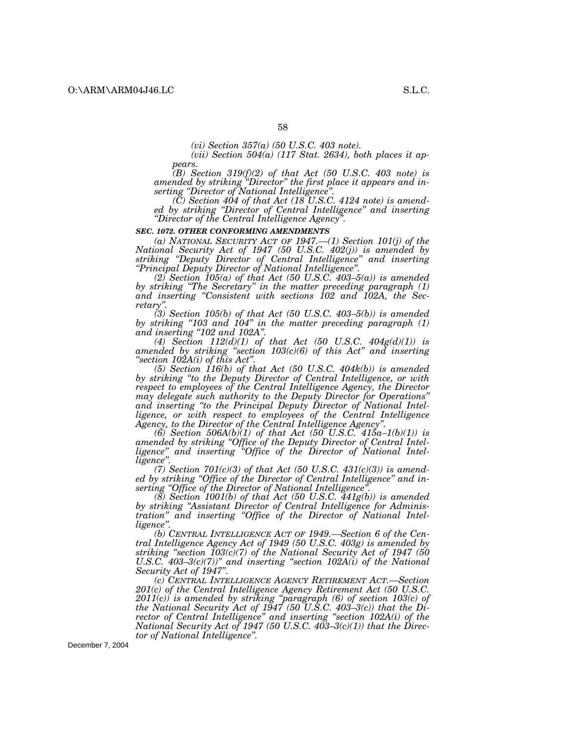*(vi) Section 357(a) (50 U.S.C. 403 note).*

*(vii) Section 504(a) (117 Stat. 2634), both places it appears.*

*(B) Section 319(f)(2) of that Act (50 U.S.C. 403 note) is amended by striking "Director" the first place it appears and inserting "Director of National Intelligence".*

*(C) Section 404 of that Act (18 U.S.C. 4124 note) is amended by striking "Director of Central Intelligence" and inserting "Director of the Central Intelligence Agency".*

***SEC. 1072. OTHER CONFORMING AMENDMENTS***

*(a) NATIONAL SECURITY ACT OF 1947.—(1) Section 101(j) of the National Security Act of 1947 (50 U.S.C. 402(j)) is amended by striking "Deputy Director of Central Intelligence" and inserting "Principal Deputy Director of National Intelligence".*

*(2) Section 105(a) of that Act (50 U.S.C. 403–5(a)) is amended by striking "The Secretary" in the matter preceding paragraph (1) and inserting "Consistent with sections 102 and 102A, the Secretary".*

*(3) Section 105(b) of that Act (50 U.S.C. 403–5(b)) is amended by striking "103 and 104" in the matter preceding paragraph (1) and inserting "102 and 102A".*

*(4) Section 112(d)(1) of that Act (50 U.S.C. 404g(d)(1)) is amended by striking "section 103(c)(6) of this Act" and inserting "section 102A(i) of this Act".*

*(5) Section 116(b) of that Act (50 U.S.C. 404k(b)) is amended by striking "to the Deputy Director of Central Intelligence, or with respect to employees of the Central Intelligence Agency, the Director may delegate such authority to the Deputy Director for Operations" and inserting "to the Principal Deputy Director of National Intelligence, or with respect to employees of the Central Intelligence Agency, to the Director of the Central Intelligence Agency".*

*(6) Section 506A(b)(1) of that Act (50 U.S.C. 415a–1(b)(1)) is amended by striking "Office of the Deputy Director of Central Intelligence" and inserting "Office of the Director of National Intelligence".*

*(7) Section 701(c)(3) of that Act (50 U.S.C. 431(c)(3)) is amended by striking "Office of the Director of Central Intelligence" and inserting "Office of the Director of National Intelligence".*

*(8) Section 1001(b) of that Act (50 U.S.C. 441g(b)) is amended by striking "Assistant Director of Central Intelligence for Administration" and inserting "Office of the Director of National Intelligence".*

*(b) CENTRAL INTELLIGENCE ACT OF 1949.—Section 6 of the Central Intelligence Agency Act of 1949 (50 U.S.C. 403g) is amended by striking "section 103(c)(7) of the National Security Act of 1947 (50 U.S.C. 403–3(c)(7))" and inserting "section 102A(i) of the National Security Act of 1947".*

*(c) CENTRAL INTELLIGENCE AGENCY RETIREMENT ACT.—Section 201(c) of the Central Intelligence Agency Retirement Act (50 U.S.C. 2011(c)) is amended by striking "paragraph (6) of section 103(c) of the National Security Act of 1947 (50 U.S.C. 403–3(c)) that the Director of Central Intelligence" and inserting "section 102A(i) of the National Security Act of 1947 (50 U.S.C. 403–3(c)(1)) that the Director of National Intelligence".*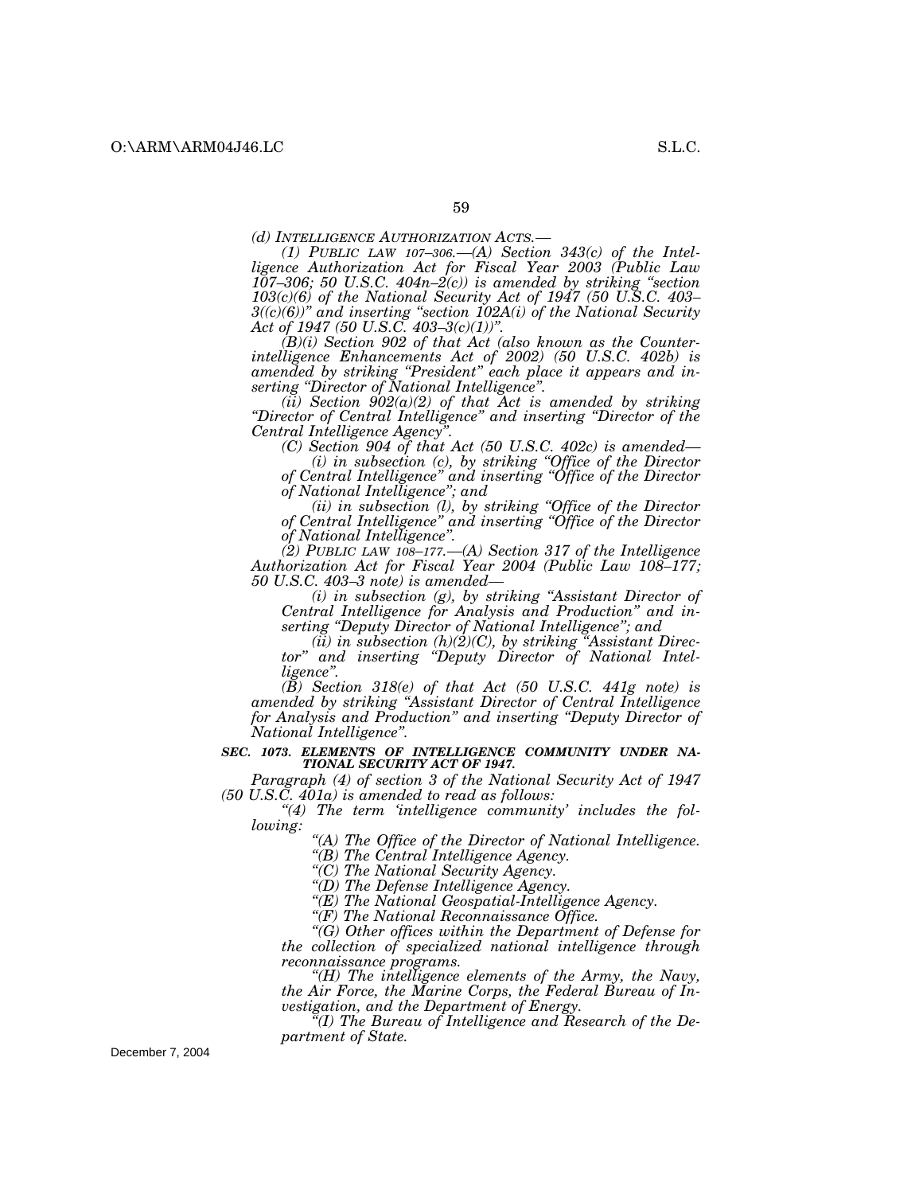*(d) INTELLIGENCE AUTHORIZATION ACTS.—*

*(1) PUBLIC LAW 107–306.—(A) Section 343(c) of the Intelligence Authorization Act for Fiscal Year 2003 (Public Law 107–306; 50 U.S.C. 404n–2(c)) is amended by striking "section 103(c)(6) of the National Security Act of 1947 (50 U.S.C. 403–3((c)(6))" and inserting "section 102A(i) of the National Security Act of 1947 (50 U.S.C. 403–3(c)(1))".*

*(B)(i) Section 902 of that Act (also known as the Counterintelligence Enhancements Act of 2002) (50 U.S.C. 402b) is amended by striking "President" each place it appears and inserting "Director of National Intelligence".*

*(ii) Section 902(a)(2) of that Act is amended by striking "Director of Central Intelligence" and inserting "Director of the Central Intelligence Agency".*

*(C) Section 904 of that Act (50 U.S.C. 402c) is amended—*

*(i) in subsection (c), by striking "Office of the Director of Central Intelligence" and inserting "Office of the Director of National Intelligence"; and*

*(ii) in subsection (l), by striking "Office of the Director of Central Intelligence" and inserting "Office of the Director of National Intelligence".*

*(2) PUBLIC LAW 108–177.—(A) Section 317 of the Intelligence Authorization Act for Fiscal Year 2004 (Public Law 108–177; 50 U.S.C. 403–3 note) is amended—*

*(i) in subsection (g), by striking "Assistant Director of Central Intelligence for Analysis and Production" and inserting "Deputy Director of National Intelligence"; and*

*(ii) in subsection (h)(2)(C), by striking "Assistant Director" and inserting "Deputy Director of National Intelligence".*

*(B) Section 318(e) of that Act (50 U.S.C. 441g note) is amended by striking "Assistant Director of Central Intelligence for Analysis and Production" and inserting "Deputy Director of National Intelligence".*

***SEC. 1073. ELEMENTS OF INTELLIGENCE COMMUNITY UNDER NATIONAL SECURITY ACT OF 1947.***

*Paragraph (4) of section 3 of the National Security Act of 1947 (50 U.S.C. 401a) is amended to read as follows:*

*"(4) The term 'intelligence community' includes the following:*

*"(A) The Office of the Director of National Intelligence.*

*"(B) The Central Intelligence Agency.*

*"(C) The National Security Agency.*

*"(D) The Defense Intelligence Agency.*

*"(E) The National Geospatial-Intelligence Agency.*

*"(F) The National Reconnaissance Office.*

*"(G) Other offices within the Department of Defense for the collection of specialized national intelligence through reconnaissance programs.*

*"(H) The intelligence elements of the Army, the Navy, the Air Force, the Marine Corps, the Federal Bureau of Investigation, and the Department of Energy.*

*"(I) The Bureau of Intelligence and Research of the Department of State.*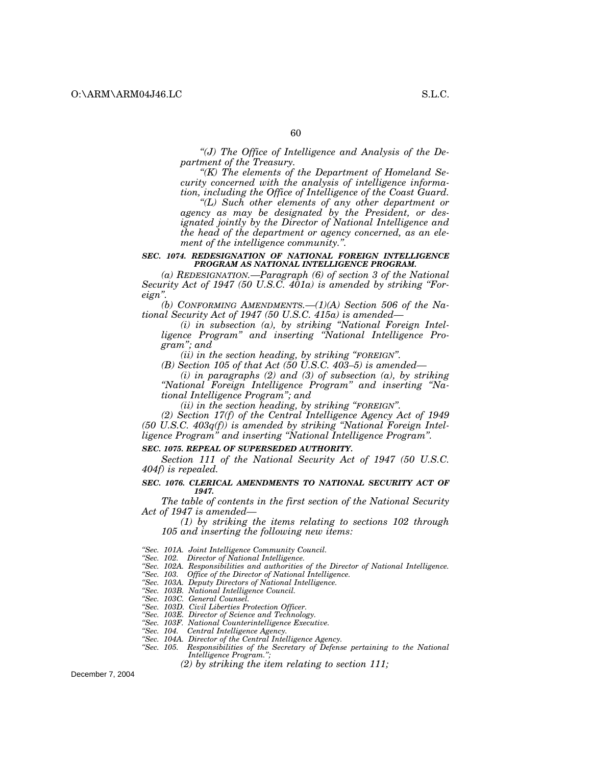*"(J) The Office of Intelligence and Analysis of the Department of the Treasury.*

*"(K) The elements of the Department of Homeland Security concerned with the analysis of intelligence information, including the Office of Intelligence of the Coast Guard.*

*"(L) Such other elements of any other department or agency as may be designated by the President, or designated jointly by the Director of National Intelligence and the head of the department or agency concerned, as an element of the intelligence community.".*

***SEC. 1074. REDESIGNATION OF NATIONAL FOREIGN INTELLIGENCE PROGRAM AS NATIONAL INTELLIGENCE PROGRAM.***

*(a) REDESIGNATION.—Paragraph (6) of section 3 of the National Security Act of 1947 (50 U.S.C. 401a) is amended by striking "Foreign".*

*(b) CONFORMING AMENDMENTS.—(1)(A) Section 506 of the National Security Act of 1947 (50 U.S.C. 415a) is amended—*

*(i) in subsection (a), by striking "National Foreign Intelligence Program" and inserting "National Intelligence Program"; and*

*(ii) in the section heading, by striking "FOREIGN".*

*(B) Section 105 of that Act (50 U.S.C. 403–5) is amended—*

*(i) in paragraphs (2) and (3) of subsection (a), by striking "National Foreign Intelligence Program" and inserting "National Intelligence Program"; and*

*(ii) in the section heading, by striking "FOREIGN".*

*(2) Section 17(f) of the Central Intelligence Agency Act of 1949 (50 U.S.C. 403q(f)) is amended by striking "National Foreign Intelligence Program" and inserting "National Intelligence Program".*

***SEC. 1075. REPEAL OF SUPERSEDED AUTHORITY.***

*Section 111 of the National Security Act of 1947 (50 U.S.C. 404f) is repealed.*

***SEC. 1076. CLERICAL AMENDMENTS TO NATIONAL SECURITY ACT OF 1947.***

*The table of contents in the first section of the National Security Act of 1947 is amended—*

*(1) by striking the items relating to sections 102 through 105 and inserting the following new items:*

*"Sec. 101A. Joint Intelligence Community Council.*
*"Sec. 102. Director of National Intelligence.*
*"Sec. 102A. Responsibilities and authorities of the Director of National Intelligence.*
*"Sec. 103. Office of the Director of National Intelligence.*
*"Sec. 103A. Deputy Directors of National Intelligence.*
*"Sec. 103B. National Intelligence Council.*
*"Sec. 103C. General Counsel.*
*"Sec. 103D. Civil Liberties Protection Officer.*
*"Sec. 103E. Director of Science and Technology.*
*"Sec. 103F. National Counterintelligence Executive.*
*"Sec. 104. Central Intelligence Agency.*
*"Sec. 104A. Director of the Central Intelligence Agency.*
*"Sec. 105. Responsibilities of the Secretary of Defense pertaining to the National Intelligence Program.";*

*(2) by striking the item relating to section 111;*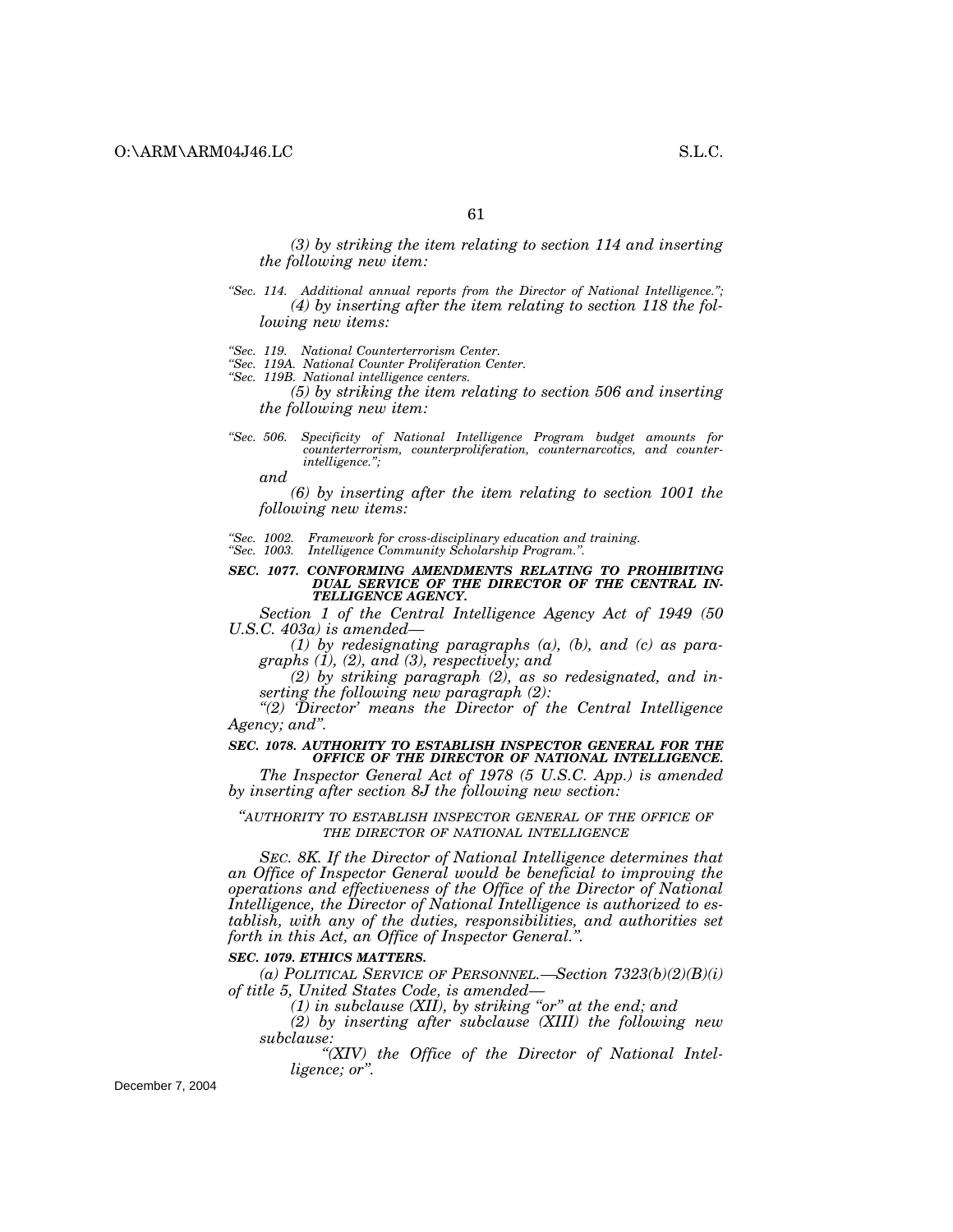*(3) by striking the item relating to section 114 and inserting the following new item:*

*"Sec. 114. Additional annual reports from the Director of National Intelligence.";*

*(4) by inserting after the item relating to section 118 the following new items:*

*"Sec. 119. National Counterterrorism Center.*
*"Sec. 119A. National Counter Proliferation Center.*
*"Sec. 119B. National intelligence centers.*

*(5) by striking the item relating to section 506 and inserting the following new item:*

*"Sec. 506. Specificity of National Intelligence Program budget amounts for counterterrorism, counterproliferation, counternarcotics, and counterintelligence.";*

*and*

*(6) by inserting after the item relating to section 1001 the following new items:*

*"Sec. 1002. Framework for cross-disciplinary education and training.*
*"Sec. 1003. Intelligence Community Scholarship Program.".*

***SEC. 1077. CONFORMING AMENDMENTS RELATING TO PROHIBITING DUAL SERVICE OF THE DIRECTOR OF THE CENTRAL INTELLIGENCE AGENCY.***

*Section 1 of the Central Intelligence Agency Act of 1949 (50 U.S.C. 403a) is amended—*

*(1) by redesignating paragraphs (a), (b), and (c) as paragraphs (1), (2), and (3), respectively; and*

*(2) by striking paragraph (2), as so redesignated, and inserting the following new paragraph (2):*

*"(2) 'Director' means the Director of the Central Intelligence Agency; and".*

***SEC. 1078. AUTHORITY TO ESTABLISH INSPECTOR GENERAL FOR THE OFFICE OF THE DIRECTOR OF NATIONAL INTELLIGENCE.***

*The Inspector General Act of 1978 (5 U.S.C. App.) is amended by inserting after section 8J the following new section:*

*"AUTHORITY TO ESTABLISH INSPECTOR GENERAL OF THE OFFICE OF THE DIRECTOR OF NATIONAL INTELLIGENCE*

*SEC. 8K. If the Director of National Intelligence determines that an Office of Inspector General would be beneficial to improving the operations and effectiveness of the Office of the Director of National Intelligence, the Director of National Intelligence is authorized to establish, with any of the duties, responsibilities, and authorities set forth in this Act, an Office of Inspector General.".*

***SEC. 1079. ETHICS MATTERS.***

*(a) POLITICAL SERVICE OF PERSONNEL.—Section 7323(b)(2)(B)(i) of title 5, United States Code, is amended—*

*(1) in subclause (XII), by striking "or" at the end; and*

*(2) by inserting after subclause (XIII) the following new subclause:*

*"(XIV) the Office of the Director of National Intelligence; or".*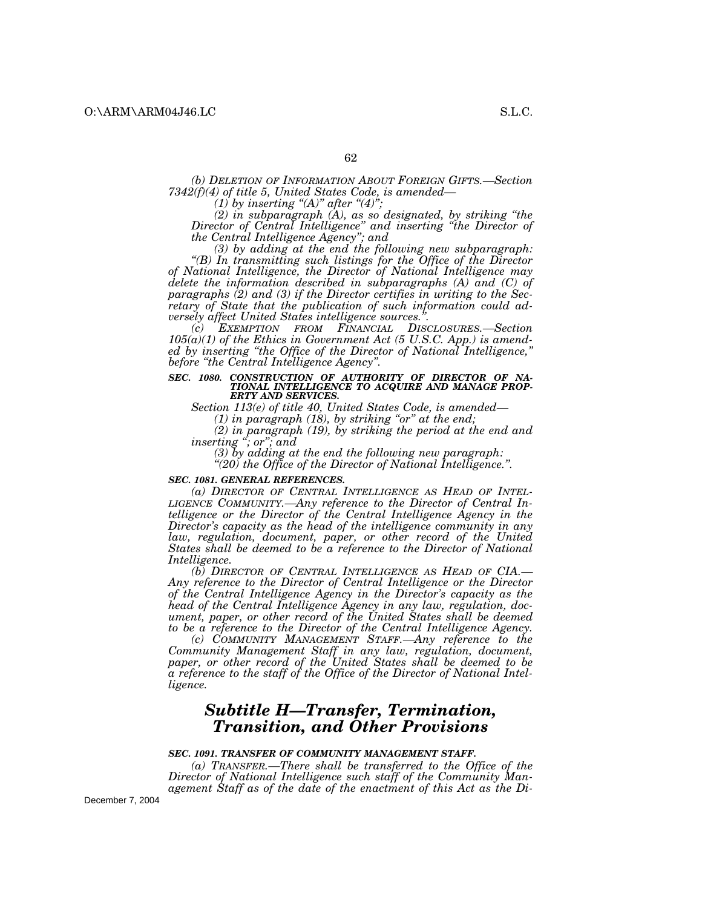*(b) DELETION OF INFORMATION ABOUT FOREIGN GIFTS.—Section 7342(f)(4) of title 5, United States Code, is amended—*

*(1) by inserting "(A)" after "(4)";*

*(2) in subparagraph (A), as so designated, by striking "the Director of Central Intelligence" and inserting "the Director of the Central Intelligence Agency"; and*

*(3) by adding at the end the following new subparagraph:*

*"(B) In transmitting such listings for the Office of the Director of National Intelligence, the Director of National Intelligence may delete the information described in subparagraphs (A) and (C) of paragraphs (2) and (3) if the Director certifies in writing to the Secretary of State that the publication of such information could adversely affect United States intelligence sources.".*

*(c) EXEMPTION FROM FINANCIAL DISCLOSURES.—Section 105(a)(1) of the Ethics in Government Act (5 U.S.C. App.) is amended by inserting "the Office of the Director of National Intelligence," before "the Central Intelligence Agency".*

***SEC. 1080. CONSTRUCTION OF AUTHORITY OF DIRECTOR OF NATIONAL INTELLIGENCE TO ACQUIRE AND MANAGE PROPERTY AND SERVICES.***

*Section 113(e) of title 40, United States Code, is amended—*

*(1) in paragraph (18), by striking "or" at the end;*

*(2) in paragraph (19), by striking the period at the end and inserting "; or"; and*

*(3) by adding at the end the following new paragraph:*

*"(20) the Office of the Director of National Intelligence.".*

***SEC. 1081. GENERAL REFERENCES.***

*(a) DIRECTOR OF CENTRAL INTELLIGENCE AS HEAD OF INTELLIGENCE COMMUNITY.—Any reference to the Director of Central Intelligence or the Director of the Central Intelligence Agency in the Director's capacity as the head of the intelligence community in any law, regulation, document, paper, or other record of the United States shall be deemed to be a reference to the Director of National Intelligence.*

*(b) DIRECTOR OF CENTRAL INTELLIGENCE AS HEAD OF CIA.—Any reference to the Director of Central Intelligence or the Director of the Central Intelligence Agency in the Director's capacity as the head of the Central Intelligence Agency in any law, regulation, document, paper, or other record of the United States shall be deemed to be a reference to the Director of the Central Intelligence Agency.*

*(c) COMMUNITY MANAGEMENT STAFF.—Any reference to the Community Management Staff in any law, regulation, document, paper, or other record of the United States shall be deemed to be a reference to the staff of the Office of the Director of National Intelligence.*

## ***Subtitle H—Transfer, Termination, Transition, and Other Provisions***

***SEC. 1091. TRANSFER OF COMMUNITY MANAGEMENT STAFF.***

*(a) TRANSFER.—There shall be transferred to the Office of the Director of National Intelligence such staff of the Community Management Staff as of the date of the enactment of this Act as the Di-*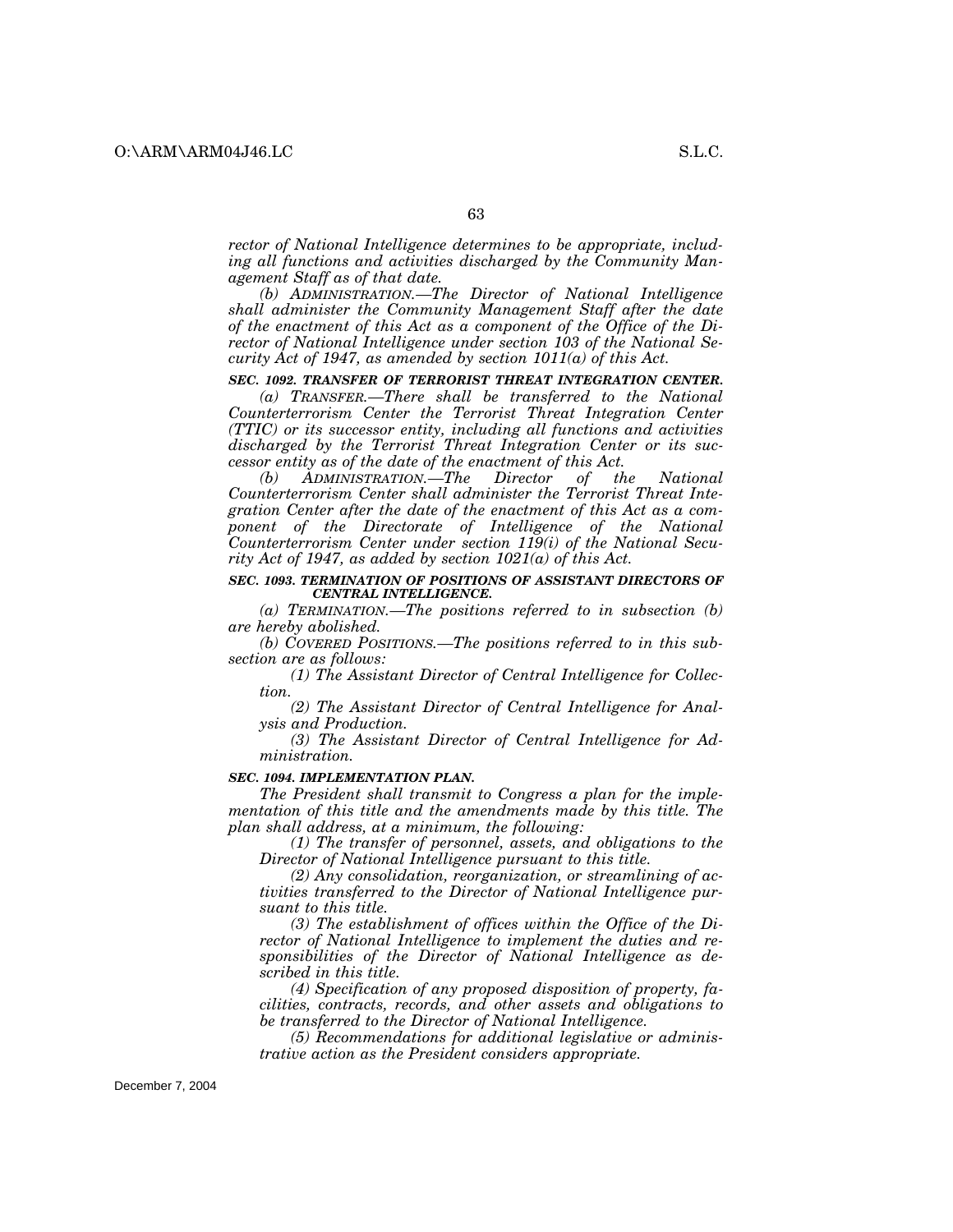*rector of National Intelligence determines to be appropriate, including all functions and activities discharged by the Community Management Staff as of that date.*

*(b) ADMINISTRATION.—The Director of National Intelligence shall administer the Community Management Staff after the date of the enactment of this Act as a component of the Office of the Director of National Intelligence under section 103 of the National Security Act of 1947, as amended by section 1011(a) of this Act.*

***SEC. 1092. TRANSFER OF TERRORIST THREAT INTEGRATION CENTER.***

*(a) TRANSFER.—There shall be transferred to the National Counterterrorism Center the Terrorist Threat Integration Center (TTIC) or its successor entity, including all functions and activities discharged by the Terrorist Threat Integration Center or its successor entity as of the date of the enactment of this Act.*

*(b) ADMINISTRATION.—The Director of the National Counterterrorism Center shall administer the Terrorist Threat Integration Center after the date of the enactment of this Act as a component of the Directorate of Intelligence of the National Counterterrorism Center under section 119(i) of the National Security Act of 1947, as added by section 1021(a) of this Act.*

***SEC. 1093. TERMINATION OF POSITIONS OF ASSISTANT DIRECTORS OF CENTRAL INTELLIGENCE.***

*(a) TERMINATION.—The positions referred to in subsection (b) are hereby abolished.*

*(b) COVERED POSITIONS.—The positions referred to in this subsection are as follows:*

*(1) The Assistant Director of Central Intelligence for Collection.*

*(2) The Assistant Director of Central Intelligence for Analysis and Production.*

*(3) The Assistant Director of Central Intelligence for Administration.*

***SEC. 1094. IMPLEMENTATION PLAN.***

*The President shall transmit to Congress a plan for the implementation of this title and the amendments made by this title. The plan shall address, at a minimum, the following:*

*(1) The transfer of personnel, assets, and obligations to the Director of National Intelligence pursuant to this title.*

*(2) Any consolidation, reorganization, or streamlining of activities transferred to the Director of National Intelligence pursuant to this title.*

*(3) The establishment of offices within the Office of the Director of National Intelligence to implement the duties and responsibilities of the Director of National Intelligence as described in this title.*

*(4) Specification of any proposed disposition of property, facilities, contracts, records, and other assets and obligations to be transferred to the Director of National Intelligence.*

*(5) Recommendations for additional legislative or administrative action as the President considers appropriate.*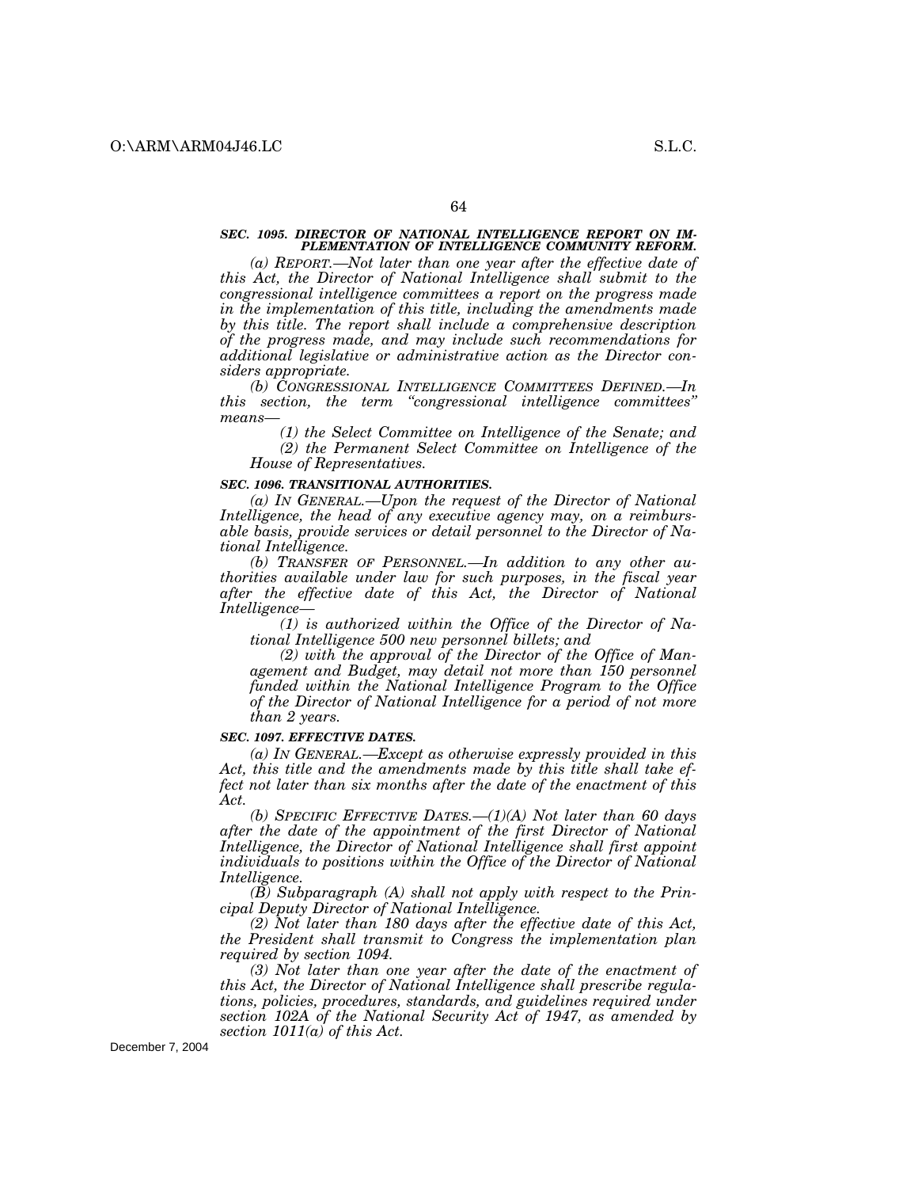### *SEC. 1095. DIRECTOR OF NATIONAL INTELLIGENCE REPORT ON IMPLEMENTATION OF INTELLIGENCE COMMUNITY REFORM.*

*(a) REPORT.—Not later than one year after the effective date of this Act, the Director of National Intelligence shall submit to the congressional intelligence committees a report on the progress made in the implementation of this title, including the amendments made by this title. The report shall include a comprehensive description of the progress made, and may include such recommendations for additional legislative or administrative action as the Director considers appropriate.*

*(b) CONGRESSIONAL INTELLIGENCE COMMITTEES DEFINED.—In this section, the term "congressional intelligence committees" means—*

*(1) the Select Committee on Intelligence of the Senate; and*

*(2) the Permanent Select Committee on Intelligence of the House of Representatives.*

### *SEC. 1096. TRANSITIONAL AUTHORITIES.*

*(a) IN GENERAL.—Upon the request of the Director of National Intelligence, the head of any executive agency may, on a reimbursable basis, provide services or detail personnel to the Director of National Intelligence.*

*(b) TRANSFER OF PERSONNEL.—In addition to any other authorities available under law for such purposes, in the fiscal year after the effective date of this Act, the Director of National Intelligence—*

*(1) is authorized within the Office of the Director of National Intelligence 500 new personnel billets; and*

*(2) with the approval of the Director of the Office of Management and Budget, may detail not more than 150 personnel funded within the National Intelligence Program to the Office of the Director of National Intelligence for a period of not more than 2 years.*

### *SEC. 1097. EFFECTIVE DATES.*

*(a) IN GENERAL.—Except as otherwise expressly provided in this Act, this title and the amendments made by this title shall take effect not later than six months after the date of the enactment of this Act.*

*(b) SPECIFIC EFFECTIVE DATES.—(1)(A) Not later than 60 days after the date of the appointment of the first Director of National Intelligence, the Director of National Intelligence shall first appoint individuals to positions within the Office of the Director of National Intelligence.*

*(B) Subparagraph (A) shall not apply with respect to the Principal Deputy Director of National Intelligence.*

*(2) Not later than 180 days after the effective date of this Act, the President shall transmit to Congress the implementation plan required by section 1094.*

*(3) Not later than one year after the date of the enactment of this Act, the Director of National Intelligence shall prescribe regulations, policies, procedures, standards, and guidelines required under section 102A of the National Security Act of 1947, as amended by section 1011(a) of this Act.*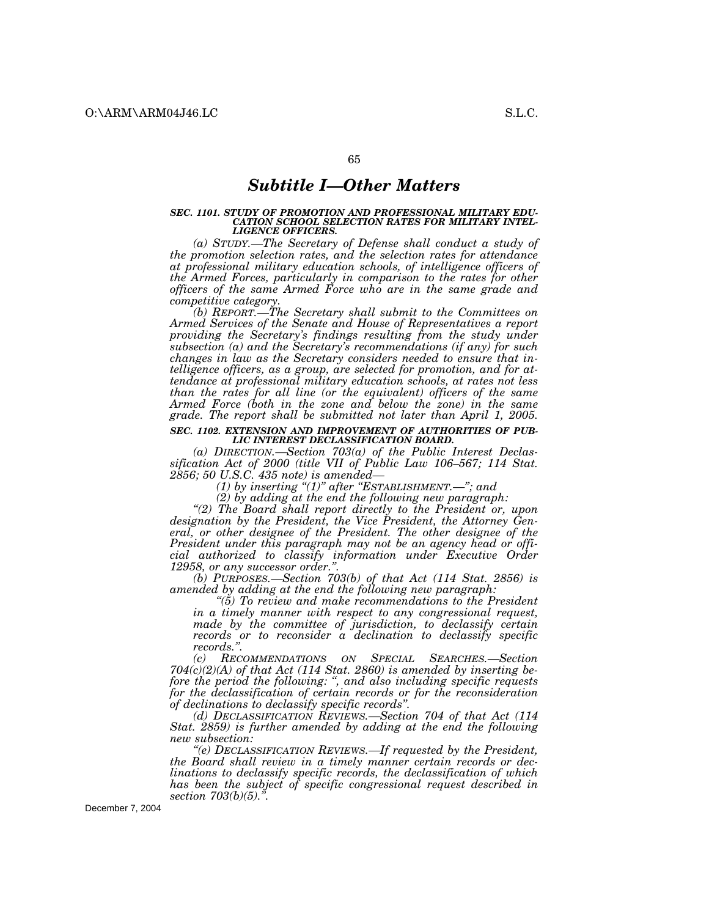## *Subtitle I—Other Matters*

***SEC. 1101. STUDY OF PROMOTION AND PROFESSIONAL MILITARY EDUCATION SCHOOL SELECTION RATES FOR MILITARY INTELLIGENCE OFFICERS.***

*(a) STUDY.—The Secretary of Defense shall conduct a study of the promotion selection rates, and the selection rates for attendance at professional military education schools, of intelligence officers of the Armed Forces, particularly in comparison to the rates for other officers of the same Armed Force who are in the same grade and competitive category.*

*(b) REPORT.—The Secretary shall submit to the Committees on Armed Services of the Senate and House of Representatives a report providing the Secretary's findings resulting from the study under subsection (a) and the Secretary's recommendations (if any) for such changes in law as the Secretary considers needed to ensure that intelligence officers, as a group, are selected for promotion, and for attendance at professional military education schools, at rates not less than the rates for all line (or the equivalent) officers of the same Armed Force (both in the zone and below the zone) in the same grade. The report shall be submitted not later than April 1, 2005.*

***SEC. 1102. EXTENSION AND IMPROVEMENT OF AUTHORITIES OF PUBLIC INTEREST DECLASSIFICATION BOARD.***

*(a) DIRECTION.—Section 703(a) of the Public Interest Declassification Act of 2000 (title VII of Public Law 106–567; 114 Stat. 2856; 50 U.S.C. 435 note) is amended—*

*(1) by inserting "(1)" after "ESTABLISHMENT.—"; and*

*(2) by adding at the end the following new paragraph:*

*"(2) The Board shall report directly to the President or, upon designation by the President, the Vice President, the Attorney General, or other designee of the President. The other designee of the President under this paragraph may not be an agency head or official authorized to classify information under Executive Order 12958, or any successor order.".*

*(b) PURPOSES.—Section 703(b) of that Act (114 Stat. 2856) is amended by adding at the end the following new paragraph:*

*"(5) To review and make recommendations to the President in a timely manner with respect to any congressional request, made by the committee of jurisdiction, to declassify certain records or to reconsider a declination to declassify specific records.".*

*(c) RECOMMENDATIONS ON SPECIAL SEARCHES.—Section 704(c)(2)(A) of that Act (114 Stat. 2860) is amended by inserting before the period the following: ", and also including specific requests for the declassification of certain records or for the reconsideration of declinations to declassify specific records".*

*(d) DECLASSIFICATION REVIEWS.—Section 704 of that Act (114 Stat. 2859) is further amended by adding at the end the following new subsection:*

*"(e) DECLASSIFICATION REVIEWS.—If requested by the President, the Board shall review in a timely manner certain records or declinations to declassify specific records, the declassification of which has been the subject of specific congressional request described in section 703(b)(5).".*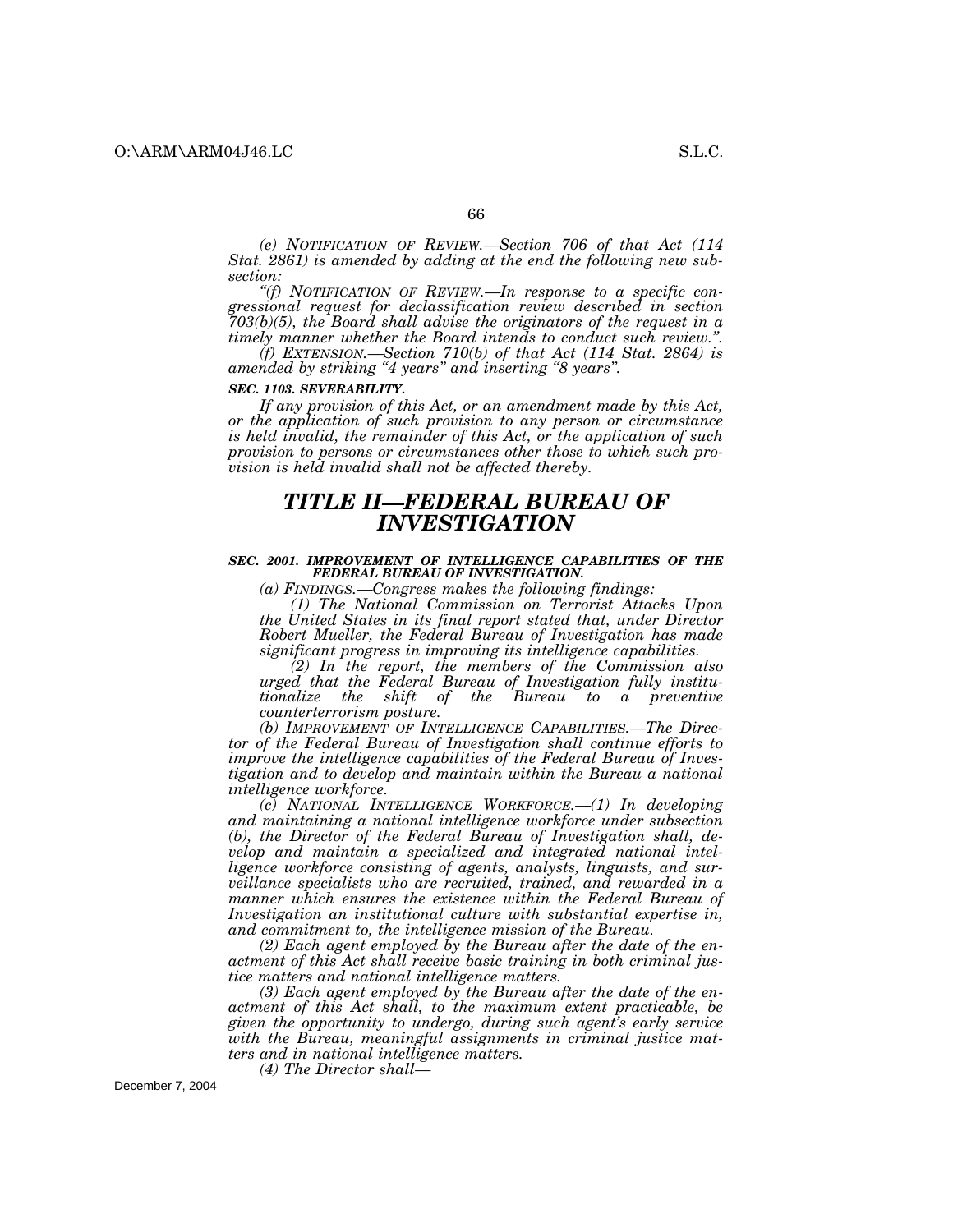*(e) NOTIFICATION OF REVIEW.—Section 706 of that Act (114 Stat. 2861) is amended by adding at the end the following new subsection:*

*"(f) NOTIFICATION OF REVIEW.—In response to a specific congressional request for declassification review described in section 703(b)(5), the Board shall advise the originators of the request in a timely manner whether the Board intends to conduct such review.".*

*(f) EXTENSION.—Section 710(b) of that Act (114 Stat. 2864) is amended by striking "4 years" and inserting "8 years".*

***SEC. 1103. SEVERABILITY.***

*If any provision of this Act, or an amendment made by this Act, or the application of such provision to any person or circumstance is held invalid, the remainder of this Act, or the application of such provision to persons or circumstances other those to which such provision is held invalid shall not be affected thereby.*

# *TITLE II—FEDERAL BUREAU OF INVESTIGATION*

***SEC. 2001. IMPROVEMENT OF INTELLIGENCE CAPABILITIES OF THE FEDERAL BUREAU OF INVESTIGATION.***

*(a) FINDINGS.—Congress makes the following findings:*

*(1) The National Commission on Terrorist Attacks Upon the United States in its final report stated that, under Director Robert Mueller, the Federal Bureau of Investigation has made significant progress in improving its intelligence capabilities.*

*(2) In the report, the members of the Commission also urged that the Federal Bureau of Investigation fully institutionalize the shift of the Bureau to a preventive counterterrorism posture.*

*(b) IMPROVEMENT OF INTELLIGENCE CAPABILITIES.—The Director of the Federal Bureau of Investigation shall continue efforts to improve the intelligence capabilities of the Federal Bureau of Investigation and to develop and maintain within the Bureau a national intelligence workforce.*

*(c) NATIONAL INTELLIGENCE WORKFORCE.—(1) In developing and maintaining a national intelligence workforce under subsection (b), the Director of the Federal Bureau of Investigation shall, develop and maintain a specialized and integrated national intelligence workforce consisting of agents, analysts, linguists, and surveillance specialists who are recruited, trained, and rewarded in a manner which ensures the existence within the Federal Bureau of Investigation an institutional culture with substantial expertise in, and commitment to, the intelligence mission of the Bureau.*

*(2) Each agent employed by the Bureau after the date of the enactment of this Act shall receive basic training in both criminal justice matters and national intelligence matters.*

*(3) Each agent employed by the Bureau after the date of the enactment of this Act shall, to the maximum extent practicable, be given the opportunity to undergo, during such agent's early service with the Bureau, meaningful assignments in criminal justice matters and in national intelligence matters.*

*(4) The Director shall—*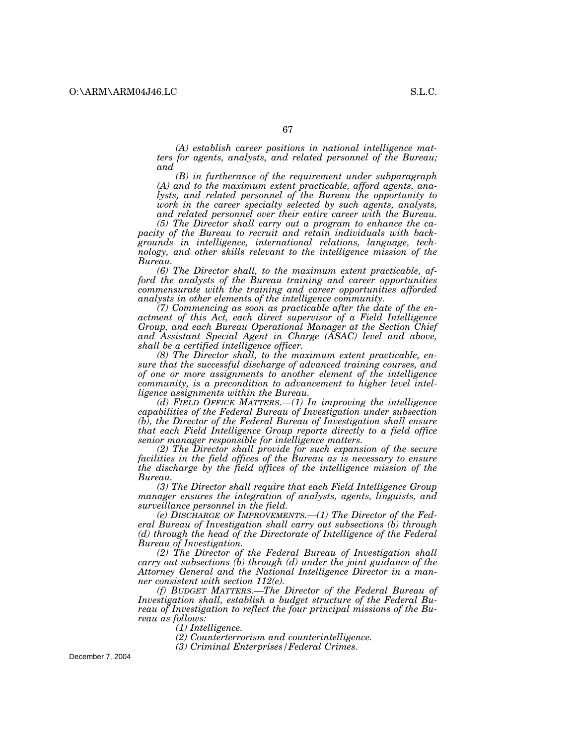*(A) establish career positions in national intelligence matters for agents, analysts, and related personnel of the Bureau; and*

*(B) in furtherance of the requirement under subparagraph (A) and to the maximum extent practicable, afford agents, analysts, and related personnel of the Bureau the opportunity to work in the career specialty selected by such agents, analysts, and related personnel over their entire career with the Bureau.*

*(5) The Director shall carry out a program to enhance the capacity of the Bureau to recruit and retain individuals with backgrounds in intelligence, international relations, language, technology, and other skills relevant to the intelligence mission of the Bureau.*

*(6) The Director shall, to the maximum extent practicable, afford the analysts of the Bureau training and career opportunities commensurate with the training and career opportunities afforded analysts in other elements of the intelligence community.*

*(7) Commencing as soon as practicable after the date of the enactment of this Act, each direct supervisor of a Field Intelligence Group, and each Bureau Operational Manager at the Section Chief and Assistant Special Agent in Charge (ASAC) level and above, shall be a certified intelligence officer.*

*(8) The Director shall, to the maximum extent practicable, ensure that the successful discharge of advanced training courses, and of one or more assignments to another element of the intelligence community, is a precondition to advancement to higher level intelligence assignments within the Bureau.*

*(d) FIELD OFFICE MATTERS.—(1) In improving the intelligence capabilities of the Federal Bureau of Investigation under subsection (b), the Director of the Federal Bureau of Investigation shall ensure that each Field Intelligence Group reports directly to a field office senior manager responsible for intelligence matters.*

*(2) The Director shall provide for such expansion of the secure facilities in the field offices of the Bureau as is necessary to ensure the discharge by the field offices of the intelligence mission of the Bureau.*

*(3) The Director shall require that each Field Intelligence Group manager ensures the integration of analysts, agents, linguists, and surveillance personnel in the field.*

*(e) DISCHARGE OF IMPROVEMENTS.—(1) The Director of the Federal Bureau of Investigation shall carry out subsections (b) through (d) through the head of the Directorate of Intelligence of the Federal Bureau of Investigation.*

*(2) The Director of the Federal Bureau of Investigation shall carry out subsections (b) through (d) under the joint guidance of the Attorney General and the National Intelligence Director in a manner consistent with section 112(e).*

*(f) BUDGET MATTERS.—The Director of the Federal Bureau of Investigation shall, establish a budget structure of the Federal Bureau of Investigation to reflect the four principal missions of the Bureau as follows:*

*(1) Intelligence.*

*(2) Counterterrorism and counterintelligence.*

*(3) Criminal Enterprises/Federal Crimes.*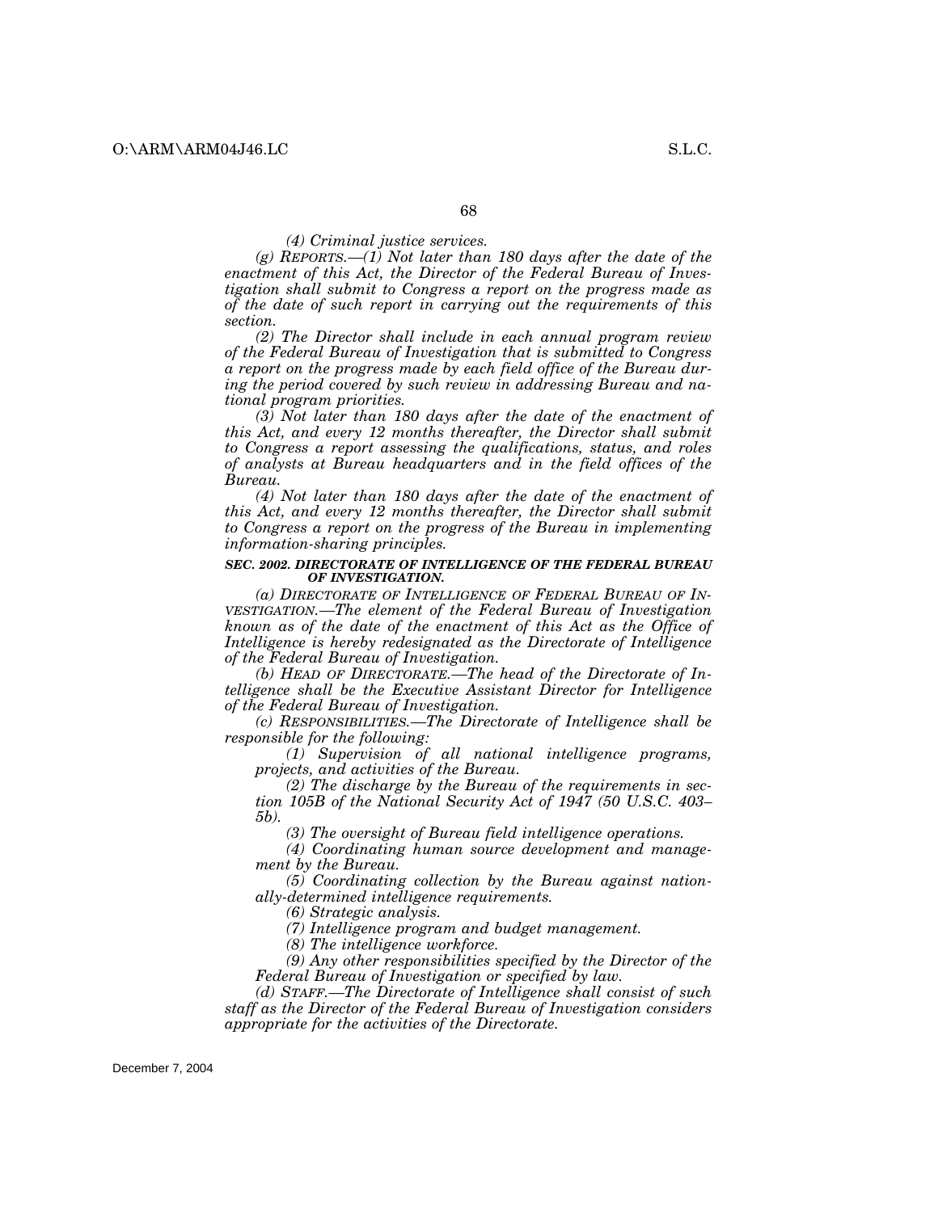*(4) Criminal justice services.*

*(g) REPORTS.—(1) Not later than 180 days after the date of the enactment of this Act, the Director of the Federal Bureau of Investigation shall submit to Congress a report on the progress made as of the date of such report in carrying out the requirements of this section.*

*(2) The Director shall include in each annual program review of the Federal Bureau of Investigation that is submitted to Congress a report on the progress made by each field office of the Bureau during the period covered by such review in addressing Bureau and national program priorities.*

*(3) Not later than 180 days after the date of the enactment of this Act, and every 12 months thereafter, the Director shall submit to Congress a report assessing the qualifications, status, and roles of analysts at Bureau headquarters and in the field offices of the Bureau.*

*(4) Not later than 180 days after the date of the enactment of this Act, and every 12 months thereafter, the Director shall submit to Congress a report on the progress of the Bureau in implementing information-sharing principles.*

***SEC. 2002. DIRECTORATE OF INTELLIGENCE OF THE FEDERAL BUREAU OF INVESTIGATION.***

*(a) DIRECTORATE OF INTELLIGENCE OF FEDERAL BUREAU OF INVESTIGATION.—The element of the Federal Bureau of Investigation known as of the date of the enactment of this Act as the Office of Intelligence is hereby redesignated as the Directorate of Intelligence of the Federal Bureau of Investigation.*

*(b) HEAD OF DIRECTORATE.—The head of the Directorate of Intelligence shall be the Executive Assistant Director for Intelligence of the Federal Bureau of Investigation.*

*(c) RESPONSIBILITIES.—The Directorate of Intelligence shall be responsible for the following:*

*(1) Supervision of all national intelligence programs, projects, and activities of the Bureau.*

*(2) The discharge by the Bureau of the requirements in section 105B of the National Security Act of 1947 (50 U.S.C. 403–5b).*

*(3) The oversight of Bureau field intelligence operations.*

*(4) Coordinating human source development and management by the Bureau.*

*(5) Coordinating collection by the Bureau against nationally-determined intelligence requirements.*

*(6) Strategic analysis.*

*(7) Intelligence program and budget management.*

*(8) The intelligence workforce.*

*(9) Any other responsibilities specified by the Director of the Federal Bureau of Investigation or specified by law.*

*(d) STAFF.—The Directorate of Intelligence shall consist of such staff as the Director of the Federal Bureau of Investigation considers appropriate for the activities of the Directorate.*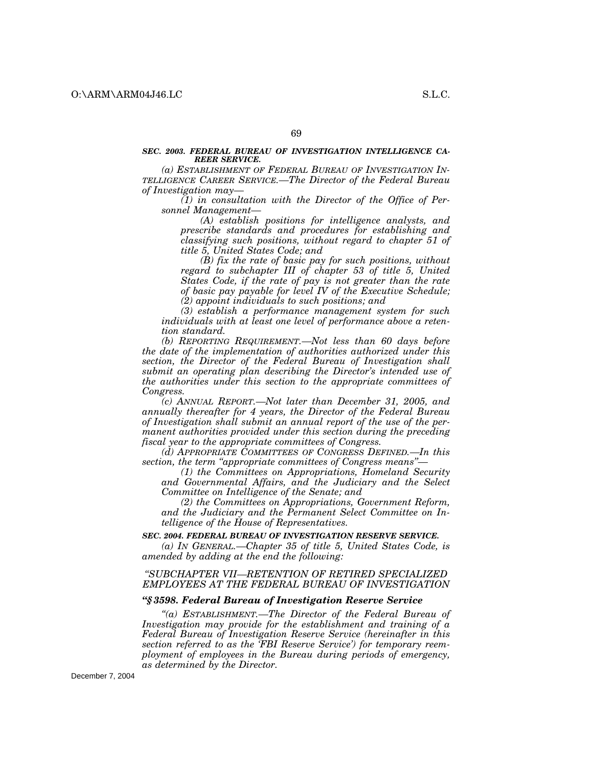***SEC. 2003. FEDERAL BUREAU OF INVESTIGATION INTELLIGENCE CAREER SERVICE.***

*(a) ESTABLISHMENT OF FEDERAL BUREAU OF INVESTIGATION INTELLIGENCE CAREER SERVICE.—The Director of the Federal Bureau of Investigation may—*

*(1) in consultation with the Director of the Office of Personnel Management—*

*(A) establish positions for intelligence analysts, and prescribe standards and procedures for establishing and classifying such positions, without regard to chapter 51 of title 5, United States Code; and*

*(B) fix the rate of basic pay for such positions, without regard to subchapter III of chapter 53 of title 5, United States Code, if the rate of pay is not greater than the rate of basic pay payable for level IV of the Executive Schedule;*

*(2) appoint individuals to such positions; and*

*(3) establish a performance management system for such individuals with at least one level of performance above a retention standard.*

*(b) REPORTING REQUIREMENT.—Not less than 60 days before the date of the implementation of authorities authorized under this section, the Director of the Federal Bureau of Investigation shall submit an operating plan describing the Director's intended use of the authorities under this section to the appropriate committees of Congress.*

*(c) ANNUAL REPORT.—Not later than December 31, 2005, and annually thereafter for 4 years, the Director of the Federal Bureau of Investigation shall submit an annual report of the use of the permanent authorities provided under this section during the preceding fiscal year to the appropriate committees of Congress.*

*(d) APPROPRIATE COMMITTEES OF CONGRESS DEFINED.—In this section, the term "appropriate committees of Congress means"—*

*(1) the Committees on Appropriations, Homeland Security and Governmental Affairs, and the Judiciary and the Select Committee on Intelligence of the Senate; and*

*(2) the Committees on Appropriations, Government Reform, and the Judiciary and the Permanent Select Committee on Intelligence of the House of Representatives.*

***SEC. 2004. FEDERAL BUREAU OF INVESTIGATION RESERVE SERVICE.***

*(a) IN GENERAL.—Chapter 35 of title 5, United States Code, is amended by adding at the end the following:*

*"SUBCHAPTER VII—RETENTION OF RETIRED SPECIALIZED EMPLOYEES AT THE FEDERAL BUREAU OF INVESTIGATION*

***"§ 3598. Federal Bureau of Investigation Reserve Service***

*"(a) ESTABLISHMENT.—The Director of the Federal Bureau of Investigation may provide for the establishment and training of a Federal Bureau of Investigation Reserve Service (hereinafter in this section referred to as the 'FBI Reserve Service') for temporary reemployment of employees in the Bureau during periods of emergency, as determined by the Director.*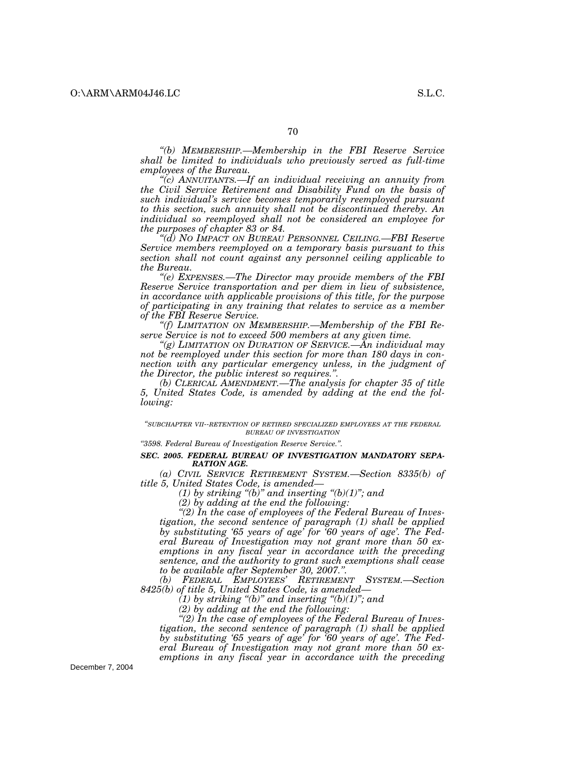*"(b) MEMBERSHIP.—Membership in the FBI Reserve Service shall be limited to individuals who previously served as full-time employees of the Bureau.*

*"(c) ANNUITANTS.—If an individual receiving an annuity from the Civil Service Retirement and Disability Fund on the basis of such individual's service becomes temporarily reemployed pursuant to this section, such annuity shall not be discontinued thereby. An individual so reemployed shall not be considered an employee for the purposes of chapter 83 or 84.*

*"(d) NO IMPACT ON BUREAU PERSONNEL CEILING.—FBI Reserve Service members reemployed on a temporary basis pursuant to this section shall not count against any personnel ceiling applicable to the Bureau.*

*"(e) EXPENSES.—The Director may provide members of the FBI Reserve Service transportation and per diem in lieu of subsistence, in accordance with applicable provisions of this title, for the purpose of participating in any training that relates to service as a member of the FBI Reserve Service.*

*"(f) LIMITATION ON MEMBERSHIP.—Membership of the FBI Reserve Service is not to exceed 500 members at any given time.*

*"(g) LIMITATION ON DURATION OF SERVICE.—An individual may not be reemployed under this section for more than 180 days in connection with any particular emergency unless, in the judgment of the Director, the public interest so requires.".*

*(b) CLERICAL AMENDMENT.—The analysis for chapter 35 of title 5, United States Code, is amended by adding at the end the following:*

*"SUBCHAPTER VII--RETENTION OF RETIRED SPECIALIZED EMPLOYEES AT THE FEDERAL BUREAU OF INVESTIGATION*

*"3598. Federal Bureau of Investigation Reserve Service.".*

***SEC. 2005. FEDERAL BUREAU OF INVESTIGATION MANDATORY SEPARATION AGE.***

*(a) CIVIL SERVICE RETIREMENT SYSTEM.—Section 8335(b) of title 5, United States Code, is amended—*

*(1) by striking "(b)" and inserting "(b)(1)"; and*

*(2) by adding at the end the following:*

*"(2) In the case of employees of the Federal Bureau of Investigation, the second sentence of paragraph (1) shall be applied by substituting '65 years of age' for '60 years of age'. The Federal Bureau of Investigation may not grant more than 50 exemptions in any fiscal year in accordance with the preceding sentence, and the authority to grant such exemptions shall cease to be available after September 30, 2007.".*

*(b) FEDERAL EMPLOYEES' RETIREMENT SYSTEM.—Section 8425(b) of title 5, United States Code, is amended—*

*(1) by striking "(b)" and inserting "(b)(1)"; and*

*(2) by adding at the end the following:*

*"(2) In the case of employees of the Federal Bureau of Investigation, the second sentence of paragraph (1) shall be applied by substituting '65 years of age' for '60 years of age'. The Federal Bureau of Investigation may not grant more than 50 exemptions in any fiscal year in accordance with the preceding*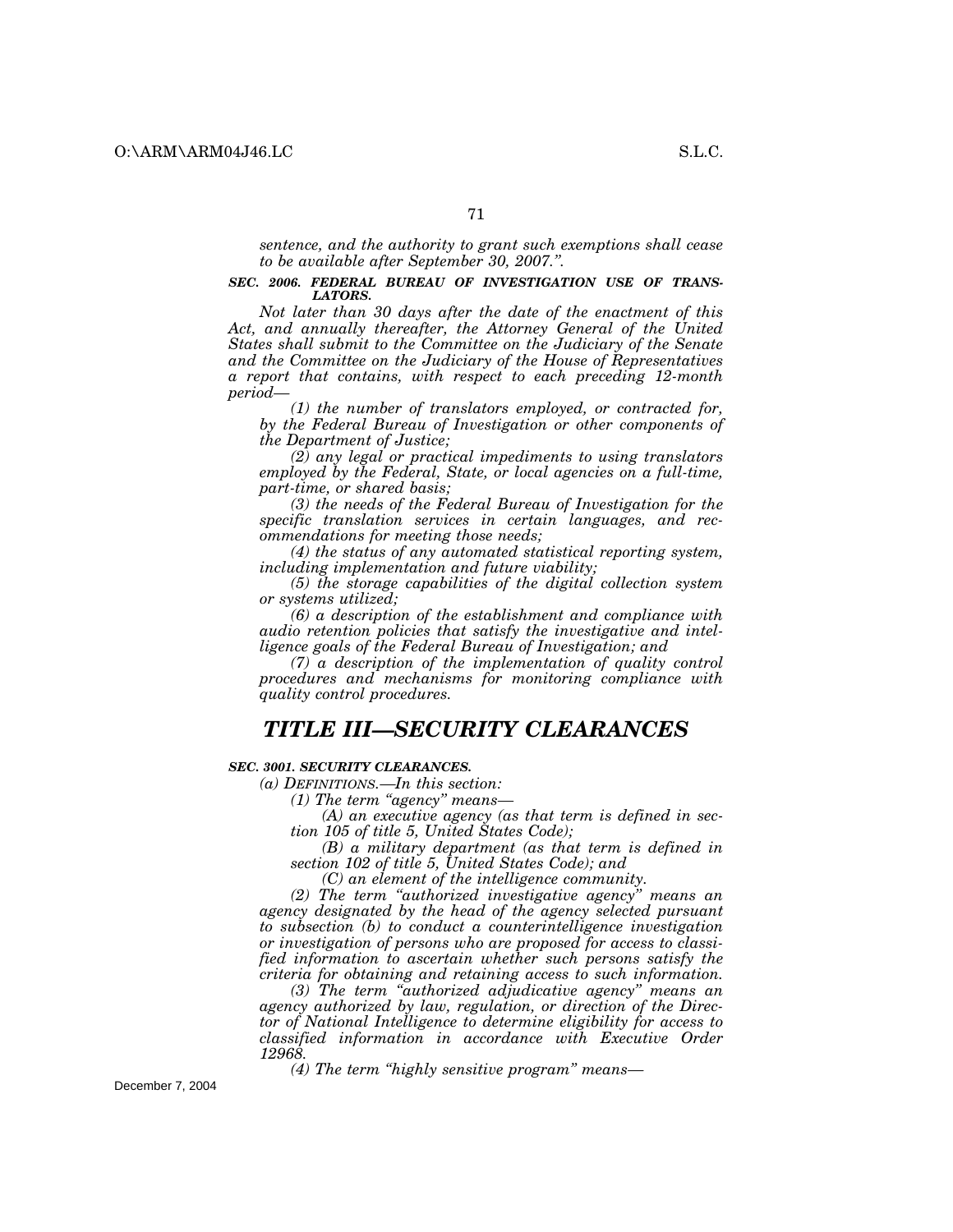*sentence, and the authority to grant such exemptions shall cease to be available after September 30, 2007.".*

***SEC. 2006. FEDERAL BUREAU OF INVESTIGATION USE OF TRANSLATORS.***

*Not later than 30 days after the date of the enactment of this Act, and annually thereafter, the Attorney General of the United States shall submit to the Committee on the Judiciary of the Senate and the Committee on the Judiciary of the House of Representatives a report that contains, with respect to each preceding 12-month period—*

*(1) the number of translators employed, or contracted for, by the Federal Bureau of Investigation or other components of the Department of Justice;*

*(2) any legal or practical impediments to using translators employed by the Federal, State, or local agencies on a full-time, part-time, or shared basis;*

*(3) the needs of the Federal Bureau of Investigation for the specific translation services in certain languages, and recommendations for meeting those needs;*

*(4) the status of any automated statistical reporting system, including implementation and future viability;*

*(5) the storage capabilities of the digital collection system or systems utilized;*

*(6) a description of the establishment and compliance with audio retention policies that satisfy the investigative and intelligence goals of the Federal Bureau of Investigation; and*

*(7) a description of the implementation of quality control procedures and mechanisms for monitoring compliance with quality control procedures.*

# *TITLE III—SECURITY CLEARANCES*

***SEC. 3001. SECURITY CLEARANCES.***

*(a) DEFINITIONS.—In this section:*

*(1) The term "agency" means—*

*(A) an executive agency (as that term is defined in section 105 of title 5, United States Code);*

*(B) a military department (as that term is defined in section 102 of title 5, United States Code); and*

*(C) an element of the intelligence community.*

*(2) The term "authorized investigative agency" means an agency designated by the head of the agency selected pursuant to subsection (b) to conduct a counterintelligence investigation or investigation of persons who are proposed for access to classified information to ascertain whether such persons satisfy the criteria for obtaining and retaining access to such information.*

*(3) The term "authorized adjudicative agency" means an agency authorized by law, regulation, or direction of the Director of National Intelligence to determine eligibility for access to classified information in accordance with Executive Order 12968.*

*(4) The term "highly sensitive program" means—*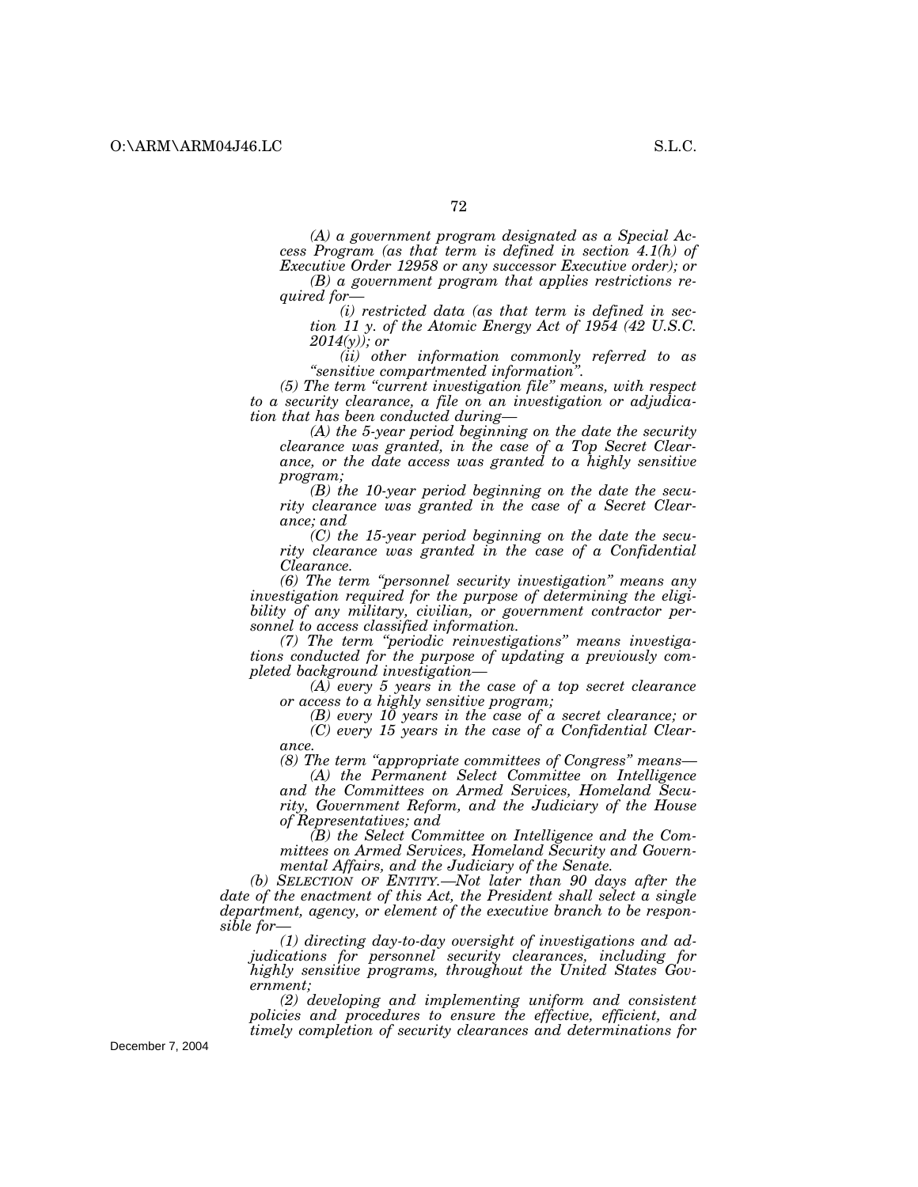*(A) a government program designated as a Special Access Program (as that term is defined in section 4.1(h) of Executive Order 12958 or any successor Executive order); or*

*(B) a government program that applies restrictions required for—*

*(i) restricted data (as that term is defined in section 11 y. of the Atomic Energy Act of 1954 (42 U.S.C. 2014(y)); or*

*(ii) other information commonly referred to as "sensitive compartmented information".*

*(5) The term "current investigation file" means, with respect to a security clearance, a file on an investigation or adjudication that has been conducted during—*

*(A) the 5-year period beginning on the date the security clearance was granted, in the case of a Top Secret Clearance, or the date access was granted to a highly sensitive program;*

*(B) the 10-year period beginning on the date the security clearance was granted in the case of a Secret Clearance; and*

*(C) the 15-year period beginning on the date the security clearance was granted in the case of a Confidential Clearance.*

*(6) The term "personnel security investigation" means any investigation required for the purpose of determining the eligibility of any military, civilian, or government contractor personnel to access classified information.*

*(7) The term "periodic reinvestigations" means investigations conducted for the purpose of updating a previously completed background investigation—*

*(A) every 5 years in the case of a top secret clearance or access to a highly sensitive program;*

*(B) every 10 years in the case of a secret clearance; or*

*(C) every 15 years in the case of a Confidential Clearance.*

*(8) The term "appropriate committees of Congress" means—*

*(A) the Permanent Select Committee on Intelligence and the Committees on Armed Services, Homeland Security, Government Reform, and the Judiciary of the House of Representatives; and*

*(B) the Select Committee on Intelligence and the Committees on Armed Services, Homeland Security and Governmental Affairs, and the Judiciary of the Senate.*

*(b) SELECTION OF ENTITY.—Not later than 90 days after the date of the enactment of this Act, the President shall select a single department, agency, or element of the executive branch to be responsible for—*

*(1) directing day-to-day oversight of investigations and adjudications for personnel security clearances, including for highly sensitive programs, throughout the United States Government;*

*(2) developing and implementing uniform and consistent policies and procedures to ensure the effective, efficient, and timely completion of security clearances and determinations for*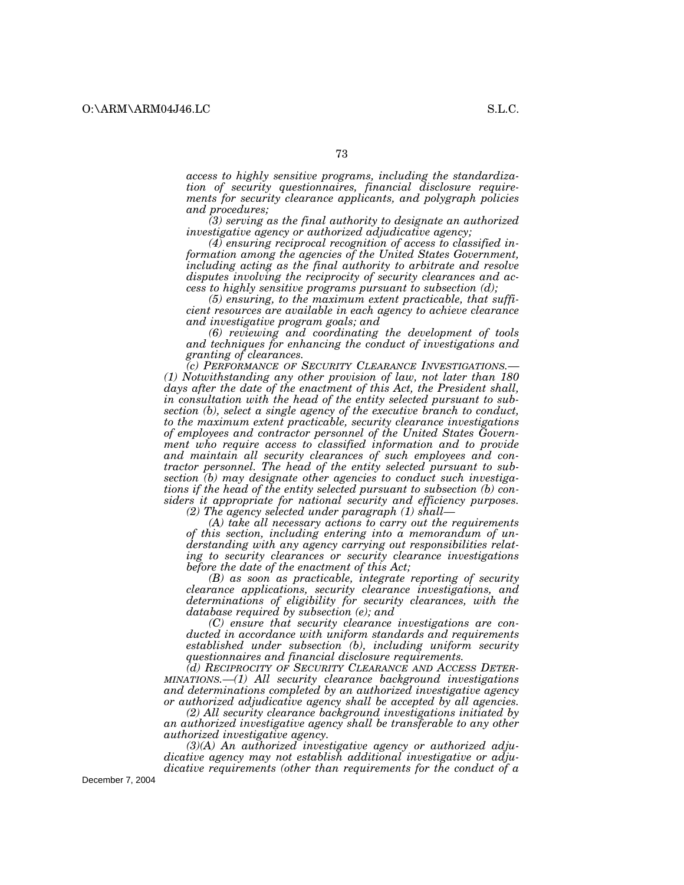*access to highly sensitive programs, including the standardization of security questionnaires, financial disclosure requirements for security clearance applicants, and polygraph policies and procedures;*

*(3) serving as the final authority to designate an authorized investigative agency or authorized adjudicative agency;*

*(4) ensuring reciprocal recognition of access to classified information among the agencies of the United States Government, including acting as the final authority to arbitrate and resolve disputes involving the reciprocity of security clearances and access to highly sensitive programs pursuant to subsection (d);*

*(5) ensuring, to the maximum extent practicable, that sufficient resources are available in each agency to achieve clearance and investigative program goals; and*

*(6) reviewing and coordinating the development of tools and techniques for enhancing the conduct of investigations and granting of clearances.*

*(c) PERFORMANCE OF SECURITY CLEARANCE INVESTIGATIONS.—(1) Notwithstanding any other provision of law, not later than 180 days after the date of the enactment of this Act, the President shall, in consultation with the head of the entity selected pursuant to subsection (b), select a single agency of the executive branch to conduct, to the maximum extent practicable, security clearance investigations of employees and contractor personnel of the United States Government who require access to classified information and to provide and maintain all security clearances of such employees and contractor personnel. The head of the entity selected pursuant to subsection (b) may designate other agencies to conduct such investigations if the head of the entity selected pursuant to subsection (b) considers it appropriate for national security and efficiency purposes.*

*(2) The agency selected under paragraph (1) shall—*

*(A) take all necessary actions to carry out the requirements of this section, including entering into a memorandum of understanding with any agency carrying out responsibilities relating to security clearances or security clearance investigations before the date of the enactment of this Act;*

*(B) as soon as practicable, integrate reporting of security clearance applications, security clearance investigations, and determinations of eligibility for security clearances, with the database required by subsection (e); and*

*(C) ensure that security clearance investigations are conducted in accordance with uniform standards and requirements established under subsection (b), including uniform security questionnaires and financial disclosure requirements.*

*(d) RECIPROCITY OF SECURITY CLEARANCE AND ACCESS DETERMINATIONS.—(1) All security clearance background investigations and determinations completed by an authorized investigative agency or authorized adjudicative agency shall be accepted by all agencies.*

*(2) All security clearance background investigations initiated by an authorized investigative agency shall be transferable to any other authorized investigative agency.*

*(3)(A) An authorized investigative agency or authorized adjudicative agency may not establish additional investigative or adjudicative requirements (other than requirements for the conduct of a*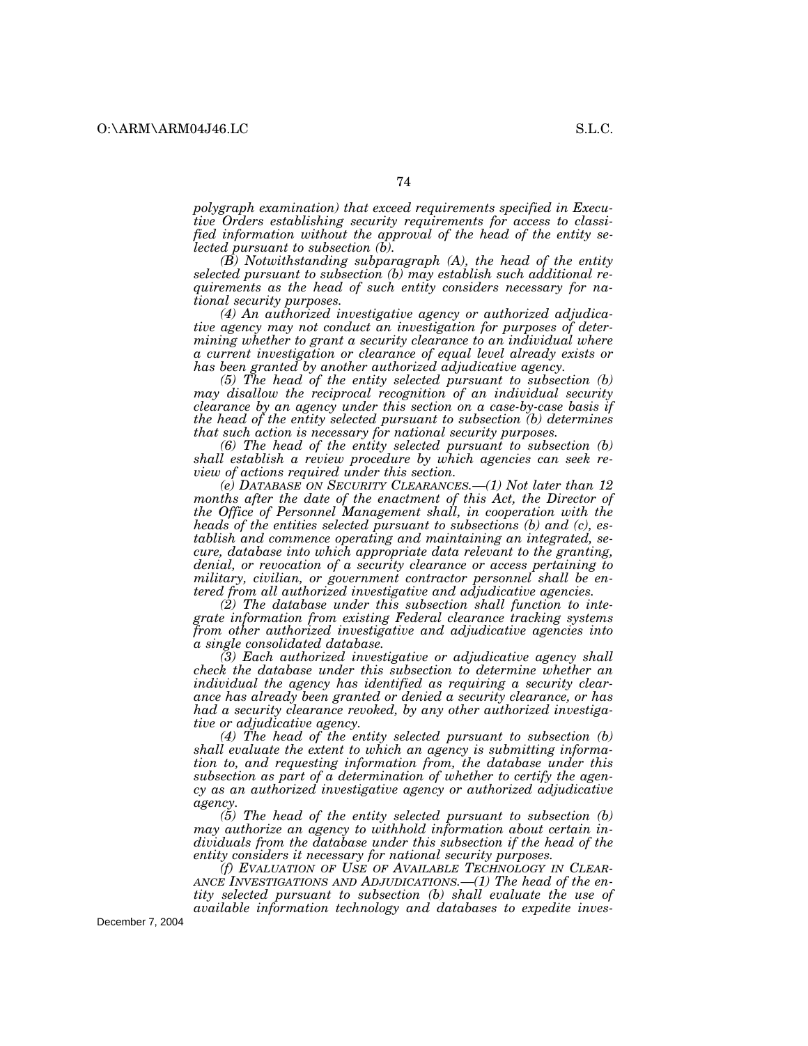*polygraph examination) that exceed requirements specified in Executive Orders establishing security requirements for access to classified information without the approval of the head of the entity selected pursuant to subsection (b).*

*(B) Notwithstanding subparagraph (A), the head of the entity selected pursuant to subsection (b) may establish such additional requirements as the head of such entity considers necessary for national security purposes.*

*(4) An authorized investigative agency or authorized adjudicative agency may not conduct an investigation for purposes of determining whether to grant a security clearance to an individual where a current investigation or clearance of equal level already exists or has been granted by another authorized adjudicative agency.*

*(5) The head of the entity selected pursuant to subsection (b) may disallow the reciprocal recognition of an individual security clearance by an agency under this section on a case-by-case basis if the head of the entity selected pursuant to subsection (b) determines that such action is necessary for national security purposes.*

*(6) The head of the entity selected pursuant to subsection (b) shall establish a review procedure by which agencies can seek review of actions required under this section.*

*(e) DATABASE ON SECURITY CLEARANCES.—(1) Not later than 12 months after the date of the enactment of this Act, the Director of the Office of Personnel Management shall, in cooperation with the heads of the entities selected pursuant to subsections (b) and (c), establish and commence operating and maintaining an integrated, secure, database into which appropriate data relevant to the granting, denial, or revocation of a security clearance or access pertaining to military, civilian, or government contractor personnel shall be entered from all authorized investigative and adjudicative agencies.*

*(2) The database under this subsection shall function to integrate information from existing Federal clearance tracking systems from other authorized investigative and adjudicative agencies into a single consolidated database.*

*(3) Each authorized investigative or adjudicative agency shall check the database under this subsection to determine whether an individual the agency has identified as requiring a security clearance has already been granted or denied a security clearance, or has had a security clearance revoked, by any other authorized investigative or adjudicative agency.*

*(4) The head of the entity selected pursuant to subsection (b) shall evaluate the extent to which an agency is submitting information to, and requesting information from, the database under this subsection as part of a determination of whether to certify the agency as an authorized investigative agency or authorized adjudicative agency.*

*(5) The head of the entity selected pursuant to subsection (b) may authorize an agency to withhold information about certain individuals from the database under this subsection if the head of the entity considers it necessary for national security purposes.*

*(f) EVALUATION OF USE OF AVAILABLE TECHNOLOGY IN CLEARANCE INVESTIGATIONS AND ADJUDICATIONS.—(1) The head of the entity selected pursuant to subsection (b) shall evaluate the use of available information technology and databases to expedite inves-*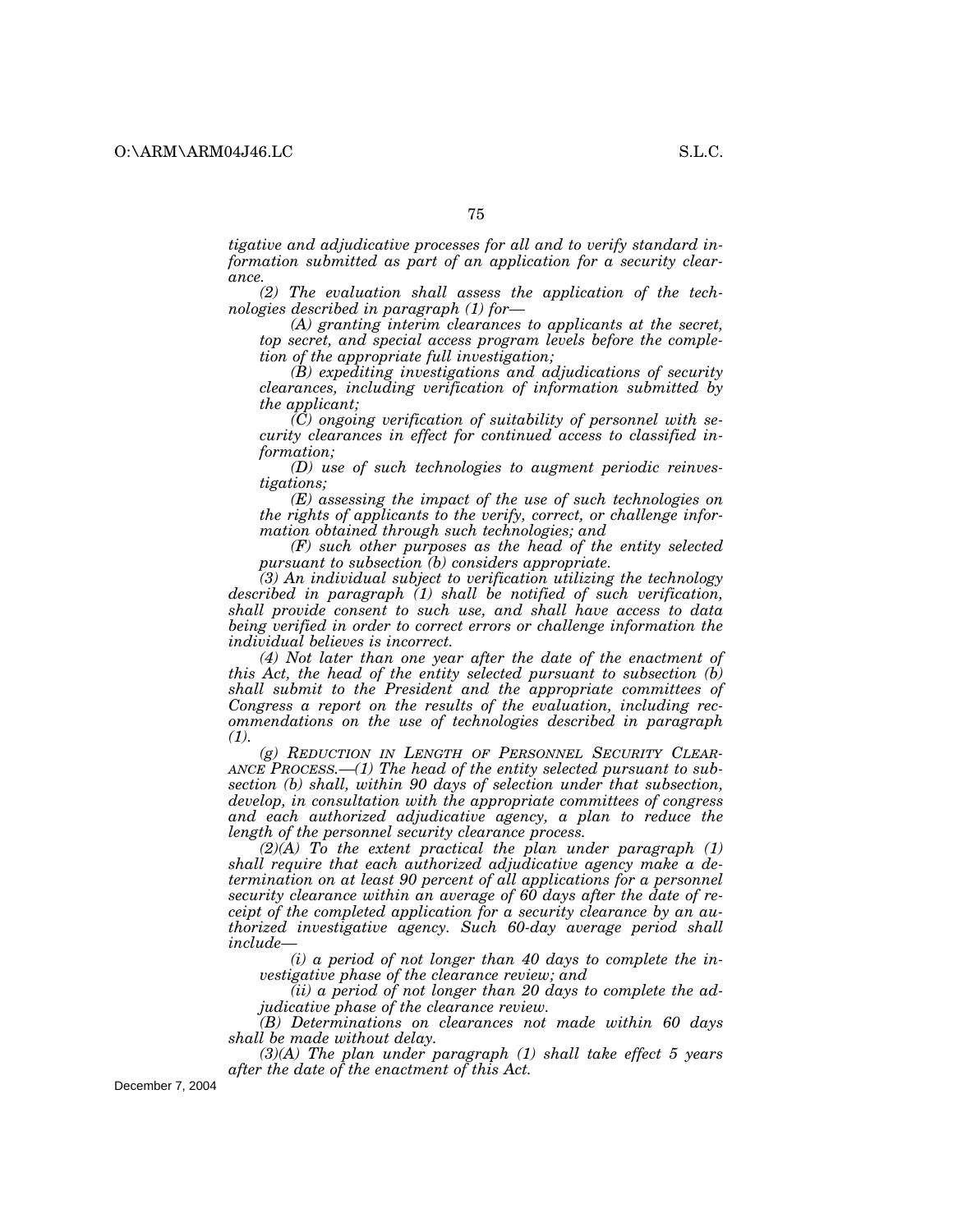*tigative and adjudicative processes for all and to verify standard information submitted as part of an application for a security clearance.*

*(2) The evaluation shall assess the application of the technologies described in paragraph (1) for—*

*(A) granting interim clearances to applicants at the secret, top secret, and special access program levels before the completion of the appropriate full investigation;*

*(B) expediting investigations and adjudications of security clearances, including verification of information submitted by the applicant;*

*(C) ongoing verification of suitability of personnel with security clearances in effect for continued access to classified information;*

*(D) use of such technologies to augment periodic reinvestigations;*

*(E) assessing the impact of the use of such technologies on the rights of applicants to the verify, correct, or challenge information obtained through such technologies; and*

*(F) such other purposes as the head of the entity selected pursuant to subsection (b) considers appropriate.*

*(3) An individual subject to verification utilizing the technology described in paragraph (1) shall be notified of such verification, shall provide consent to such use, and shall have access to data being verified in order to correct errors or challenge information the individual believes is incorrect.*

*(4) Not later than one year after the date of the enactment of this Act, the head of the entity selected pursuant to subsection (b) shall submit to the President and the appropriate committees of Congress a report on the results of the evaluation, including recommendations on the use of technologies described in paragraph (1).*

*(g) REDUCTION IN LENGTH OF PERSONNEL SECURITY CLEARANCE PROCESS.—(1) The head of the entity selected pursuant to subsection (b) shall, within 90 days of selection under that subsection, develop, in consultation with the appropriate committees of congress and each authorized adjudicative agency, a plan to reduce the length of the personnel security clearance process.*

*(2)(A) To the extent practical the plan under paragraph (1) shall require that each authorized adjudicative agency make a determination on at least 90 percent of all applications for a personnel security clearance within an average of 60 days after the date of receipt of the completed application for a security clearance by an authorized investigative agency. Such 60-day average period shall include—*

*(i) a period of not longer than 40 days to complete the investigative phase of the clearance review; and*

*(ii) a period of not longer than 20 days to complete the adjudicative phase of the clearance review.*

*(B) Determinations on clearances not made within 60 days shall be made without delay.*

*(3)(A) The plan under paragraph (1) shall take effect 5 years after the date of the enactment of this Act.*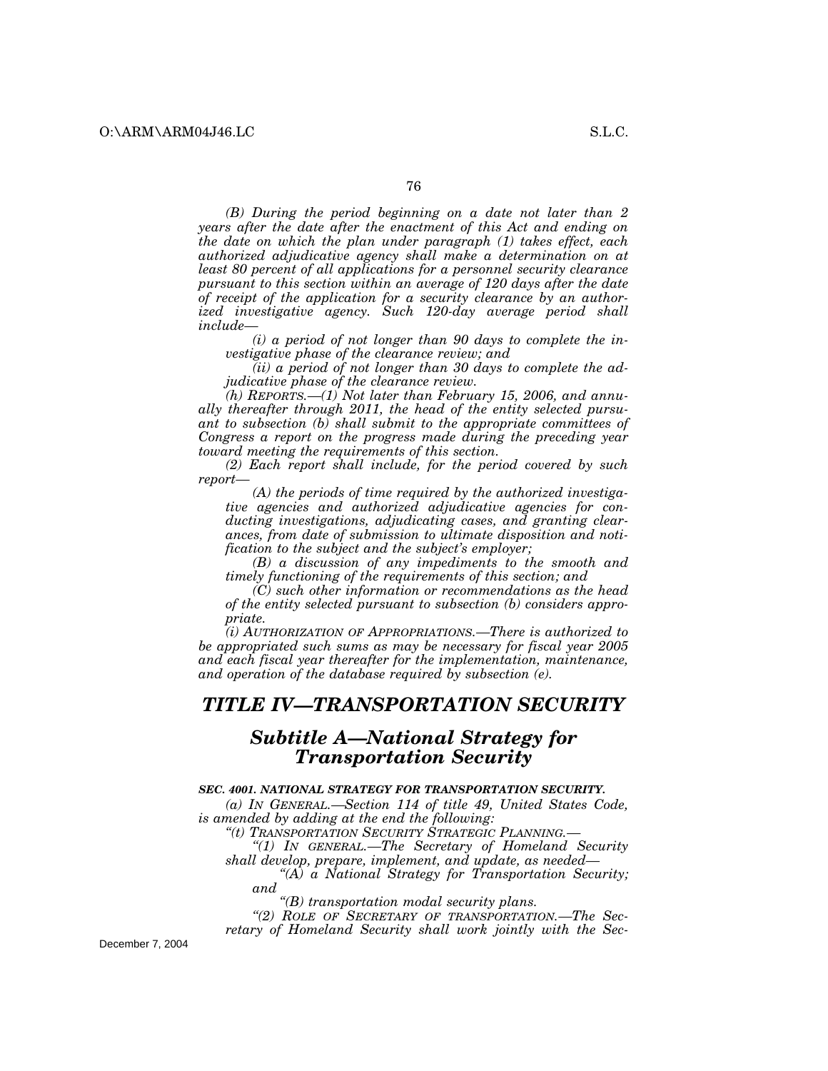*(B) During the period beginning on a date not later than 2 years after the date after the enactment of this Act and ending on the date on which the plan under paragraph (1) takes effect, each authorized adjudicative agency shall make a determination on at least 80 percent of all applications for a personnel security clearance pursuant to this section within an average of 120 days after the date of receipt of the application for a security clearance by an authorized investigative agency. Such 120-day average period shall include—*

*(i) a period of not longer than 90 days to complete the investigative phase of the clearance review; and*

*(ii) a period of not longer than 30 days to complete the adjudicative phase of the clearance review.*

*(h) REPORTS.—(1) Not later than February 15, 2006, and annually thereafter through 2011, the head of the entity selected pursuant to subsection (b) shall submit to the appropriate committees of Congress a report on the progress made during the preceding year toward meeting the requirements of this section.*

*(2) Each report shall include, for the period covered by such report—*

*(A) the periods of time required by the authorized investigative agencies and authorized adjudicative agencies for conducting investigations, adjudicating cases, and granting clearances, from date of submission to ultimate disposition and notification to the subject and the subject's employer;*

*(B) a discussion of any impediments to the smooth and timely functioning of the requirements of this section; and*

*(C) such other information or recommendations as the head of the entity selected pursuant to subsection (b) considers appropriate.*

*(i) AUTHORIZATION OF APPROPRIATIONS.—There is authorized to be appropriated such sums as may be necessary for fiscal year 2005 and each fiscal year thereafter for the implementation, maintenance, and operation of the database required by subsection (e).*

# *TITLE IV—TRANSPORTATION SECURITY*

## *Subtitle A—National Strategy for Transportation Security*

***SEC. 4001. NATIONAL STRATEGY FOR TRANSPORTATION SECURITY.***

*(a) IN GENERAL.—Section 114 of title 49, United States Code, is amended by adding at the end the following:*

*"(t) TRANSPORTATION SECURITY STRATEGIC PLANNING.—*

*"(1) IN GENERAL.—The Secretary of Homeland Security shall develop, prepare, implement, and update, as needed—*

*"(A) a National Strategy for Transportation Security; and*

*"(B) transportation modal security plans.*

*"(2) ROLE OF SECRETARY OF TRANSPORTATION.—The Secretary of Homeland Security shall work jointly with the Sec-*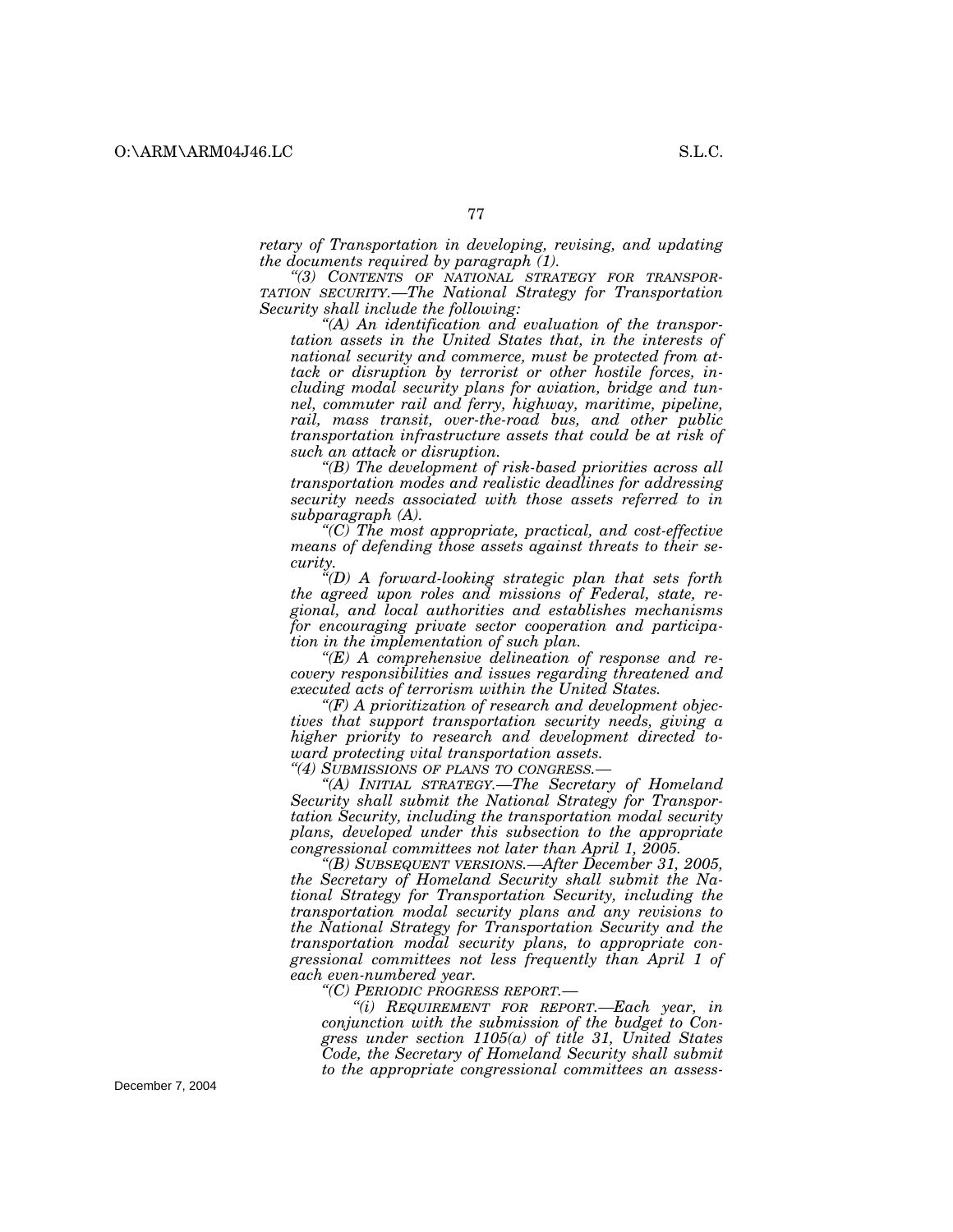*retary of Transportation in developing, revising, and updating the documents required by paragraph (1).*

*"(3) CONTENTS OF NATIONAL STRATEGY FOR TRANSPORTATION SECURITY.—The National Strategy for Transportation Security shall include the following:*

*"(A) An identification and evaluation of the transportation assets in the United States that, in the interests of national security and commerce, must be protected from attack or disruption by terrorist or other hostile forces, including modal security plans for aviation, bridge and tunnel, commuter rail and ferry, highway, maritime, pipeline, rail, mass transit, over-the-road bus, and other public transportation infrastructure assets that could be at risk of such an attack or disruption.*

*"(B) The development of risk-based priorities across all transportation modes and realistic deadlines for addressing security needs associated with those assets referred to in subparagraph (A).*

*"(C) The most appropriate, practical, and cost-effective means of defending those assets against threats to their security.*

*"(D) A forward-looking strategic plan that sets forth the agreed upon roles and missions of Federal, state, regional, and local authorities and establishes mechanisms for encouraging private sector cooperation and participation in the implementation of such plan.*

*"(E) A comprehensive delineation of response and recovery responsibilities and issues regarding threatened and executed acts of terrorism within the United States.*

*"(F) A prioritization of research and development objectives that support transportation security needs, giving a higher priority to research and development directed toward protecting vital transportation assets.*

*"(4) SUBMISSIONS OF PLANS TO CONGRESS.—*

*"(A) INITIAL STRATEGY.—The Secretary of Homeland Security shall submit the National Strategy for Transportation Security, including the transportation modal security plans, developed under this subsection to the appropriate congressional committees not later than April 1, 2005.*

*"(B) SUBSEQUENT VERSIONS.—After December 31, 2005, the Secretary of Homeland Security shall submit the National Strategy for Transportation Security, including the transportation modal security plans and any revisions to the National Strategy for Transportation Security and the transportation modal security plans, to appropriate congressional committees not less frequently than April 1 of each even-numbered year.*

*"(C) PERIODIC PROGRESS REPORT.—*

*"(i) REQUIREMENT FOR REPORT.—Each year, in conjunction with the submission of the budget to Congress under section 1105(a) of title 31, United States Code, the Secretary of Homeland Security shall submit to the appropriate congressional committees an assess-*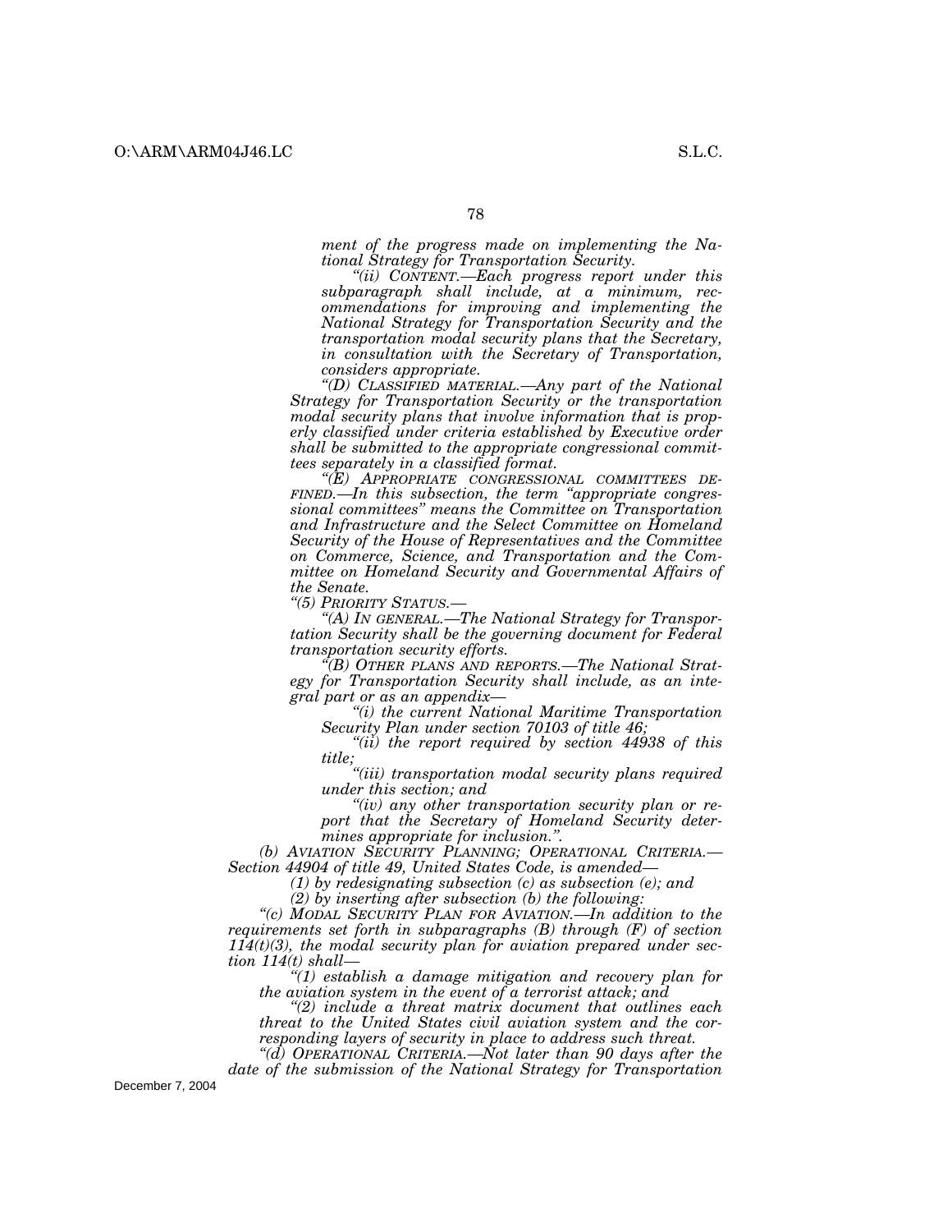*ment of the progress made on implementing the National Strategy for Transportation Security.*

*"(ii) CONTENT.—Each progress report under this subparagraph shall include, at a minimum, recommendations for improving and implementing the National Strategy for Transportation Security and the transportation modal security plans that the Secretary, in consultation with the Secretary of Transportation, considers appropriate.*

*"(D) CLASSIFIED MATERIAL.—Any part of the National Strategy for Transportation Security or the transportation modal security plans that involve information that is properly classified under criteria established by Executive order shall be submitted to the appropriate congressional committees separately in a classified format.*

*"(E) APPROPRIATE CONGRESSIONAL COMMITTEES DEFINED.—In this subsection, the term "appropriate congressional committees" means the Committee on Transportation and Infrastructure and the Select Committee on Homeland Security of the House of Representatives and the Committee on Commerce, Science, and Transportation and the Committee on Homeland Security and Governmental Affairs of the Senate.*

*"(5) PRIORITY STATUS.—*

*"(A) IN GENERAL.—The National Strategy for Transportation Security shall be the governing document for Federal transportation security efforts.*

*"(B) OTHER PLANS AND REPORTS.—The National Strategy for Transportation Security shall include, as an integral part or as an appendix—*

*"(i) the current National Maritime Transportation Security Plan under section 70103 of title 46;*

*"(ii) the report required by section 44938 of this title;*

*"(iii) transportation modal security plans required under this section; and*

*"(iv) any other transportation security plan or report that the Secretary of Homeland Security determines appropriate for inclusion.".*

*(b) AVIATION SECURITY PLANNING; OPERATIONAL CRITERIA.—Section 44904 of title 49, United States Code, is amended—*

*(1) by redesignating subsection (c) as subsection (e); and*

*(2) by inserting after subsection (b) the following:*

*"(c) MODAL SECURITY PLAN FOR AVIATION.—In addition to the requirements set forth in subparagraphs (B) through (F) of section 114(t)(3), the modal security plan for aviation prepared under section 114(t) shall—*

*"(1) establish a damage mitigation and recovery plan for the aviation system in the event of a terrorist attack; and*

*"(2) include a threat matrix document that outlines each threat to the United States civil aviation system and the corresponding layers of security in place to address such threat.*

*"(d) OPERATIONAL CRITERIA.—Not later than 90 days after the date of the submission of the National Strategy for Transportation*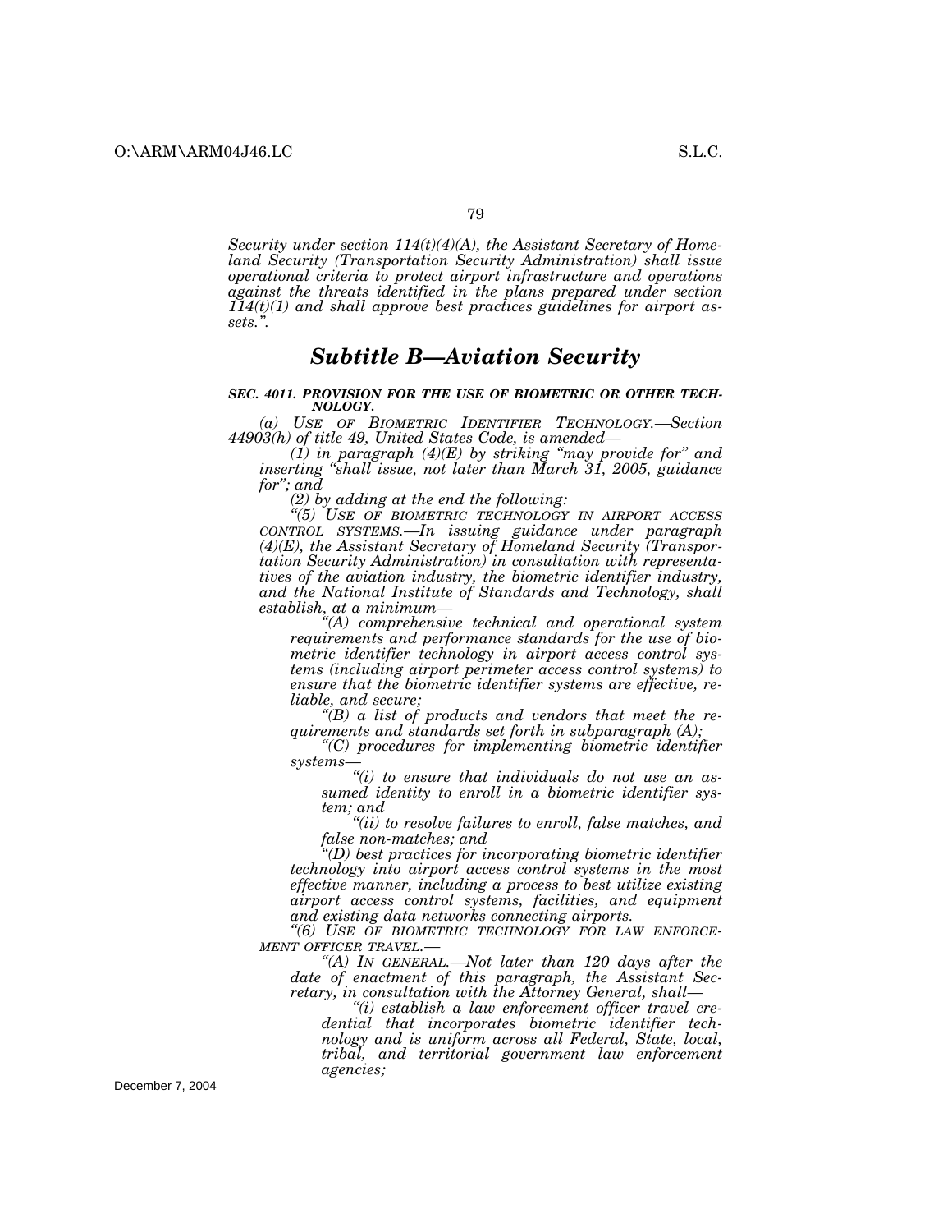*Security under section 114(t)(4)(A), the Assistant Secretary of Homeland Security (Transportation Security Administration) shall issue operational criteria to protect airport infrastructure and operations against the threats identified in the plans prepared under section 114(t)(1) and shall approve best practices guidelines for airport assets.".*

## *Subtitle B—Aviation Security*

***SEC. 4011. PROVISION FOR THE USE OF BIOMETRIC OR OTHER TECHNOLOGY.***

*(a) USE OF BIOMETRIC IDENTIFIER TECHNOLOGY.—Section 44903(h) of title 49, United States Code, is amended—*

*(1) in paragraph (4)(E) by striking "may provide for" and inserting "shall issue, not later than March 31, 2005, guidance for"; and*

*(2) by adding at the end the following:*

*"(5) USE OF BIOMETRIC TECHNOLOGY IN AIRPORT ACCESS CONTROL SYSTEMS.—In issuing guidance under paragraph (4)(E), the Assistant Secretary of Homeland Security (Transportation Security Administration) in consultation with representatives of the aviation industry, the biometric identifier industry, and the National Institute of Standards and Technology, shall establish, at a minimum—*

*"(A) comprehensive technical and operational system requirements and performance standards for the use of biometric identifier technology in airport access control systems (including airport perimeter access control systems) to ensure that the biometric identifier systems are effective, reliable, and secure;*

*"(B) a list of products and vendors that meet the requirements and standards set forth in subparagraph (A);*

*"(C) procedures for implementing biometric identifier systems—*

*"(i) to ensure that individuals do not use an assumed identity to enroll in a biometric identifier system; and*

*"(ii) to resolve failures to enroll, false matches, and false non-matches; and*

*"(D) best practices for incorporating biometric identifier technology into airport access control systems in the most effective manner, including a process to best utilize existing airport access control systems, facilities, and equipment and existing data networks connecting airports.*

*"(6) USE OF BIOMETRIC TECHNOLOGY FOR LAW ENFORCEMENT OFFICER TRAVEL.—*

*"(A) IN GENERAL.—Not later than 120 days after the date of enactment of this paragraph, the Assistant Secretary, in consultation with the Attorney General, shall—*

*"(i) establish a law enforcement officer travel credential that incorporates biometric identifier technology and is uniform across all Federal, State, local, tribal, and territorial government law enforcement agencies;*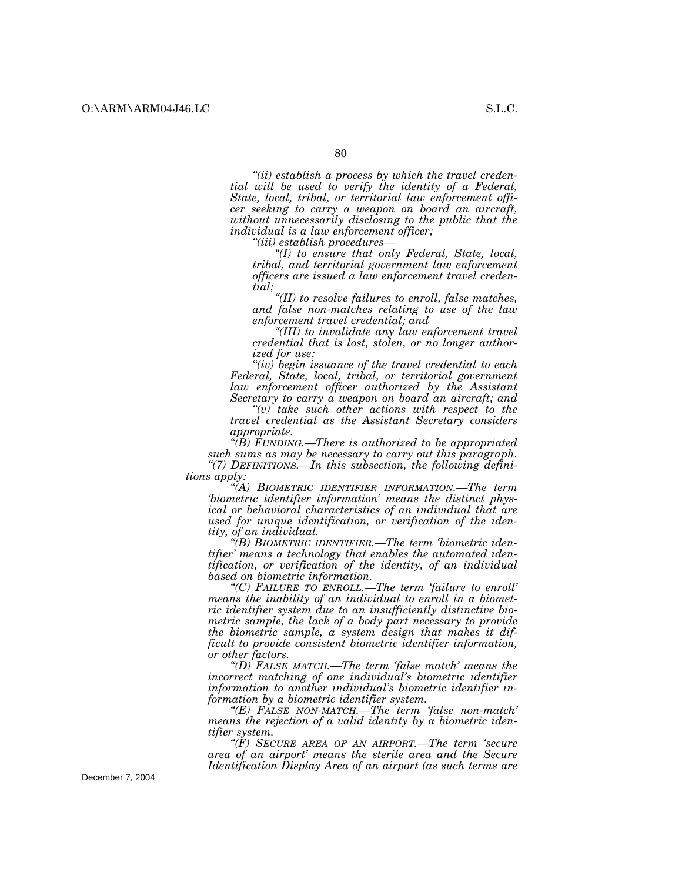*"(ii) establish a process by which the travel credential will be used to verify the identity of a Federal, State, local, tribal, or territorial law enforcement officer seeking to carry a weapon on board an aircraft, without unnecessarily disclosing to the public that the individual is a law enforcement officer;*

*"(iii) establish procedures—*

*"(I) to ensure that only Federal, State, local, tribal, and territorial government law enforcement officers are issued a law enforcement travel credential;*

*"(II) to resolve failures to enroll, false matches, and false non-matches relating to use of the law enforcement travel credential; and*

*"(III) to invalidate any law enforcement travel credential that is lost, stolen, or no longer authorized for use;*

*"(iv) begin issuance of the travel credential to each Federal, State, local, tribal, or territorial government law enforcement officer authorized by the Assistant Secretary to carry a weapon on board an aircraft; and*

*"(v) take such other actions with respect to the travel credential as the Assistant Secretary considers appropriate.*

*"(B) FUNDING.—There is authorized to be appropriated such sums as may be necessary to carry out this paragraph.*

*"(7) DEFINITIONS.—In this subsection, the following definitions apply:*

*"(A) BIOMETRIC IDENTIFIER INFORMATION.—The term 'biometric identifier information' means the distinct physical or behavioral characteristics of an individual that are used for unique identification, or verification of the identity, of an individual.*

*"(B) BIOMETRIC IDENTIFIER.—The term 'biometric identifier' means a technology that enables the automated identification, or verification of the identity, of an individual based on biometric information.*

*"(C) FAILURE TO ENROLL.—The term 'failure to enroll' means the inability of an individual to enroll in a biometric identifier system due to an insufficiently distinctive biometric sample, the lack of a body part necessary to provide the biometric sample, a system design that makes it difficult to provide consistent biometric identifier information, or other factors.*

*"(D) FALSE MATCH.—The term 'false match' means the incorrect matching of one individual's biometric identifier information to another individual's biometric identifier information by a biometric identifier system.*

*"(E) FALSE NON-MATCH.—The term 'false non-match' means the rejection of a valid identity by a biometric identifier system.*

*"(F) SECURE AREA OF AN AIRPORT.—The term 'secure area of an airport' means the sterile area and the Secure Identification Display Area of an airport (as such terms are*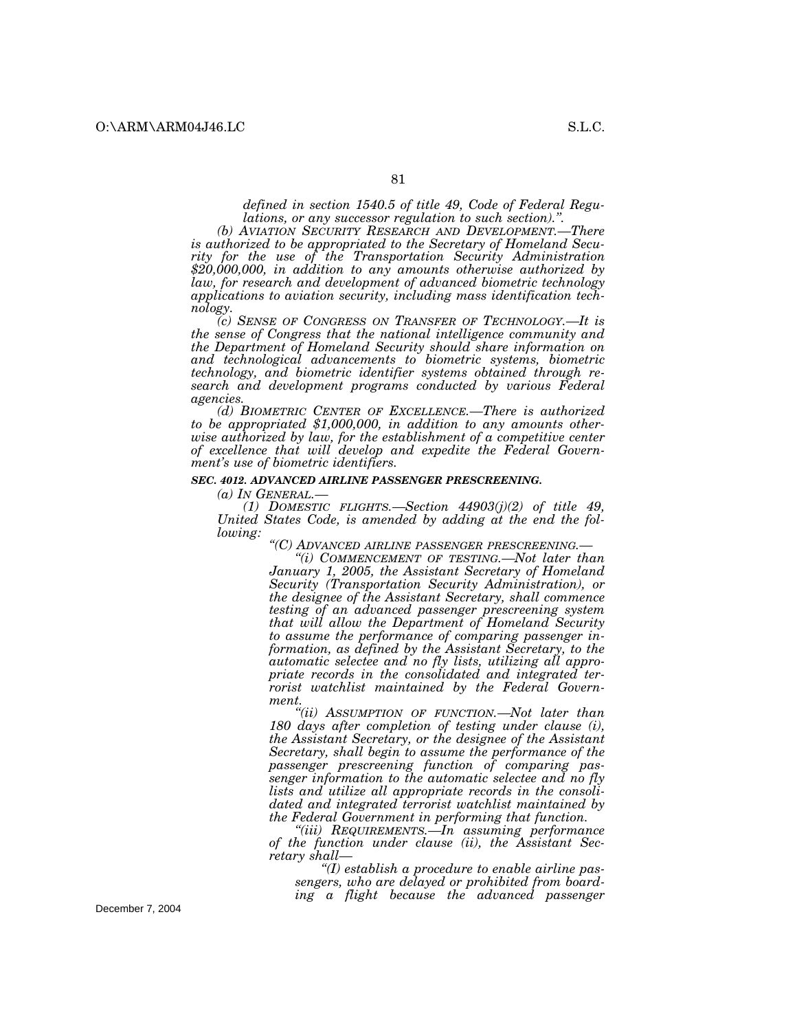*defined in section 1540.5 of title 49, Code of Federal Regulations, or any successor regulation to such section).".*

*(b) AVIATION SECURITY RESEARCH AND DEVELOPMENT.—There is authorized to be appropriated to the Secretary of Homeland Security for the use of the Transportation Security Administration $20,000,000, in addition to any amounts otherwise authorized by law, for research and development of advanced biometric technology applications to aviation security, including mass identification technology.*

*(c) SENSE OF CONGRESS ON TRANSFER OF TECHNOLOGY.—It is the sense of Congress that the national intelligence community and the Department of Homeland Security should share information on and technological advancements to biometric systems, biometric technology, and biometric identifier systems obtained through research and development programs conducted by various Federal agencies.*

*(d) BIOMETRIC CENTER OF EXCELLENCE.—There is authorized to be appropriated $1,000,000, in addition to any amounts otherwise authorized by law, for the establishment of a competitive center of excellence that will develop and expedite the Federal Government's use of biometric identifiers.*

***SEC. 4012. ADVANCED AIRLINE PASSENGER PRESCREENING.***

*(a) IN GENERAL.—*

*(1) DOMESTIC FLIGHTS.—Section 44903(j)(2) of title 49, United States Code, is amended by adding at the end the following:*

*"(C) ADVANCED AIRLINE PASSENGER PRESCREENING.—*

*"(i) COMMENCEMENT OF TESTING.—Not later than January 1, 2005, the Assistant Secretary of Homeland Security (Transportation Security Administration), or the designee of the Assistant Secretary, shall commence testing of an advanced passenger prescreening system that will allow the Department of Homeland Security to assume the performance of comparing passenger information, as defined by the Assistant Secretary, to the automatic selectee and no fly lists, utilizing all appropriate records in the consolidated and integrated terrorist watchlist maintained by the Federal Government.*

*"(ii) ASSUMPTION OF FUNCTION.—Not later than 180 days after completion of testing under clause (i), the Assistant Secretary, or the designee of the Assistant Secretary, shall begin to assume the performance of the passenger prescreening function of comparing passenger information to the automatic selectee and no fly lists and utilize all appropriate records in the consolidated and integrated terrorist watchlist maintained by the Federal Government in performing that function.*

*"(iii) REQUIREMENTS.—In assuming performance of the function under clause (ii), the Assistant Secretary shall—*

*"(I) establish a procedure to enable airline passengers, who are delayed or prohibited from boarding a flight because the advanced passenger*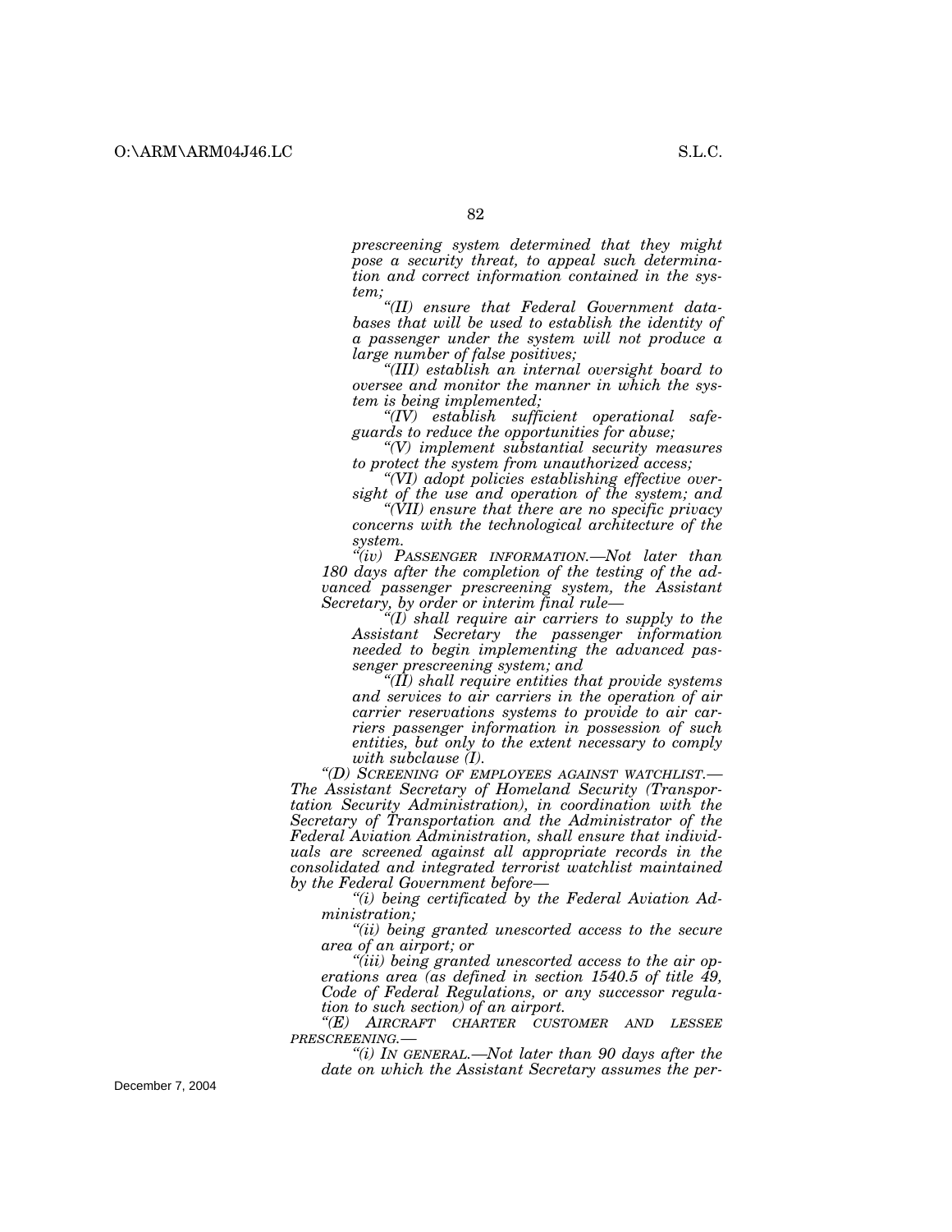*prescreening system determined that they might pose a security threat, to appeal such determination and correct information contained in the system;*

*"(II) ensure that Federal Government databases that will be used to establish the identity of a passenger under the system will not produce a large number of false positives;*

*"(III) establish an internal oversight board to oversee and monitor the manner in which the system is being implemented;*

*"(IV) establish sufficient operational safeguards to reduce the opportunities for abuse;*

*"(V) implement substantial security measures to protect the system from unauthorized access;*

*"(VI) adopt policies establishing effective oversight of the use and operation of the system; and*

*"(VII) ensure that there are no specific privacy concerns with the technological architecture of the system.*

*"(iv) PASSENGER INFORMATION.—Not later than 180 days after the completion of the testing of the advanced passenger prescreening system, the Assistant Secretary, by order or interim final rule—*

*"(I) shall require air carriers to supply to the Assistant Secretary the passenger information needed to begin implementing the advanced passenger prescreening system; and*

*"(II) shall require entities that provide systems and services to air carriers in the operation of air carrier reservations systems to provide to air carriers passenger information in possession of such entities, but only to the extent necessary to comply with subclause (I).*

*"(D) SCREENING OF EMPLOYEES AGAINST WATCHLIST.—The Assistant Secretary of Homeland Security (Transportation Security Administration), in coordination with the Secretary of Transportation and the Administrator of the Federal Aviation Administration, shall ensure that individuals are screened against all appropriate records in the consolidated and integrated terrorist watchlist maintained by the Federal Government before—*

*"(i) being certificated by the Federal Aviation Administration;*

*"(ii) being granted unescorted access to the secure area of an airport; or*

*"(iii) being granted unescorted access to the air operations area (as defined in section 1540.5 of title 49, Code of Federal Regulations, or any successor regulation to such section) of an airport.*

*"(E) AIRCRAFT CHARTER CUSTOMER AND LESSEE PRESCREENING.—*

*"(i) IN GENERAL.—Not later than 90 days after the date on which the Assistant Secretary assumes the per-*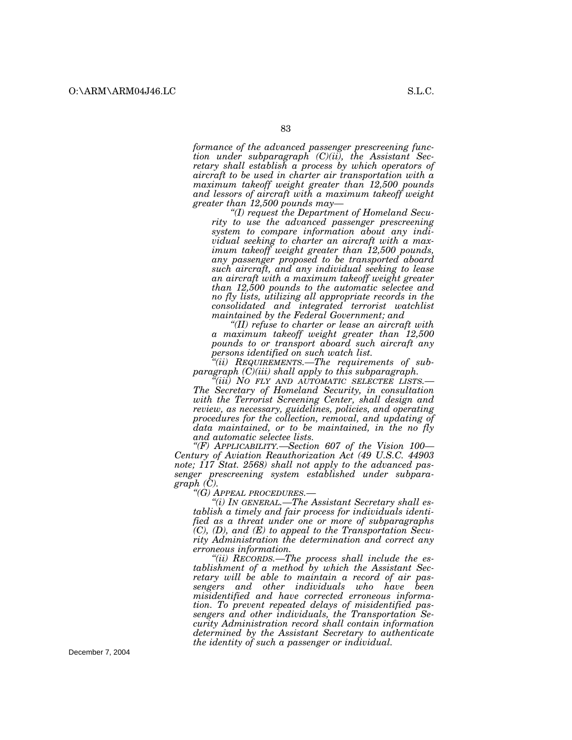*formance of the advanced passenger prescreening function under subparagraph (C)(ii), the Assistant Secretary shall establish a process by which operators of aircraft to be used in charter air transportation with a maximum takeoff weight greater than 12,500 pounds and lessors of aircraft with a maximum takeoff weight greater than 12,500 pounds may—*

*"(I) request the Department of Homeland Security to use the advanced passenger prescreening system to compare information about any individual seeking to charter an aircraft with a maximum takeoff weight greater than 12,500 pounds, any passenger proposed to be transported aboard such aircraft, and any individual seeking to lease an aircraft with a maximum takeoff weight greater than 12,500 pounds to the automatic selectee and no fly lists, utilizing all appropriate records in the consolidated and integrated terrorist watchlist maintained by the Federal Government; and*

*"(II) refuse to charter or lease an aircraft with a maximum takeoff weight greater than 12,500 pounds to or transport aboard such aircraft any persons identified on such watch list.*

*"(ii) REQUIREMENTS.—The requirements of subparagraph (C)(iii) shall apply to this subparagraph.*

*"(iii) NO FLY AND AUTOMATIC SELECTEE LISTS.—The Secretary of Homeland Security, in consultation with the Terrorist Screening Center, shall design and review, as necessary, guidelines, policies, and operating procedures for the collection, removal, and updating of data maintained, or to be maintained, in the no fly and automatic selectee lists.*

*"(F) APPLICABILITY.—Section 607 of the Vision 100—Century of Aviation Reauthorization Act (49 U.S.C. 44903 note; 117 Stat. 2568) shall not apply to the advanced passenger prescreening system established under subparagraph (C).*

*"(G) APPEAL PROCEDURES.—*

*"(i) IN GENERAL.—The Assistant Secretary shall establish a timely and fair process for individuals identified as a threat under one or more of subparagraphs (C), (D), and (E) to appeal to the Transportation Security Administration the determination and correct any erroneous information.*

*"(ii) RECORDS.—The process shall include the establishment of a method by which the Assistant Secretary will be able to maintain a record of air passengers and other individuals who have been misidentified and have corrected erroneous information. To prevent repeated delays of misidentified passengers and other individuals, the Transportation Security Administration record shall contain information determined by the Assistant Secretary to authenticate the identity of such a passenger or individual.*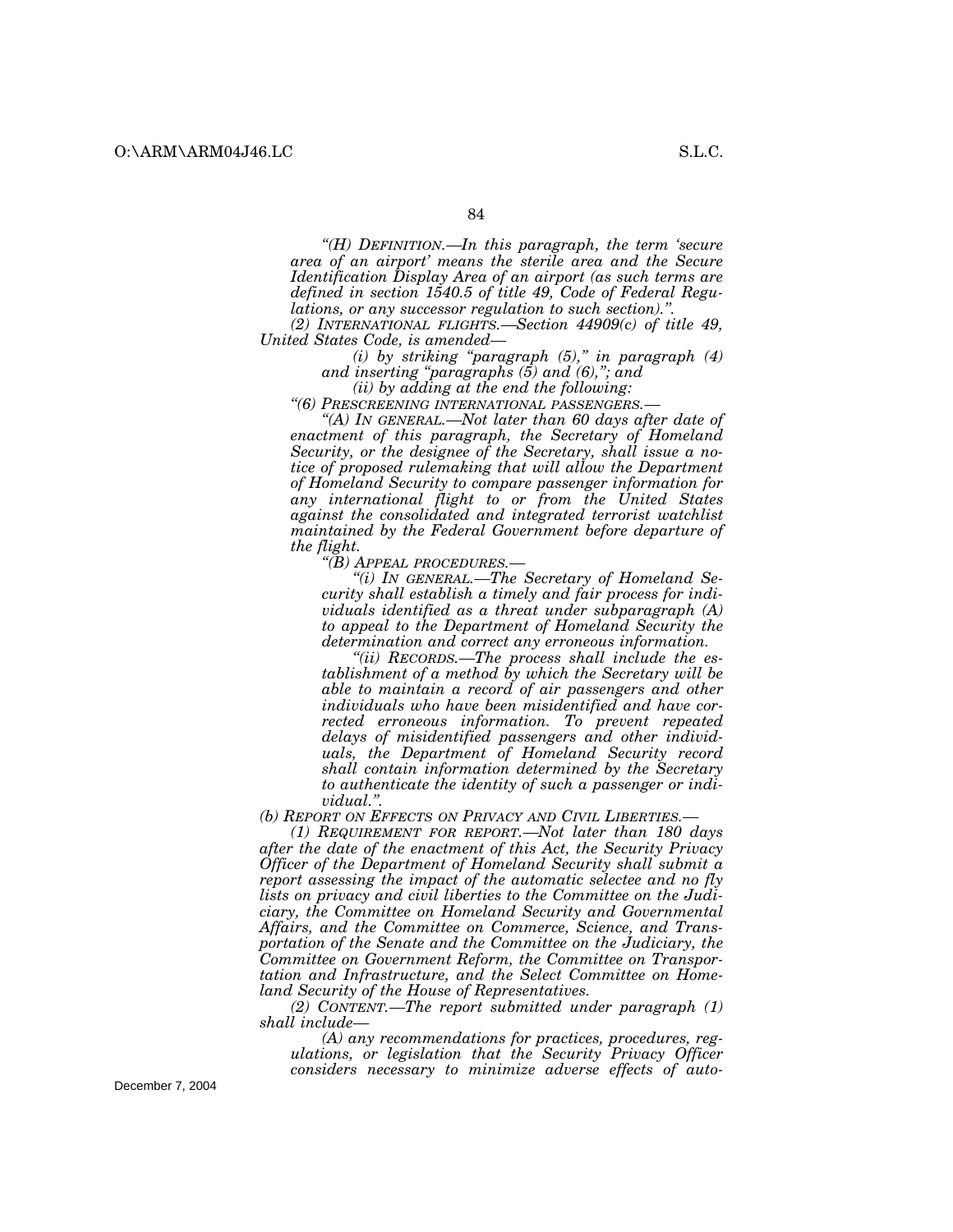*"(H) DEFINITION.—In this paragraph, the term 'secure area of an airport' means the sterile area and the Secure Identification Display Area of an airport (as such terms are defined in section 1540.5 of title 49, Code of Federal Regulations, or any successor regulation to such section).".*

*(2) INTERNATIONAL FLIGHTS.—Section 44909(c) of title 49, United States Code, is amended—*

*(i) by striking "paragraph (5)," in paragraph (4) and inserting "paragraphs (5) and (6),"; and*

*(ii) by adding at the end the following:*

*"(6) PRESCREENING INTERNATIONAL PASSENGERS.—*

*"(A) IN GENERAL.—Not later than 60 days after date of enactment of this paragraph, the Secretary of Homeland Security, or the designee of the Secretary, shall issue a notice of proposed rulemaking that will allow the Department of Homeland Security to compare passenger information for any international flight to or from the United States against the consolidated and integrated terrorist watchlist maintained by the Federal Government before departure of the flight.*

*"(B) APPEAL PROCEDURES.—*

*"(i) IN GENERAL.—The Secretary of Homeland Security shall establish a timely and fair process for individuals identified as a threat under subparagraph (A) to appeal to the Department of Homeland Security the determination and correct any erroneous information.*

*"(ii) RECORDS.—The process shall include the establishment of a method by which the Secretary will be able to maintain a record of air passengers and other individuals who have been misidentified and have corrected erroneous information. To prevent repeated delays of misidentified passengers and other individuals, the Department of Homeland Security record shall contain information determined by the Secretary to authenticate the identity of such a passenger or individual.".*

*(b) REPORT ON EFFECTS ON PRIVACY AND CIVIL LIBERTIES.—*

*(1) REQUIREMENT FOR REPORT.—Not later than 180 days after the date of the enactment of this Act, the Security Privacy Officer of the Department of Homeland Security shall submit a report assessing the impact of the automatic selectee and no fly lists on privacy and civil liberties to the Committee on the Judiciary, the Committee on Homeland Security and Governmental Affairs, and the Committee on Commerce, Science, and Transportation of the Senate and the Committee on the Judiciary, the Committee on Government Reform, the Committee on Transportation and Infrastructure, and the Select Committee on Homeland Security of the House of Representatives.*

*(2) CONTENT.—The report submitted under paragraph (1) shall include—*

*(A) any recommendations for practices, procedures, regulations, or legislation that the Security Privacy Officer considers necessary to minimize adverse effects of auto-*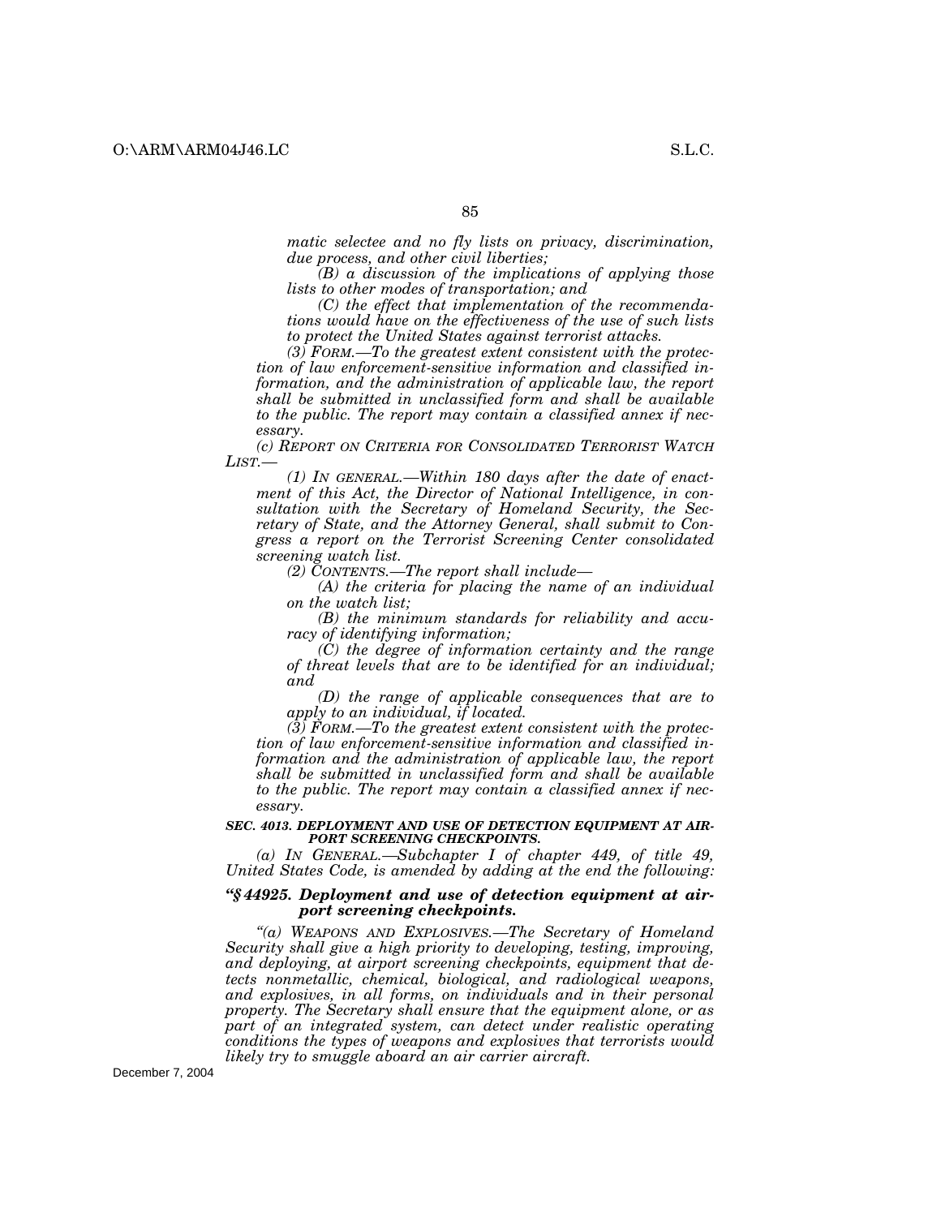*matic selectee and no fly lists on privacy, discrimination, due process, and other civil liberties;*

*(B) a discussion of the implications of applying those lists to other modes of transportation; and*

*(C) the effect that implementation of the recommendations would have on the effectiveness of the use of such lists to protect the United States against terrorist attacks.*

*(3) FORM.—To the greatest extent consistent with the protection of law enforcement-sensitive information and classified information, and the administration of applicable law, the report shall be submitted in unclassified form and shall be available to the public. The report may contain a classified annex if necessary.*

*(c) REPORT ON CRITERIA FOR CONSOLIDATED TERRORIST WATCH LIST.—*

*(1) IN GENERAL.—Within 180 days after the date of enactment of this Act, the Director of National Intelligence, in consultation with the Secretary of Homeland Security, the Secretary of State, and the Attorney General, shall submit to Congress a report on the Terrorist Screening Center consolidated screening watch list.*

*(2) CONTENTS.—The report shall include—*

*(A) the criteria for placing the name of an individual on the watch list;*

*(B) the minimum standards for reliability and accuracy of identifying information;*

*(C) the degree of information certainty and the range of threat levels that are to be identified for an individual; and*

*(D) the range of applicable consequences that are to apply to an individual, if located.*

*(3) FORM.—To the greatest extent consistent with the protection of law enforcement-sensitive information and classified information and the administration of applicable law, the report shall be submitted in unclassified form and shall be available to the public. The report may contain a classified annex if necessary.*

***SEC. 4013. DEPLOYMENT AND USE OF DETECTION EQUIPMENT AT AIRPORT SCREENING CHECKPOINTS.***

*(a) IN GENERAL.—Subchapter I of chapter 449, of title 49, United States Code, is amended by adding at the end the following:*

***"§ 44925. Deployment and use of detection equipment at airport screening checkpoints.***

*"(a) WEAPONS AND EXPLOSIVES.—The Secretary of Homeland Security shall give a high priority to developing, testing, improving, and deploying, at airport screening checkpoints, equipment that detects nonmetallic, chemical, biological, and radiological weapons, and explosives, in all forms, on individuals and in their personal property. The Secretary shall ensure that the equipment alone, or as part of an integrated system, can detect under realistic operating conditions the types of weapons and explosives that terrorists would likely try to smuggle aboard an air carrier aircraft.*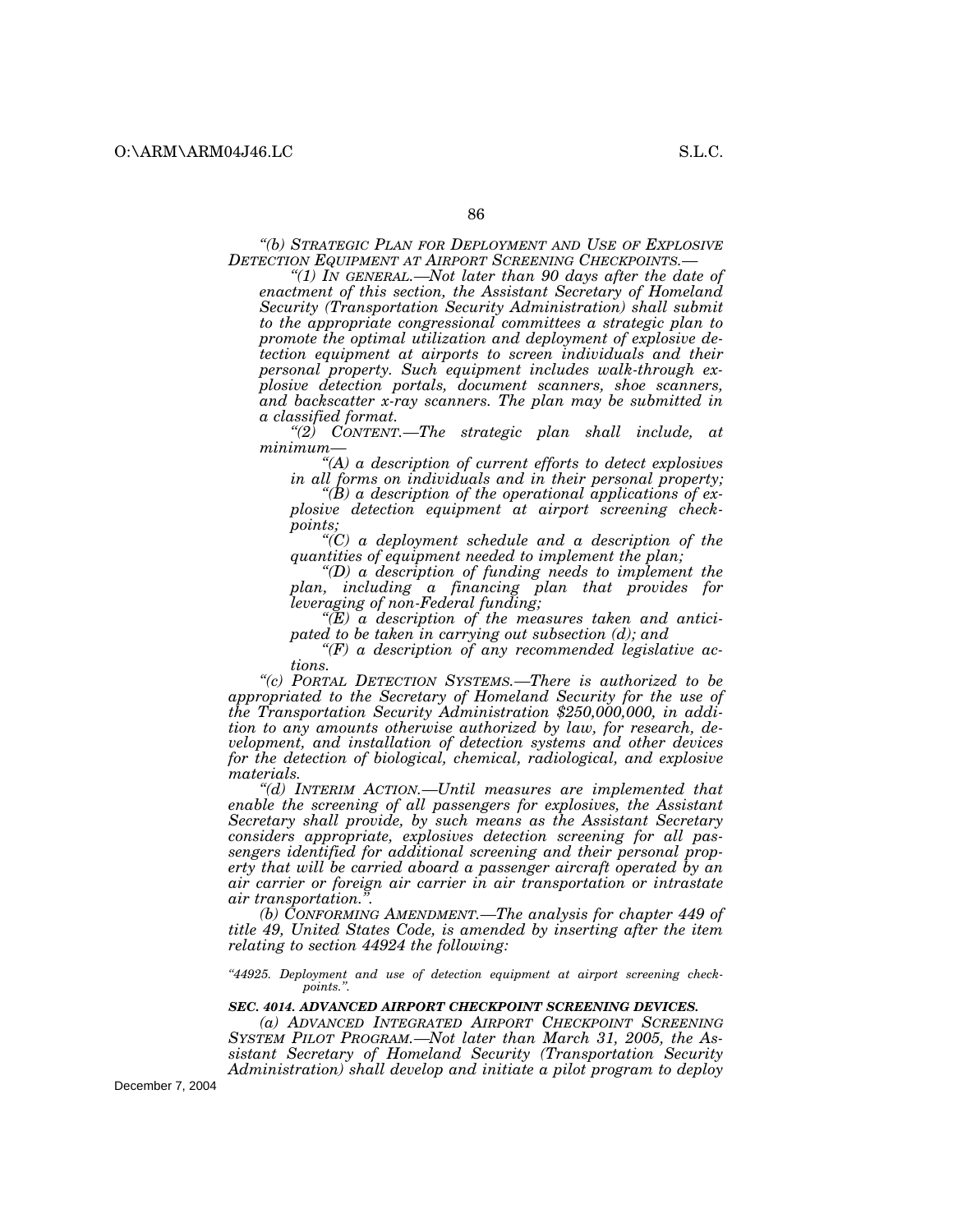*"(b) STRATEGIC PLAN FOR DEPLOYMENT AND USE OF EXPLOSIVE DETECTION EQUIPMENT AT AIRPORT SCREENING CHECKPOINTS.—*

*"(1) IN GENERAL.—Not later than 90 days after the date of enactment of this section, the Assistant Secretary of Homeland Security (Transportation Security Administration) shall submit to the appropriate congressional committees a strategic plan to promote the optimal utilization and deployment of explosive detection equipment at airports to screen individuals and their personal property. Such equipment includes walk-through explosive detection portals, document scanners, shoe scanners, and backscatter x-ray scanners. The plan may be submitted in a classified format.*

*"(2) CONTENT.—The strategic plan shall include, at minimum—*

*"(A) a description of current efforts to detect explosives in all forms on individuals and in their personal property;*

*"(B) a description of the operational applications of explosive detection equipment at airport screening checkpoints;*

*"(C) a deployment schedule and a description of the quantities of equipment needed to implement the plan;*

*"(D) a description of funding needs to implement the plan, including a financing plan that provides for leveraging of non-Federal funding;*

*"(E) a description of the measures taken and anticipated to be taken in carrying out subsection (d); and*

*"(F) a description of any recommended legislative actions.*

*"(c) PORTAL DETECTION SYSTEMS.—There is authorized to be appropriated to the Secretary of Homeland Security for the use of the Transportation Security Administration $250,000,000, in addition to any amounts otherwise authorized by law, for research, development, and installation of detection systems and other devices for the detection of biological, chemical, radiological, and explosive materials.*

*"(d) INTERIM ACTION.—Until measures are implemented that enable the screening of all passengers for explosives, the Assistant Secretary shall provide, by such means as the Assistant Secretary considers appropriate, explosives detection screening for all passengers identified for additional screening and their personal property that will be carried aboard a passenger aircraft operated by an air carrier or foreign air carrier in air transportation or intrastate air transportation.".*

*(b) CONFORMING AMENDMENT.—The analysis for chapter 449 of title 49, United States Code, is amended by inserting after the item relating to section 44924 the following:*

*"44925. Deployment and use of detection equipment at airport screening checkpoints.".*

***SEC. 4014. ADVANCED AIRPORT CHECKPOINT SCREENING DEVICES.***

*(a) ADVANCED INTEGRATED AIRPORT CHECKPOINT SCREENING SYSTEM PILOT PROGRAM.—Not later than March 31, 2005, the Assistant Secretary of Homeland Security (Transportation Security Administration) shall develop and initiate a pilot program to deploy*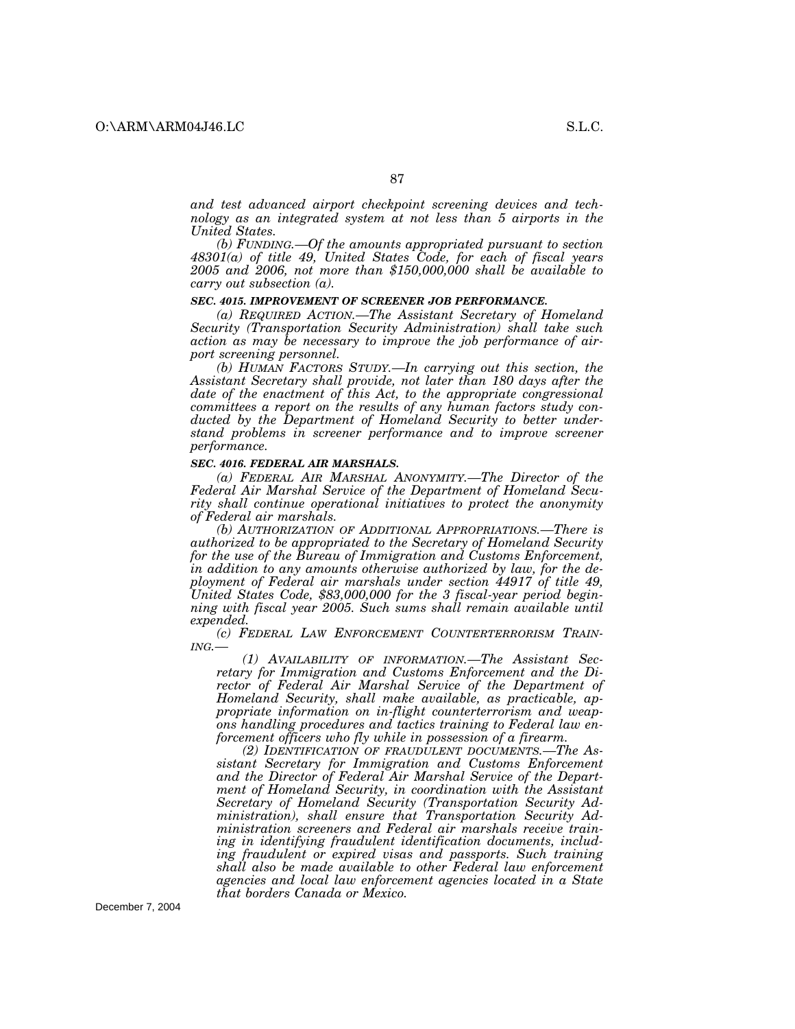*and test advanced airport checkpoint screening devices and technology as an integrated system at not less than 5 airports in the United States.*

*(b) FUNDING.—Of the amounts appropriated pursuant to section 48301(a) of title 49, United States Code, for each of fiscal years 2005 and 2006, not more than $150,000,000 shall be available to carry out subsection (a).*

***SEC. 4015. IMPROVEMENT OF SCREENER JOB PERFORMANCE.***

*(a) REQUIRED ACTION.—The Assistant Secretary of Homeland Security (Transportation Security Administration) shall take such action as may be necessary to improve the job performance of airport screening personnel.*

*(b) HUMAN FACTORS STUDY.—In carrying out this section, the Assistant Secretary shall provide, not later than 180 days after the date of the enactment of this Act, to the appropriate congressional committees a report on the results of any human factors study conducted by the Department of Homeland Security to better understand problems in screener performance and to improve screener performance.*

***SEC. 4016. FEDERAL AIR MARSHALS.***

*(a) FEDERAL AIR MARSHAL ANONYMITY.—The Director of the Federal Air Marshal Service of the Department of Homeland Security shall continue operational initiatives to protect the anonymity of Federal air marshals.*

*(b) AUTHORIZATION OF ADDITIONAL APPROPRIATIONS.—There is authorized to be appropriated to the Secretary of Homeland Security for the use of the Bureau of Immigration and Customs Enforcement, in addition to any amounts otherwise authorized by law, for the deployment of Federal air marshals under section 44917 of title 49, United States Code, $83,000,000 for the 3 fiscal-year period beginning with fiscal year 2005. Such sums shall remain available until expended.*

*(c) FEDERAL LAW ENFORCEMENT COUNTERTERRORISM TRAINING.—*

*(1) AVAILABILITY OF INFORMATION.—The Assistant Secretary for Immigration and Customs Enforcement and the Director of Federal Air Marshal Service of the Department of Homeland Security, shall make available, as practicable, appropriate information on in-flight counterterrorism and weapons handling procedures and tactics training to Federal law enforcement officers who fly while in possession of a firearm.*

*(2) IDENTIFICATION OF FRAUDULENT DOCUMENTS.—The Assistant Secretary for Immigration and Customs Enforcement and the Director of Federal Air Marshal Service of the Department of Homeland Security, in coordination with the Assistant Secretary of Homeland Security (Transportation Security Administration), shall ensure that Transportation Security Administration screeners and Federal air marshals receive training in identifying fraudulent identification documents, including fraudulent or expired visas and passports. Such training shall also be made available to other Federal law enforcement agencies and local law enforcement agencies located in a State that borders Canada or Mexico.*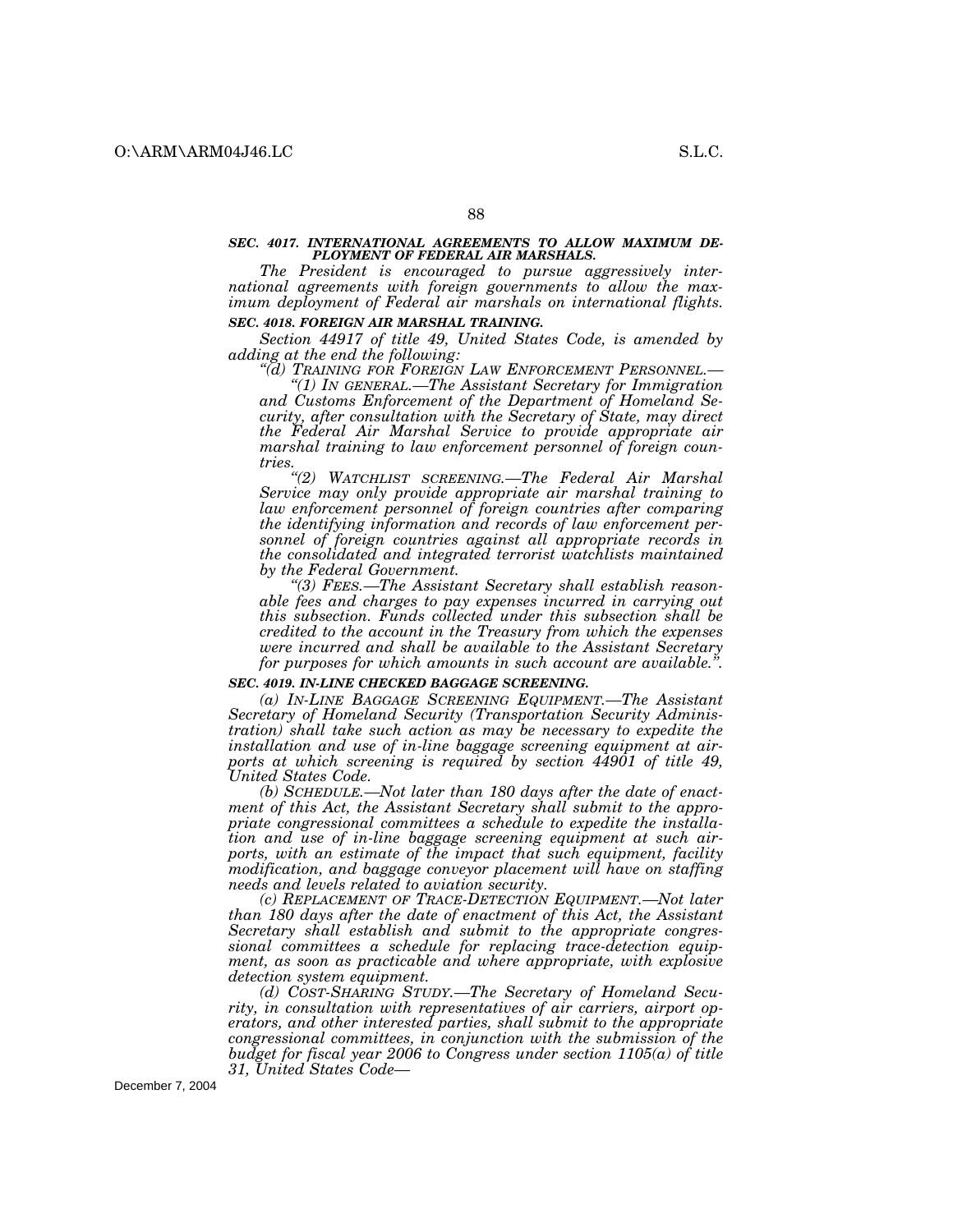***SEC. 4017. INTERNATIONAL AGREEMENTS TO ALLOW MAXIMUM DEPLOYMENT OF FEDERAL AIR MARSHALS.***

*The President is encouraged to pursue aggressively international agreements with foreign governments to allow the maximum deployment of Federal air marshals on international flights.*

***SEC. 4018. FOREIGN AIR MARSHAL TRAINING.***

*Section 44917 of title 49, United States Code, is amended by adding at the end the following:*

*"(d) TRAINING FOR FOREIGN LAW ENFORCEMENT PERSONNEL.—*

*"(1) IN GENERAL.—The Assistant Secretary for Immigration and Customs Enforcement of the Department of Homeland Security, after consultation with the Secretary of State, may direct the Federal Air Marshal Service to provide appropriate air marshal training to law enforcement personnel of foreign countries.*

*"(2) WATCHLIST SCREENING.—The Federal Air Marshal Service may only provide appropriate air marshal training to law enforcement personnel of foreign countries after comparing the identifying information and records of law enforcement personnel of foreign countries against all appropriate records in the consolidated and integrated terrorist watchlists maintained by the Federal Government.*

*"(3) FEES.—The Assistant Secretary shall establish reasonable fees and charges to pay expenses incurred in carrying out this subsection. Funds collected under this subsection shall be credited to the account in the Treasury from which the expenses were incurred and shall be available to the Assistant Secretary for purposes for which amounts in such account are available.".*

***SEC. 4019. IN-LINE CHECKED BAGGAGE SCREENING.***

*(a) IN-LINE BAGGAGE SCREENING EQUIPMENT.—The Assistant Secretary of Homeland Security (Transportation Security Administration) shall take such action as may be necessary to expedite the installation and use of in-line baggage screening equipment at airports at which screening is required by section 44901 of title 49, United States Code.*

*(b) SCHEDULE.—Not later than 180 days after the date of enactment of this Act, the Assistant Secretary shall submit to the appropriate congressional committees a schedule to expedite the installation and use of in-line baggage screening equipment at such airports, with an estimate of the impact that such equipment, facility modification, and baggage conveyor placement will have on staffing needs and levels related to aviation security.*

*(c) REPLACEMENT OF TRACE-DETECTION EQUIPMENT.—Not later than 180 days after the date of enactment of this Act, the Assistant Secretary shall establish and submit to the appropriate congressional committees a schedule for replacing trace-detection equipment, as soon as practicable and where appropriate, with explosive detection system equipment.*

*(d) COST-SHARING STUDY.—The Secretary of Homeland Security, in consultation with representatives of air carriers, airport operators, and other interested parties, shall submit to the appropriate congressional committees, in conjunction with the submission of the budget for fiscal year 2006 to Congress under section 1105(a) of title 31, United States Code—*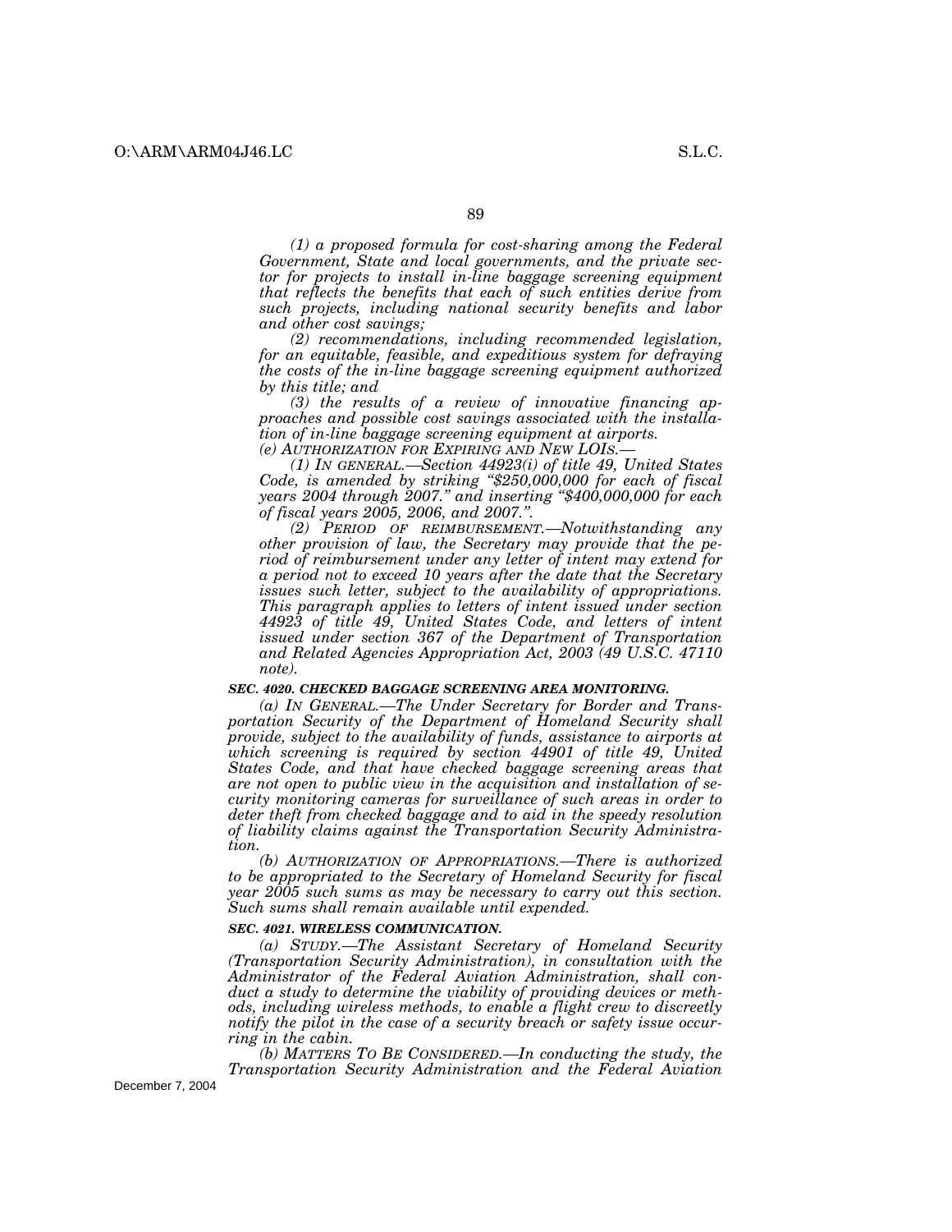*(1) a proposed formula for cost-sharing among the Federal Government, State and local governments, and the private sector for projects to install in-line baggage screening equipment that reflects the benefits that each of such entities derive from such projects, including national security benefits and labor and other cost savings;*

*(2) recommendations, including recommended legislation, for an equitable, feasible, and expeditious system for defraying the costs of the in-line baggage screening equipment authorized by this title; and*

*(3) the results of a review of innovative financing approaches and possible cost savings associated with the installation of in-line baggage screening equipment at airports.*

*(e) AUTHORIZATION FOR EXPIRING AND NEW LOIS.—*

*(1) IN GENERAL.—Section 44923(i) of title 49, United States Code, is amended by striking "$250,000,000 for each of fiscal years 2004 through 2007." and inserting "$400,000,000 for each of fiscal years 2005, 2006, and 2007.".*

*(2) PERIOD OF REIMBURSEMENT.—Notwithstanding any other provision of law, the Secretary may provide that the period of reimbursement under any letter of intent may extend for a period not to exceed 10 years after the date that the Secretary issues such letter, subject to the availability of appropriations. This paragraph applies to letters of intent issued under section 44923 of title 49, United States Code, and letters of intent issued under section 367 of the Department of Transportation and Related Agencies Appropriation Act, 2003 (49 U.S.C. 47110 note).*

***SEC. 4020. CHECKED BAGGAGE SCREENING AREA MONITORING.***

*(a) IN GENERAL.—The Under Secretary for Border and Transportation Security of the Department of Homeland Security shall provide, subject to the availability of funds, assistance to airports at which screening is required by section 44901 of title 49, United States Code, and that have checked baggage screening areas that are not open to public view in the acquisition and installation of security monitoring cameras for surveillance of such areas in order to deter theft from checked baggage and to aid in the speedy resolution of liability claims against the Transportation Security Administration.*

*(b) AUTHORIZATION OF APPROPRIATIONS.—There is authorized to be appropriated to the Secretary of Homeland Security for fiscal year 2005 such sums as may be necessary to carry out this section. Such sums shall remain available until expended.*

***SEC. 4021. WIRELESS COMMUNICATION.***

*(a) STUDY.—The Assistant Secretary of Homeland Security (Transportation Security Administration), in consultation with the Administrator of the Federal Aviation Administration, shall conduct a study to determine the viability of providing devices or methods, including wireless methods, to enable a flight crew to discreetly notify the pilot in the case of a security breach or safety issue occurring in the cabin.*

*(b) MATTERS TO BE CONSIDERED.—In conducting the study, the Transportation Security Administration and the Federal Aviation*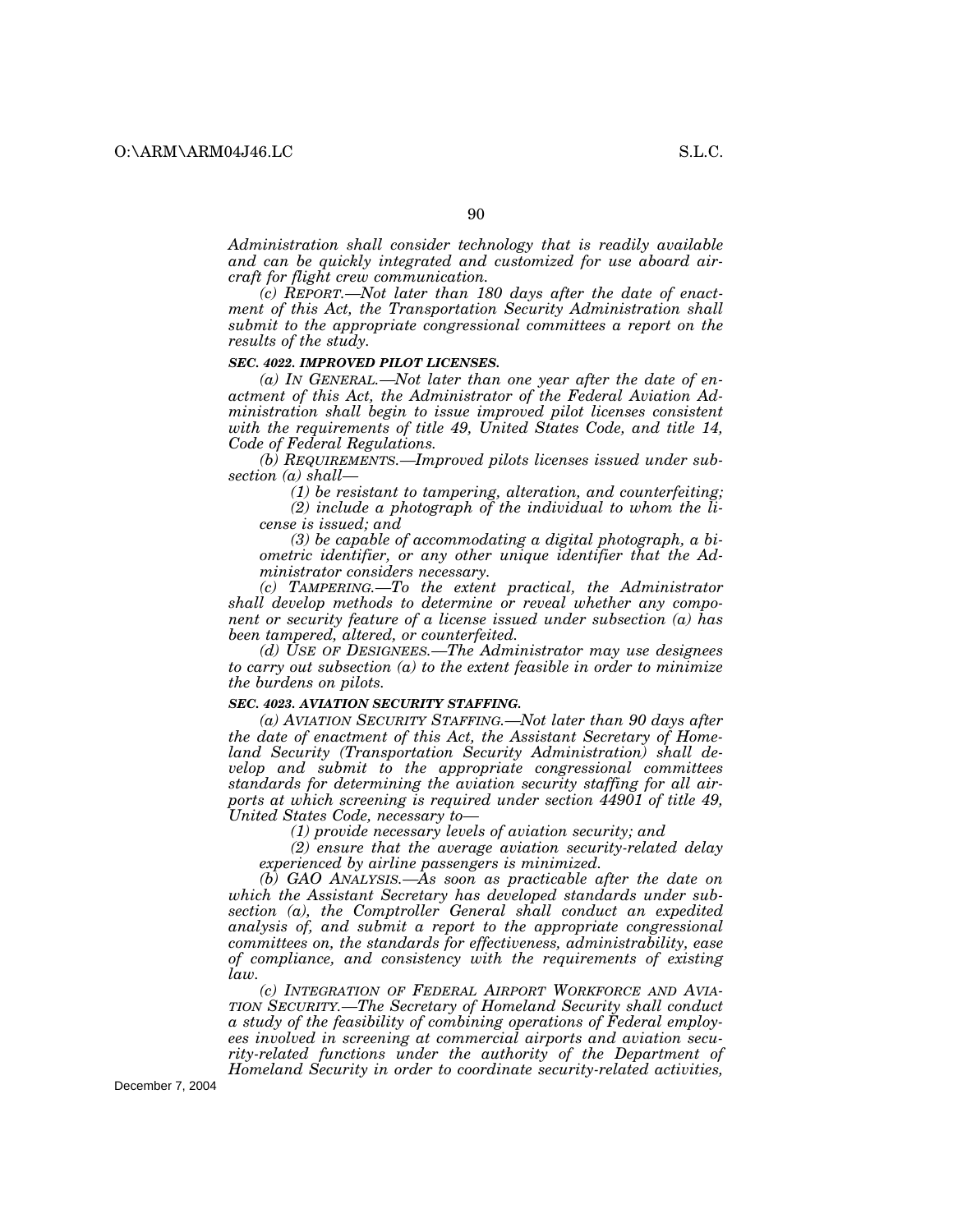*Administration shall consider technology that is readily available and can be quickly integrated and customized for use aboard aircraft for flight crew communication.*

*(c) REPORT.—Not later than 180 days after the date of enactment of this Act, the Transportation Security Administration shall submit to the appropriate congressional committees a report on the results of the study.*

***SEC. 4022. IMPROVED PILOT LICENSES.***

*(a) IN GENERAL.—Not later than one year after the date of enactment of this Act, the Administrator of the Federal Aviation Administration shall begin to issue improved pilot licenses consistent with the requirements of title 49, United States Code, and title 14, Code of Federal Regulations.*

*(b) REQUIREMENTS.—Improved pilots licenses issued under subsection (a) shall—*

*(1) be resistant to tampering, alteration, and counterfeiting;*

*(2) include a photograph of the individual to whom the license is issued; and*

*(3) be capable of accommodating a digital photograph, a biometric identifier, or any other unique identifier that the Administrator considers necessary.*

*(c) TAMPERING.—To the extent practical, the Administrator shall develop methods to determine or reveal whether any component or security feature of a license issued under subsection (a) has been tampered, altered, or counterfeited.*

*(d) USE OF DESIGNEES.—The Administrator may use designees to carry out subsection (a) to the extent feasible in order to minimize the burdens on pilots.*

***SEC. 4023. AVIATION SECURITY STAFFING.***

*(a) AVIATION SECURITY STAFFING.—Not later than 90 days after the date of enactment of this Act, the Assistant Secretary of Homeland Security (Transportation Security Administration) shall develop and submit to the appropriate congressional committees standards for determining the aviation security staffing for all airports at which screening is required under section 44901 of title 49, United States Code, necessary to—*

*(1) provide necessary levels of aviation security; and*

*(2) ensure that the average aviation security-related delay experienced by airline passengers is minimized.*

*(b) GAO ANALYSIS.—As soon as practicable after the date on which the Assistant Secretary has developed standards under subsection (a), the Comptroller General shall conduct an expedited analysis of, and submit a report to the appropriate congressional committees on, the standards for effectiveness, administrability, ease of compliance, and consistency with the requirements of existing law.*

*(c) INTEGRATION OF FEDERAL AIRPORT WORKFORCE AND AVIATION SECURITY.—The Secretary of Homeland Security shall conduct a study of the feasibility of combining operations of Federal employees involved in screening at commercial airports and aviation security-related functions under the authority of the Department of Homeland Security in order to coordinate security-related activities,*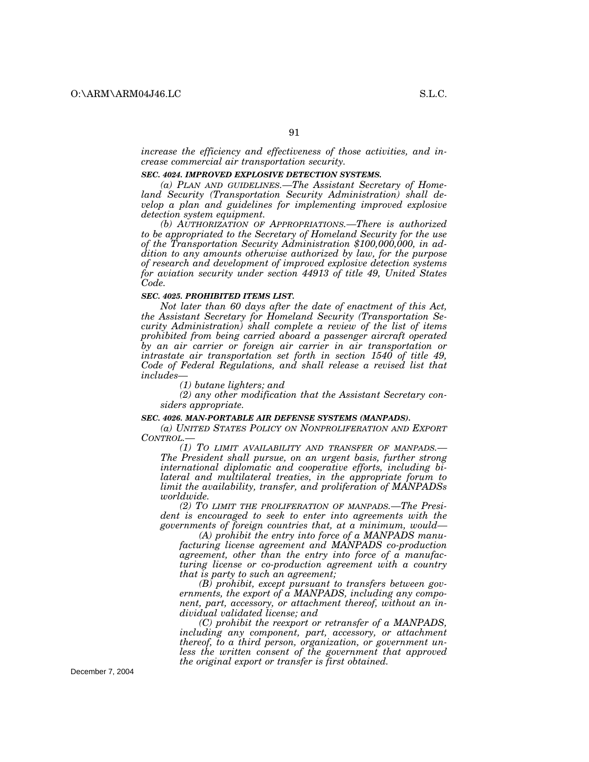*increase the efficiency and effectiveness of those activities, and increase commercial air transportation security.*

***SEC. 4024. IMPROVED EXPLOSIVE DETECTION SYSTEMS.***

*(a) PLAN AND GUIDELINES.—The Assistant Secretary of Homeland Security (Transportation Security Administration) shall develop a plan and guidelines for implementing improved explosive detection system equipment.*

*(b) AUTHORIZATION OF APPROPRIATIONS.—There is authorized to be appropriated to the Secretary of Homeland Security for the use of the Transportation Security Administration $100,000,000, in addition to any amounts otherwise authorized by law, for the purpose of research and development of improved explosive detection systems for aviation security under section 44913 of title 49, United States Code.*

***SEC. 4025. PROHIBITED ITEMS LIST.***

*Not later than 60 days after the date of enactment of this Act, the Assistant Secretary for Homeland Security (Transportation Security Administration) shall complete a review of the list of items prohibited from being carried aboard a passenger aircraft operated by an air carrier or foreign air carrier in air transportation or intrastate air transportation set forth in section 1540 of title 49, Code of Federal Regulations, and shall release a revised list that includes—*

*(1) butane lighters; and*

*(2) any other modification that the Assistant Secretary considers appropriate.*

***SEC. 4026. MAN-PORTABLE AIR DEFENSE SYSTEMS (MANPADS).***

*(a) UNITED STATES POLICY ON NONPROLIFERATION AND EXPORT CONTROL.—*

*(1) TO LIMIT AVAILABILITY AND TRANSFER OF MANPADS.—The President shall pursue, on an urgent basis, further strong international diplomatic and cooperative efforts, including bilateral and multilateral treaties, in the appropriate forum to limit the availability, transfer, and proliferation of MANPADSs worldwide.*

*(2) TO LIMIT THE PROLIFERATION OF MANPADS.—The President is encouraged to seek to enter into agreements with the governments of foreign countries that, at a minimum, would—*

*(A) prohibit the entry into force of a MANPADS manufacturing license agreement and MANPADS co-production agreement, other than the entry into force of a manufacturing license or co-production agreement with a country that is party to such an agreement;*

*(B) prohibit, except pursuant to transfers between governments, the export of a MANPADS, including any component, part, accessory, or attachment thereof, without an individual validated license; and*

*(C) prohibit the reexport or retransfer of a MANPADS, including any component, part, accessory, or attachment thereof, to a third person, organization, or government unless the written consent of the government that approved the original export or transfer is first obtained.*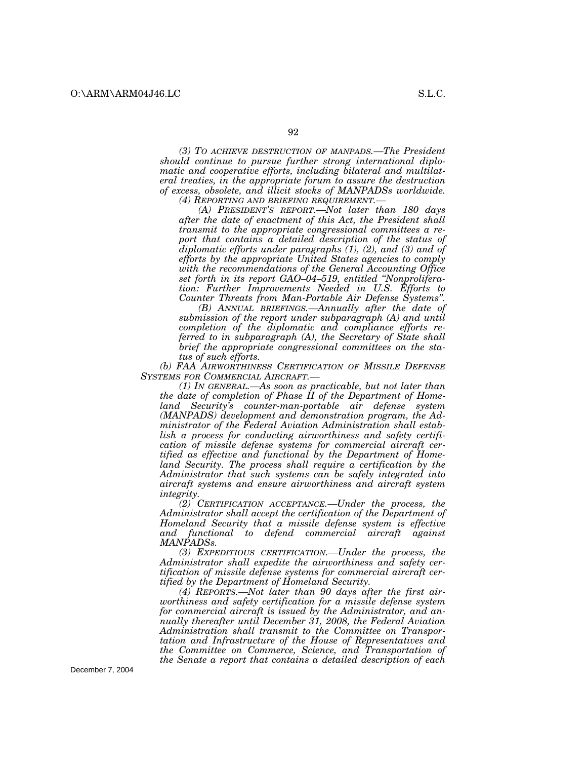*(3) TO ACHIEVE DESTRUCTION OF MANPADS.—The President should continue to pursue further strong international diplomatic and cooperative efforts, including bilateral and multilateral treaties, in the appropriate forum to assure the destruction of excess, obsolete, and illicit stocks of MANPADSs worldwide.*

*(4) REPORTING AND BRIEFING REQUIREMENT.—*

*(A) PRESIDENT'S REPORT.—Not later than 180 days after the date of enactment of this Act, the President shall transmit to the appropriate congressional committees a report that contains a detailed description of the status of diplomatic efforts under paragraphs (1), (2), and (3) and of efforts by the appropriate United States agencies to comply with the recommendations of the General Accounting Office set forth in its report GAO–04–519, entitled "Nonproliferation: Further Improvements Needed in U.S. Efforts to Counter Threats from Man-Portable Air Defense Systems".*

*(B) ANNUAL BRIEFINGS.—Annually after the date of submission of the report under subparagraph (A) and until completion of the diplomatic and compliance efforts referred to in subparagraph (A), the Secretary of State shall brief the appropriate congressional committees on the status of such efforts.*

*(b) FAA AIRWORTHINESS CERTIFICATION OF MISSILE DEFENSE SYSTEMS FOR COMMERCIAL AIRCRAFT.—*

*(1) IN GENERAL.—As soon as practicable, but not later than the date of completion of Phase II of the Department of Homeland Security's counter-man-portable air defense system (MANPADS) development and demonstration program, the Administrator of the Federal Aviation Administration shall establish a process for conducting airworthiness and safety certification of missile defense systems for commercial aircraft certified as effective and functional by the Department of Homeland Security. The process shall require a certification by the Administrator that such systems can be safely integrated into aircraft systems and ensure airworthiness and aircraft system integrity.*

*(2) CERTIFICATION ACCEPTANCE.—Under the process, the Administrator shall accept the certification of the Department of Homeland Security that a missile defense system is effective and functional to defend commercial aircraft against MANPADSs.*

*(3) EXPEDITIOUS CERTIFICATION.—Under the process, the Administrator shall expedite the airworthiness and safety certification of missile defense systems for commercial aircraft certified by the Department of Homeland Security.*

*(4) REPORTS.—Not later than 90 days after the first airworthiness and safety certification for a missile defense system for commercial aircraft is issued by the Administrator, and annually thereafter until December 31, 2008, the Federal Aviation Administration shall transmit to the Committee on Transportation and Infrastructure of the House of Representatives and the Committee on Commerce, Science, and Transportation of the Senate a report that contains a detailed description of each*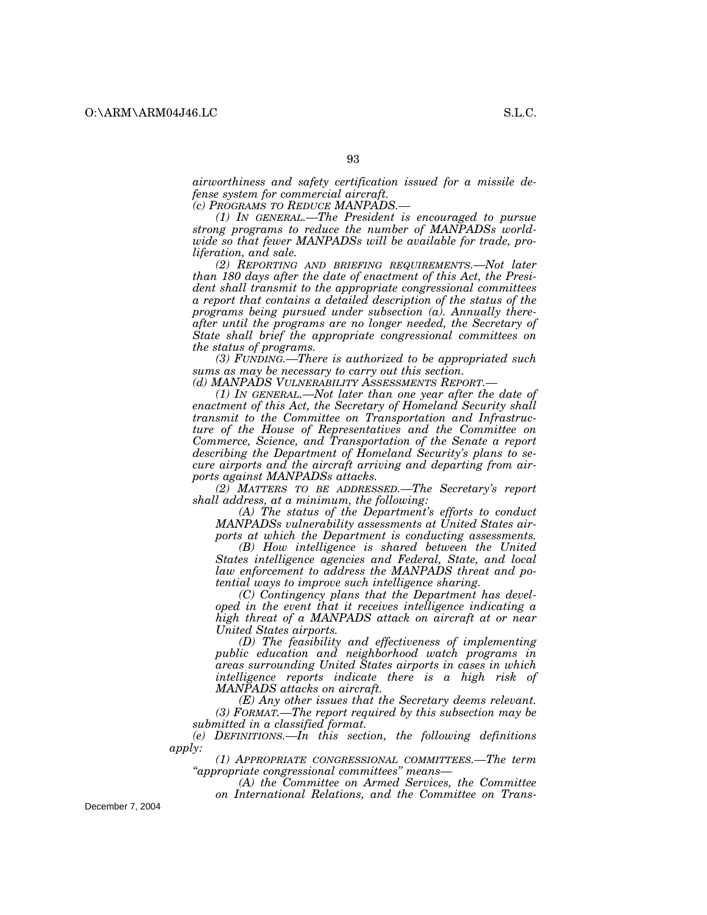*airworthiness and safety certification issued for a missile defense system for commercial aircraft.*

*(c) PROGRAMS TO REDUCE MANPADS.—*

*(1) IN GENERAL.—The President is encouraged to pursue strong programs to reduce the number of MANPADSs worldwide so that fewer MANPADSs will be available for trade, proliferation, and sale.*

*(2) REPORTING AND BRIEFING REQUIREMENTS.—Not later than 180 days after the date of enactment of this Act, the President shall transmit to the appropriate congressional committees a report that contains a detailed description of the status of the programs being pursued under subsection (a). Annually thereafter until the programs are no longer needed, the Secretary of State shall brief the appropriate congressional committees on the status of programs.*

*(3) FUNDING.—There is authorized to be appropriated such sums as may be necessary to carry out this section.*

*(d) MANPADS VULNERABILITY ASSESSMENTS REPORT.—*

*(1) IN GENERAL.—Not later than one year after the date of enactment of this Act, the Secretary of Homeland Security shall transmit to the Committee on Transportation and Infrastructure of the House of Representatives and the Committee on Commerce, Science, and Transportation of the Senate a report describing the Department of Homeland Security's plans to secure airports and the aircraft arriving and departing from airports against MANPADSs attacks.*

*(2) MATTERS TO BE ADDRESSED.—The Secretary's report shall address, at a minimum, the following:*

*(A) The status of the Department's efforts to conduct MANPADSs vulnerability assessments at United States airports at which the Department is conducting assessments.*

*(B) How intelligence is shared between the United States intelligence agencies and Federal, State, and local law enforcement to address the MANPADS threat and potential ways to improve such intelligence sharing.*

*(C) Contingency plans that the Department has developed in the event that it receives intelligence indicating a high threat of a MANPADS attack on aircraft at or near United States airports.*

*(D) The feasibility and effectiveness of implementing public education and neighborhood watch programs in areas surrounding United States airports in cases in which intelligence reports indicate there is a high risk of MANPADS attacks on aircraft.*

*(E) Any other issues that the Secretary deems relevant.*

*(3) FORMAT.—The report required by this subsection may be submitted in a classified format.*

*(e) DEFINITIONS.—In this section, the following definitions apply:*

*(1) APPROPRIATE CONGRESSIONAL COMMITTEES.—The term "appropriate congressional committees" means—*

*(A) the Committee on Armed Services, the Committee on International Relations, and the Committee on Trans-*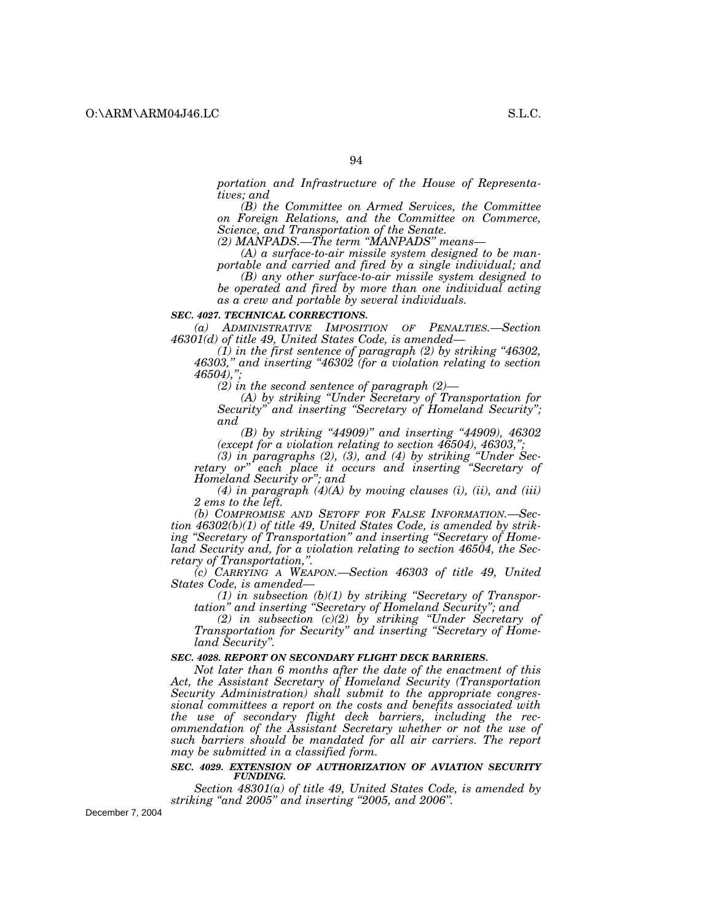*portation and Infrastructure of the House of Representatives; and*

*(B) the Committee on Armed Services, the Committee on Foreign Relations, and the Committee on Commerce, Science, and Transportation of the Senate.*

*(2) MANPADS.—The term "MANPADS" means—*

*(A) a surface-to-air missile system designed to be man-portable and carried and fired by a single individual; and*

*(B) any other surface-to-air missile system designed to be operated and fired by more than one individual acting as a crew and portable by several individuals.*

***SEC. 4027. TECHNICAL CORRECTIONS.***

*(a) ADMINISTRATIVE IMPOSITION OF PENALTIES.—Section 46301(d) of title 49, United States Code, is amended—*

*(1) in the first sentence of paragraph (2) by striking "46302, 46303," and inserting "46302 (for a violation relating to section 46504),";*

*(2) in the second sentence of paragraph (2)—*

*(A) by striking "Under Secretary of Transportation for Security" and inserting "Secretary of Homeland Security"; and*

*(B) by striking "44909)" and inserting "44909), 46302 (except for a violation relating to section 46504), 46303,";*

*(3) in paragraphs (2), (3), and (4) by striking "Under Secretary or" each place it occurs and inserting "Secretary of Homeland Security or"; and*

*(4) in paragraph (4)(A) by moving clauses (i), (ii), and (iii) 2 ems to the left.*

*(b) COMPROMISE AND SETOFF FOR FALSE INFORMATION.—Section 46302(b)(1) of title 49, United States Code, is amended by striking "Secretary of Transportation" and inserting "Secretary of Homeland Security and, for a violation relating to section 46504, the Secretary of Transportation,".*

*(c) CARRYING A WEAPON.—Section 46303 of title 49, United States Code, is amended—*

*(1) in subsection (b)(1) by striking "Secretary of Transportation" and inserting "Secretary of Homeland Security"; and*

*(2) in subsection (c)(2) by striking "Under Secretary of Transportation for Security" and inserting "Secretary of Homeland Security".*

***SEC. 4028. REPORT ON SECONDARY FLIGHT DECK BARRIERS.***

*Not later than 6 months after the date of the enactment of this Act, the Assistant Secretary of Homeland Security (Transportation Security Administration) shall submit to the appropriate congressional committees a report on the costs and benefits associated with the use of secondary flight deck barriers, including the recommendation of the Assistant Secretary whether or not the use of such barriers should be mandated for all air carriers. The report may be submitted in a classified form.*

***SEC. 4029. EXTENSION OF AUTHORIZATION OF AVIATION SECURITY FUNDING.***

*Section 48301(a) of title 49, United States Code, is amended by striking "and 2005" and inserting "2005, and 2006".*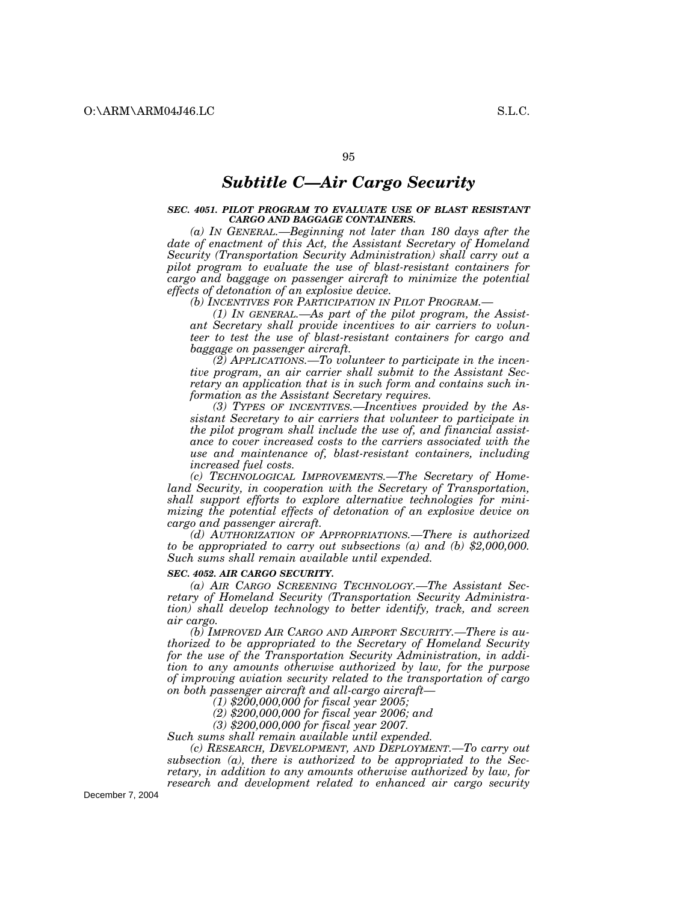## *Subtitle C—Air Cargo Security*

***SEC. 4051. PILOT PROGRAM TO EVALUATE USE OF BLAST RESISTANT CARGO AND BAGGAGE CONTAINERS.***

*(a) IN GENERAL.—Beginning not later than 180 days after the date of enactment of this Act, the Assistant Secretary of Homeland Security (Transportation Security Administration) shall carry out a pilot program to evaluate the use of blast-resistant containers for cargo and baggage on passenger aircraft to minimize the potential effects of detonation of an explosive device.*

*(b) INCENTIVES FOR PARTICIPATION IN PILOT PROGRAM.—*

*(1) IN GENERAL.—As part of the pilot program, the Assistant Secretary shall provide incentives to air carriers to volunteer to test the use of blast-resistant containers for cargo and baggage on passenger aircraft.*

*(2) APPLICATIONS.—To volunteer to participate in the incentive program, an air carrier shall submit to the Assistant Secretary an application that is in such form and contains such information as the Assistant Secretary requires.*

*(3) TYPES OF INCENTIVES.—Incentives provided by the Assistant Secretary to air carriers that volunteer to participate in the pilot program shall include the use of, and financial assistance to cover increased costs to the carriers associated with the use and maintenance of, blast-resistant containers, including increased fuel costs.*

*(c) TECHNOLOGICAL IMPROVEMENTS.—The Secretary of Homeland Security, in cooperation with the Secretary of Transportation, shall support efforts to explore alternative technologies for minimizing the potential effects of detonation of an explosive device on cargo and passenger aircraft.*

*(d) AUTHORIZATION OF APPROPRIATIONS.—There is authorized to be appropriated to carry out subsections (a) and (b) $2,000,000. Such sums shall remain available until expended.*

***SEC. 4052. AIR CARGO SECURITY.***

*(a) AIR CARGO SCREENING TECHNOLOGY.—The Assistant Secretary of Homeland Security (Transportation Security Administration) shall develop technology to better identify, track, and screen air cargo.*

*(b) IMPROVED AIR CARGO AND AIRPORT SECURITY.—There is authorized to be appropriated to the Secretary of Homeland Security for the use of the Transportation Security Administration, in addition to any amounts otherwise authorized by law, for the purpose of improving aviation security related to the transportation of cargo on both passenger aircraft and all-cargo aircraft—*

*(1) $200,000,000 for fiscal year 2005;*

*(2) $200,000,000 for fiscal year 2006; and*

*(3) $200,000,000 for fiscal year 2007.*

*Such sums shall remain available until expended.*

*(c) RESEARCH, DEVELOPMENT, AND DEPLOYMENT.—To carry out subsection (a), there is authorized to be appropriated to the Secretary, in addition to any amounts otherwise authorized by law, for research and development related to enhanced air cargo security*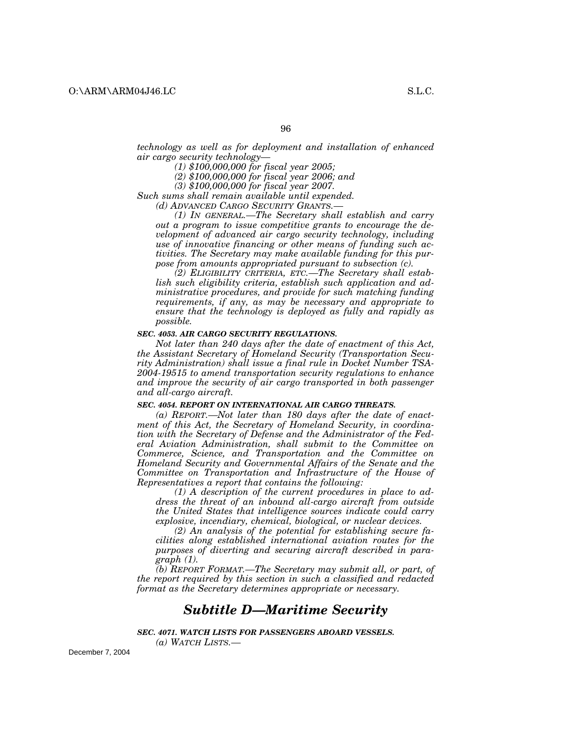*technology as well as for deployment and installation of enhanced air cargo security technology—*

*(1) $100,000,000 for fiscal year 2005;*

*(2) $100,000,000 for fiscal year 2006; and*

*(3) $100,000,000 for fiscal year 2007.*

*Such sums shall remain available until expended.*

*(d) ADVANCED CARGO SECURITY GRANTS.—*

*(1) IN GENERAL.—The Secretary shall establish and carry out a program to issue competitive grants to encourage the development of advanced air cargo security technology, including use of innovative financing or other means of funding such activities. The Secretary may make available funding for this purpose from amounts appropriated pursuant to subsection (c).*

*(2) ELIGIBILITY CRITERIA, ETC.—The Secretary shall establish such eligibility criteria, establish such application and administrative procedures, and provide for such matching funding requirements, if any, as may be necessary and appropriate to ensure that the technology is deployed as fully and rapidly as possible.*

***SEC. 4053. AIR CARGO SECURITY REGULATIONS.***

*Not later than 240 days after the date of enactment of this Act, the Assistant Secretary of Homeland Security (Transportation Security Administration) shall issue a final rule in Docket Number TSA-2004-19515 to amend transportation security regulations to enhance and improve the security of air cargo transported in both passenger and all-cargo aircraft.*

***SEC. 4054. REPORT ON INTERNATIONAL AIR CARGO THREATS.***

*(a) REPORT.—Not later than 180 days after the date of enactment of this Act, the Secretary of Homeland Security, in coordination with the Secretary of Defense and the Administrator of the Federal Aviation Administration, shall submit to the Committee on Commerce, Science, and Transportation and the Committee on Homeland Security and Governmental Affairs of the Senate and the Committee on Transportation and Infrastructure of the House of Representatives a report that contains the following:*

*(1) A description of the current procedures in place to address the threat of an inbound all-cargo aircraft from outside the United States that intelligence sources indicate could carry explosive, incendiary, chemical, biological, or nuclear devices.*

*(2) An analysis of the potential for establishing secure facilities along established international aviation routes for the purposes of diverting and securing aircraft described in paragraph (1).*

*(b) REPORT FORMAT.—The Secretary may submit all, or part, of the report required by this section in such a classified and redacted format as the Secretary determines appropriate or necessary.*

## ***Subtitle D—Maritime Security***

***SEC. 4071. WATCH LISTS FOR PASSENGERS ABOARD VESSELS.***

*(a) WATCH LISTS.—*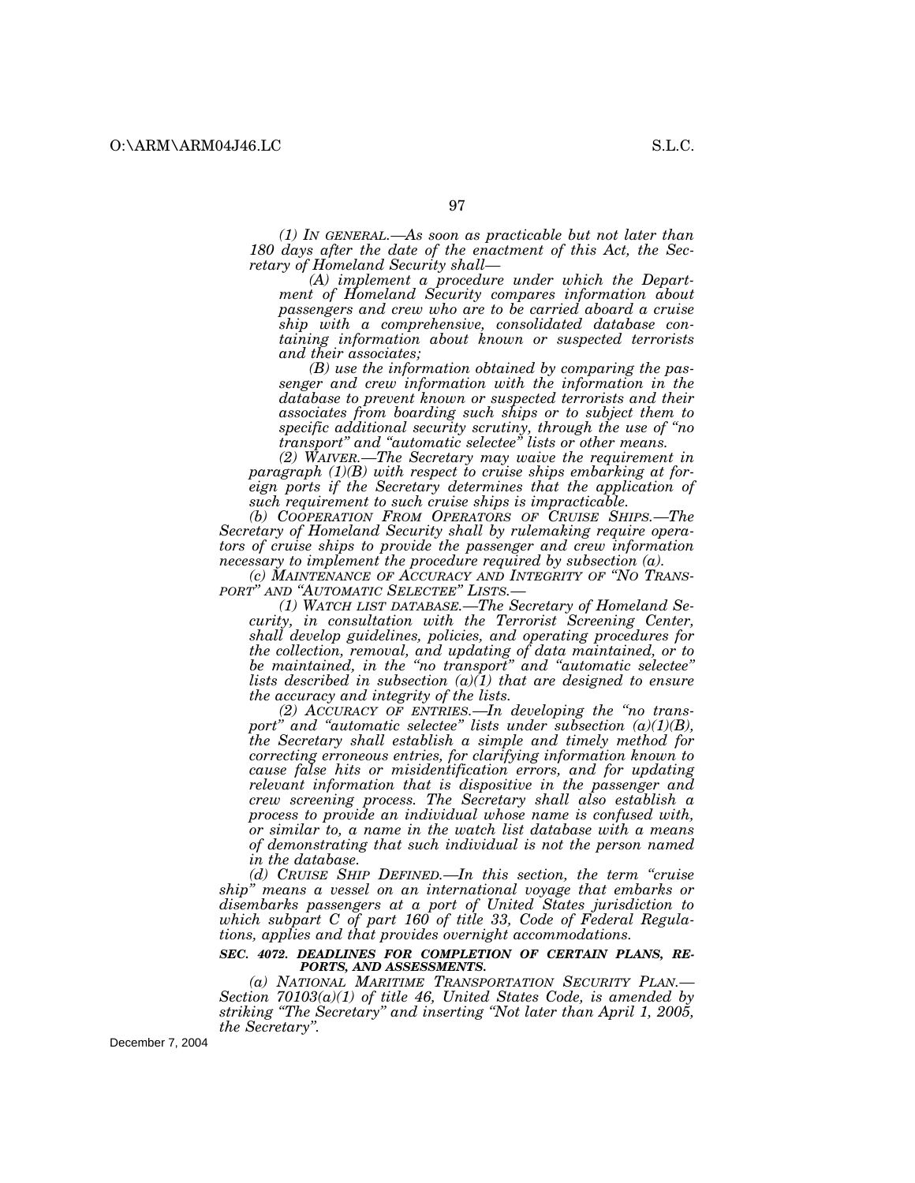*(1) IN GENERAL.—As soon as practicable but not later than 180 days after the date of the enactment of this Act, the Secretary of Homeland Security shall—*

*(A) implement a procedure under which the Department of Homeland Security compares information about passengers and crew who are to be carried aboard a cruise ship with a comprehensive, consolidated database containing information about known or suspected terrorists and their associates;*

*(B) use the information obtained by comparing the passenger and crew information with the information in the database to prevent known or suspected terrorists and their associates from boarding such ships or to subject them to specific additional security scrutiny, through the use of "no transport" and "automatic selectee" lists or other means.*

*(2) WAIVER.—The Secretary may waive the requirement in paragraph (1)(B) with respect to cruise ships embarking at foreign ports if the Secretary determines that the application of such requirement to such cruise ships is impracticable.*

*(b) COOPERATION FROM OPERATORS OF CRUISE SHIPS.—The Secretary of Homeland Security shall by rulemaking require operators of cruise ships to provide the passenger and crew information necessary to implement the procedure required by subsection (a).*

*(c) MAINTENANCE OF ACCURACY AND INTEGRITY OF "NO TRANSPORT" AND "AUTOMATIC SELECTEE" LISTS.—*

*(1) WATCH LIST DATABASE.—The Secretary of Homeland Security, in consultation with the Terrorist Screening Center, shall develop guidelines, policies, and operating procedures for the collection, removal, and updating of data maintained, or to be maintained, in the "no transport" and "automatic selectee" lists described in subsection (a)(1) that are designed to ensure the accuracy and integrity of the lists.*

*(2) ACCURACY OF ENTRIES.—In developing the "no transport" and "automatic selectee" lists under subsection (a)(1)(B), the Secretary shall establish a simple and timely method for correcting erroneous entries, for clarifying information known to cause false hits or misidentification errors, and for updating relevant information that is dispositive in the passenger and crew screening process. The Secretary shall also establish a process to provide an individual whose name is confused with, or similar to, a name in the watch list database with a means of demonstrating that such individual is not the person named in the database.*

*(d) CRUISE SHIP DEFINED.—In this section, the term "cruise ship" means a vessel on an international voyage that embarks or disembarks passengers at a port of United States jurisdiction to which subpart C of part 160 of title 33, Code of Federal Regulations, applies and that provides overnight accommodations.*

***SEC. 4072. DEADLINES FOR COMPLETION OF CERTAIN PLANS, REPORTS, AND ASSESSMENTS.***

*(a) NATIONAL MARITIME TRANSPORTATION SECURITY PLAN.—Section 70103(a)(1) of title 46, United States Code, is amended by striking "The Secretary" and inserting "Not later than April 1, 2005, the Secretary".*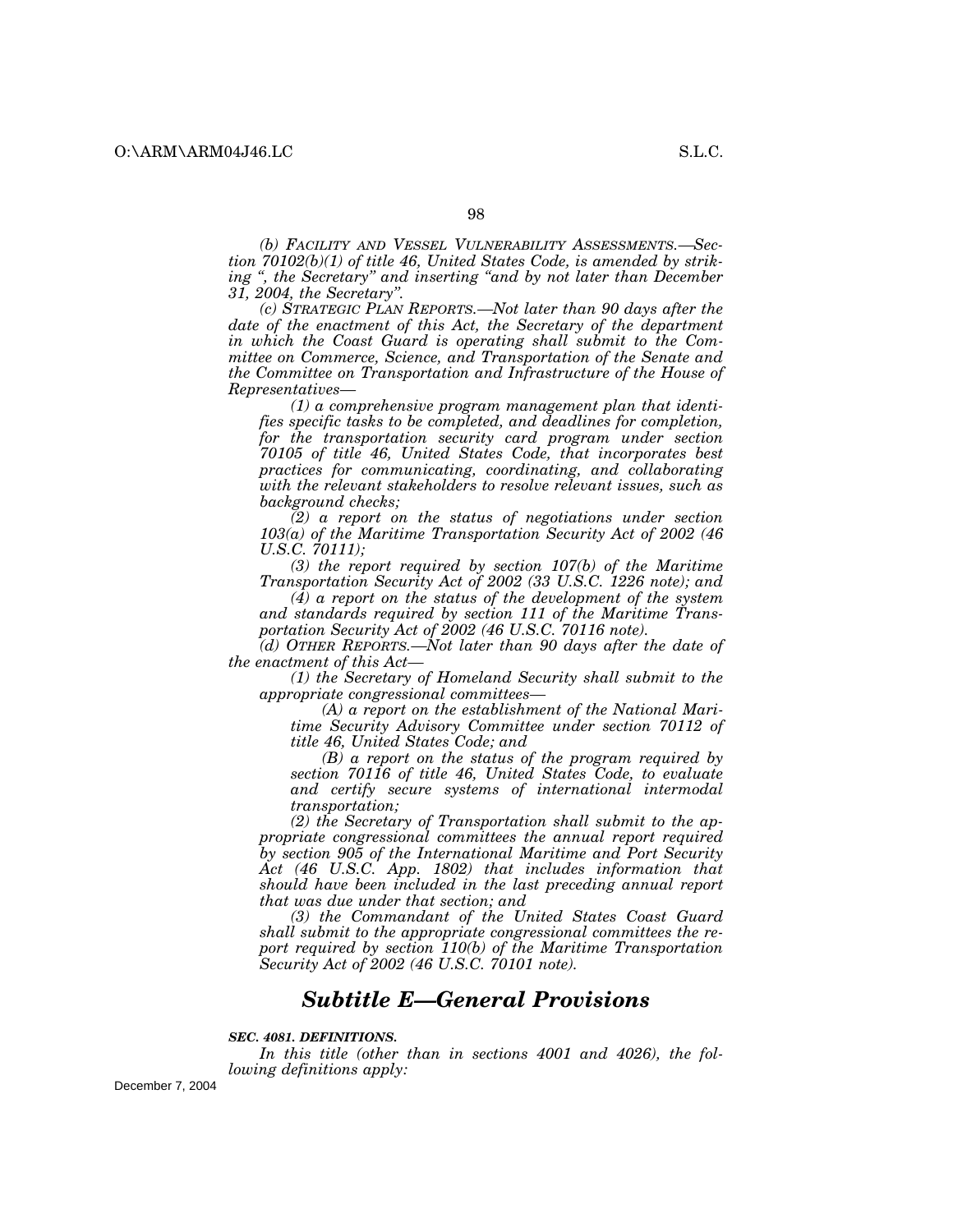*(b) FACILITY AND VESSEL VULNERABILITY ASSESSMENTS.—Section 70102(b)(1) of title 46, United States Code, is amended by striking ", the Secretary" and inserting "and by not later than December 31, 2004, the Secretary".*

*(c) STRATEGIC PLAN REPORTS.—Not later than 90 days after the date of the enactment of this Act, the Secretary of the department in which the Coast Guard is operating shall submit to the Committee on Commerce, Science, and Transportation of the Senate and the Committee on Transportation and Infrastructure of the House of Representatives—*

*(1) a comprehensive program management plan that identifies specific tasks to be completed, and deadlines for completion, for the transportation security card program under section 70105 of title 46, United States Code, that incorporates best practices for communicating, coordinating, and collaborating with the relevant stakeholders to resolve relevant issues, such as background checks;*

*(2) a report on the status of negotiations under section 103(a) of the Maritime Transportation Security Act of 2002 (46 U.S.C. 70111);*

*(3) the report required by section 107(b) of the Maritime Transportation Security Act of 2002 (33 U.S.C. 1226 note); and*

*(4) a report on the status of the development of the system and standards required by section 111 of the Maritime Transportation Security Act of 2002 (46 U.S.C. 70116 note).*

*(d) OTHER REPORTS.—Not later than 90 days after the date of the enactment of this Act—*

*(1) the Secretary of Homeland Security shall submit to the appropriate congressional committees—*

*(A) a report on the establishment of the National Maritime Security Advisory Committee under section 70112 of title 46, United States Code; and*

*(B) a report on the status of the program required by section 70116 of title 46, United States Code, to evaluate and certify secure systems of international intermodal transportation;*

*(2) the Secretary of Transportation shall submit to the appropriate congressional committees the annual report required by section 905 of the International Maritime and Port Security Act (46 U.S.C. App. 1802) that includes information that should have been included in the last preceding annual report that was due under that section; and*

*(3) the Commandant of the United States Coast Guard shall submit to the appropriate congressional committees the report required by section 110(b) of the Maritime Transportation Security Act of 2002 (46 U.S.C. 70101 note).*

## *Subtitle E—General Provisions*

***SEC. 4081. DEFINITIONS.***

*In this title (other than in sections 4001 and 4026), the following definitions apply:*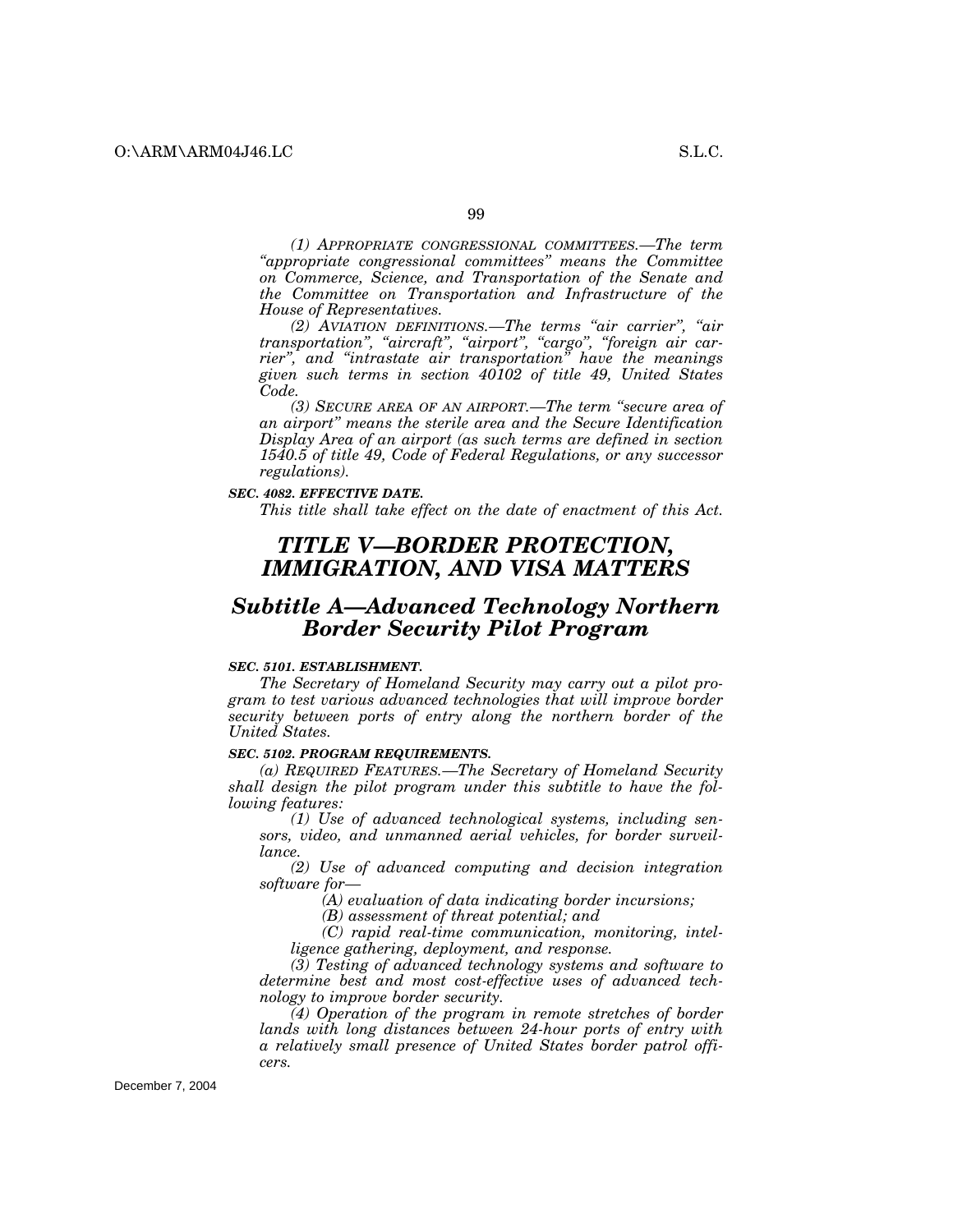*(1) APPROPRIATE CONGRESSIONAL COMMITTEES.—The term "appropriate congressional committees" means the Committee on Commerce, Science, and Transportation of the Senate and the Committee on Transportation and Infrastructure of the House of Representatives.*

*(2) AVIATION DEFINITIONS.—The terms "air carrier", "air transportation", "aircraft", "airport", "cargo", "foreign air carrier", and "intrastate air transportation" have the meanings given such terms in section 40102 of title 49, United States Code.*

*(3) SECURE AREA OF AN AIRPORT.—The term "secure area of an airport" means the sterile area and the Secure Identification Display Area of an airport (as such terms are defined in section 1540.5 of title 49, Code of Federal Regulations, or any successor regulations).*

***SEC. 4082. EFFECTIVE DATE.***

*This title shall take effect on the date of enactment of this Act.*

# *TITLE V—BORDER PROTECTION, IMMIGRATION, AND VISA MATTERS*

## *Subtitle A—Advanced Technology Northern Border Security Pilot Program*

***SEC. 5101. ESTABLISHMENT.***

*The Secretary of Homeland Security may carry out a pilot program to test various advanced technologies that will improve border security between ports of entry along the northern border of the United States.*

***SEC. 5102. PROGRAM REQUIREMENTS.***

*(a) REQUIRED FEATURES.—The Secretary of Homeland Security shall design the pilot program under this subtitle to have the following features:*

*(1) Use of advanced technological systems, including sensors, video, and unmanned aerial vehicles, for border surveillance.*

*(2) Use of advanced computing and decision integration software for—*

*(A) evaluation of data indicating border incursions;*

*(B) assessment of threat potential; and*

*(C) rapid real-time communication, monitoring, intelligence gathering, deployment, and response.*

*(3) Testing of advanced technology systems and software to determine best and most cost-effective uses of advanced technology to improve border security.*

*(4) Operation of the program in remote stretches of border lands with long distances between 24-hour ports of entry with a relatively small presence of United States border patrol officers.*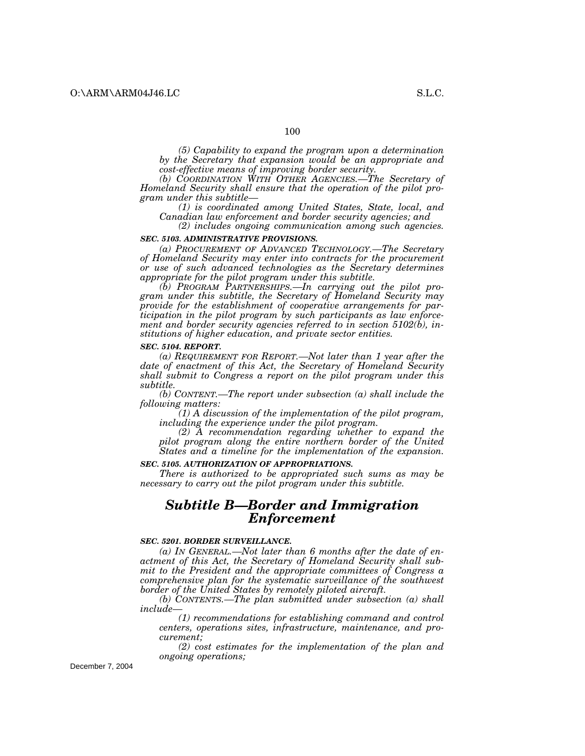*(5) Capability to expand the program upon a determination by the Secretary that expansion would be an appropriate and cost-effective means of improving border security.*

*(b) COORDINATION WITH OTHER AGENCIES.—The Secretary of Homeland Security shall ensure that the operation of the pilot program under this subtitle—*

*(1) is coordinated among United States, State, local, and Canadian law enforcement and border security agencies; and*

*(2) includes ongoing communication among such agencies.*

***SEC. 5103. ADMINISTRATIVE PROVISIONS.***

*(a) PROCUREMENT OF ADVANCED TECHNOLOGY.—The Secretary of Homeland Security may enter into contracts for the procurement or use of such advanced technologies as the Secretary determines appropriate for the pilot program under this subtitle.*

*(b) PROGRAM PARTNERSHIPS.—In carrying out the pilot program under this subtitle, the Secretary of Homeland Security may provide for the establishment of cooperative arrangements for participation in the pilot program by such participants as law enforcement and border security agencies referred to in section 5102(b), institutions of higher education, and private sector entities.*

***SEC. 5104. REPORT.***

*(a) REQUIREMENT FOR REPORT.—Not later than 1 year after the date of enactment of this Act, the Secretary of Homeland Security shall submit to Congress a report on the pilot program under this subtitle.*

*(b) CONTENT.—The report under subsection (a) shall include the following matters:*

*(1) A discussion of the implementation of the pilot program, including the experience under the pilot program.*

*(2) A recommendation regarding whether to expand the pilot program along the entire northern border of the United States and a timeline for the implementation of the expansion.*

***SEC. 5105. AUTHORIZATION OF APPROPRIATIONS.***

*There is authorized to be appropriated such sums as may be necessary to carry out the pilot program under this subtitle.*

## ***Subtitle B—Border and Immigration Enforcement***

***SEC. 5201. BORDER SURVEILLANCE.***

*(a) IN GENERAL.—Not later than 6 months after the date of enactment of this Act, the Secretary of Homeland Security shall submit to the President and the appropriate committees of Congress a comprehensive plan for the systematic surveillance of the southwest border of the United States by remotely piloted aircraft.*

*(b) CONTENTS.—The plan submitted under subsection (a) shall include—*

*(1) recommendations for establishing command and control centers, operations sites, infrastructure, maintenance, and procurement;*

*(2) cost estimates for the implementation of the plan and ongoing operations;*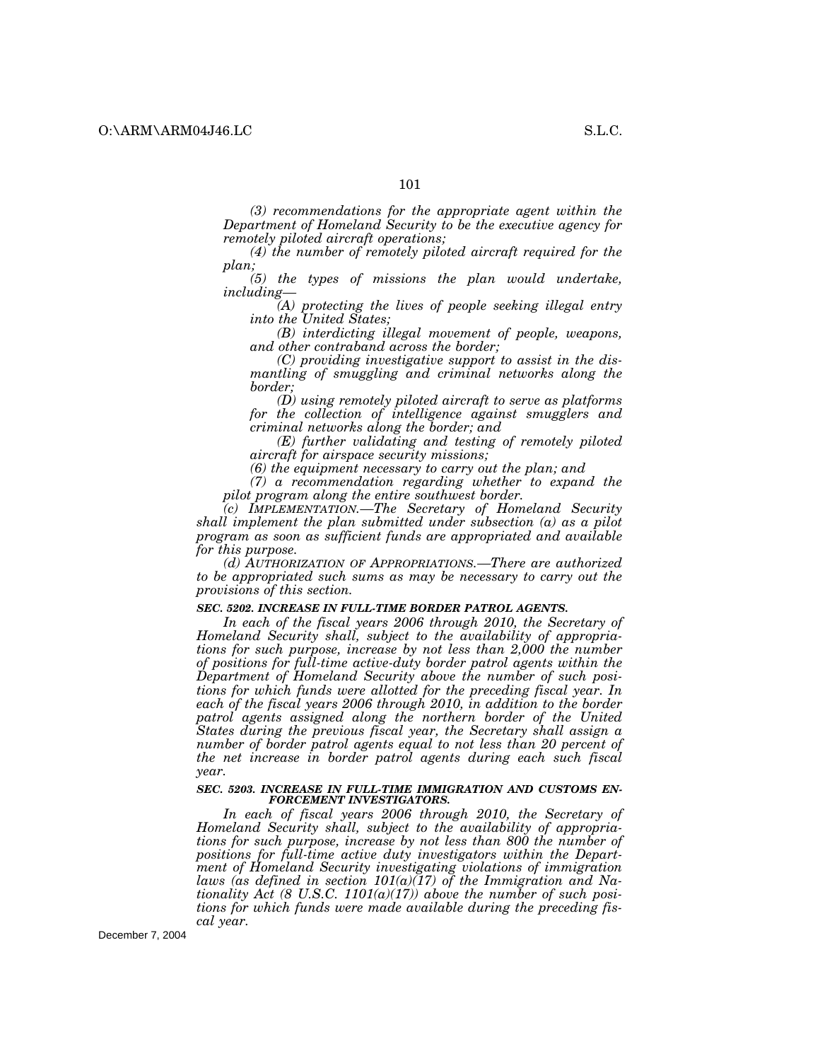*(3) recommendations for the appropriate agent within the Department of Homeland Security to be the executive agency for remotely piloted aircraft operations;*

*(4) the number of remotely piloted aircraft required for the plan;*

*(5) the types of missions the plan would undertake, including—*

*(A) protecting the lives of people seeking illegal entry into the United States;*

*(B) interdicting illegal movement of people, weapons, and other contraband across the border;*

*(C) providing investigative support to assist in the dismantling of smuggling and criminal networks along the border;*

*(D) using remotely piloted aircraft to serve as platforms for the collection of intelligence against smugglers and criminal networks along the border; and*

*(E) further validating and testing of remotely piloted aircraft for airspace security missions;*

*(6) the equipment necessary to carry out the plan; and*

*(7) a recommendation regarding whether to expand the pilot program along the entire southwest border.*

*(c) IMPLEMENTATION.—The Secretary of Homeland Security shall implement the plan submitted under subsection (a) as a pilot program as soon as sufficient funds are appropriated and available for this purpose.*

*(d) AUTHORIZATION OF APPROPRIATIONS.—There are authorized to be appropriated such sums as may be necessary to carry out the provisions of this section.*

***SEC. 5202. INCREASE IN FULL-TIME BORDER PATROL AGENTS.***

*In each of the fiscal years 2006 through 2010, the Secretary of Homeland Security shall, subject to the availability of appropriations for such purpose, increase by not less than 2,000 the number of positions for full-time active-duty border patrol agents within the Department of Homeland Security above the number of such positions for which funds were allotted for the preceding fiscal year. In each of the fiscal years 2006 through 2010, in addition to the border patrol agents assigned along the northern border of the United States during the previous fiscal year, the Secretary shall assign a number of border patrol agents equal to not less than 20 percent of the net increase in border patrol agents during each such fiscal year.*

***SEC. 5203. INCREASE IN FULL-TIME IMMIGRATION AND CUSTOMS ENFORCEMENT INVESTIGATORS.***

*In each of fiscal years 2006 through 2010, the Secretary of Homeland Security shall, subject to the availability of appropriations for such purpose, increase by not less than 800 the number of positions for full-time active duty investigators within the Department of Homeland Security investigating violations of immigration laws (as defined in section 101(a)(17) of the Immigration and Nationality Act (8 U.S.C. 1101(a)(17)) above the number of such positions for which funds were made available during the preceding fiscal year.*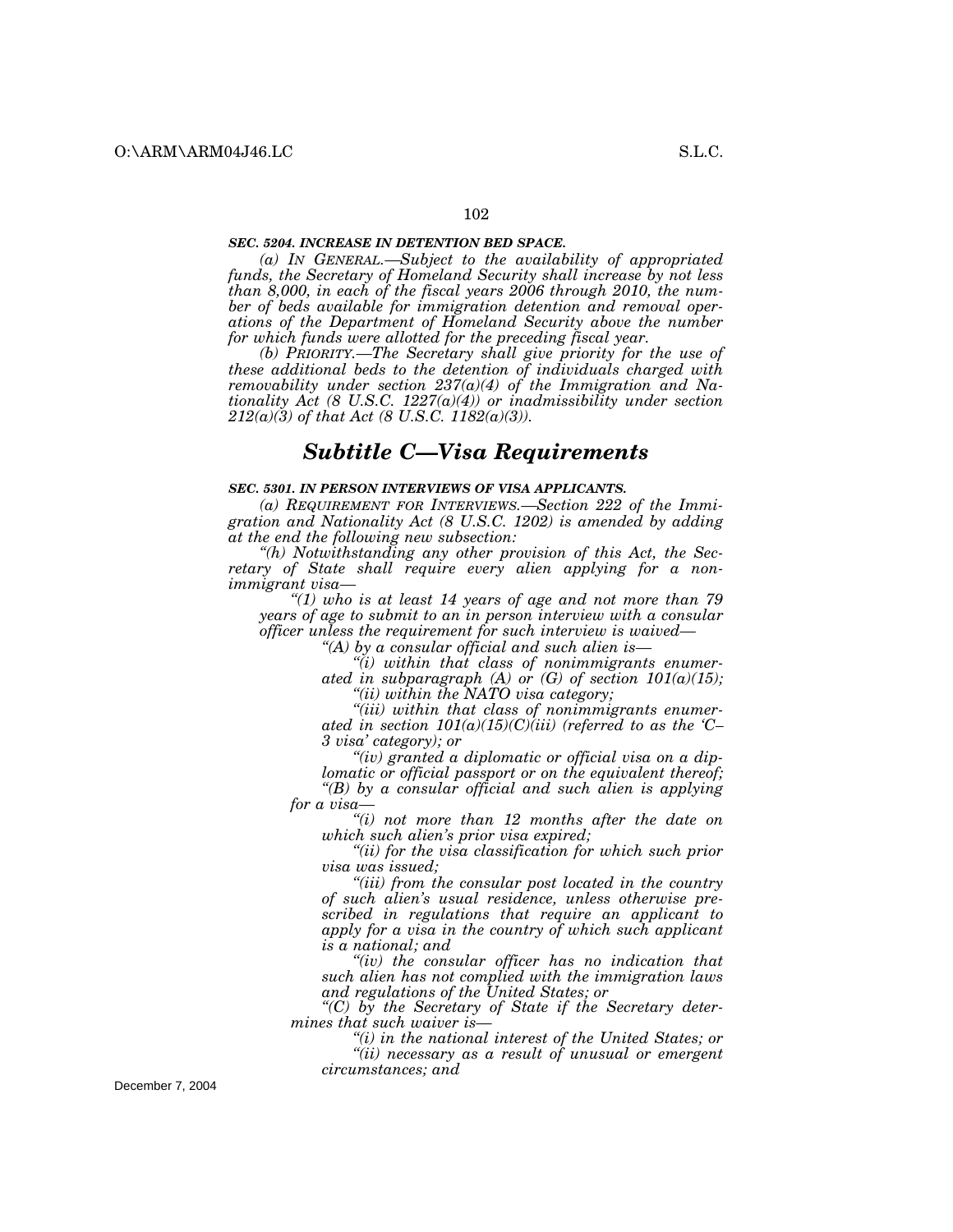### *SEC. 5204. INCREASE IN DETENTION BED SPACE.*

*(a) IN GENERAL.—Subject to the availability of appropriated funds, the Secretary of Homeland Security shall increase by not less than 8,000, in each of the fiscal years 2006 through 2010, the number of beds available for immigration detention and removal operations of the Department of Homeland Security above the number for which funds were allotted for the preceding fiscal year.*

*(b) PRIORITY.—The Secretary shall give priority for the use of these additional beds to the detention of individuals charged with removability under section 237(a)(4) of the Immigration and Nationality Act (8 U.S.C. 1227(a)(4)) or inadmissibility under section 212(a)(3) of that Act (8 U.S.C. 1182(a)(3)).*

## *Subtitle C—Visa Requirements*

### *SEC. 5301. IN PERSON INTERVIEWS OF VISA APPLICANTS.*

*(a) REQUIREMENT FOR INTERVIEWS.—Section 222 of the Immigration and Nationality Act (8 U.S.C. 1202) is amended by adding at the end the following new subsection:*

*"(h) Notwithstanding any other provision of this Act, the Secretary of State shall require every alien applying for a nonimmigrant visa—*

*"(1) who is at least 14 years of age and not more than 79 years of age to submit to an in person interview with a consular officer unless the requirement for such interview is waived—*

*"(A) by a consular official and such alien is—*

*"(i) within that class of nonimmigrants enumerated in subparagraph (A) or (G) of section 101(a)(15);*

*"(ii) within the NATO visa category;*

*"(iii) within that class of nonimmigrants enumerated in section 101(a)(15)(C)(iii) (referred to as the 'C–3 visa' category); or*

*"(iv) granted a diplomatic or official visa on a diplomatic or official passport or on the equivalent thereof;*

*"(B) by a consular official and such alien is applying for a visa—*

*"(i) not more than 12 months after the date on which such alien's prior visa expired;*

*"(ii) for the visa classification for which such prior visa was issued;*

*"(iii) from the consular post located in the country of such alien's usual residence, unless otherwise prescribed in regulations that require an applicant to apply for a visa in the country of which such applicant is a national; and*

*"(iv) the consular officer has no indication that such alien has not complied with the immigration laws and regulations of the United States; or*

*"(C) by the Secretary of State if the Secretary determines that such waiver is—*

*"(i) in the national interest of the United States; or*

*"(ii) necessary as a result of unusual or emergent circumstances; and*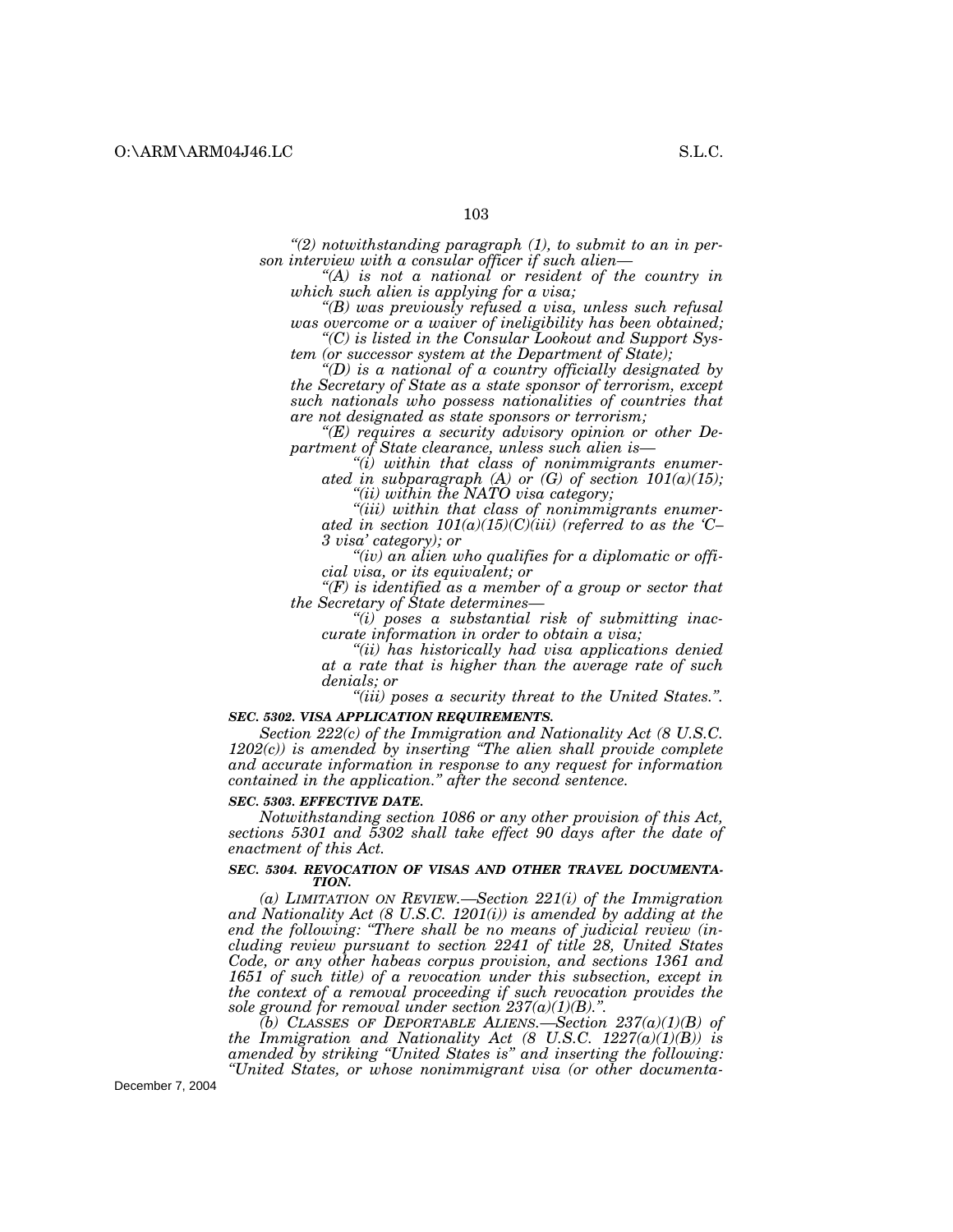*"(2) notwithstanding paragraph (1), to submit to an in person interview with a consular officer if such alien—*

*"(A) is not a national or resident of the country in which such alien is applying for a visa;*

*"(B) was previously refused a visa, unless such refusal was overcome or a waiver of ineligibility has been obtained;*

*"(C) is listed in the Consular Lookout and Support System (or successor system at the Department of State);*

*"(D) is a national of a country officially designated by the Secretary of State as a state sponsor of terrorism, except such nationals who possess nationalities of countries that are not designated as state sponsors or terrorism;*

*"(E) requires a security advisory opinion or other Department of State clearance, unless such alien is—*

*"(i) within that class of nonimmigrants enumerated in subparagraph (A) or (G) of section 101(a)(15);*

*"(ii) within the NATO visa category;*

*"(iii) within that class of nonimmigrants enumerated in section 101(a)(15)(C)(iii) (referred to as the 'C–3 visa' category); or*

*"(iv) an alien who qualifies for a diplomatic or official visa, or its equivalent; or*

*"(F) is identified as a member of a group or sector that the Secretary of State determines—*

*"(i) poses a substantial risk of submitting inaccurate information in order to obtain a visa;*

*"(ii) has historically had visa applications denied at a rate that is higher than the average rate of such denials; or*

*"(iii) poses a security threat to the United States.".*

***SEC. 5302. VISA APPLICATION REQUIREMENTS.***

*Section 222(c) of the Immigration and Nationality Act (8 U.S.C. 1202(c)) is amended by inserting "The alien shall provide complete and accurate information in response to any request for information contained in the application." after the second sentence.*

***SEC. 5303. EFFECTIVE DATE.***

*Notwithstanding section 1086 or any other provision of this Act, sections 5301 and 5302 shall take effect 90 days after the date of enactment of this Act.*

***SEC. 5304. REVOCATION OF VISAS AND OTHER TRAVEL DOCUMENTATION.***

*(a) LIMITATION ON REVIEW.—Section 221(i) of the Immigration and Nationality Act (8 U.S.C. 1201(i)) is amended by adding at the end the following: "There shall be no means of judicial review (including review pursuant to section 2241 of title 28, United States Code, or any other habeas corpus provision, and sections 1361 and 1651 of such title) of a revocation under this subsection, except in the context of a removal proceeding if such revocation provides the sole ground for removal under section 237(a)(1)(B).".*

*(b) CLASSES OF DEPORTABLE ALIENS.—Section 237(a)(1)(B) of the Immigration and Nationality Act (8 U.S.C. 1227(a)(1)(B)) is amended by striking "United States is" and inserting the following: "United States, or whose nonimmigrant visa (or other documenta-*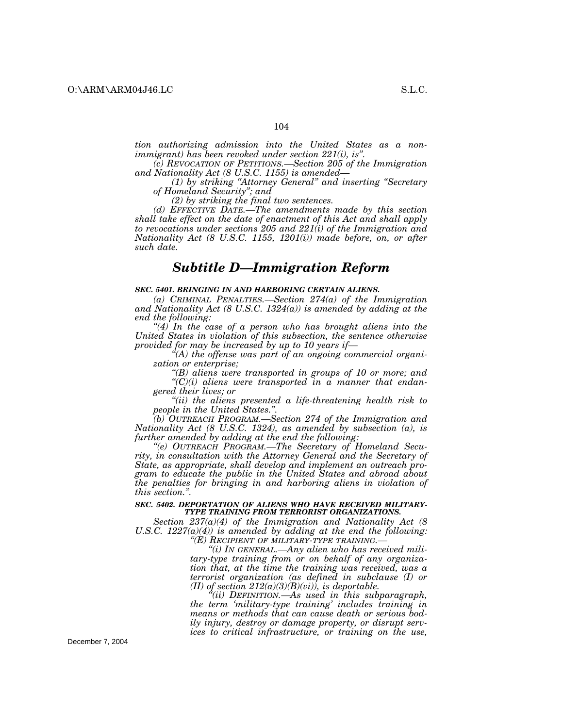*tion authorizing admission into the United States as a nonimmigrant) has been revoked under section 221(i), is".*

*(c) REVOCATION OF PETITIONS.—Section 205 of the Immigration and Nationality Act (8 U.S.C. 1155) is amended—*

*(1) by striking "Attorney General" and inserting "Secretary of Homeland Security"; and*

*(2) by striking the final two sentences.*

*(d) EFFECTIVE DATE.—The amendments made by this section shall take effect on the date of enactment of this Act and shall apply to revocations under sections 205 and 221(i) of the Immigration and Nationality Act (8 U.S.C. 1155, 1201(i)) made before, on, or after such date.*

## *Subtitle D—Immigration Reform*

### *SEC. 5401. BRINGING IN AND HARBORING CERTAIN ALIENS.*

*(a) CRIMINAL PENALTIES.—Section 274(a) of the Immigration and Nationality Act (8 U.S.C. 1324(a)) is amended by adding at the end the following:*

*"(4) In the case of a person who has brought aliens into the United States in violation of this subsection, the sentence otherwise provided for may be increased by up to 10 years if—*

*"(A) the offense was part of an ongoing commercial organization or enterprise;*

*"(B) aliens were transported in groups of 10 or more; and*

*"(C)(i) aliens were transported in a manner that endangered their lives; or*

*"(ii) the aliens presented a life-threatening health risk to people in the United States.".*

*(b) OUTREACH PROGRAM.—Section 274 of the Immigration and Nationality Act (8 U.S.C. 1324), as amended by subsection (a), is further amended by adding at the end the following:*

*"(e) OUTREACH PROGRAM.—The Secretary of Homeland Security, in consultation with the Attorney General and the Secretary of State, as appropriate, shall develop and implement an outreach program to educate the public in the United States and abroad about the penalties for bringing in and harboring aliens in violation of this section.".*

### *SEC. 5402. DEPORTATION OF ALIENS WHO HAVE RECEIVED MILITARY-TYPE TRAINING FROM TERRORIST ORGANIZATIONS.*

*Section 237(a)(4) of the Immigration and Nationality Act (8 U.S.C. 1227(a)(4)) is amended by adding at the end the following:*

*"(E) RECIPIENT OF MILITARY-TYPE TRAINING.—*

*"(i) IN GENERAL.—Any alien who has received military-type training from or on behalf of any organization that, at the time the training was received, was a terrorist organization (as defined in subclause (I) or (II) of section 212(a)(3)(B)(vi)), is deportable.*

*"(ii) DEFINITION.—As used in this subparagraph, the term 'military-type training' includes training in means or methods that can cause death or serious bodily injury, destroy or damage property, or disrupt services to critical infrastructure, or training on the use,*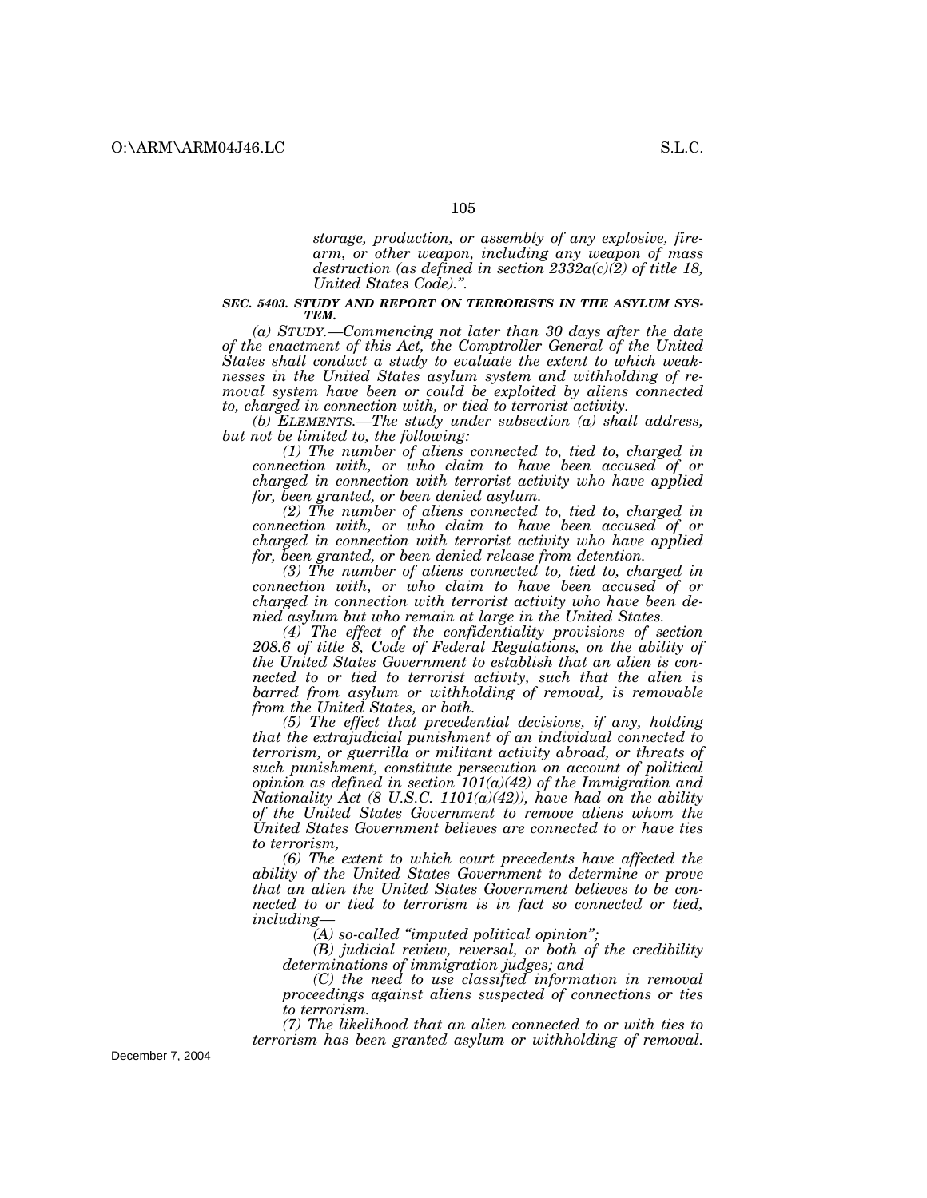*storage, production, or assembly of any explosive, firearm, or other weapon, including any weapon of mass destruction (as defined in section 2332a(c)(2) of title 18, United States Code).".*

***SEC. 5403. STUDY AND REPORT ON TERRORISTS IN THE ASYLUM SYSTEM.***

*(a) STUDY.—Commencing not later than 30 days after the date of the enactment of this Act, the Comptroller General of the United States shall conduct a study to evaluate the extent to which weaknesses in the United States asylum system and withholding of removal system have been or could be exploited by aliens connected to, charged in connection with, or tied to terrorist activity.*

*(b) ELEMENTS.—The study under subsection (a) shall address, but not be limited to, the following:*

*(1) The number of aliens connected to, tied to, charged in connection with, or who claim to have been accused of or charged in connection with terrorist activity who have applied for, been granted, or been denied asylum.*

*(2) The number of aliens connected to, tied to, charged in connection with, or who claim to have been accused of or charged in connection with terrorist activity who have applied for, been granted, or been denied release from detention.*

*(3) The number of aliens connected to, tied to, charged in connection with, or who claim to have been accused of or charged in connection with terrorist activity who have been denied asylum but who remain at large in the United States.*

*(4) The effect of the confidentiality provisions of section 208.6 of title 8, Code of Federal Regulations, on the ability of the United States Government to establish that an alien is connected to or tied to terrorist activity, such that the alien is barred from asylum or withholding of removal, is removable from the United States, or both.*

*(5) The effect that precedential decisions, if any, holding that the extrajudicial punishment of an individual connected to terrorism, or guerrilla or militant activity abroad, or threats of such punishment, constitute persecution on account of political opinion as defined in section 101(a)(42) of the Immigration and Nationality Act (8 U.S.C. 1101(a)(42)), have had on the ability of the United States Government to remove aliens whom the United States Government believes are connected to or have ties to terrorism,*

*(6) The extent to which court precedents have affected the ability of the United States Government to determine or prove that an alien the United States Government believes to be connected to or tied to terrorism is in fact so connected or tied, including—*

*(A) so-called "imputed political opinion";*

*(B) judicial review, reversal, or both of the credibility determinations of immigration judges; and*

*(C) the need to use classified information in removal proceedings against aliens suspected of connections or ties to terrorism.*

*(7) The likelihood that an alien connected to or with ties to terrorism has been granted asylum or withholding of removal.*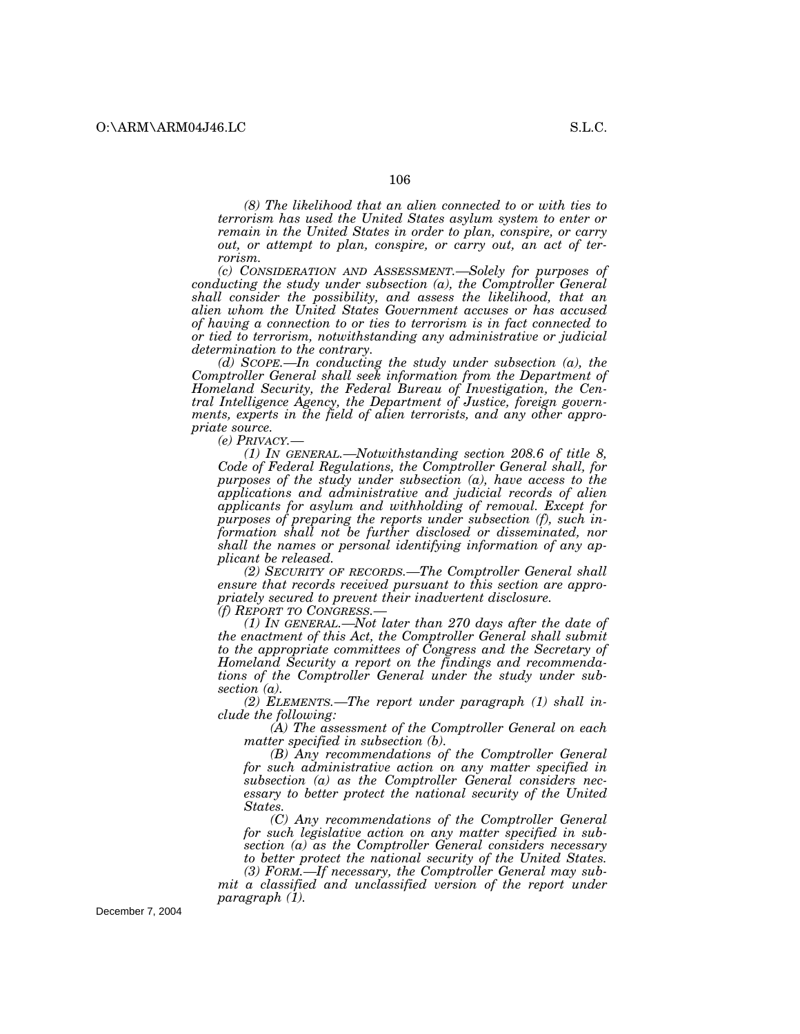*(8) The likelihood that an alien connected to or with ties to terrorism has used the United States asylum system to enter or remain in the United States in order to plan, conspire, or carry out, or attempt to plan, conspire, or carry out, an act of terrorism.*

*(c) CONSIDERATION AND ASSESSMENT.—Solely for purposes of conducting the study under subsection (a), the Comptroller General shall consider the possibility, and assess the likelihood, that an alien whom the United States Government accuses or has accused of having a connection to or ties to terrorism is in fact connected to or tied to terrorism, notwithstanding any administrative or judicial determination to the contrary.*

*(d) SCOPE.—In conducting the study under subsection (a), the Comptroller General shall seek information from the Department of Homeland Security, the Federal Bureau of Investigation, the Central Intelligence Agency, the Department of Justice, foreign governments, experts in the field of alien terrorists, and any other appropriate source.*

*(e) PRIVACY.—*

*(1) IN GENERAL.—Notwithstanding section 208.6 of title 8, Code of Federal Regulations, the Comptroller General shall, for purposes of the study under subsection (a), have access to the applications and administrative and judicial records of alien applicants for asylum and withholding of removal. Except for purposes of preparing the reports under subsection (f), such information shall not be further disclosed or disseminated, nor shall the names or personal identifying information of any applicant be released.*

*(2) SECURITY OF RECORDS.—The Comptroller General shall ensure that records received pursuant to this section are appropriately secured to prevent their inadvertent disclosure.*

*(f) REPORT TO CONGRESS.—*

*(1) IN GENERAL.—Not later than 270 days after the date of the enactment of this Act, the Comptroller General shall submit to the appropriate committees of Congress and the Secretary of Homeland Security a report on the findings and recommendations of the Comptroller General under the study under subsection (a).*

*(2) ELEMENTS.—The report under paragraph (1) shall include the following:*

*(A) The assessment of the Comptroller General on each matter specified in subsection (b).*

*(B) Any recommendations of the Comptroller General for such administrative action on any matter specified in subsection (a) as the Comptroller General considers necessary to better protect the national security of the United States.*

*(C) Any recommendations of the Comptroller General for such legislative action on any matter specified in subsection (a) as the Comptroller General considers necessary to better protect the national security of the United States.*

*(3) FORM.—If necessary, the Comptroller General may submit a classified and unclassified version of the report under paragraph (1).*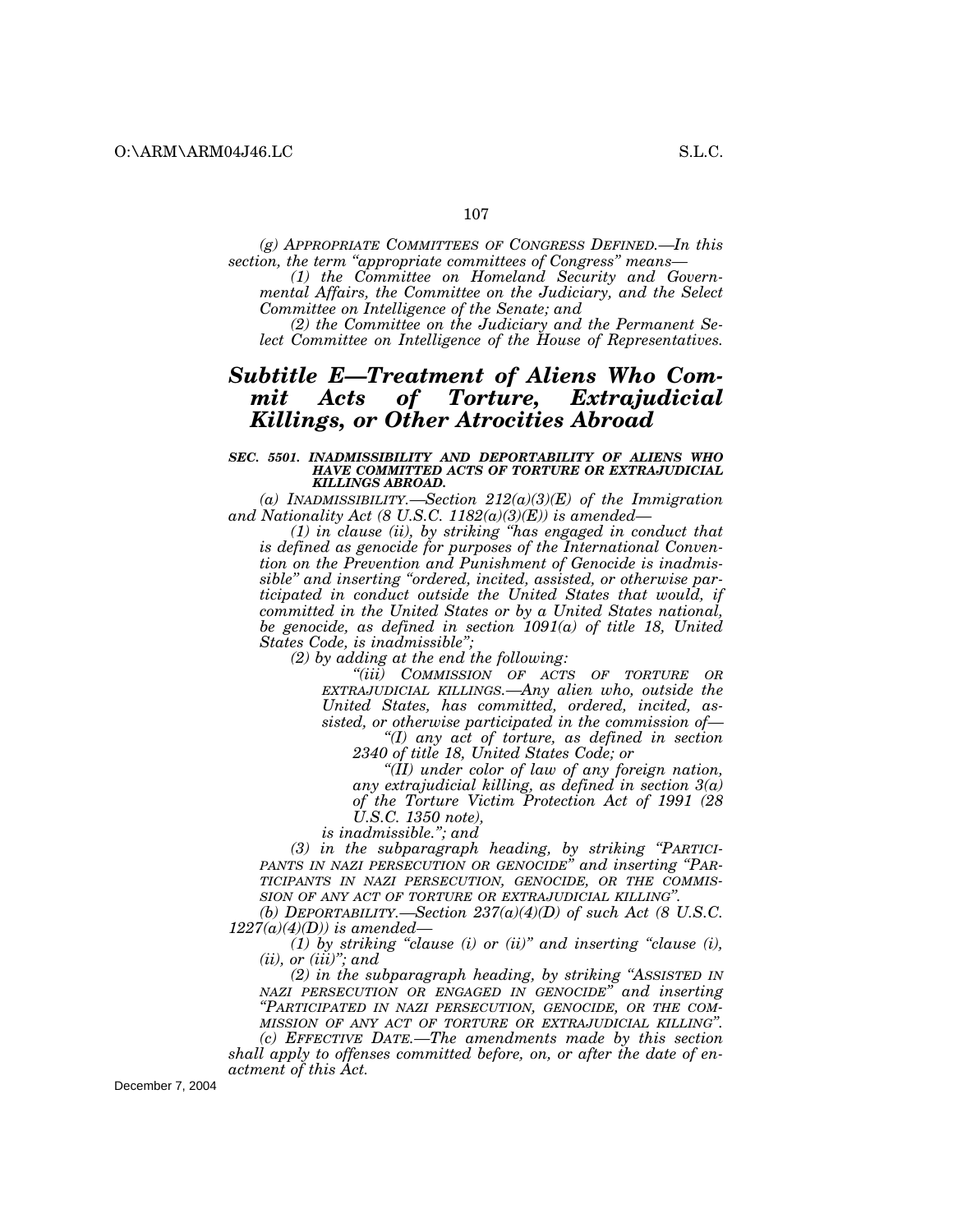*(g) APPROPRIATE COMMITTEES OF CONGRESS DEFINED.—In this section, the term "appropriate committees of Congress" means—*

*(1) the Committee on Homeland Security and Governmental Affairs, the Committee on the Judiciary, and the Select Committee on Intelligence of the Senate; and*

*(2) the Committee on the Judiciary and the Permanent Select Committee on Intelligence of the House of Representatives.*

## *Subtitle E—Treatment of Aliens Who Commit Acts of Torture, Extrajudicial Killings, or Other Atrocities Abroad*

### *SEC. 5501. INADMISSIBILITY AND DEPORTABILITY OF ALIENS WHO HAVE COMMITTED ACTS OF TORTURE OR EXTRAJUDICIAL KILLINGS ABROAD.*

*(a) INADMISSIBILITY.—Section 212(a)(3)(E) of the Immigration and Nationality Act (8 U.S.C. 1182(a)(3)(E)) is amended—*

*(1) in clause (ii), by striking "has engaged in conduct that is defined as genocide for purposes of the International Convention on the Prevention and Punishment of Genocide is inadmissible" and inserting "ordered, incited, assisted, or otherwise participated in conduct outside the United States that would, if committed in the United States or by a United States national, be genocide, as defined in section 1091(a) of title 18, United States Code, is inadmissible";*

*(2) by adding at the end the following:*

*"(iii) COMMISSION OF ACTS OF TORTURE OR EXTRAJUDICIAL KILLINGS.—Any alien who, outside the United States, has committed, ordered, incited, assisted, or otherwise participated in the commission of—*

*"(I) any act of torture, as defined in section 2340 of title 18, United States Code; or*

*"(II) under color of law of any foreign nation, any extrajudicial killing, as defined in section 3(a) of the Torture Victim Protection Act of 1991 (28 U.S.C. 1350 note),*

*is inadmissible."; and*

*(3) in the subparagraph heading, by striking "PARTICIPANTS IN NAZI PERSECUTION OR GENOCIDE" and inserting "PARTICIPANTS IN NAZI PERSECUTION, GENOCIDE, OR THE COMMISSION OF ANY ACT OF TORTURE OR EXTRAJUDICIAL KILLING".*

*(b) DEPORTABILITY.—Section 237(a)(4)(D) of such Act (8 U.S.C. 1227(a)(4)(D)) is amended—*

*(1) by striking "clause (i) or (ii)" and inserting "clause (i), (ii), or (iii)"; and*

*(2) in the subparagraph heading, by striking "ASSISTED IN NAZI PERSECUTION OR ENGAGED IN GENOCIDE" and inserting "PARTICIPATED IN NAZI PERSECUTION, GENOCIDE, OR THE COMMISSION OF ANY ACT OF TORTURE OR EXTRAJUDICIAL KILLING".*

*(c) EFFECTIVE DATE.—The amendments made by this section shall apply to offenses committed before, on, or after the date of enactment of this Act.*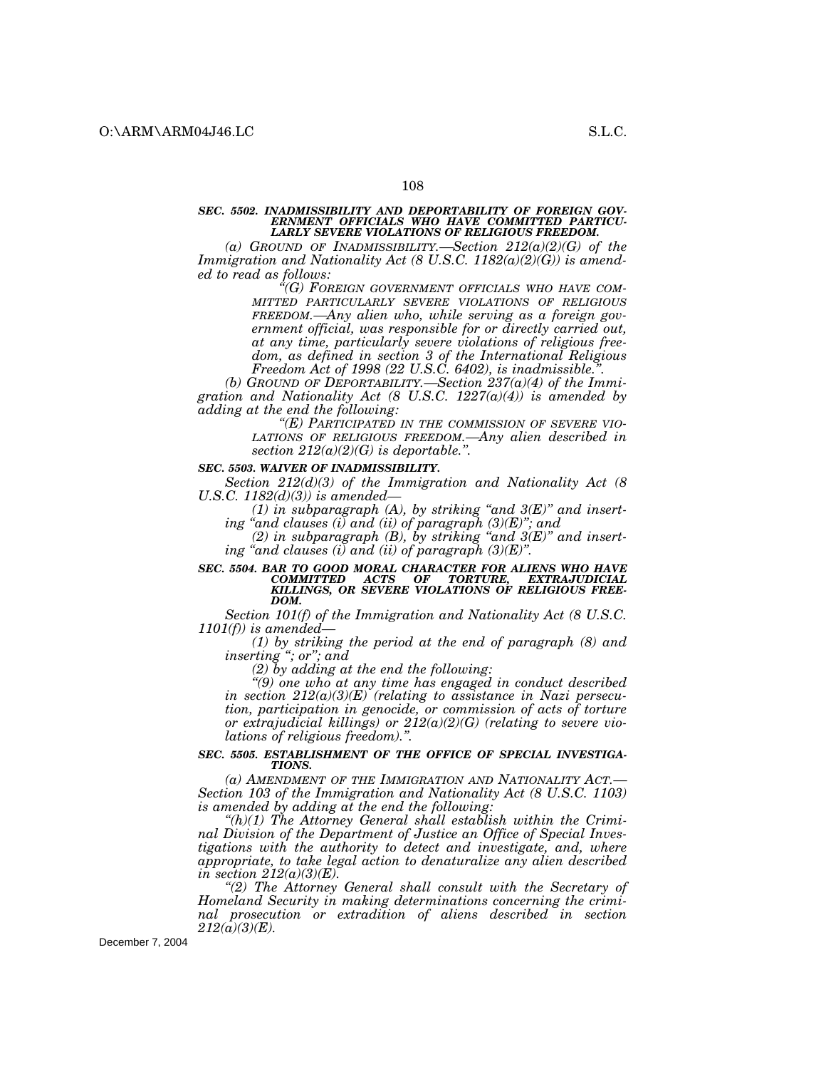***SEC. 5502. INADMISSIBILITY AND DEPORTABILITY OF FOREIGN GOVERNMENT OFFICIALS WHO HAVE COMMITTED PARTICULARLY SEVERE VIOLATIONS OF RELIGIOUS FREEDOM.***

*(a) GROUND OF INADMISSIBILITY.—Section 212(a)(2)(G) of the Immigration and Nationality Act (8 U.S.C. 1182(a)(2)(G)) is amended to read as follows:*

*"(G) FOREIGN GOVERNMENT OFFICIALS WHO HAVE COMMITTED PARTICULARLY SEVERE VIOLATIONS OF RELIGIOUS FREEDOM.—Any alien who, while serving as a foreign government official, was responsible for or directly carried out, at any time, particularly severe violations of religious freedom, as defined in section 3 of the International Religious Freedom Act of 1998 (22 U.S.C. 6402), is inadmissible.".*

*(b) GROUND OF DEPORTABILITY.—Section 237(a)(4) of the Immigration and Nationality Act (8 U.S.C. 1227(a)(4)) is amended by adding at the end the following:*

*"(E) PARTICIPATED IN THE COMMISSION OF SEVERE VIOLATIONS OF RELIGIOUS FREEDOM.—Any alien described in section 212(a)(2)(G) is deportable.".*

***SEC. 5503. WAIVER OF INADMISSIBILITY.***

*Section 212(d)(3) of the Immigration and Nationality Act (8 U.S.C. 1182(d)(3)) is amended—*

*(1) in subparagraph (A), by striking "and 3(E)" and inserting "and clauses (i) and (ii) of paragraph (3)(E)"; and*

*(2) in subparagraph (B), by striking "and 3(E)" and inserting "and clauses (i) and (ii) of paragraph (3)(E)".*

***SEC. 5504. BAR TO GOOD MORAL CHARACTER FOR ALIENS WHO HAVE COMMITTED ACTS OF TORTURE, EXTRAJUDICIAL KILLINGS, OR SEVERE VIOLATIONS OF RELIGIOUS FREEDOM.***

*Section 101(f) of the Immigration and Nationality Act (8 U.S.C. 1101(f)) is amended—*

*(1) by striking the period at the end of paragraph (8) and inserting "; or"; and*

*(2) by adding at the end the following:*

*"(9) one who at any time has engaged in conduct described in section 212(a)(3)(E) (relating to assistance in Nazi persecution, participation in genocide, or commission of acts of torture or extrajudicial killings) or 212(a)(2)(G) (relating to severe violations of religious freedom).".*

***SEC. 5505. ESTABLISHMENT OF THE OFFICE OF SPECIAL INVESTIGATIONS.***

*(a) AMENDMENT OF THE IMMIGRATION AND NATIONALITY ACT.—Section 103 of the Immigration and Nationality Act (8 U.S.C. 1103) is amended by adding at the end the following:*

*"(h)(1) The Attorney General shall establish within the Criminal Division of the Department of Justice an Office of Special Investigations with the authority to detect and investigate, and, where appropriate, to take legal action to denaturalize any alien described in section 212(a)(3)(E).*

*"(2) The Attorney General shall consult with the Secretary of Homeland Security in making determinations concerning the criminal prosecution or extradition of aliens described in section 212(a)(3)(E).*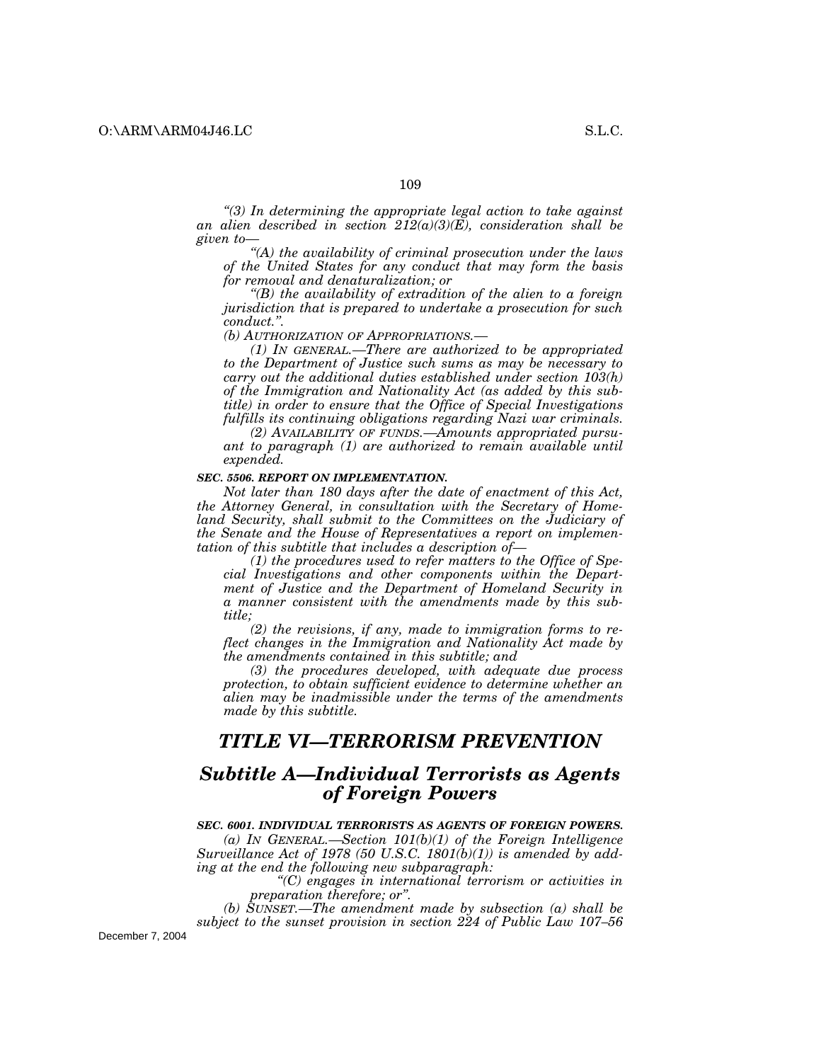*“(3) In determining the appropriate legal action to take against an alien described in section 212(a)(3)(E), consideration shall be given to—*

*“(A) the availability of criminal prosecution under the laws of the United States for any conduct that may form the basis for removal and denaturalization; or*

*“(B) the availability of extradition of the alien to a foreign jurisdiction that is prepared to undertake a prosecution for such conduct.”.*

*(b) AUTHORIZATION OF APPROPRIATIONS.—*

*(1) IN GENERAL.—There are authorized to be appropriated to the Department of Justice such sums as may be necessary to carry out the additional duties established under section 103(h) of the Immigration and Nationality Act (as added by this subtitle) in order to ensure that the Office of Special Investigations fulfills its continuing obligations regarding Nazi war criminals.*

*(2) AVAILABILITY OF FUNDS.—Amounts appropriated pursuant to paragraph (1) are authorized to remain available until expended.*

***SEC. 5506. REPORT ON IMPLEMENTATION.***

*Not later than 180 days after the date of enactment of this Act, the Attorney General, in consultation with the Secretary of Homeland Security, shall submit to the Committees on the Judiciary of the Senate and the House of Representatives a report on implementation of this subtitle that includes a description of—*

*(1) the procedures used to refer matters to the Office of Special Investigations and other components within the Department of Justice and the Department of Homeland Security in a manner consistent with the amendments made by this subtitle;*

*(2) the revisions, if any, made to immigration forms to reflect changes in the Immigration and Nationality Act made by the amendments contained in this subtitle; and*

*(3) the procedures developed, with adequate due process protection, to obtain sufficient evidence to determine whether an alien may be inadmissible under the terms of the amendments made by this subtitle.*

# *TITLE VI—TERRORISM PREVENTION*

## *Subtitle A—Individual Terrorists as Agents of Foreign Powers*

***SEC. 6001. INDIVIDUAL TERRORISTS AS AGENTS OF FOREIGN POWERS.***

*(a) IN GENERAL.—Section 101(b)(1) of the Foreign Intelligence Surveillance Act of 1978 (50 U.S.C. 1801(b)(1)) is amended by adding at the end the following new subparagraph:*

*“(C) engages in international terrorism or activities in preparation therefore; or”.*

*(b) SUNSET.—The amendment made by subsection (a) shall be subject to the sunset provision in section 224 of Public Law 107–56*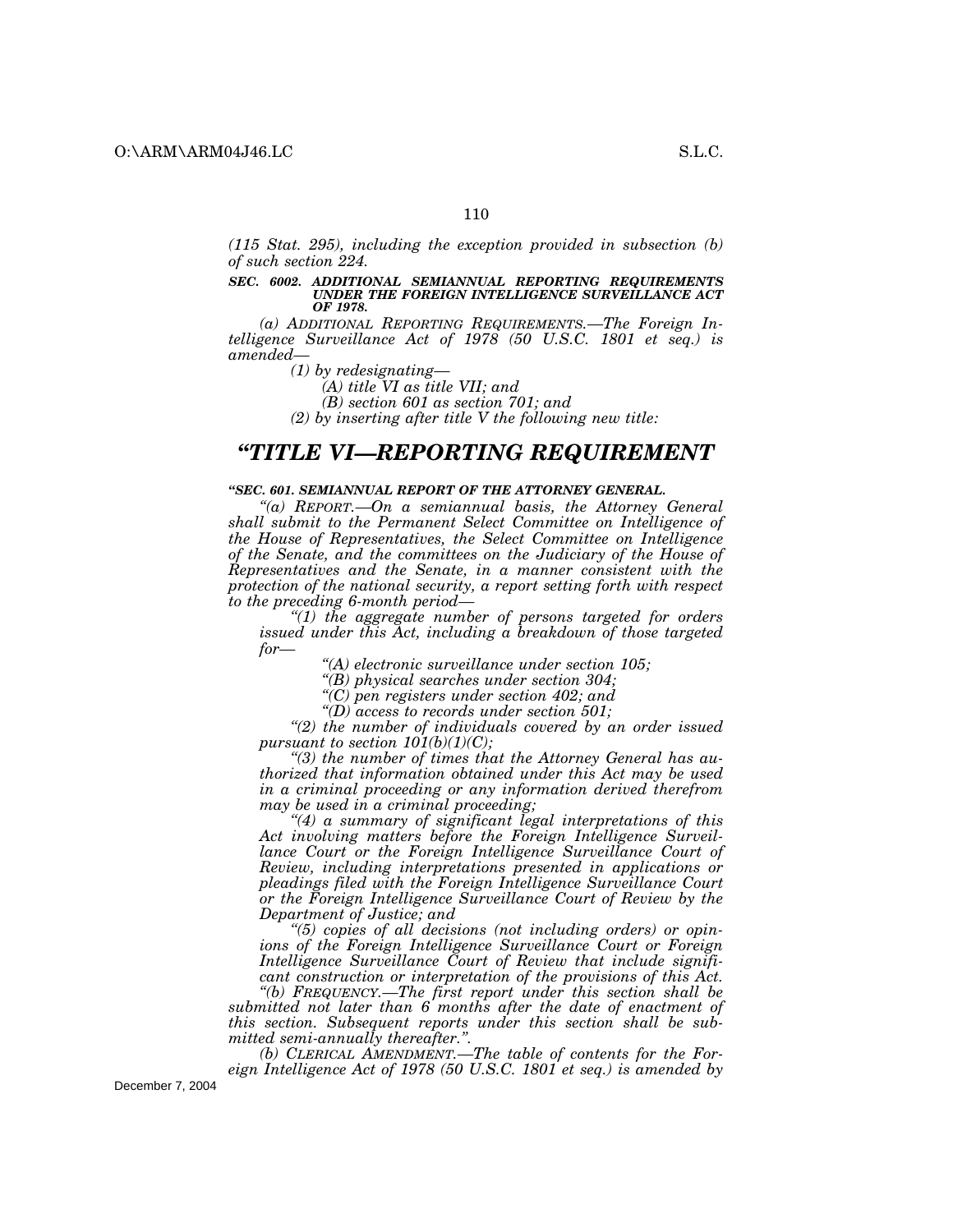*(115 Stat. 295), including the exception provided in subsection (b) of such section 224.*

***SEC. 6002. ADDITIONAL SEMIANNUAL REPORTING REQUIREMENTS UNDER THE FOREIGN INTELLIGENCE SURVEILLANCE ACT OF 1978.***

*(a) ADDITIONAL REPORTING REQUIREMENTS.—The Foreign Intelligence Surveillance Act of 1978 (50 U.S.C. 1801 et seq.) is amended—*

*(1) by redesignating—*

*(A) title VI as title VII; and*

*(B) section 601 as section 701; and*

*(2) by inserting after title V the following new title:*

# *"TITLE VI—REPORTING REQUIREMENT*

***"SEC. 601. SEMIANNUAL REPORT OF THE ATTORNEY GENERAL.***

*"(a) REPORT.—On a semiannual basis, the Attorney General shall submit to the Permanent Select Committee on Intelligence of the House of Representatives, the Select Committee on Intelligence of the Senate, and the committees on the Judiciary of the House of Representatives and the Senate, in a manner consistent with the protection of the national security, a report setting forth with respect to the preceding 6-month period—*

*"(1) the aggregate number of persons targeted for orders issued under this Act, including a breakdown of those targeted for—*

*"(A) electronic surveillance under section 105;*

*"(B) physical searches under section 304;*

*"(C) pen registers under section 402; and*

*"(D) access to records under section 501;*

*"(2) the number of individuals covered by an order issued pursuant to section 101(b)(1)(C);*

*"(3) the number of times that the Attorney General has authorized that information obtained under this Act may be used in a criminal proceeding or any information derived therefrom may be used in a criminal proceeding;*

*"(4) a summary of significant legal interpretations of this Act involving matters before the Foreign Intelligence Surveillance Court or the Foreign Intelligence Surveillance Court of Review, including interpretations presented in applications or pleadings filed with the Foreign Intelligence Surveillance Court or the Foreign Intelligence Surveillance Court of Review by the Department of Justice; and*

*"(5) copies of all decisions (not including orders) or opinions of the Foreign Intelligence Surveillance Court or Foreign Intelligence Surveillance Court of Review that include significant construction or interpretation of the provisions of this Act.*

*"(b) FREQUENCY.—The first report under this section shall be submitted not later than 6 months after the date of enactment of this section. Subsequent reports under this section shall be submitted semi-annually thereafter.".*

*(b) CLERICAL AMENDMENT.—The table of contents for the Foreign Intelligence Act of 1978 (50 U.S.C. 1801 et seq.) is amended by*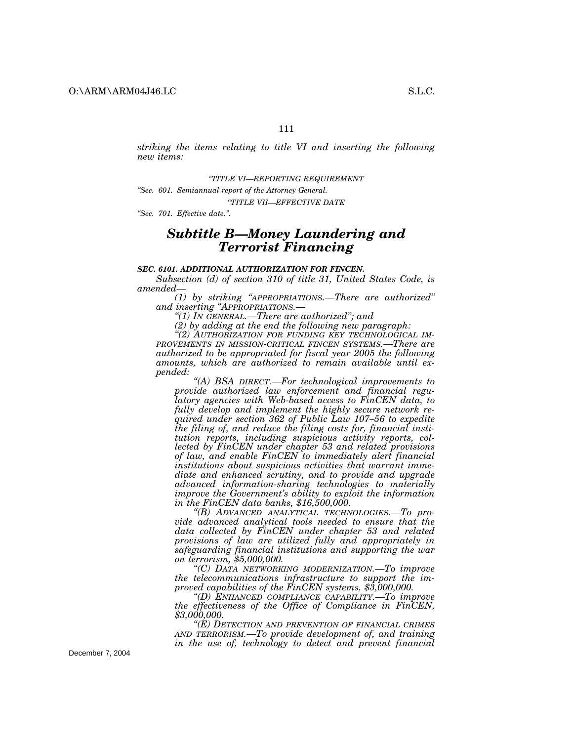*striking the items relating to title VI and inserting the following new items:*

*"TITLE VI—REPORTING REQUIREMENT*

*"Sec. 601. Semiannual report of the Attorney General.*

*"TITLE VII—EFFECTIVE DATE*

*"Sec. 701. Effective date.".*

## *Subtitle B—Money Laundering and Terrorist Financing*

***SEC. 6101. ADDITIONAL AUTHORIZATION FOR FINCEN.***

*Subsection (d) of section 310 of title 31, United States Code, is amended—*

*(1) by striking "APPROPRIATIONS.—There are authorized" and inserting "APPROPRIATIONS.—*

*"(1) IN GENERAL.—There are authorized"; and*

*(2) by adding at the end the following new paragraph:*

*"(2) AUTHORIZATION FOR FUNDING KEY TECHNOLOGICAL IMPROVEMENTS IN MISSION-CRITICAL FINCEN SYSTEMS.—There are authorized to be appropriated for fiscal year 2005 the following amounts, which are authorized to remain available until expended:*

*"(A) BSA DIRECT.—For technological improvements to provide authorized law enforcement and financial regulatory agencies with Web-based access to FinCEN data, to fully develop and implement the highly secure network required under section 362 of Public Law 107–56 to expedite the filing of, and reduce the filing costs for, financial institution reports, including suspicious activity reports, collected by FinCEN under chapter 53 and related provisions of law, and enable FinCEN to immediately alert financial institutions about suspicious activities that warrant immediate and enhanced scrutiny, and to provide and upgrade advanced information-sharing technologies to materially improve the Government's ability to exploit the information in the FinCEN data banks, $16,500,000.*

*"(B) ADVANCED ANALYTICAL TECHNOLOGIES.—To provide advanced analytical tools needed to ensure that the data collected by FinCEN under chapter 53 and related provisions of law are utilized fully and appropriately in safeguarding financial institutions and supporting the war on terrorism, $5,000,000.*

*"(C) DATA NETWORKING MODERNIZATION.—To improve the telecommunications infrastructure to support the improved capabilities of the FinCEN systems, $3,000,000.*

*"(D) ENHANCED COMPLIANCE CAPABILITY.—To improve the effectiveness of the Office of Compliance in FinCEN, $3,000,000.*

*"(E) DETECTION AND PREVENTION OF FINANCIAL CRIMES AND TERRORISM.—To provide development of, and training in the use of, technology to detect and prevent financial*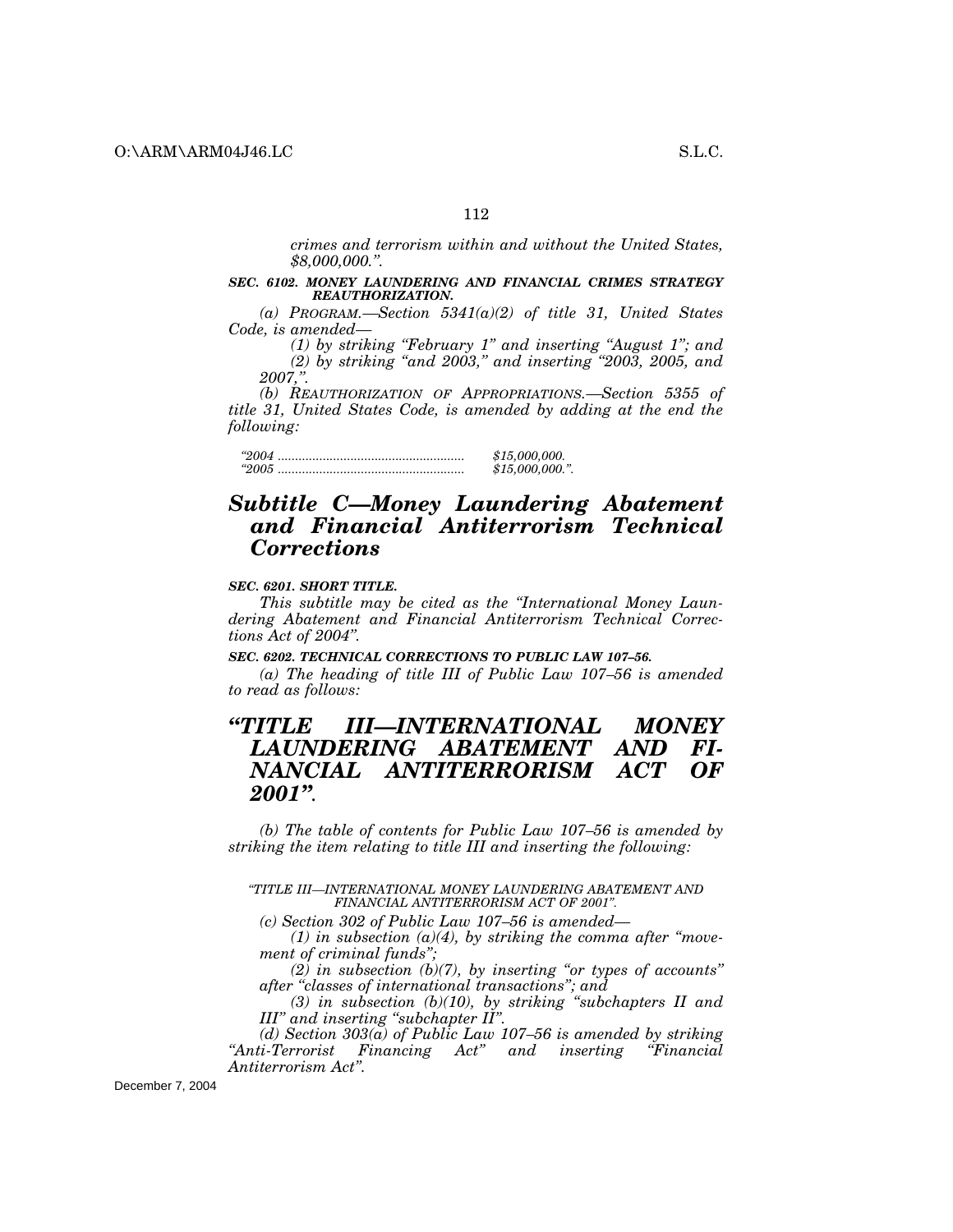*crimes and terrorism within and without the United States, $8,000,000.".*

***SEC. 6102. MONEY LAUNDERING AND FINANCIAL CRIMES STRATEGY REAUTHORIZATION.***

*(a) PROGRAM.—Section 5341(a)(2) of title 31, United States Code, is amended—*

*(1) by striking "February 1" and inserting "August 1"; and*

*(2) by striking "and 2003," and inserting "2003, 2005, and 2007,".*

*(b) REAUTHORIZATION OF APPROPRIATIONS.—Section 5355 of title 31, United States Code, is amended by adding at the end the following:*

| | |
|---|---|
| *"2004 ......................................................* | *$15,000,000.* |
| *"2005 ......................................................* | *$15,000,000.".* |

## *Subtitle C—Money Laundering Abatement and Financial Antiterrorism Technical Corrections*

***SEC. 6201. SHORT TITLE.***

*This subtitle may be cited as the "International Money Laundering Abatement and Financial Antiterrorism Technical Corrections Act of 2004".*

***SEC. 6202. TECHNICAL CORRECTIONS TO PUBLIC LAW 107–56.***

*(a) The heading of title III of Public Law 107–56 is amended to read as follows:*

## *"TITLE III—INTERNATIONAL MONEY LAUNDERING ABATEMENT AND FINANCIAL ANTITERRORISM ACT OF 2001".*

*(b) The table of contents for Public Law 107–56 is amended by striking the item relating to title III and inserting the following:*

*"TITLE III—INTERNATIONAL MONEY LAUNDERING ABATEMENT AND FINANCIAL ANTITERRORISM ACT OF 2001".*

*(c) Section 302 of Public Law 107–56 is amended—*

*(1) in subsection (a)(4), by striking the comma after "movement of criminal funds";*

*(2) in subsection (b)(7), by inserting "or types of accounts" after "classes of international transactions"; and*

*(3) in subsection (b)(10), by striking "subchapters II and III" and inserting "subchapter II".*

*(d) Section 303(a) of Public Law 107–56 is amended by striking "Anti-Terrorist Financing Act" and inserting "Financial Antiterrorism Act".*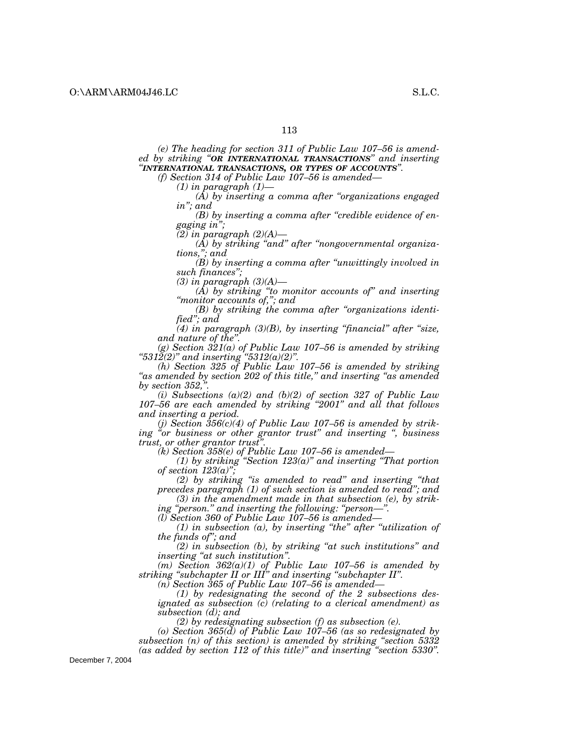*(e) The heading for section 311 of Public Law 107–56 is amended by striking "**OR INTERNATIONAL TRANSACTIONS**" and inserting "**INTERNATIONAL TRANSACTIONS, OR TYPES OF ACCOUNTS**".*

*(f) Section 314 of Public Law 107–56 is amended—*

*(1) in paragraph (1)—*

*(A) by inserting a comma after "organizations engaged in"; and*

*(B) by inserting a comma after "credible evidence of engaging in";*

*(2) in paragraph (2)(A)—*

*(A) by striking "and" after "nongovernmental organizations,"; and*

*(B) by inserting a comma after "unwittingly involved in such finances";*

*(3) in paragraph (3)(A)—*

*(A) by striking "to monitor accounts of" and inserting "monitor accounts of,"; and*

*(B) by striking the comma after "organizations identified"; and*

*(4) in paragraph (3)(B), by inserting "financial" after "size, and nature of the".*

*(g) Section 321(a) of Public Law 107–56 is amended by striking "5312(2)" and inserting "5312(a)(2)".*

*(h) Section 325 of Public Law 107–56 is amended by striking "as amended by section 202 of this title," and inserting "as amended by section 352,".*

*(i) Subsections (a)(2) and (b)(2) of section 327 of Public Law 107–56 are each amended by striking "2001" and all that follows and inserting a period.*

*(j) Section 356(c)(4) of Public Law 107–56 is amended by striking "or business or other grantor trust" and inserting ", business trust, or other grantor trust".*

*(k) Section 358(e) of Public Law 107–56 is amended—*

*(1) by striking "Section 123(a)" and inserting "That portion of section 123(a)";*

*(2) by striking "is amended to read" and inserting "that precedes paragraph (1) of such section is amended to read"; and*

*(3) in the amendment made in that subsection (e), by striking "person." and inserting the following: "person—".*

*(l) Section 360 of Public Law 107–56 is amended—*

*(1) in subsection (a), by inserting "the" after "utilization of the funds of"; and*

*(2) in subsection (b), by striking "at such institutions" and inserting "at such institution".*

*(m) Section 362(a)(1) of Public Law 107–56 is amended by striking "subchapter II or III" and inserting "subchapter II".*

*(n) Section 365 of Public Law 107–56 is amended—*

*(1) by redesignating the second of the 2 subsections designated as subsection (c) (relating to a clerical amendment) as subsection (d); and*

*(2) by redesignating subsection (f) as subsection (e).*

*(o) Section 365(d) of Public Law 107–56 (as so redesignated by subsection (n) of this section) is amended by striking "section 5332 (as added by section 112 of this title)" and inserting "section 5330".*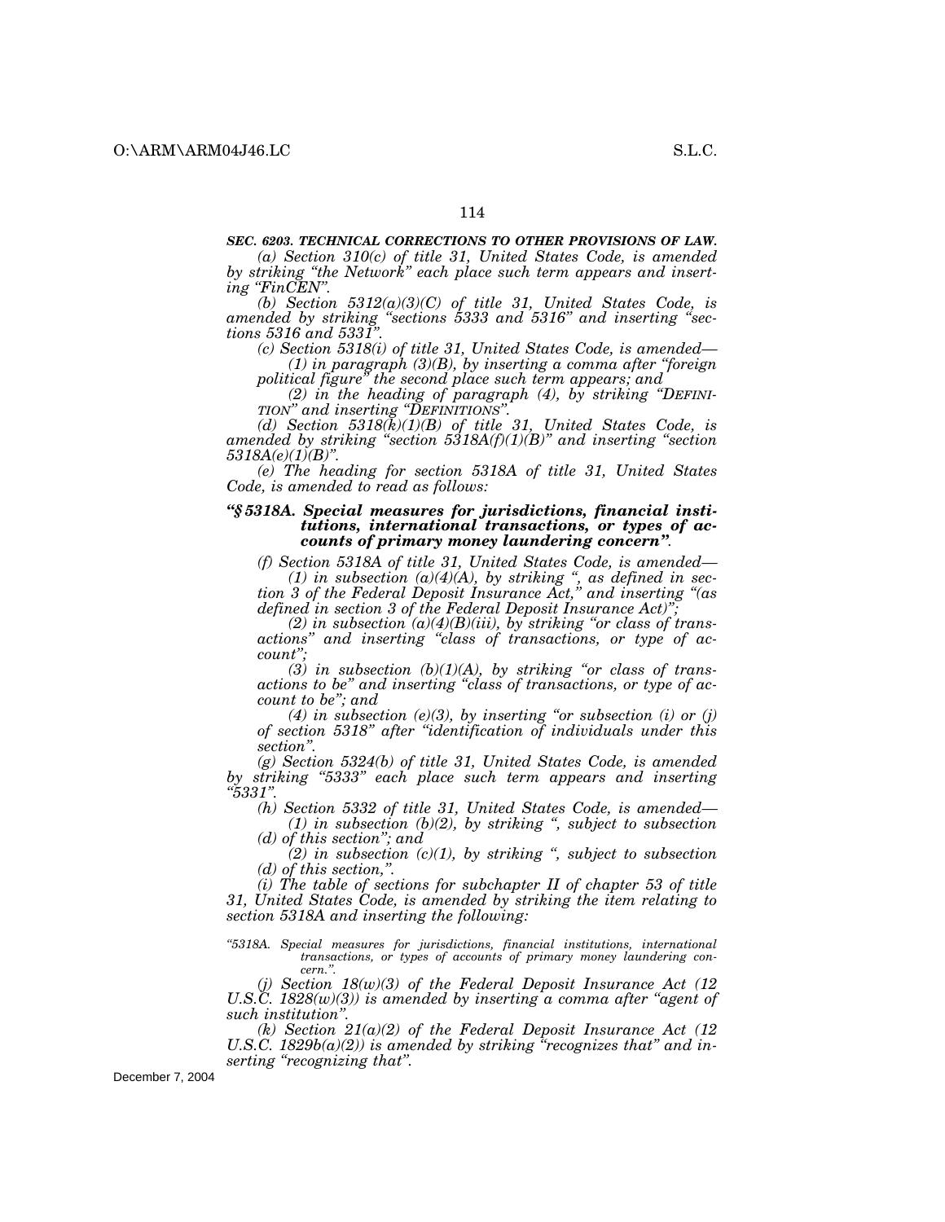### *SEC. 6203. TECHNICAL CORRECTIONS TO OTHER PROVISIONS OF LAW.*

*(a) Section 310(c) of title 31, United States Code, is amended by striking "the Network" each place such term appears and inserting "FinCEN".*

*(b) Section 5312(a)(3)(C) of title 31, United States Code, is amended by striking "sections 5333 and 5316" and inserting "sections 5316 and 5331".*

*(c) Section 5318(i) of title 31, United States Code, is amended—*

*(1) in paragraph (3)(B), by inserting a comma after "foreign political figure" the second place such term appears; and*

*(2) in the heading of paragraph (4), by striking "DEFINITION" and inserting "DEFINITIONS".*

*(d) Section 5318(k)(1)(B) of title 31, United States Code, is amended by striking "section 5318A(f)(1)(B)" and inserting "section 5318A(e)(1)(B)".*

*(e) The heading for section 5318A of title 31, United States Code, is amended to read as follows:*

***"§ 5318A. Special measures for jurisdictions, financial institutions, international transactions, or types of accounts of primary money laundering concern".***

*(f) Section 5318A of title 31, United States Code, is amended—*

*(1) in subsection (a)(4)(A), by striking ", as defined in section 3 of the Federal Deposit Insurance Act," and inserting "(as defined in section 3 of the Federal Deposit Insurance Act)";*

*(2) in subsection (a)(4)(B)(iii), by striking "or class of transactions" and inserting "class of transactions, or type of account";*

*(3) in subsection (b)(1)(A), by striking "or class of transactions to be" and inserting "class of transactions, or type of account to be"; and*

*(4) in subsection (e)(3), by inserting "or subsection (i) or (j) of section 5318" after "identification of individuals under this section".*

*(g) Section 5324(b) of title 31, United States Code, is amended by striking "5333" each place such term appears and inserting "5331".*

*(h) Section 5332 of title 31, United States Code, is amended—*

*(1) in subsection (b)(2), by striking ", subject to subsection (d) of this section"; and*

*(2) in subsection (c)(1), by striking ", subject to subsection (d) of this section,".*

*(i) The table of sections for subchapter II of chapter 53 of title 31, United States Code, is amended by striking the item relating to section 5318A and inserting the following:*

*"5318A. Special measures for jurisdictions, financial institutions, international transactions, or types of accounts of primary money laundering concern.".*

*(j) Section 18(w)(3) of the Federal Deposit Insurance Act (12 U.S.C. 1828(w)(3)) is amended by inserting a comma after "agent of such institution".*

*(k) Section 21(a)(2) of the Federal Deposit Insurance Act (12 U.S.C. 1829b(a)(2)) is amended by striking "recognizes that" and inserting "recognizing that".*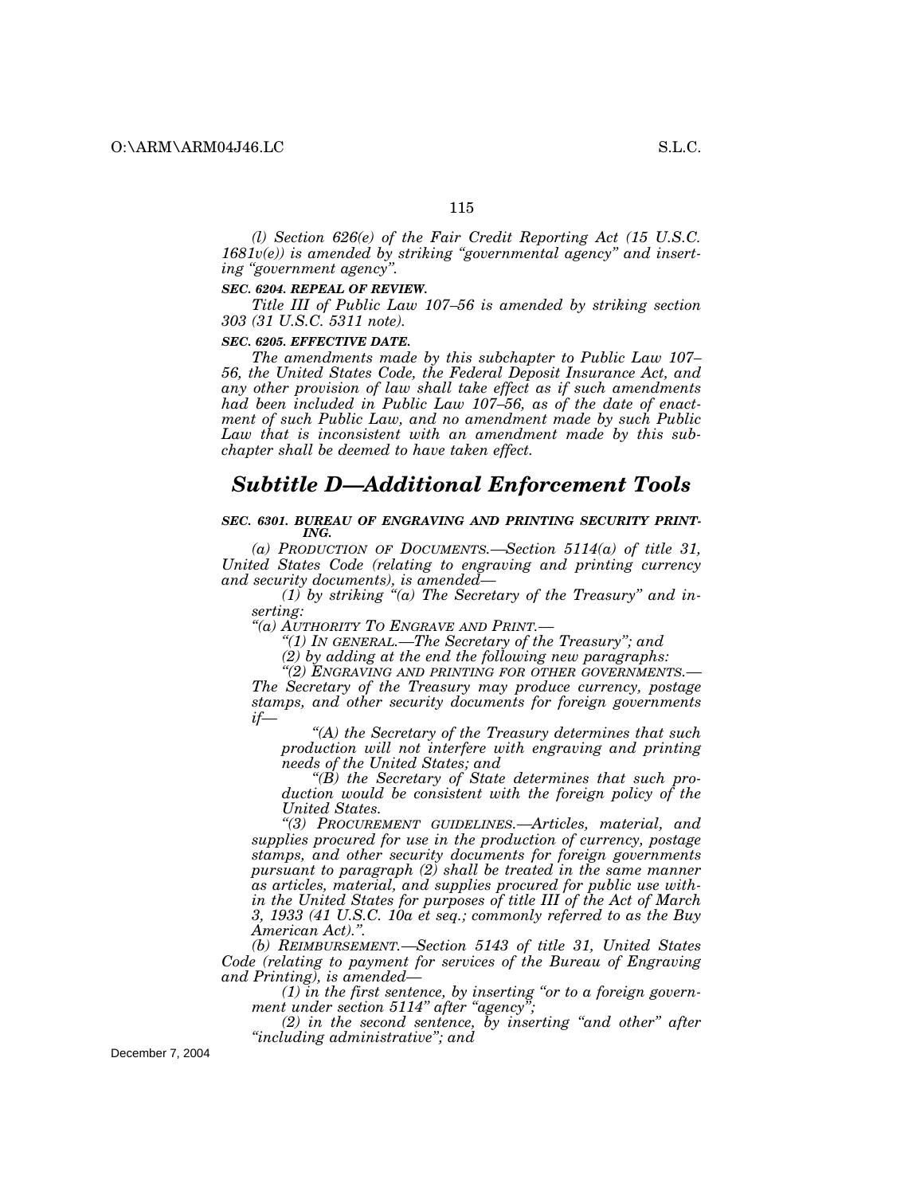*(l) Section 626(e) of the Fair Credit Reporting Act (15 U.S.C. 1681v(e)) is amended by striking "governmental agency" and inserting "government agency".*

***SEC. 6204. REPEAL OF REVIEW.***

*Title III of Public Law 107–56 is amended by striking section 303 (31 U.S.C. 5311 note).*

***SEC. 6205. EFFECTIVE DATE.***

*The amendments made by this subchapter to Public Law 107–56, the United States Code, the Federal Deposit Insurance Act, and any other provision of law shall take effect as if such amendments had been included in Public Law 107–56, as of the date of enactment of such Public Law, and no amendment made by such Public Law that is inconsistent with an amendment made by this subchapter shall be deemed to have taken effect.*

## *Subtitle D—Additional Enforcement Tools*

***SEC. 6301. BUREAU OF ENGRAVING AND PRINTING SECURITY PRINTING.***

*(a) PRODUCTION OF DOCUMENTS.—Section 5114(a) of title 31, United States Code (relating to engraving and printing currency and security documents), is amended—*

*(1) by striking "(a) The Secretary of the Treasury" and inserting:*

*"(a) AUTHORITY TO ENGRAVE AND PRINT.—*

*"(1) IN GENERAL.—The Secretary of the Treasury"; and*

*(2) by adding at the end the following new paragraphs:*

*"(2) ENGRAVING AND PRINTING FOR OTHER GOVERNMENTS.—The Secretary of the Treasury may produce currency, postage stamps, and other security documents for foreign governments if—*

*"(A) the Secretary of the Treasury determines that such production will not interfere with engraving and printing needs of the United States; and*

*"(B) the Secretary of State determines that such production would be consistent with the foreign policy of the United States.*

*"(3) PROCUREMENT GUIDELINES.—Articles, material, and supplies procured for use in the production of currency, postage stamps, and other security documents for foreign governments pursuant to paragraph (2) shall be treated in the same manner as articles, material, and supplies procured for public use within the United States for purposes of title III of the Act of March 3, 1933 (41 U.S.C. 10a et seq.; commonly referred to as the Buy American Act).".*

*(b) REIMBURSEMENT.—Section 5143 of title 31, United States Code (relating to payment for services of the Bureau of Engraving and Printing), is amended—*

*(1) in the first sentence, by inserting "or to a foreign government under section 5114" after "agency";*

*(2) in the second sentence, by inserting "and other" after "including administrative"; and*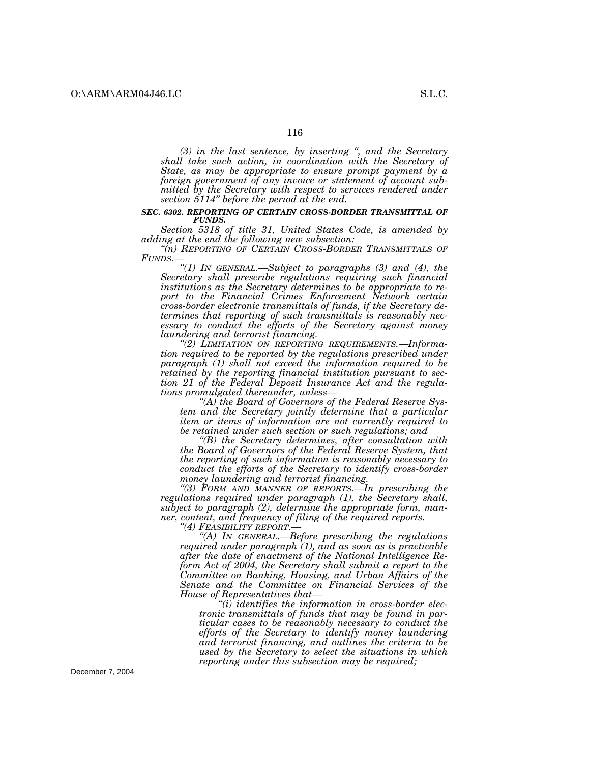*(3) in the last sentence, by inserting ", and the Secretary shall take such action, in coordination with the Secretary of State, as may be appropriate to ensure prompt payment by a foreign government of any invoice or statement of account submitted by the Secretary with respect to services rendered under section 5114" before the period at the end.*

***SEC. 6302. REPORTING OF CERTAIN CROSS-BORDER TRANSMITTAL OF FUNDS.***

*Section 5318 of title 31, United States Code, is amended by adding at the end the following new subsection:*

*"(n) REPORTING OF CERTAIN CROSS-BORDER TRANSMITTALS OF FUNDS.—*

*"(1) IN GENERAL.—Subject to paragraphs (3) and (4), the Secretary shall prescribe regulations requiring such financial institutions as the Secretary determines to be appropriate to report to the Financial Crimes Enforcement Network certain cross-border electronic transmittals of funds, if the Secretary determines that reporting of such transmittals is reasonably necessary to conduct the efforts of the Secretary against money laundering and terrorist financing.*

*"(2) LIMITATION ON REPORTING REQUIREMENTS.—Information required to be reported by the regulations prescribed under paragraph (1) shall not exceed the information required to be retained by the reporting financial institution pursuant to section 21 of the Federal Deposit Insurance Act and the regulations promulgated thereunder, unless—*

*"(A) the Board of Governors of the Federal Reserve System and the Secretary jointly determine that a particular item or items of information are not currently required to be retained under such section or such regulations; and*

*"(B) the Secretary determines, after consultation with the Board of Governors of the Federal Reserve System, that the reporting of such information is reasonably necessary to conduct the efforts of the Secretary to identify cross-border money laundering and terrorist financing.*

*"(3) FORM AND MANNER OF REPORTS.—In prescribing the regulations required under paragraph (1), the Secretary shall, subject to paragraph (2), determine the appropriate form, manner, content, and frequency of filing of the required reports.*

*"(4) FEASIBILITY REPORT.—*

*"(A) IN GENERAL.—Before prescribing the regulations required under paragraph (1), and as soon as is practicable after the date of enactment of the National Intelligence Reform Act of 2004, the Secretary shall submit a report to the Committee on Banking, Housing, and Urban Affairs of the Senate and the Committee on Financial Services of the House of Representatives that—*

*"(i) identifies the information in cross-border electronic transmittals of funds that may be found in particular cases to be reasonably necessary to conduct the efforts of the Secretary to identify money laundering and terrorist financing, and outlines the criteria to be used by the Secretary to select the situations in which reporting under this subsection may be required;*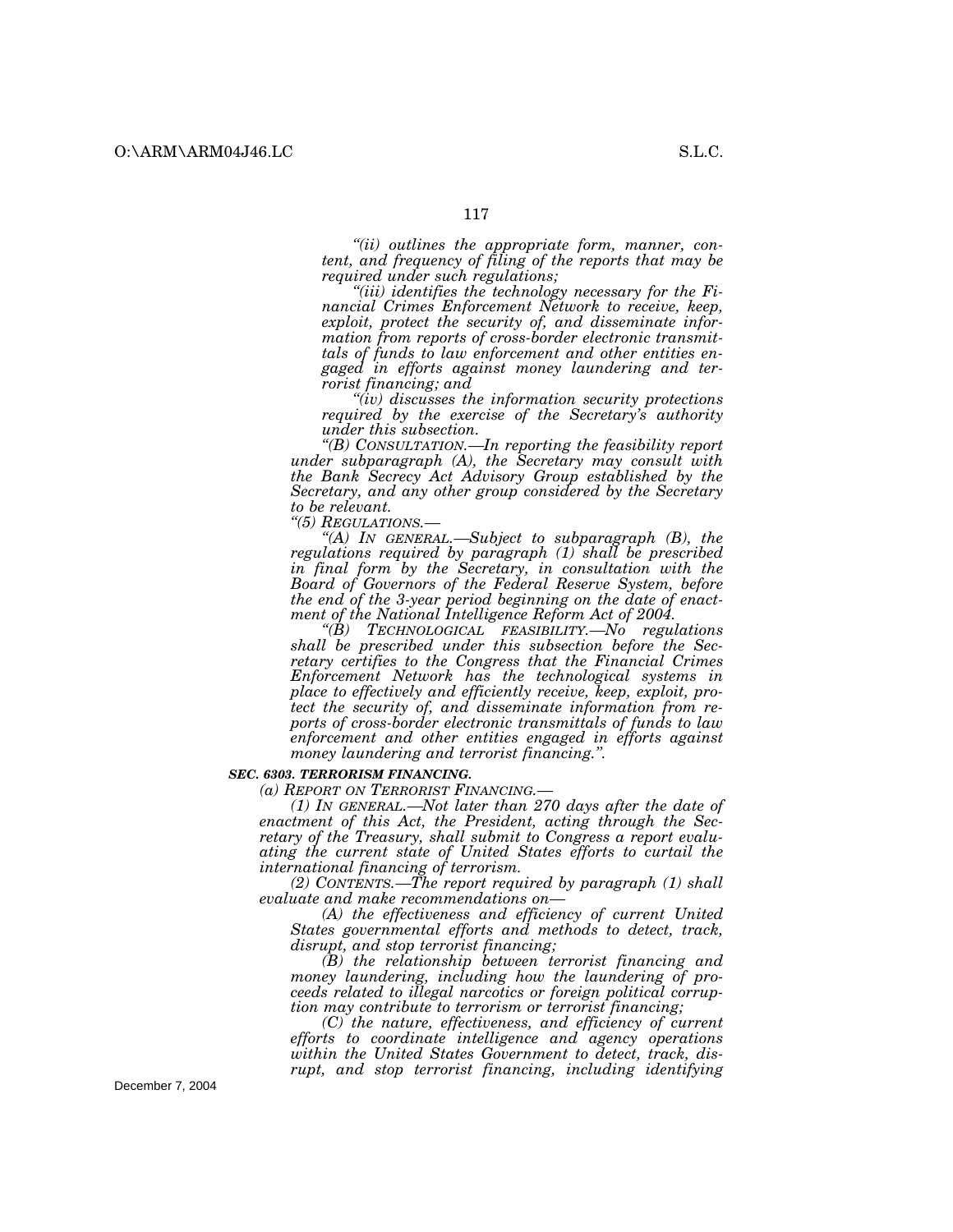*"(ii) outlines the appropriate form, manner, content, and frequency of filing of the reports that may be required under such regulations;*

*"(iii) identifies the technology necessary for the Financial Crimes Enforcement Network to receive, keep, exploit, protect the security of, and disseminate information from reports of cross-border electronic transmittals of funds to law enforcement and other entities engaged in efforts against money laundering and terrorist financing; and*

*"(iv) discusses the information security protections required by the exercise of the Secretary's authority under this subsection.*

*"(B) CONSULTATION.—In reporting the feasibility report under subparagraph (A), the Secretary may consult with the Bank Secrecy Act Advisory Group established by the Secretary, and any other group considered by the Secretary to be relevant.*

*"(5) REGULATIONS.—*

*"(A) IN GENERAL.—Subject to subparagraph (B), the regulations required by paragraph (1) shall be prescribed in final form by the Secretary, in consultation with the Board of Governors of the Federal Reserve System, before the end of the 3-year period beginning on the date of enactment of the National Intelligence Reform Act of 2004.*

*"(B) TECHNOLOGICAL FEASIBILITY.—No regulations shall be prescribed under this subsection before the Secretary certifies to the Congress that the Financial Crimes Enforcement Network has the technological systems in place to effectively and efficiently receive, keep, exploit, protect the security of, and disseminate information from reports of cross-border electronic transmittals of funds to law enforcement and other entities engaged in efforts against money laundering and terrorist financing.".*

***SEC. 6303. TERRORISM FINANCING.***

*(a) REPORT ON TERRORIST FINANCING.—*

*(1) IN GENERAL.—Not later than 270 days after the date of enactment of this Act, the President, acting through the Secretary of the Treasury, shall submit to Congress a report evaluating the current state of United States efforts to curtail the international financing of terrorism.*

*(2) CONTENTS.—The report required by paragraph (1) shall evaluate and make recommendations on—*

*(A) the effectiveness and efficiency of current United States governmental efforts and methods to detect, track, disrupt, and stop terrorist financing;*

*(B) the relationship between terrorist financing and money laundering, including how the laundering of proceeds related to illegal narcotics or foreign political corruption may contribute to terrorism or terrorist financing;*

*(C) the nature, effectiveness, and efficiency of current efforts to coordinate intelligence and agency operations within the United States Government to detect, track, disrupt, and stop terrorist financing, including identifying*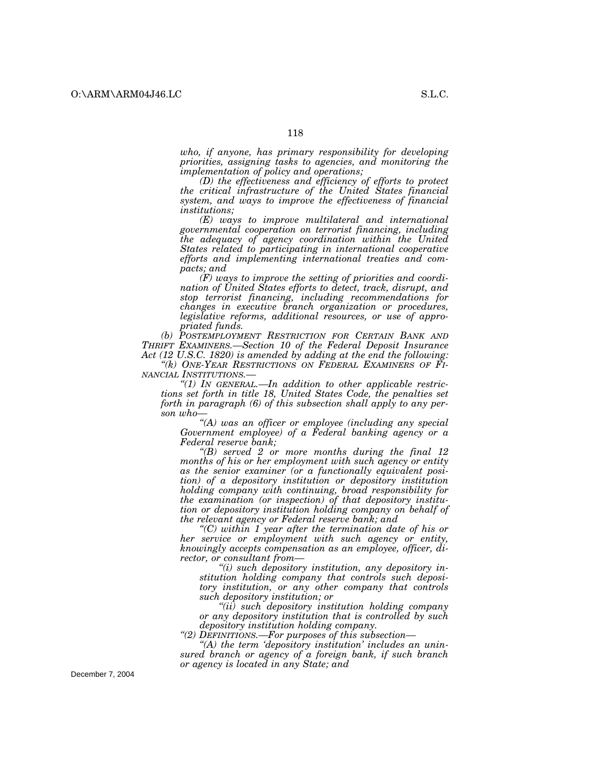*who, if anyone, has primary responsibility for developing priorities, assigning tasks to agencies, and monitoring the implementation of policy and operations;*

*(D) the effectiveness and efficiency of efforts to protect the critical infrastructure of the United States financial system, and ways to improve the effectiveness of financial institutions;*

*(E) ways to improve multilateral and international governmental cooperation on terrorist financing, including the adequacy of agency coordination within the United States related to participating in international cooperative efforts and implementing international treaties and compacts; and*

*(F) ways to improve the setting of priorities and coordination of United States efforts to detect, track, disrupt, and stop terrorist financing, including recommendations for changes in executive branch organization or procedures, legislative reforms, additional resources, or use of appropriated funds.*

*(b) POSTEMPLOYMENT RESTRICTION FOR CERTAIN BANK AND THRIFT EXAMINERS.—Section 10 of the Federal Deposit Insurance Act (12 U.S.C. 1820) is amended by adding at the end the following:*

*"(k) ONE-YEAR RESTRICTIONS ON FEDERAL EXAMINERS OF FINANCIAL INSTITUTIONS.—*

*"(1) IN GENERAL.—In addition to other applicable restrictions set forth in title 18, United States Code, the penalties set forth in paragraph (6) of this subsection shall apply to any person who—*

*"(A) was an officer or employee (including any special Government employee) of a Federal banking agency or a Federal reserve bank;*

*"(B) served 2 or more months during the final 12 months of his or her employment with such agency or entity as the senior examiner (or a functionally equivalent position) of a depository institution or depository institution holding company with continuing, broad responsibility for the examination (or inspection) of that depository institution or depository institution holding company on behalf of the relevant agency or Federal reserve bank; and*

*"(C) within 1 year after the termination date of his or her service or employment with such agency or entity, knowingly accepts compensation as an employee, officer, director, or consultant from—*

*"(i) such depository institution, any depository institution holding company that controls such depository institution, or any other company that controls such depository institution; or*

*"(ii) such depository institution holding company or any depository institution that is controlled by such depository institution holding company.*

*"(2) DEFINITIONS.—For purposes of this subsection—*

*"(A) the term 'depository institution' includes an uninsured branch or agency of a foreign bank, if such branch or agency is located in any State; and*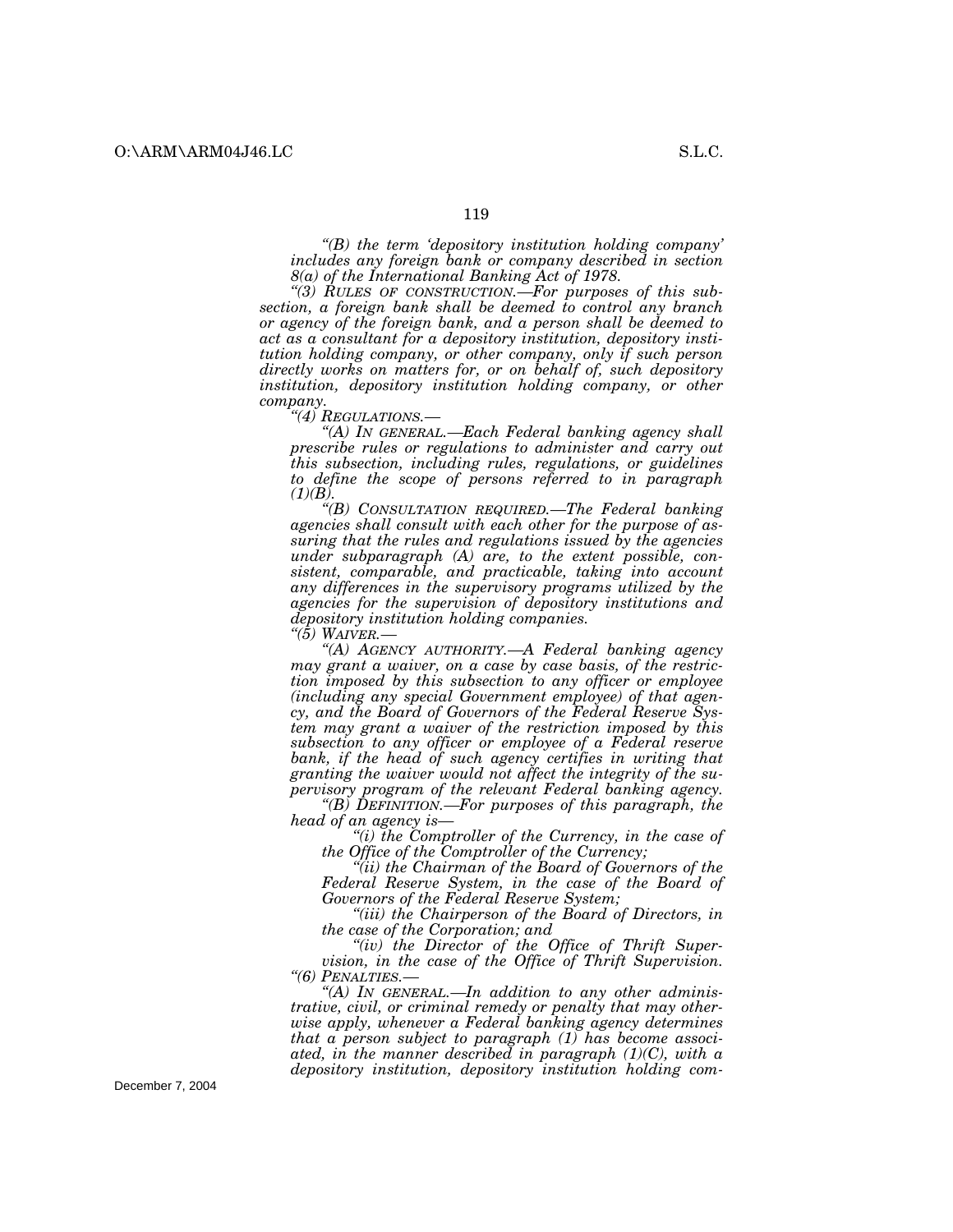*“(B) the term ‘depository institution holding company’ includes any foreign bank or company described in section 8(a) of the International Banking Act of 1978.*

*“(3) RULES OF CONSTRUCTION.—For purposes of this subsection, a foreign bank shall be deemed to control any branch or agency of the foreign bank, and a person shall be deemed to act as a consultant for a depository institution, depository institution holding company, or other company, only if such person directly works on matters for, or on behalf of, such depository institution, depository institution holding company, or other company.*

*“(4) REGULATIONS.—*

*“(A) IN GENERAL.—Each Federal banking agency shall prescribe rules or regulations to administer and carry out this subsection, including rules, regulations, or guidelines to define the scope of persons referred to in paragraph (1)(B).*

*“(B) CONSULTATION REQUIRED.—The Federal banking agencies shall consult with each other for the purpose of assuring that the rules and regulations issued by the agencies under subparagraph (A) are, to the extent possible, consistent, comparable, and practicable, taking into account any differences in the supervisory programs utilized by the agencies for the supervision of depository institutions and depository institution holding companies.*

*“(5) WAIVER.—*

*“(A) AGENCY AUTHORITY.—A Federal banking agency may grant a waiver, on a case by case basis, of the restriction imposed by this subsection to any officer or employee (including any special Government employee) of that agency, and the Board of Governors of the Federal Reserve System may grant a waiver of the restriction imposed by this subsection to any officer or employee of a Federal reserve bank, if the head of such agency certifies in writing that granting the waiver would not affect the integrity of the supervisory program of the relevant Federal banking agency.*

*“(B) DEFINITION.—For purposes of this paragraph, the head of an agency is—*

*“(i) the Comptroller of the Currency, in the case of the Office of the Comptroller of the Currency;*

*“(ii) the Chairman of the Board of Governors of the Federal Reserve System, in the case of the Board of Governors of the Federal Reserve System;*

*“(iii) the Chairperson of the Board of Directors, in the case of the Corporation; and*

*“(iv) the Director of the Office of Thrift Supervision, in the case of the Office of Thrift Supervision.*

*“(6) PENALTIES.—*

*“(A) IN GENERAL.—In addition to any other administrative, civil, or criminal remedy or penalty that may otherwise apply, whenever a Federal banking agency determines that a person subject to paragraph (1) has become associated, in the manner described in paragraph (1)(C), with a depository institution, depository institution holding com-*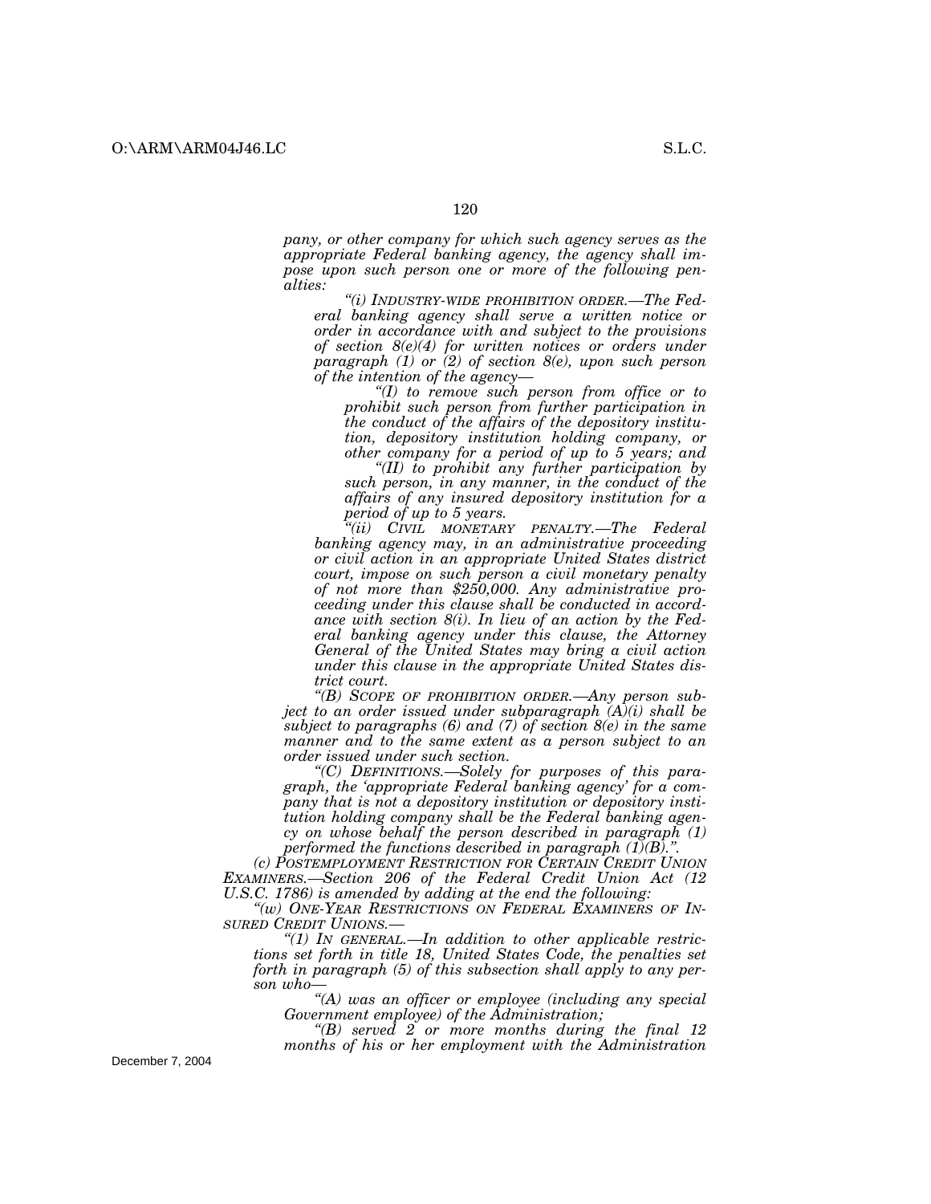*pany, or other company for which such agency serves as the appropriate Federal banking agency, the agency shall impose upon such person one or more of the following penalties:*

*"(i) INDUSTRY-WIDE PROHIBITION ORDER.—The Federal banking agency shall serve a written notice or order in accordance with and subject to the provisions of section 8(e)(4) for written notices or orders under paragraph (1) or (2) of section 8(e), upon such person of the intention of the agency—*

*"(I) to remove such person from office or to prohibit such person from further participation in the conduct of the affairs of the depository institution, depository institution holding company, or other company for a period of up to 5 years; and*

*"(II) to prohibit any further participation by such person, in any manner, in the conduct of the affairs of any insured depository institution for a period of up to 5 years.*

*"(ii) CIVIL MONETARY PENALTY.—The Federal banking agency may, in an administrative proceeding or civil action in an appropriate United States district court, impose on such person a civil monetary penalty of not more than $250,000. Any administrative proceeding under this clause shall be conducted in accordance with section 8(i). In lieu of an action by the Federal banking agency under this clause, the Attorney General of the United States may bring a civil action under this clause in the appropriate United States district court.*

*"(B) SCOPE OF PROHIBITION ORDER.—Any person subject to an order issued under subparagraph (A)(i) shall be subject to paragraphs (6) and (7) of section 8(e) in the same manner and to the same extent as a person subject to an order issued under such section.*

*"(C) DEFINITIONS.—Solely for purposes of this paragraph, the 'appropriate Federal banking agency' for a company that is not a depository institution or depository institution holding company shall be the Federal banking agency on whose behalf the person described in paragraph (1) performed the functions described in paragraph (1)(B).".*

*(c) POSTEMPLOYMENT RESTRICTION FOR CERTAIN CREDIT UNION EXAMINERS.—Section 206 of the Federal Credit Union Act (12 U.S.C. 1786) is amended by adding at the end the following:*

*"(w) ONE-YEAR RESTRICTIONS ON FEDERAL EXAMINERS OF INSURED CREDIT UNIONS.—*

*"(1) IN GENERAL.—In addition to other applicable restrictions set forth in title 18, United States Code, the penalties set forth in paragraph (5) of this subsection shall apply to any person who—*

*"(A) was an officer or employee (including any special Government employee) of the Administration;*

*"(B) served 2 or more months during the final 12 months of his or her employment with the Administration*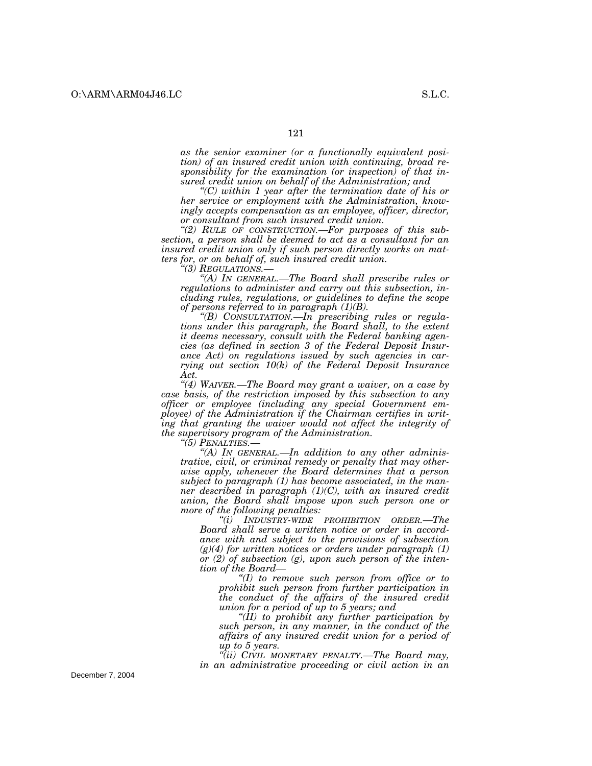*as the senior examiner (or a functionally equivalent position) of an insured credit union with continuing, broad responsibility for the examination (or inspection) of that insured credit union on behalf of the Administration; and*

*"(C) within 1 year after the termination date of his or her service or employment with the Administration, knowingly accepts compensation as an employee, officer, director, or consultant from such insured credit union.*

*"(2) RULE OF CONSTRUCTION.—For purposes of this subsection, a person shall be deemed to act as a consultant for an insured credit union only if such person directly works on matters for, or on behalf of, such insured credit union.*

*"(3) REGULATIONS.—*

*"(A) IN GENERAL.—The Board shall prescribe rules or regulations to administer and carry out this subsection, including rules, regulations, or guidelines to define the scope of persons referred to in paragraph (1)(B).*

*"(B) CONSULTATION.—In prescribing rules or regulations under this paragraph, the Board shall, to the extent it deems necessary, consult with the Federal banking agencies (as defined in section 3 of the Federal Deposit Insurance Act) on regulations issued by such agencies in carrying out section 10(k) of the Federal Deposit Insurance Act.*

*"(4) WAIVER.—The Board may grant a waiver, on a case by case basis, of the restriction imposed by this subsection to any officer or employee (including any special Government employee) of the Administration if the Chairman certifies in writing that granting the waiver would not affect the integrity of the supervisory program of the Administration.*

*"(5) PENALTIES.—*

*"(A) IN GENERAL.—In addition to any other administrative, civil, or criminal remedy or penalty that may otherwise apply, whenever the Board determines that a person subject to paragraph (1) has become associated, in the manner described in paragraph (1)(C), with an insured credit union, the Board shall impose upon such person one or more of the following penalties:*

*"(i) INDUSTRY-WIDE PROHIBITION ORDER.—The Board shall serve a written notice or order in accordance with and subject to the provisions of subsection (g)(4) for written notices or orders under paragraph (1) or (2) of subsection (g), upon such person of the intention of the Board—*

*"(I) to remove such person from office or to prohibit such person from further participation in the conduct of the affairs of the insured credit union for a period of up to 5 years; and*

*"(II) to prohibit any further participation by such person, in any manner, in the conduct of the affairs of any insured credit union for a period of up to 5 years.*

*"(ii) CIVIL MONETARY PENALTY.—The Board may, in an administrative proceeding or civil action in an*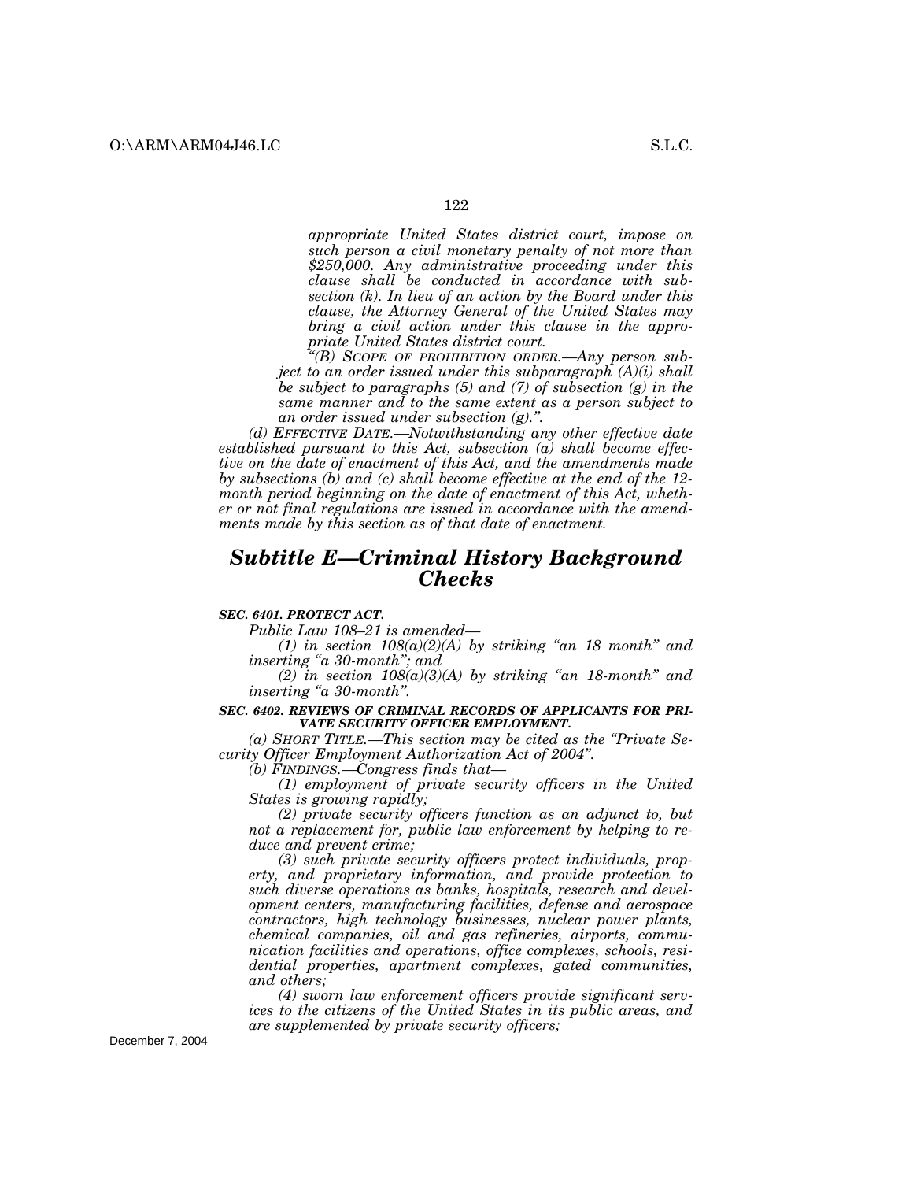*appropriate United States district court, impose on such person a civil monetary penalty of not more than $250,000. Any administrative proceeding under this clause shall be conducted in accordance with subsection (k). In lieu of an action by the Board under this clause, the Attorney General of the United States may bring a civil action under this clause in the appropriate United States district court.*

*"(B) SCOPE OF PROHIBITION ORDER.—Any person subject to an order issued under this subparagraph (A)(i) shall be subject to paragraphs (5) and (7) of subsection (g) in the same manner and to the same extent as a person subject to an order issued under subsection (g).".*

*(d) EFFECTIVE DATE.—Notwithstanding any other effective date established pursuant to this Act, subsection (a) shall become effective on the date of enactment of this Act, and the amendments made by subsections (b) and (c) shall become effective at the end of the 12-month period beginning on the date of enactment of this Act, whether or not final regulations are issued in accordance with the amendments made by this section as of that date of enactment.*

## *Subtitle E—Criminal History Background Checks*

***SEC. 6401. PROTECT ACT.***

*Public Law 108–21 is amended—*

*(1) in section 108(a)(2)(A) by striking "an 18 month" and inserting "a 30-month"; and*

*(2) in section 108(a)(3)(A) by striking "an 18-month" and inserting "a 30-month".*

***SEC. 6402. REVIEWS OF CRIMINAL RECORDS OF APPLICANTS FOR PRIVATE SECURITY OFFICER EMPLOYMENT.***

*(a) SHORT TITLE.—This section may be cited as the "Private Security Officer Employment Authorization Act of 2004".*

*(b) FINDINGS.—Congress finds that—*

*(1) employment of private security officers in the United States is growing rapidly;*

*(2) private security officers function as an adjunct to, but not a replacement for, public law enforcement by helping to reduce and prevent crime;*

*(3) such private security officers protect individuals, property, and proprietary information, and provide protection to such diverse operations as banks, hospitals, research and development centers, manufacturing facilities, defense and aerospace contractors, high technology businesses, nuclear power plants, chemical companies, oil and gas refineries, airports, communication facilities and operations, office complexes, schools, residential properties, apartment complexes, gated communities, and others;*

*(4) sworn law enforcement officers provide significant services to the citizens of the United States in its public areas, and are supplemented by private security officers;*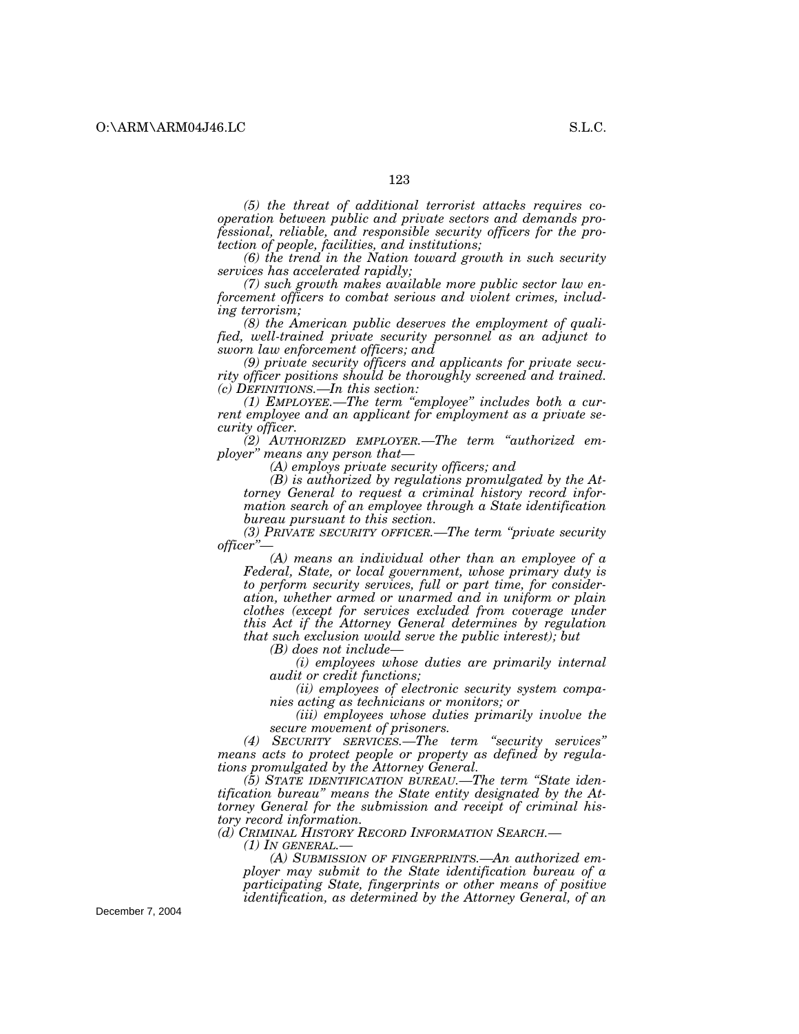*(5) the threat of additional terrorist attacks requires cooperation between public and private sectors and demands professional, reliable, and responsible security officers for the protection of people, facilities, and institutions;*

*(6) the trend in the Nation toward growth in such security services has accelerated rapidly;*

*(7) such growth makes available more public sector law enforcement officers to combat serious and violent crimes, including terrorism;*

*(8) the American public deserves the employment of qualified, well-trained private security personnel as an adjunct to sworn law enforcement officers; and*

*(9) private security officers and applicants for private security officer positions should be thoroughly screened and trained.*

*(c) DEFINITIONS.—In this section:*

*(1) EMPLOYEE.—The term "employee" includes both a current employee and an applicant for employment as a private security officer.*

*(2) AUTHORIZED EMPLOYER.—The term "authorized employer" means any person that—*

*(A) employs private security officers; and*

*(B) is authorized by regulations promulgated by the Attorney General to request a criminal history record information search of an employee through a State identification bureau pursuant to this section.*

*(3) PRIVATE SECURITY OFFICER.—The term "private security officer"—*

*(A) means an individual other than an employee of a Federal, State, or local government, whose primary duty is to perform security services, full or part time, for consideration, whether armed or unarmed and in uniform or plain clothes (except for services excluded from coverage under this Act if the Attorney General determines by regulation that such exclusion would serve the public interest); but*

*(B) does not include—*

*(i) employees whose duties are primarily internal audit or credit functions;*

*(ii) employees of electronic security system companies acting as technicians or monitors; or*

*(iii) employees whose duties primarily involve the secure movement of prisoners.*

*(4) SECURITY SERVICES.—The term "security services" means acts to protect people or property as defined by regulations promulgated by the Attorney General.*

*(5) STATE IDENTIFICATION BUREAU.—The term "State identification bureau" means the State entity designated by the Attorney General for the submission and receipt of criminal history record information.*

*(d) CRIMINAL HISTORY RECORD INFORMATION SEARCH.—*

*(1) IN GENERAL.—*

*(A) SUBMISSION OF FINGERPRINTS.—An authorized employer may submit to the State identification bureau of a participating State, fingerprints or other means of positive identification, as determined by the Attorney General, of an*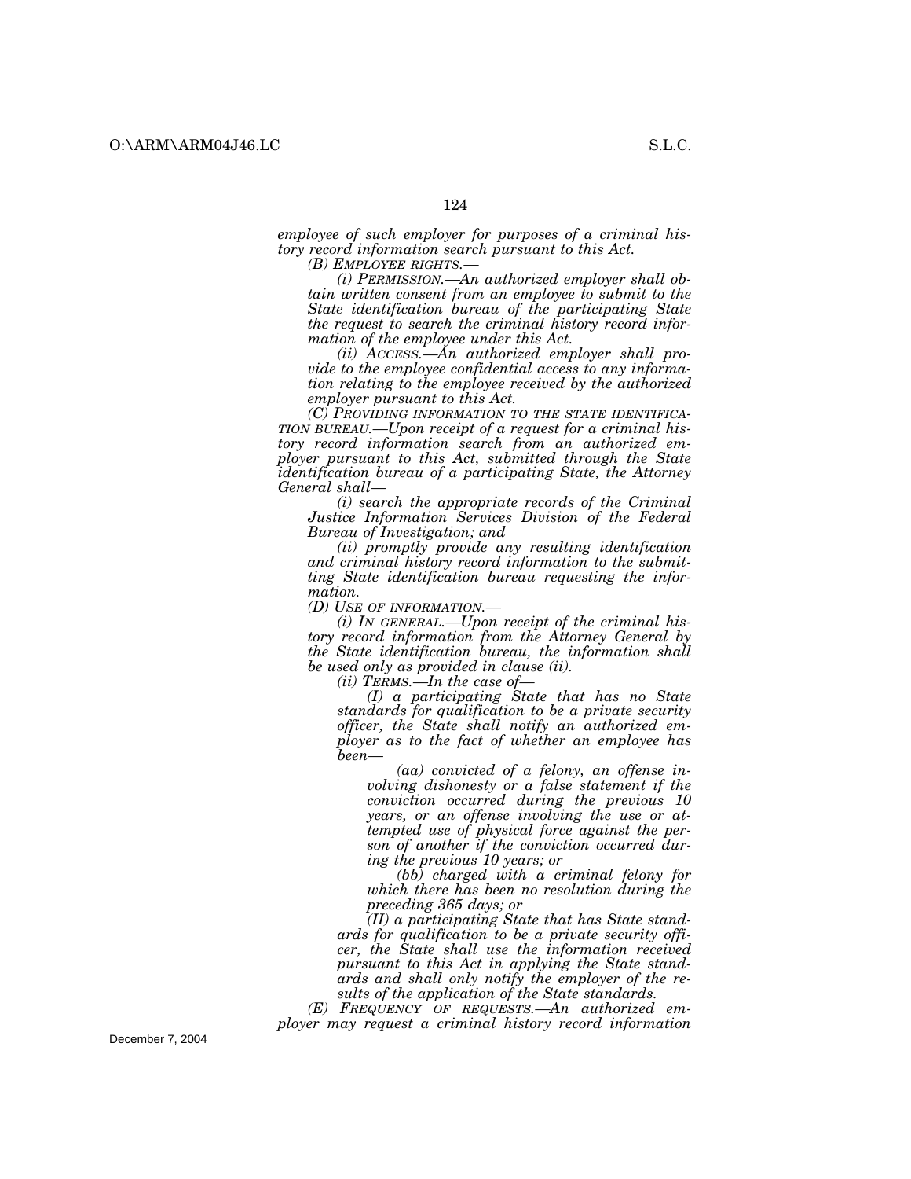*employee of such employer for purposes of a criminal history record information search pursuant to this Act.*

*(B) EMPLOYEE RIGHTS.—*

*(i) PERMISSION.—An authorized employer shall obtain written consent from an employee to submit to the State identification bureau of the participating State the request to search the criminal history record information of the employee under this Act.*

*(ii) ACCESS.—An authorized employer shall provide to the employee confidential access to any information relating to the employee received by the authorized employer pursuant to this Act.*

*(C) PROVIDING INFORMATION TO THE STATE IDENTIFICATION BUREAU.—Upon receipt of a request for a criminal history record information search from an authorized employer pursuant to this Act, submitted through the State identification bureau of a participating State, the Attorney General shall—*

*(i) search the appropriate records of the Criminal Justice Information Services Division of the Federal Bureau of Investigation; and*

*(ii) promptly provide any resulting identification and criminal history record information to the submitting State identification bureau requesting the information.*

*(D) USE OF INFORMATION.—*

*(i) IN GENERAL.—Upon receipt of the criminal history record information from the Attorney General by the State identification bureau, the information shall be used only as provided in clause (ii).*

*(ii) TERMS.—In the case of—*

*(I) a participating State that has no State standards for qualification to be a private security officer, the State shall notify an authorized employer as to the fact of whether an employee has been—*

*(aa) convicted of a felony, an offense involving dishonesty or a false statement if the conviction occurred during the previous 10 years, or an offense involving the use or attempted use of physical force against the person of another if the conviction occurred during the previous 10 years; or*

*(bb) charged with a criminal felony for which there has been no resolution during the preceding 365 days; or*

*(II) a participating State that has State standards for qualification to be a private security officer, the State shall use the information received pursuant to this Act in applying the State standards and shall only notify the employer of the results of the application of the State standards.*

*(E) FREQUENCY OF REQUESTS.—An authorized employer may request a criminal history record information*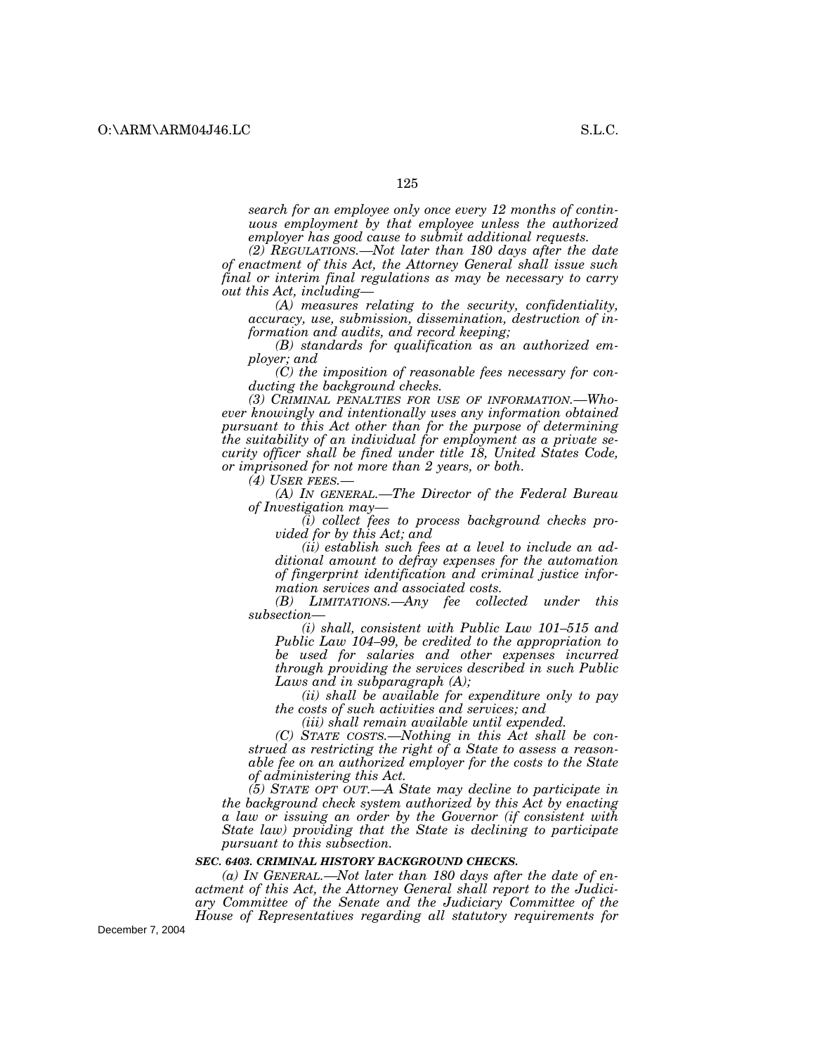*search for an employee only once every 12 months of continuous employment by that employee unless the authorized employer has good cause to submit additional requests.*

*(2) REGULATIONS.—Not later than 180 days after the date of enactment of this Act, the Attorney General shall issue such final or interim final regulations as may be necessary to carry out this Act, including—*

*(A) measures relating to the security, confidentiality, accuracy, use, submission, dissemination, destruction of information and audits, and record keeping;*

*(B) standards for qualification as an authorized employer; and*

*(C) the imposition of reasonable fees necessary for conducting the background checks.*

*(3) CRIMINAL PENALTIES FOR USE OF INFORMATION.—Whoever knowingly and intentionally uses any information obtained pursuant to this Act other than for the purpose of determining the suitability of an individual for employment as a private security officer shall be fined under title 18, United States Code, or imprisoned for not more than 2 years, or both.*

*(4) USER FEES.—*

*(A) IN GENERAL.—The Director of the Federal Bureau of Investigation may—*

*(i) collect fees to process background checks provided for by this Act; and*

*(ii) establish such fees at a level to include an additional amount to defray expenses for the automation of fingerprint identification and criminal justice information services and associated costs.*

*(B) LIMITATIONS.—Any fee collected under this subsection—*

*(i) shall, consistent with Public Law 101–515 and Public Law 104–99, be credited to the appropriation to be used for salaries and other expenses incurred through providing the services described in such Public Laws and in subparagraph (A);*

*(ii) shall be available for expenditure only to pay the costs of such activities and services; and*

*(iii) shall remain available until expended.*

*(C) STATE COSTS.—Nothing in this Act shall be construed as restricting the right of a State to assess a reasonable fee on an authorized employer for the costs to the State of administering this Act.*

*(5) STATE OPT OUT.—A State may decline to participate in the background check system authorized by this Act by enacting a law or issuing an order by the Governor (if consistent with State law) providing that the State is declining to participate pursuant to this subsection.*

***SEC. 6403. CRIMINAL HISTORY BACKGROUND CHECKS.***

*(a) IN GENERAL.—Not later than 180 days after the date of enactment of this Act, the Attorney General shall report to the Judiciary Committee of the Senate and the Judiciary Committee of the House of Representatives regarding all statutory requirements for*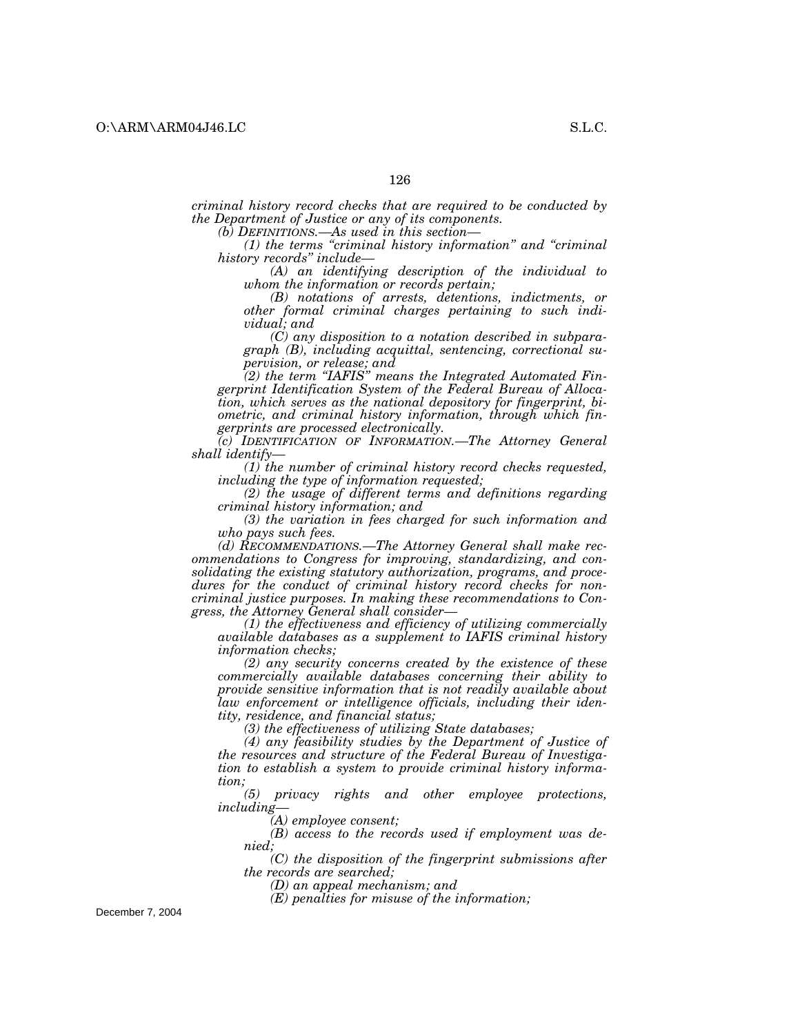*criminal history record checks that are required to be conducted by the Department of Justice or any of its components.*

*(b) DEFINITIONS.—As used in this section—*

*(1) the terms "criminal history information" and "criminal history records" include—*

*(A) an identifying description of the individual to whom the information or records pertain;*

*(B) notations of arrests, detentions, indictments, or other formal criminal charges pertaining to such individual; and*

*(C) any disposition to a notation described in subparagraph (B), including acquittal, sentencing, correctional supervision, or release; and*

*(2) the term "IAFIS" means the Integrated Automated Fingerprint Identification System of the Federal Bureau of Allocation, which serves as the national depository for fingerprint, biometric, and criminal history information, through which fingerprints are processed electronically.*

*(c) IDENTIFICATION OF INFORMATION.—The Attorney General shall identify—*

*(1) the number of criminal history record checks requested, including the type of information requested;*

*(2) the usage of different terms and definitions regarding criminal history information; and*

*(3) the variation in fees charged for such information and who pays such fees.*

*(d) RECOMMENDATIONS.—The Attorney General shall make recommendations to Congress for improving, standardizing, and consolidating the existing statutory authorization, programs, and procedures for the conduct of criminal history record checks for non-criminal justice purposes. In making these recommendations to Congress, the Attorney General shall consider—*

*(1) the effectiveness and efficiency of utilizing commercially available databases as a supplement to IAFIS criminal history information checks;*

*(2) any security concerns created by the existence of these commercially available databases concerning their ability to provide sensitive information that is not readily available about law enforcement or intelligence officials, including their identity, residence, and financial status;*

*(3) the effectiveness of utilizing State databases;*

*(4) any feasibility studies by the Department of Justice of the resources and structure of the Federal Bureau of Investigation to establish a system to provide criminal history information;*

*(5) privacy rights and other employee protections, including—*

*(A) employee consent;*

*(B) access to the records used if employment was denied;*

*(C) the disposition of the fingerprint submissions after the records are searched;*

*(D) an appeal mechanism; and*

*(E) penalties for misuse of the information;*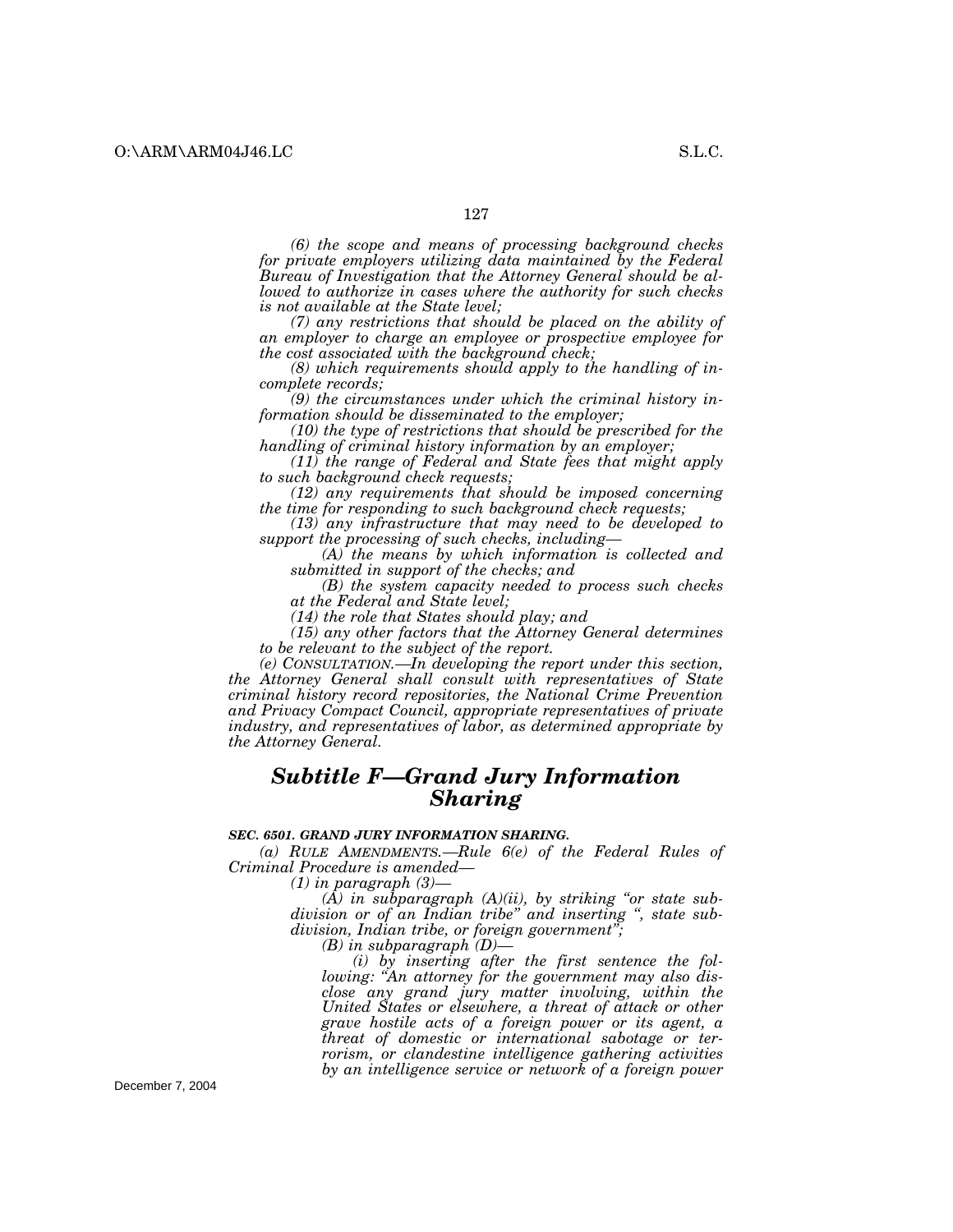*(6) the scope and means of processing background checks for private employers utilizing data maintained by the Federal Bureau of Investigation that the Attorney General should be allowed to authorize in cases where the authority for such checks is not available at the State level;*

*(7) any restrictions that should be placed on the ability of an employer to charge an employee or prospective employee for the cost associated with the background check;*

*(8) which requirements should apply to the handling of incomplete records;*

*(9) the circumstances under which the criminal history information should be disseminated to the employer;*

*(10) the type of restrictions that should be prescribed for the handling of criminal history information by an employer;*

*(11) the range of Federal and State fees that might apply to such background check requests;*

*(12) any requirements that should be imposed concerning the time for responding to such background check requests;*

*(13) any infrastructure that may need to be developed to support the processing of such checks, including—*

*(A) the means by which information is collected and submitted in support of the checks; and*

*(B) the system capacity needed to process such checks at the Federal and State level;*

*(14) the role that States should play; and*

*(15) any other factors that the Attorney General determines to be relevant to the subject of the report.*

*(e) CONSULTATION.—In developing the report under this section, the Attorney General shall consult with representatives of State criminal history record repositories, the National Crime Prevention and Privacy Compact Council, appropriate representatives of private industry, and representatives of labor, as determined appropriate by the Attorney General.*

## *Subtitle F—Grand Jury Information Sharing*

***SEC. 6501. GRAND JURY INFORMATION SHARING.***

*(a) RULE AMENDMENTS.—Rule 6(e) of the Federal Rules of Criminal Procedure is amended—*

*(1) in paragraph (3)—*

*(A) in subparagraph (A)(ii), by striking "or state subdivision or of an Indian tribe" and inserting ", state subdivision, Indian tribe, or foreign government";*

*(B) in subparagraph (D)—*

*(i) by inserting after the first sentence the following: "An attorney for the government may also disclose any grand jury matter involving, within the United States or elsewhere, a threat of attack or other grave hostile acts of a foreign power or its agent, a threat of domestic or international sabotage or terrorism, or clandestine intelligence gathering activities by an intelligence service or network of a foreign power*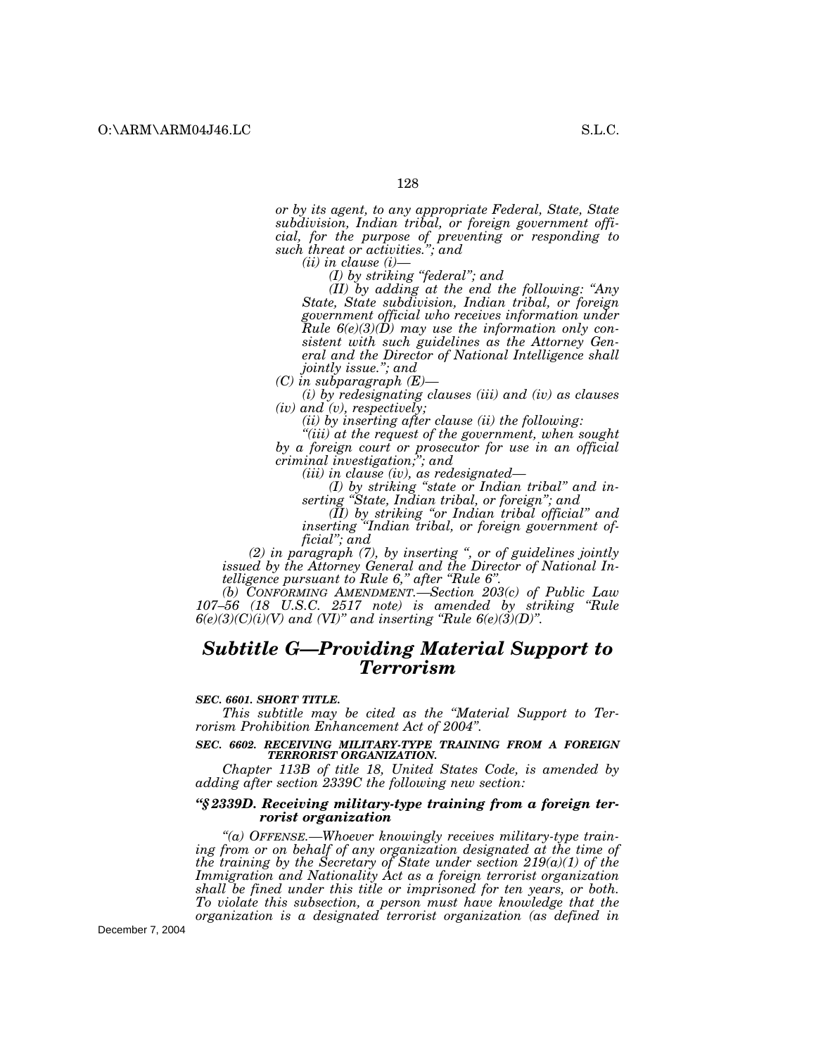*or by its agent, to any appropriate Federal, State, State subdivision, Indian tribal, or foreign government official, for the purpose of preventing or responding to such threat or activities."; and*

*(ii) in clause (i)—*

*(I) by striking "federal"; and*

*(II) by adding at the end the following: "Any State, State subdivision, Indian tribal, or foreign government official who receives information under Rule 6(e)(3)(D) may use the information only consistent with such guidelines as the Attorney General and the Director of National Intelligence shall jointly issue."; and*

*(C) in subparagraph (E)—*

*(i) by redesignating clauses (iii) and (iv) as clauses (iv) and (v), respectively;*

*(ii) by inserting after clause (ii) the following:*

*"(iii) at the request of the government, when sought by a foreign court or prosecutor for use in an official criminal investigation;"; and*

*(iii) in clause (iv), as redesignated—*

*(I) by striking "state or Indian tribal" and inserting "State, Indian tribal, or foreign"; and*

*(II) by striking "or Indian tribal official" and inserting "Indian tribal, or foreign government official"; and*

*(2) in paragraph (7), by inserting ", or of guidelines jointly issued by the Attorney General and the Director of National Intelligence pursuant to Rule 6," after "Rule 6".*

*(b) CONFORMING AMENDMENT.—Section 203(c) of Public Law 107–56 (18 U.S.C. 2517 note) is amended by striking "Rule 6(e)(3)(C)(i)(V) and (VI)" and inserting "Rule 6(e)(3)(D)".*

## *Subtitle G—Providing Material Support to Terrorism*

***SEC. 6601. SHORT TITLE.***

*This subtitle may be cited as the "Material Support to Terrorism Prohibition Enhancement Act of 2004".*

***SEC. 6602. RECEIVING MILITARY-TYPE TRAINING FROM A FOREIGN TERRORIST ORGANIZATION.***

*Chapter 113B of title 18, United States Code, is amended by adding after section 2339C the following new section:*

***"§ 2339D. Receiving military-type training from a foreign terrorist organization***

*"(a) OFFENSE.—Whoever knowingly receives military-type training from or on behalf of any organization designated at the time of the training by the Secretary of State under section 219(a)(1) of the Immigration and Nationality Act as a foreign terrorist organization shall be fined under this title or imprisoned for ten years, or both. To violate this subsection, a person must have knowledge that the organization is a designated terrorist organization (as defined in*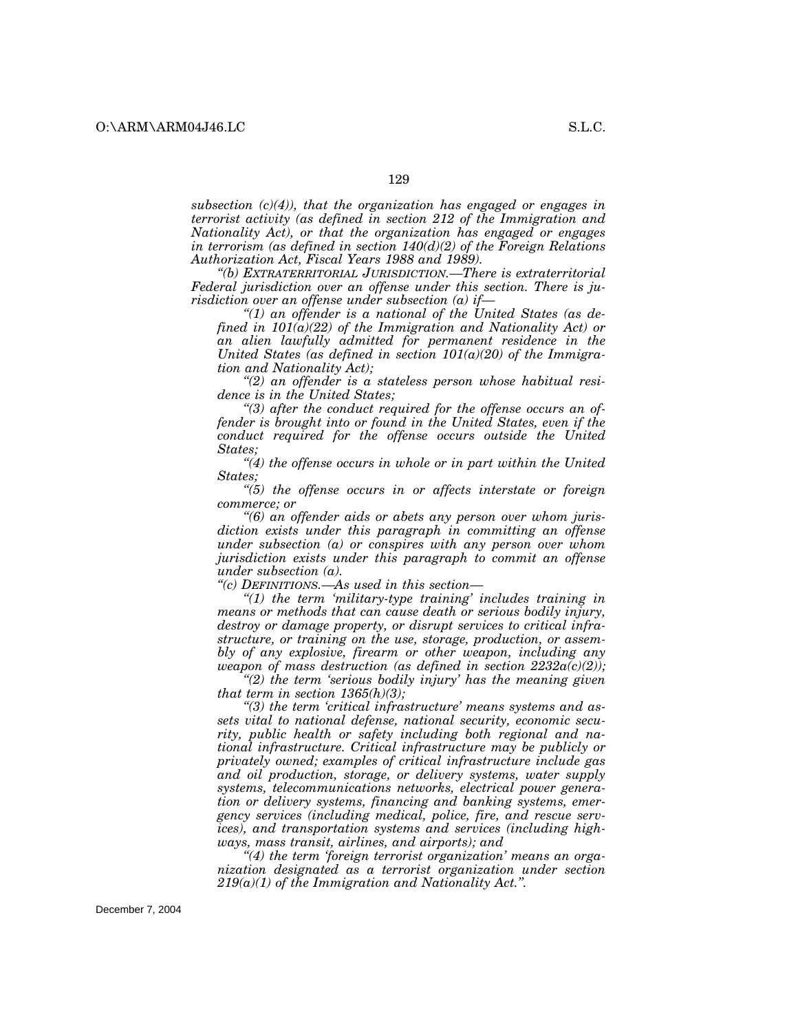*subsection (c)(4)), that the organization has engaged or engages in terrorist activity (as defined in section 212 of the Immigration and Nationality Act), or that the organization has engaged or engages in terrorism (as defined in section 140(d)(2) of the Foreign Relations Authorization Act, Fiscal Years 1988 and 1989).*

*"(b) EXTRATERRITORIAL JURISDICTION.—There is extraterritorial Federal jurisdiction over an offense under this section. There is jurisdiction over an offense under subsection (a) if—*

*"(1) an offender is a national of the United States (as defined in 101(a)(22) of the Immigration and Nationality Act) or an alien lawfully admitted for permanent residence in the United States (as defined in section 101(a)(20) of the Immigration and Nationality Act);*

*"(2) an offender is a stateless person whose habitual residence is in the United States;*

*"(3) after the conduct required for the offense occurs an offender is brought into or found in the United States, even if the conduct required for the offense occurs outside the United States;*

*"(4) the offense occurs in whole or in part within the United States;*

*"(5) the offense occurs in or affects interstate or foreign commerce; or*

*"(6) an offender aids or abets any person over whom jurisdiction exists under this paragraph in committing an offense under subsection (a) or conspires with any person over whom jurisdiction exists under this paragraph to commit an offense under subsection (a).*

*"(c) DEFINITIONS.—As used in this section—*

*"(1) the term 'military-type training' includes training in means or methods that can cause death or serious bodily injury, destroy or damage property, or disrupt services to critical infrastructure, or training on the use, storage, production, or assembly of any explosive, firearm or other weapon, including any weapon of mass destruction (as defined in section 2232a(c)(2));*

*"(2) the term 'serious bodily injury' has the meaning given that term in section 1365(h)(3);*

*"(3) the term 'critical infrastructure' means systems and assets vital to national defense, national security, economic security, public health or safety including both regional and national infrastructure. Critical infrastructure may be publicly or privately owned; examples of critical infrastructure include gas and oil production, storage, or delivery systems, water supply systems, telecommunications networks, electrical power generation or delivery systems, financing and banking systems, emergency services (including medical, police, fire, and rescue services), and transportation systems and services (including highways, mass transit, airlines, and airports); and*

*"(4) the term 'foreign terrorist organization' means an organization designated as a terrorist organization under section 219(a)(1) of the Immigration and Nationality Act.".*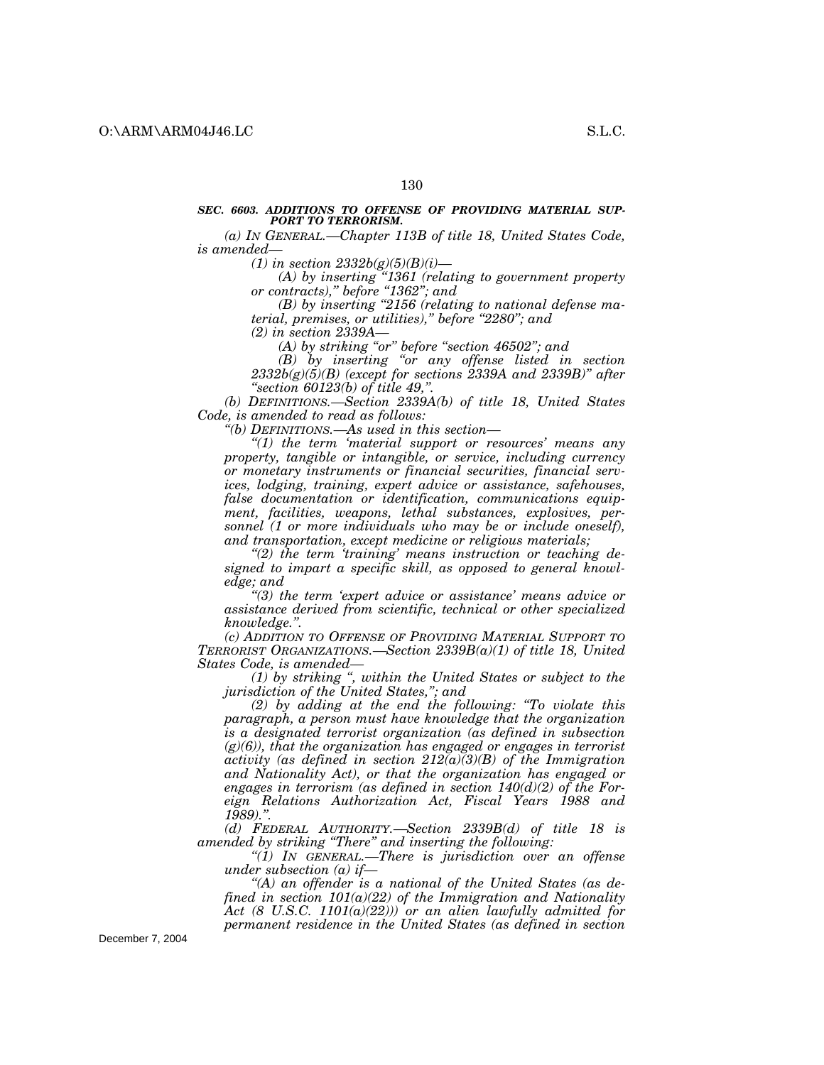### ***SEC. 6603. ADDITIONS TO OFFENSE OF PROVIDING MATERIAL SUPPORT TO TERRORISM.***

*(a) IN GENERAL.—Chapter 113B of title 18, United States Code, is amended—*

*(1) in section 2332b(g)(5)(B)(i)—*

*(A) by inserting "1361 (relating to government property or contracts)," before "1362"; and*

*(B) by inserting "2156 (relating to national defense material, premises, or utilities)," before "2280"; and*

*(2) in section 2339A—*

*(A) by striking "or" before "section 46502"; and*

*(B) by inserting "or any offense listed in section 2332b(g)(5)(B) (except for sections 2339A and 2339B)" after "section 60123(b) of title 49,".*

*(b) DEFINITIONS.—Section 2339A(b) of title 18, United States Code, is amended to read as follows:*

*"(b) DEFINITIONS.—As used in this section—*

*"(1) the term 'material support or resources' means any property, tangible or intangible, or service, including currency or monetary instruments or financial securities, financial services, lodging, training, expert advice or assistance, safehouses, false documentation or identification, communications equipment, facilities, weapons, lethal substances, explosives, personnel (1 or more individuals who may be or include oneself), and transportation, except medicine or religious materials;*

*"(2) the term 'training' means instruction or teaching designed to impart a specific skill, as opposed to general knowledge; and*

*"(3) the term 'expert advice or assistance' means advice or assistance derived from scientific, technical or other specialized knowledge.".*

*(c) ADDITION TO OFFENSE OF PROVIDING MATERIAL SUPPORT TO TERRORIST ORGANIZATIONS.—Section 2339B(a)(1) of title 18, United States Code, is amended—*

*(1) by striking ", within the United States or subject to the jurisdiction of the United States,"; and*

*(2) by adding at the end the following: "To violate this paragraph, a person must have knowledge that the organization is a designated terrorist organization (as defined in subsection (g)(6)), that the organization has engaged or engages in terrorist activity (as defined in section 212(a)(3)(B) of the Immigration and Nationality Act), or that the organization has engaged or engages in terrorism (as defined in section 140(d)(2) of the Foreign Relations Authorization Act, Fiscal Years 1988 and 1989).".*

*(d) FEDERAL AUTHORITY.—Section 2339B(d) of title 18 is amended by striking "There" and inserting the following:*

*"(1) IN GENERAL.—There is jurisdiction over an offense under subsection (a) if—*

*"(A) an offender is a national of the United States (as defined in section 101(a)(22) of the Immigration and Nationality Act (8 U.S.C. 1101(a)(22))) or an alien lawfully admitted for permanent residence in the United States (as defined in section*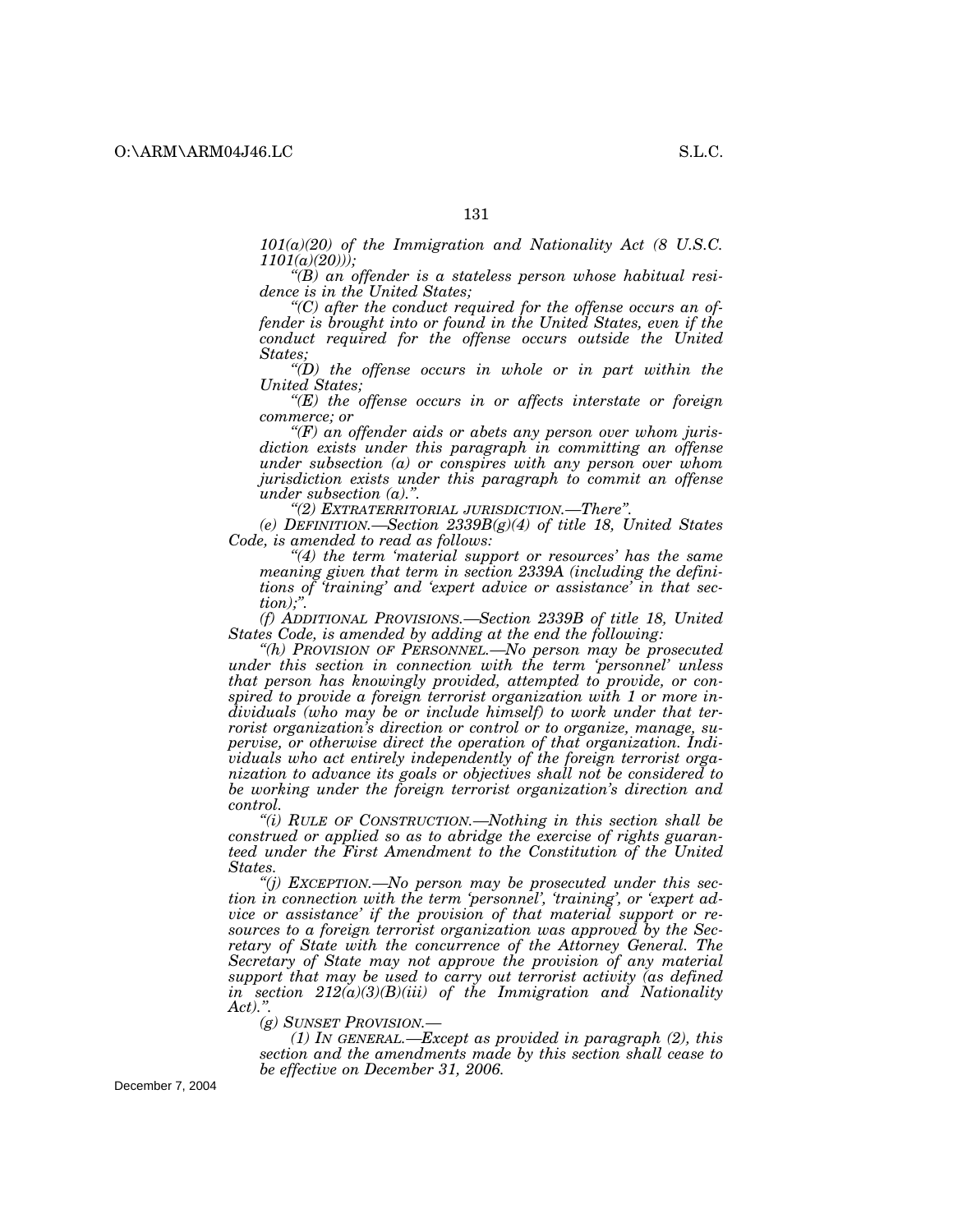*101(a)(20) of the Immigration and Nationality Act (8 U.S.C. 1101(a)(20)));*

*"(B) an offender is a stateless person whose habitual residence is in the United States;*

*"(C) after the conduct required for the offense occurs an offender is brought into or found in the United States, even if the conduct required for the offense occurs outside the United States;*

*"(D) the offense occurs in whole or in part within the United States;*

*"(E) the offense occurs in or affects interstate or foreign commerce; or*

*"(F) an offender aids or abets any person over whom jurisdiction exists under this paragraph in committing an offense under subsection (a) or conspires with any person over whom jurisdiction exists under this paragraph to commit an offense under subsection (a).".*

*"(2) EXTRATERRITORIAL JURISDICTION.—There".*

*(e) DEFINITION.—Section 2339B(g)(4) of title 18, United States Code, is amended to read as follows:*

*"(4) the term 'material support or resources' has the same meaning given that term in section 2339A (including the definitions of 'training' and 'expert advice or assistance' in that section);".*

*(f) ADDITIONAL PROVISIONS.—Section 2339B of title 18, United States Code, is amended by adding at the end the following:*

*"(h) PROVISION OF PERSONNEL.—No person may be prosecuted under this section in connection with the term 'personnel' unless that person has knowingly provided, attempted to provide, or conspired to provide a foreign terrorist organization with 1 or more individuals (who may be or include himself) to work under that terrorist organization's direction or control or to organize, manage, supervise, or otherwise direct the operation of that organization. Individuals who act entirely independently of the foreign terrorist organization to advance its goals or objectives shall not be considered to be working under the foreign terrorist organization's direction and control.*

*"(i) RULE OF CONSTRUCTION.—Nothing in this section shall be construed or applied so as to abridge the exercise of rights guaranteed under the First Amendment to the Constitution of the United States.*

*"(j) EXCEPTION.—No person may be prosecuted under this section in connection with the term 'personnel', 'training', or 'expert advice or assistance' if the provision of that material support or resources to a foreign terrorist organization was approved by the Secretary of State with the concurrence of the Attorney General. The Secretary of State may not approve the provision of any material support that may be used to carry out terrorist activity (as defined in section 212(a)(3)(B)(iii) of the Immigration and Nationality Act).".*

*(g) SUNSET PROVISION.—*

*(1) IN GENERAL.—Except as provided in paragraph (2), this section and the amendments made by this section shall cease to be effective on December 31, 2006.*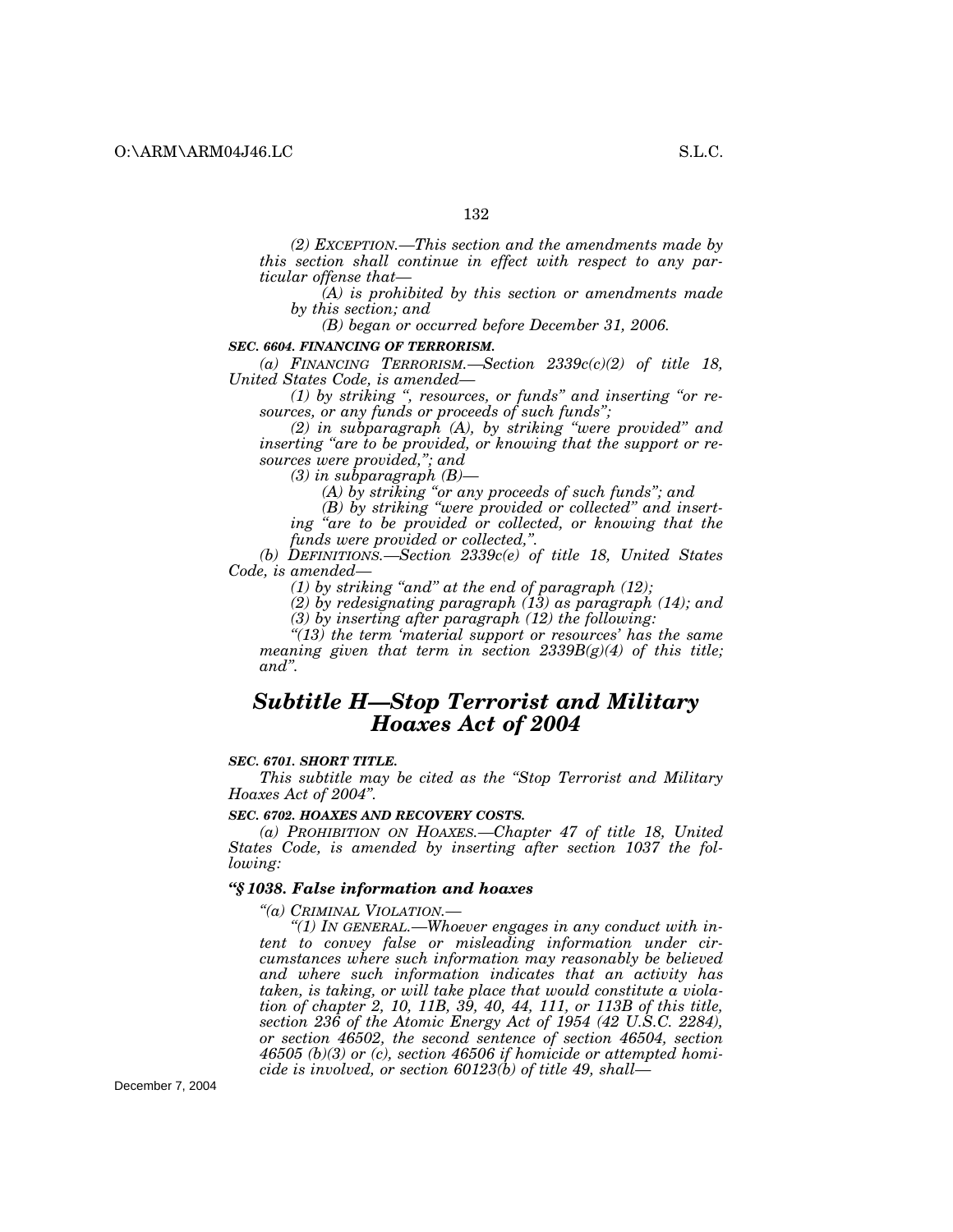*(2) EXCEPTION.—This section and the amendments made by this section shall continue in effect with respect to any particular offense that—*

*(A) is prohibited by this section or amendments made by this section; and*

*(B) began or occurred before December 31, 2006.*

***SEC. 6604. FINANCING OF TERRORISM.***

*(a) FINANCING TERRORISM.—Section 2339c(c)(2) of title 18, United States Code, is amended—*

*(1) by striking ", resources, or funds" and inserting "or resources, or any funds or proceeds of such funds";*

*(2) in subparagraph (A), by striking "were provided" and inserting "are to be provided, or knowing that the support or resources were provided,"; and*

*(3) in subparagraph (B)—*

*(A) by striking "or any proceeds of such funds"; and*

*(B) by striking "were provided or collected" and inserting "are to be provided or collected, or knowing that the funds were provided or collected,".*

*(b) DEFINITIONS.—Section 2339c(e) of title 18, United States Code, is amended—*

*(1) by striking "and" at the end of paragraph (12);*

*(2) by redesignating paragraph (13) as paragraph (14); and*

*(3) by inserting after paragraph (12) the following:*

*"(13) the term 'material support or resources' has the same meaning given that term in section 2339B(g)(4) of this title; and".*

## *Subtitle H—Stop Terrorist and Military Hoaxes Act of 2004*

***SEC. 6701. SHORT TITLE.***

*This subtitle may be cited as the "Stop Terrorist and Military Hoaxes Act of 2004".*

***SEC. 6702. HOAXES AND RECOVERY COSTS.***

*(a) PROHIBITION ON HOAXES.—Chapter 47 of title 18, United States Code, is amended by inserting after section 1037 the following:*

***"§ 1038. False information and hoaxes***

*"(a) CRIMINAL VIOLATION.—*

*"(1) IN GENERAL.—Whoever engages in any conduct with intent to convey false or misleading information under circumstances where such information may reasonably be believed and where such information indicates that an activity has taken, is taking, or will take place that would constitute a violation of chapter 2, 10, 11B, 39, 40, 44, 111, or 113B of this title, section 236 of the Atomic Energy Act of 1954 (42 U.S.C. 2284), or section 46502, the second sentence of section 46504, section 46505 (b)(3) or (c), section 46506 if homicide or attempted homicide is involved, or section 60123(b) of title 49, shall—*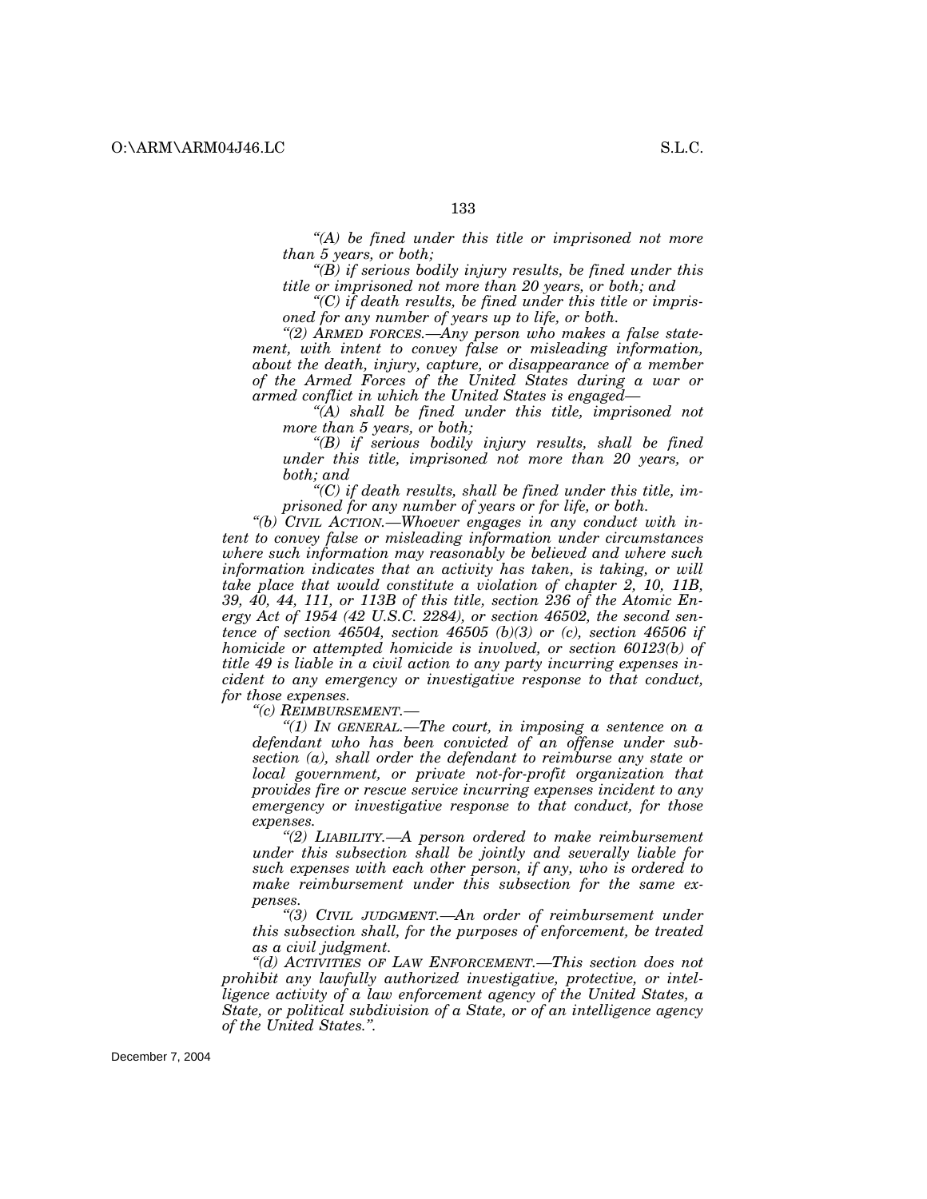*"(A) be fined under this title or imprisoned not more than 5 years, or both;*

*"(B) if serious bodily injury results, be fined under this title or imprisoned not more than 20 years, or both; and*

*"(C) if death results, be fined under this title or imprisoned for any number of years up to life, or both.*

*"(2) ARMED FORCES.—Any person who makes a false statement, with intent to convey false or misleading information, about the death, injury, capture, or disappearance of a member of the Armed Forces of the United States during a war or armed conflict in which the United States is engaged—*

*"(A) shall be fined under this title, imprisoned not more than 5 years, or both;*

*"(B) if serious bodily injury results, shall be fined under this title, imprisoned not more than 20 years, or both; and*

*"(C) if death results, shall be fined under this title, imprisoned for any number of years or for life, or both.*

*"(b) CIVIL ACTION.—Whoever engages in any conduct with intent to convey false or misleading information under circumstances where such information may reasonably be believed and where such information indicates that an activity has taken, is taking, or will take place that would constitute a violation of chapter 2, 10, 11B, 39, 40, 44, 111, or 113B of this title, section 236 of the Atomic Energy Act of 1954 (42 U.S.C. 2284), or section 46502, the second sentence of section 46504, section 46505 (b)(3) or (c), section 46506 if homicide or attempted homicide is involved, or section 60123(b) of title 49 is liable in a civil action to any party incurring expenses incident to any emergency or investigative response to that conduct, for those expenses.*

*"(c) REIMBURSEMENT.—*

*"(1) IN GENERAL.—The court, in imposing a sentence on a defendant who has been convicted of an offense under subsection (a), shall order the defendant to reimburse any state or local government, or private not-for-profit organization that provides fire or rescue service incurring expenses incident to any emergency or investigative response to that conduct, for those expenses.*

*"(2) LIABILITY.—A person ordered to make reimbursement under this subsection shall be jointly and severally liable for such expenses with each other person, if any, who is ordered to make reimbursement under this subsection for the same expenses.*

*"(3) CIVIL JUDGMENT.—An order of reimbursement under this subsection shall, for the purposes of enforcement, be treated as a civil judgment.*

*"(d) ACTIVITIES OF LAW ENFORCEMENT.—This section does not prohibit any lawfully authorized investigative, protective, or intelligence activity of a law enforcement agency of the United States, a State, or political subdivision of a State, or of an intelligence agency of the United States.".*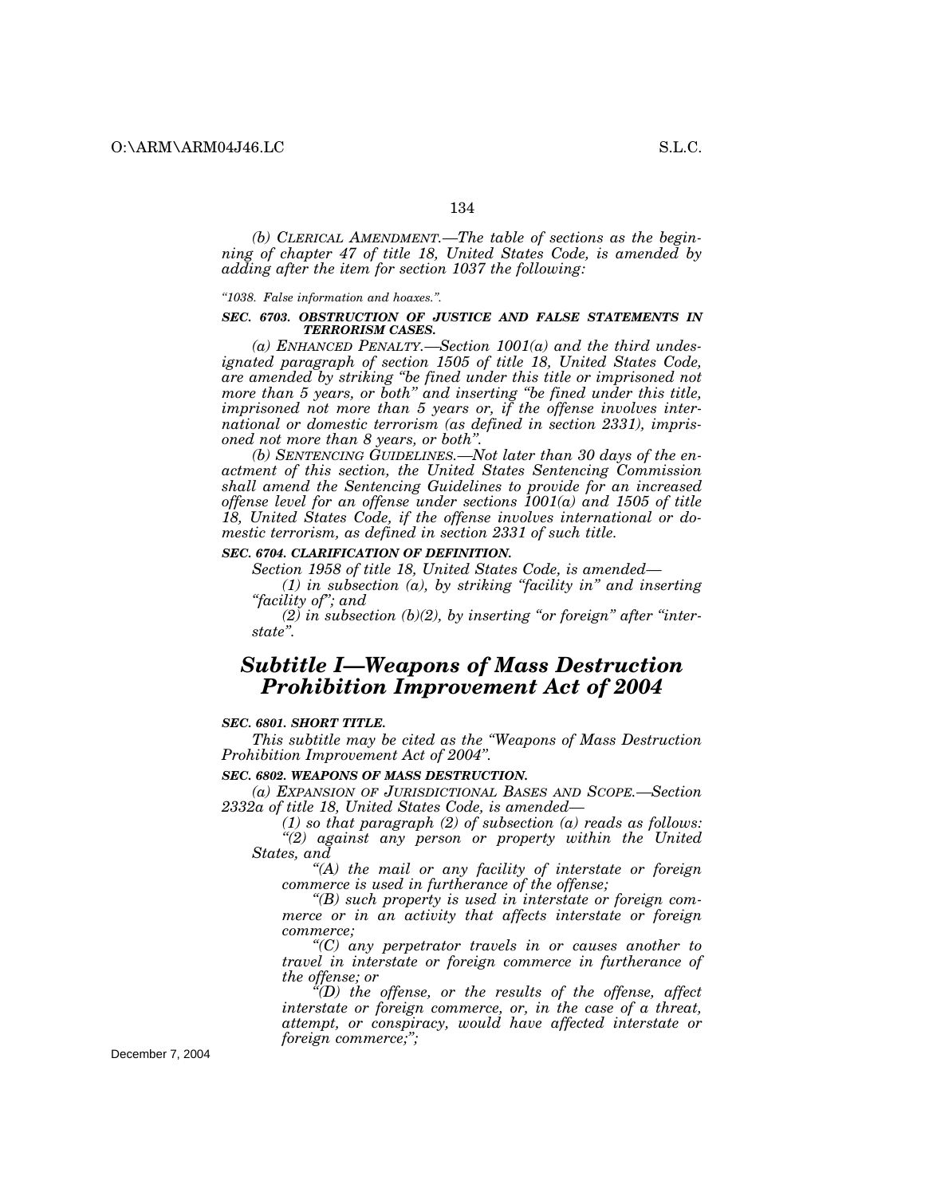*(b) CLERICAL AMENDMENT.—The table of sections as the beginning of chapter 47 of title 18, United States Code, is amended by adding after the item for section 1037 the following:*

*"1038. False information and hoaxes.".*

***SEC. 6703. OBSTRUCTION OF JUSTICE AND FALSE STATEMENTS IN TERRORISM CASES.***

*(a) ENHANCED PENALTY.—Section 1001(a) and the third undesignated paragraph of section 1505 of title 18, United States Code, are amended by striking "be fined under this title or imprisoned not more than 5 years, or both" and inserting "be fined under this title, imprisoned not more than 5 years or, if the offense involves international or domestic terrorism (as defined in section 2331), imprisoned not more than 8 years, or both".*

*(b) SENTENCING GUIDELINES.—Not later than 30 days of the enactment of this section, the United States Sentencing Commission shall amend the Sentencing Guidelines to provide for an increased offense level for an offense under sections 1001(a) and 1505 of title 18, United States Code, if the offense involves international or domestic terrorism, as defined in section 2331 of such title.*

***SEC. 6704. CLARIFICATION OF DEFINITION.***

*Section 1958 of title 18, United States Code, is amended—*

*(1) in subsection (a), by striking "facility in" and inserting "facility of"; and*

*(2) in subsection (b)(2), by inserting "or foreign" after "interstate".*

## *Subtitle I—Weapons of Mass Destruction Prohibition Improvement Act of 2004*

***SEC. 6801. SHORT TITLE.***

*This subtitle may be cited as the "Weapons of Mass Destruction Prohibition Improvement Act of 2004".*

***SEC. 6802. WEAPONS OF MASS DESTRUCTION.***

*(a) EXPANSION OF JURISDICTIONAL BASES AND SCOPE.—Section 2332a of title 18, United States Code, is amended—*

*(1) so that paragraph (2) of subsection (a) reads as follows:*

*"(2) against any person or property within the United States, and*

*"(A) the mail or any facility of interstate or foreign commerce is used in furtherance of the offense;*

*"(B) such property is used in interstate or foreign commerce or in an activity that affects interstate or foreign commerce;*

*"(C) any perpetrator travels in or causes another to travel in interstate or foreign commerce in furtherance of the offense; or*

*"(D) the offense, or the results of the offense, affect interstate or foreign commerce, or, in the case of a threat, attempt, or conspiracy, would have affected interstate or foreign commerce;";*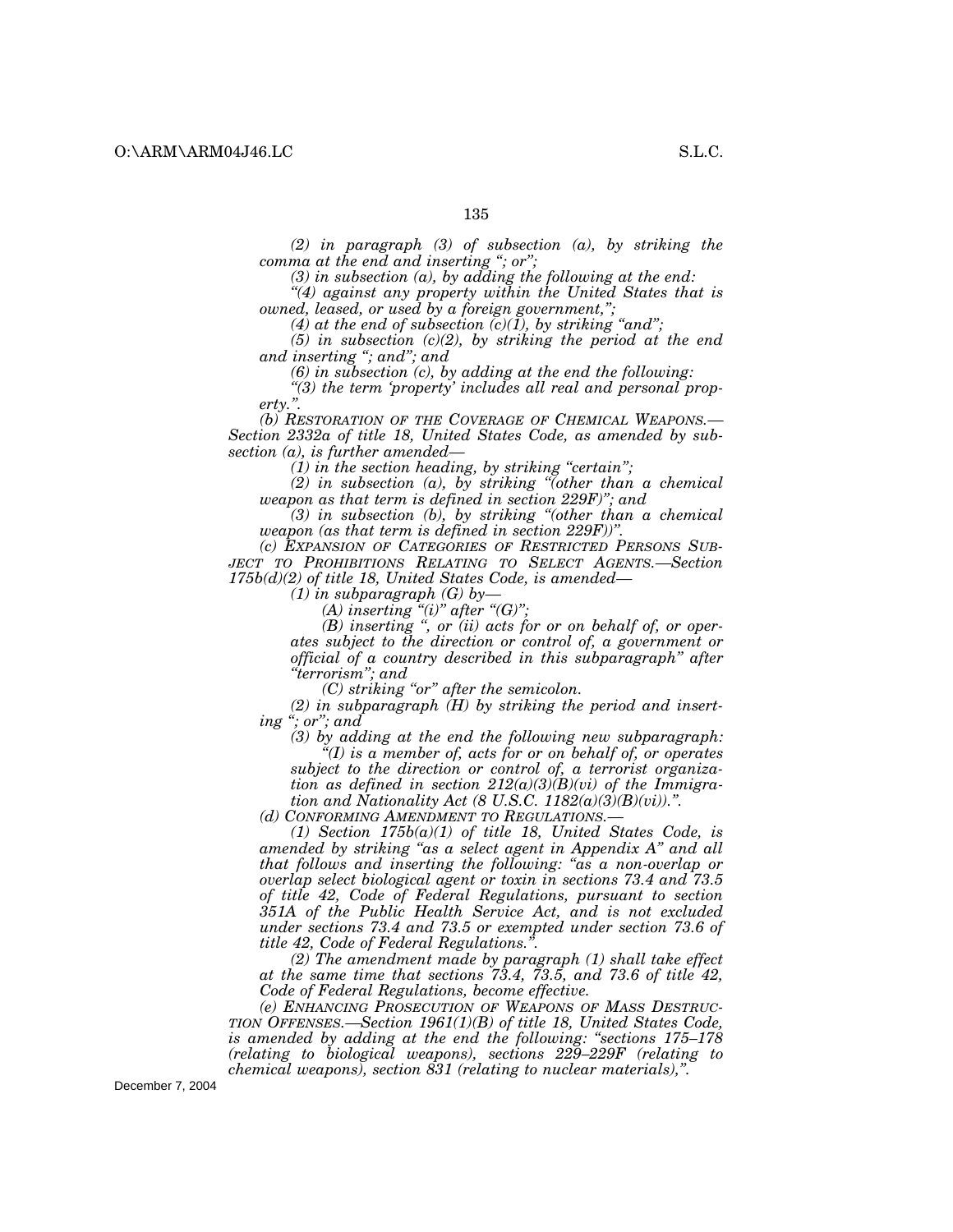*(2) in paragraph (3) of subsection (a), by striking the comma at the end and inserting "; or";*

*(3) in subsection (a), by adding the following at the end:*

*"(4) against any property within the United States that is owned, leased, or used by a foreign government,";*

*(4) at the end of subsection (c)(1), by striking "and";*

*(5) in subsection (c)(2), by striking the period at the end and inserting "; and"; and*

*(6) in subsection (c), by adding at the end the following:*

*"(3) the term 'property' includes all real and personal property.".*

*(b) RESTORATION OF THE COVERAGE OF CHEMICAL WEAPONS.—Section 2332a of title 18, United States Code, as amended by subsection (a), is further amended—*

*(1) in the section heading, by striking "certain";*

*(2) in subsection (a), by striking "(other than a chemical weapon as that term is defined in section 229F)"; and*

*(3) in subsection (b), by striking "(other than a chemical weapon (as that term is defined in section 229F))".*

*(c) EXPANSION OF CATEGORIES OF RESTRICTED PERSONS SUBJECT TO PROHIBITIONS RELATING TO SELECT AGENTS.—Section 175b(d)(2) of title 18, United States Code, is amended—*

*(1) in subparagraph (G) by—*

*(A) inserting "(i)" after "(G)";*

*(B) inserting ", or (ii) acts for or on behalf of, or operates subject to the direction or control of, a government or official of a country described in this subparagraph" after "terrorism"; and*

*(C) striking "or" after the semicolon.*

*(2) in subparagraph (H) by striking the period and inserting "; or"; and*

*(3) by adding at the end the following new subparagraph:*

*"(I) is a member of, acts for or on behalf of, or operates subject to the direction or control of, a terrorist organization as defined in section 212(a)(3)(B)(vi) of the Immigration and Nationality Act (8 U.S.C. 1182(a)(3)(B)(vi)).".*

*(d) CONFORMING AMENDMENT TO REGULATIONS.—*

*(1) Section 175b(a)(1) of title 18, United States Code, is amended by striking "as a select agent in Appendix A" and all that follows and inserting the following: "as a non-overlap or overlap select biological agent or toxin in sections 73.4 and 73.5 of title 42, Code of Federal Regulations, pursuant to section 351A of the Public Health Service Act, and is not excluded under sections 73.4 and 73.5 or exempted under section 73.6 of title 42, Code of Federal Regulations.".*

*(2) The amendment made by paragraph (1) shall take effect at the same time that sections 73.4, 73.5, and 73.6 of title 42, Code of Federal Regulations, become effective.*

*(e) ENHANCING PROSECUTION OF WEAPONS OF MASS DESTRUCTION OFFENSES.—Section 1961(1)(B) of title 18, United States Code, is amended by adding at the end the following: "sections 175–178 (relating to biological weapons), sections 229–229F (relating to chemical weapons), section 831 (relating to nuclear materials),".*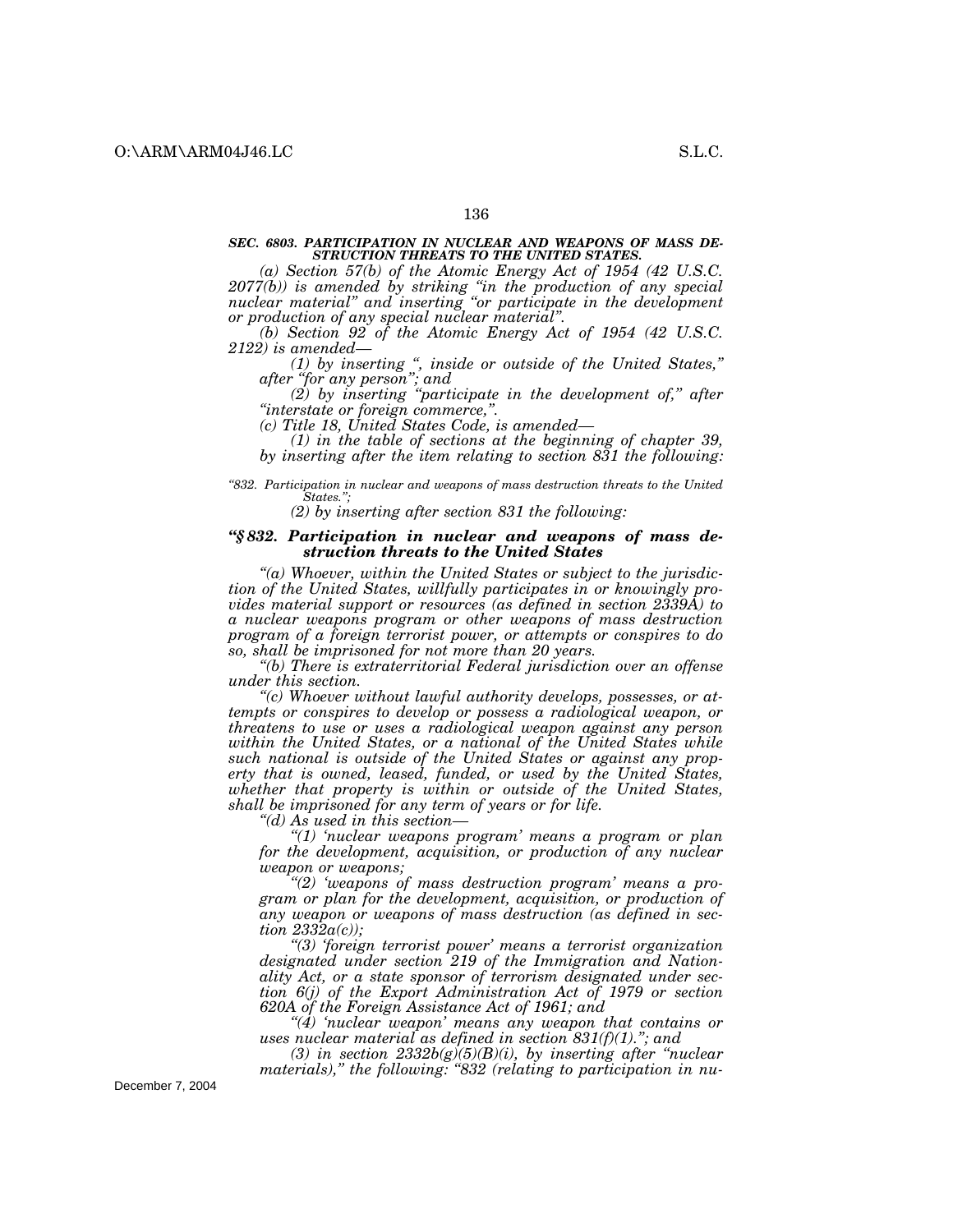***SEC. 6803. PARTICIPATION IN NUCLEAR AND WEAPONS OF MASS DESTRUCTION THREATS TO THE UNITED STATES.***

*(a) Section 57(b) of the Atomic Energy Act of 1954 (42 U.S.C. 2077(b)) is amended by striking "in the production of any special nuclear material" and inserting "or participate in the development or production of any special nuclear material".*

*(b) Section 92 of the Atomic Energy Act of 1954 (42 U.S.C. 2122) is amended—*

*(1) by inserting ", inside or outside of the United States," after "for any person"; and*

*(2) by inserting "participate in the development of," after "interstate or foreign commerce,".*

*(c) Title 18, United States Code, is amended—*

*(1) in the table of sections at the beginning of chapter 39, by inserting after the item relating to section 831 the following:*

*"832. Participation in nuclear and weapons of mass destruction threats to the United States.";*

*(2) by inserting after section 831 the following:*

***"§ 832. Participation in nuclear and weapons of mass destruction threats to the United States***

*"(a) Whoever, within the United States or subject to the jurisdiction of the United States, willfully participates in or knowingly provides material support or resources (as defined in section 2339A) to a nuclear weapons program or other weapons of mass destruction program of a foreign terrorist power, or attempts or conspires to do so, shall be imprisoned for not more than 20 years.*

*"(b) There is extraterritorial Federal jurisdiction over an offense under this section.*

*"(c) Whoever without lawful authority develops, possesses, or attempts or conspires to develop or possess a radiological weapon, or threatens to use or uses a radiological weapon against any person within the United States, or a national of the United States while such national is outside of the United States or against any property that is owned, leased, funded, or used by the United States, whether that property is within or outside of the United States, shall be imprisoned for any term of years or for life.*

*"(d) As used in this section—*

*"(1) 'nuclear weapons program' means a program or plan for the development, acquisition, or production of any nuclear weapon or weapons;*

*"(2) 'weapons of mass destruction program' means a program or plan for the development, acquisition, or production of any weapon or weapons of mass destruction (as defined in section 2332a(c));*

*"(3) 'foreign terrorist power' means a terrorist organization designated under section 219 of the Immigration and Nationality Act, or a state sponsor of terrorism designated under section 6(j) of the Export Administration Act of 1979 or section 620A of the Foreign Assistance Act of 1961; and*

*"(4) 'nuclear weapon' means any weapon that contains or uses nuclear material as defined in section 831(f)(1)."; and*

*(3) in section 2332b(g)(5)(B)(i), by inserting after "nuclear materials)," the following: "832 (relating to participation in nu-*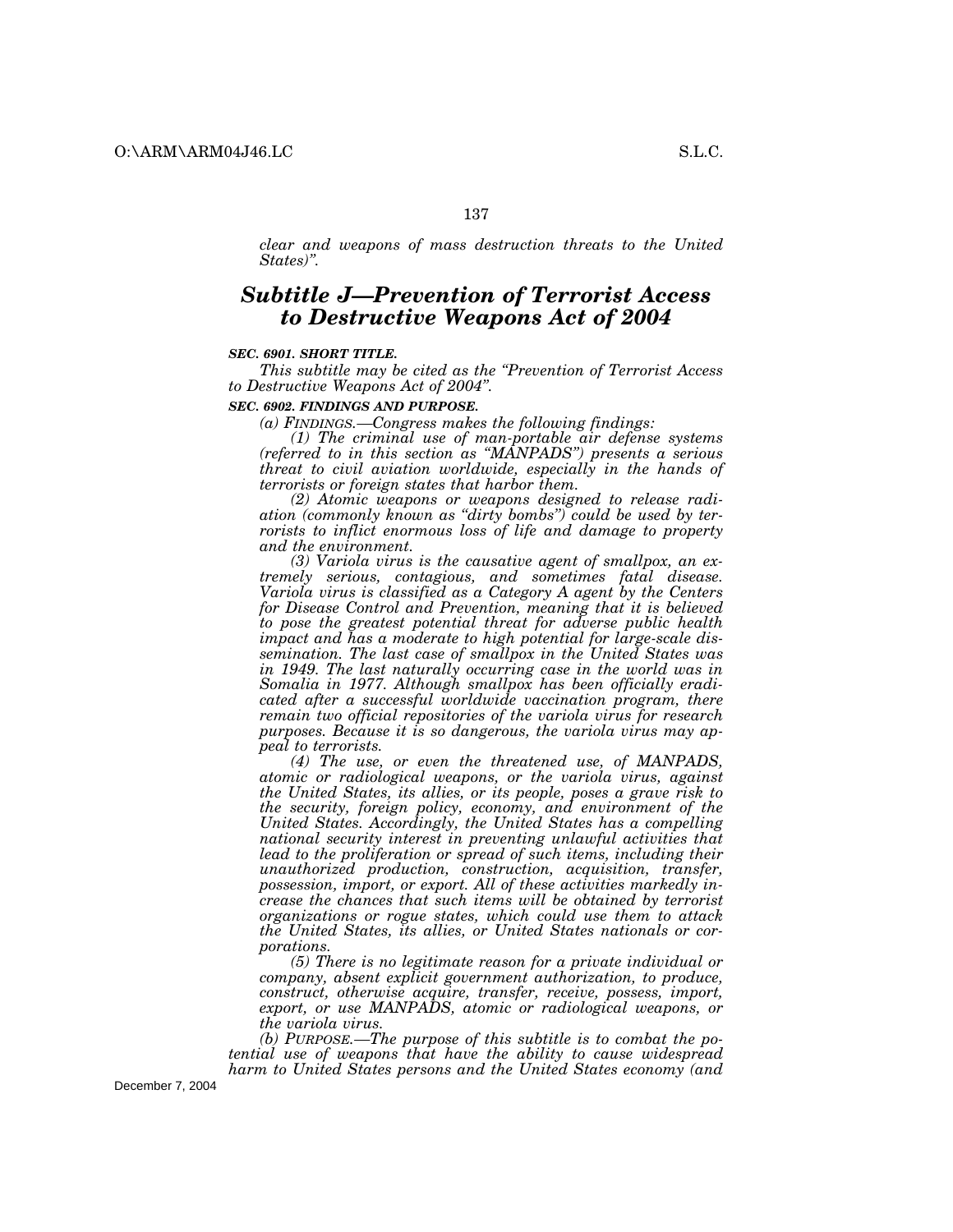*clear and weapons of mass destruction threats to the United States)".*

## *Subtitle J—Prevention of Terrorist Access to Destructive Weapons Act of 2004*

***SEC. 6901. SHORT TITLE.***

*This subtitle may be cited as the "Prevention of Terrorist Access to Destructive Weapons Act of 2004".*

***SEC. 6902. FINDINGS AND PURPOSE.***

*(a) FINDINGS.—Congress makes the following findings:*

*(1) The criminal use of man-portable air defense systems (referred to in this section as "MANPADS") presents a serious threat to civil aviation worldwide, especially in the hands of terrorists or foreign states that harbor them.*

*(2) Atomic weapons or weapons designed to release radiation (commonly known as "dirty bombs") could be used by terrorists to inflict enormous loss of life and damage to property and the environment.*

*(3) Variola virus is the causative agent of smallpox, an extremely serious, contagious, and sometimes fatal disease. Variola virus is classified as a Category A agent by the Centers for Disease Control and Prevention, meaning that it is believed to pose the greatest potential threat for adverse public health impact and has a moderate to high potential for large-scale dissemination. The last case of smallpox in the United States was in 1949. The last naturally occurring case in the world was in Somalia in 1977. Although smallpox has been officially eradicated after a successful worldwide vaccination program, there remain two official repositories of the variola virus for research purposes. Because it is so dangerous, the variola virus may appeal to terrorists.*

*(4) The use, or even the threatened use, of MANPADS, atomic or radiological weapons, or the variola virus, against the United States, its allies, or its people, poses a grave risk to the security, foreign policy, economy, and environment of the United States. Accordingly, the United States has a compelling national security interest in preventing unlawful activities that lead to the proliferation or spread of such items, including their unauthorized production, construction, acquisition, transfer, possession, import, or export. All of these activities markedly increase the chances that such items will be obtained by terrorist organizations or rogue states, which could use them to attack the United States, its allies, or United States nationals or corporations.*

*(5) There is no legitimate reason for a private individual or company, absent explicit government authorization, to produce, construct, otherwise acquire, transfer, receive, possess, import, export, or use MANPADS, atomic or radiological weapons, or the variola virus.*

*(b) PURPOSE.—The purpose of this subtitle is to combat the potential use of weapons that have the ability to cause widespread harm to United States persons and the United States economy (and*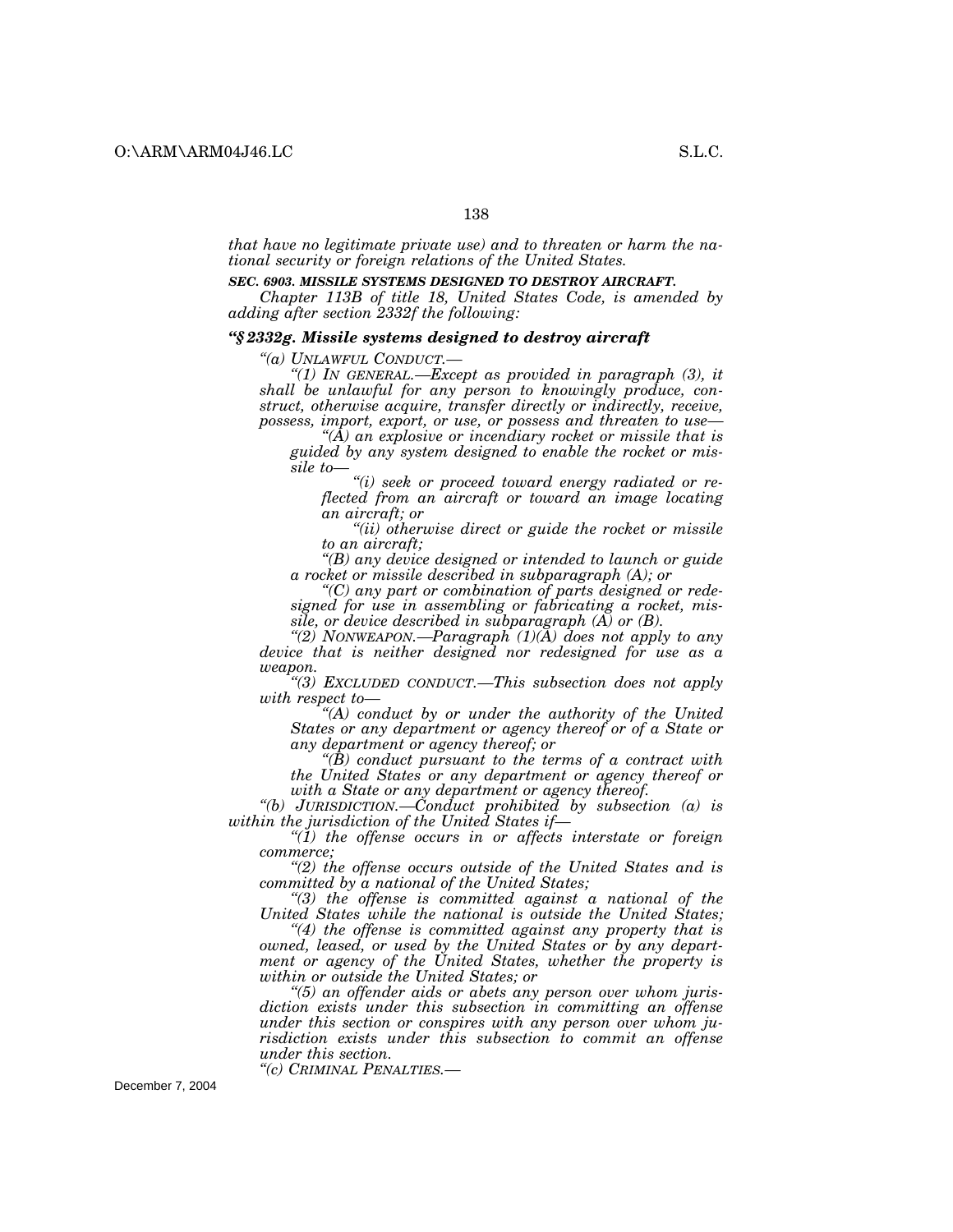*that have no legitimate private use) and to threaten or harm the national security or foreign relations of the United States.*

***SEC. 6903. MISSILE SYSTEMS DESIGNED TO DESTROY AIRCRAFT.***

*Chapter 113B of title 18, United States Code, is amended by adding after section 2332f the following:*

### *"§ 2332g. Missile systems designed to destroy aircraft*

*"(a) UNLAWFUL CONDUCT.—*

*"(1) IN GENERAL.—Except as provided in paragraph (3), it shall be unlawful for any person to knowingly produce, construct, otherwise acquire, transfer directly or indirectly, receive, possess, import, export, or use, or possess and threaten to use—*

*"(A) an explosive or incendiary rocket or missile that is guided by any system designed to enable the rocket or missile to—*

*"(i) seek or proceed toward energy radiated or reflected from an aircraft or toward an image locating an aircraft; or*

*"(ii) otherwise direct or guide the rocket or missile to an aircraft;*

*"(B) any device designed or intended to launch or guide a rocket or missile described in subparagraph (A); or*

*"(C) any part or combination of parts designed or redesigned for use in assembling or fabricating a rocket, missile, or device described in subparagraph (A) or (B).*

*"(2) NONWEAPON.—Paragraph (1)(A) does not apply to any device that is neither designed nor redesigned for use as a weapon.*

*"(3) EXCLUDED CONDUCT.—This subsection does not apply with respect to—*

*"(A) conduct by or under the authority of the United States or any department or agency thereof or of a State or any department or agency thereof; or*

*"(B) conduct pursuant to the terms of a contract with the United States or any department or agency thereof or with a State or any department or agency thereof.*

*"(b) JURISDICTION.—Conduct prohibited by subsection (a) is within the jurisdiction of the United States if—*

*"(1) the offense occurs in or affects interstate or foreign commerce;*

*"(2) the offense occurs outside of the United States and is committed by a national of the United States;*

*"(3) the offense is committed against a national of the United States while the national is outside the United States;*

*"(4) the offense is committed against any property that is owned, leased, or used by the United States or by any department or agency of the United States, whether the property is within or outside the United States; or*

*"(5) an offender aids or abets any person over whom jurisdiction exists under this subsection in committing an offense under this section or conspires with any person over whom jurisdiction exists under this subsection to commit an offense under this section.*

*"(c) CRIMINAL PENALTIES.—*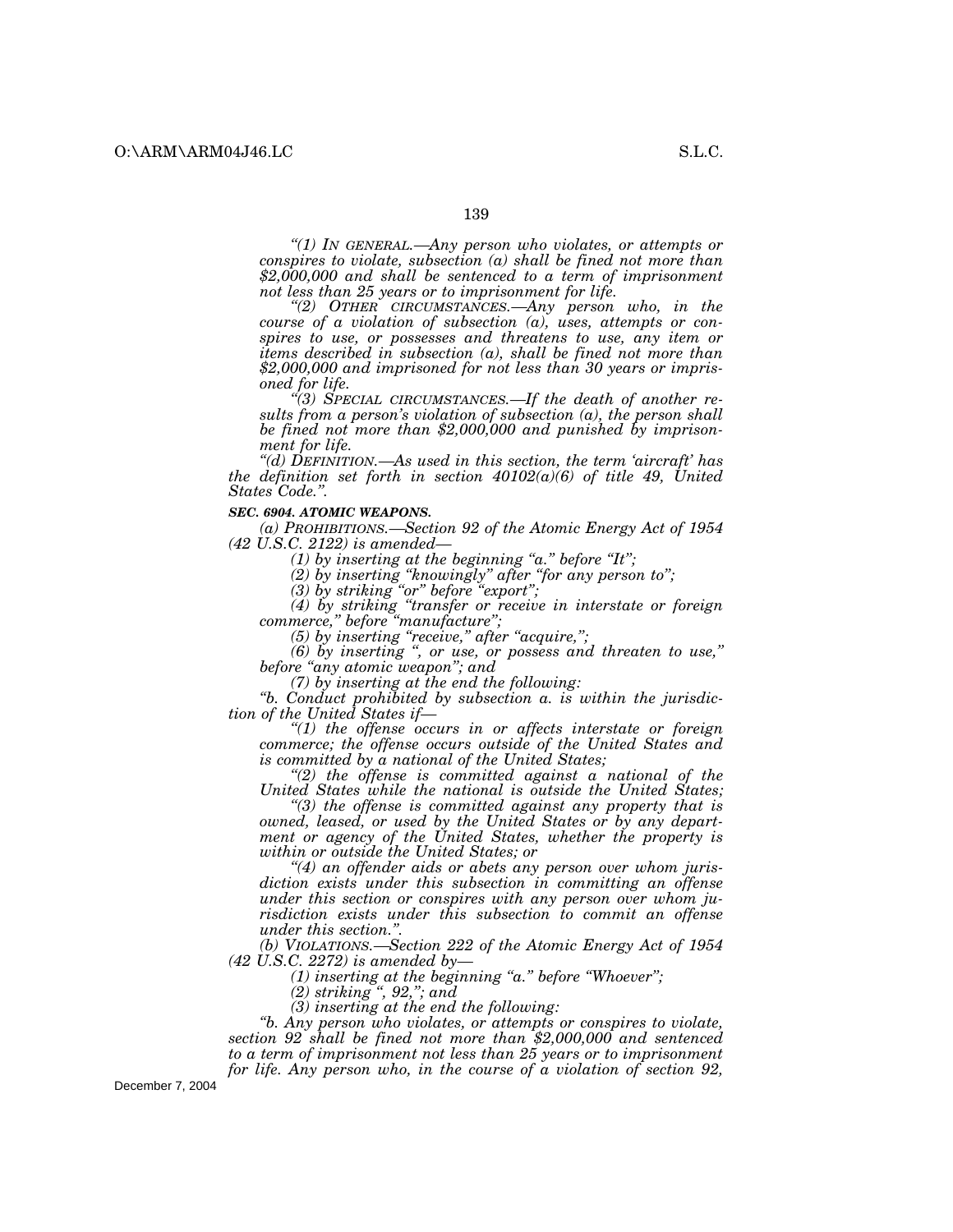*"(1) IN GENERAL.—Any person who violates, or attempts or conspires to violate, subsection (a) shall be fined not more than $2,000,000 and shall be sentenced to a term of imprisonment not less than 25 years or to imprisonment for life.*

*"(2) OTHER CIRCUMSTANCES.—Any person who, in the course of a violation of subsection (a), uses, attempts or conspires to use, or possesses and threatens to use, any item or items described in subsection (a), shall be fined not more than $2,000,000 and imprisoned for not less than 30 years or imprisoned for life.*

*"(3) SPECIAL CIRCUMSTANCES.—If the death of another results from a person's violation of subsection (a), the person shall be fined not more than $2,000,000 and punished by imprisonment for life.*

*"(d) DEFINITION.—As used in this section, the term 'aircraft' has the definition set forth in section 40102(a)(6) of title 49, United States Code.".*

***SEC. 6904. ATOMIC WEAPONS.***

*(a) PROHIBITIONS.—Section 92 of the Atomic Energy Act of 1954 (42 U.S.C. 2122) is amended—*

*(1) by inserting at the beginning "a." before "It";*

*(2) by inserting "knowingly" after "for any person to";*

*(3) by striking "or" before "export";*

*(4) by striking "transfer or receive in interstate or foreign commerce," before "manufacture";*

*(5) by inserting "receive," after "acquire,";*

*(6) by inserting ", or use, or possess and threaten to use," before "any atomic weapon"; and*

*(7) by inserting at the end the following:*

*"b. Conduct prohibited by subsection a. is within the jurisdiction of the United States if—*

*"(1) the offense occurs in or affects interstate or foreign commerce; the offense occurs outside of the United States and is committed by a national of the United States;*

*"(2) the offense is committed against a national of the United States while the national is outside the United States;*

*"(3) the offense is committed against any property that is owned, leased, or used by the United States or by any department or agency of the United States, whether the property is within or outside the United States; or*

*"(4) an offender aids or abets any person over whom jurisdiction exists under this subsection in committing an offense under this section or conspires with any person over whom jurisdiction exists under this subsection to commit an offense under this section.".*

*(b) VIOLATIONS.—Section 222 of the Atomic Energy Act of 1954 (42 U.S.C. 2272) is amended by—*

*(1) inserting at the beginning "a." before "Whoever";*

*(2) striking ", 92,"; and*

*(3) inserting at the end the following:*

*"b. Any person who violates, or attempts or conspires to violate, section 92 shall be fined not more than $2,000,000 and sentenced to a term of imprisonment not less than 25 years or to imprisonment for life. Any person who, in the course of a violation of section 92,*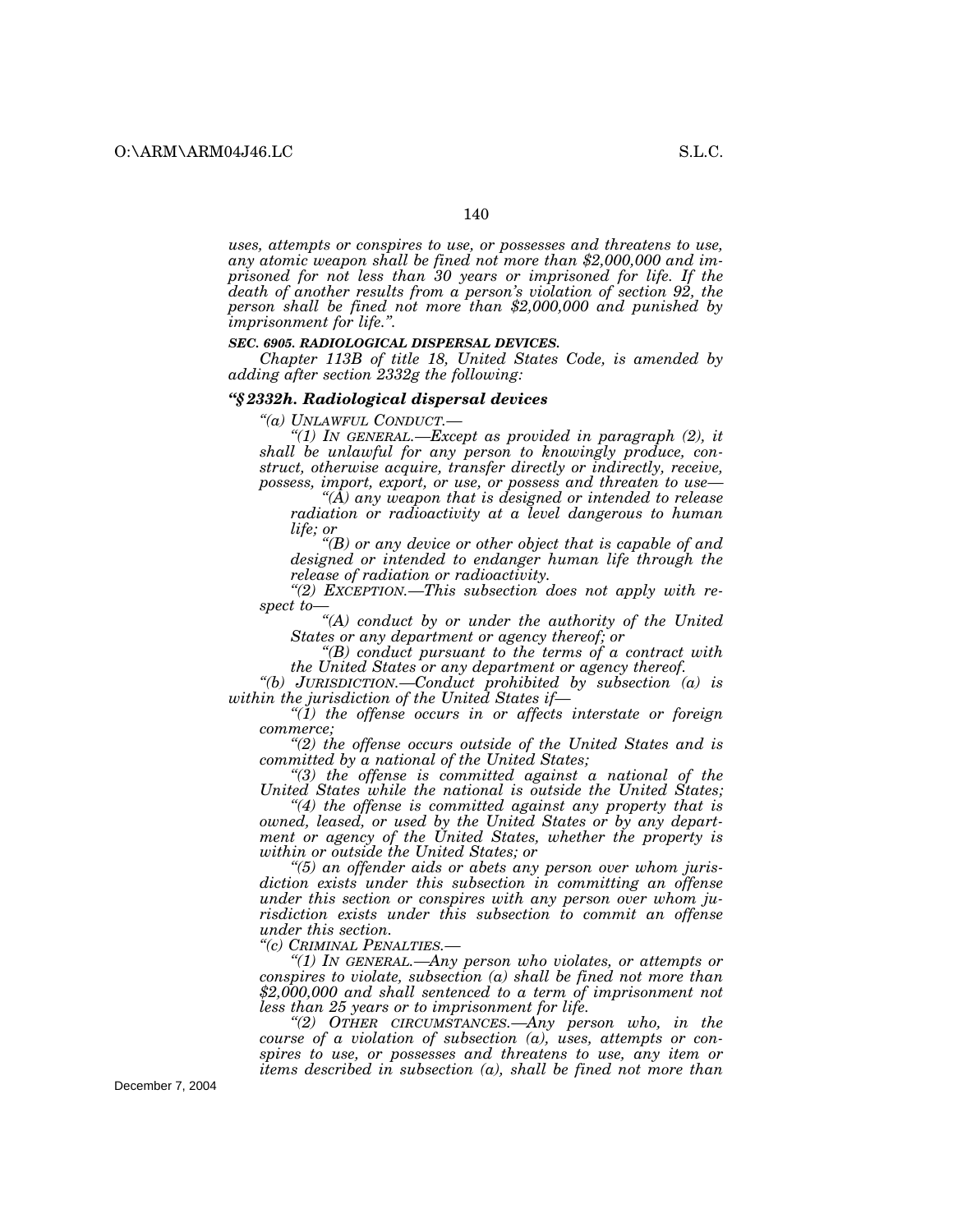*uses, attempts or conspires to use, or possesses and threatens to use, any atomic weapon shall be fined not more than $2,000,000 and imprisoned for not less than 30 years or imprisoned for life. If the death of another results from a person's violation of section 92, the person shall be fined not more than $2,000,000 and punished by imprisonment for life.".*

***SEC. 6905. RADIOLOGICAL DISPERSAL DEVICES.***

*Chapter 113B of title 18, United States Code, is amended by adding after section 2332g the following:*

***"§ 2332h. Radiological dispersal devices***

*"(a) UNLAWFUL CONDUCT.—*

*"(1) IN GENERAL.—Except as provided in paragraph (2), it shall be unlawful for any person to knowingly produce, construct, otherwise acquire, transfer directly or indirectly, receive, possess, import, export, or use, or possess and threaten to use—*

*"(A) any weapon that is designed or intended to release radiation or radioactivity at a level dangerous to human life; or*

*"(B) or any device or other object that is capable of and designed or intended to endanger human life through the release of radiation or radioactivity.*

*"(2) EXCEPTION.—This subsection does not apply with respect to—*

*"(A) conduct by or under the authority of the United States or any department or agency thereof; or*

*"(B) conduct pursuant to the terms of a contract with the United States or any department or agency thereof.*

*"(b) JURISDICTION.—Conduct prohibited by subsection (a) is within the jurisdiction of the United States if—*

*"(1) the offense occurs in or affects interstate or foreign commerce;*

*"(2) the offense occurs outside of the United States and is committed by a national of the United States;*

*"(3) the offense is committed against a national of the United States while the national is outside the United States;*

*"(4) the offense is committed against any property that is owned, leased, or used by the United States or by any department or agency of the United States, whether the property is within or outside the United States; or*

*"(5) an offender aids or abets any person over whom jurisdiction exists under this subsection in committing an offense under this section or conspires with any person over whom jurisdiction exists under this subsection to commit an offense under this section.*

*"(c) CRIMINAL PENALTIES.—*

*"(1) IN GENERAL.—Any person who violates, or attempts or conspires to violate, subsection (a) shall be fined not more than $2,000,000 and shall sentenced to a term of imprisonment not less than 25 years or to imprisonment for life.*

*"(2) OTHER CIRCUMSTANCES.—Any person who, in the course of a violation of subsection (a), uses, attempts or conspires to use, or possesses and threatens to use, any item or items described in subsection (a), shall be fined not more than*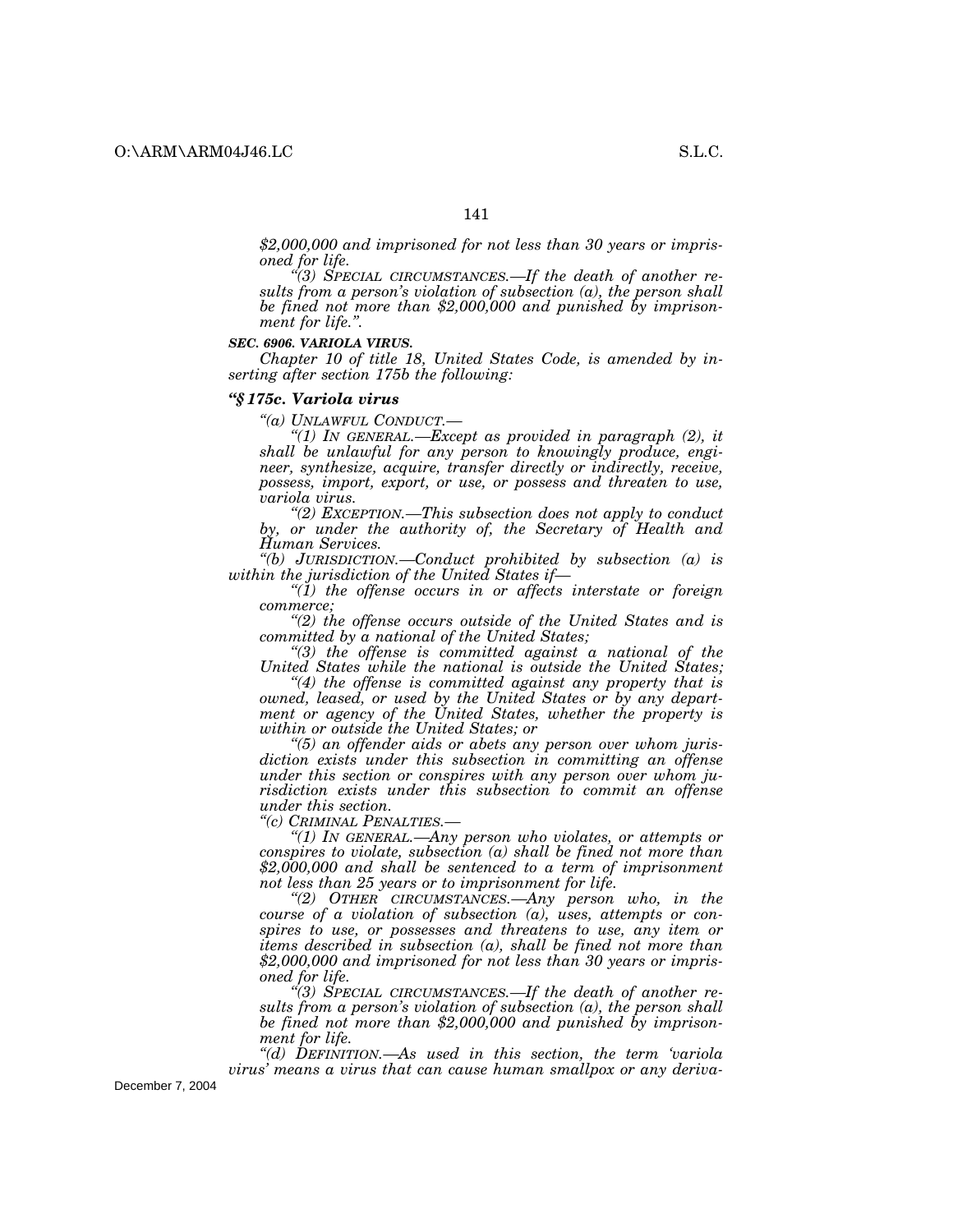*$2,000,000 and imprisoned for not less than 30 years or imprisoned for life.*

*"(3) SPECIAL CIRCUMSTANCES.—If the death of another results from a person's violation of subsection (a), the person shall be fined not more than $2,000,000 and punished by imprisonment for life.".*

***SEC. 6906. VARIOLA VIRUS.***

*Chapter 10 of title 18, United States Code, is amended by inserting after section 175b the following:*

***"§ 175c. Variola virus***

*"(a) UNLAWFUL CONDUCT.—*

*"(1) IN GENERAL.—Except as provided in paragraph (2), it shall be unlawful for any person to knowingly produce, engineer, synthesize, acquire, transfer directly or indirectly, receive, possess, import, export, or use, or possess and threaten to use, variola virus.*

*"(2) EXCEPTION.—This subsection does not apply to conduct by, or under the authority of, the Secretary of Health and Human Services.*

*"(b) JURISDICTION.—Conduct prohibited by subsection (a) is within the jurisdiction of the United States if—*

*"(1) the offense occurs in or affects interstate or foreign commerce;*

*"(2) the offense occurs outside of the United States and is committed by a national of the United States;*

*"(3) the offense is committed against a national of the United States while the national is outside the United States;*

*"(4) the offense is committed against any property that is owned, leased, or used by the United States or by any department or agency of the United States, whether the property is within or outside the United States; or*

*"(5) an offender aids or abets any person over whom jurisdiction exists under this subsection in committing an offense under this section or conspires with any person over whom jurisdiction exists under this subsection to commit an offense under this section.*

*"(c) CRIMINAL PENALTIES.—*

*"(1) IN GENERAL.—Any person who violates, or attempts or conspires to violate, subsection (a) shall be fined not more than $2,000,000 and shall be sentenced to a term of imprisonment not less than 25 years or to imprisonment for life.*

*"(2) OTHER CIRCUMSTANCES.—Any person who, in the course of a violation of subsection (a), uses, attempts or conspires to use, or possesses and threatens to use, any item or items described in subsection (a), shall be fined not more than $2,000,000 and imprisoned for not less than 30 years or imprisoned for life.*

*"(3) SPECIAL CIRCUMSTANCES.—If the death of another results from a person's violation of subsection (a), the person shall be fined not more than $2,000,000 and punished by imprisonment for life.*

*"(d) DEFINITION.—As used in this section, the term 'variola virus' means a virus that can cause human smallpox or any deriva-*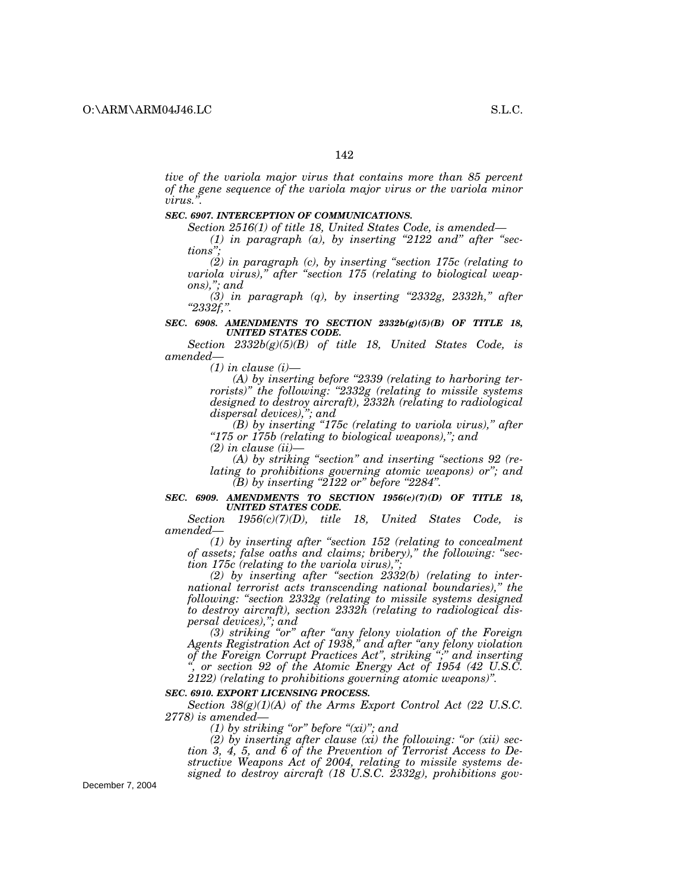*tive of the variola major virus that contains more than 85 percent of the gene sequence of the variola major virus or the variola minor virus.".*

***SEC. 6907. INTERCEPTION OF COMMUNICATIONS.***

*Section 2516(1) of title 18, United States Code, is amended—*

*(1) in paragraph (a), by inserting "2122 and" after "sections";*

*(2) in paragraph (c), by inserting "section 175c (relating to variola virus)," after "section 175 (relating to biological weapons),"; and*

*(3) in paragraph (q), by inserting "2332g, 2332h," after "2332f,".*

***SEC. 6908. AMENDMENTS TO SECTION 2332b(g)(5)(B) OF TITLE 18, UNITED STATES CODE.***

*Section 2332b(g)(5)(B) of title 18, United States Code, is amended—*

*(1) in clause (i)—*

*(A) by inserting before "2339 (relating to harboring terrorists)" the following: "2332g (relating to missile systems designed to destroy aircraft), 2332h (relating to radiological dispersal devices),"; and*

*(B) by inserting "175c (relating to variola virus)," after "175 or 175b (relating to biological weapons),"; and*

*(2) in clause (ii)—*

*(A) by striking "section" and inserting "sections 92 (relating to prohibitions governing atomic weapons) or"; and*

*(B) by inserting "2122 or" before "2284".*

***SEC. 6909. AMENDMENTS TO SECTION 1956(c)(7)(D) OF TITLE 18, UNITED STATES CODE.***

*Section 1956(c)(7)(D), title 18, United States Code, is amended—*

*(1) by inserting after "section 152 (relating to concealment of assets; false oaths and claims; bribery)," the following: "section 175c (relating to the variola virus),";*

*(2) by inserting after "section 2332(b) (relating to international terrorist acts transcending national boundaries)," the following: "section 2332g (relating to missile systems designed to destroy aircraft), section 2332h (relating to radiological dispersal devices),"; and*

*(3) striking "or" after "any felony violation of the Foreign Agents Registration Act of 1938," and after "any felony violation of the Foreign Corrupt Practices Act", striking ";" and inserting ", or section 92 of the Atomic Energy Act of 1954 (42 U.S.C. 2122) (relating to prohibitions governing atomic weapons)".*

***SEC. 6910. EXPORT LICENSING PROCESS.***

*Section 38(g)(1)(A) of the Arms Export Control Act (22 U.S.C. 2778) is amended—*

*(1) by striking "or" before "(xi)"; and*

*(2) by inserting after clause (xi) the following: "or (xii) section 3, 4, 5, and 6 of the Prevention of Terrorist Access to Destructive Weapons Act of 2004, relating to missile systems designed to destroy aircraft (18 U.S.C. 2332g), prohibitions gov-*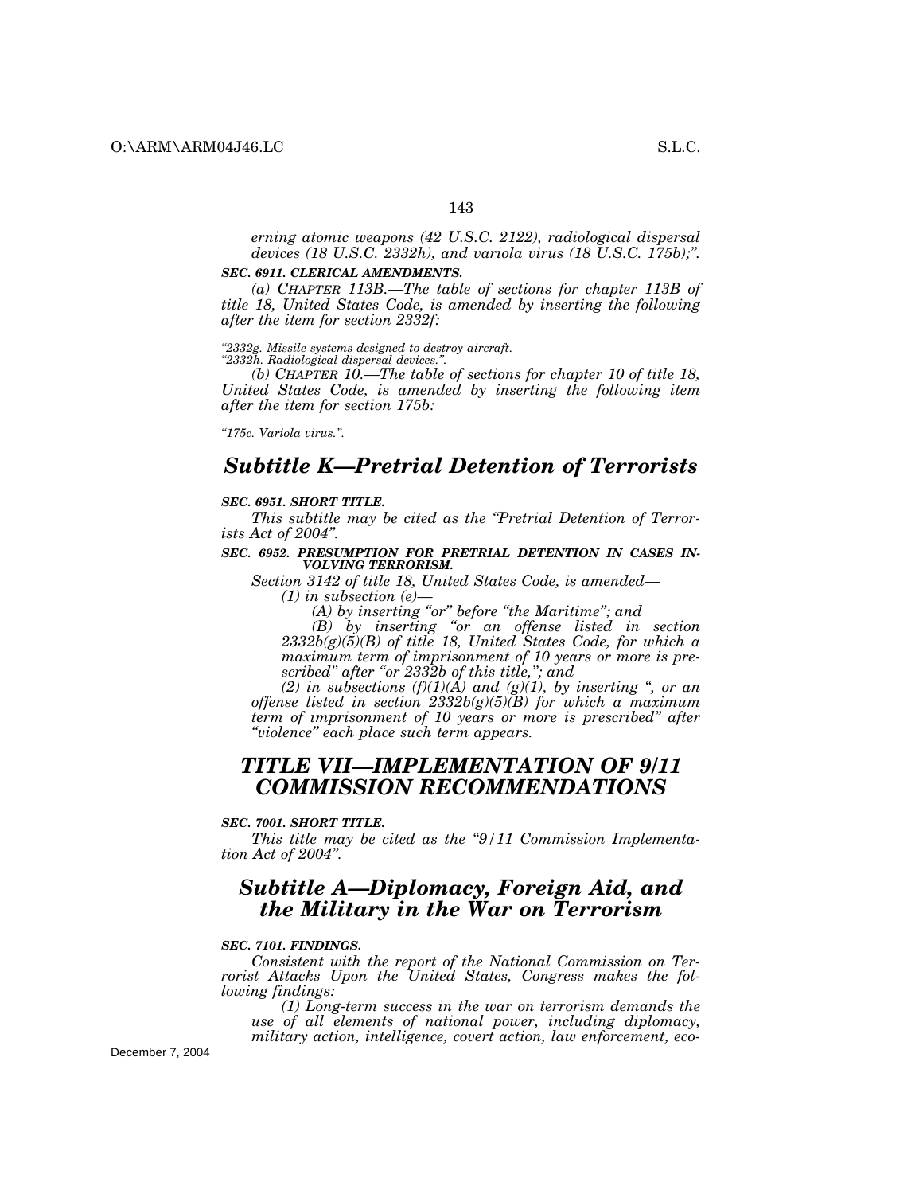*erning atomic weapons (42 U.S.C. 2122), radiological dispersal devices (18 U.S.C. 2332h), and variola virus (18 U.S.C. 175b);".*

***SEC. 6911. CLERICAL AMENDMENTS.***

*(a) CHAPTER 113B.—The table of sections for chapter 113B of title 18, United States Code, is amended by inserting the following after the item for section 2332f:*

*"2332g. Missile systems designed to destroy aircraft.*
*"2332h. Radiological dispersal devices.".*

*(b) CHAPTER 10.—The table of sections for chapter 10 of title 18, United States Code, is amended by inserting the following item after the item for section 175b:*

*"175c. Variola virus.".*

## *Subtitle K—Pretrial Detention of Terrorists*

***SEC. 6951. SHORT TITLE.***

*This subtitle may be cited as the "Pretrial Detention of Terrorists Act of 2004".*

***SEC. 6952. PRESUMPTION FOR PRETRIAL DETENTION IN CASES INVOLVING TERRORISM.***

*Section 3142 of title 18, United States Code, is amended—*

*(1) in subsection (e)—*

*(A) by inserting "or" before "the Maritime"; and*

*(B) by inserting "or an offense listed in section 2332b(g)(5)(B) of title 18, United States Code, for which a maximum term of imprisonment of 10 years or more is prescribed" after "or 2332b of this title,"; and*

*(2) in subsections (f)(1)(A) and (g)(1), by inserting ", or an offense listed in section 2332b(g)(5)(B) for which a maximum term of imprisonment of 10 years or more is prescribed" after "violence" each place such term appears.*

# *TITLE VII—IMPLEMENTATION OF 9/11 COMMISSION RECOMMENDATIONS*

***SEC. 7001. SHORT TITLE.***

*This title may be cited as the "9/11 Commission Implementation Act of 2004".*

## *Subtitle A—Diplomacy, Foreign Aid, and the Military in the War on Terrorism*

***SEC. 7101. FINDINGS.***

*Consistent with the report of the National Commission on Terrorist Attacks Upon the United States, Congress makes the following findings:*

*(1) Long-term success in the war on terrorism demands the use of all elements of national power, including diplomacy, military action, intelligence, covert action, law enforcement, eco-*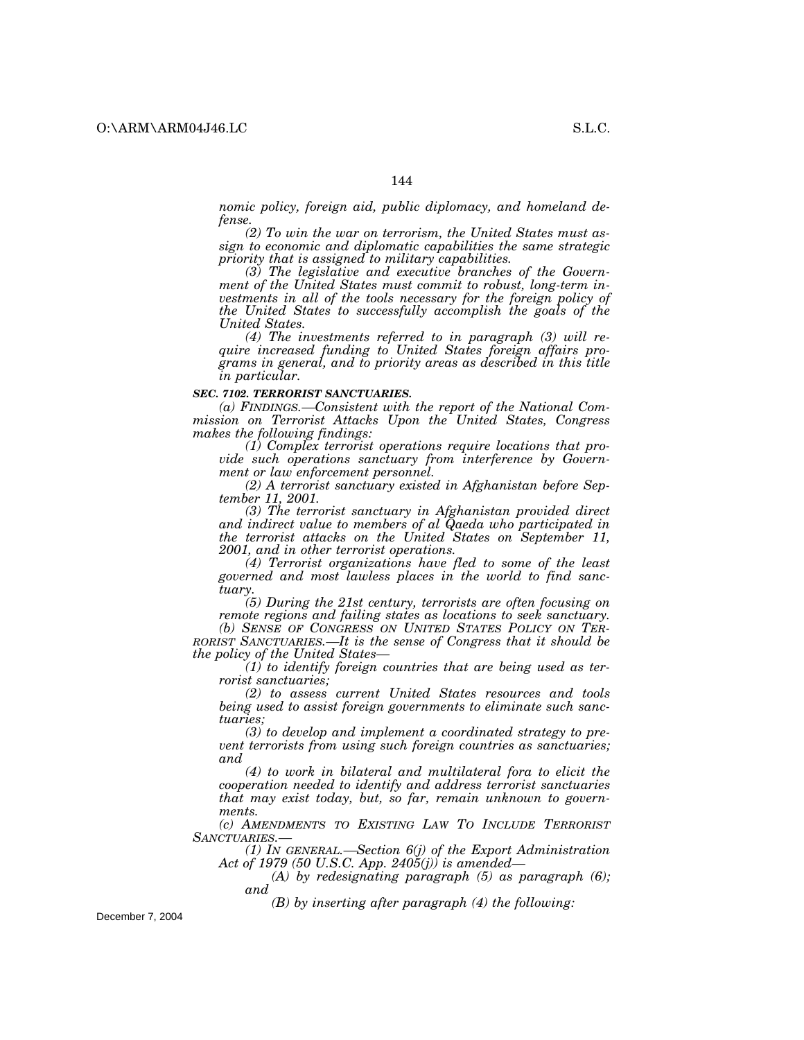*nomic policy, foreign aid, public diplomacy, and homeland defense.*

*(2) To win the war on terrorism, the United States must assign to economic and diplomatic capabilities the same strategic priority that is assigned to military capabilities.*

*(3) The legislative and executive branches of the Government of the United States must commit to robust, long-term investments in all of the tools necessary for the foreign policy of the United States to successfully accomplish the goals of the United States.*

*(4) The investments referred to in paragraph (3) will require increased funding to United States foreign affairs programs in general, and to priority areas as described in this title in particular.*

***SEC. 7102. TERRORIST SANCTUARIES.***

*(a) FINDINGS.—Consistent with the report of the National Commission on Terrorist Attacks Upon the United States, Congress makes the following findings:*

*(1) Complex terrorist operations require locations that provide such operations sanctuary from interference by Government or law enforcement personnel.*

*(2) A terrorist sanctuary existed in Afghanistan before September 11, 2001.*

*(3) The terrorist sanctuary in Afghanistan provided direct and indirect value to members of al Qaeda who participated in the terrorist attacks on the United States on September 11, 2001, and in other terrorist operations.*

*(4) Terrorist organizations have fled to some of the least governed and most lawless places in the world to find sanctuary.*

*(5) During the 21st century, terrorists are often focusing on remote regions and failing states as locations to seek sanctuary.*

*(b) SENSE OF CONGRESS ON UNITED STATES POLICY ON TERRORIST SANCTUARIES.—It is the sense of Congress that it should be the policy of the United States—*

*(1) to identify foreign countries that are being used as terrorist sanctuaries;*

*(2) to assess current United States resources and tools being used to assist foreign governments to eliminate such sanctuaries;*

*(3) to develop and implement a coordinated strategy to prevent terrorists from using such foreign countries as sanctuaries; and*

*(4) to work in bilateral and multilateral fora to elicit the cooperation needed to identify and address terrorist sanctuaries that may exist today, but, so far, remain unknown to governments.*

*(c) AMENDMENTS TO EXISTING LAW TO INCLUDE TERRORIST SANCTUARIES.—*

*(1) IN GENERAL.—Section 6(j) of the Export Administration Act of 1979 (50 U.S.C. App. 2405(j)) is amended—*

*(A) by redesignating paragraph (5) as paragraph (6); and*

*(B) by inserting after paragraph (4) the following:*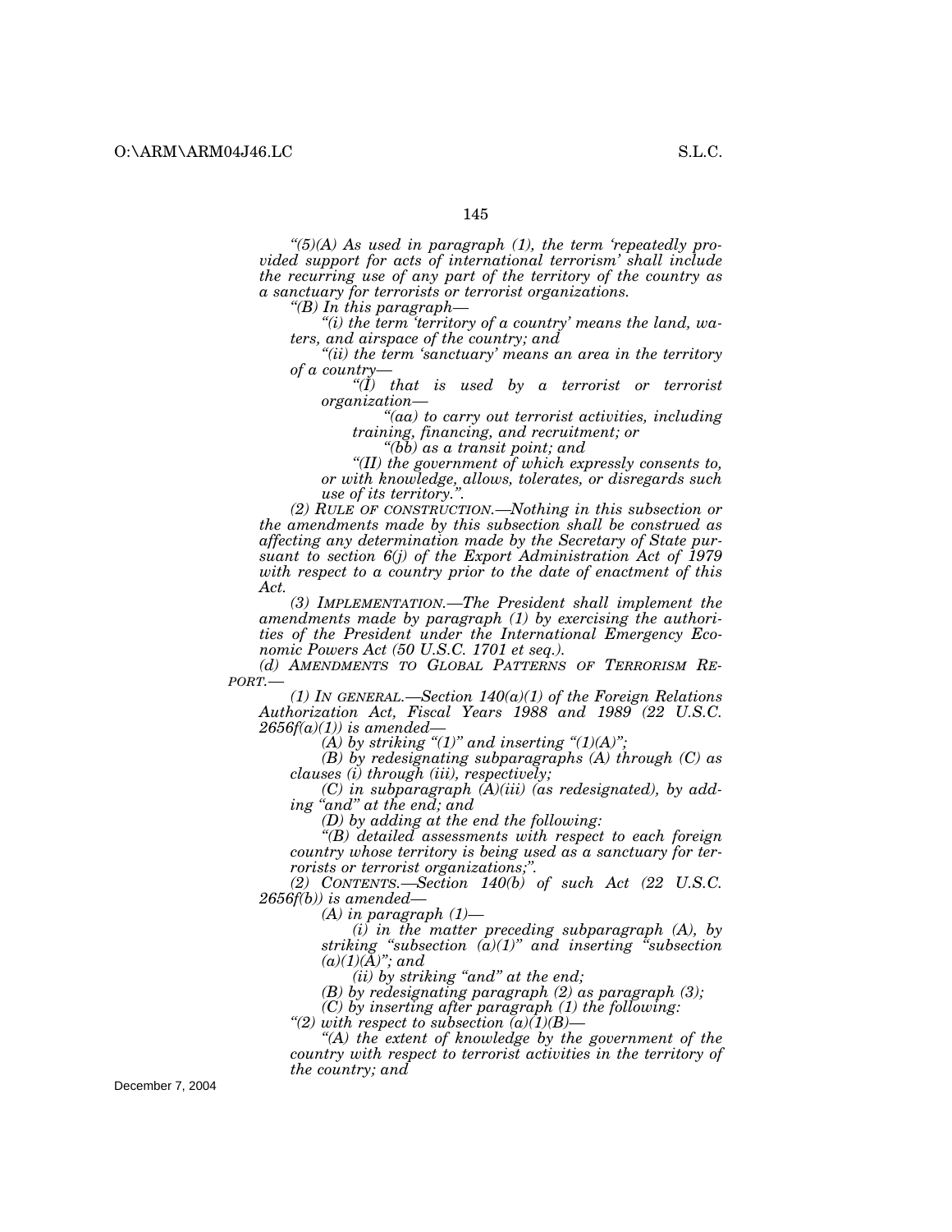*"(5)(A) As used in paragraph (1), the term 'repeatedly provided support for acts of international terrorism' shall include the recurring use of any part of the territory of the country as a sanctuary for terrorists or terrorist organizations.*

*"(B) In this paragraph—*

*"(i) the term 'territory of a country' means the land, waters, and airspace of the country; and*

*"(ii) the term 'sanctuary' means an area in the territory of a country—*

*"(I) that is used by a terrorist or terrorist organization—*

*"(aa) to carry out terrorist activities, including training, financing, and recruitment; or*

*"(bb) as a transit point; and*

*"(II) the government of which expressly consents to, or with knowledge, allows, tolerates, or disregards such use of its territory.".*

*(2) RULE OF CONSTRUCTION.—Nothing in this subsection or the amendments made by this subsection shall be construed as affecting any determination made by the Secretary of State pursuant to section 6(j) of the Export Administration Act of 1979 with respect to a country prior to the date of enactment of this Act.*

*(3) IMPLEMENTATION.—The President shall implement the amendments made by paragraph (1) by exercising the authorities of the President under the International Emergency Economic Powers Act (50 U.S.C. 1701 et seq.).*

*(d) AMENDMENTS TO GLOBAL PATTERNS OF TERRORISM REPORT.—*

*(1) IN GENERAL.—Section 140(a)(1) of the Foreign Relations Authorization Act, Fiscal Years 1988 and 1989 (22 U.S.C. 2656f(a)(1)) is amended—*

*(A) by striking "(1)" and inserting "(1)(A)";*

*(B) by redesignating subparagraphs (A) through (C) as clauses (i) through (iii), respectively;*

*(C) in subparagraph (A)(iii) (as redesignated), by adding "and" at the end; and*

*(D) by adding at the end the following:*

*"(B) detailed assessments with respect to each foreign country whose territory is being used as a sanctuary for terrorists or terrorist organizations;".*

*(2) CONTENTS.—Section 140(b) of such Act (22 U.S.C. 2656f(b)) is amended—*

*(A) in paragraph (1)—*

*(i) in the matter preceding subparagraph (A), by striking "subsection (a)(1)" and inserting "subsection (a)(1)(A)"; and*

*(ii) by striking "and" at the end;*

*(B) by redesignating paragraph (2) as paragraph (3);*

*(C) by inserting after paragraph (1) the following:*

*"(2) with respect to subsection (a)(1)(B)—*

*"(A) the extent of knowledge by the government of the country with respect to terrorist activities in the territory of the country; and*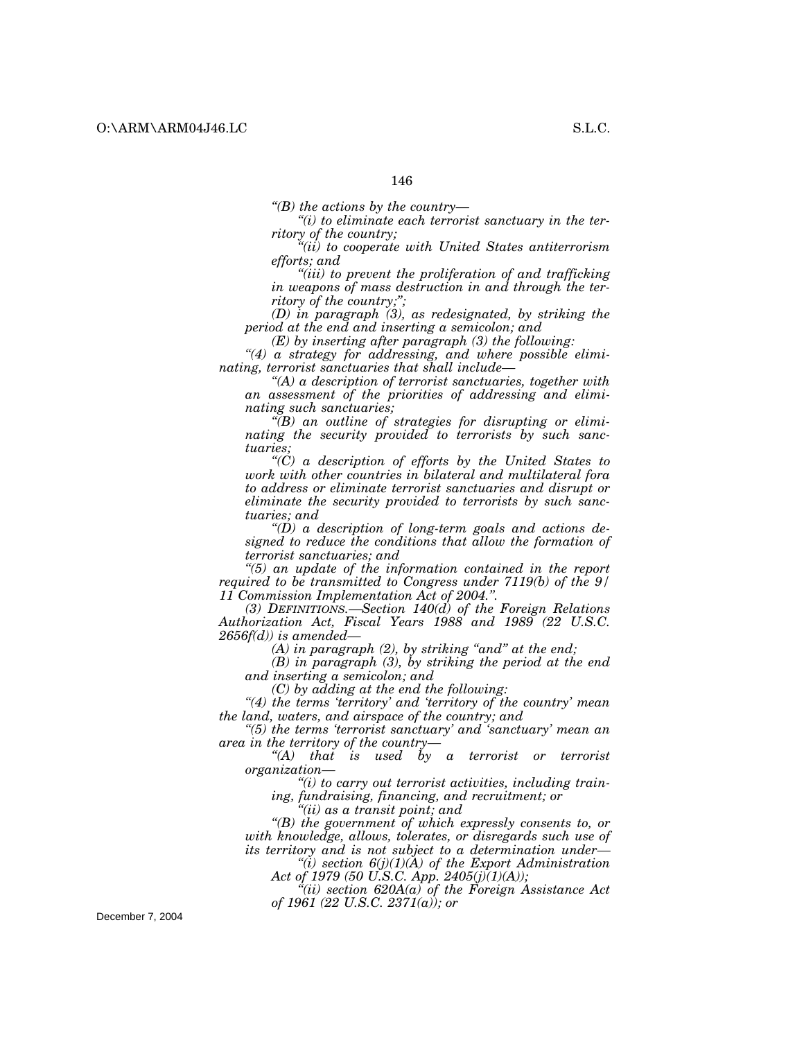*"(B) the actions by the country—*

*"(i) to eliminate each terrorist sanctuary in the territory of the country;*

*"(ii) to cooperate with United States antiterrorism efforts; and*

*"(iii) to prevent the proliferation of and trafficking in weapons of mass destruction in and through the territory of the country;";*

*(D) in paragraph (3), as redesignated, by striking the period at the end and inserting a semicolon; and*

*(E) by inserting after paragraph (3) the following:*

*"(4) a strategy for addressing, and where possible eliminating, terrorist sanctuaries that shall include—*

*"(A) a description of terrorist sanctuaries, together with an assessment of the priorities of addressing and eliminating such sanctuaries;*

*"(B) an outline of strategies for disrupting or eliminating the security provided to terrorists by such sanctuaries;*

*"(C) a description of efforts by the United States to work with other countries in bilateral and multilateral fora to address or eliminate terrorist sanctuaries and disrupt or eliminate the security provided to terrorists by such sanctuaries; and*

*"(D) a description of long-term goals and actions designed to reduce the conditions that allow the formation of terrorist sanctuaries; and*

*"(5) an update of the information contained in the report required to be transmitted to Congress under 7119(b) of the 9/11 Commission Implementation Act of 2004.".*

*(3) DEFINITIONS.—Section 140(d) of the Foreign Relations Authorization Act, Fiscal Years 1988 and 1989 (22 U.S.C. 2656f(d)) is amended—*

*(A) in paragraph (2), by striking "and" at the end;*

*(B) in paragraph (3), by striking the period at the end and inserting a semicolon; and*

*(C) by adding at the end the following:*

*"(4) the terms 'territory' and 'territory of the country' mean the land, waters, and airspace of the country; and*

*"(5) the terms 'terrorist sanctuary' and 'sanctuary' mean an area in the territory of the country—*

*"(A) that is used by a terrorist or terrorist organization—*

*"(i) to carry out terrorist activities, including training, fundraising, financing, and recruitment; or*

*"(ii) as a transit point; and*

*"(B) the government of which expressly consents to, or with knowledge, allows, tolerates, or disregards such use of its territory and is not subject to a determination under—*

*"(i) section 6(j)(1)(A) of the Export Administration Act of 1979 (50 U.S.C. App. 2405(j)(1)(A));*

*"(ii) section 620A(a) of the Foreign Assistance Act of 1961 (22 U.S.C. 2371(a)); or*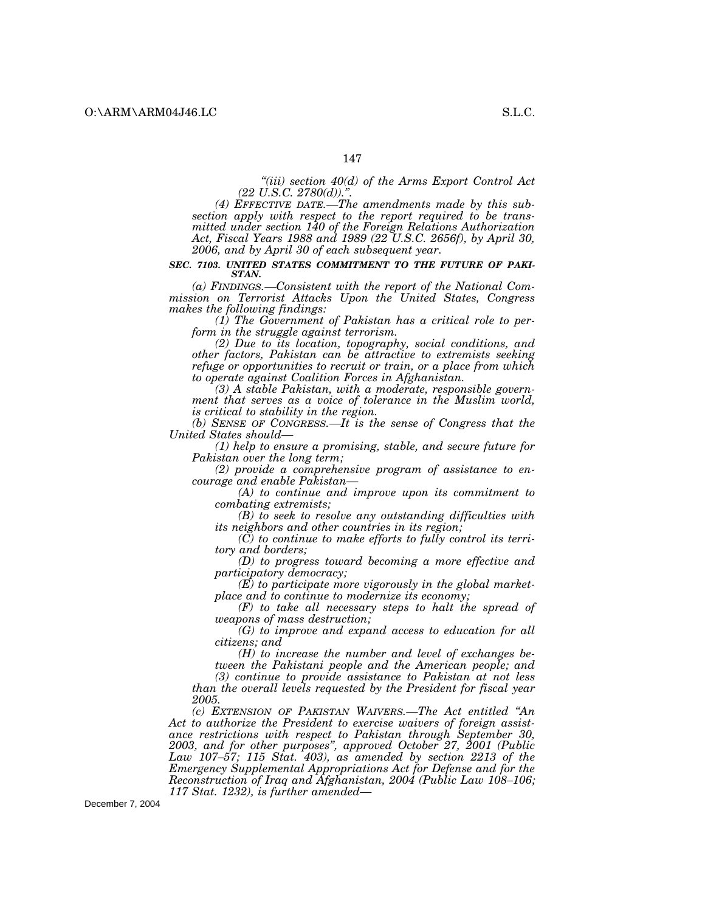*"(iii) section 40(d) of the Arms Export Control Act (22 U.S.C. 2780(d)).".*

*(4) EFFECTIVE DATE.—The amendments made by this subsection apply with respect to the report required to be transmitted under section 140 of the Foreign Relations Authorization Act, Fiscal Years 1988 and 1989 (22 U.S.C. 2656f), by April 30, 2006, and by April 30 of each subsequent year.*

***SEC. 7103. UNITED STATES COMMITMENT TO THE FUTURE OF PAKISTAN.***

*(a) FINDINGS.—Consistent with the report of the National Commission on Terrorist Attacks Upon the United States, Congress makes the following findings:*

*(1) The Government of Pakistan has a critical role to perform in the struggle against terrorism.*

*(2) Due to its location, topography, social conditions, and other factors, Pakistan can be attractive to extremists seeking refuge or opportunities to recruit or train, or a place from which to operate against Coalition Forces in Afghanistan.*

*(3) A stable Pakistan, with a moderate, responsible government that serves as a voice of tolerance in the Muslim world, is critical to stability in the region.*

*(b) SENSE OF CONGRESS.—It is the sense of Congress that the United States should—*

*(1) help to ensure a promising, stable, and secure future for Pakistan over the long term;*

*(2) provide a comprehensive program of assistance to encourage and enable Pakistan—*

*(A) to continue and improve upon its commitment to combating extremists;*

*(B) to seek to resolve any outstanding difficulties with its neighbors and other countries in its region;*

*(C) to continue to make efforts to fully control its territory and borders;*

*(D) to progress toward becoming a more effective and participatory democracy;*

*(E) to participate more vigorously in the global marketplace and to continue to modernize its economy;*

*(F) to take all necessary steps to halt the spread of weapons of mass destruction;*

*(G) to improve and expand access to education for all citizens; and*

*(H) to increase the number and level of exchanges between the Pakistani people and the American people; and*

*(3) continue to provide assistance to Pakistan at not less than the overall levels requested by the President for fiscal year 2005.*

*(c) EXTENSION OF PAKISTAN WAIVERS.—The Act entitled "An Act to authorize the President to exercise waivers of foreign assistance restrictions with respect to Pakistan through September 30, 2003, and for other purposes", approved October 27, 2001 (Public Law 107–57; 115 Stat. 403), as amended by section 2213 of the Emergency Supplemental Appropriations Act for Defense and for the Reconstruction of Iraq and Afghanistan, 2004 (Public Law 108–106; 117 Stat. 1232), is further amended—*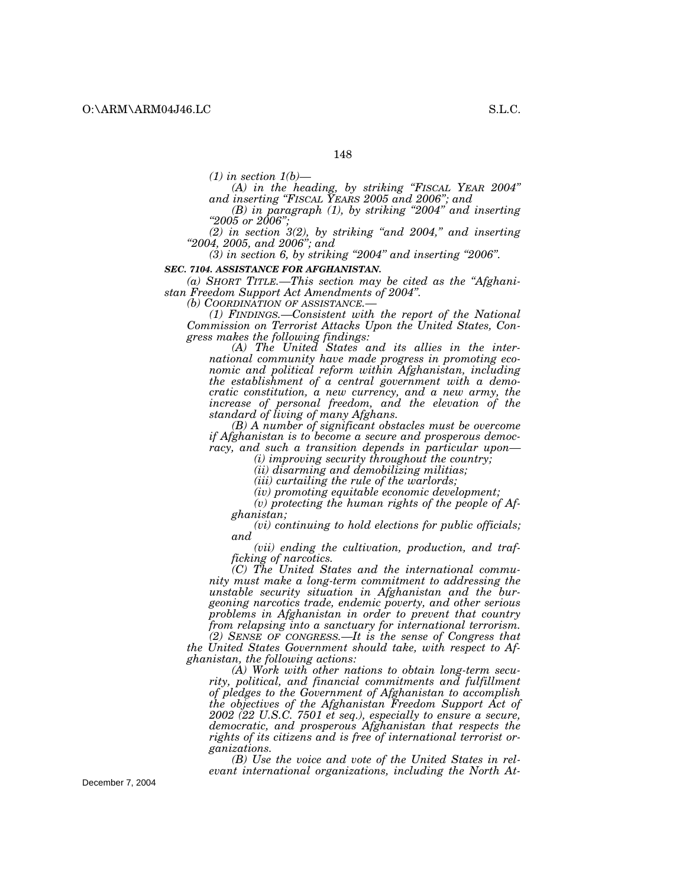*(1) in section 1(b)—*

*(A) in the heading, by striking "FISCAL YEAR 2004" and inserting "FISCAL YEARS 2005 and 2006"; and*

*(B) in paragraph (1), by striking "2004" and inserting "2005 or 2006";*

*(2) in section 3(2), by striking "and 2004," and inserting "2004, 2005, and 2006"; and*

*(3) in section 6, by striking "2004" and inserting "2006".*

***SEC. 7104. ASSISTANCE FOR AFGHANISTAN.***

*(a) SHORT TITLE.—This section may be cited as the "Afghanistan Freedom Support Act Amendments of 2004".*

*(b) COORDINATION OF ASSISTANCE.—*

*(1) FINDINGS.—Consistent with the report of the National Commission on Terrorist Attacks Upon the United States, Congress makes the following findings:*

*(A) The United States and its allies in the international community have made progress in promoting economic and political reform within Afghanistan, including the establishment of a central government with a democratic constitution, a new currency, and a new army, the increase of personal freedom, and the elevation of the standard of living of many Afghans.*

*(B) A number of significant obstacles must be overcome if Afghanistan is to become a secure and prosperous democracy, and such a transition depends in particular upon—*

*(i) improving security throughout the country;*

*(ii) disarming and demobilizing militias;*

*(iii) curtailing the rule of the warlords;*

*(iv) promoting equitable economic development;*

*(v) protecting the human rights of the people of Afghanistan;*

*(vi) continuing to hold elections for public officials; and*

*(vii) ending the cultivation, production, and trafficking of narcotics.*

*(C) The United States and the international community must make a long-term commitment to addressing the unstable security situation in Afghanistan and the burgeoning narcotics trade, endemic poverty, and other serious problems in Afghanistan in order to prevent that country from relapsing into a sanctuary for international terrorism.*

*(2) SENSE OF CONGRESS.—It is the sense of Congress that the United States Government should take, with respect to Afghanistan, the following actions:*

*(A) Work with other nations to obtain long-term security, political, and financial commitments and fulfillment of pledges to the Government of Afghanistan to accomplish the objectives of the Afghanistan Freedom Support Act of 2002 (22 U.S.C. 7501 et seq.), especially to ensure a secure, democratic, and prosperous Afghanistan that respects the rights of its citizens and is free of international terrorist organizations.*

*(B) Use the voice and vote of the United States in relevant international organizations, including the North At-*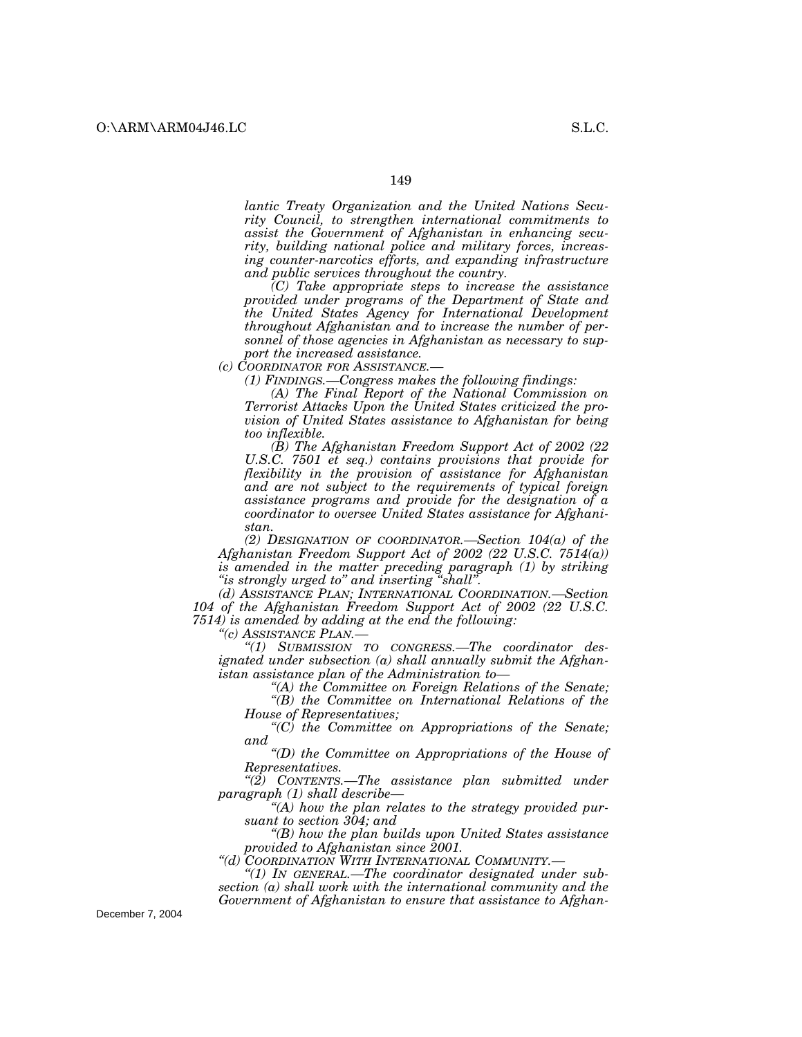*lantic Treaty Organization and the United Nations Security Council, to strengthen international commitments to assist the Government of Afghanistan in enhancing security, building national police and military forces, increasing counter-narcotics efforts, and expanding infrastructure and public services throughout the country.*

*(C) Take appropriate steps to increase the assistance provided under programs of the Department of State and the United States Agency for International Development throughout Afghanistan and to increase the number of personnel of those agencies in Afghanistan as necessary to support the increased assistance.*

*(c) COORDINATOR FOR ASSISTANCE.—*

*(1) FINDINGS.—Congress makes the following findings:*

*(A) The Final Report of the National Commission on Terrorist Attacks Upon the United States criticized the provision of United States assistance to Afghanistan for being too inflexible.*

*(B) The Afghanistan Freedom Support Act of 2002 (22 U.S.C. 7501 et seq.) contains provisions that provide for flexibility in the provision of assistance for Afghanistan and are not subject to the requirements of typical foreign assistance programs and provide for the designation of a coordinator to oversee United States assistance for Afghanistan.*

*(2) DESIGNATION OF COORDINATOR.—Section 104(a) of the Afghanistan Freedom Support Act of 2002 (22 U.S.C. 7514(a)) is amended in the matter preceding paragraph (1) by striking "is strongly urged to" and inserting "shall".*

*(d) ASSISTANCE PLAN; INTERNATIONAL COORDINATION.—Section 104 of the Afghanistan Freedom Support Act of 2002 (22 U.S.C. 7514) is amended by adding at the end the following:*

*"(c) ASSISTANCE PLAN.—*

*"(1) SUBMISSION TO CONGRESS.—The coordinator designated under subsection (a) shall annually submit the Afghanistan assistance plan of the Administration to—*

*"(A) the Committee on Foreign Relations of the Senate;*

*"(B) the Committee on International Relations of the House of Representatives;*

*"(C) the Committee on Appropriations of the Senate; and*

*"(D) the Committee on Appropriations of the House of Representatives.*

*"(2) CONTENTS.—The assistance plan submitted under paragraph (1) shall describe—*

*"(A) how the plan relates to the strategy provided pursuant to section 304; and*

*"(B) how the plan builds upon United States assistance provided to Afghanistan since 2001.*

*"(d) COORDINATION WITH INTERNATIONAL COMMUNITY.—*

*"(1) IN GENERAL.—The coordinator designated under subsection (a) shall work with the international community and the Government of Afghanistan to ensure that assistance to Afghan-*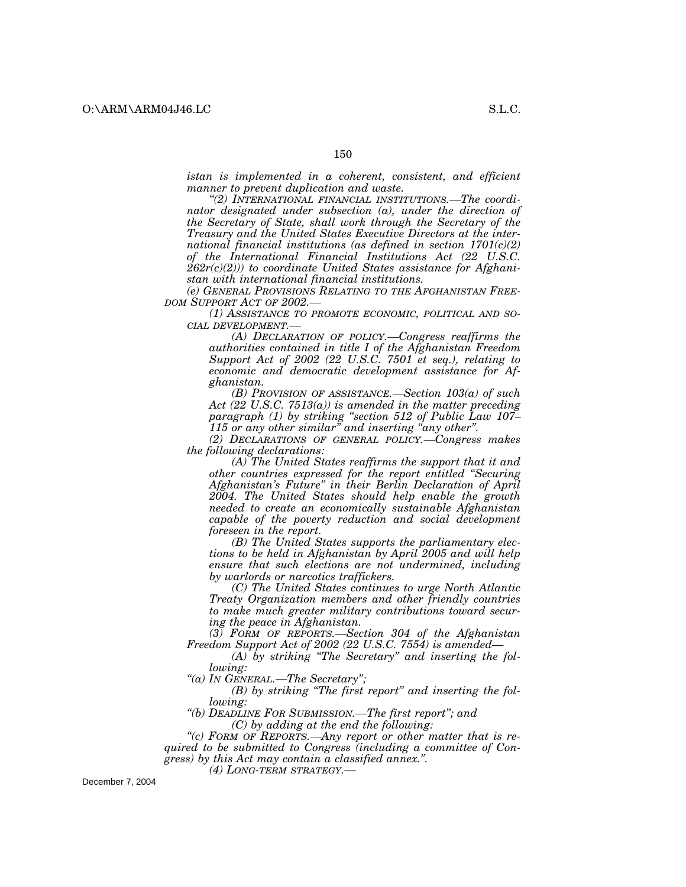*istan is implemented in a coherent, consistent, and efficient manner to prevent duplication and waste.*

*“(2) INTERNATIONAL FINANCIAL INSTITUTIONS.—The coordinator designated under subsection (a), under the direction of the Secretary of State, shall work through the Secretary of the Treasury and the United States Executive Directors at the international financial institutions (as defined in section 1701(c)(2) of the International Financial Institutions Act (22 U.S.C. 262r(c)(2))) to coordinate United States assistance for Afghanistan with international financial institutions.*

*(e) GENERAL PROVISIONS RELATING TO THE AFGHANISTAN FREEDOM SUPPORT ACT OF 2002.—*

*(1) ASSISTANCE TO PROMOTE ECONOMIC, POLITICAL AND SOCIAL DEVELOPMENT.—*

*(A) DECLARATION OF POLICY.—Congress reaffirms the authorities contained in title I of the Afghanistan Freedom Support Act of 2002 (22 U.S.C. 7501 et seq.), relating to economic and democratic development assistance for Afghanistan.*

*(B) PROVISION OF ASSISTANCE.—Section 103(a) of such Act (22 U.S.C. 7513(a)) is amended in the matter preceding paragraph (1) by striking “section 512 of Public Law 107–115 or any other similar” and inserting “any other”.*

*(2) DECLARATIONS OF GENERAL POLICY.—Congress makes the following declarations:*

*(A) The United States reaffirms the support that it and other countries expressed for the report entitled “Securing Afghanistan’s Future” in their Berlin Declaration of April 2004. The United States should help enable the growth needed to create an economically sustainable Afghanistan capable of the poverty reduction and social development foreseen in the report.*

*(B) The United States supports the parliamentary elections to be held in Afghanistan by April 2005 and will help ensure that such elections are not undermined, including by warlords or narcotics traffickers.*

*(C) The United States continues to urge North Atlantic Treaty Organization members and other friendly countries to make much greater military contributions toward securing the peace in Afghanistan.*

*(3) FORM OF REPORTS.—Section 304 of the Afghanistan Freedom Support Act of 2002 (22 U.S.C. 7554) is amended—*

*(A) by striking “The Secretary” and inserting the following:*

*“(a) IN GENERAL.—The Secretary”;*

*(B) by striking “The first report” and inserting the following:*

*“(b) DEADLINE FOR SUBMISSION.—The first report”; and*

*(C) by adding at the end the following:*

*“(c) FORM OF REPORTS.—Any report or other matter that is required to be submitted to Congress (including a committee of Congress) by this Act may contain a classified annex.”.*

*(4) LONG-TERM STRATEGY.—*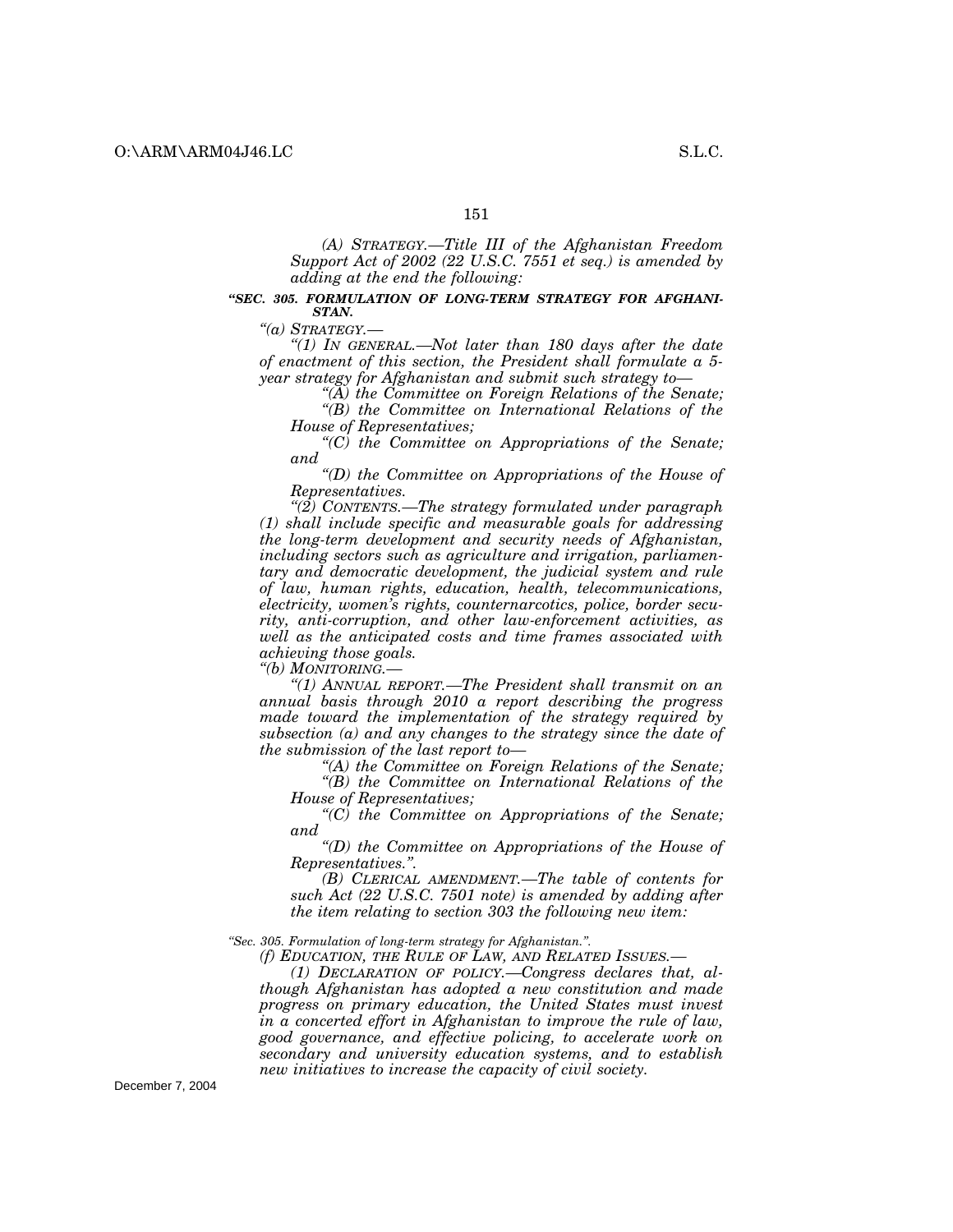*(A) STRATEGY.—Title III of the Afghanistan Freedom Support Act of 2002 (22 U.S.C. 7551 et seq.) is amended by adding at the end the following:*

***"SEC. 305. FORMULATION OF LONG-TERM STRATEGY FOR AFGHANISTAN.***

*"(a) STRATEGY.—*

*"(1) IN GENERAL.—Not later than 180 days after the date of enactment of this section, the President shall formulate a 5-year strategy for Afghanistan and submit such strategy to—*

*"(A) the Committee on Foreign Relations of the Senate;*

*"(B) the Committee on International Relations of the House of Representatives;*

*"(C) the Committee on Appropriations of the Senate; and*

*"(D) the Committee on Appropriations of the House of Representatives.*

*"(2) CONTENTS.—The strategy formulated under paragraph (1) shall include specific and measurable goals for addressing the long-term development and security needs of Afghanistan, including sectors such as agriculture and irrigation, parliamentary and democratic development, the judicial system and rule of law, human rights, education, health, telecommunications, electricity, women's rights, counternarcotics, police, border security, anti-corruption, and other law-enforcement activities, as well as the anticipated costs and time frames associated with achieving those goals.*

*"(b) MONITORING.—*

*"(1) ANNUAL REPORT.—The President shall transmit on an annual basis through 2010 a report describing the progress made toward the implementation of the strategy required by subsection (a) and any changes to the strategy since the date of the submission of the last report to—*

*"(A) the Committee on Foreign Relations of the Senate;*

*"(B) the Committee on International Relations of the House of Representatives;*

*"(C) the Committee on Appropriations of the Senate; and*

*"(D) the Committee on Appropriations of the House of Representatives.".*

*(B) CLERICAL AMENDMENT.—The table of contents for such Act (22 U.S.C. 7501 note) is amended by adding after the item relating to section 303 the following new item:*

*"Sec. 305. Formulation of long-term strategy for Afghanistan.".*

*(f) EDUCATION, THE RULE OF LAW, AND RELATED ISSUES.—*

*(1) DECLARATION OF POLICY.—Congress declares that, although Afghanistan has adopted a new constitution and made progress on primary education, the United States must invest in a concerted effort in Afghanistan to improve the rule of law, good governance, and effective policing, to accelerate work on secondary and university education systems, and to establish new initiatives to increase the capacity of civil society.*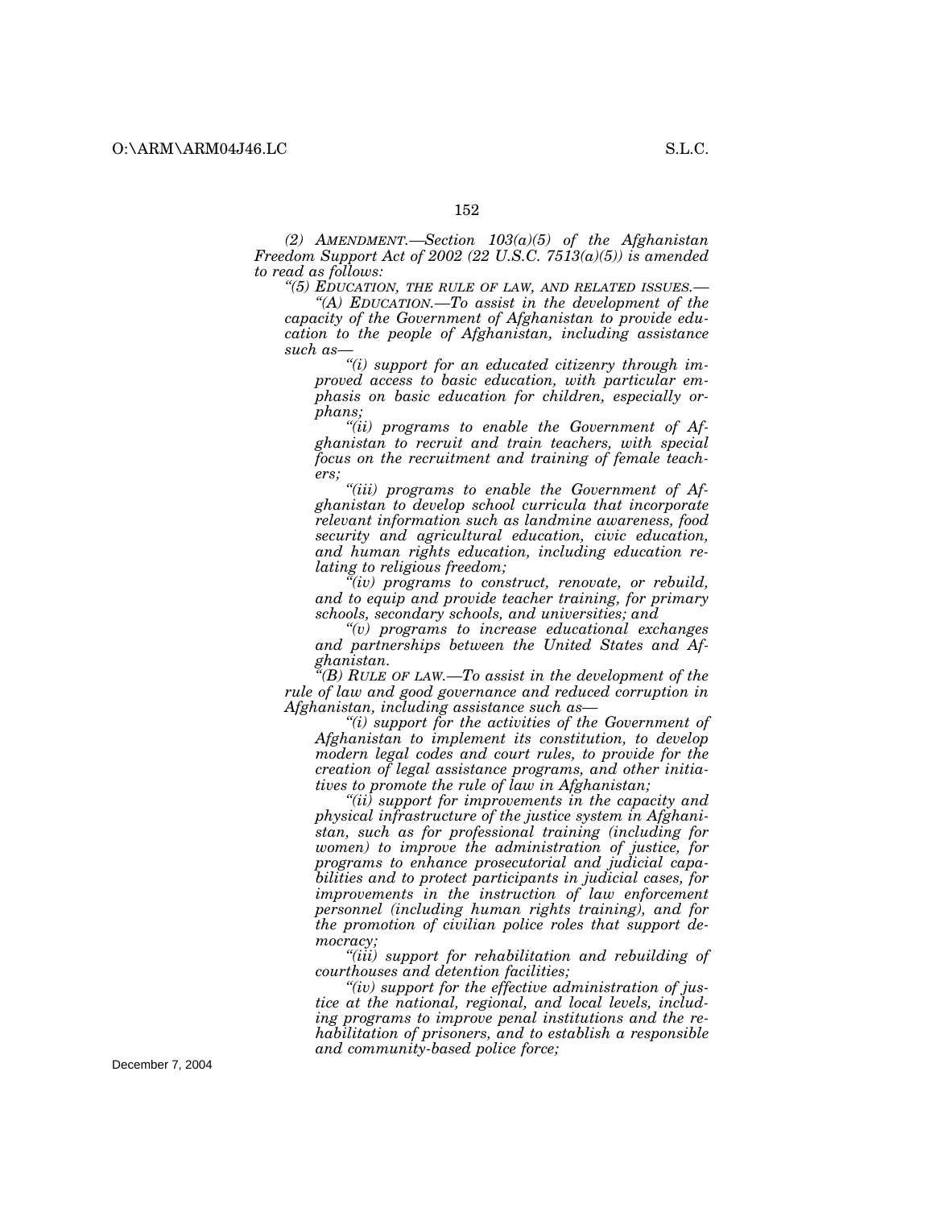*(2) AMENDMENT.—Section 103(a)(5) of the Afghanistan Freedom Support Act of 2002 (22 U.S.C. 7513(a)(5)) is amended to read as follows:*

*"(5) EDUCATION, THE RULE OF LAW, AND RELATED ISSUES.—*

*"(A) EDUCATION.—To assist in the development of the capacity of the Government of Afghanistan to provide education to the people of Afghanistan, including assistance such as—*

*"(i) support for an educated citizenry through improved access to basic education, with particular emphasis on basic education for children, especially orphans;*

*"(ii) programs to enable the Government of Afghanistan to recruit and train teachers, with special focus on the recruitment and training of female teachers;*

*"(iii) programs to enable the Government of Afghanistan to develop school curricula that incorporate relevant information such as landmine awareness, food security and agricultural education, civic education, and human rights education, including education relating to religious freedom;*

*"(iv) programs to construct, renovate, or rebuild, and to equip and provide teacher training, for primary schools, secondary schools, and universities; and*

*"(v) programs to increase educational exchanges and partnerships between the United States and Afghanistan.*

*"(B) RULE OF LAW.—To assist in the development of the rule of law and good governance and reduced corruption in Afghanistan, including assistance such as—*

*"(i) support for the activities of the Government of Afghanistan to implement its constitution, to develop modern legal codes and court rules, to provide for the creation of legal assistance programs, and other initiatives to promote the rule of law in Afghanistan;*

*"(ii) support for improvements in the capacity and physical infrastructure of the justice system in Afghanistan, such as for professional training (including for women) to improve the administration of justice, for programs to enhance prosecutorial and judicial capabilities and to protect participants in judicial cases, for improvements in the instruction of law enforcement personnel (including human rights training), and for the promotion of civilian police roles that support democracy;*

*"(iii) support for rehabilitation and rebuilding of courthouses and detention facilities;*

*"(iv) support for the effective administration of justice at the national, regional, and local levels, including programs to improve penal institutions and the rehabilitation of prisoners, and to establish a responsible and community-based police force;*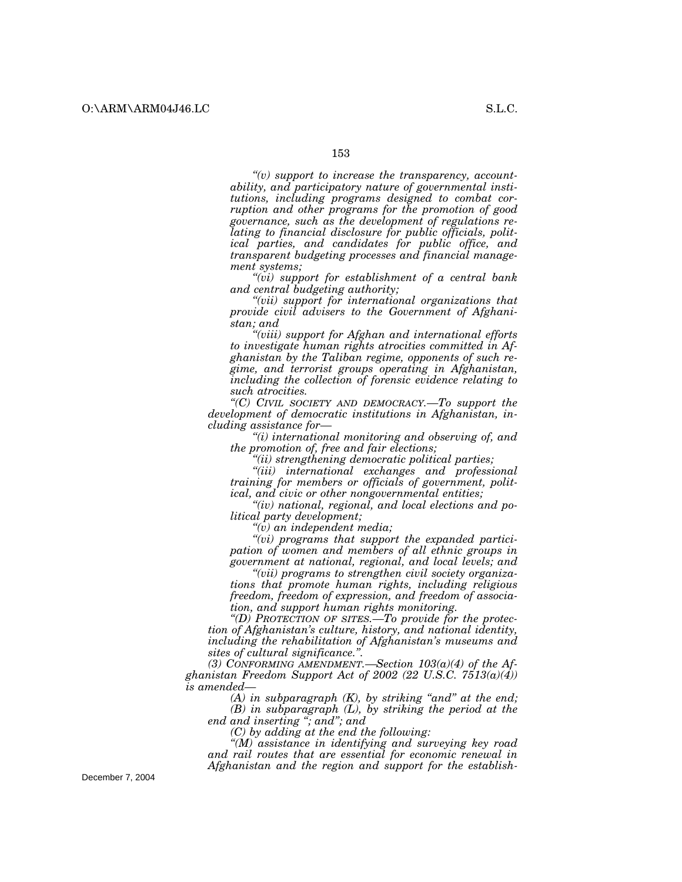*"(v) support to increase the transparency, accountability, and participatory nature of governmental institutions, including programs designed to combat corruption and other programs for the promotion of good governance, such as the development of regulations relating to financial disclosure for public officials, political parties, and candidates for public office, and transparent budgeting processes and financial management systems;*

*"(vi) support for establishment of a central bank and central budgeting authority;*

*"(vii) support for international organizations that provide civil advisers to the Government of Afghanistan; and*

*"(viii) support for Afghan and international efforts to investigate human rights atrocities committed in Afghanistan by the Taliban regime, opponents of such regime, and terrorist groups operating in Afghanistan, including the collection of forensic evidence relating to such atrocities.*

*"(C) CIVIL SOCIETY AND DEMOCRACY.—To support the development of democratic institutions in Afghanistan, including assistance for—*

*"(i) international monitoring and observing of, and the promotion of, free and fair elections;*

*"(ii) strengthening democratic political parties;*

*"(iii) international exchanges and professional training for members or officials of government, political, and civic or other nongovernmental entities;*

*"(iv) national, regional, and local elections and political party development;*

*"(v) an independent media;*

*"(vi) programs that support the expanded participation of women and members of all ethnic groups in government at national, regional, and local levels; and*

*"(vii) programs to strengthen civil society organizations that promote human rights, including religious freedom, freedom of expression, and freedom of association, and support human rights monitoring.*

*"(D) PROTECTION OF SITES.—To provide for the protection of Afghanistan's culture, history, and national identity, including the rehabilitation of Afghanistan's museums and sites of cultural significance.".*

*(3) CONFORMING AMENDMENT.—Section 103(a)(4) of the Afghanistan Freedom Support Act of 2002 (22 U.S.C. 7513(a)(4)) is amended—*

*(A) in subparagraph (K), by striking "and" at the end;*

*(B) in subparagraph (L), by striking the period at the end and inserting "; and"; and*

*(C) by adding at the end the following:*

*"(M) assistance in identifying and surveying key road and rail routes that are essential for economic renewal in Afghanistan and the region and support for the establish-*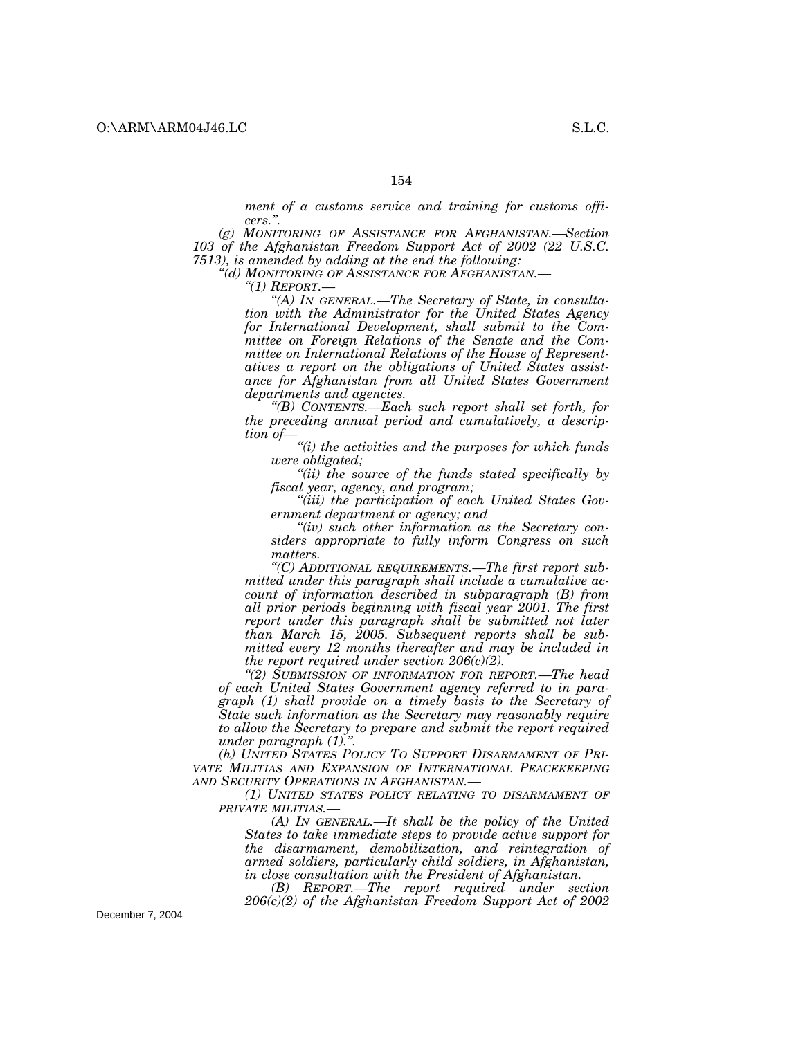*ment of a customs service and training for customs officers.".*

*(g) MONITORING OF ASSISTANCE FOR AFGHANISTAN.—Section 103 of the Afghanistan Freedom Support Act of 2002 (22 U.S.C. 7513), is amended by adding at the end the following:*

*"(d) MONITORING OF ASSISTANCE FOR AFGHANISTAN.—*

*"(1) REPORT.—*

*"(A) IN GENERAL.—The Secretary of State, in consultation with the Administrator for the United States Agency for International Development, shall submit to the Committee on Foreign Relations of the Senate and the Committee on International Relations of the House of Representatives a report on the obligations of United States assistance for Afghanistan from all United States Government departments and agencies.*

*"(B) CONTENTS.—Each such report shall set forth, for the preceding annual period and cumulatively, a description of—*

*"(i) the activities and the purposes for which funds were obligated;*

*"(ii) the source of the funds stated specifically by fiscal year, agency, and program;*

*"(iii) the participation of each United States Government department or agency; and*

*"(iv) such other information as the Secretary considers appropriate to fully inform Congress on such matters.*

*"(C) ADDITIONAL REQUIREMENTS.—The first report submitted under this paragraph shall include a cumulative account of information described in subparagraph (B) from all prior periods beginning with fiscal year 2001. The first report under this paragraph shall be submitted not later than March 15, 2005. Subsequent reports shall be submitted every 12 months thereafter and may be included in the report required under section 206(c)(2).*

*"(2) SUBMISSION OF INFORMATION FOR REPORT.—The head of each United States Government agency referred to in paragraph (1) shall provide on a timely basis to the Secretary of State such information as the Secretary may reasonably require to allow the Secretary to prepare and submit the report required under paragraph (1).".*

*(h) UNITED STATES POLICY TO SUPPORT DISARMAMENT OF PRIVATE MILITIAS AND EXPANSION OF INTERNATIONAL PEACEKEEPING AND SECURITY OPERATIONS IN AFGHANISTAN.—*

*(1) UNITED STATES POLICY RELATING TO DISARMAMENT OF PRIVATE MILITIAS.—*

*(A) IN GENERAL.—It shall be the policy of the United States to take immediate steps to provide active support for the disarmament, demobilization, and reintegration of armed soldiers, particularly child soldiers, in Afghanistan, in close consultation with the President of Afghanistan.*

*(B) REPORT.—The report required under section 206(c)(2) of the Afghanistan Freedom Support Act of 2002*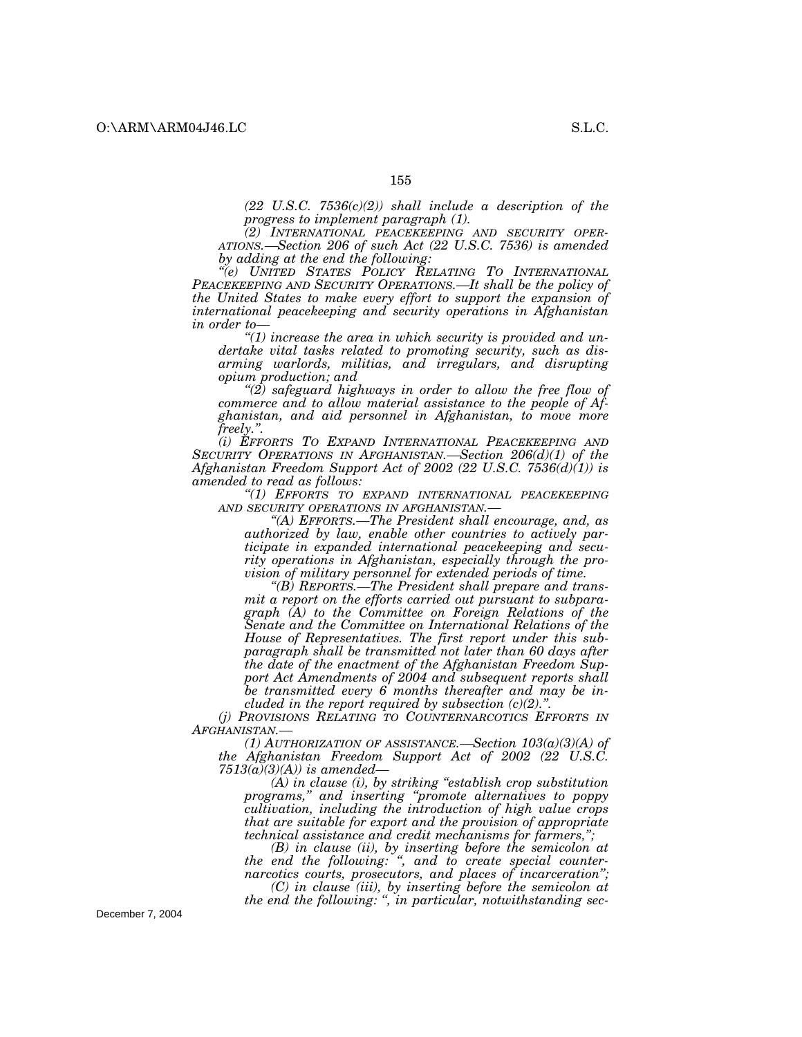*(22 U.S.C. 7536(c)(2)) shall include a description of the progress to implement paragraph (1).*

*(2) INTERNATIONAL PEACEKEEPING AND SECURITY OPERATIONS.—Section 206 of such Act (22 U.S.C. 7536) is amended by adding at the end the following:*

*"(e) UNITED STATES POLICY RELATING TO INTERNATIONAL PEACEKEEPING AND SECURITY OPERATIONS.—It shall be the policy of the United States to make every effort to support the expansion of international peacekeeping and security operations in Afghanistan in order to—*

*"(1) increase the area in which security is provided and undertake vital tasks related to promoting security, such as disarming warlords, militias, and irregulars, and disrupting opium production; and*

*"(2) safeguard highways in order to allow the free flow of commerce and to allow material assistance to the people of Afghanistan, and aid personnel in Afghanistan, to move more freely.".*

*(i) EFFORTS TO EXPAND INTERNATIONAL PEACEKEEPING AND SECURITY OPERATIONS IN AFGHANISTAN.—Section 206(d)(1) of the Afghanistan Freedom Support Act of 2002 (22 U.S.C. 7536(d)(1)) is amended to read as follows:*

*"(1) EFFORTS TO EXPAND INTERNATIONAL PEACEKEEPING AND SECURITY OPERATIONS IN AFGHANISTAN.—*

*"(A) EFFORTS.—The President shall encourage, and, as authorized by law, enable other countries to actively participate in expanded international peacekeeping and security operations in Afghanistan, especially through the provision of military personnel for extended periods of time.*

*"(B) REPORTS.—The President shall prepare and transmit a report on the efforts carried out pursuant to subparagraph (A) to the Committee on Foreign Relations of the Senate and the Committee on International Relations of the House of Representatives. The first report under this subparagraph shall be transmitted not later than 60 days after the date of the enactment of the Afghanistan Freedom Support Act Amendments of 2004 and subsequent reports shall be transmitted every 6 months thereafter and may be included in the report required by subsection (c)(2).".*

*(j) PROVISIONS RELATING TO COUNTERNARCOTICS EFFORTS IN AFGHANISTAN.—*

*(1) AUTHORIZATION OF ASSISTANCE.—Section 103(a)(3)(A) of the Afghanistan Freedom Support Act of 2002 (22 U.S.C. 7513(a)(3)(A)) is amended—*

*(A) in clause (i), by striking "establish crop substitution programs," and inserting "promote alternatives to poppy cultivation, including the introduction of high value crops that are suitable for export and the provision of appropriate technical assistance and credit mechanisms for farmers,";*

*(B) in clause (ii), by inserting before the semicolon at the end the following: ", and to create special counternarcotics courts, prosecutors, and places of incarceration";*

*(C) in clause (iii), by inserting before the semicolon at the end the following: ", in particular, notwithstanding sec-*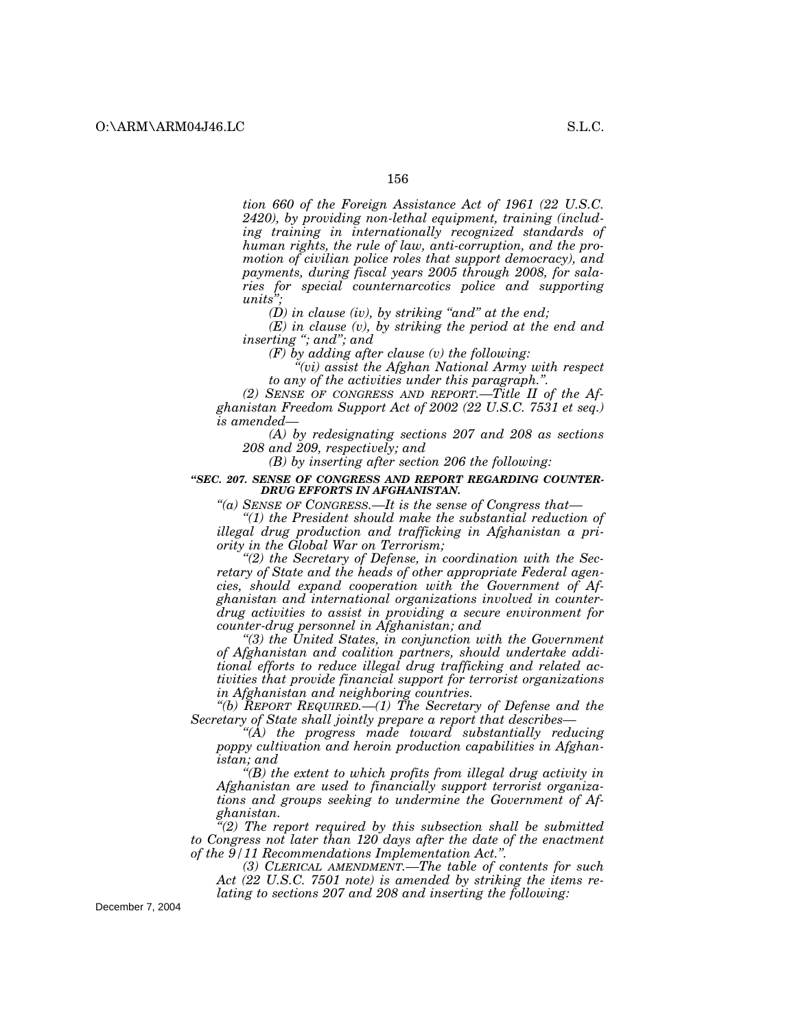*tion 660 of the Foreign Assistance Act of 1961 (22 U.S.C. 2420), by providing non-lethal equipment, training (including training in internationally recognized standards of human rights, the rule of law, anti-corruption, and the promotion of civilian police roles that support democracy), and payments, during fiscal years 2005 through 2008, for salaries for special counternarcotics police and supporting units";*

*(D) in clause (iv), by striking "and" at the end;*

*(E) in clause (v), by striking the period at the end and inserting "; and"; and*

*(F) by adding after clause (v) the following:*

*"(vi) assist the Afghan National Army with respect to any of the activities under this paragraph.".*

*(2) SENSE OF CONGRESS AND REPORT.—Title II of the Afghanistan Freedom Support Act of 2002 (22 U.S.C. 7531 et seq.) is amended—*

*(A) by redesignating sections 207 and 208 as sections 208 and 209, respectively; and*

*(B) by inserting after section 206 the following:*

***"SEC. 207. SENSE OF CONGRESS AND REPORT REGARDING COUNTER-DRUG EFFORTS IN AFGHANISTAN.***

*"(a) SENSE OF CONGRESS.—It is the sense of Congress that—*

*"(1) the President should make the substantial reduction of illegal drug production and trafficking in Afghanistan a priority in the Global War on Terrorism;*

*"(2) the Secretary of Defense, in coordination with the Secretary of State and the heads of other appropriate Federal agencies, should expand cooperation with the Government of Afghanistan and international organizations involved in counter-drug activities to assist in providing a secure environment for counter-drug personnel in Afghanistan; and*

*"(3) the United States, in conjunction with the Government of Afghanistan and coalition partners, should undertake additional efforts to reduce illegal drug trafficking and related activities that provide financial support for terrorist organizations in Afghanistan and neighboring countries.*

*"(b) REPORT REQUIRED.—(1) The Secretary of Defense and the Secretary of State shall jointly prepare a report that describes—*

*"(A) the progress made toward substantially reducing poppy cultivation and heroin production capabilities in Afghanistan; and*

*"(B) the extent to which profits from illegal drug activity in Afghanistan are used to financially support terrorist organizations and groups seeking to undermine the Government of Afghanistan.*

*"(2) The report required by this subsection shall be submitted to Congress not later than 120 days after the date of the enactment of the 9/11 Recommendations Implementation Act.".*

*(3) CLERICAL AMENDMENT.—The table of contents for such Act (22 U.S.C. 7501 note) is amended by striking the items relating to sections 207 and 208 and inserting the following:*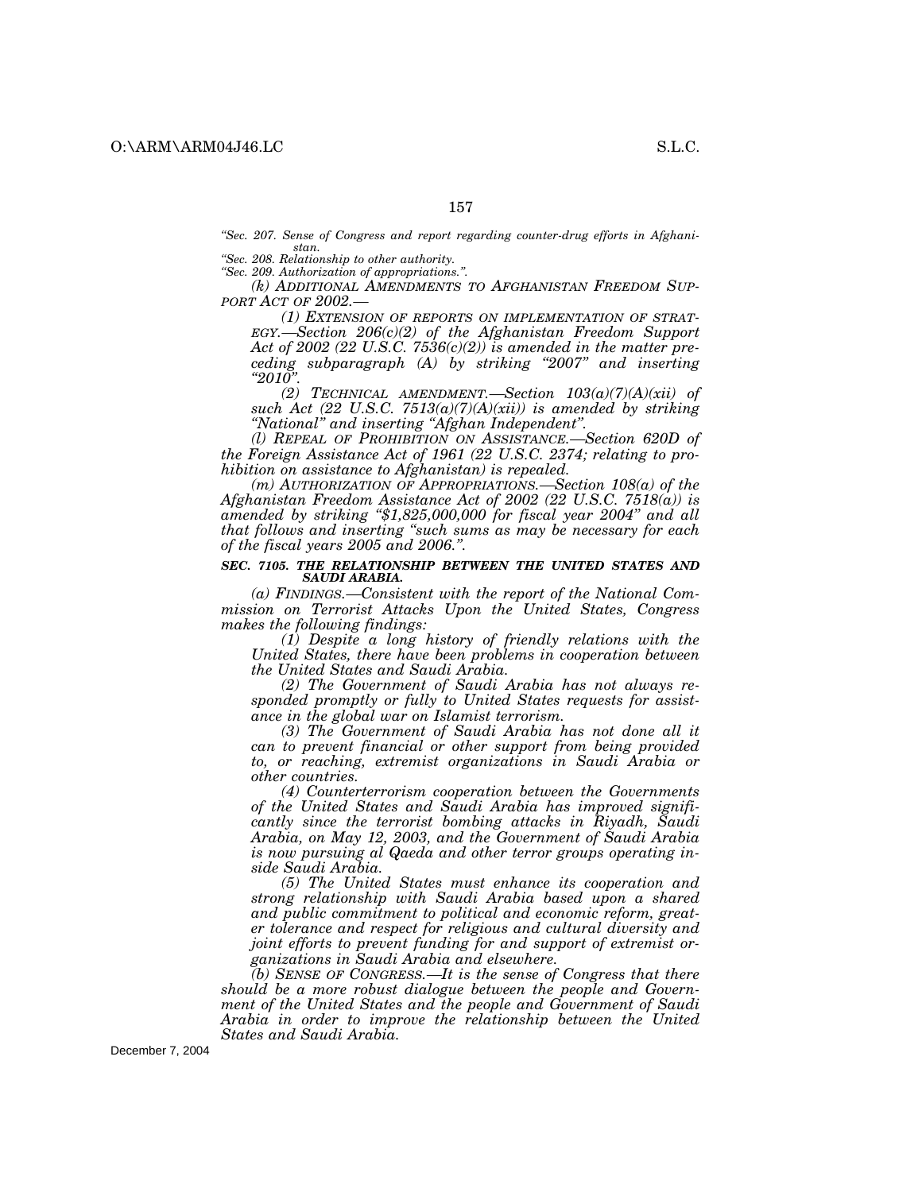"Sec. 207. Sense of Congress and report regarding counter-drug efforts in Afghanistan.

"Sec. 208. Relationship to other authority.

"Sec. 209. Authorization of appropriations.".

*(k) ADDITIONAL AMENDMENTS TO AFGHANISTAN FREEDOM SUPPORT ACT OF 2002.—*

*(1) EXTENSION OF REPORTS ON IMPLEMENTATION OF STRATEGY.—Section 206(c)(2) of the Afghanistan Freedom Support Act of 2002 (22 U.S.C. 7536(c)(2)) is amended in the matter preceding subparagraph (A) by striking "2007" and inserting "2010".*

*(2) TECHNICAL AMENDMENT.—Section 103(a)(7)(A)(xii) of such Act (22 U.S.C. 7513(a)(7)(A)(xii)) is amended by striking "National" and inserting "Afghan Independent".*

*(l) REPEAL OF PROHIBITION ON ASSISTANCE.—Section 620D of the Foreign Assistance Act of 1961 (22 U.S.C. 2374; relating to prohibition on assistance to Afghanistan) is repealed.*

*(m) AUTHORIZATION OF APPROPRIATIONS.—Section 108(a) of the Afghanistan Freedom Assistance Act of 2002 (22 U.S.C. 7518(a)) is amended by striking "$1,825,000,000 for fiscal year 2004" and all that follows and inserting "such sums as may be necessary for each of the fiscal years 2005 and 2006.".*

### *SEC. 7105. THE RELATIONSHIP BETWEEN THE UNITED STATES AND SAUDI ARABIA.*

*(a) FINDINGS.—Consistent with the report of the National Commission on Terrorist Attacks Upon the United States, Congress makes the following findings:*

*(1) Despite a long history of friendly relations with the United States, there have been problems in cooperation between the United States and Saudi Arabia.*

*(2) The Government of Saudi Arabia has not always responded promptly or fully to United States requests for assistance in the global war on Islamist terrorism.*

*(3) The Government of Saudi Arabia has not done all it can to prevent financial or other support from being provided to, or reaching, extremist organizations in Saudi Arabia or other countries.*

*(4) Counterterrorism cooperation between the Governments of the United States and Saudi Arabia has improved significantly since the terrorist bombing attacks in Riyadh, Saudi Arabia, on May 12, 2003, and the Government of Saudi Arabia is now pursuing al Qaeda and other terror groups operating inside Saudi Arabia.*

*(5) The United States must enhance its cooperation and strong relationship with Saudi Arabia based upon a shared and public commitment to political and economic reform, greater tolerance and respect for religious and cultural diversity and joint efforts to prevent funding for and support of extremist organizations in Saudi Arabia and elsewhere.*

*(b) SENSE OF CONGRESS.—It is the sense of Congress that there should be a more robust dialogue between the people and Government of the United States and the people and Government of Saudi Arabia in order to improve the relationship between the United States and Saudi Arabia.*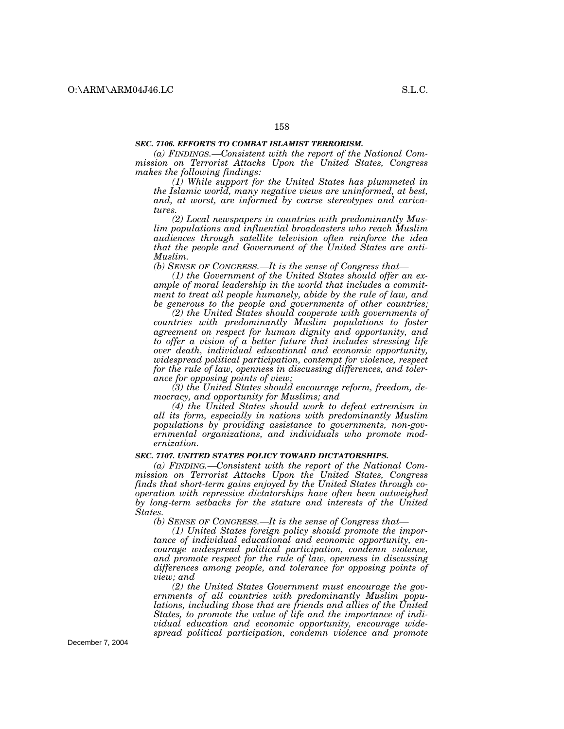### *SEC. 7106. EFFORTS TO COMBAT ISLAMIST TERRORISM.*

*(a) FINDINGS.—Consistent with the report of the National Commission on Terrorist Attacks Upon the United States, Congress makes the following findings:*

*(1) While support for the United States has plummeted in the Islamic world, many negative views are uninformed, at best, and, at worst, are informed by coarse stereotypes and caricatures.*

*(2) Local newspapers in countries with predominantly Muslim populations and influential broadcasters who reach Muslim audiences through satellite television often reinforce the idea that the people and Government of the United States are anti-Muslim.*

*(b) SENSE OF CONGRESS.—It is the sense of Congress that—*

*(1) the Government of the United States should offer an example of moral leadership in the world that includes a commitment to treat all people humanely, abide by the rule of law, and be generous to the people and governments of other countries;*

*(2) the United States should cooperate with governments of countries with predominantly Muslim populations to foster agreement on respect for human dignity and opportunity, and to offer a vision of a better future that includes stressing life over death, individual educational and economic opportunity, widespread political participation, contempt for violence, respect for the rule of law, openness in discussing differences, and tolerance for opposing points of view;*

*(3) the United States should encourage reform, freedom, democracy, and opportunity for Muslims; and*

*(4) the United States should work to defeat extremism in all its form, especially in nations with predominantly Muslim populations by providing assistance to governments, non-governmental organizations, and individuals who promote modernization.*

### *SEC. 7107. UNITED STATES POLICY TOWARD DICTATORSHIPS.*

*(a) FINDING.—Consistent with the report of the National Commission on Terrorist Attacks Upon the United States, Congress finds that short-term gains enjoyed by the United States through cooperation with repressive dictatorships have often been outweighed by long-term setbacks for the stature and interests of the United States.*

*(b) SENSE OF CONGRESS.—It is the sense of Congress that—*

*(1) United States foreign policy should promote the importance of individual educational and economic opportunity, encourage widespread political participation, condemn violence, and promote respect for the rule of law, openness in discussing differences among people, and tolerance for opposing points of view; and*

*(2) the United States Government must encourage the governments of all countries with predominantly Muslim populations, including those that are friends and allies of the United States, to promote the value of life and the importance of individual education and economic opportunity, encourage widespread political participation, condemn violence and promote*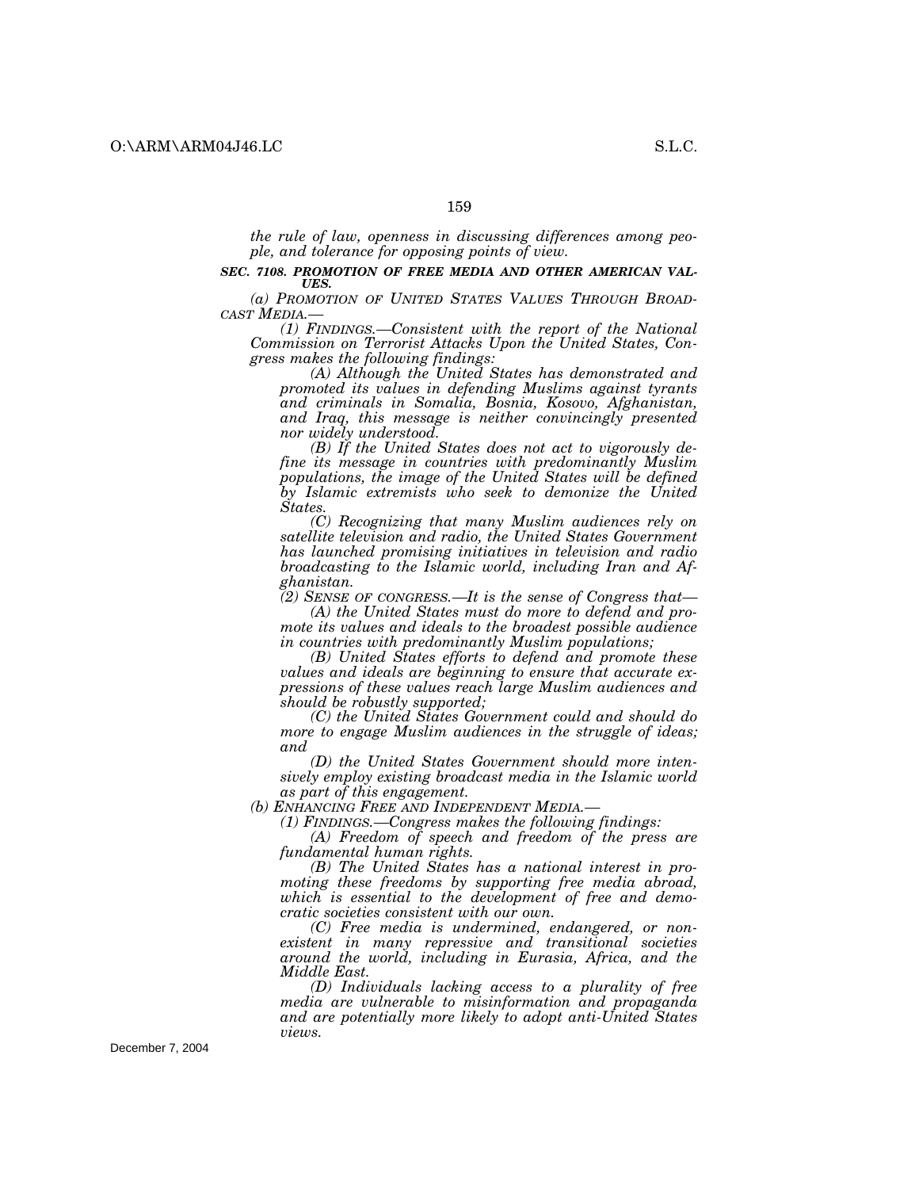*the rule of law, openness in discussing differences among people, and tolerance for opposing points of view.*

***SEC. 7108. PROMOTION OF FREE MEDIA AND OTHER AMERICAN VALUES.***

*(a) PROMOTION OF UNITED STATES VALUES THROUGH BROADCAST MEDIA.—*

*(1) FINDINGS.—Consistent with the report of the National Commission on Terrorist Attacks Upon the United States, Congress makes the following findings:*

*(A) Although the United States has demonstrated and promoted its values in defending Muslims against tyrants and criminals in Somalia, Bosnia, Kosovo, Afghanistan, and Iraq, this message is neither convincingly presented nor widely understood.*

*(B) If the United States does not act to vigorously define its message in countries with predominantly Muslim populations, the image of the United States will be defined by Islamic extremists who seek to demonize the United States.*

*(C) Recognizing that many Muslim audiences rely on satellite television and radio, the United States Government has launched promising initiatives in television and radio broadcasting to the Islamic world, including Iran and Afghanistan.*

*(2) SENSE OF CONGRESS.—It is the sense of Congress that—*

*(A) the United States must do more to defend and promote its values and ideals to the broadest possible audience in countries with predominantly Muslim populations;*

*(B) United States efforts to defend and promote these values and ideals are beginning to ensure that accurate expressions of these values reach large Muslim audiences and should be robustly supported;*

*(C) the United States Government could and should do more to engage Muslim audiences in the struggle of ideas; and*

*(D) the United States Government should more intensively employ existing broadcast media in the Islamic world as part of this engagement.*

*(b) ENHANCING FREE AND INDEPENDENT MEDIA.—*

*(1) FINDINGS.—Congress makes the following findings:*

*(A) Freedom of speech and freedom of the press are fundamental human rights.*

*(B) The United States has a national interest in promoting these freedoms by supporting free media abroad, which is essential to the development of free and democratic societies consistent with our own.*

*(C) Free media is undermined, endangered, or nonexistent in many repressive and transitional societies around the world, including in Eurasia, Africa, and the Middle East.*

*(D) Individuals lacking access to a plurality of free media are vulnerable to misinformation and propaganda and are potentially more likely to adopt anti-United States views.*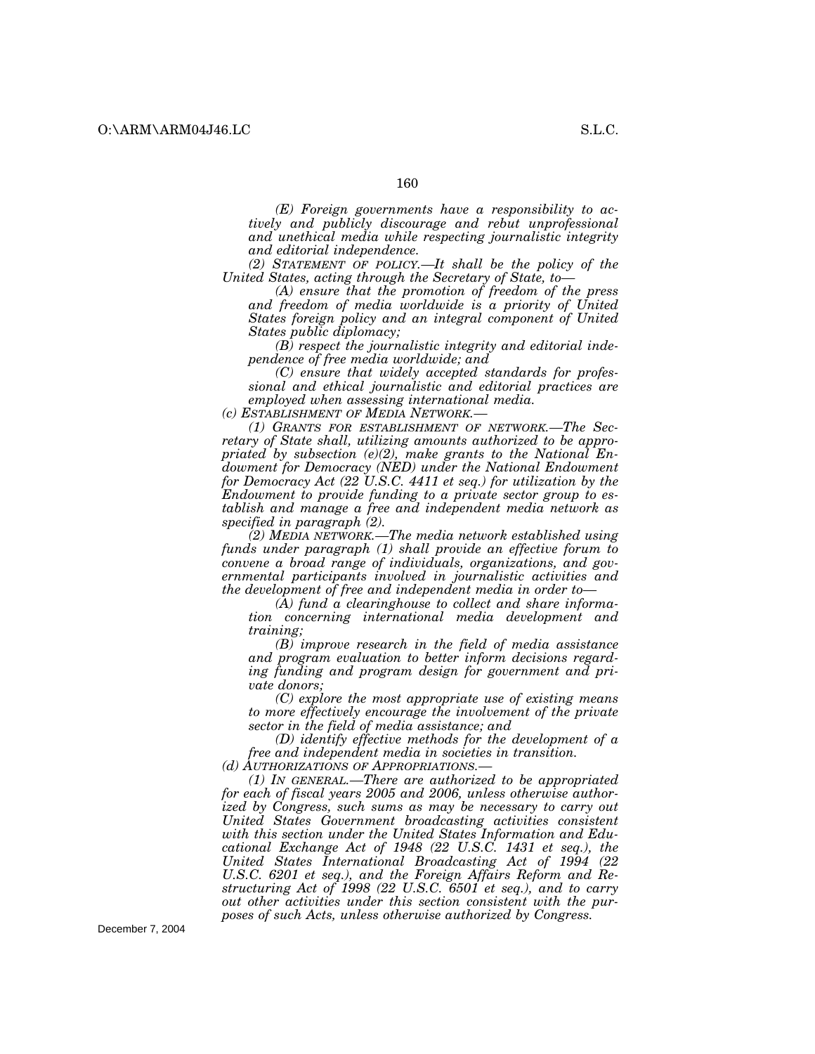*(E) Foreign governments have a responsibility to actively and publicly discourage and rebut unprofessional and unethical media while respecting journalistic integrity and editorial independence.*

*(2) STATEMENT OF POLICY.—It shall be the policy of the United States, acting through the Secretary of State, to—*

*(A) ensure that the promotion of freedom of the press and freedom of media worldwide is a priority of United States foreign policy and an integral component of United States public diplomacy;*

*(B) respect the journalistic integrity and editorial independence of free media worldwide; and*

*(C) ensure that widely accepted standards for professional and ethical journalistic and editorial practices are employed when assessing international media.*

*(c) ESTABLISHMENT OF MEDIA NETWORK.—*

*(1) GRANTS FOR ESTABLISHMENT OF NETWORK.—The Secretary of State shall, utilizing amounts authorized to be appropriated by subsection (e)(2), make grants to the National Endowment for Democracy (NED) under the National Endowment for Democracy Act (22 U.S.C. 4411 et seq.) for utilization by the Endowment to provide funding to a private sector group to establish and manage a free and independent media network as specified in paragraph (2).*

*(2) MEDIA NETWORK.—The media network established using funds under paragraph (1) shall provide an effective forum to convene a broad range of individuals, organizations, and governmental participants involved in journalistic activities and the development of free and independent media in order to—*

*(A) fund a clearinghouse to collect and share information concerning international media development and training;*

*(B) improve research in the field of media assistance and program evaluation to better inform decisions regarding funding and program design for government and private donors;*

*(C) explore the most appropriate use of existing means to more effectively encourage the involvement of the private sector in the field of media assistance; and*

*(D) identify effective methods for the development of a free and independent media in societies in transition.*

*(d) AUTHORIZATIONS OF APPROPRIATIONS.—*

*(1) IN GENERAL.—There are authorized to be appropriated for each of fiscal years 2005 and 2006, unless otherwise authorized by Congress, such sums as may be necessary to carry out United States Government broadcasting activities consistent with this section under the United States Information and Educational Exchange Act of 1948 (22 U.S.C. 1431 et seq.), the United States International Broadcasting Act of 1994 (22 U.S.C. 6201 et seq.), and the Foreign Affairs Reform and Restructuring Act of 1998 (22 U.S.C. 6501 et seq.), and to carry out other activities under this section consistent with the purposes of such Acts, unless otherwise authorized by Congress.*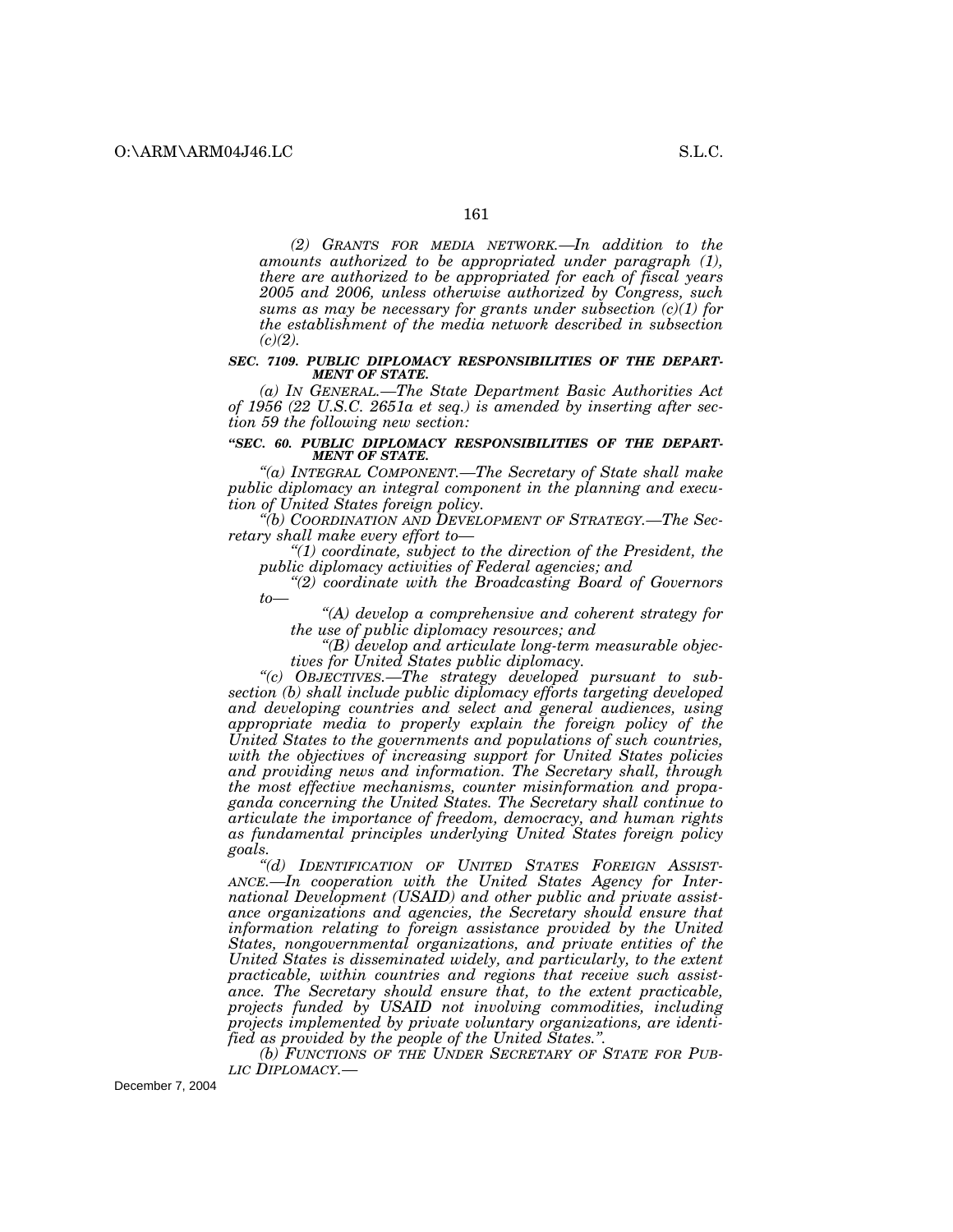*(2) GRANTS FOR MEDIA NETWORK.—In addition to the amounts authorized to be appropriated under paragraph (1), there are authorized to be appropriated for each of fiscal years 2005 and 2006, unless otherwise authorized by Congress, such sums as may be necessary for grants under subsection (c)(1) for the establishment of the media network described in subsection (c)(2).*

***SEC. 7109. PUBLIC DIPLOMACY RESPONSIBILITIES OF THE DEPARTMENT OF STATE.***

*(a) IN GENERAL.—The State Department Basic Authorities Act of 1956 (22 U.S.C. 2651a et seq.) is amended by inserting after section 59 the following new section:*

***"SEC. 60. PUBLIC DIPLOMACY RESPONSIBILITIES OF THE DEPARTMENT OF STATE.***

*"(a) INTEGRAL COMPONENT.—The Secretary of State shall make public diplomacy an integral component in the planning and execution of United States foreign policy.*

*"(b) COORDINATION AND DEVELOPMENT OF STRATEGY.—The Secretary shall make every effort to—*

*"(1) coordinate, subject to the direction of the President, the public diplomacy activities of Federal agencies; and*

*"(2) coordinate with the Broadcasting Board of Governors to—*

*"(A) develop a comprehensive and coherent strategy for the use of public diplomacy resources; and*

*"(B) develop and articulate long-term measurable objectives for United States public diplomacy.*

*"(c) OBJECTIVES.—The strategy developed pursuant to subsection (b) shall include public diplomacy efforts targeting developed and developing countries and select and general audiences, using appropriate media to properly explain the foreign policy of the United States to the governments and populations of such countries, with the objectives of increasing support for United States policies and providing news and information. The Secretary shall, through the most effective mechanisms, counter misinformation and propaganda concerning the United States. The Secretary shall continue to articulate the importance of freedom, democracy, and human rights as fundamental principles underlying United States foreign policy goals.*

*"(d) IDENTIFICATION OF UNITED STATES FOREIGN ASSISTANCE.—In cooperation with the United States Agency for International Development (USAID) and other public and private assistance organizations and agencies, the Secretary should ensure that information relating to foreign assistance provided by the United States, nongovernmental organizations, and private entities of the United States is disseminated widely, and particularly, to the extent practicable, within countries and regions that receive such assistance. The Secretary should ensure that, to the extent practicable, projects funded by USAID not involving commodities, including projects implemented by private voluntary organizations, are identified as provided by the people of the United States.".*

*(b) FUNCTIONS OF THE UNDER SECRETARY OF STATE FOR PUBLIC DIPLOMACY.—*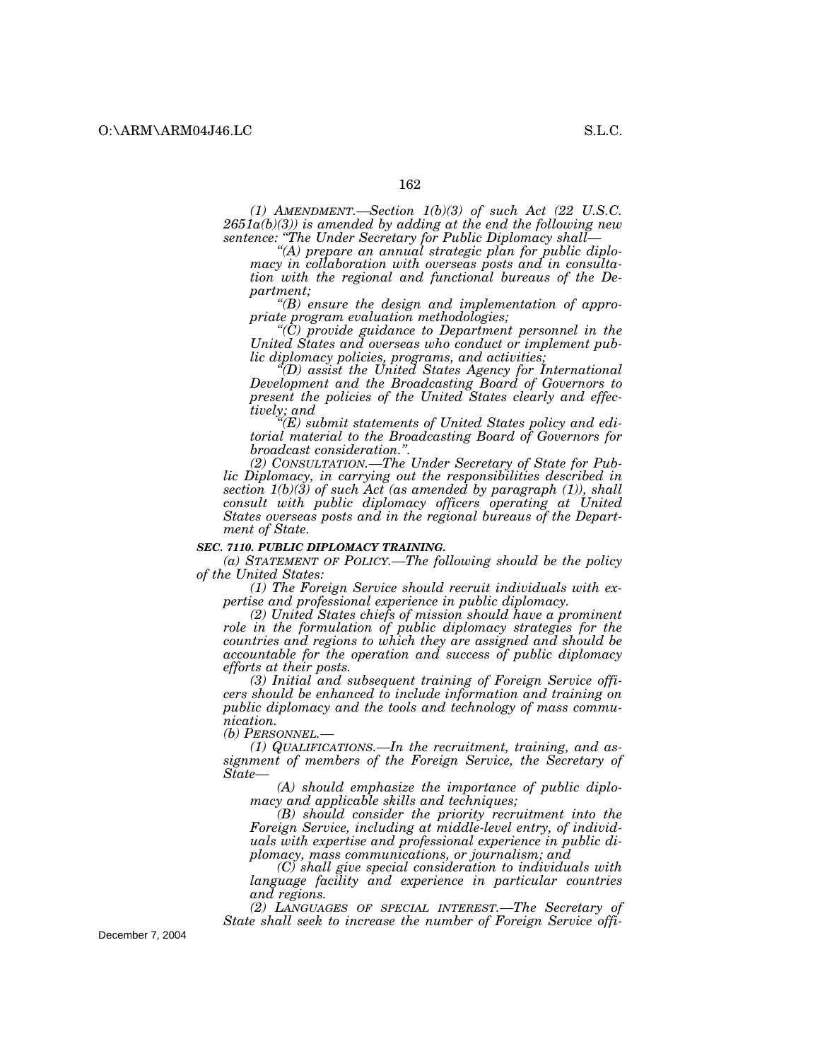*(1) AMENDMENT.—Section 1(b)(3) of such Act (22 U.S.C. 2651a(b)(3)) is amended by adding at the end the following new sentence: "The Under Secretary for Public Diplomacy shall—*

*"(A) prepare an annual strategic plan for public diplomacy in collaboration with overseas posts and in consultation with the regional and functional bureaus of the Department;*

*"(B) ensure the design and implementation of appropriate program evaluation methodologies;*

*"(C) provide guidance to Department personnel in the United States and overseas who conduct or implement public diplomacy policies, programs, and activities;*

*"(D) assist the United States Agency for International Development and the Broadcasting Board of Governors to present the policies of the United States clearly and effectively; and*

*"(E) submit statements of United States policy and editorial material to the Broadcasting Board of Governors for broadcast consideration.".*

*(2) CONSULTATION.—The Under Secretary of State for Public Diplomacy, in carrying out the responsibilities described in section 1(b)(3) of such Act (as amended by paragraph (1)), shall consult with public diplomacy officers operating at United States overseas posts and in the regional bureaus of the Department of State.*

***SEC. 7110. PUBLIC DIPLOMACY TRAINING.***

*(a) STATEMENT OF POLICY.—The following should be the policy of the United States:*

*(1) The Foreign Service should recruit individuals with expertise and professional experience in public diplomacy.*

*(2) United States chiefs of mission should have a prominent role in the formulation of public diplomacy strategies for the countries and regions to which they are assigned and should be accountable for the operation and success of public diplomacy efforts at their posts.*

*(3) Initial and subsequent training of Foreign Service officers should be enhanced to include information and training on public diplomacy and the tools and technology of mass communication.*

*(b) PERSONNEL.—*

*(1) QUALIFICATIONS.—In the recruitment, training, and assignment of members of the Foreign Service, the Secretary of State—*

*(A) should emphasize the importance of public diplomacy and applicable skills and techniques;*

*(B) should consider the priority recruitment into the Foreign Service, including at middle-level entry, of individuals with expertise and professional experience in public diplomacy, mass communications, or journalism; and*

*(C) shall give special consideration to individuals with language facility and experience in particular countries and regions.*

*(2) LANGUAGES OF SPECIAL INTEREST.—The Secretary of State shall seek to increase the number of Foreign Service offi-*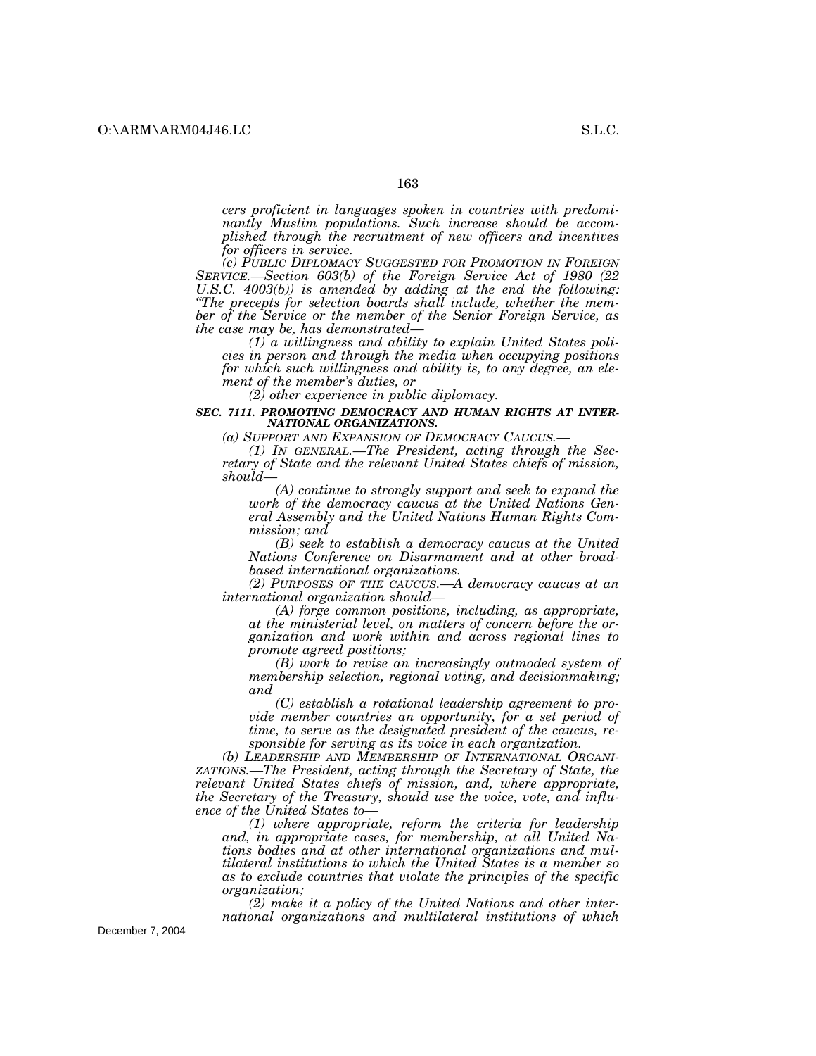*cers proficient in languages spoken in countries with predominantly Muslim populations. Such increase should be accomplished through the recruitment of new officers and incentives for officers in service.*

*(c) PUBLIC DIPLOMACY SUGGESTED FOR PROMOTION IN FOREIGN SERVICE.—Section 603(b) of the Foreign Service Act of 1980 (22 U.S.C. 4003(b)) is amended by adding at the end the following: "The precepts for selection boards shall include, whether the member of the Service or the member of the Senior Foreign Service, as the case may be, has demonstrated—*

*(1) a willingness and ability to explain United States policies in person and through the media when occupying positions for which such willingness and ability is, to any degree, an element of the member's duties, or*

*(2) other experience in public diplomacy.*

### *SEC. 7111. PROMOTING DEMOCRACY AND HUMAN RIGHTS AT INTERNATIONAL ORGANIZATIONS.*

*(a) SUPPORT AND EXPANSION OF DEMOCRACY CAUCUS.—*

*(1) IN GENERAL.—The President, acting through the Secretary of State and the relevant United States chiefs of mission, should—*

*(A) continue to strongly support and seek to expand the work of the democracy caucus at the United Nations General Assembly and the United Nations Human Rights Commission; and*

*(B) seek to establish a democracy caucus at the United Nations Conference on Disarmament and at other broad-based international organizations.*

*(2) PURPOSES OF THE CAUCUS.—A democracy caucus at an international organization should—*

*(A) forge common positions, including, as appropriate, at the ministerial level, on matters of concern before the organization and work within and across regional lines to promote agreed positions;*

*(B) work to revise an increasingly outmoded system of membership selection, regional voting, and decisionmaking; and*

*(C) establish a rotational leadership agreement to provide member countries an opportunity, for a set period of time, to serve as the designated president of the caucus, responsible for serving as its voice in each organization.*

*(b) LEADERSHIP AND MEMBERSHIP OF INTERNATIONAL ORGANIZATIONS.—The President, acting through the Secretary of State, the relevant United States chiefs of mission, and, where appropriate, the Secretary of the Treasury, should use the voice, vote, and influence of the United States to—*

*(1) where appropriate, reform the criteria for leadership and, in appropriate cases, for membership, at all United Nations bodies and at other international organizations and multilateral institutions to which the United States is a member so as to exclude countries that violate the principles of the specific organization;*

*(2) make it a policy of the United Nations and other international organizations and multilateral institutions of which*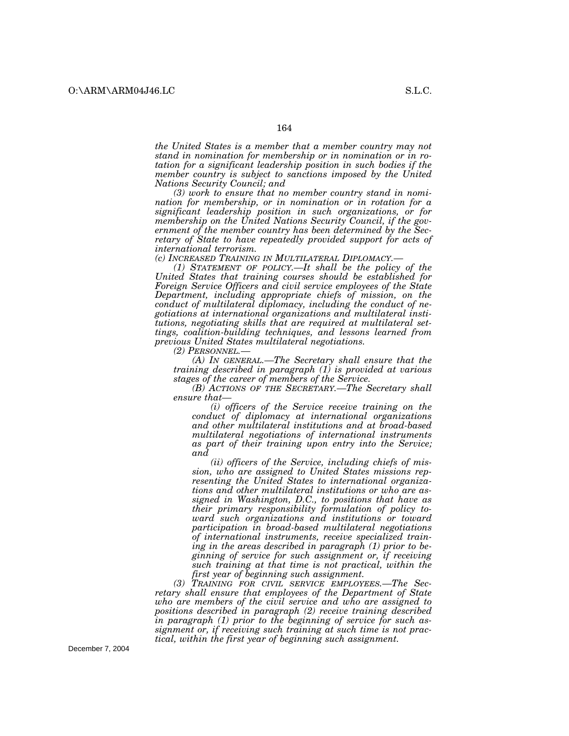*the United States is a member that a member country may not stand in nomination for membership or in nomination or in rotation for a significant leadership position in such bodies if the member country is subject to sanctions imposed by the United Nations Security Council; and*

*(3) work to ensure that no member country stand in nomination for membership, or in nomination or in rotation for a significant leadership position in such organizations, or for membership on the United Nations Security Council, if the government of the member country has been determined by the Secretary of State to have repeatedly provided support for acts of international terrorism.*

*(c) INCREASED TRAINING IN MULTILATERAL DIPLOMACY.—*

*(1) STATEMENT OF POLICY.—It shall be the policy of the United States that training courses should be established for Foreign Service Officers and civil service employees of the State Department, including appropriate chiefs of mission, on the conduct of multilateral diplomacy, including the conduct of negotiations at international organizations and multilateral institutions, negotiating skills that are required at multilateral settings, coalition-building techniques, and lessons learned from previous United States multilateral negotiations.*

*(2) PERSONNEL.—*

*(A) IN GENERAL.—The Secretary shall ensure that the training described in paragraph (1) is provided at various stages of the career of members of the Service.*

*(B) ACTIONS OF THE SECRETARY.—The Secretary shall ensure that—*

*(i) officers of the Service receive training on the conduct of diplomacy at international organizations and other multilateral institutions and at broad-based multilateral negotiations of international instruments as part of their training upon entry into the Service; and*

*(ii) officers of the Service, including chiefs of mission, who are assigned to United States missions representing the United States to international organizations and other multilateral institutions or who are assigned in Washington, D.C., to positions that have as their primary responsibility formulation of policy toward such organizations and institutions or toward participation in broad-based multilateral negotiations of international instruments, receive specialized training in the areas described in paragraph (1) prior to beginning of service for such assignment or, if receiving such training at that time is not practical, within the first year of beginning such assignment.*

*(3) TRAINING FOR CIVIL SERVICE EMPLOYEES.—The Secretary shall ensure that employees of the Department of State who are members of the civil service and who are assigned to positions described in paragraph (2) receive training described in paragraph (1) prior to the beginning of service for such assignment or, if receiving such training at such time is not practical, within the first year of beginning such assignment.*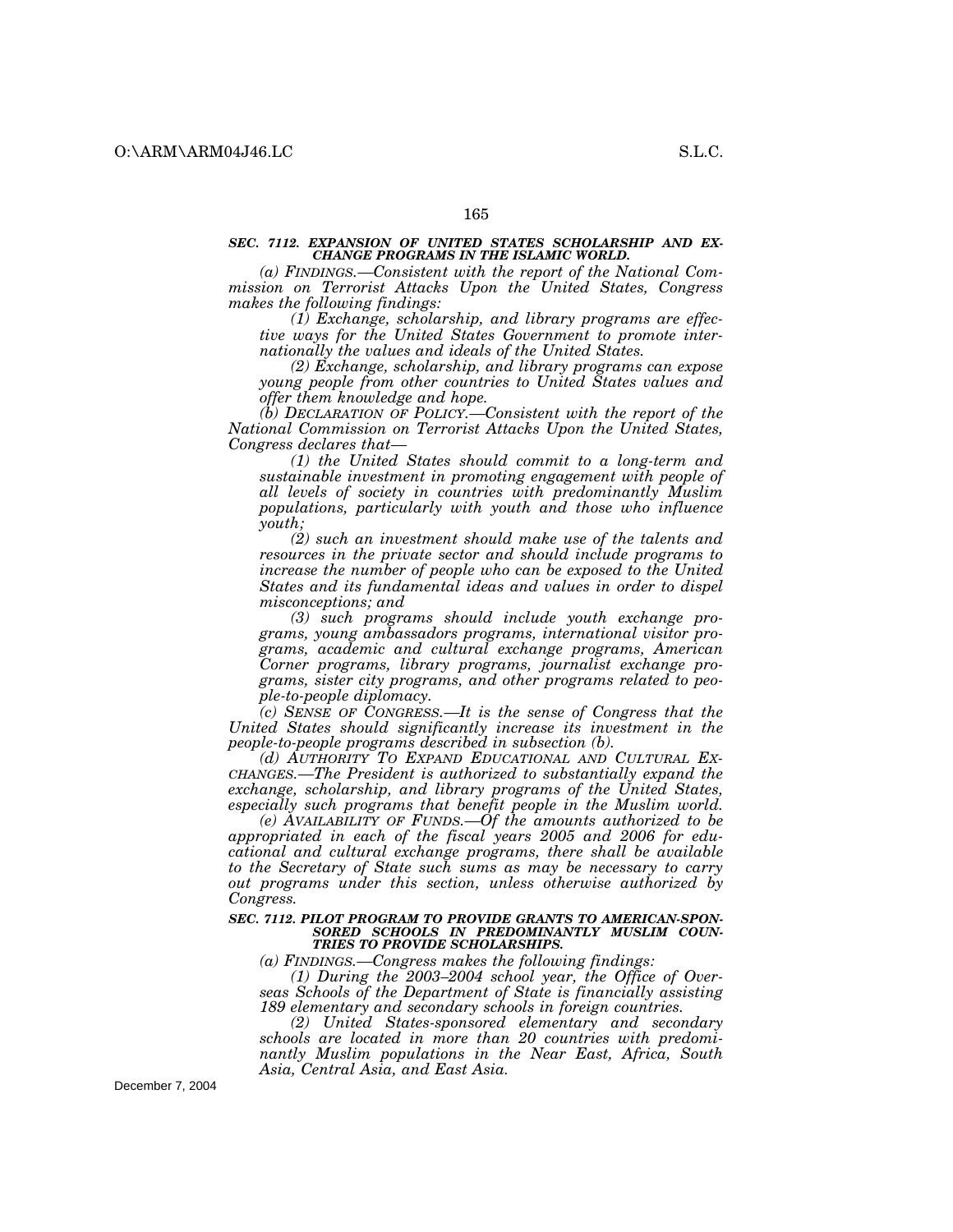***SEC. 7112. EXPANSION OF UNITED STATES SCHOLARSHIP AND EXCHANGE PROGRAMS IN THE ISLAMIC WORLD.***

*(a) FINDINGS.—Consistent with the report of the National Commission on Terrorist Attacks Upon the United States, Congress makes the following findings:*

*(1) Exchange, scholarship, and library programs are effective ways for the United States Government to promote internationally the values and ideals of the United States.*

*(2) Exchange, scholarship, and library programs can expose young people from other countries to United States values and offer them knowledge and hope.*

*(b) DECLARATION OF POLICY.—Consistent with the report of the National Commission on Terrorist Attacks Upon the United States, Congress declares that—*

*(1) the United States should commit to a long-term and sustainable investment in promoting engagement with people of all levels of society in countries with predominantly Muslim populations, particularly with youth and those who influence youth;*

*(2) such an investment should make use of the talents and resources in the private sector and should include programs to increase the number of people who can be exposed to the United States and its fundamental ideas and values in order to dispel misconceptions; and*

*(3) such programs should include youth exchange programs, young ambassadors programs, international visitor programs, academic and cultural exchange programs, American Corner programs, library programs, journalist exchange programs, sister city programs, and other programs related to people-to-people diplomacy.*

*(c) SENSE OF CONGRESS.—It is the sense of Congress that the United States should significantly increase its investment in the people-to-people programs described in subsection (b).*

*(d) AUTHORITY TO EXPAND EDUCATIONAL AND CULTURAL EXCHANGES.—The President is authorized to substantially expand the exchange, scholarship, and library programs of the United States, especially such programs that benefit people in the Muslim world.*

*(e) AVAILABILITY OF FUNDS.—Of the amounts authorized to be appropriated in each of the fiscal years 2005 and 2006 for educational and cultural exchange programs, there shall be available to the Secretary of State such sums as may be necessary to carry out programs under this section, unless otherwise authorized by Congress.*

***SEC. 7112. PILOT PROGRAM TO PROVIDE GRANTS TO AMERICAN-SPONSORED SCHOOLS IN PREDOMINANTLY MUSLIM COUNTRIES TO PROVIDE SCHOLARSHIPS.***

*(a) FINDINGS.—Congress makes the following findings:*

*(1) During the 2003–2004 school year, the Office of Overseas Schools of the Department of State is financially assisting 189 elementary and secondary schools in foreign countries.*

*(2) United States-sponsored elementary and secondary schools are located in more than 20 countries with predominantly Muslim populations in the Near East, Africa, South Asia, Central Asia, and East Asia.*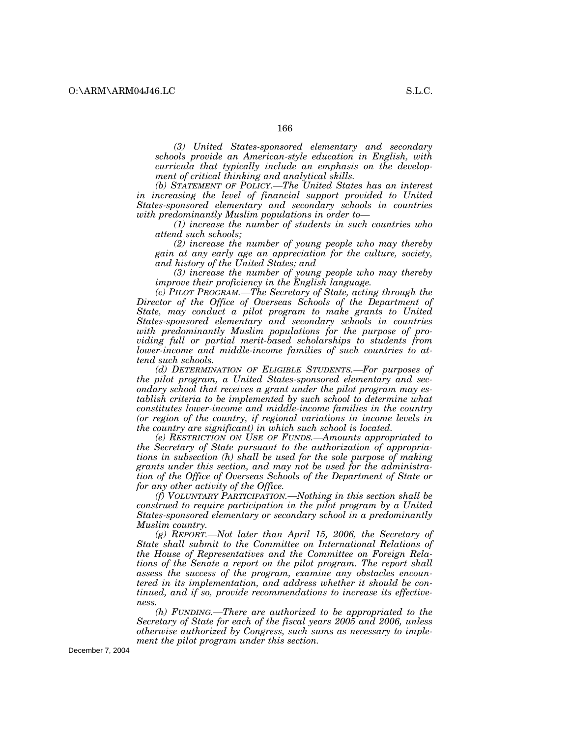*(3) United States-sponsored elementary and secondary schools provide an American-style education in English, with curricula that typically include an emphasis on the development of critical thinking and analytical skills.*

*(b) STATEMENT OF POLICY.—The United States has an interest in increasing the level of financial support provided to United States-sponsored elementary and secondary schools in countries with predominantly Muslim populations in order to—*

*(1) increase the number of students in such countries who attend such schools;*

*(2) increase the number of young people who may thereby gain at any early age an appreciation for the culture, society, and history of the United States; and*

*(3) increase the number of young people who may thereby improve their proficiency in the English language.*

*(c) PILOT PROGRAM.—The Secretary of State, acting through the Director of the Office of Overseas Schools of the Department of State, may conduct a pilot program to make grants to United States-sponsored elementary and secondary schools in countries with predominantly Muslim populations for the purpose of providing full or partial merit-based scholarships to students from lower-income and middle-income families of such countries to attend such schools.*

*(d) DETERMINATION OF ELIGIBLE STUDENTS.—For purposes of the pilot program, a United States-sponsored elementary and secondary school that receives a grant under the pilot program may establish criteria to be implemented by such school to determine what constitutes lower-income and middle-income families in the country (or region of the country, if regional variations in income levels in the country are significant) in which such school is located.*

*(e) RESTRICTION ON USE OF FUNDS.—Amounts appropriated to the Secretary of State pursuant to the authorization of appropriations in subsection (h) shall be used for the sole purpose of making grants under this section, and may not be used for the administration of the Office of Overseas Schools of the Department of State or for any other activity of the Office.*

*(f) VOLUNTARY PARTICIPATION.—Nothing in this section shall be construed to require participation in the pilot program by a United States-sponsored elementary or secondary school in a predominantly Muslim country.*

*(g) REPORT.—Not later than April 15, 2006, the Secretary of State shall submit to the Committee on International Relations of the House of Representatives and the Committee on Foreign Relations of the Senate a report on the pilot program. The report shall assess the success of the program, examine any obstacles encountered in its implementation, and address whether it should be continued, and if so, provide recommendations to increase its effectiveness.*

*(h) FUNDING.—There are authorized to be appropriated to the Secretary of State for each of the fiscal years 2005 and 2006, unless otherwise authorized by Congress, such sums as necessary to implement the pilot program under this section.*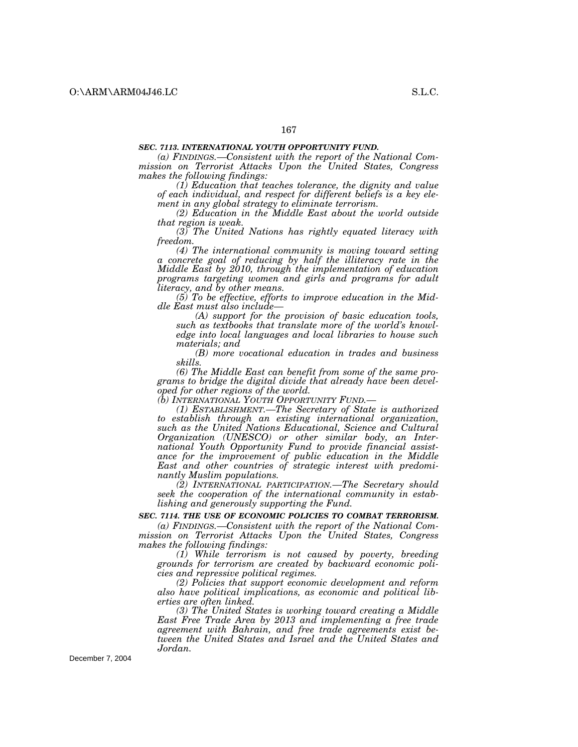***SEC. 7113. INTERNATIONAL YOUTH OPPORTUNITY FUND.***

*(a) FINDINGS.—Consistent with the report of the National Commission on Terrorist Attacks Upon the United States, Congress makes the following findings:*

*(1) Education that teaches tolerance, the dignity and value of each individual, and respect for different beliefs is a key element in any global strategy to eliminate terrorism.*

*(2) Education in the Middle East about the world outside that region is weak.*

*(3) The United Nations has rightly equated literacy with freedom.*

*(4) The international community is moving toward setting a concrete goal of reducing by half the illiteracy rate in the Middle East by 2010, through the implementation of education programs targeting women and girls and programs for adult literacy, and by other means.*

*(5) To be effective, efforts to improve education in the Middle East must also include—*

*(A) support for the provision of basic education tools, such as textbooks that translate more of the world's knowledge into local languages and local libraries to house such materials; and*

*(B) more vocational education in trades and business skills.*

*(6) The Middle East can benefit from some of the same programs to bridge the digital divide that already have been developed for other regions of the world.*

*(b) INTERNATIONAL YOUTH OPPORTUNITY FUND.—*

*(1) ESTABLISHMENT.—The Secretary of State is authorized to establish through an existing international organization, such as the United Nations Educational, Science and Cultural Organization (UNESCO) or other similar body, an International Youth Opportunity Fund to provide financial assistance for the improvement of public education in the Middle East and other countries of strategic interest with predominantly Muslim populations.*

*(2) INTERNATIONAL PARTICIPATION.—The Secretary should seek the cooperation of the international community in establishing and generously supporting the Fund.*

***SEC. 7114. THE USE OF ECONOMIC POLICIES TO COMBAT TERRORISM.***

*(a) FINDINGS.—Consistent with the report of the National Commission on Terrorist Attacks Upon the United States, Congress makes the following findings:*

*(1) While terrorism is not caused by poverty, breeding grounds for terrorism are created by backward economic policies and repressive political regimes.*

*(2) Policies that support economic development and reform also have political implications, as economic and political liberties are often linked.*

*(3) The United States is working toward creating a Middle East Free Trade Area by 2013 and implementing a free trade agreement with Bahrain, and free trade agreements exist between the United States and Israel and the United States and Jordan.*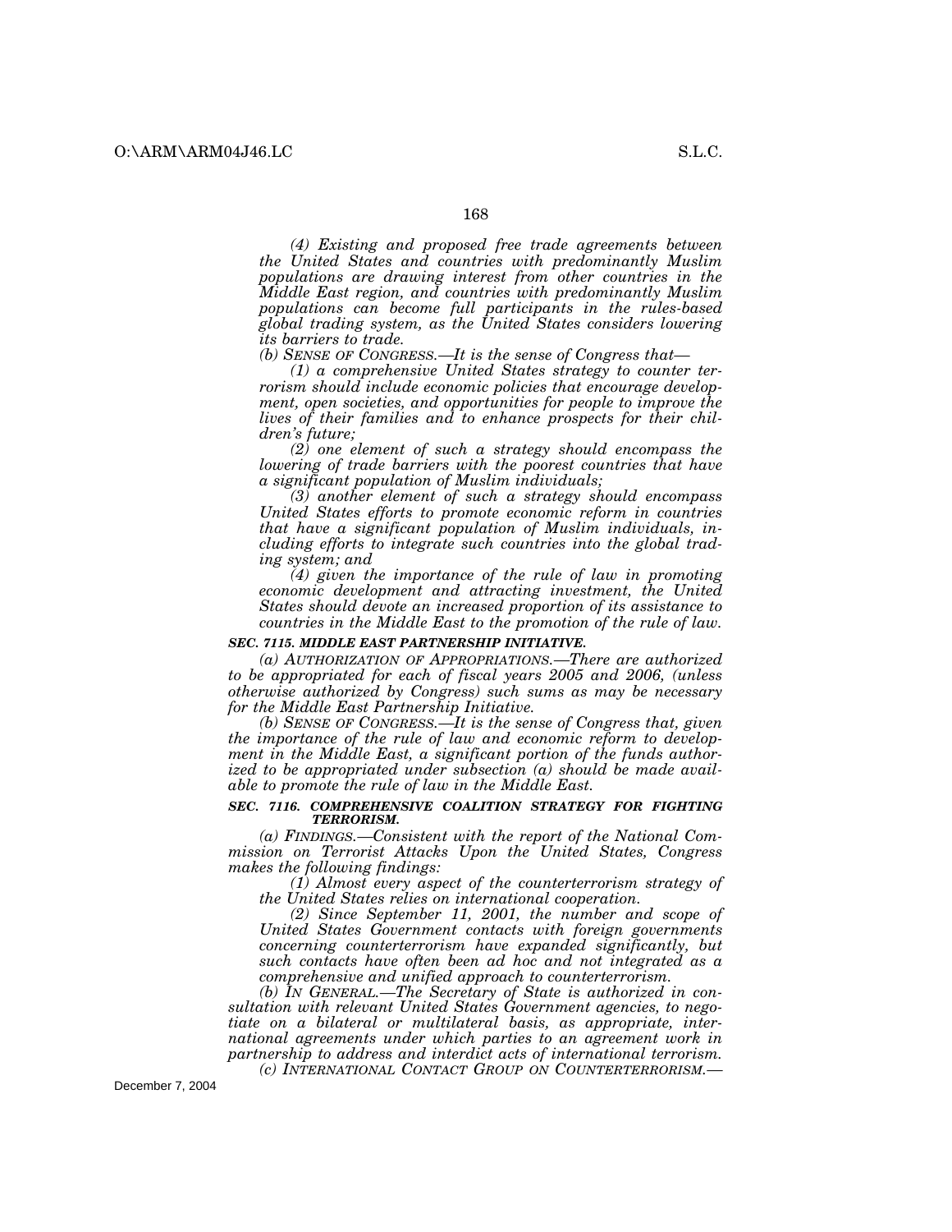*(4) Existing and proposed free trade agreements between the United States and countries with predominantly Muslim populations are drawing interest from other countries in the Middle East region, and countries with predominantly Muslim populations can become full participants in the rules-based global trading system, as the United States considers lowering its barriers to trade.*

*(b) SENSE OF CONGRESS.—It is the sense of Congress that—*

*(1) a comprehensive United States strategy to counter terrorism should include economic policies that encourage development, open societies, and opportunities for people to improve the lives of their families and to enhance prospects for their children's future;*

*(2) one element of such a strategy should encompass the lowering of trade barriers with the poorest countries that have a significant population of Muslim individuals;*

*(3) another element of such a strategy should encompass United States efforts to promote economic reform in countries that have a significant population of Muslim individuals, including efforts to integrate such countries into the global trading system; and*

*(4) given the importance of the rule of law in promoting economic development and attracting investment, the United States should devote an increased proportion of its assistance to countries in the Middle East to the promotion of the rule of law.*

***SEC. 7115. MIDDLE EAST PARTNERSHIP INITIATIVE.***

*(a) AUTHORIZATION OF APPROPRIATIONS.—There are authorized to be appropriated for each of fiscal years 2005 and 2006, (unless otherwise authorized by Congress) such sums as may be necessary for the Middle East Partnership Initiative.*

*(b) SENSE OF CONGRESS.—It is the sense of Congress that, given the importance of the rule of law and economic reform to development in the Middle East, a significant portion of the funds authorized to be appropriated under subsection (a) should be made available to promote the rule of law in the Middle East.*

***SEC. 7116. COMPREHENSIVE COALITION STRATEGY FOR FIGHTING TERRORISM.***

*(a) FINDINGS.—Consistent with the report of the National Commission on Terrorist Attacks Upon the United States, Congress makes the following findings:*

*(1) Almost every aspect of the counterterrorism strategy of the United States relies on international cooperation.*

*(2) Since September 11, 2001, the number and scope of United States Government contacts with foreign governments concerning counterterrorism have expanded significantly, but such contacts have often been ad hoc and not integrated as a comprehensive and unified approach to counterterrorism.*

*(b) IN GENERAL.—The Secretary of State is authorized in consultation with relevant United States Government agencies, to negotiate on a bilateral or multilateral basis, as appropriate, international agreements under which parties to an agreement work in partnership to address and interdict acts of international terrorism.*

*(c) INTERNATIONAL CONTACT GROUP ON COUNTERTERRORISM.—*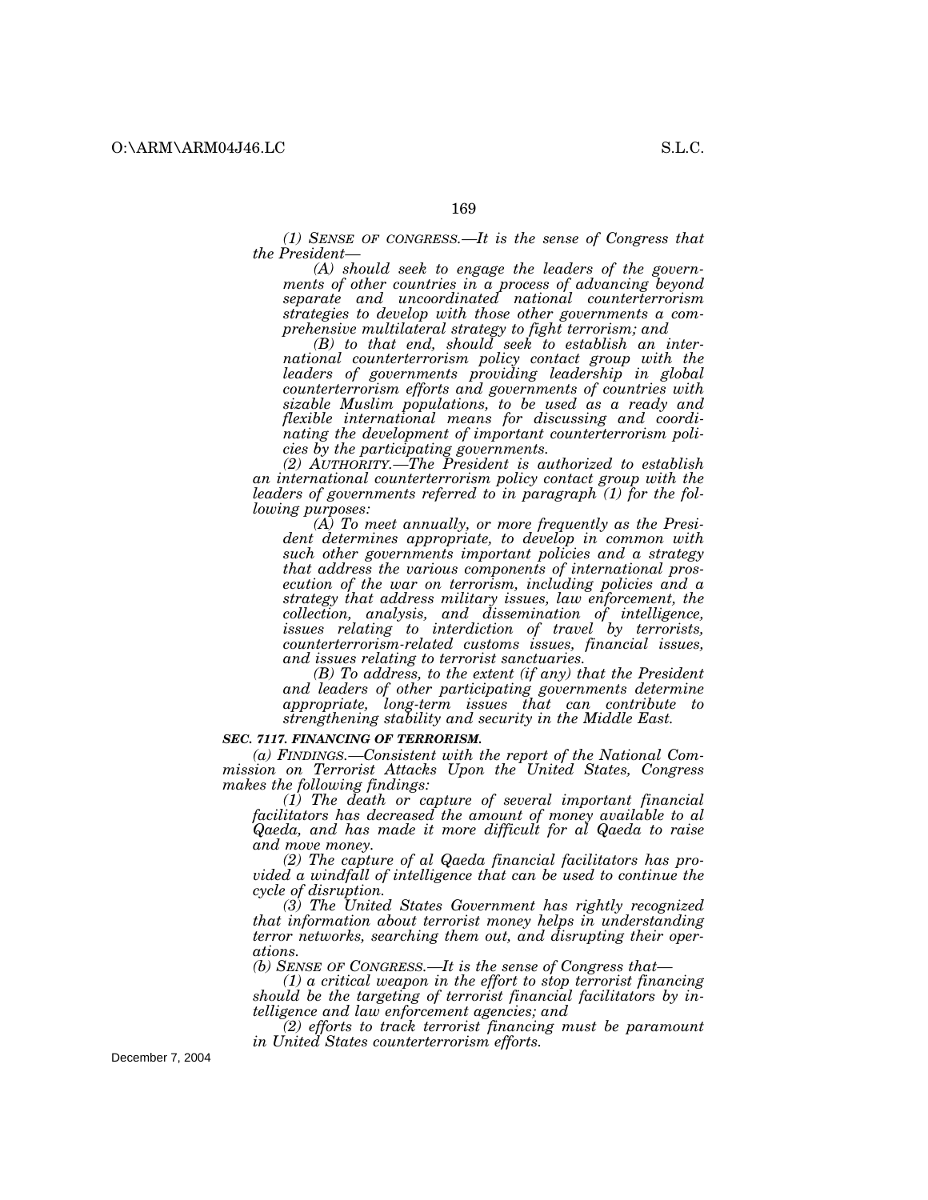*(1) SENSE OF CONGRESS.—It is the sense of Congress that the President—*

*(A) should seek to engage the leaders of the governments of other countries in a process of advancing beyond separate and uncoordinated national counterterrorism strategies to develop with those other governments a comprehensive multilateral strategy to fight terrorism; and*

*(B) to that end, should seek to establish an international counterterrorism policy contact group with the leaders of governments providing leadership in global counterterrorism efforts and governments of countries with sizable Muslim populations, to be used as a ready and flexible international means for discussing and coordinating the development of important counterterrorism policies by the participating governments.*

*(2) AUTHORITY.—The President is authorized to establish an international counterterrorism policy contact group with the leaders of governments referred to in paragraph (1) for the following purposes:*

*(A) To meet annually, or more frequently as the President determines appropriate, to develop in common with such other governments important policies and a strategy that address the various components of international prosecution of the war on terrorism, including policies and a strategy that address military issues, law enforcement, the collection, analysis, and dissemination of intelligence, issues relating to interdiction of travel by terrorists, counterterrorism-related customs issues, financial issues, and issues relating to terrorist sanctuaries.*

*(B) To address, to the extent (if any) that the President and leaders of other participating governments determine appropriate, long-term issues that can contribute to strengthening stability and security in the Middle East.*

***SEC. 7117. FINANCING OF TERRORISM.***

*(a) FINDINGS.—Consistent with the report of the National Commission on Terrorist Attacks Upon the United States, Congress makes the following findings:*

*(1) The death or capture of several important financial facilitators has decreased the amount of money available to al Qaeda, and has made it more difficult for al Qaeda to raise and move money.*

*(2) The capture of al Qaeda financial facilitators has provided a windfall of intelligence that can be used to continue the cycle of disruption.*

*(3) The United States Government has rightly recognized that information about terrorist money helps in understanding terror networks, searching them out, and disrupting their operations.*

*(b) SENSE OF CONGRESS.—It is the sense of Congress that—*

*(1) a critical weapon in the effort to stop terrorist financing should be the targeting of terrorist financial facilitators by intelligence and law enforcement agencies; and*

*(2) efforts to track terrorist financing must be paramount in United States counterterrorism efforts.*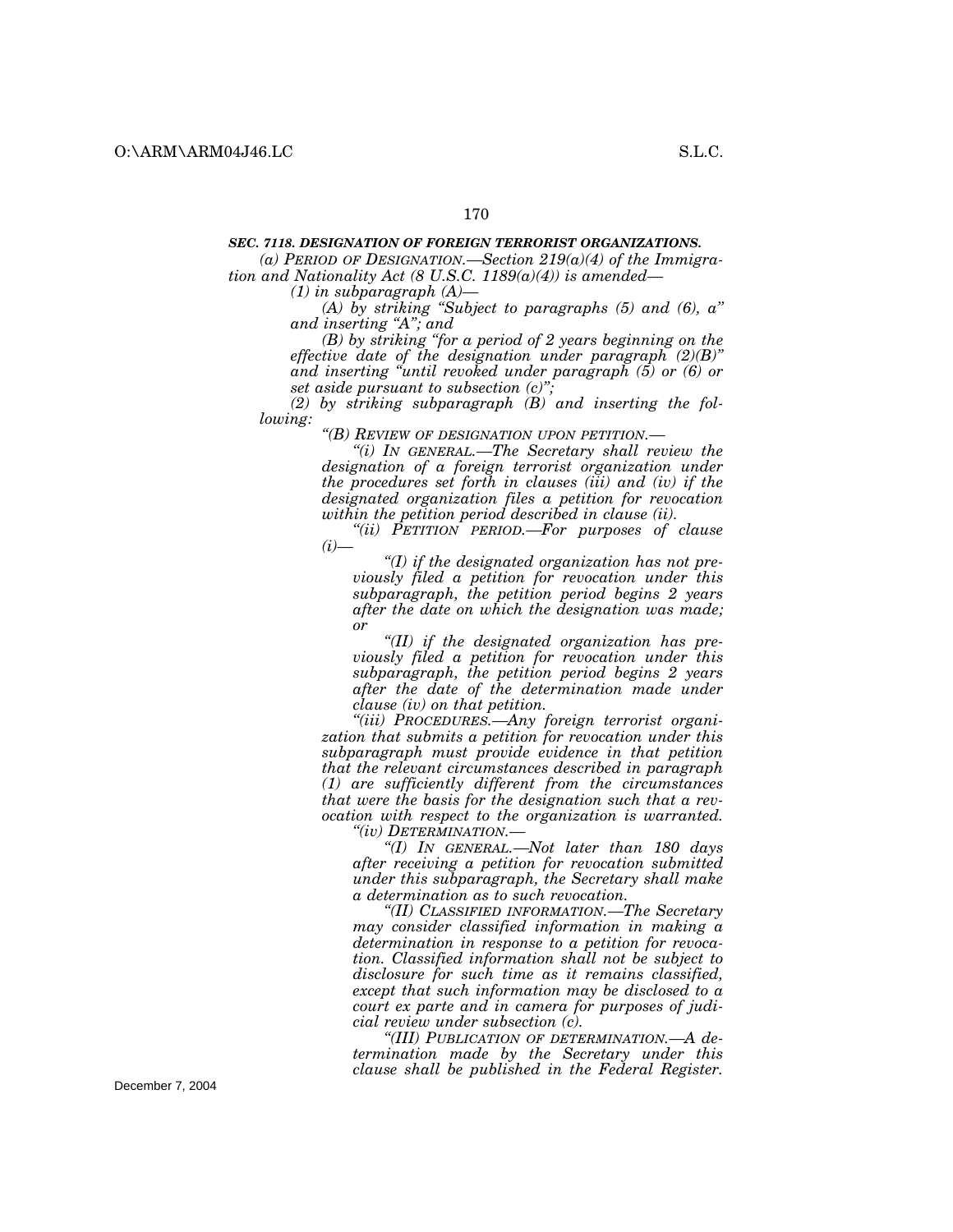***SEC. 7118. DESIGNATION OF FOREIGN TERRORIST ORGANIZATIONS.***

*(a) PERIOD OF DESIGNATION.—Section 219(a)(4) of the Immigration and Nationality Act (8 U.S.C. 1189(a)(4)) is amended—*

*(1) in subparagraph (A)—*

*(A) by striking "Subject to paragraphs (5) and (6), a" and inserting "A"; and*

*(B) by striking "for a period of 2 years beginning on the effective date of the designation under paragraph (2)(B)" and inserting "until revoked under paragraph (5) or (6) or set aside pursuant to subsection (c)";*

*(2) by striking subparagraph (B) and inserting the following:*

*"(B) REVIEW OF DESIGNATION UPON PETITION.—*

*"(i) IN GENERAL.—The Secretary shall review the designation of a foreign terrorist organization under the procedures set forth in clauses (iii) and (iv) if the designated organization files a petition for revocation within the petition period described in clause (ii).*

*"(ii) PETITION PERIOD.—For purposes of clause (i)—*

*"(I) if the designated organization has not previously filed a petition for revocation under this subparagraph, the petition period begins 2 years after the date on which the designation was made; or*

*"(II) if the designated organization has previously filed a petition for revocation under this subparagraph, the petition period begins 2 years after the date of the determination made under clause (iv) on that petition.*

*"(iii) PROCEDURES.—Any foreign terrorist organization that submits a petition for revocation under this subparagraph must provide evidence in that petition that the relevant circumstances described in paragraph (1) are sufficiently different from the circumstances that were the basis for the designation such that a revocation with respect to the organization is warranted.*

*"(iv) DETERMINATION.—*

*"(I) IN GENERAL.—Not later than 180 days after receiving a petition for revocation submitted under this subparagraph, the Secretary shall make a determination as to such revocation.*

*"(II) CLASSIFIED INFORMATION.—The Secretary may consider classified information in making a determination in response to a petition for revocation. Classified information shall not be subject to disclosure for such time as it remains classified, except that such information may be disclosed to a court ex parte and in camera for purposes of judicial review under subsection (c).*

*"(III) PUBLICATION OF DETERMINATION.—A determination made by the Secretary under this clause shall be published in the Federal Register.*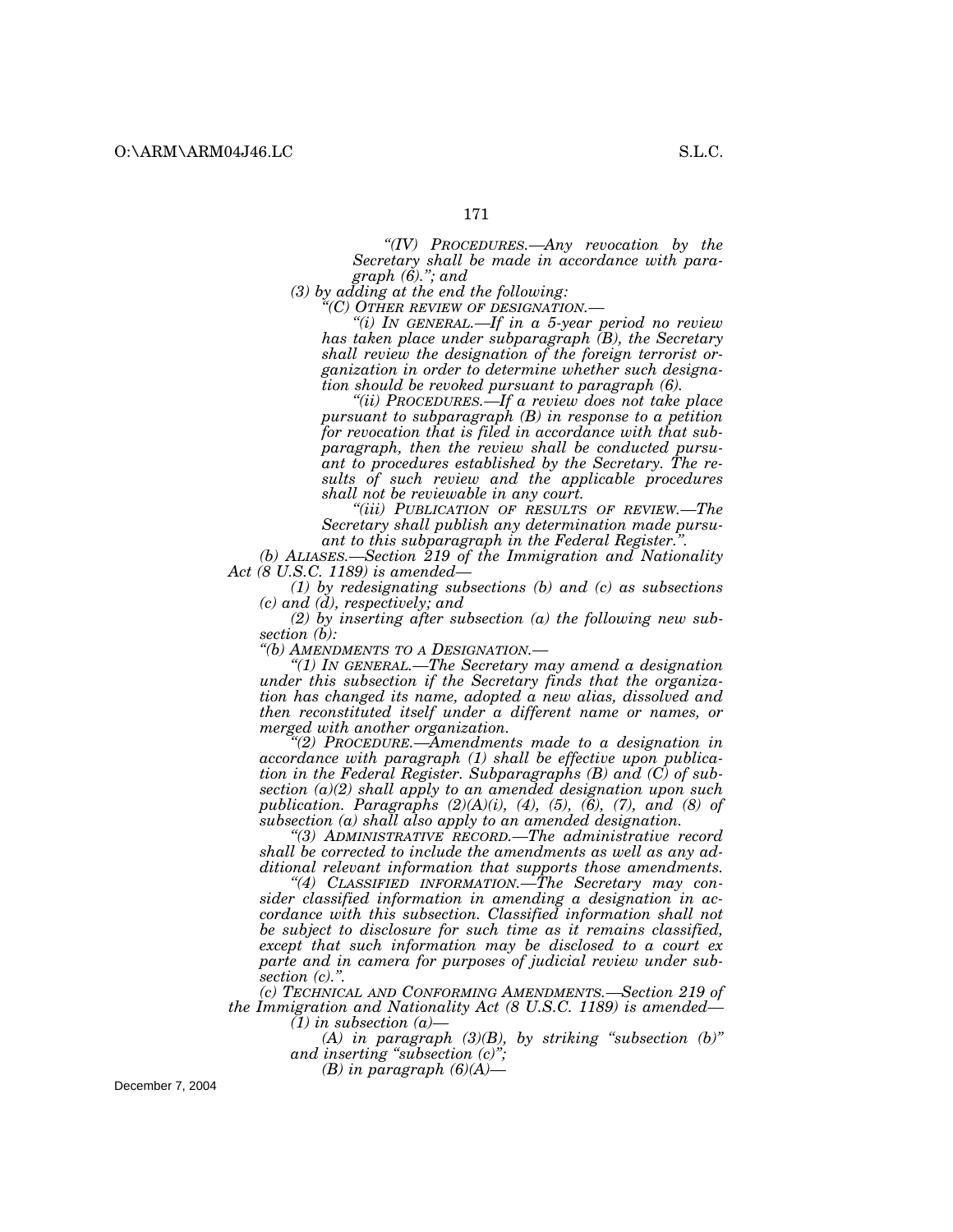*"(IV) PROCEDURES.—Any revocation by the Secretary shall be made in accordance with paragraph (6)."; and*

*(3) by adding at the end the following:*

*"(C) OTHER REVIEW OF DESIGNATION.—*

*"(i) IN GENERAL.—If in a 5-year period no review has taken place under subparagraph (B), the Secretary shall review the designation of the foreign terrorist organization in order to determine whether such designation should be revoked pursuant to paragraph (6).*

*"(ii) PROCEDURES.—If a review does not take place pursuant to subparagraph (B) in response to a petition for revocation that is filed in accordance with that subparagraph, then the review shall be conducted pursuant to procedures established by the Secretary. The results of such review and the applicable procedures shall not be reviewable in any court.*

*"(iii) PUBLICATION OF RESULTS OF REVIEW.—The Secretary shall publish any determination made pursuant to this subparagraph in the Federal Register.".*

*(b) ALIASES.—Section 219 of the Immigration and Nationality Act (8 U.S.C. 1189) is amended—*

*(1) by redesignating subsections (b) and (c) as subsections (c) and (d), respectively; and*

*(2) by inserting after subsection (a) the following new subsection (b):*

*"(b) AMENDMENTS TO A DESIGNATION.—*

*"(1) IN GENERAL.—The Secretary may amend a designation under this subsection if the Secretary finds that the organization has changed its name, adopted a new alias, dissolved and then reconstituted itself under a different name or names, or merged with another organization.*

*"(2) PROCEDURE.—Amendments made to a designation in accordance with paragraph (1) shall be effective upon publication in the Federal Register. Subparagraphs (B) and (C) of subsection (a)(2) shall apply to an amended designation upon such publication. Paragraphs (2)(A)(i), (4), (5), (6), (7), and (8) of subsection (a) shall also apply to an amended designation.*

*"(3) ADMINISTRATIVE RECORD.—The administrative record shall be corrected to include the amendments as well as any additional relevant information that supports those amendments.*

*"(4) CLASSIFIED INFORMATION.—The Secretary may consider classified information in amending a designation in accordance with this subsection. Classified information shall not be subject to disclosure for such time as it remains classified, except that such information may be disclosed to a court ex parte and in camera for purposes of judicial review under subsection (c).".*

*(c) TECHNICAL AND CONFORMING AMENDMENTS.—Section 219 of the Immigration and Nationality Act (8 U.S.C. 1189) is amended—*

*(1) in subsection (a)—*

*(A) in paragraph (3)(B), by striking "subsection (b)" and inserting "subsection (c)";*

*(B) in paragraph (6)(A)—*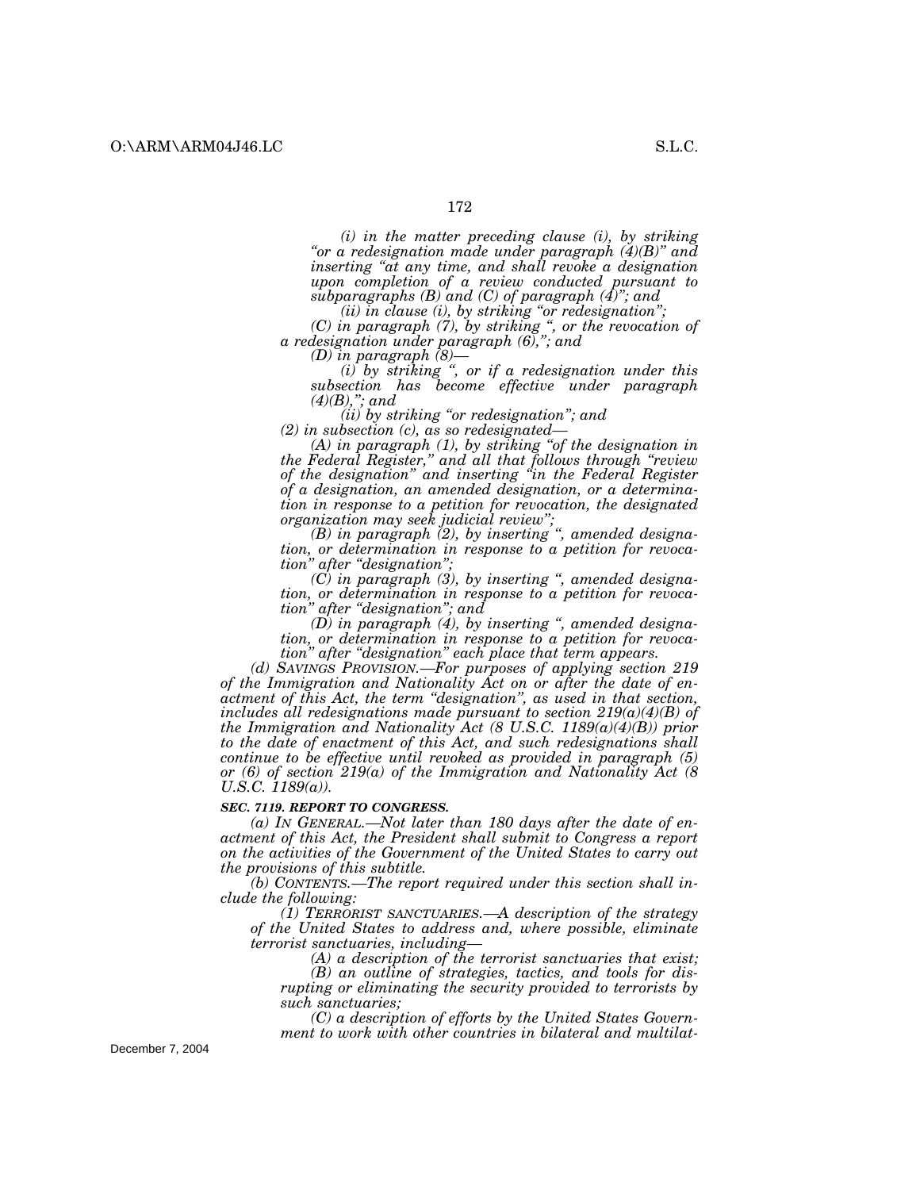*(i) in the matter preceding clause (i), by striking "or a redesignation made under paragraph (4)(B)" and inserting "at any time, and shall revoke a designation upon completion of a review conducted pursuant to subparagraphs (B) and (C) of paragraph (4)"; and*

*(ii) in clause (i), by striking "or redesignation";*

*(C) in paragraph (7), by striking ", or the revocation of a redesignation under paragraph (6),"; and*

*(D) in paragraph (8)—*

*(i) by striking ", or if a redesignation under this subsection has become effective under paragraph (4)(B),"; and*

*(ii) by striking "or redesignation"; and*

*(2) in subsection (c), as so redesignated—*

*(A) in paragraph (1), by striking "of the designation in the Federal Register," and all that follows through "review of the designation" and inserting "in the Federal Register of a designation, an amended designation, or a determination in response to a petition for revocation, the designated organization may seek judicial review";*

*(B) in paragraph (2), by inserting ", amended designation, or determination in response to a petition for revocation" after "designation";*

*(C) in paragraph (3), by inserting ", amended designation, or determination in response to a petition for revocation" after "designation"; and*

*(D) in paragraph (4), by inserting ", amended designation, or determination in response to a petition for revocation" after "designation" each place that term appears.*

*(d) SAVINGS PROVISION.—For purposes of applying section 219 of the Immigration and Nationality Act on or after the date of enactment of this Act, the term "designation", as used in that section, includes all redesignations made pursuant to section 219(a)(4)(B) of the Immigration and Nationality Act (8 U.S.C. 1189(a)(4)(B)) prior to the date of enactment of this Act, and such redesignations shall continue to be effective until revoked as provided in paragraph (5) or (6) of section 219(a) of the Immigration and Nationality Act (8 U.S.C. 1189(a)).*

***SEC. 7119. REPORT TO CONGRESS.***

*(a) IN GENERAL.—Not later than 180 days after the date of enactment of this Act, the President shall submit to Congress a report on the activities of the Government of the United States to carry out the provisions of this subtitle.*

*(b) CONTENTS.—The report required under this section shall include the following:*

*(1) TERRORIST SANCTUARIES.—A description of the strategy of the United States to address and, where possible, eliminate terrorist sanctuaries, including—*

*(A) a description of the terrorist sanctuaries that exist;*

*(B) an outline of strategies, tactics, and tools for disrupting or eliminating the security provided to terrorists by such sanctuaries;*

*(C) a description of efforts by the United States Government to work with other countries in bilateral and multilat-*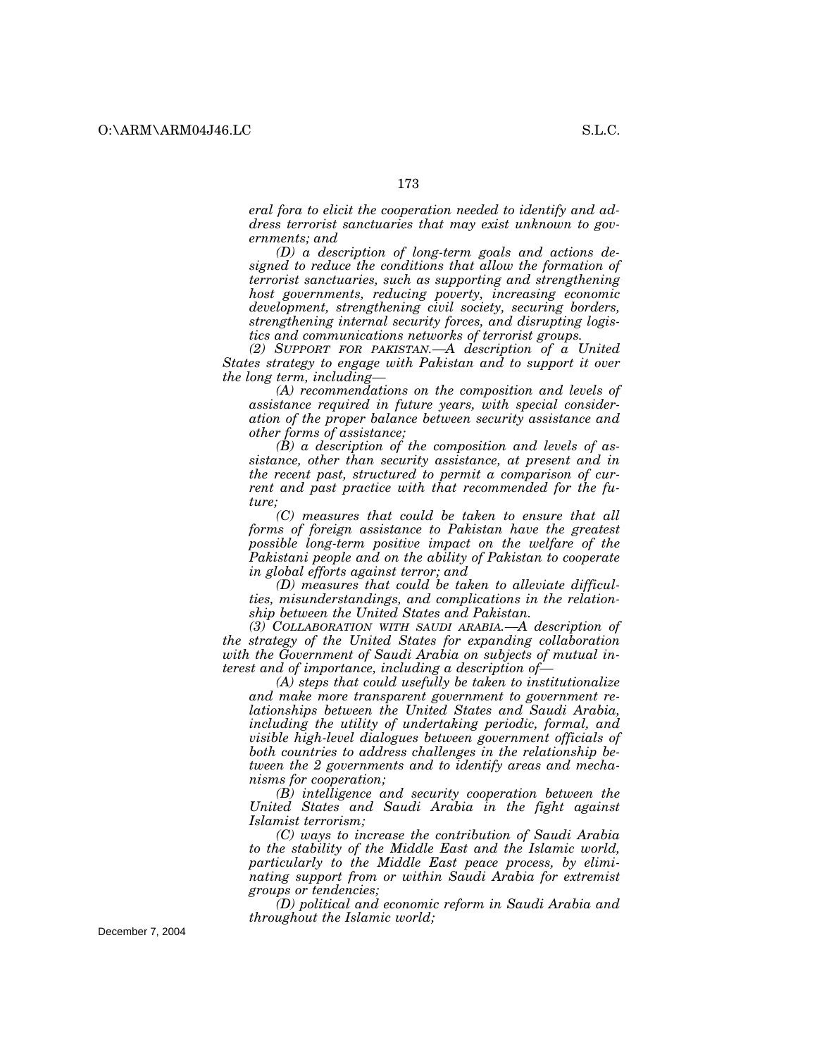*eral fora to elicit the cooperation needed to identify and address terrorist sanctuaries that may exist unknown to governments; and*

*(D) a description of long-term goals and actions designed to reduce the conditions that allow the formation of terrorist sanctuaries, such as supporting and strengthening host governments, reducing poverty, increasing economic development, strengthening civil society, securing borders, strengthening internal security forces, and disrupting logistics and communications networks of terrorist groups.*

*(2) SUPPORT FOR PAKISTAN.—A description of a United States strategy to engage with Pakistan and to support it over the long term, including—*

*(A) recommendations on the composition and levels of assistance required in future years, with special consideration of the proper balance between security assistance and other forms of assistance;*

*(B) a description of the composition and levels of assistance, other than security assistance, at present and in the recent past, structured to permit a comparison of current and past practice with that recommended for the future;*

*(C) measures that could be taken to ensure that all forms of foreign assistance to Pakistan have the greatest possible long-term positive impact on the welfare of the Pakistani people and on the ability of Pakistan to cooperate in global efforts against terror; and*

*(D) measures that could be taken to alleviate difficulties, misunderstandings, and complications in the relationship between the United States and Pakistan.*

*(3) COLLABORATION WITH SAUDI ARABIA.—A description of the strategy of the United States for expanding collaboration with the Government of Saudi Arabia on subjects of mutual interest and of importance, including a description of—*

*(A) steps that could usefully be taken to institutionalize and make more transparent government to government relationships between the United States and Saudi Arabia, including the utility of undertaking periodic, formal, and visible high-level dialogues between government officials of both countries to address challenges in the relationship between the 2 governments and to identify areas and mechanisms for cooperation;*

*(B) intelligence and security cooperation between the United States and Saudi Arabia in the fight against Islamist terrorism;*

*(C) ways to increase the contribution of Saudi Arabia to the stability of the Middle East and the Islamic world, particularly to the Middle East peace process, by eliminating support from or within Saudi Arabia for extremist groups or tendencies;*

*(D) political and economic reform in Saudi Arabia and throughout the Islamic world;*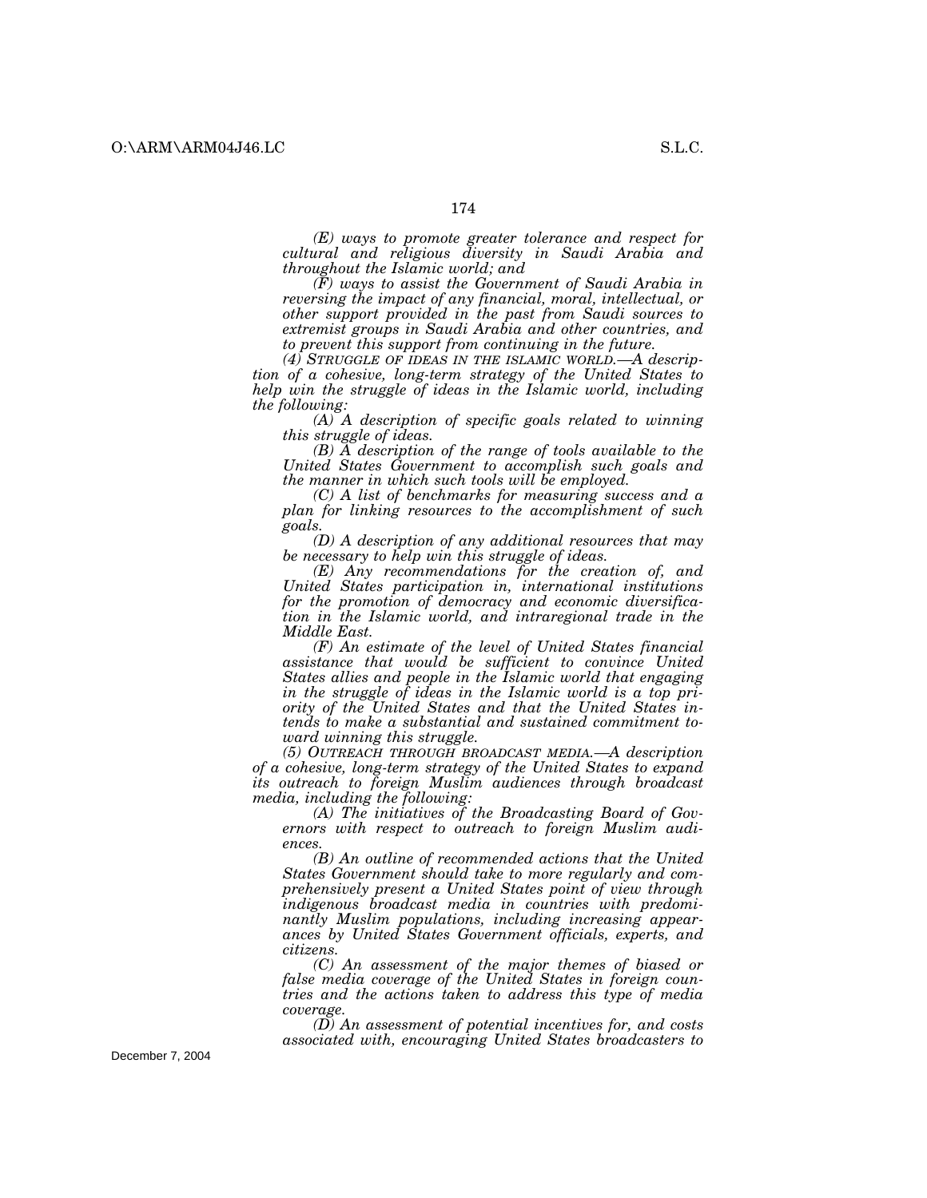*(E) ways to promote greater tolerance and respect for cultural and religious diversity in Saudi Arabia and throughout the Islamic world; and*

*(F) ways to assist the Government of Saudi Arabia in reversing the impact of any financial, moral, intellectual, or other support provided in the past from Saudi sources to extremist groups in Saudi Arabia and other countries, and to prevent this support from continuing in the future.*

*(4) STRUGGLE OF IDEAS IN THE ISLAMIC WORLD.—A description of a cohesive, long-term strategy of the United States to help win the struggle of ideas in the Islamic world, including the following:*

*(A) A description of specific goals related to winning this struggle of ideas.*

*(B) A description of the range of tools available to the United States Government to accomplish such goals and the manner in which such tools will be employed.*

*(C) A list of benchmarks for measuring success and a plan for linking resources to the accomplishment of such goals.*

*(D) A description of any additional resources that may be necessary to help win this struggle of ideas.*

*(E) Any recommendations for the creation of, and United States participation in, international institutions for the promotion of democracy and economic diversification in the Islamic world, and intraregional trade in the Middle East.*

*(F) An estimate of the level of United States financial assistance that would be sufficient to convince United States allies and people in the Islamic world that engaging in the struggle of ideas in the Islamic world is a top priority of the United States and that the United States intends to make a substantial and sustained commitment toward winning this struggle.*

*(5) OUTREACH THROUGH BROADCAST MEDIA.—A description of a cohesive, long-term strategy of the United States to expand its outreach to foreign Muslim audiences through broadcast media, including the following:*

*(A) The initiatives of the Broadcasting Board of Governors with respect to outreach to foreign Muslim audiences.*

*(B) An outline of recommended actions that the United States Government should take to more regularly and comprehensively present a United States point of view through indigenous broadcast media in countries with predominantly Muslim populations, including increasing appearances by United States Government officials, experts, and citizens.*

*(C) An assessment of the major themes of biased or false media coverage of the United States in foreign countries and the actions taken to address this type of media coverage.*

*(D) An assessment of potential incentives for, and costs associated with, encouraging United States broadcasters to*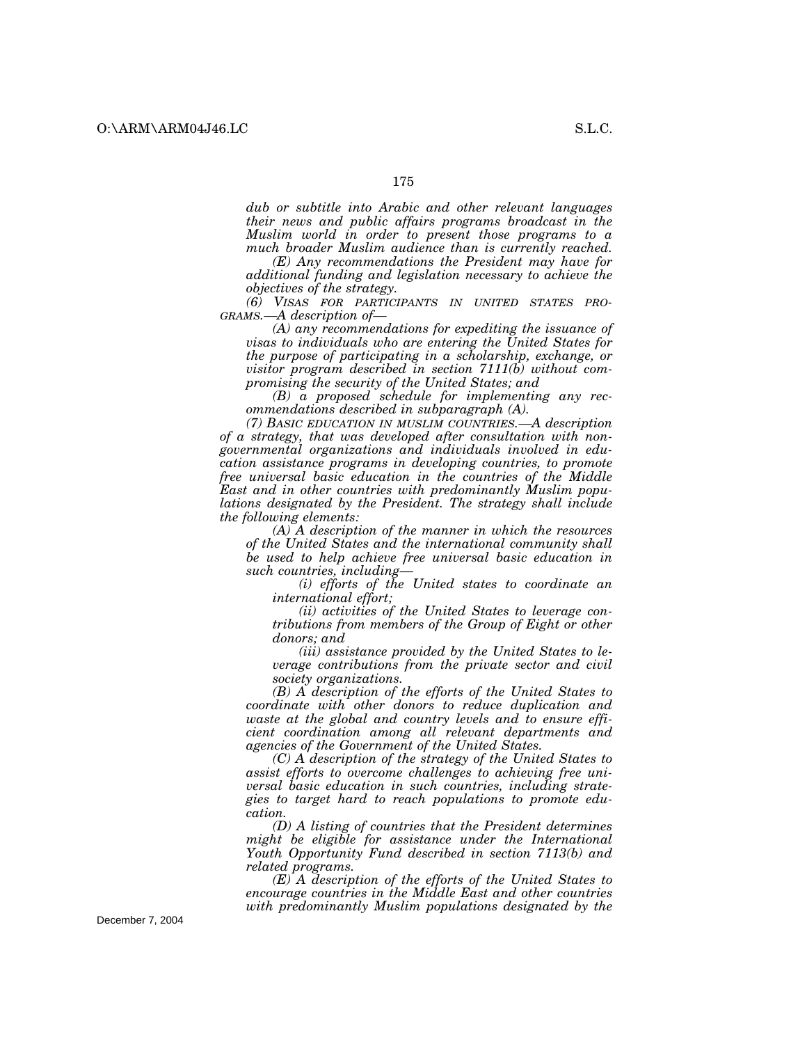*dub or subtitle into Arabic and other relevant languages their news and public affairs programs broadcast in the Muslim world in order to present those programs to a much broader Muslim audience than is currently reached.*

*(E) Any recommendations the President may have for additional funding and legislation necessary to achieve the objectives of the strategy.*

*(6) VISAS FOR PARTICIPANTS IN UNITED STATES PROGRAMS.—A description of—*

*(A) any recommendations for expediting the issuance of visas to individuals who are entering the United States for the purpose of participating in a scholarship, exchange, or visitor program described in section 7111(b) without compromising the security of the United States; and*

*(B) a proposed schedule for implementing any recommendations described in subparagraph (A).*

*(7) BASIC EDUCATION IN MUSLIM COUNTRIES.—A description of a strategy, that was developed after consultation with nongovernmental organizations and individuals involved in education assistance programs in developing countries, to promote free universal basic education in the countries of the Middle East and in other countries with predominantly Muslim populations designated by the President. The strategy shall include the following elements:*

*(A) A description of the manner in which the resources of the United States and the international community shall be used to help achieve free universal basic education in such countries, including—*

*(i) efforts of the United states to coordinate an international effort;*

*(ii) activities of the United States to leverage contributions from members of the Group of Eight or other donors; and*

*(iii) assistance provided by the United States to leverage contributions from the private sector and civil society organizations.*

*(B) A description of the efforts of the United States to coordinate with other donors to reduce duplication and waste at the global and country levels and to ensure efficient coordination among all relevant departments and agencies of the Government of the United States.*

*(C) A description of the strategy of the United States to assist efforts to overcome challenges to achieving free universal basic education in such countries, including strategies to target hard to reach populations to promote education.*

*(D) A listing of countries that the President determines might be eligible for assistance under the International Youth Opportunity Fund described in section 7113(b) and related programs.*

*(E) A description of the efforts of the United States to encourage countries in the Middle East and other countries with predominantly Muslim populations designated by the*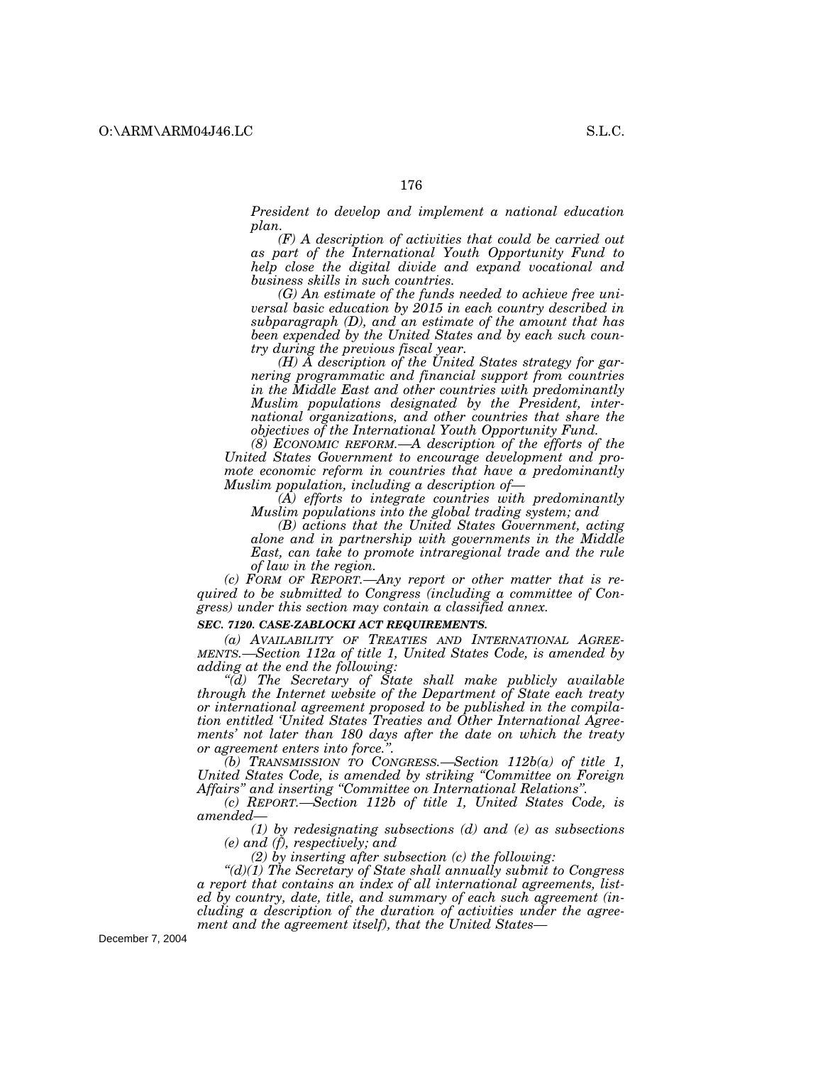*President to develop and implement a national education plan.*

*(F) A description of activities that could be carried out as part of the International Youth Opportunity Fund to help close the digital divide and expand vocational and business skills in such countries.*

*(G) An estimate of the funds needed to achieve free universal basic education by 2015 in each country described in subparagraph (D), and an estimate of the amount that has been expended by the United States and by each such country during the previous fiscal year.*

*(H) A description of the United States strategy for garnering programmatic and financial support from countries in the Middle East and other countries with predominantly Muslim populations designated by the President, international organizations, and other countries that share the objectives of the International Youth Opportunity Fund.*

*(8) ECONOMIC REFORM.—A description of the efforts of the United States Government to encourage development and promote economic reform in countries that have a predominantly Muslim population, including a description of—*

*(A) efforts to integrate countries with predominantly Muslim populations into the global trading system; and*

*(B) actions that the United States Government, acting alone and in partnership with governments in the Middle East, can take to promote intraregional trade and the rule of law in the region.*

*(c) FORM OF REPORT.—Any report or other matter that is required to be submitted to Congress (including a committee of Congress) under this section may contain a classified annex.*

***SEC. 7120. CASE-ZABLOCKI ACT REQUIREMENTS.***

*(a) AVAILABILITY OF TREATIES AND INTERNATIONAL AGREEMENTS.—Section 112a of title 1, United States Code, is amended by adding at the end the following:*

*"(d) The Secretary of State shall make publicly available through the Internet website of the Department of State each treaty or international agreement proposed to be published in the compilation entitled 'United States Treaties and Other International Agreements' not later than 180 days after the date on which the treaty or agreement enters into force.".*

*(b) TRANSMISSION TO CONGRESS.—Section 112b(a) of title 1, United States Code, is amended by striking "Committee on Foreign Affairs" and inserting "Committee on International Relations".*

*(c) REPORT.—Section 112b of title 1, United States Code, is amended—*

*(1) by redesignating subsections (d) and (e) as subsections (e) and (f), respectively; and*

*(2) by inserting after subsection (c) the following:*

*"(d)(1) The Secretary of State shall annually submit to Congress a report that contains an index of all international agreements, listed by country, date, title, and summary of each such agreement (including a description of the duration of activities under the agreement and the agreement itself), that the United States—*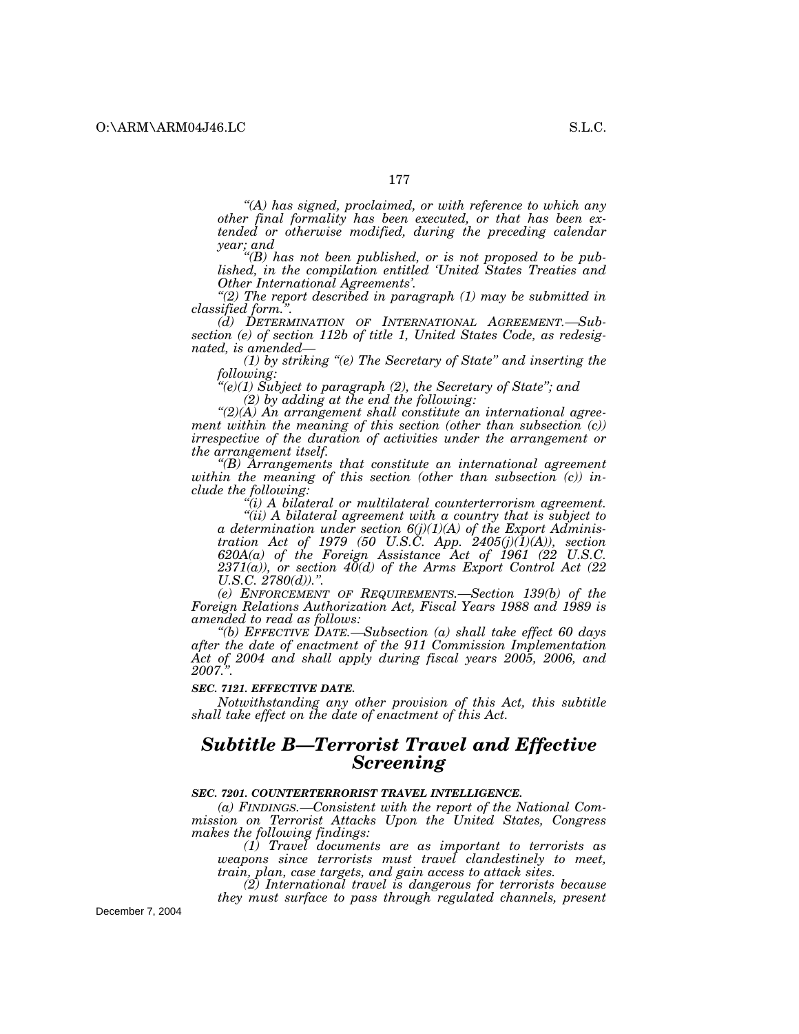*"(A) has signed, proclaimed, or with reference to which any other final formality has been executed, or that has been extended or otherwise modified, during the preceding calendar year; and*

*"(B) has not been published, or is not proposed to be published, in the compilation entitled 'United States Treaties and Other International Agreements'.*

*"(2) The report described in paragraph (1) may be submitted in classified form.".*

*(d) DETERMINATION OF INTERNATIONAL AGREEMENT.—Subsection (e) of section 112b of title 1, United States Code, as redesignated, is amended—*

*(1) by striking "(e) The Secretary of State" and inserting the following:*

*"(e)(1) Subject to paragraph (2), the Secretary of State"; and*

*(2) by adding at the end the following:*

*"(2)(A) An arrangement shall constitute an international agreement within the meaning of this section (other than subsection (c)) irrespective of the duration of activities under the arrangement or the arrangement itself.*

*"(B) Arrangements that constitute an international agreement within the meaning of this section (other than subsection (c)) include the following:*

*"(i) A bilateral or multilateral counterterrorism agreement.*

*"(ii) A bilateral agreement with a country that is subject to a determination under section 6(j)(1)(A) of the Export Administration Act of 1979 (50 U.S.C. App. 2405(j)(1)(A)), section 620A(a) of the Foreign Assistance Act of 1961 (22 U.S.C. 2371(a)), or section 40(d) of the Arms Export Control Act (22 U.S.C. 2780(d)).".*

*(e) ENFORCEMENT OF REQUIREMENTS.—Section 139(b) of the Foreign Relations Authorization Act, Fiscal Years 1988 and 1989 is amended to read as follows:*

*"(b) EFFECTIVE DATE.—Subsection (a) shall take effect 60 days after the date of enactment of the 911 Commission Implementation Act of 2004 and shall apply during fiscal years 2005, 2006, and 2007.".*

***SEC. 7121. EFFECTIVE DATE.***

*Notwithstanding any other provision of this Act, this subtitle shall take effect on the date of enactment of this Act.*

## *Subtitle B—Terrorist Travel and Effective Screening*

***SEC. 7201. COUNTERTERRORIST TRAVEL INTELLIGENCE.***

*(a) FINDINGS.—Consistent with the report of the National Commission on Terrorist Attacks Upon the United States, Congress makes the following findings:*

*(1) Travel documents are as important to terrorists as weapons since terrorists must travel clandestinely to meet, train, plan, case targets, and gain access to attack sites.*

*(2) International travel is dangerous for terrorists because they must surface to pass through regulated channels, present*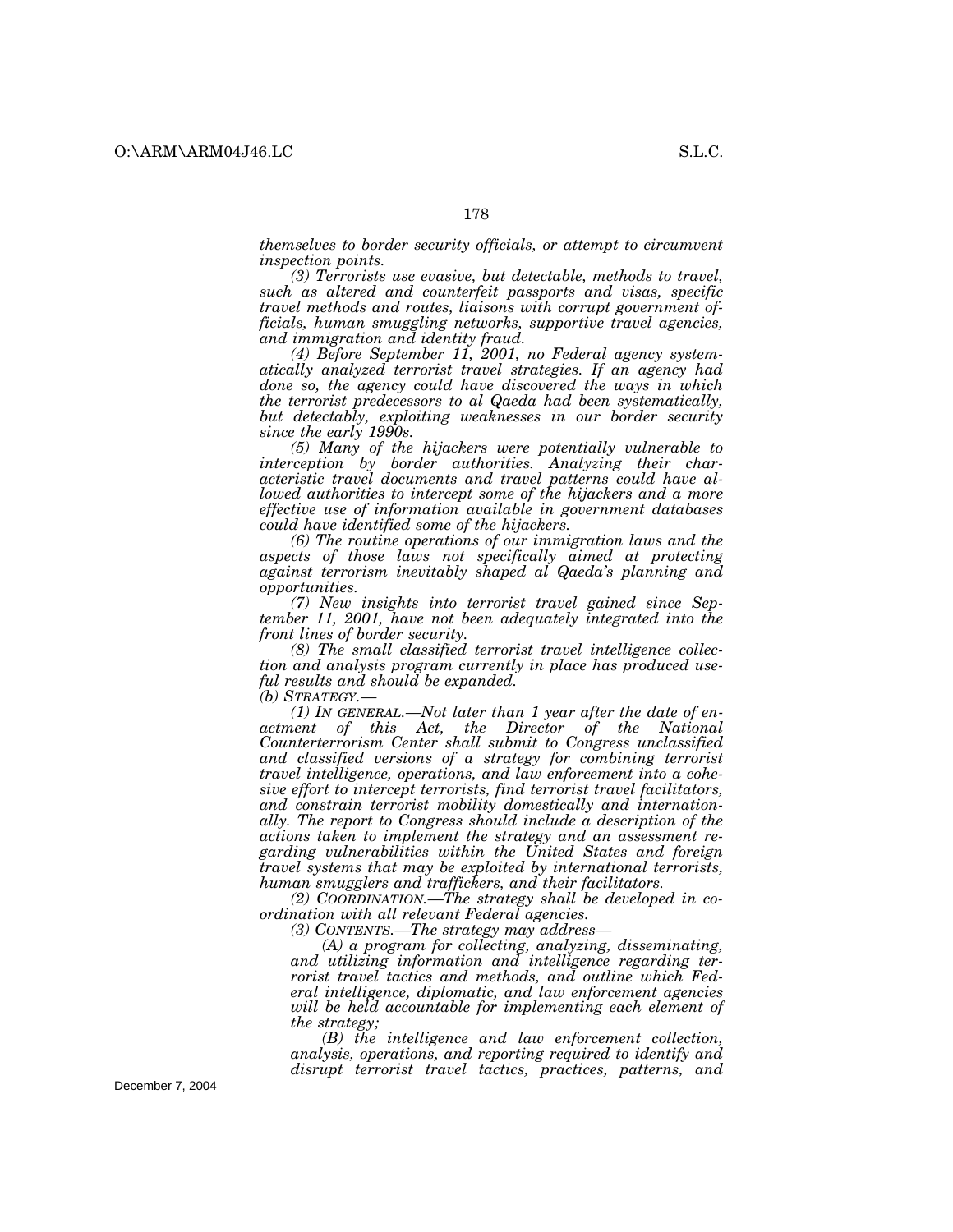*themselves to border security officials, or attempt to circumvent inspection points.*

*(3) Terrorists use evasive, but detectable, methods to travel, such as altered and counterfeit passports and visas, specific travel methods and routes, liaisons with corrupt government officials, human smuggling networks, supportive travel agencies, and immigration and identity fraud.*

*(4) Before September 11, 2001, no Federal agency systematically analyzed terrorist travel strategies. If an agency had done so, the agency could have discovered the ways in which the terrorist predecessors to al Qaeda had been systematically, but detectably, exploiting weaknesses in our border security since the early 1990s.*

*(5) Many of the hijackers were potentially vulnerable to interception by border authorities. Analyzing their characteristic travel documents and travel patterns could have allowed authorities to intercept some of the hijackers and a more effective use of information available in government databases could have identified some of the hijackers.*

*(6) The routine operations of our immigration laws and the aspects of those laws not specifically aimed at protecting against terrorism inevitably shaped al Qaeda's planning and opportunities.*

*(7) New insights into terrorist travel gained since September 11, 2001, have not been adequately integrated into the front lines of border security.*

*(8) The small classified terrorist travel intelligence collection and analysis program currently in place has produced useful results and should be expanded.*

*(b) STRATEGY.—*

*(1) IN GENERAL.—Not later than 1 year after the date of enactment of this Act, the Director of the National Counterterrorism Center shall submit to Congress unclassified and classified versions of a strategy for combining terrorist travel intelligence, operations, and law enforcement into a cohesive effort to intercept terrorists, find terrorist travel facilitators, and constrain terrorist mobility domestically and internationally. The report to Congress should include a description of the actions taken to implement the strategy and an assessment regarding vulnerabilities within the United States and foreign travel systems that may be exploited by international terrorists, human smugglers and traffickers, and their facilitators.*

*(2) COORDINATION.—The strategy shall be developed in coordination with all relevant Federal agencies.*

*(3) CONTENTS.—The strategy may address—*

*(A) a program for collecting, analyzing, disseminating, and utilizing information and intelligence regarding terrorist travel tactics and methods, and outline which Federal intelligence, diplomatic, and law enforcement agencies will be held accountable for implementing each element of the strategy;*

*(B) the intelligence and law enforcement collection, analysis, operations, and reporting required to identify and disrupt terrorist travel tactics, practices, patterns, and*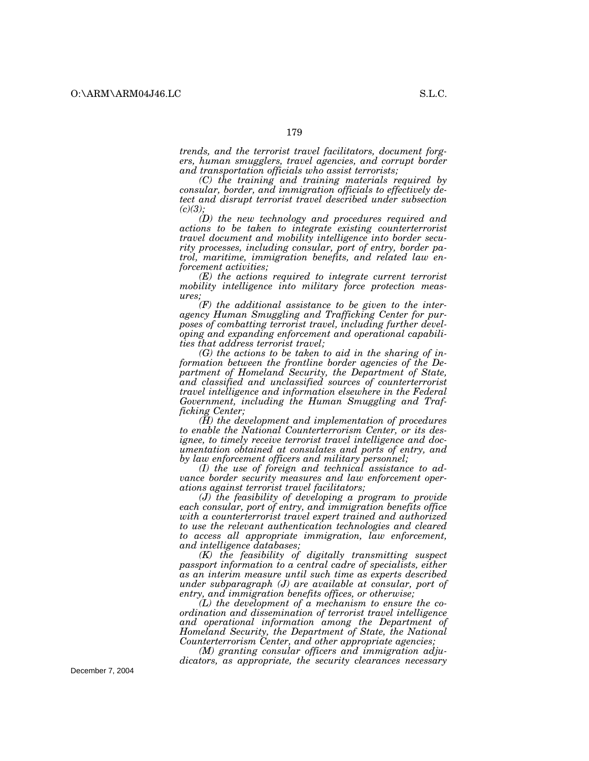*trends, and the terrorist travel facilitators, document forgers, human smugglers, travel agencies, and corrupt border and transportation officials who assist terrorists;*

*(C) the training and training materials required by consular, border, and immigration officials to effectively detect and disrupt terrorist travel described under subsection (c)(3);*

*(D) the new technology and procedures required and actions to be taken to integrate existing counterterrorist travel document and mobility intelligence into border security processes, including consular, port of entry, border patrol, maritime, immigration benefits, and related law enforcement activities;*

*(E) the actions required to integrate current terrorist mobility intelligence into military force protection measures;*

*(F) the additional assistance to be given to the interagency Human Smuggling and Trafficking Center for purposes of combatting terrorist travel, including further developing and expanding enforcement and operational capabilities that address terrorist travel;*

*(G) the actions to be taken to aid in the sharing of information between the frontline border agencies of the Department of Homeland Security, the Department of State, and classified and unclassified sources of counterterrorist travel intelligence and information elsewhere in the Federal Government, including the Human Smuggling and Trafficking Center;*

*(H) the development and implementation of procedures to enable the National Counterterrorism Center, or its designee, to timely receive terrorist travel intelligence and documentation obtained at consulates and ports of entry, and by law enforcement officers and military personnel;*

*(I) the use of foreign and technical assistance to advance border security measures and law enforcement operations against terrorist travel facilitators;*

*(J) the feasibility of developing a program to provide each consular, port of entry, and immigration benefits office with a counterterrorist travel expert trained and authorized to use the relevant authentication technologies and cleared to access all appropriate immigration, law enforcement, and intelligence databases;*

*(K) the feasibility of digitally transmitting suspect passport information to a central cadre of specialists, either as an interim measure until such time as experts described under subparagraph (J) are available at consular, port of entry, and immigration benefits offices, or otherwise;*

*(L) the development of a mechanism to ensure the coordination and dissemination of terrorist travel intelligence and operational information among the Department of Homeland Security, the Department of State, the National Counterterrorism Center, and other appropriate agencies;*

*(M) granting consular officers and immigration adjudicators, as appropriate, the security clearances necessary*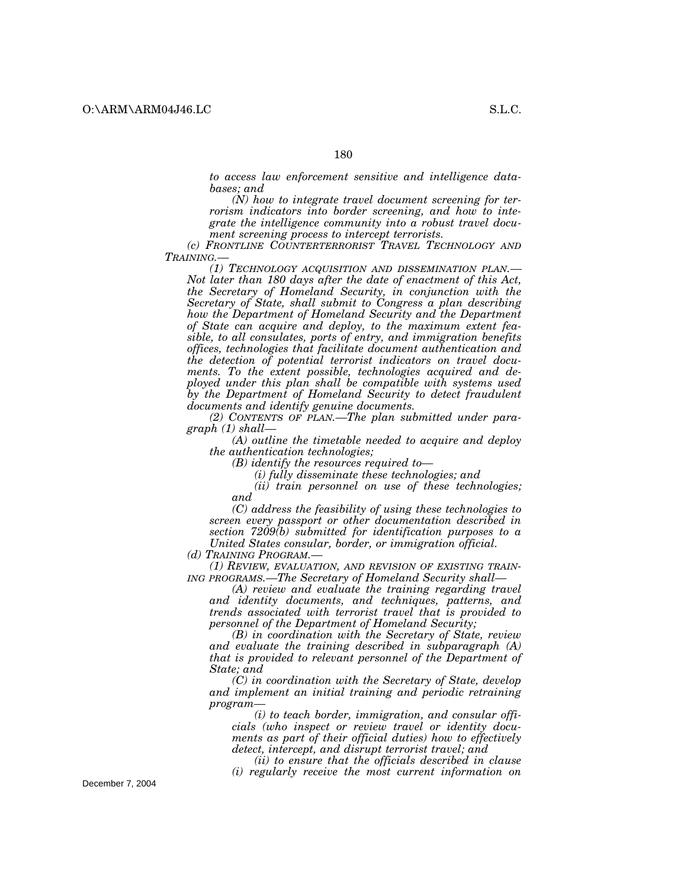*to access law enforcement sensitive and intelligence databases; and*

*(N) how to integrate travel document screening for terrorism indicators into border screening, and how to integrate the intelligence community into a robust travel document screening process to intercept terrorists.*

*(c) FRONTLINE COUNTERTERRORIST TRAVEL TECHNOLOGY AND TRAINING.—*

*(1) TECHNOLOGY ACQUISITION AND DISSEMINATION PLAN.— Not later than 180 days after the date of enactment of this Act, the Secretary of Homeland Security, in conjunction with the Secretary of State, shall submit to Congress a plan describing how the Department of Homeland Security and the Department of State can acquire and deploy, to the maximum extent feasible, to all consulates, ports of entry, and immigration benefits offices, technologies that facilitate document authentication and the detection of potential terrorist indicators on travel documents. To the extent possible, technologies acquired and deployed under this plan shall be compatible with systems used by the Department of Homeland Security to detect fraudulent documents and identify genuine documents.*

*(2) CONTENTS OF PLAN.—The plan submitted under paragraph (1) shall—*

*(A) outline the timetable needed to acquire and deploy the authentication technologies;*

*(B) identify the resources required to—*

*(i) fully disseminate these technologies; and*

*(ii) train personnel on use of these technologies; and*

*(C) address the feasibility of using these technologies to screen every passport or other documentation described in section 7209(b) submitted for identification purposes to a United States consular, border, or immigration official.*

*(d) TRAINING PROGRAM.—*

*(1) REVIEW, EVALUATION, AND REVISION OF EXISTING TRAINING PROGRAMS.—The Secretary of Homeland Security shall—*

*(A) review and evaluate the training regarding travel and identity documents, and techniques, patterns, and trends associated with terrorist travel that is provided to personnel of the Department of Homeland Security;*

*(B) in coordination with the Secretary of State, review and evaluate the training described in subparagraph (A) that is provided to relevant personnel of the Department of State; and*

*(C) in coordination with the Secretary of State, develop and implement an initial training and periodic retraining program—*

*(i) to teach border, immigration, and consular officials (who inspect or review travel or identity documents as part of their official duties) how to effectively detect, intercept, and disrupt terrorist travel; and*

*(ii) to ensure that the officials described in clause (i) regularly receive the most current information on*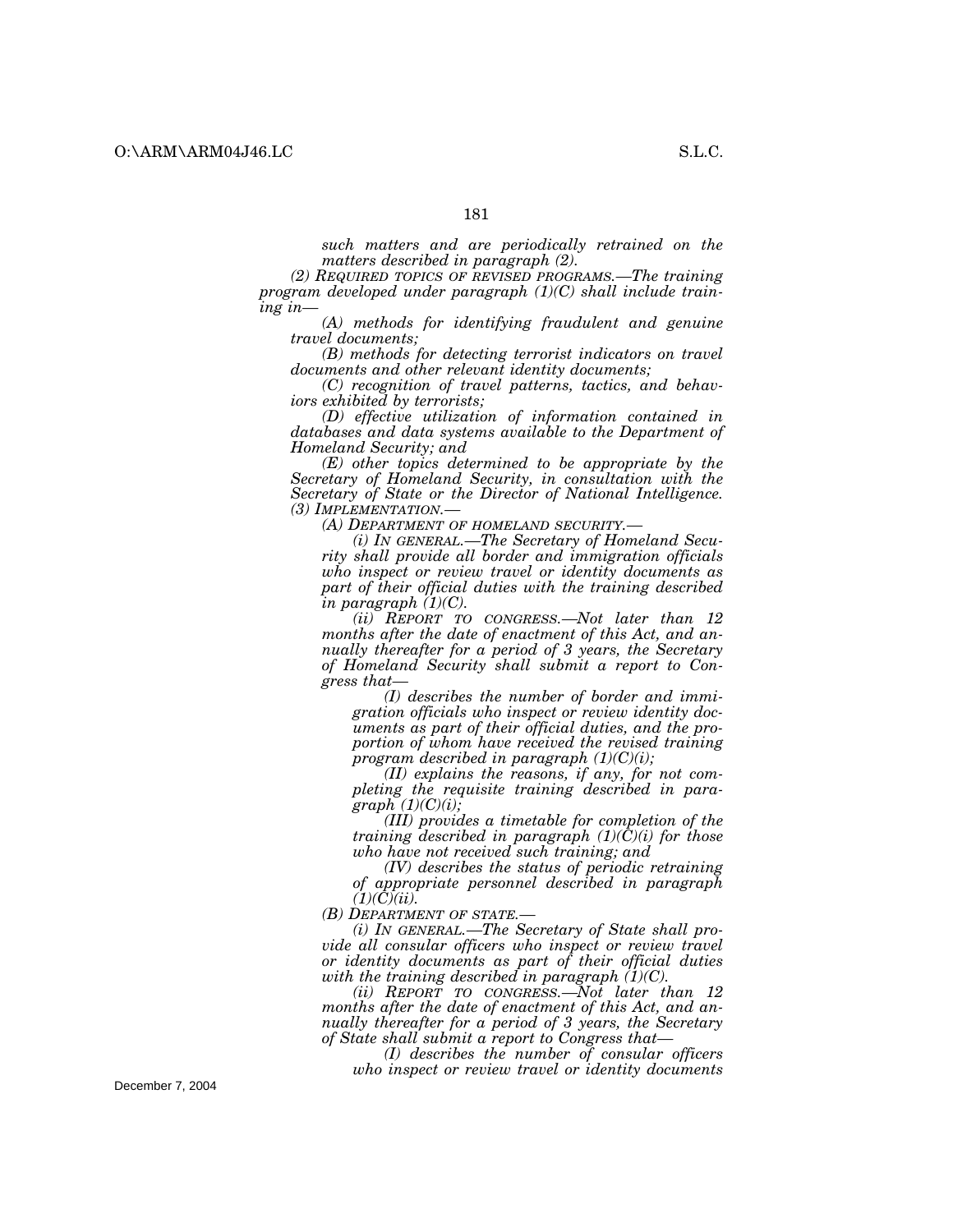*such matters and are periodically retrained on the matters described in paragraph (2).*

*(2) REQUIRED TOPICS OF REVISED PROGRAMS.—The training program developed under paragraph (1)(C) shall include training in—*

*(A) methods for identifying fraudulent and genuine travel documents;*

*(B) methods for detecting terrorist indicators on travel documents and other relevant identity documents;*

*(C) recognition of travel patterns, tactics, and behaviors exhibited by terrorists;*

*(D) effective utilization of information contained in databases and data systems available to the Department of Homeland Security; and*

*(E) other topics determined to be appropriate by the Secretary of Homeland Security, in consultation with the Secretary of State or the Director of National Intelligence.*

*(3) IMPLEMENTATION.—*

*(A) DEPARTMENT OF HOMELAND SECURITY.—*

*(i) IN GENERAL.—The Secretary of Homeland Security shall provide all border and immigration officials who inspect or review travel or identity documents as part of their official duties with the training described in paragraph (1)(C).*

*(ii) REPORT TO CONGRESS.—Not later than 12 months after the date of enactment of this Act, and annually thereafter for a period of 3 years, the Secretary of Homeland Security shall submit a report to Congress that—*

*(I) describes the number of border and immigration officials who inspect or review identity documents as part of their official duties, and the proportion of whom have received the revised training program described in paragraph (1)(C)(i);*

*(II) explains the reasons, if any, for not completing the requisite training described in paragraph (1)(C)(i);*

*(III) provides a timetable for completion of the training described in paragraph (1)(C)(i) for those who have not received such training; and*

*(IV) describes the status of periodic retraining of appropriate personnel described in paragraph (1)(C)(ii).*

*(B) DEPARTMENT OF STATE.—*

*(i) IN GENERAL.—The Secretary of State shall provide all consular officers who inspect or review travel or identity documents as part of their official duties with the training described in paragraph (1)(C).*

*(ii) REPORT TO CONGRESS.—Not later than 12 months after the date of enactment of this Act, and annually thereafter for a period of 3 years, the Secretary of State shall submit a report to Congress that—*

*(I) describes the number of consular officers who inspect or review travel or identity documents*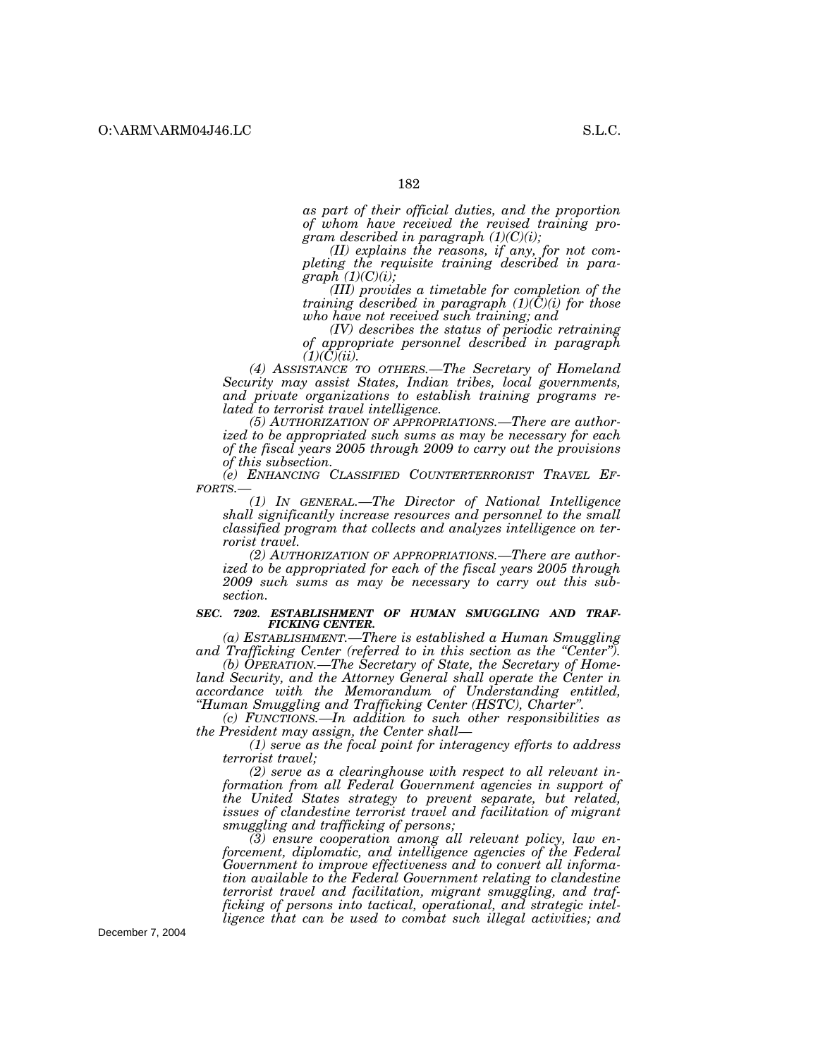*as part of their official duties, and the proportion of whom have received the revised training program described in paragraph (1)(C)(i);*

*(II) explains the reasons, if any, for not completing the requisite training described in paragraph (1)(C)(i);*

*(III) provides a timetable for completion of the training described in paragraph (1)(C)(i) for those who have not received such training; and*

*(IV) describes the status of periodic retraining of appropriate personnel described in paragraph (1)(C)(ii).*

*(4) ASSISTANCE TO OTHERS.—The Secretary of Homeland Security may assist States, Indian tribes, local governments, and private organizations to establish training programs related to terrorist travel intelligence.*

*(5) AUTHORIZATION OF APPROPRIATIONS.—There are authorized to be appropriated such sums as may be necessary for each of the fiscal years 2005 through 2009 to carry out the provisions of this subsection.*

*(e) ENHANCING CLASSIFIED COUNTERTERRORIST TRAVEL EFFORTS.—*

*(1) IN GENERAL.—The Director of National Intelligence shall significantly increase resources and personnel to the small classified program that collects and analyzes intelligence on terrorist travel.*

*(2) AUTHORIZATION OF APPROPRIATIONS.—There are authorized to be appropriated for each of the fiscal years 2005 through 2009 such sums as may be necessary to carry out this subsection.*

***SEC. 7202. ESTABLISHMENT OF HUMAN SMUGGLING AND TRAFFICKING CENTER.***

*(a) ESTABLISHMENT.—There is established a Human Smuggling and Trafficking Center (referred to in this section as the "Center").*

*(b) OPERATION.—The Secretary of State, the Secretary of Homeland Security, and the Attorney General shall operate the Center in accordance with the Memorandum of Understanding entitled, "Human Smuggling and Trafficking Center (HSTC), Charter".*

*(c) FUNCTIONS.—In addition to such other responsibilities as the President may assign, the Center shall—*

*(1) serve as the focal point for interagency efforts to address terrorist travel;*

*(2) serve as a clearinghouse with respect to all relevant information from all Federal Government agencies in support of the United States strategy to prevent separate, but related, issues of clandestine terrorist travel and facilitation of migrant smuggling and trafficking of persons;*

*(3) ensure cooperation among all relevant policy, law enforcement, diplomatic, and intelligence agencies of the Federal Government to improve effectiveness and to convert all information available to the Federal Government relating to clandestine terrorist travel and facilitation, migrant smuggling, and trafficking of persons into tactical, operational, and strategic intelligence that can be used to combat such illegal activities; and*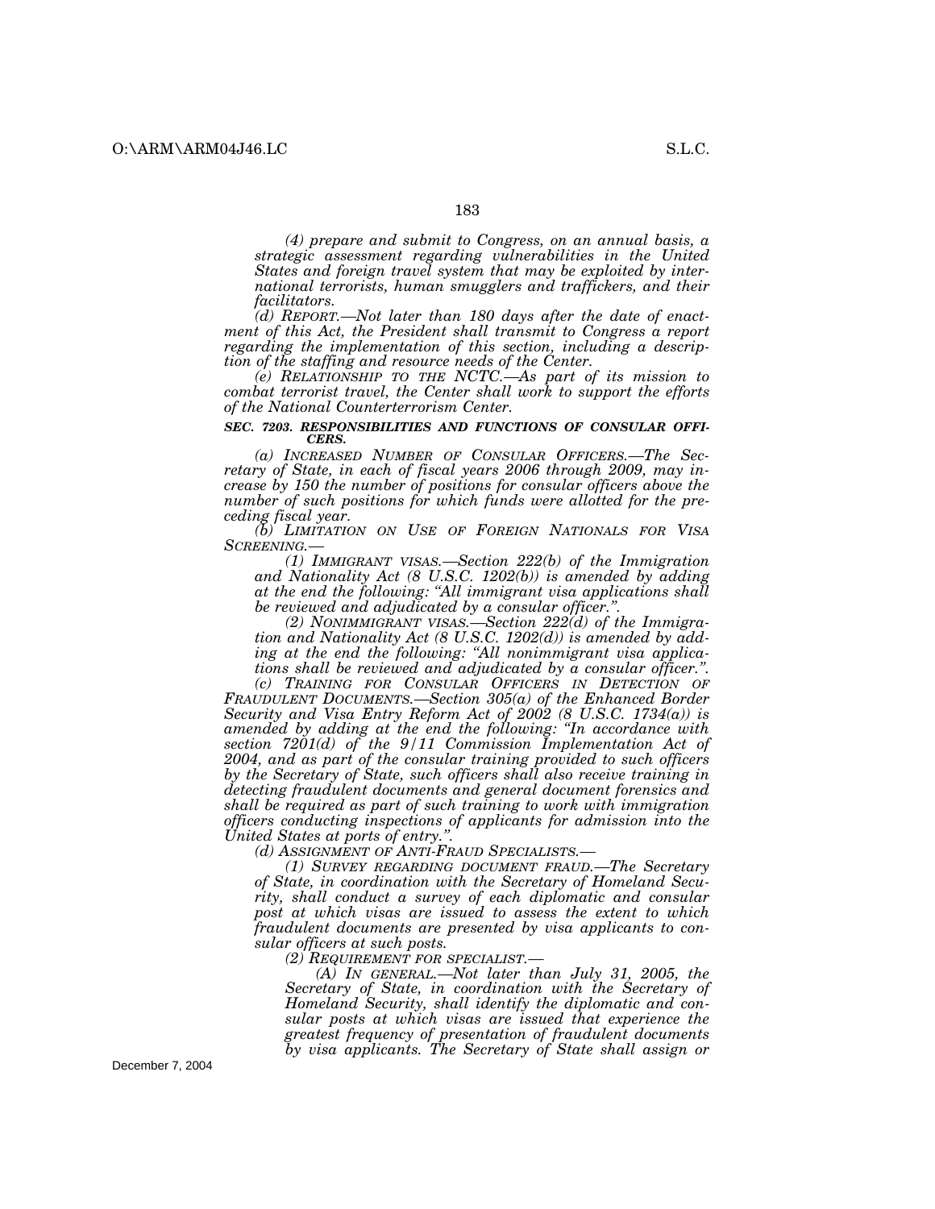*(4) prepare and submit to Congress, on an annual basis, a strategic assessment regarding vulnerabilities in the United States and foreign travel system that may be exploited by international terrorists, human smugglers and traffickers, and their facilitators.*

*(d) REPORT.—Not later than 180 days after the date of enactment of this Act, the President shall transmit to Congress a report regarding the implementation of this section, including a description of the staffing and resource needs of the Center.*

*(e) RELATIONSHIP TO THE NCTC.—As part of its mission to combat terrorist travel, the Center shall work to support the efforts of the National Counterterrorism Center.*

***SEC. 7203. RESPONSIBILITIES AND FUNCTIONS OF CONSULAR OFFICERS.***

*(a) INCREASED NUMBER OF CONSULAR OFFICERS.—The Secretary of State, in each of fiscal years 2006 through 2009, may increase by 150 the number of positions for consular officers above the number of such positions for which funds were allotted for the preceding fiscal year.*

*(b) LIMITATION ON USE OF FOREIGN NATIONALS FOR VISA SCREENING.—*

*(1) IMMIGRANT VISAS.—Section 222(b) of the Immigration and Nationality Act (8 U.S.C. 1202(b)) is amended by adding at the end the following: "All immigrant visa applications shall be reviewed and adjudicated by a consular officer.".*

*(2) NONIMMIGRANT VISAS.—Section 222(d) of the Immigration and Nationality Act (8 U.S.C. 1202(d)) is amended by adding at the end the following: "All nonimmigrant visa applications shall be reviewed and adjudicated by a consular officer.".*

*(c) TRAINING FOR CONSULAR OFFICERS IN DETECTION OF FRAUDULENT DOCUMENTS.—Section 305(a) of the Enhanced Border Security and Visa Entry Reform Act of 2002 (8 U.S.C. 1734(a)) is amended by adding at the end the following: "In accordance with section 7201(d) of the 9/11 Commission Implementation Act of 2004, and as part of the consular training provided to such officers by the Secretary of State, such officers shall also receive training in detecting fraudulent documents and general document forensics and shall be required as part of such training to work with immigration officers conducting inspections of applicants for admission into the United States at ports of entry.".*

*(d) ASSIGNMENT OF ANTI-FRAUD SPECIALISTS.—*

*(1) SURVEY REGARDING DOCUMENT FRAUD.—The Secretary of State, in coordination with the Secretary of Homeland Security, shall conduct a survey of each diplomatic and consular post at which visas are issued to assess the extent to which fraudulent documents are presented by visa applicants to consular officers at such posts.*

*(2) REQUIREMENT FOR SPECIALIST.—*

*(A) IN GENERAL.—Not later than July 31, 2005, the Secretary of State, in coordination with the Secretary of Homeland Security, shall identify the diplomatic and consular posts at which visas are issued that experience the greatest frequency of presentation of fraudulent documents by visa applicants. The Secretary of State shall assign or*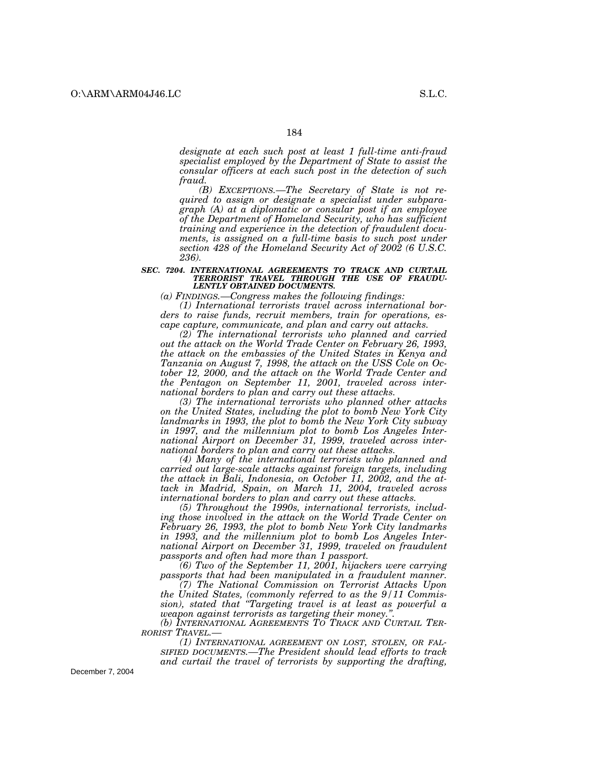*designate at each such post at least 1 full-time anti-fraud specialist employed by the Department of State to assist the consular officers at each such post in the detection of such fraud.*

*(B) EXCEPTIONS.—The Secretary of State is not required to assign or designate a specialist under subparagraph (A) at a diplomatic or consular post if an employee of the Department of Homeland Security, who has sufficient training and experience in the detection of fraudulent documents, is assigned on a full-time basis to such post under section 428 of the Homeland Security Act of 2002 (6 U.S.C. 236).*

***SEC. 7204. INTERNATIONAL AGREEMENTS TO TRACK AND CURTAIL TERRORIST TRAVEL THROUGH THE USE OF FRAUDULENTLY OBTAINED DOCUMENTS.***

*(a) FINDINGS.—Congress makes the following findings:*

*(1) International terrorists travel across international borders to raise funds, recruit members, train for operations, escape capture, communicate, and plan and carry out attacks.*

*(2) The international terrorists who planned and carried out the attack on the World Trade Center on February 26, 1993, the attack on the embassies of the United States in Kenya and Tanzania on August 7, 1998, the attack on the USS Cole on October 12, 2000, and the attack on the World Trade Center and the Pentagon on September 11, 2001, traveled across international borders to plan and carry out these attacks.*

*(3) The international terrorists who planned other attacks on the United States, including the plot to bomb New York City landmarks in 1993, the plot to bomb the New York City subway in 1997, and the millennium plot to bomb Los Angeles International Airport on December 31, 1999, traveled across international borders to plan and carry out these attacks.*

*(4) Many of the international terrorists who planned and carried out large-scale attacks against foreign targets, including the attack in Bali, Indonesia, on October 11, 2002, and the attack in Madrid, Spain, on March 11, 2004, traveled across international borders to plan and carry out these attacks.*

*(5) Throughout the 1990s, international terrorists, including those involved in the attack on the World Trade Center on February 26, 1993, the plot to bomb New York City landmarks in 1993, and the millennium plot to bomb Los Angeles International Airport on December 31, 1999, traveled on fraudulent passports and often had more than 1 passport.*

*(6) Two of the September 11, 2001, hijackers were carrying passports that had been manipulated in a fraudulent manner.*

*(7) The National Commission on Terrorist Attacks Upon the United States, (commonly referred to as the 9/11 Commission), stated that "Targeting travel is at least as powerful a weapon against terrorists as targeting their money.".*

*(b) INTERNATIONAL AGREEMENTS TO TRACK AND CURTAIL TERRORIST TRAVEL.—*

*(1) INTERNATIONAL AGREEMENT ON LOST, STOLEN, OR FALSIFIED DOCUMENTS.—The President should lead efforts to track and curtail the travel of terrorists by supporting the drafting,*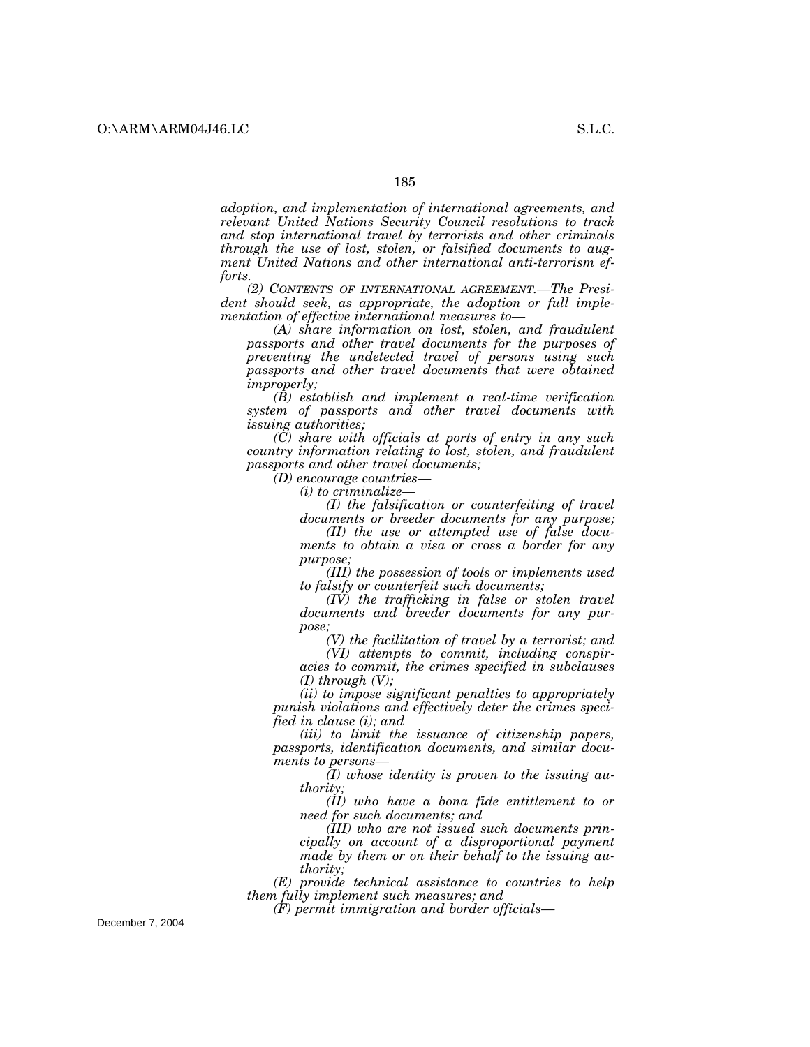*adoption, and implementation of international agreements, and relevant United Nations Security Council resolutions to track and stop international travel by terrorists and other criminals through the use of lost, stolen, or falsified documents to augment United Nations and other international anti-terrorism efforts.*

*(2) CONTENTS OF INTERNATIONAL AGREEMENT.—The President should seek, as appropriate, the adoption or full implementation of effective international measures to—*

*(A) share information on lost, stolen, and fraudulent passports and other travel documents for the purposes of preventing the undetected travel of persons using such passports and other travel documents that were obtained improperly;*

*(B) establish and implement a real-time verification system of passports and other travel documents with issuing authorities;*

*(C) share with officials at ports of entry in any such country information relating to lost, stolen, and fraudulent passports and other travel documents;*

*(D) encourage countries—*

*(i) to criminalize—*

*(I) the falsification or counterfeiting of travel documents or breeder documents for any purpose;*

*(II) the use or attempted use of false documents to obtain a visa or cross a border for any purpose;*

*(III) the possession of tools or implements used to falsify or counterfeit such documents;*

*(IV) the trafficking in false or stolen travel documents and breeder documents for any purpose;*

*(V) the facilitation of travel by a terrorist; and*

*(VI) attempts to commit, including conspiracies to commit, the crimes specified in subclauses (I) through (V);*

*(ii) to impose significant penalties to appropriately punish violations and effectively deter the crimes specified in clause (i); and*

*(iii) to limit the issuance of citizenship papers, passports, identification documents, and similar documents to persons—*

*(I) whose identity is proven to the issuing authority;*

*(II) who have a bona fide entitlement to or need for such documents; and*

*(III) who are not issued such documents principally on account of a disproportional payment made by them or on their behalf to the issuing authority;*

*(E) provide technical assistance to countries to help them fully implement such measures; and*

*(F) permit immigration and border officials—*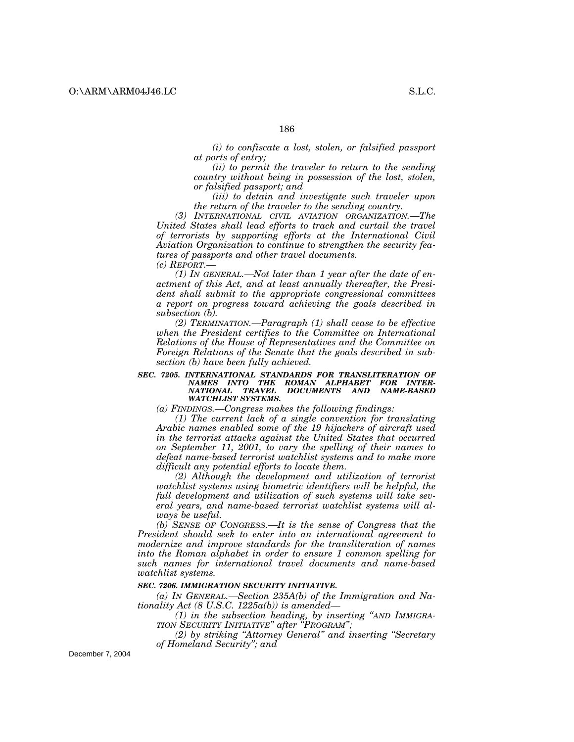*(i) to confiscate a lost, stolen, or falsified passport at ports of entry;*

*(ii) to permit the traveler to return to the sending country without being in possession of the lost, stolen, or falsified passport; and*

*(iii) to detain and investigate such traveler upon the return of the traveler to the sending country.*

*(3) INTERNATIONAL CIVIL AVIATION ORGANIZATION.—The United States shall lead efforts to track and curtail the travel of terrorists by supporting efforts at the International Civil Aviation Organization to continue to strengthen the security features of passports and other travel documents.*

*(c) REPORT.—*

*(1) IN GENERAL.—Not later than 1 year after the date of enactment of this Act, and at least annually thereafter, the President shall submit to the appropriate congressional committees a report on progress toward achieving the goals described in subsection (b).*

*(2) TERMINATION.—Paragraph (1) shall cease to be effective when the President certifies to the Committee on International Relations of the House of Representatives and the Committee on Foreign Relations of the Senate that the goals described in subsection (b) have been fully achieved.*

***SEC. 7205. INTERNATIONAL STANDARDS FOR TRANSLITERATION OF NAMES INTO THE ROMAN ALPHABET FOR INTERNATIONAL TRAVEL DOCUMENTS AND NAME-BASED WATCHLIST SYSTEMS.***

*(a) FINDINGS.—Congress makes the following findings:*

*(1) The current lack of a single convention for translating Arabic names enabled some of the 19 hijackers of aircraft used in the terrorist attacks against the United States that occurred on September 11, 2001, to vary the spelling of their names to defeat name-based terrorist watchlist systems and to make more difficult any potential efforts to locate them.*

*(2) Although the development and utilization of terrorist watchlist systems using biometric identifiers will be helpful, the full development and utilization of such systems will take several years, and name-based terrorist watchlist systems will always be useful.*

*(b) SENSE OF CONGRESS.—It is the sense of Congress that the President should seek to enter into an international agreement to modernize and improve standards for the transliteration of names into the Roman alphabet in order to ensure 1 common spelling for such names for international travel documents and name-based watchlist systems.*

***SEC. 7206. IMMIGRATION SECURITY INITIATIVE.***

*(a) IN GENERAL.—Section 235A(b) of the Immigration and Nationality Act (8 U.S.C. 1225a(b)) is amended—*

*(1) in the subsection heading, by inserting "AND IMMIGRATION SECURITY INITIATIVE" after "PROGRAM";*

*(2) by striking "Attorney General" and inserting "Secretary of Homeland Security"; and*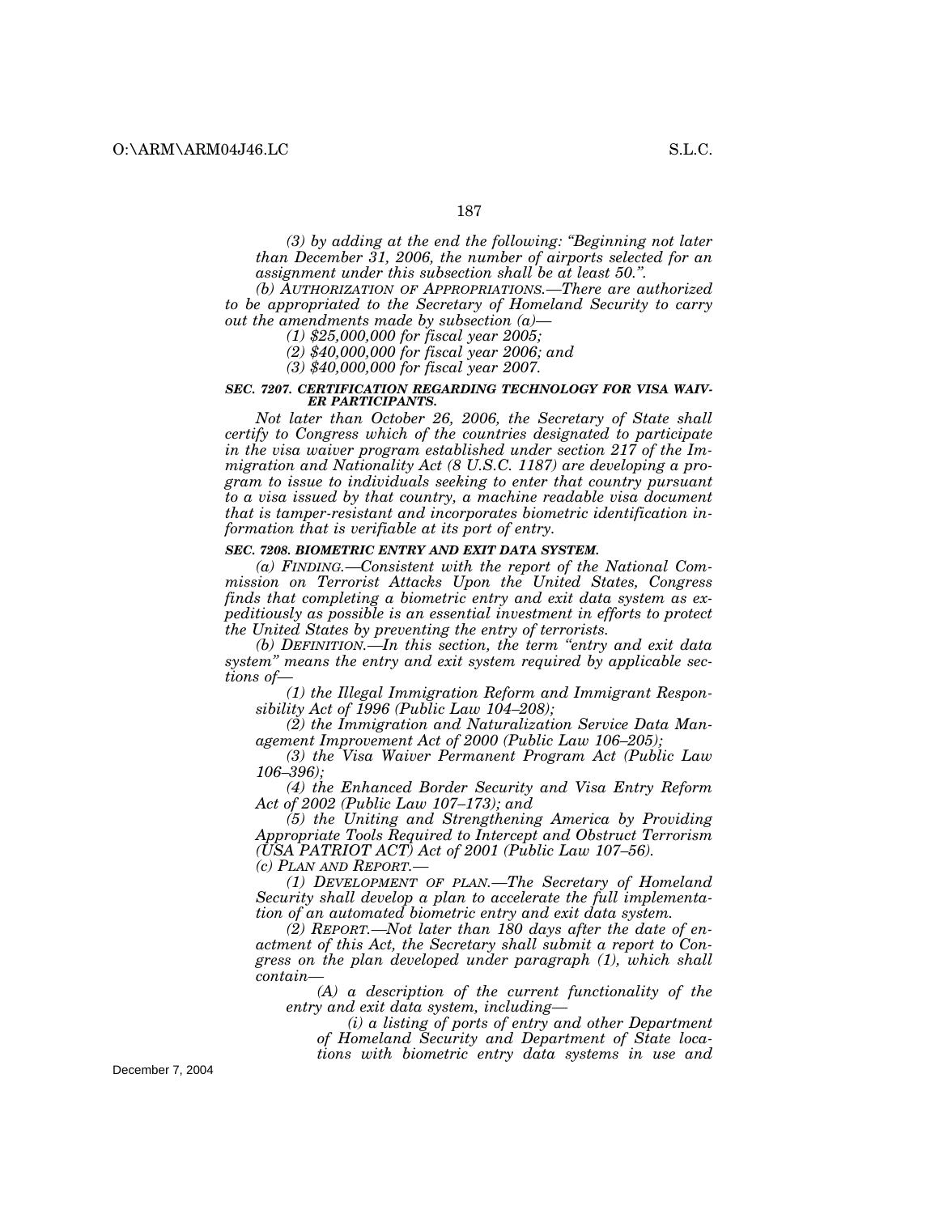*(3) by adding at the end the following: "Beginning not later than December 31, 2006, the number of airports selected for an assignment under this subsection shall be at least 50.".*

*(b) AUTHORIZATION OF APPROPRIATIONS.—There are authorized to be appropriated to the Secretary of Homeland Security to carry out the amendments made by subsection (a)—*

*(1) $25,000,000 for fiscal year 2005;*

*(2) $40,000,000 for fiscal year 2006; and*

*(3) $40,000,000 for fiscal year 2007.*

***SEC. 7207. CERTIFICATION REGARDING TECHNOLOGY FOR VISA WAIVER PARTICIPANTS.***

*Not later than October 26, 2006, the Secretary of State shall certify to Congress which of the countries designated to participate in the visa waiver program established under section 217 of the Immigration and Nationality Act (8 U.S.C. 1187) are developing a program to issue to individuals seeking to enter that country pursuant to a visa issued by that country, a machine readable visa document that is tamper-resistant and incorporates biometric identification information that is verifiable at its port of entry.*

***SEC. 7208. BIOMETRIC ENTRY AND EXIT DATA SYSTEM.***

*(a) FINDING.—Consistent with the report of the National Commission on Terrorist Attacks Upon the United States, Congress finds that completing a biometric entry and exit data system as expeditiously as possible is an essential investment in efforts to protect the United States by preventing the entry of terrorists.*

*(b) DEFINITION.—In this section, the term "entry and exit data system" means the entry and exit system required by applicable sections of—*

*(1) the Illegal Immigration Reform and Immigrant Responsibility Act of 1996 (Public Law 104–208);*

*(2) the Immigration and Naturalization Service Data Management Improvement Act of 2000 (Public Law 106–205);*

*(3) the Visa Waiver Permanent Program Act (Public Law 106–396);*

*(4) the Enhanced Border Security and Visa Entry Reform Act of 2002 (Public Law 107–173); and*

*(5) the Uniting and Strengthening America by Providing Appropriate Tools Required to Intercept and Obstruct Terrorism (USA PATRIOT ACT) Act of 2001 (Public Law 107–56).*

*(c) PLAN AND REPORT.—*

*(1) DEVELOPMENT OF PLAN.—The Secretary of Homeland Security shall develop a plan to accelerate the full implementation of an automated biometric entry and exit data system.*

*(2) REPORT.—Not later than 180 days after the date of enactment of this Act, the Secretary shall submit a report to Congress on the plan developed under paragraph (1), which shall contain—*

*(A) a description of the current functionality of the entry and exit data system, including—*

*(i) a listing of ports of entry and other Department of Homeland Security and Department of State locations with biometric entry data systems in use and*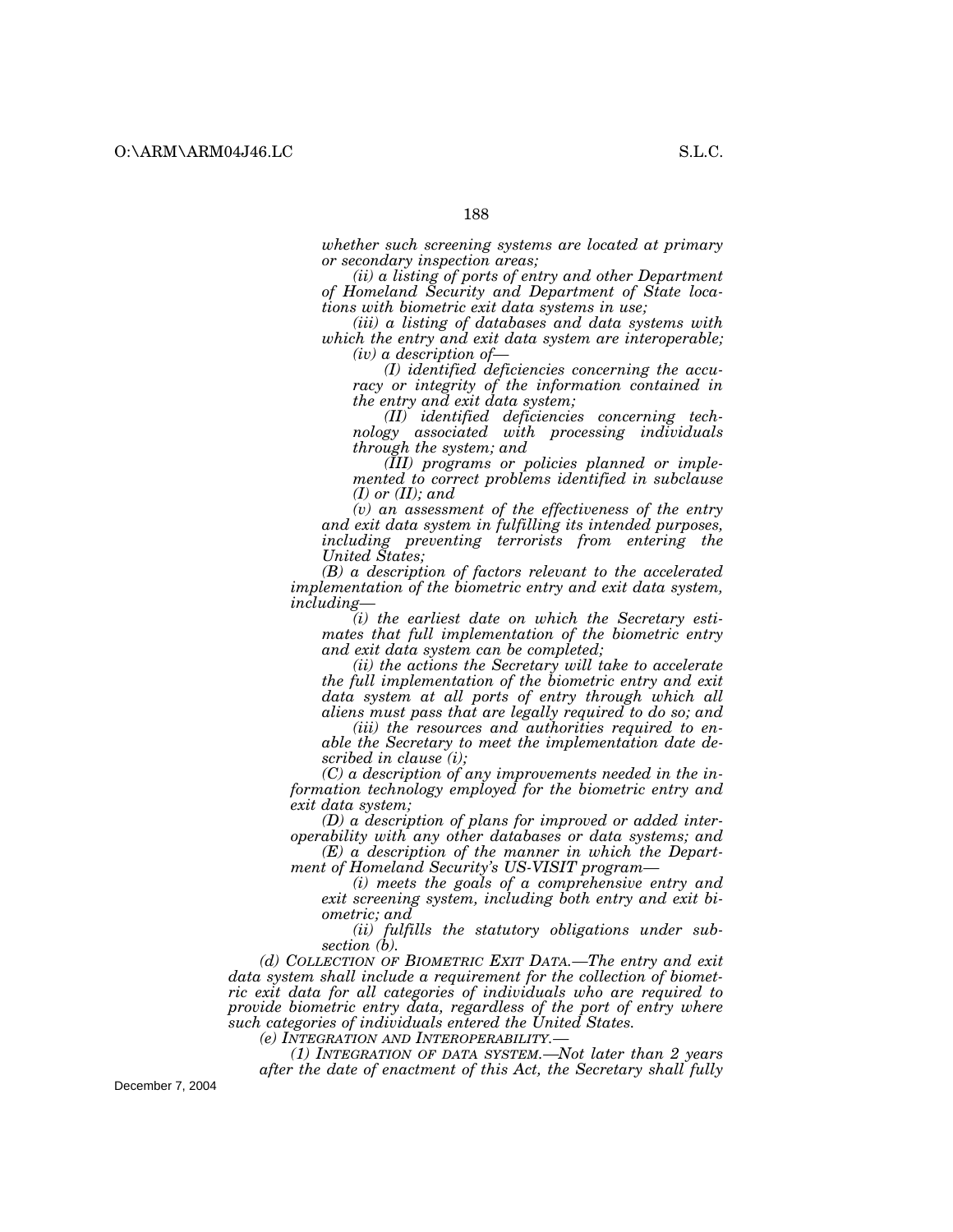*whether such screening systems are located at primary or secondary inspection areas;*

*(ii) a listing of ports of entry and other Department of Homeland Security and Department of State locations with biometric exit data systems in use;*

*(iii) a listing of databases and data systems with which the entry and exit data system are interoperable;*

*(iv) a description of—*

*(I) identified deficiencies concerning the accuracy or integrity of the information contained in the entry and exit data system;*

*(II) identified deficiencies concerning technology associated with processing individuals through the system; and*

*(III) programs or policies planned or implemented to correct problems identified in subclause (I) or (II); and*

*(v) an assessment of the effectiveness of the entry and exit data system in fulfilling its intended purposes, including preventing terrorists from entering the United States;*

*(B) a description of factors relevant to the accelerated implementation of the biometric entry and exit data system, including—*

*(i) the earliest date on which the Secretary estimates that full implementation of the biometric entry and exit data system can be completed;*

*(ii) the actions the Secretary will take to accelerate the full implementation of the biometric entry and exit data system at all ports of entry through which all aliens must pass that are legally required to do so; and*

*(iii) the resources and authorities required to enable the Secretary to meet the implementation date described in clause (i);*

*(C) a description of any improvements needed in the information technology employed for the biometric entry and exit data system;*

*(D) a description of plans for improved or added interoperability with any other databases or data systems; and*

*(E) a description of the manner in which the Department of Homeland Security's US-VISIT program—*

*(i) meets the goals of a comprehensive entry and exit screening system, including both entry and exit biometric; and*

*(ii) fulfills the statutory obligations under subsection (b).*

*(d) COLLECTION OF BIOMETRIC EXIT DATA.—The entry and exit data system shall include a requirement for the collection of biometric exit data for all categories of individuals who are required to provide biometric entry data, regardless of the port of entry where such categories of individuals entered the United States.*

*(e) INTEGRATION AND INTEROPERABILITY.—*

*(1) INTEGRATION OF DATA SYSTEM.—Not later than 2 years after the date of enactment of this Act, the Secretary shall fully*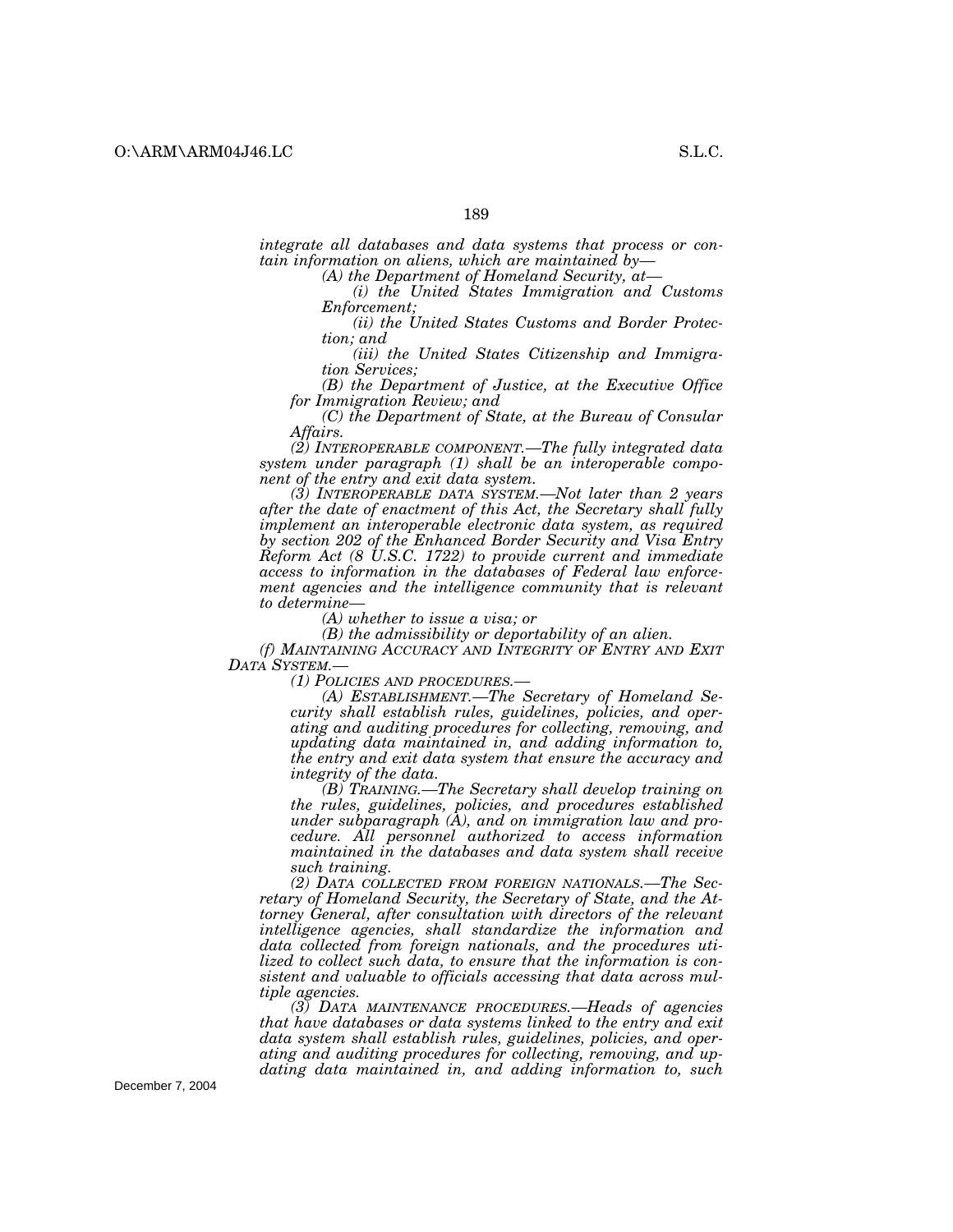*integrate all databases and data systems that process or contain information on aliens, which are maintained by—*

*(A) the Department of Homeland Security, at—*

*(i) the United States Immigration and Customs Enforcement;*

*(ii) the United States Customs and Border Protection; and*

*(iii) the United States Citizenship and Immigration Services;*

*(B) the Department of Justice, at the Executive Office for Immigration Review; and*

*(C) the Department of State, at the Bureau of Consular Affairs.*

*(2) INTEROPERABLE COMPONENT.—The fully integrated data system under paragraph (1) shall be an interoperable component of the entry and exit data system.*

*(3) INTEROPERABLE DATA SYSTEM.—Not later than 2 years after the date of enactment of this Act, the Secretary shall fully implement an interoperable electronic data system, as required by section 202 of the Enhanced Border Security and Visa Entry Reform Act (8 U.S.C. 1722) to provide current and immediate access to information in the databases of Federal law enforcement agencies and the intelligence community that is relevant to determine—*

*(A) whether to issue a visa; or*

*(B) the admissibility or deportability of an alien.*

*(f) MAINTAINING ACCURACY AND INTEGRITY OF ENTRY AND EXIT DATA SYSTEM.—*

*(1) POLICIES AND PROCEDURES.—*

*(A) ESTABLISHMENT.—The Secretary of Homeland Security shall establish rules, guidelines, policies, and operating and auditing procedures for collecting, removing, and updating data maintained in, and adding information to, the entry and exit data system that ensure the accuracy and integrity of the data.*

*(B) TRAINING.—The Secretary shall develop training on the rules, guidelines, policies, and procedures established under subparagraph (A), and on immigration law and procedure. All personnel authorized to access information maintained in the databases and data system shall receive such training.*

*(2) DATA COLLECTED FROM FOREIGN NATIONALS.—The Secretary of Homeland Security, the Secretary of State, and the Attorney General, after consultation with directors of the relevant intelligence agencies, shall standardize the information and data collected from foreign nationals, and the procedures utilized to collect such data, to ensure that the information is consistent and valuable to officials accessing that data across multiple agencies.*

*(3) DATA MAINTENANCE PROCEDURES.—Heads of agencies that have databases or data systems linked to the entry and exit data system shall establish rules, guidelines, policies, and operating and auditing procedures for collecting, removing, and updating data maintained in, and adding information to, such*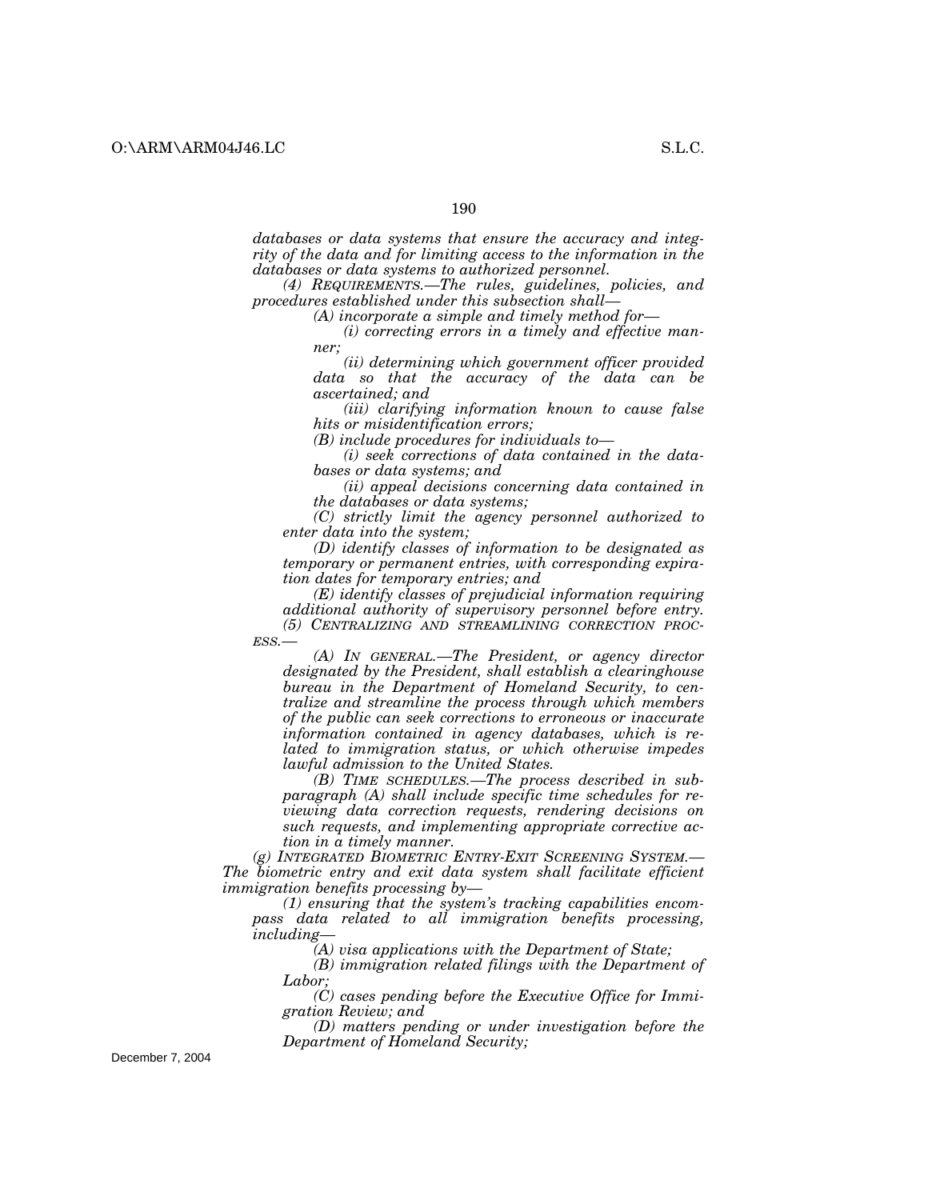*databases or data systems that ensure the accuracy and integrity of the data and for limiting access to the information in the databases or data systems to authorized personnel.*

*(4) REQUIREMENTS.—The rules, guidelines, policies, and procedures established under this subsection shall—*

*(A) incorporate a simple and timely method for—*

*(i) correcting errors in a timely and effective manner;*

*(ii) determining which government officer provided data so that the accuracy of the data can be ascertained; and*

*(iii) clarifying information known to cause false hits or misidentification errors;*

*(B) include procedures for individuals to—*

*(i) seek corrections of data contained in the databases or data systems; and*

*(ii) appeal decisions concerning data contained in the databases or data systems;*

*(C) strictly limit the agency personnel authorized to enter data into the system;*

*(D) identify classes of information to be designated as temporary or permanent entries, with corresponding expiration dates for temporary entries; and*

*(E) identify classes of prejudicial information requiring additional authority of supervisory personnel before entry.*

*(5) CENTRALIZING AND STREAMLINING CORRECTION PROCESS.—*

*(A) IN GENERAL.—The President, or agency director designated by the President, shall establish a clearinghouse bureau in the Department of Homeland Security, to centralize and streamline the process through which members of the public can seek corrections to erroneous or inaccurate information contained in agency databases, which is related to immigration status, or which otherwise impedes lawful admission to the United States.*

*(B) TIME SCHEDULES.—The process described in subparagraph (A) shall include specific time schedules for reviewing data correction requests, rendering decisions on such requests, and implementing appropriate corrective action in a timely manner.*

*(g) INTEGRATED BIOMETRIC ENTRY-EXIT SCREENING SYSTEM.—The biometric entry and exit data system shall facilitate efficient immigration benefits processing by—*

*(1) ensuring that the system's tracking capabilities encompass data related to all immigration benefits processing, including—*

*(A) visa applications with the Department of State;*

*(B) immigration related filings with the Department of Labor;*

*(C) cases pending before the Executive Office for Immigration Review; and*

*(D) matters pending or under investigation before the Department of Homeland Security;*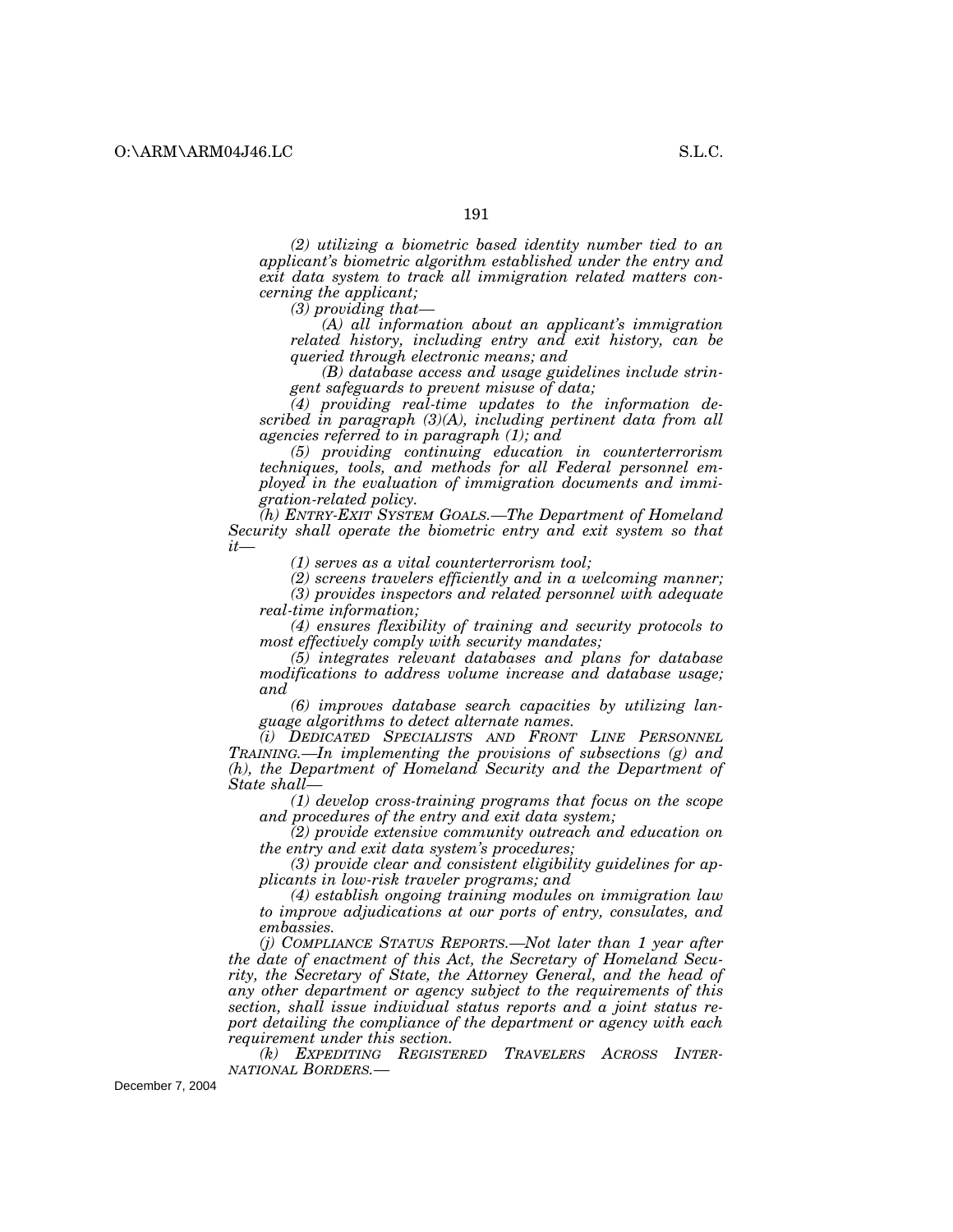*(2) utilizing a biometric based identity number tied to an applicant's biometric algorithm established under the entry and exit data system to track all immigration related matters concerning the applicant;*

*(3) providing that—*

*(A) all information about an applicant's immigration related history, including entry and exit history, can be queried through electronic means; and*

*(B) database access and usage guidelines include stringent safeguards to prevent misuse of data;*

*(4) providing real-time updates to the information described in paragraph (3)(A), including pertinent data from all agencies referred to in paragraph (1); and*

*(5) providing continuing education in counterterrorism techniques, tools, and methods for all Federal personnel employed in the evaluation of immigration documents and immigration-related policy.*

*(h) ENTRY-EXIT SYSTEM GOALS.—The Department of Homeland Security shall operate the biometric entry and exit system so that it—*

*(1) serves as a vital counterterrorism tool;*

*(2) screens travelers efficiently and in a welcoming manner;*

*(3) provides inspectors and related personnel with adequate real-time information;*

*(4) ensures flexibility of training and security protocols to most effectively comply with security mandates;*

*(5) integrates relevant databases and plans for database modifications to address volume increase and database usage; and*

*(6) improves database search capacities by utilizing language algorithms to detect alternate names.*

*(i) DEDICATED SPECIALISTS AND FRONT LINE PERSONNEL TRAINING.—In implementing the provisions of subsections (g) and (h), the Department of Homeland Security and the Department of State shall—*

*(1) develop cross-training programs that focus on the scope and procedures of the entry and exit data system;*

*(2) provide extensive community outreach and education on the entry and exit data system's procedures;*

*(3) provide clear and consistent eligibility guidelines for applicants in low-risk traveler programs; and*

*(4) establish ongoing training modules on immigration law to improve adjudications at our ports of entry, consulates, and embassies.*

*(j) COMPLIANCE STATUS REPORTS.—Not later than 1 year after the date of enactment of this Act, the Secretary of Homeland Security, the Secretary of State, the Attorney General, and the head of any other department or agency subject to the requirements of this section, shall issue individual status reports and a joint status report detailing the compliance of the department or agency with each requirement under this section.*

*(k) EXPEDITING REGISTERED TRAVELERS ACROSS INTERNATIONAL BORDERS.—*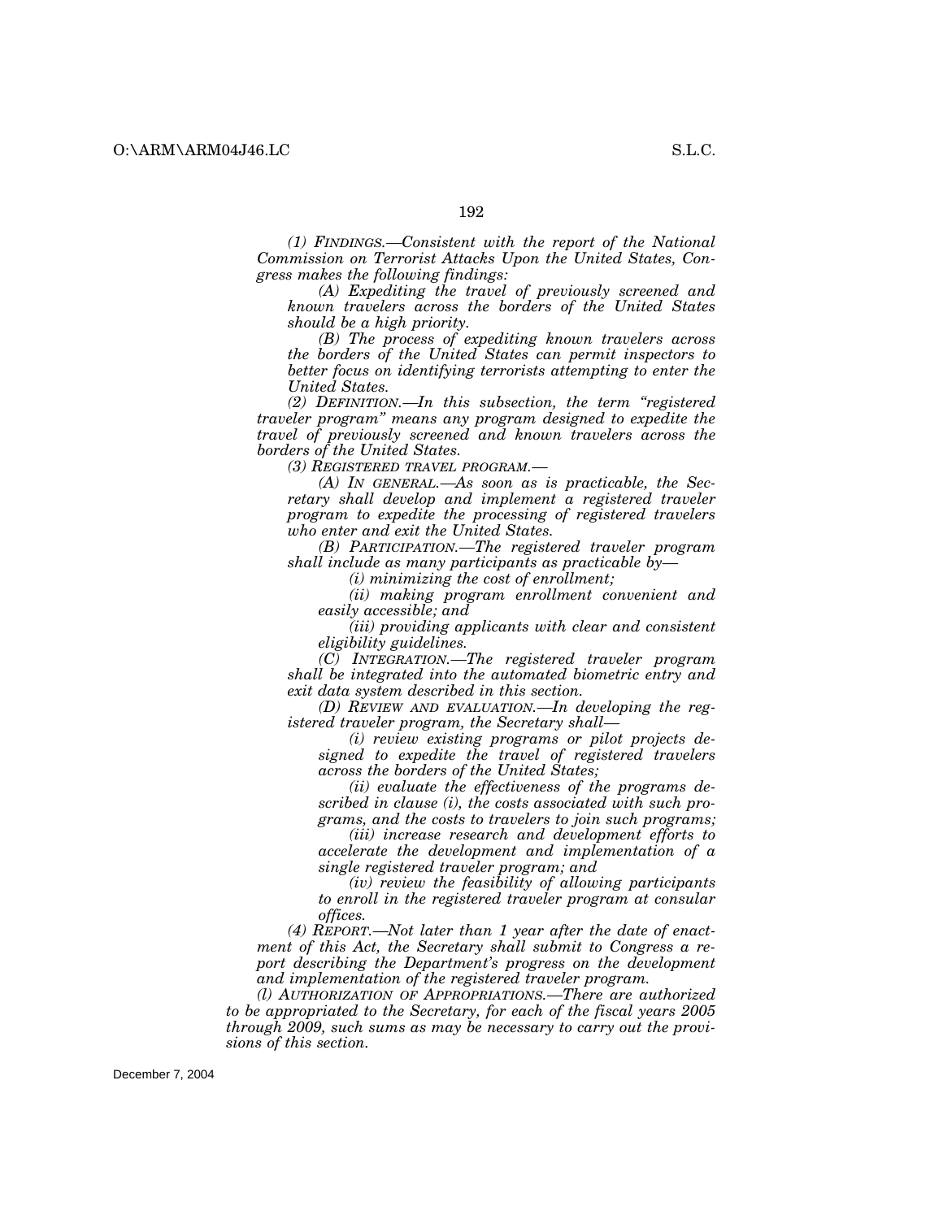*(1) FINDINGS.—Consistent with the report of the National Commission on Terrorist Attacks Upon the United States, Congress makes the following findings:*

*(A) Expediting the travel of previously screened and known travelers across the borders of the United States should be a high priority.*

*(B) The process of expediting known travelers across the borders of the United States can permit inspectors to better focus on identifying terrorists attempting to enter the United States.*

*(2) DEFINITION.—In this subsection, the term "registered traveler program" means any program designed to expedite the travel of previously screened and known travelers across the borders of the United States.*

*(3) REGISTERED TRAVEL PROGRAM.—*

*(A) IN GENERAL.—As soon as is practicable, the Secretary shall develop and implement a registered traveler program to expedite the processing of registered travelers who enter and exit the United States.*

*(B) PARTICIPATION.—The registered traveler program shall include as many participants as practicable by—*

*(i) minimizing the cost of enrollment;*

*(ii) making program enrollment convenient and easily accessible; and*

*(iii) providing applicants with clear and consistent eligibility guidelines.*

*(C) INTEGRATION.—The registered traveler program shall be integrated into the automated biometric entry and exit data system described in this section.*

*(D) REVIEW AND EVALUATION.—In developing the registered traveler program, the Secretary shall—*

*(i) review existing programs or pilot projects designed to expedite the travel of registered travelers across the borders of the United States;*

*(ii) evaluate the effectiveness of the programs described in clause (i), the costs associated with such programs, and the costs to travelers to join such programs;*

*(iii) increase research and development efforts to accelerate the development and implementation of a single registered traveler program; and*

*(iv) review the feasibility of allowing participants to enroll in the registered traveler program at consular offices.*

*(4) REPORT.—Not later than 1 year after the date of enactment of this Act, the Secretary shall submit to Congress a report describing the Department's progress on the development and implementation of the registered traveler program.*

*(l) AUTHORIZATION OF APPROPRIATIONS.—There are authorized to be appropriated to the Secretary, for each of the fiscal years 2005 through 2009, such sums as may be necessary to carry out the provisions of this section.*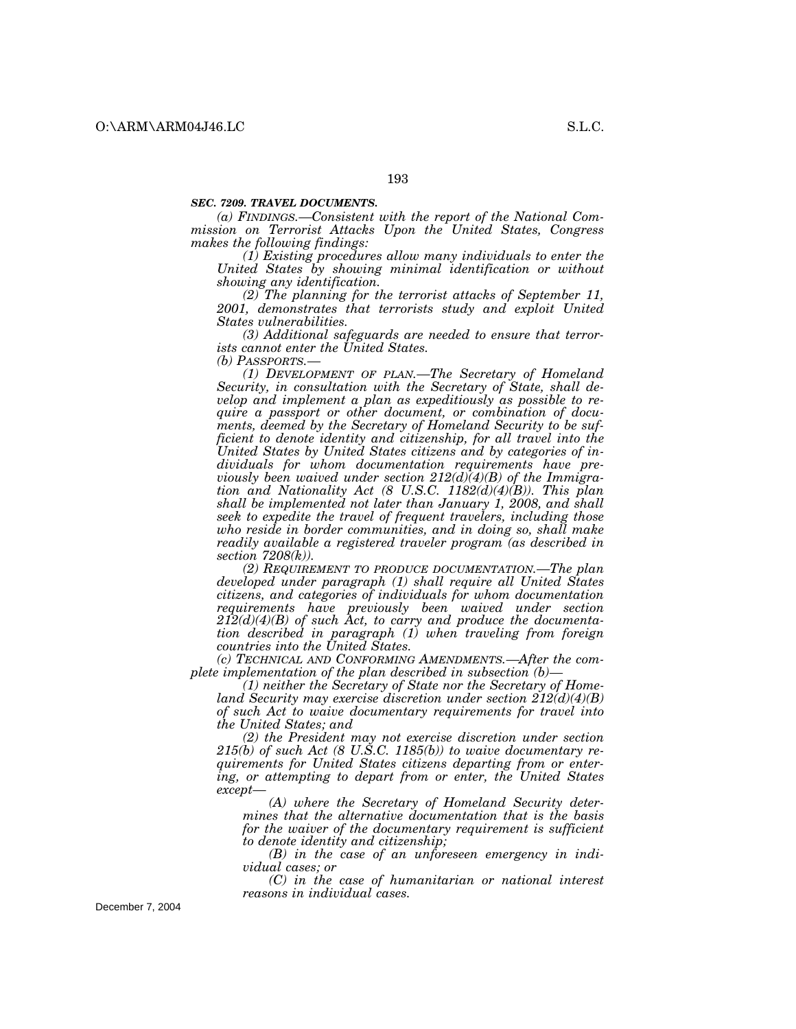***SEC. 7209. TRAVEL DOCUMENTS.***

*(a) FINDINGS.—Consistent with the report of the National Commission on Terrorist Attacks Upon the United States, Congress makes the following findings:*

*(1) Existing procedures allow many individuals to enter the United States by showing minimal identification or without showing any identification.*

*(2) The planning for the terrorist attacks of September 11, 2001, demonstrates that terrorists study and exploit United States vulnerabilities.*

*(3) Additional safeguards are needed to ensure that terrorists cannot enter the United States.*

*(b) PASSPORTS.—*

*(1) DEVELOPMENT OF PLAN.—The Secretary of Homeland Security, in consultation with the Secretary of State, shall develop and implement a plan as expeditiously as possible to require a passport or other document, or combination of documents, deemed by the Secretary of Homeland Security to be sufficient to denote identity and citizenship, for all travel into the United States by United States citizens and by categories of individuals for whom documentation requirements have previously been waived under section 212(d)(4)(B) of the Immigration and Nationality Act (8 U.S.C. 1182(d)(4)(B)). This plan shall be implemented not later than January 1, 2008, and shall seek to expedite the travel of frequent travelers, including those who reside in border communities, and in doing so, shall make readily available a registered traveler program (as described in section 7208(k)).*

*(2) REQUIREMENT TO PRODUCE DOCUMENTATION.—The plan developed under paragraph (1) shall require all United States citizens, and categories of individuals for whom documentation requirements have previously been waived under section 212(d)(4)(B) of such Act, to carry and produce the documentation described in paragraph (1) when traveling from foreign countries into the United States.*

*(c) TECHNICAL AND CONFORMING AMENDMENTS.—After the complete implementation of the plan described in subsection (b)—*

*(1) neither the Secretary of State nor the Secretary of Homeland Security may exercise discretion under section 212(d)(4)(B) of such Act to waive documentary requirements for travel into the United States; and*

*(2) the President may not exercise discretion under section 215(b) of such Act (8 U.S.C. 1185(b)) to waive documentary requirements for United States citizens departing from or entering, or attempting to depart from or enter, the United States except—*

*(A) where the Secretary of Homeland Security determines that the alternative documentation that is the basis for the waiver of the documentary requirement is sufficient to denote identity and citizenship;*

*(B) in the case of an unforeseen emergency in individual cases; or*

*(C) in the case of humanitarian or national interest reasons in individual cases.*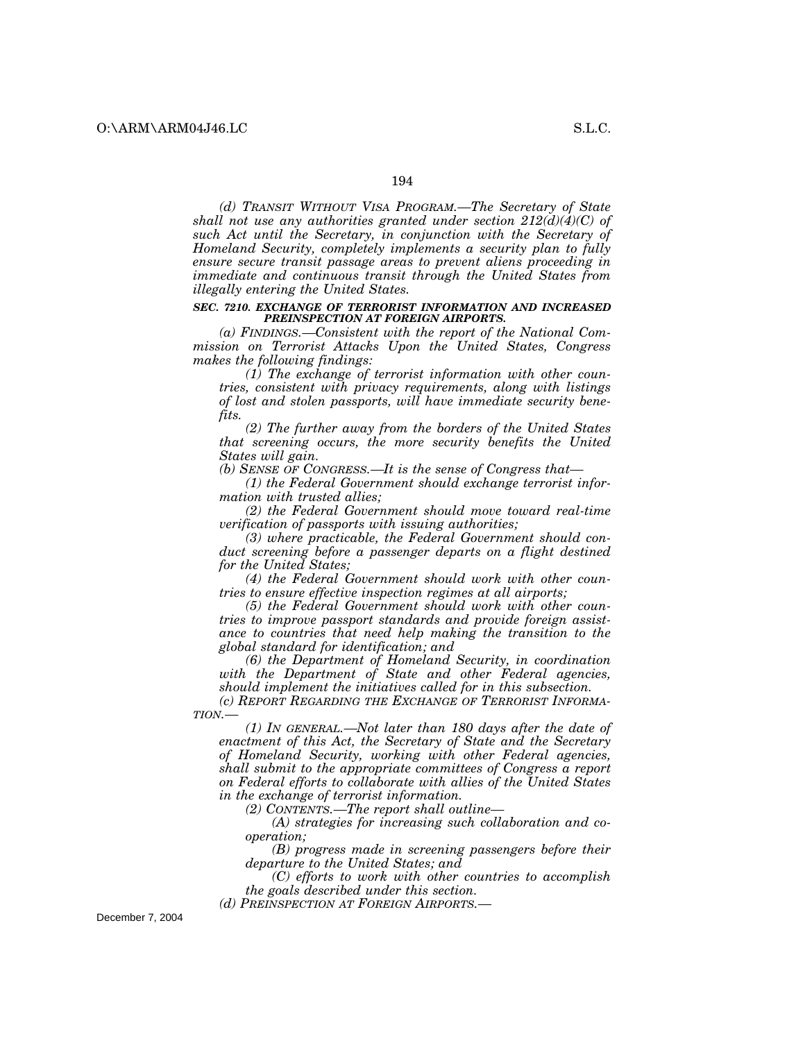*(d) TRANSIT WITHOUT VISA PROGRAM.—The Secretary of State shall not use any authorities granted under section 212(d)(4)(C) of such Act until the Secretary, in conjunction with the Secretary of Homeland Security, completely implements a security plan to fully ensure secure transit passage areas to prevent aliens proceeding in immediate and continuous transit through the United States from illegally entering the United States.*

***SEC. 7210. EXCHANGE OF TERRORIST INFORMATION AND INCREASED PREINSPECTION AT FOREIGN AIRPORTS.***

*(a) FINDINGS.—Consistent with the report of the National Commission on Terrorist Attacks Upon the United States, Congress makes the following findings:*

*(1) The exchange of terrorist information with other countries, consistent with privacy requirements, along with listings of lost and stolen passports, will have immediate security benefits.*

*(2) The further away from the borders of the United States that screening occurs, the more security benefits the United States will gain.*

*(b) SENSE OF CONGRESS.—It is the sense of Congress that—*

*(1) the Federal Government should exchange terrorist information with trusted allies;*

*(2) the Federal Government should move toward real-time verification of passports with issuing authorities;*

*(3) where practicable, the Federal Government should conduct screening before a passenger departs on a flight destined for the United States;*

*(4) the Federal Government should work with other countries to ensure effective inspection regimes at all airports;*

*(5) the Federal Government should work with other countries to improve passport standards and provide foreign assistance to countries that need help making the transition to the global standard for identification; and*

*(6) the Department of Homeland Security, in coordination with the Department of State and other Federal agencies, should implement the initiatives called for in this subsection.*

*(c) REPORT REGARDING THE EXCHANGE OF TERRORIST INFORMATION.—*

*(1) IN GENERAL.—Not later than 180 days after the date of enactment of this Act, the Secretary of State and the Secretary of Homeland Security, working with other Federal agencies, shall submit to the appropriate committees of Congress a report on Federal efforts to collaborate with allies of the United States in the exchange of terrorist information.*

*(2) CONTENTS.—The report shall outline—*

*(A) strategies for increasing such collaboration and cooperation;*

*(B) progress made in screening passengers before their departure to the United States; and*

*(C) efforts to work with other countries to accomplish the goals described under this section.*

*(d) PREINSPECTION AT FOREIGN AIRPORTS.—*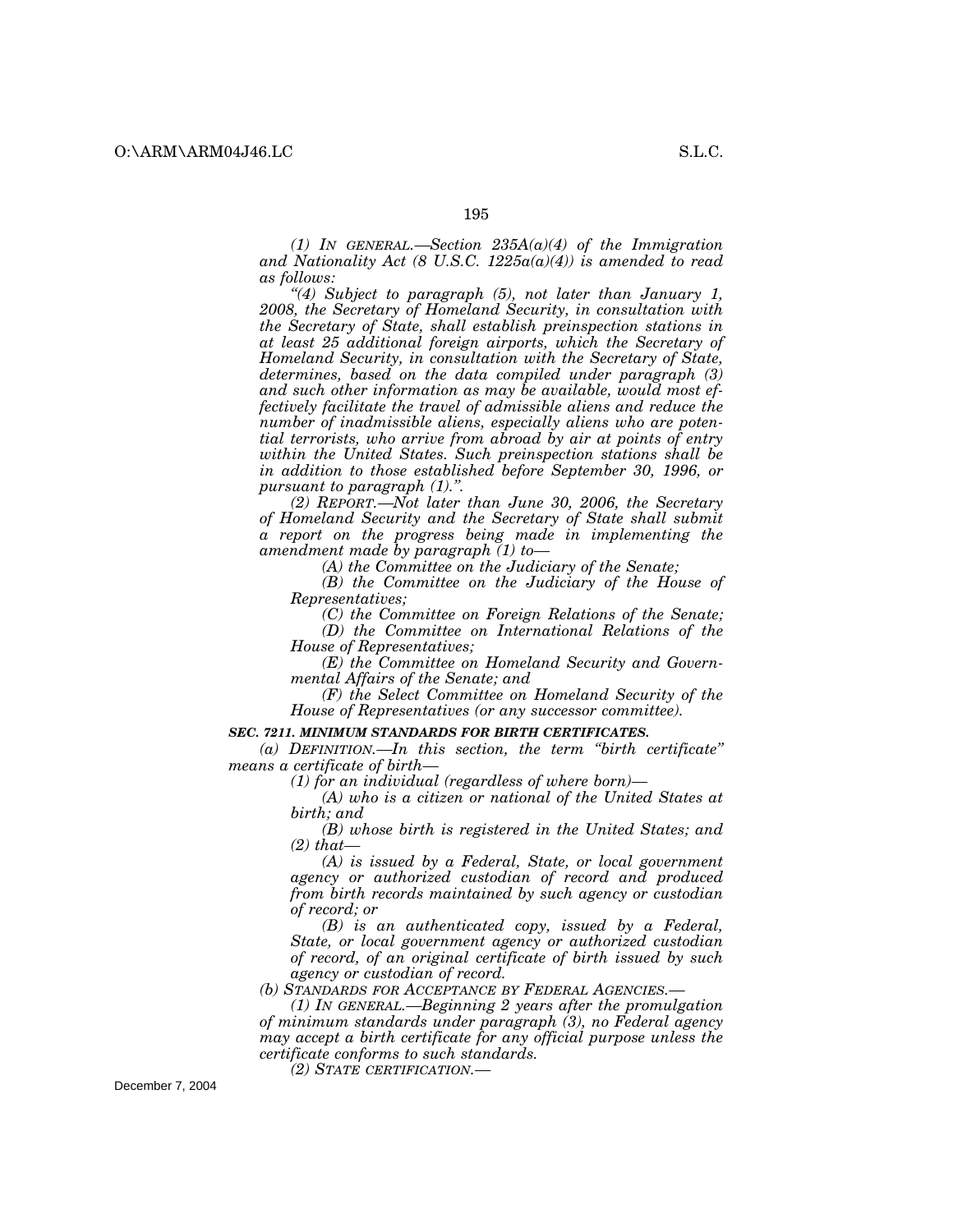*(1) IN GENERAL.—Section 235A(a)(4) of the Immigration and Nationality Act (8 U.S.C. 1225a(a)(4)) is amended to read as follows:*

*"(4) Subject to paragraph (5), not later than January 1, 2008, the Secretary of Homeland Security, in consultation with the Secretary of State, shall establish preinspection stations in at least 25 additional foreign airports, which the Secretary of Homeland Security, in consultation with the Secretary of State, determines, based on the data compiled under paragraph (3) and such other information as may be available, would most effectively facilitate the travel of admissible aliens and reduce the number of inadmissible aliens, especially aliens who are potential terrorists, who arrive from abroad by air at points of entry within the United States. Such preinspection stations shall be in addition to those established before September 30, 1996, or pursuant to paragraph (1).".*

*(2) REPORT.—Not later than June 30, 2006, the Secretary of Homeland Security and the Secretary of State shall submit a report on the progress being made in implementing the amendment made by paragraph (1) to—*

*(A) the Committee on the Judiciary of the Senate;*

*(B) the Committee on the Judiciary of the House of Representatives;*

*(C) the Committee on Foreign Relations of the Senate;*

*(D) the Committee on International Relations of the House of Representatives;*

*(E) the Committee on Homeland Security and Governmental Affairs of the Senate; and*

*(F) the Select Committee on Homeland Security of the House of Representatives (or any successor committee).*

***SEC. 7211. MINIMUM STANDARDS FOR BIRTH CERTIFICATES.***

*(a) DEFINITION.—In this section, the term "birth certificate" means a certificate of birth—*

*(1) for an individual (regardless of where born)—*

*(A) who is a citizen or national of the United States at birth; and*

*(B) whose birth is registered in the United States; and*

*(2) that—*

*(A) is issued by a Federal, State, or local government agency or authorized custodian of record and produced from birth records maintained by such agency or custodian of record; or*

*(B) is an authenticated copy, issued by a Federal, State, or local government agency or authorized custodian of record, of an original certificate of birth issued by such agency or custodian of record.*

*(b) STANDARDS FOR ACCEPTANCE BY FEDERAL AGENCIES.—*

*(1) IN GENERAL.—Beginning 2 years after the promulgation of minimum standards under paragraph (3), no Federal agency may accept a birth certificate for any official purpose unless the certificate conforms to such standards.*

*(2) STATE CERTIFICATION.—*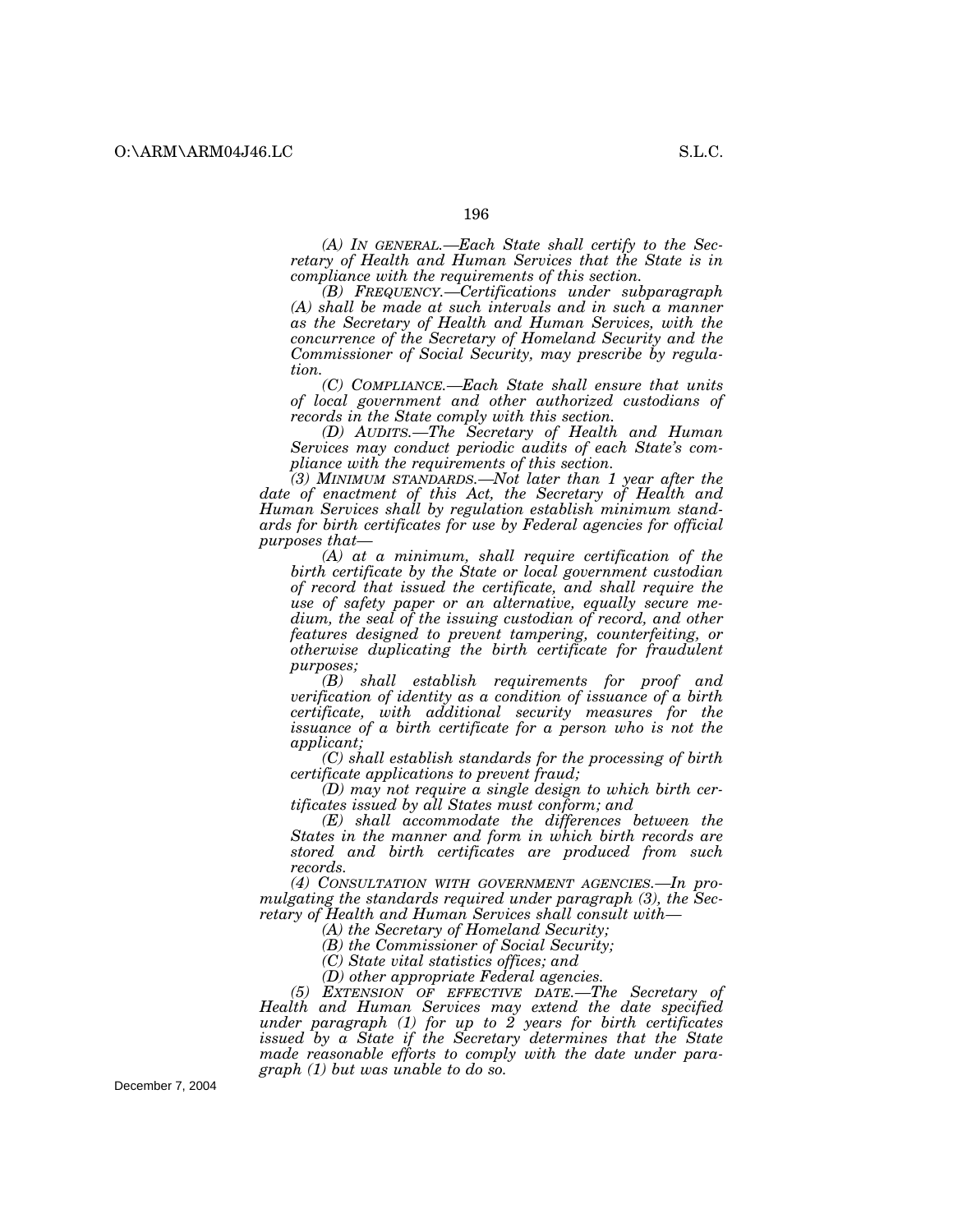*(A) IN GENERAL.—Each State shall certify to the Secretary of Health and Human Services that the State is in compliance with the requirements of this section.*

*(B) FREQUENCY.—Certifications under subparagraph (A) shall be made at such intervals and in such a manner as the Secretary of Health and Human Services, with the concurrence of the Secretary of Homeland Security and the Commissioner of Social Security, may prescribe by regulation.*

*(C) COMPLIANCE.—Each State shall ensure that units of local government and other authorized custodians of records in the State comply with this section.*

*(D) AUDITS.—The Secretary of Health and Human Services may conduct periodic audits of each State's compliance with the requirements of this section.*

*(3) MINIMUM STANDARDS.—Not later than 1 year after the date of enactment of this Act, the Secretary of Health and Human Services shall by regulation establish minimum standards for birth certificates for use by Federal agencies for official purposes that—*

*(A) at a minimum, shall require certification of the birth certificate by the State or local government custodian of record that issued the certificate, and shall require the use of safety paper or an alternative, equally secure medium, the seal of the issuing custodian of record, and other features designed to prevent tampering, counterfeiting, or otherwise duplicating the birth certificate for fraudulent purposes;*

*(B) shall establish requirements for proof and verification of identity as a condition of issuance of a birth certificate, with additional security measures for the issuance of a birth certificate for a person who is not the applicant;*

*(C) shall establish standards for the processing of birth certificate applications to prevent fraud;*

*(D) may not require a single design to which birth certificates issued by all States must conform; and*

*(E) shall accommodate the differences between the States in the manner and form in which birth records are stored and birth certificates are produced from such records.*

*(4) CONSULTATION WITH GOVERNMENT AGENCIES.—In promulgating the standards required under paragraph (3), the Secretary of Health and Human Services shall consult with—*

*(A) the Secretary of Homeland Security;*

*(B) the Commissioner of Social Security;*

*(C) State vital statistics offices; and*

*(D) other appropriate Federal agencies.*

*(5) EXTENSION OF EFFECTIVE DATE.—The Secretary of Health and Human Services may extend the date specified under paragraph (1) for up to 2 years for birth certificates issued by a State if the Secretary determines that the State made reasonable efforts to comply with the date under paragraph (1) but was unable to do so.*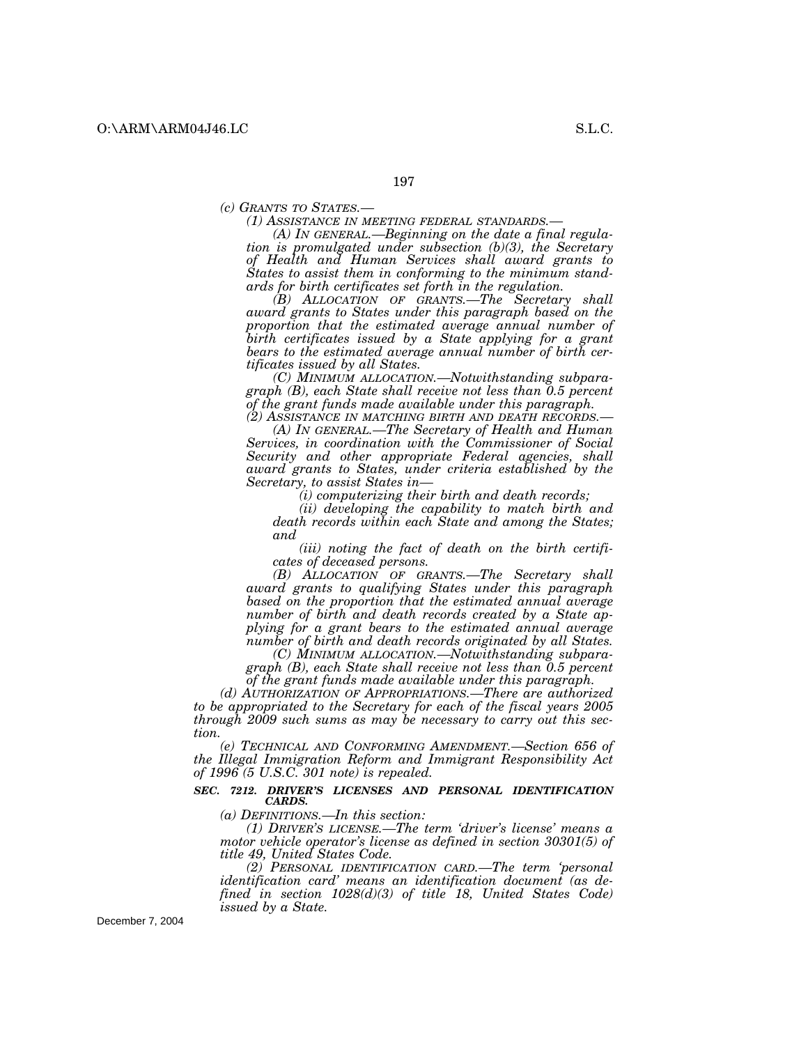*(c) GRANTS TO STATES.—*

*(1) ASSISTANCE IN MEETING FEDERAL STANDARDS.—*

*(A) IN GENERAL.—Beginning on the date a final regulation is promulgated under subsection (b)(3), the Secretary of Health and Human Services shall award grants to States to assist them in conforming to the minimum standards for birth certificates set forth in the regulation.*

*(B) ALLOCATION OF GRANTS.—The Secretary shall award grants to States under this paragraph based on the proportion that the estimated average annual number of birth certificates issued by a State applying for a grant bears to the estimated average annual number of birth certificates issued by all States.*

*(C) MINIMUM ALLOCATION.—Notwithstanding subparagraph (B), each State shall receive not less than 0.5 percent of the grant funds made available under this paragraph.*

*(2) ASSISTANCE IN MATCHING BIRTH AND DEATH RECORDS.—*

*(A) IN GENERAL.—The Secretary of Health and Human Services, in coordination with the Commissioner of Social Security and other appropriate Federal agencies, shall award grants to States, under criteria established by the Secretary, to assist States in—*

*(i) computerizing their birth and death records;*

*(ii) developing the capability to match birth and death records within each State and among the States; and*

*(iii) noting the fact of death on the birth certificates of deceased persons.*

*(B) ALLOCATION OF GRANTS.—The Secretary shall award grants to qualifying States under this paragraph based on the proportion that the estimated annual average number of birth and death records created by a State applying for a grant bears to the estimated annual average number of birth and death records originated by all States.*

*(C) MINIMUM ALLOCATION.—Notwithstanding subparagraph (B), each State shall receive not less than 0.5 percent of the grant funds made available under this paragraph.*

*(d) AUTHORIZATION OF APPROPRIATIONS.—There are authorized to be appropriated to the Secretary for each of the fiscal years 2005 through 2009 such sums as may be necessary to carry out this section.*

*(e) TECHNICAL AND CONFORMING AMENDMENT.—Section 656 of the Illegal Immigration Reform and Immigrant Responsibility Act of 1996 (5 U.S.C. 301 note) is repealed.*

***SEC. 7212. DRIVER'S LICENSES AND PERSONAL IDENTIFICATION CARDS.***

*(a) DEFINITIONS.—In this section:*

*(1) DRIVER'S LICENSE.—The term 'driver's license' means a motor vehicle operator's license as defined in section 30301(5) of title 49, United States Code.*

*(2) PERSONAL IDENTIFICATION CARD.—The term 'personal identification card' means an identification document (as defined in section 1028(d)(3) of title 18, United States Code) issued by a State.*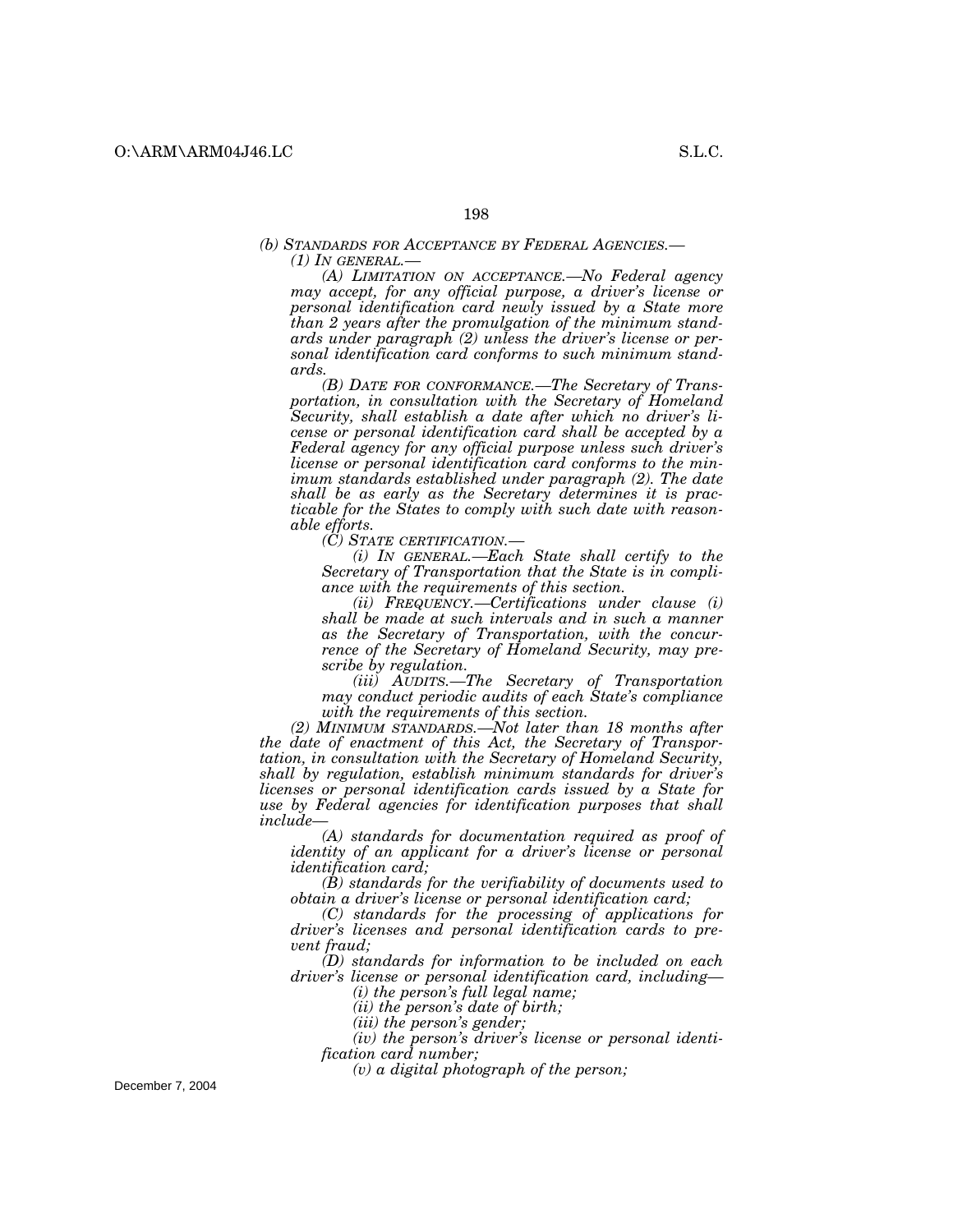*(b) STANDARDS FOR ACCEPTANCE BY FEDERAL AGENCIES.—*

*(1) IN GENERAL.—*

*(A) LIMITATION ON ACCEPTANCE.—No Federal agency may accept, for any official purpose, a driver's license or personal identification card newly issued by a State more than 2 years after the promulgation of the minimum standards under paragraph (2) unless the driver's license or personal identification card conforms to such minimum standards.*

*(B) DATE FOR CONFORMANCE.—The Secretary of Transportation, in consultation with the Secretary of Homeland Security, shall establish a date after which no driver's license or personal identification card shall be accepted by a Federal agency for any official purpose unless such driver's license or personal identification card conforms to the minimum standards established under paragraph (2). The date shall be as early as the Secretary determines it is practicable for the States to comply with such date with reasonable efforts.*

*(C) STATE CERTIFICATION.—*

*(i) IN GENERAL.—Each State shall certify to the Secretary of Transportation that the State is in compliance with the requirements of this section.*

*(ii) FREQUENCY.—Certifications under clause (i) shall be made at such intervals and in such a manner as the Secretary of Transportation, with the concurrence of the Secretary of Homeland Security, may prescribe by regulation.*

*(iii) AUDITS.—The Secretary of Transportation may conduct periodic audits of each State's compliance with the requirements of this section.*

*(2) MINIMUM STANDARDS.—Not later than 18 months after the date of enactment of this Act, the Secretary of Transportation, in consultation with the Secretary of Homeland Security, shall by regulation, establish minimum standards for driver's licenses or personal identification cards issued by a State for use by Federal agencies for identification purposes that shall include—*

*(A) standards for documentation required as proof of identity of an applicant for a driver's license or personal identification card;*

*(B) standards for the verifiability of documents used to obtain a driver's license or personal identification card;*

*(C) standards for the processing of applications for driver's licenses and personal identification cards to prevent fraud;*

*(D) standards for information to be included on each driver's license or personal identification card, including—*

*(i) the person's full legal name;*

*(ii) the person's date of birth;*

*(iii) the person's gender;*

*(iv) the person's driver's license or personal identification card number;*

*(v) a digital photograph of the person;*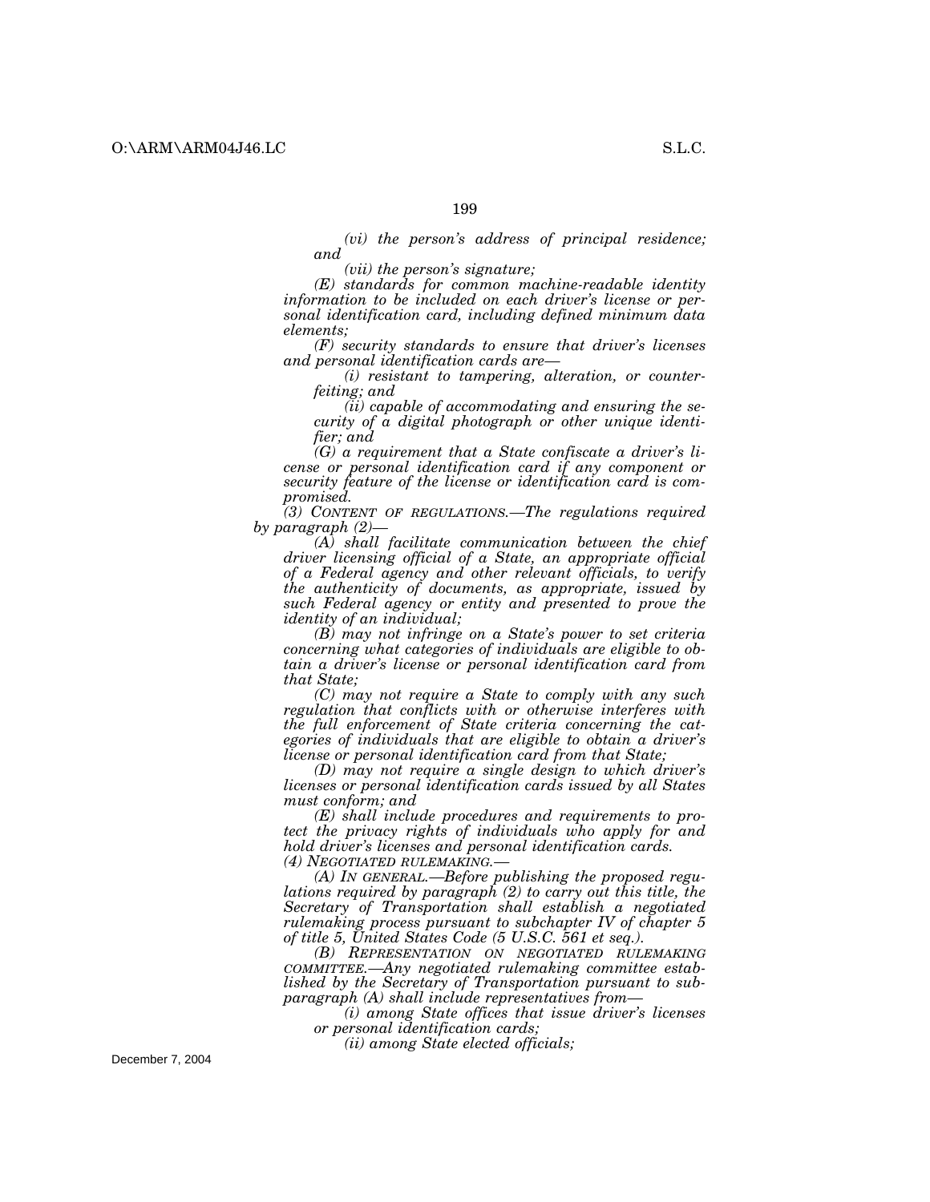*(vi) the person's address of principal residence; and*

*(vii) the person's signature;*

*(E) standards for common machine-readable identity information to be included on each driver's license or personal identification card, including defined minimum data elements;*

*(F) security standards to ensure that driver's licenses and personal identification cards are—*

*(i) resistant to tampering, alteration, or counterfeiting; and*

*(ii) capable of accommodating and ensuring the security of a digital photograph or other unique identifier; and*

*(G) a requirement that a State confiscate a driver's license or personal identification card if any component or security feature of the license or identification card is compromised.*

*(3) CONTENT OF REGULATIONS.—The regulations required by paragraph (2)—*

*(A) shall facilitate communication between the chief driver licensing official of a State, an appropriate official of a Federal agency and other relevant officials, to verify the authenticity of documents, as appropriate, issued by such Federal agency or entity and presented to prove the identity of an individual;*

*(B) may not infringe on a State's power to set criteria concerning what categories of individuals are eligible to obtain a driver's license or personal identification card from that State;*

*(C) may not require a State to comply with any such regulation that conflicts with or otherwise interferes with the full enforcement of State criteria concerning the categories of individuals that are eligible to obtain a driver's license or personal identification card from that State;*

*(D) may not require a single design to which driver's licenses or personal identification cards issued by all States must conform; and*

*(E) shall include procedures and requirements to protect the privacy rights of individuals who apply for and hold driver's licenses and personal identification cards.*

*(4) NEGOTIATED RULEMAKING.—*

*(A) IN GENERAL.—Before publishing the proposed regulations required by paragraph (2) to carry out this title, the Secretary of Transportation shall establish a negotiated rulemaking process pursuant to subchapter IV of chapter 5 of title 5, United States Code (5 U.S.C. 561 et seq.).*

*(B) REPRESENTATION ON NEGOTIATED RULEMAKING COMMITTEE.—Any negotiated rulemaking committee established by the Secretary of Transportation pursuant to subparagraph (A) shall include representatives from—*

*(i) among State offices that issue driver's licenses or personal identification cards;*

*(ii) among State elected officials;*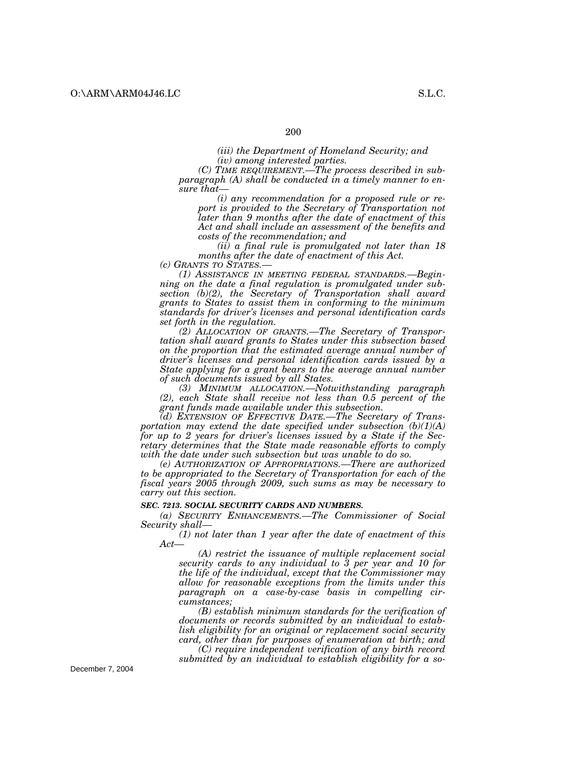*(iii) the Department of Homeland Security; and*

*(iv) among interested parties.*

*(C) TIME REQUIREMENT.—The process described in subparagraph (A) shall be conducted in a timely manner to ensure that—*

*(i) any recommendation for a proposed rule or report is provided to the Secretary of Transportation not later than 9 months after the date of enactment of this Act and shall include an assessment of the benefits and costs of the recommendation; and*

*(ii) a final rule is promulgated not later than 18 months after the date of enactment of this Act.*

*(c) GRANTS TO STATES.—*

*(1) ASSISTANCE IN MEETING FEDERAL STANDARDS.—Beginning on the date a final regulation is promulgated under subsection (b)(2), the Secretary of Transportation shall award grants to States to assist them in conforming to the minimum standards for driver's licenses and personal identification cards set forth in the regulation.*

*(2) ALLOCATION OF GRANTS.—The Secretary of Transportation shall award grants to States under this subsection based on the proportion that the estimated average annual number of driver's licenses and personal identification cards issued by a State applying for a grant bears to the average annual number of such documents issued by all States.*

*(3) MINIMUM ALLOCATION.—Notwithstanding paragraph (2), each State shall receive not less than 0.5 percent of the grant funds made available under this subsection.*

*(d) EXTENSION OF EFFECTIVE DATE.—The Secretary of Transportation may extend the date specified under subsection (b)(1)(A) for up to 2 years for driver's licenses issued by a State if the Secretary determines that the State made reasonable efforts to comply with the date under such subsection but was unable to do so.*

*(e) AUTHORIZATION OF APPROPRIATIONS.—There are authorized to be appropriated to the Secretary of Transportation for each of the fiscal years 2005 through 2009, such sums as may be necessary to carry out this section.*

***SEC. 7213. SOCIAL SECURITY CARDS AND NUMBERS.***

*(a) SECURITY ENHANCEMENTS.—The Commissioner of Social Security shall—*

*(1) not later than 1 year after the date of enactment of this Act—*

*(A) restrict the issuance of multiple replacement social security cards to any individual to 3 per year and 10 for the life of the individual, except that the Commissioner may allow for reasonable exceptions from the limits under this paragraph on a case-by-case basis in compelling circumstances;*

*(B) establish minimum standards for the verification of documents or records submitted by an individual to establish eligibility for an original or replacement social security card, other than for purposes of enumeration at birth; and*

*(C) require independent verification of any birth record submitted by an individual to establish eligibility for a so-*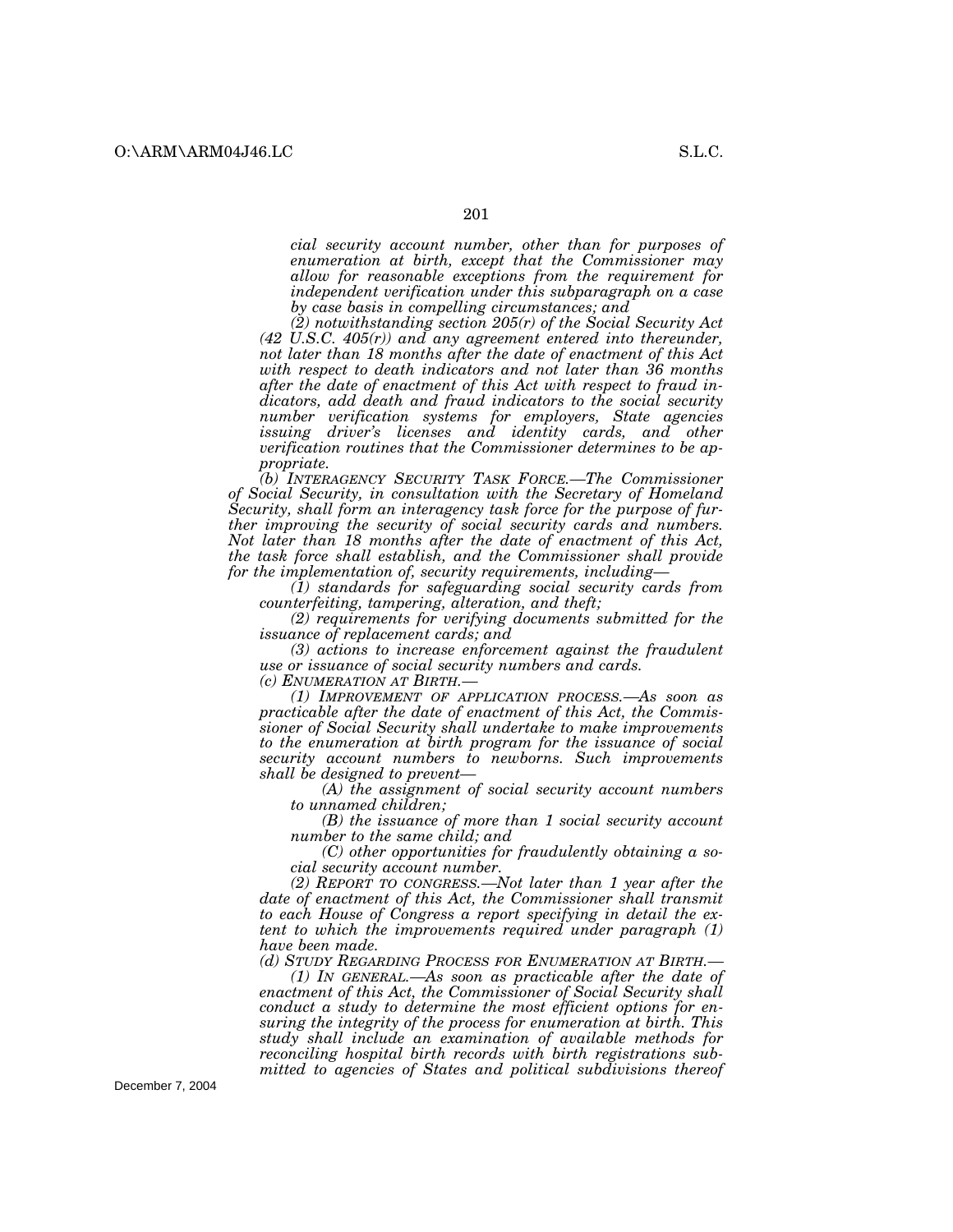*cial security account number, other than for purposes of enumeration at birth, except that the Commissioner may allow for reasonable exceptions from the requirement for independent verification under this subparagraph on a case by case basis in compelling circumstances; and*

*(2) notwithstanding section 205(r) of the Social Security Act (42 U.S.C. 405(r)) and any agreement entered into thereunder, not later than 18 months after the date of enactment of this Act with respect to death indicators and not later than 36 months after the date of enactment of this Act with respect to fraud indicators, add death and fraud indicators to the social security number verification systems for employers, State agencies issuing driver's licenses and identity cards, and other verification routines that the Commissioner determines to be appropriate.*

*(b) INTERAGENCY SECURITY TASK FORCE.—The Commissioner of Social Security, in consultation with the Secretary of Homeland Security, shall form an interagency task force for the purpose of further improving the security of social security cards and numbers. Not later than 18 months after the date of enactment of this Act, the task force shall establish, and the Commissioner shall provide for the implementation of, security requirements, including—*

*(1) standards for safeguarding social security cards from counterfeiting, tampering, alteration, and theft;*

*(2) requirements for verifying documents submitted for the issuance of replacement cards; and*

*(3) actions to increase enforcement against the fraudulent use or issuance of social security numbers and cards.*

*(c) ENUMERATION AT BIRTH.—*

*(1) IMPROVEMENT OF APPLICATION PROCESS.—As soon as practicable after the date of enactment of this Act, the Commissioner of Social Security shall undertake to make improvements to the enumeration at birth program for the issuance of social security account numbers to newborns. Such improvements shall be designed to prevent—*

*(A) the assignment of social security account numbers to unnamed children;*

*(B) the issuance of more than 1 social security account number to the same child; and*

*(C) other opportunities for fraudulently obtaining a social security account number.*

*(2) REPORT TO CONGRESS.—Not later than 1 year after the date of enactment of this Act, the Commissioner shall transmit to each House of Congress a report specifying in detail the extent to which the improvements required under paragraph (1) have been made.*

*(d) STUDY REGARDING PROCESS FOR ENUMERATION AT BIRTH.—*

*(1) IN GENERAL.—As soon as practicable after the date of enactment of this Act, the Commissioner of Social Security shall conduct a study to determine the most efficient options for ensuring the integrity of the process for enumeration at birth. This study shall include an examination of available methods for reconciling hospital birth records with birth registrations submitted to agencies of States and political subdivisions thereof*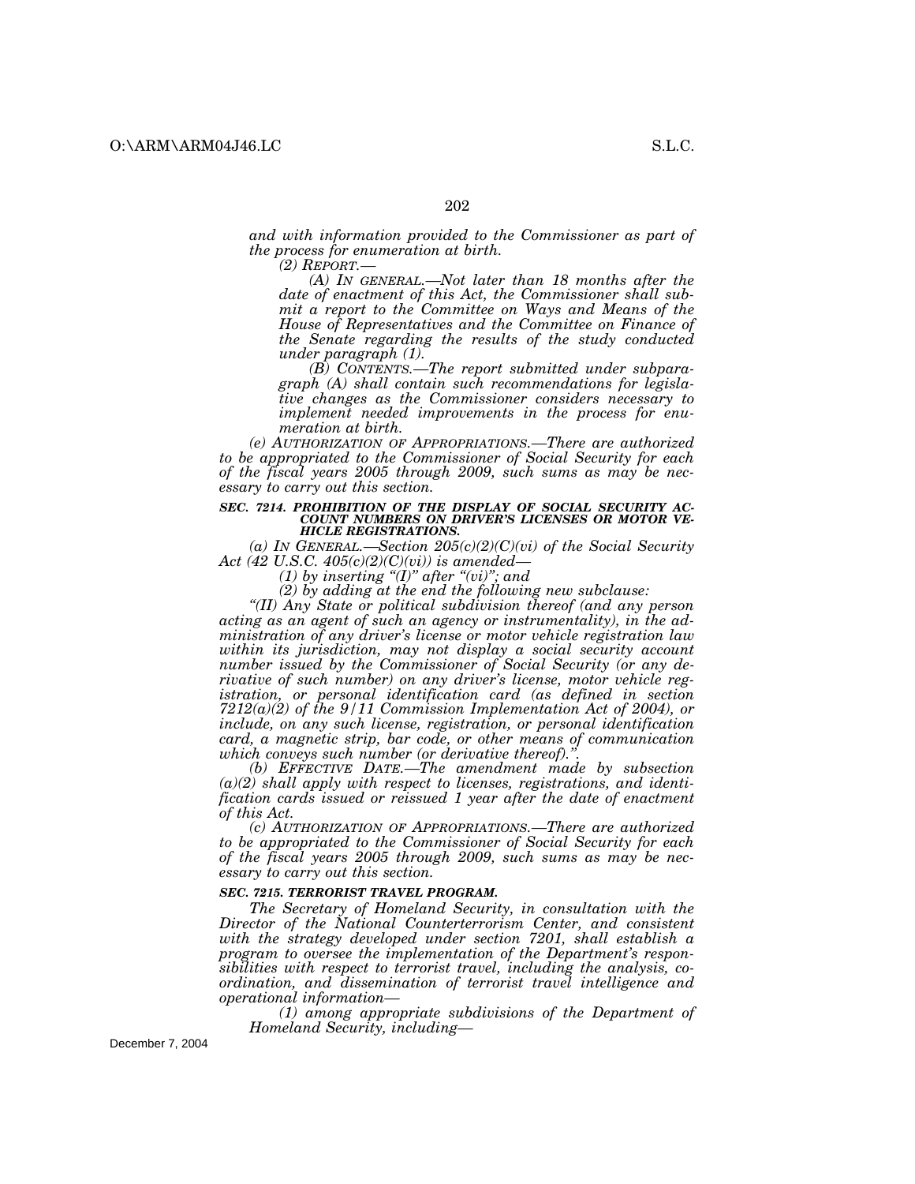*and with information provided to the Commissioner as part of the process for enumeration at birth.*

*(2) REPORT.—*

*(A) IN GENERAL.—Not later than 18 months after the date of enactment of this Act, the Commissioner shall submit a report to the Committee on Ways and Means of the House of Representatives and the Committee on Finance of the Senate regarding the results of the study conducted under paragraph (1).*

*(B) CONTENTS.—The report submitted under subparagraph (A) shall contain such recommendations for legislative changes as the Commissioner considers necessary to implement needed improvements in the process for enumeration at birth.*

*(e) AUTHORIZATION OF APPROPRIATIONS.—There are authorized to be appropriated to the Commissioner of Social Security for each of the fiscal years 2005 through 2009, such sums as may be necessary to carry out this section.*

***SEC. 7214. PROHIBITION OF THE DISPLAY OF SOCIAL SECURITY ACCOUNT NUMBERS ON DRIVER'S LICENSES OR MOTOR VEHICLE REGISTRATIONS.***

*(a) IN GENERAL.—Section 205(c)(2)(C)(vi) of the Social Security Act (42 U.S.C. 405(c)(2)(C)(vi)) is amended—*

*(1) by inserting "(I)" after "(vi)"; and*

*(2) by adding at the end the following new subclause:*

*"(II) Any State or political subdivision thereof (and any person acting as an agent of such an agency or instrumentality), in the administration of any driver's license or motor vehicle registration law within its jurisdiction, may not display a social security account number issued by the Commissioner of Social Security (or any derivative of such number) on any driver's license, motor vehicle registration, or personal identification card (as defined in section 7212(a)(2) of the 9/11 Commission Implementation Act of 2004), or include, on any such license, registration, or personal identification card, a magnetic strip, bar code, or other means of communication which conveys such number (or derivative thereof).".*

*(b) EFFECTIVE DATE.—The amendment made by subsection (a)(2) shall apply with respect to licenses, registrations, and identification cards issued or reissued 1 year after the date of enactment of this Act.*

*(c) AUTHORIZATION OF APPROPRIATIONS.—There are authorized to be appropriated to the Commissioner of Social Security for each of the fiscal years 2005 through 2009, such sums as may be necessary to carry out this section.*

***SEC. 7215. TERRORIST TRAVEL PROGRAM.***

*The Secretary of Homeland Security, in consultation with the Director of the National Counterterrorism Center, and consistent with the strategy developed under section 7201, shall establish a program to oversee the implementation of the Department's responsibilities with respect to terrorist travel, including the analysis, coordination, and dissemination of terrorist travel intelligence and operational information—*

*(1) among appropriate subdivisions of the Department of Homeland Security, including—*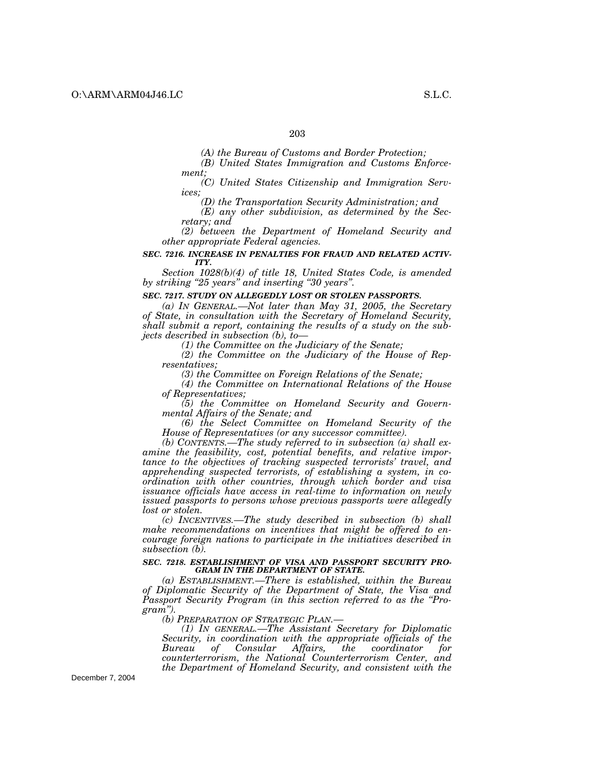*(A) the Bureau of Customs and Border Protection;*

*(B) United States Immigration and Customs Enforcement;*

*(C) United States Citizenship and Immigration Services;*

*(D) the Transportation Security Administration; and*

*(E) any other subdivision, as determined by the Secretary; and*

*(2) between the Department of Homeland Security and other appropriate Federal agencies.*

***SEC. 7216. INCREASE IN PENALTIES FOR FRAUD AND RELATED ACTIVITY.***

*Section 1028(b)(4) of title 18, United States Code, is amended by striking "25 years" and inserting "30 years".*

***SEC. 7217. STUDY ON ALLEGEDLY LOST OR STOLEN PASSPORTS.***

*(a) IN GENERAL.—Not later than May 31, 2005, the Secretary of State, in consultation with the Secretary of Homeland Security, shall submit a report, containing the results of a study on the subjects described in subsection (b), to—*

*(1) the Committee on the Judiciary of the Senate;*

*(2) the Committee on the Judiciary of the House of Representatives;*

*(3) the Committee on Foreign Relations of the Senate;*

*(4) the Committee on International Relations of the House of Representatives;*

*(5) the Committee on Homeland Security and Governmental Affairs of the Senate; and*

*(6) the Select Committee on Homeland Security of the House of Representatives (or any successor committee).*

*(b) CONTENTS.—The study referred to in subsection (a) shall examine the feasibility, cost, potential benefits, and relative importance to the objectives of tracking suspected terrorists' travel, and apprehending suspected terrorists, of establishing a system, in coordination with other countries, through which border and visa issuance officials have access in real-time to information on newly issued passports to persons whose previous passports were allegedly lost or stolen.*

*(c) INCENTIVES.—The study described in subsection (b) shall make recommendations on incentives that might be offered to encourage foreign nations to participate in the initiatives described in subsection (b).*

***SEC. 7218. ESTABLISHMENT OF VISA AND PASSPORT SECURITY PROGRAM IN THE DEPARTMENT OF STATE.***

*(a) ESTABLISHMENT.—There is established, within the Bureau of Diplomatic Security of the Department of State, the Visa and Passport Security Program (in this section referred to as the "Program").*

*(b) PREPARATION OF STRATEGIC PLAN.—*

*(1) IN GENERAL.—The Assistant Secretary for Diplomatic Security, in coordination with the appropriate officials of the Bureau of Consular Affairs, the coordinator for counterterrorism, the National Counterterrorism Center, and the Department of Homeland Security, and consistent with the*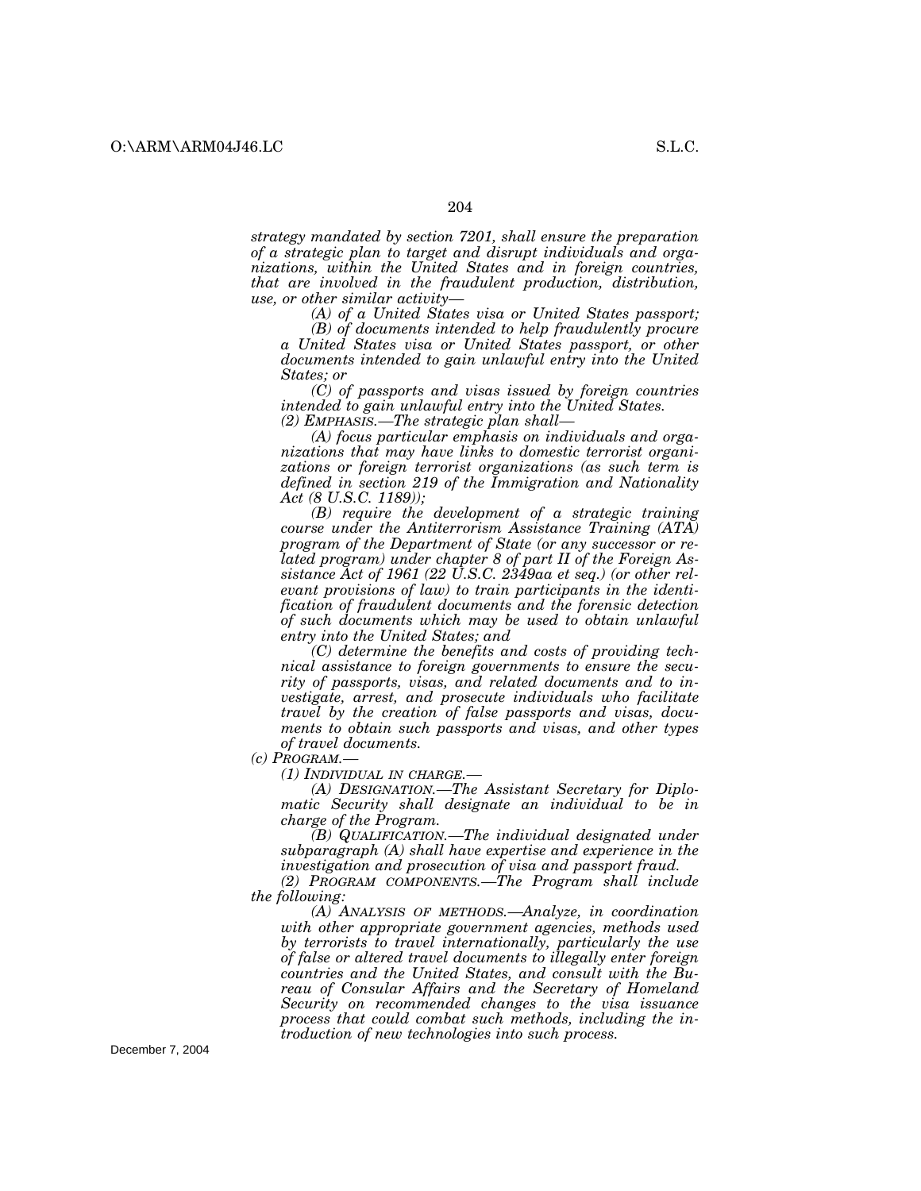*strategy mandated by section 7201, shall ensure the preparation of a strategic plan to target and disrupt individuals and organizations, within the United States and in foreign countries, that are involved in the fraudulent production, distribution, use, or other similar activity—*

*(A) of a United States visa or United States passport;*

*(B) of documents intended to help fraudulently procure a United States visa or United States passport, or other documents intended to gain unlawful entry into the United States; or*

*(C) of passports and visas issued by foreign countries intended to gain unlawful entry into the United States.*

*(2) EMPHASIS.—The strategic plan shall—*

*(A) focus particular emphasis on individuals and organizations that may have links to domestic terrorist organizations or foreign terrorist organizations (as such term is defined in section 219 of the Immigration and Nationality Act (8 U.S.C. 1189));*

*(B) require the development of a strategic training course under the Antiterrorism Assistance Training (ATA) program of the Department of State (or any successor or related program) under chapter 8 of part II of the Foreign Assistance Act of 1961 (22 U.S.C. 2349aa et seq.) (or other relevant provisions of law) to train participants in the identification of fraudulent documents and the forensic detection of such documents which may be used to obtain unlawful entry into the United States; and*

*(C) determine the benefits and costs of providing technical assistance to foreign governments to ensure the security of passports, visas, and related documents and to investigate, arrest, and prosecute individuals who facilitate travel by the creation of false passports and visas, documents to obtain such passports and visas, and other types of travel documents.*

*(c) PROGRAM.—*

*(1) INDIVIDUAL IN CHARGE.—*

*(A) DESIGNATION.—The Assistant Secretary for Diplomatic Security shall designate an individual to be in charge of the Program.*

*(B) QUALIFICATION.—The individual designated under subparagraph (A) shall have expertise and experience in the investigation and prosecution of visa and passport fraud.*

*(2) PROGRAM COMPONENTS.—The Program shall include the following:*

*(A) ANALYSIS OF METHODS.—Analyze, in coordination with other appropriate government agencies, methods used by terrorists to travel internationally, particularly the use of false or altered travel documents to illegally enter foreign countries and the United States, and consult with the Bureau of Consular Affairs and the Secretary of Homeland Security on recommended changes to the visa issuance process that could combat such methods, including the introduction of new technologies into such process.*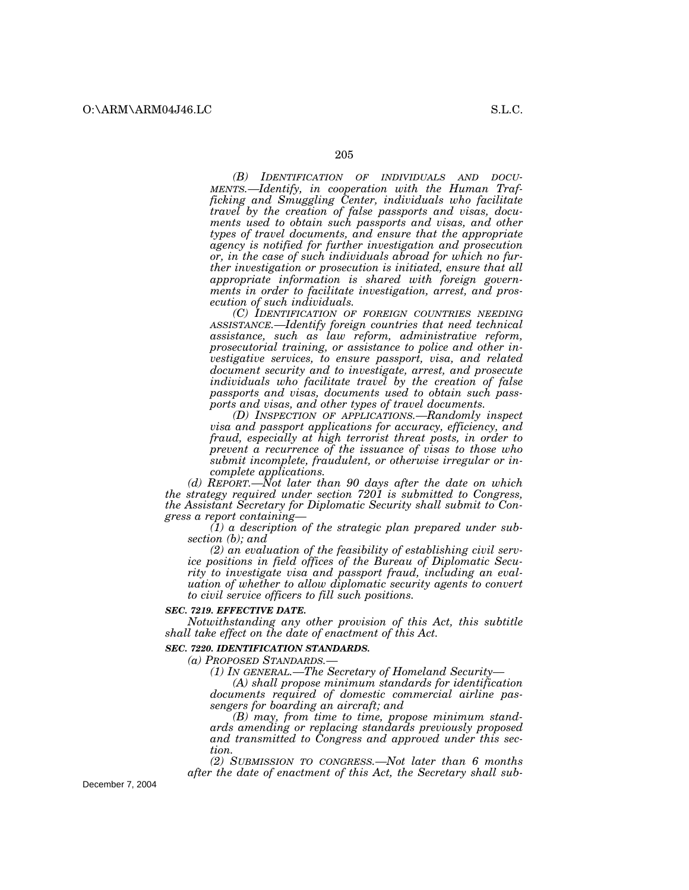*(B) IDENTIFICATION OF INDIVIDUALS AND DOCUMENTS.—Identify, in cooperation with the Human Trafficking and Smuggling Center, individuals who facilitate travel by the creation of false passports and visas, documents used to obtain such passports and visas, and other types of travel documents, and ensure that the appropriate agency is notified for further investigation and prosecution or, in the case of such individuals abroad for which no further investigation or prosecution is initiated, ensure that all appropriate information is shared with foreign governments in order to facilitate investigation, arrest, and prosecution of such individuals.*

*(C) IDENTIFICATION OF FOREIGN COUNTRIES NEEDING ASSISTANCE.—Identify foreign countries that need technical assistance, such as law reform, administrative reform, prosecutorial training, or assistance to police and other investigative services, to ensure passport, visa, and related document security and to investigate, arrest, and prosecute individuals who facilitate travel by the creation of false passports and visas, documents used to obtain such passports and visas, and other types of travel documents.*

*(D) INSPECTION OF APPLICATIONS.—Randomly inspect visa and passport applications for accuracy, efficiency, and fraud, especially at high terrorist threat posts, in order to prevent a recurrence of the issuance of visas to those who submit incomplete, fraudulent, or otherwise irregular or incomplete applications.*

*(d) REPORT.—Not later than 90 days after the date on which the strategy required under section 7201 is submitted to Congress, the Assistant Secretary for Diplomatic Security shall submit to Congress a report containing—*

*(1) a description of the strategic plan prepared under subsection (b); and*

*(2) an evaluation of the feasibility of establishing civil service positions in field offices of the Bureau of Diplomatic Security to investigate visa and passport fraud, including an evaluation of whether to allow diplomatic security agents to convert to civil service officers to fill such positions.*

***SEC. 7219. EFFECTIVE DATE.***

*Notwithstanding any other provision of this Act, this subtitle shall take effect on the date of enactment of this Act.*

***SEC. 7220. IDENTIFICATION STANDARDS.***

*(a) PROPOSED STANDARDS.—*

*(1) IN GENERAL.—The Secretary of Homeland Security—*

*(A) shall propose minimum standards for identification documents required of domestic commercial airline passengers for boarding an aircraft; and*

*(B) may, from time to time, propose minimum standards amending or replacing standards previously proposed and transmitted to Congress and approved under this section.*

*(2) SUBMISSION TO CONGRESS.—Not later than 6 months after the date of enactment of this Act, the Secretary shall sub-*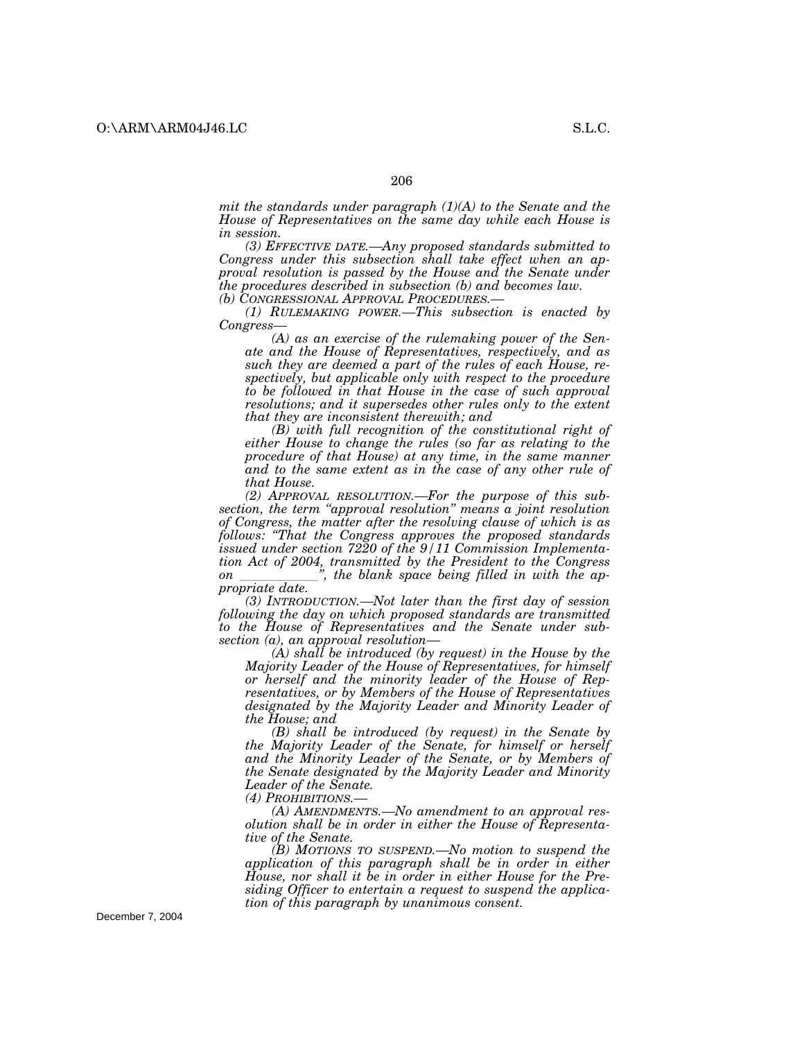*mit the standards under paragraph (1)(A) to the Senate and the House of Representatives on the same day while each House is in session.*

*(3) EFFECTIVE DATE.—Any proposed standards submitted to Congress under this subsection shall take effect when an approval resolution is passed by the House and the Senate under the procedures described in subsection (b) and becomes law.*

*(b) CONGRESSIONAL APPROVAL PROCEDURES.—*

*(1) RULEMAKING POWER.—This subsection is enacted by Congress—*

*(A) as an exercise of the rulemaking power of the Senate and the House of Representatives, respectively, and as such they are deemed a part of the rules of each House, respectively, but applicable only with respect to the procedure to be followed in that House in the case of such approval resolutions; and it supersedes other rules only to the extent that they are inconsistent therewith; and*

*(B) with full recognition of the constitutional right of either House to change the rules (so far as relating to the procedure of that House) at any time, in the same manner and to the same extent as in the case of any other rule of that House.*

*(2) APPROVAL RESOLUTION.—For the purpose of this subsection, the term "approval resolution" means a joint resolution of Congress, the matter after the resolving clause of which is as follows: "That the Congress approves the proposed standards issued under section 7220 of the 9/11 Commission Implementation Act of 2004, transmitted by the President to the Congress on \_\_\_\_\_\_\_\_\_\_\_\_", the blank space being filled in with the appropriate date.*

*(3) INTRODUCTION.—Not later than the first day of session following the day on which proposed standards are transmitted to the House of Representatives and the Senate under subsection (a), an approval resolution—*

*(A) shall be introduced (by request) in the House by the Majority Leader of the House of Representatives, for himself or herself and the minority leader of the House of Representatives, or by Members of the House of Representatives designated by the Majority Leader and Minority Leader of the House; and*

*(B) shall be introduced (by request) in the Senate by the Majority Leader of the Senate, for himself or herself and the Minority Leader of the Senate, or by Members of the Senate designated by the Majority Leader and Minority Leader of the Senate.*

*(4) PROHIBITIONS.—*

*(A) AMENDMENTS.—No amendment to an approval resolution shall be in order in either the House of Representative of the Senate.*

*(B) MOTIONS TO SUSPEND.—No motion to suspend the application of this paragraph shall be in order in either House, nor shall it be in order in either House for the Presiding Officer to entertain a request to suspend the application of this paragraph by unanimous consent.*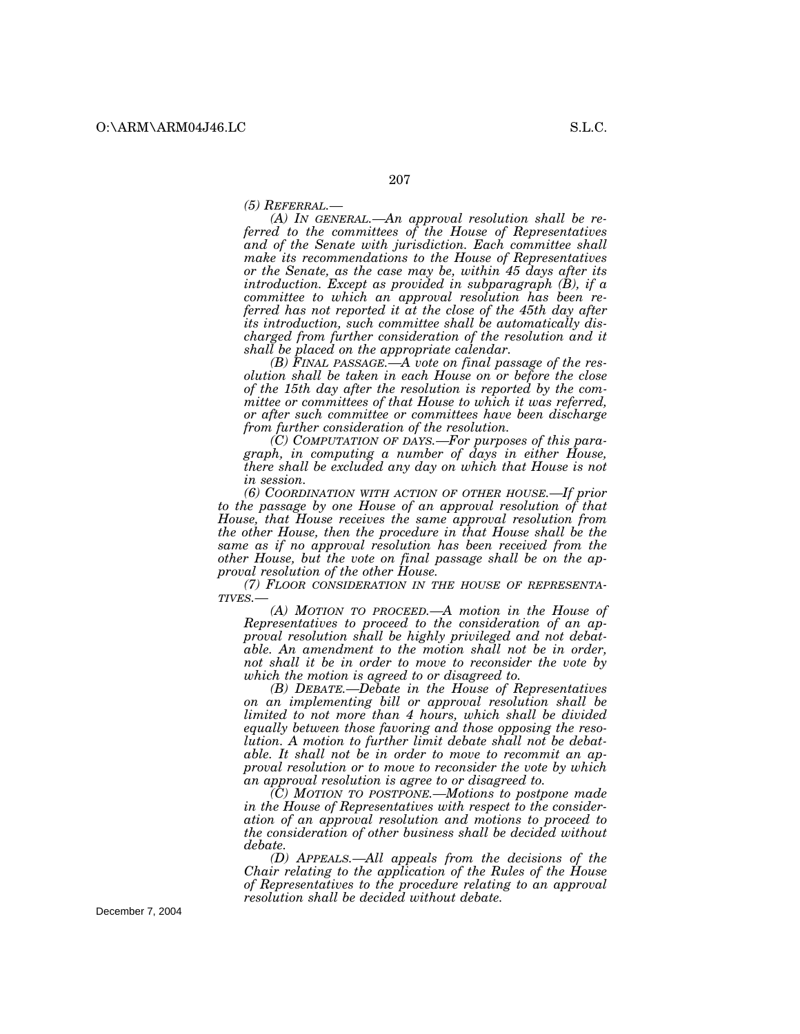*(5) REFERRAL.—*

*(A) IN GENERAL.—An approval resolution shall be referred to the committees of the House of Representatives and of the Senate with jurisdiction. Each committee shall make its recommendations to the House of Representatives or the Senate, as the case may be, within 45 days after its introduction. Except as provided in subparagraph (B), if a committee to which an approval resolution has been referred has not reported it at the close of the 45th day after its introduction, such committee shall be automatically discharged from further consideration of the resolution and it shall be placed on the appropriate calendar.*

*(B) FINAL PASSAGE.—A vote on final passage of the resolution shall be taken in each House on or before the close of the 15th day after the resolution is reported by the committee or committees of that House to which it was referred, or after such committee or committees have been discharge from further consideration of the resolution.*

*(C) COMPUTATION OF DAYS.—For purposes of this paragraph, in computing a number of days in either House, there shall be excluded any day on which that House is not in session.*

*(6) COORDINATION WITH ACTION OF OTHER HOUSE.—If prior to the passage by one House of an approval resolution of that House, that House receives the same approval resolution from the other House, then the procedure in that House shall be the same as if no approval resolution has been received from the other House, but the vote on final passage shall be on the approval resolution of the other House.*

*(7) FLOOR CONSIDERATION IN THE HOUSE OF REPRESENTATIVES.—*

*(A) MOTION TO PROCEED.—A motion in the House of Representatives to proceed to the consideration of an approval resolution shall be highly privileged and not debatable. An amendment to the motion shall not be in order, not shall it be in order to move to reconsider the vote by which the motion is agreed to or disagreed to.*

*(B) DEBATE.—Debate in the House of Representatives on an implementing bill or approval resolution shall be limited to not more than 4 hours, which shall be divided equally between those favoring and those opposing the resolution. A motion to further limit debate shall not be debatable. It shall not be in order to move to recommit an approval resolution or to move to reconsider the vote by which an approval resolution is agree to or disagreed to.*

*(C) MOTION TO POSTPONE.—Motions to postpone made in the House of Representatives with respect to the consideration of an approval resolution and motions to proceed to the consideration of other business shall be decided without debate.*

*(D) APPEALS.—All appeals from the decisions of the Chair relating to the application of the Rules of the House of Representatives to the procedure relating to an approval resolution shall be decided without debate.*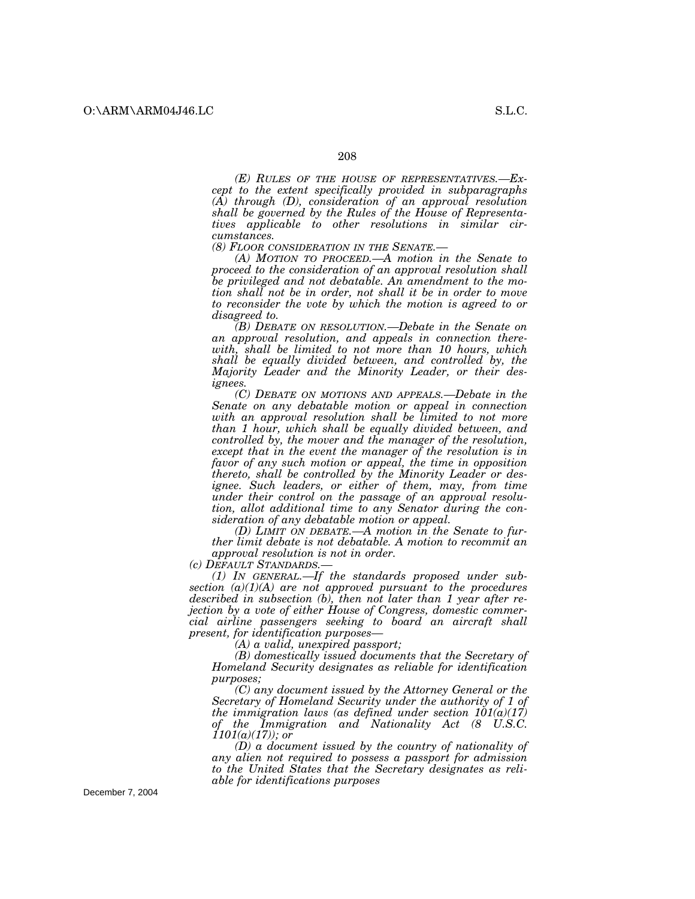*(E) RULES OF THE HOUSE OF REPRESENTATIVES.—Except to the extent specifically provided in subparagraphs (A) through (D), consideration of an approval resolution shall be governed by the Rules of the House of Representatives applicable to other resolutions in similar circumstances.*

*(8) FLOOR CONSIDERATION IN THE SENATE.—*

*(A) MOTION TO PROCEED.—A motion in the Senate to proceed to the consideration of an approval resolution shall be privileged and not debatable. An amendment to the motion shall not be in order, not shall it be in order to move to reconsider the vote by which the motion is agreed to or disagreed to.*

*(B) DEBATE ON RESOLUTION.—Debate in the Senate on an approval resolution, and appeals in connection therewith, shall be limited to not more than 10 hours, which shall be equally divided between, and controlled by, the Majority Leader and the Minority Leader, or their designees.*

*(C) DEBATE ON MOTIONS AND APPEALS.—Debate in the Senate on any debatable motion or appeal in connection with an approval resolution shall be limited to not more than 1 hour, which shall be equally divided between, and controlled by, the mover and the manager of the resolution, except that in the event the manager of the resolution is in favor of any such motion or appeal, the time in opposition thereto, shall be controlled by the Minority Leader or designee. Such leaders, or either of them, may, from time under their control on the passage of an approval resolution, allot additional time to any Senator during the consideration of any debatable motion or appeal.*

*(D) LIMIT ON DEBATE.—A motion in the Senate to further limit debate is not debatable. A motion to recommit an approval resolution is not in order.*

*(c) DEFAULT STANDARDS.—*

*(1) IN GENERAL.—If the standards proposed under subsection (a)(1)(A) are not approved pursuant to the procedures described in subsection (b), then not later than 1 year after rejection by a vote of either House of Congress, domestic commercial airline passengers seeking to board an aircraft shall present, for identification purposes—*

*(A) a valid, unexpired passport;*

*(B) domestically issued documents that the Secretary of Homeland Security designates as reliable for identification purposes;*

*(C) any document issued by the Attorney General or the Secretary of Homeland Security under the authority of 1 of the immigration laws (as defined under section 101(a)(17) of the Immigration and Nationality Act (8 U.S.C. 1101(a)(17)); or*

*(D) a document issued by the country of nationality of any alien not required to possess a passport for admission to the United States that the Secretary designates as reliable for identifications purposes*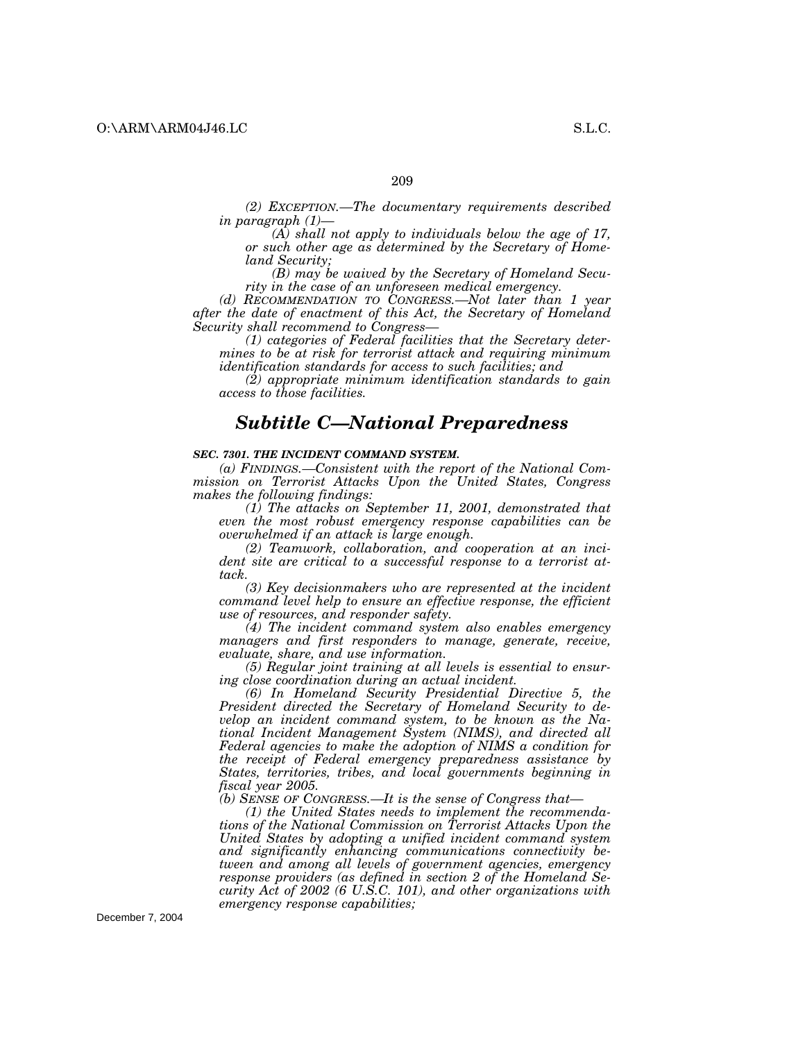*(2) EXCEPTION.—The documentary requirements described in paragraph (1)—*

*(A) shall not apply to individuals below the age of 17, or such other age as determined by the Secretary of Homeland Security;*

*(B) may be waived by the Secretary of Homeland Security in the case of an unforeseen medical emergency.*

*(d) RECOMMENDATION TO CONGRESS.—Not later than 1 year after the date of enactment of this Act, the Secretary of Homeland Security shall recommend to Congress—*

*(1) categories of Federal facilities that the Secretary determines to be at risk for terrorist attack and requiring minimum identification standards for access to such facilities; and*

*(2) appropriate minimum identification standards to gain access to those facilities.*

## *Subtitle C—National Preparedness*

***SEC. 7301. THE INCIDENT COMMAND SYSTEM.***

*(a) FINDINGS.—Consistent with the report of the National Commission on Terrorist Attacks Upon the United States, Congress makes the following findings:*

*(1) The attacks on September 11, 2001, demonstrated that even the most robust emergency response capabilities can be overwhelmed if an attack is large enough.*

*(2) Teamwork, collaboration, and cooperation at an incident site are critical to a successful response to a terrorist attack.*

*(3) Key decisionmakers who are represented at the incident command level help to ensure an effective response, the efficient use of resources, and responder safety.*

*(4) The incident command system also enables emergency managers and first responders to manage, generate, receive, evaluate, share, and use information.*

*(5) Regular joint training at all levels is essential to ensuring close coordination during an actual incident.*

*(6) In Homeland Security Presidential Directive 5, the President directed the Secretary of Homeland Security to develop an incident command system, to be known as the National Incident Management System (NIMS), and directed all Federal agencies to make the adoption of NIMS a condition for the receipt of Federal emergency preparedness assistance by States, territories, tribes, and local governments beginning in fiscal year 2005.*

*(b) SENSE OF CONGRESS.—It is the sense of Congress that—*

*(1) the United States needs to implement the recommendations of the National Commission on Terrorist Attacks Upon the United States by adopting a unified incident command system and significantly enhancing communications connectivity between and among all levels of government agencies, emergency response providers (as defined in section 2 of the Homeland Security Act of 2002 (6 U.S.C. 101), and other organizations with emergency response capabilities;*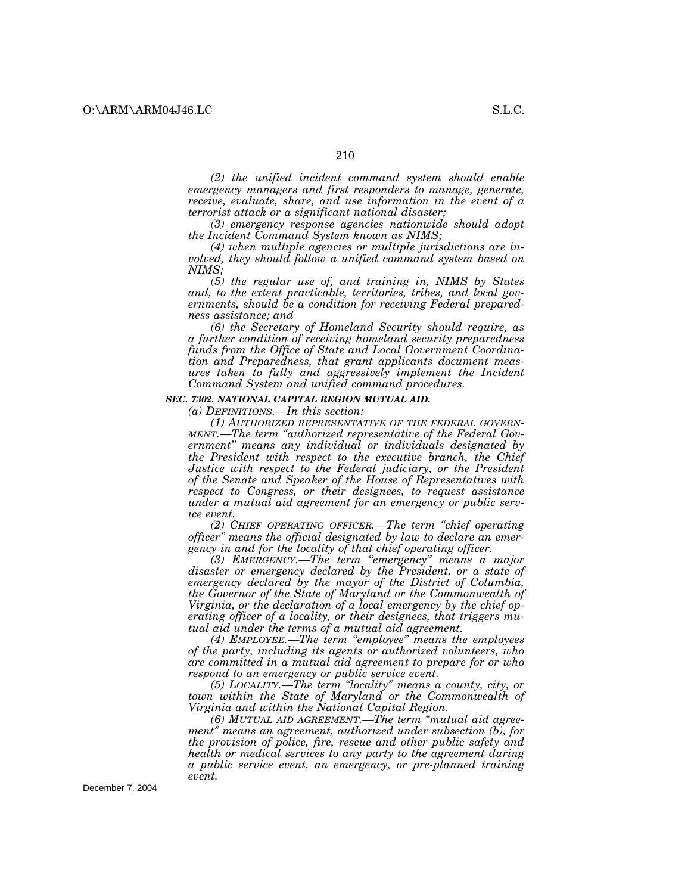*(2) the unified incident command system should enable emergency managers and first responders to manage, generate, receive, evaluate, share, and use information in the event of a terrorist attack or a significant national disaster;*

*(3) emergency response agencies nationwide should adopt the Incident Command System known as NIMS;*

*(4) when multiple agencies or multiple jurisdictions are involved, they should follow a unified command system based on NIMS;*

*(5) the regular use of, and training in, NIMS by States and, to the extent practicable, territories, tribes, and local governments, should be a condition for receiving Federal preparedness assistance; and*

*(6) the Secretary of Homeland Security should require, as a further condition of receiving homeland security preparedness funds from the Office of State and Local Government Coordination and Preparedness, that grant applicants document measures taken to fully and aggressively implement the Incident Command System and unified command procedures.*

***SEC. 7302. NATIONAL CAPITAL REGION MUTUAL AID.***

*(a) DEFINITIONS.—In this section:*

*(1) AUTHORIZED REPRESENTATIVE OF THE FEDERAL GOVERNMENT.—The term "authorized representative of the Federal Government" means any individual or individuals designated by the President with respect to the executive branch, the Chief Justice with respect to the Federal judiciary, or the President of the Senate and Speaker of the House of Representatives with respect to Congress, or their designees, to request assistance under a mutual aid agreement for an emergency or public service event.*

*(2) CHIEF OPERATING OFFICER.—The term "chief operating officer" means the official designated by law to declare an emergency in and for the locality of that chief operating officer.*

*(3) EMERGENCY.—The term "emergency" means a major disaster or emergency declared by the President, or a state of emergency declared by the mayor of the District of Columbia, the Governor of the State of Maryland or the Commonwealth of Virginia, or the declaration of a local emergency by the chief operating officer of a locality, or their designees, that triggers mutual aid under the terms of a mutual aid agreement.*

*(4) EMPLOYEE.—The term "employee" means the employees of the party, including its agents or authorized volunteers, who are committed in a mutual aid agreement to prepare for or who respond to an emergency or public service event.*

*(5) LOCALITY.—The term "locality" means a county, city, or town within the State of Maryland or the Commonwealth of Virginia and within the National Capital Region.*

*(6) MUTUAL AID AGREEMENT.—The term "mutual aid agreement" means an agreement, authorized under subsection (b), for the provision of police, fire, rescue and other public safety and health or medical services to any party to the agreement during a public service event, an emergency, or pre-planned training event.*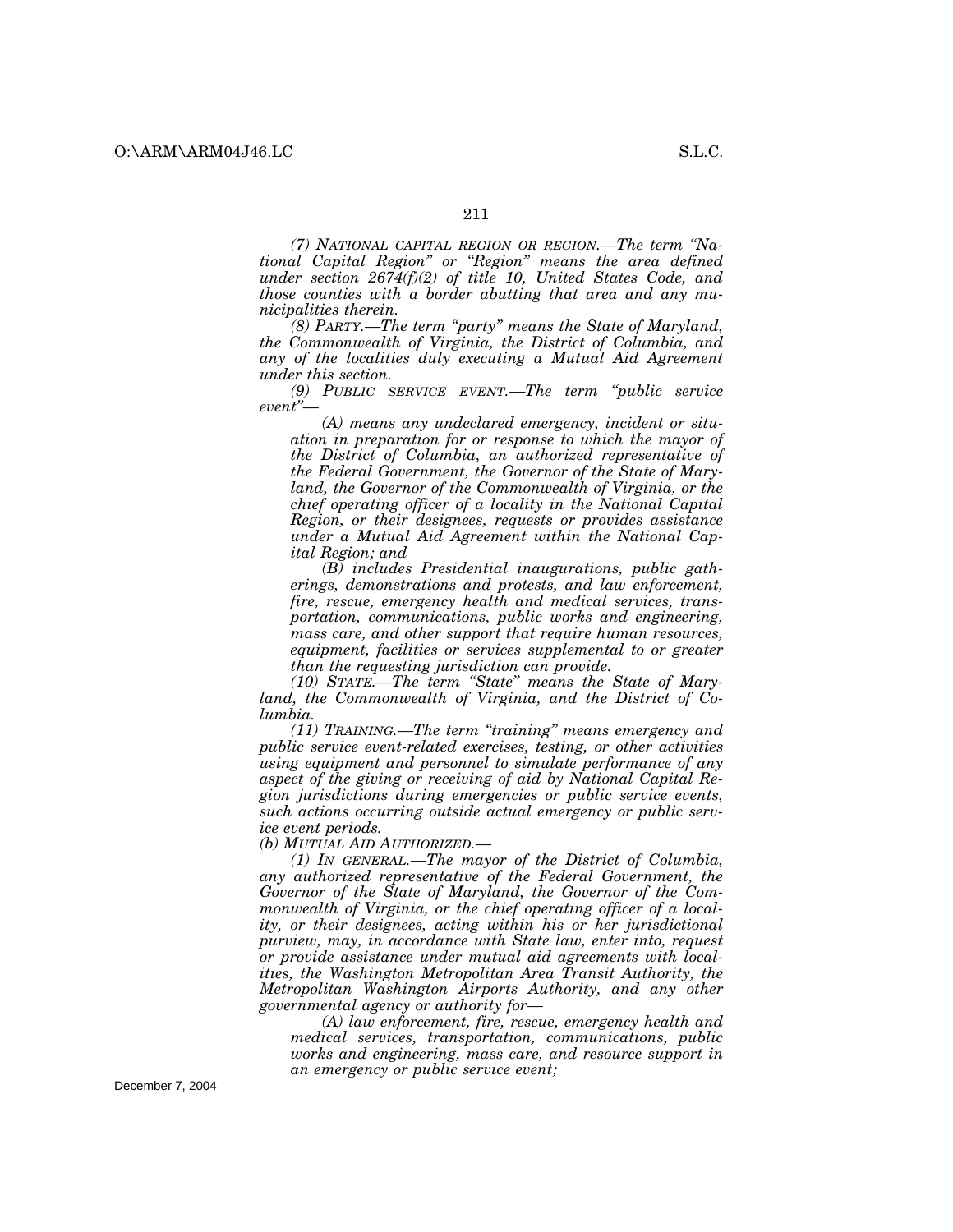*(7) NATIONAL CAPITAL REGION OR REGION.—The term "National Capital Region" or "Region" means the area defined under section 2674(f)(2) of title 10, United States Code, and those counties with a border abutting that area and any municipalities therein.*

*(8) PARTY.—The term "party" means the State of Maryland, the Commonwealth of Virginia, the District of Columbia, and any of the localities duly executing a Mutual Aid Agreement under this section.*

*(9) PUBLIC SERVICE EVENT.—The term "public service event"—*

*(A) means any undeclared emergency, incident or situation in preparation for or response to which the mayor of the District of Columbia, an authorized representative of the Federal Government, the Governor of the State of Maryland, the Governor of the Commonwealth of Virginia, or the chief operating officer of a locality in the National Capital Region, or their designees, requests or provides assistance under a Mutual Aid Agreement within the National Capital Region; and*

*(B) includes Presidential inaugurations, public gatherings, demonstrations and protests, and law enforcement, fire, rescue, emergency health and medical services, transportation, communications, public works and engineering, mass care, and other support that require human resources, equipment, facilities or services supplemental to or greater than the requesting jurisdiction can provide.*

*(10) STATE.—The term "State" means the State of Maryland, the Commonwealth of Virginia, and the District of Columbia.*

*(11) TRAINING.—The term "training" means emergency and public service event-related exercises, testing, or other activities using equipment and personnel to simulate performance of any aspect of the giving or receiving of aid by National Capital Region jurisdictions during emergencies or public service events, such actions occurring outside actual emergency or public service event periods.*

*(b) MUTUAL AID AUTHORIZED.—*

*(1) IN GENERAL.—The mayor of the District of Columbia, any authorized representative of the Federal Government, the Governor of the State of Maryland, the Governor of the Commonwealth of Virginia, or the chief operating officer of a locality, or their designees, acting within his or her jurisdictional purview, may, in accordance with State law, enter into, request or provide assistance under mutual aid agreements with localities, the Washington Metropolitan Area Transit Authority, the Metropolitan Washington Airports Authority, and any other governmental agency or authority for—*

*(A) law enforcement, fire, rescue, emergency health and medical services, transportation, communications, public works and engineering, mass care, and resource support in an emergency or public service event;*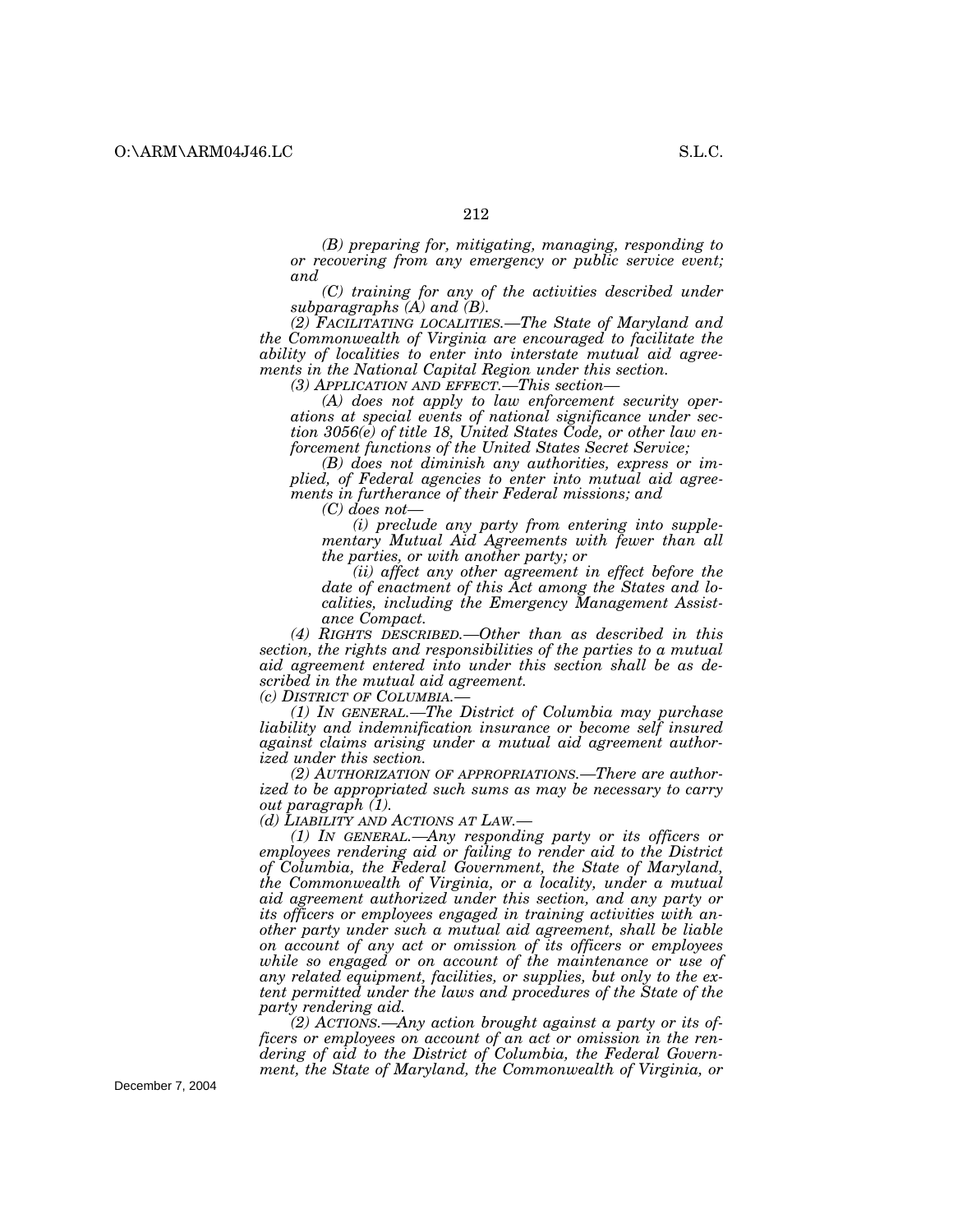*(B) preparing for, mitigating, managing, responding to or recovering from any emergency or public service event; and*

*(C) training for any of the activities described under subparagraphs (A) and (B).*

*(2) FACILITATING LOCALITIES.—The State of Maryland and the Commonwealth of Virginia are encouraged to facilitate the ability of localities to enter into interstate mutual aid agreements in the National Capital Region under this section.*

*(3) APPLICATION AND EFFECT.—This section—*

*(A) does not apply to law enforcement security operations at special events of national significance under section 3056(e) of title 18, United States Code, or other law enforcement functions of the United States Secret Service;*

*(B) does not diminish any authorities, express or implied, of Federal agencies to enter into mutual aid agreements in furtherance of their Federal missions; and*

*(C) does not—*

*(i) preclude any party from entering into supplementary Mutual Aid Agreements with fewer than all the parties, or with another party; or*

*(ii) affect any other agreement in effect before the date of enactment of this Act among the States and localities, including the Emergency Management Assistance Compact.*

*(4) RIGHTS DESCRIBED.—Other than as described in this section, the rights and responsibilities of the parties to a mutual aid agreement entered into under this section shall be as described in the mutual aid agreement.*

*(c) DISTRICT OF COLUMBIA.—*

*(1) IN GENERAL.—The District of Columbia may purchase liability and indemnification insurance or become self insured against claims arising under a mutual aid agreement authorized under this section.*

*(2) AUTHORIZATION OF APPROPRIATIONS.—There are authorized to be appropriated such sums as may be necessary to carry out paragraph (1).*

*(d) LIABILITY AND ACTIONS AT LAW.—*

*(1) IN GENERAL.—Any responding party or its officers or employees rendering aid or failing to render aid to the District of Columbia, the Federal Government, the State of Maryland, the Commonwealth of Virginia, or a locality, under a mutual aid agreement authorized under this section, and any party or its officers or employees engaged in training activities with another party under such a mutual aid agreement, shall be liable on account of any act or omission of its officers or employees while so engaged or on account of the maintenance or use of any related equipment, facilities, or supplies, but only to the extent permitted under the laws and procedures of the State of the party rendering aid.*

*(2) ACTIONS.—Any action brought against a party or its officers or employees on account of an act or omission in the rendering of aid to the District of Columbia, the Federal Government, the State of Maryland, the Commonwealth of Virginia, or*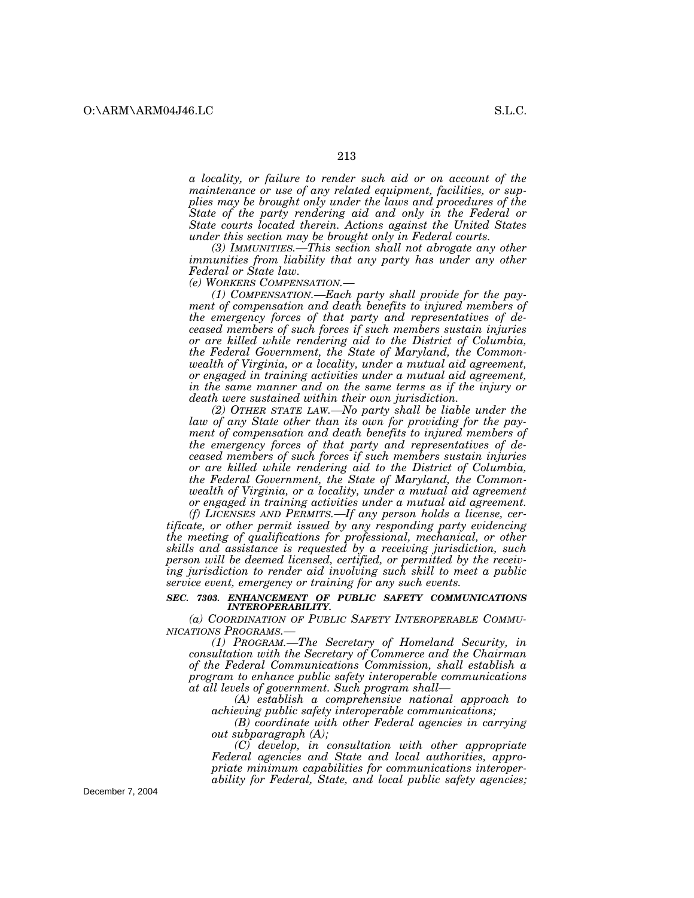*a locality, or failure to render such aid or on account of the maintenance or use of any related equipment, facilities, or supplies may be brought only under the laws and procedures of the State of the party rendering aid and only in the Federal or State courts located therein. Actions against the United States under this section may be brought only in Federal courts.*

*(3) IMMUNITIES.—This section shall not abrogate any other immunities from liability that any party has under any other Federal or State law.*

*(e) WORKERS COMPENSATION.—*

*(1) COMPENSATION.—Each party shall provide for the payment of compensation and death benefits to injured members of the emergency forces of that party and representatives of deceased members of such forces if such members sustain injuries or are killed while rendering aid to the District of Columbia, the Federal Government, the State of Maryland, the Commonwealth of Virginia, or a locality, under a mutual aid agreement, or engaged in training activities under a mutual aid agreement, in the same manner and on the same terms as if the injury or death were sustained within their own jurisdiction.*

*(2) OTHER STATE LAW.—No party shall be liable under the law of any State other than its own for providing for the payment of compensation and death benefits to injured members of the emergency forces of that party and representatives of deceased members of such forces if such members sustain injuries or are killed while rendering aid to the District of Columbia, the Federal Government, the State of Maryland, the Commonwealth of Virginia, or a locality, under a mutual aid agreement or engaged in training activities under a mutual aid agreement.*

*(f) LICENSES AND PERMITS.—If any person holds a license, certificate, or other permit issued by any responding party evidencing the meeting of qualifications for professional, mechanical, or other skills and assistance is requested by a receiving jurisdiction, such person will be deemed licensed, certified, or permitted by the receiving jurisdiction to render aid involving such skill to meet a public service event, emergency or training for any such events.*

***SEC. 7303. ENHANCEMENT OF PUBLIC SAFETY COMMUNICATIONS INTEROPERABILITY.***

*(a) COORDINATION OF PUBLIC SAFETY INTEROPERABLE COMMUNICATIONS PROGRAMS.—*

*(1) PROGRAM.—The Secretary of Homeland Security, in consultation with the Secretary of Commerce and the Chairman of the Federal Communications Commission, shall establish a program to enhance public safety interoperable communications at all levels of government. Such program shall—*

*(A) establish a comprehensive national approach to achieving public safety interoperable communications;*

*(B) coordinate with other Federal agencies in carrying out subparagraph (A);*

*(C) develop, in consultation with other appropriate Federal agencies and State and local authorities, appropriate minimum capabilities for communications interoperability for Federal, State, and local public safety agencies;*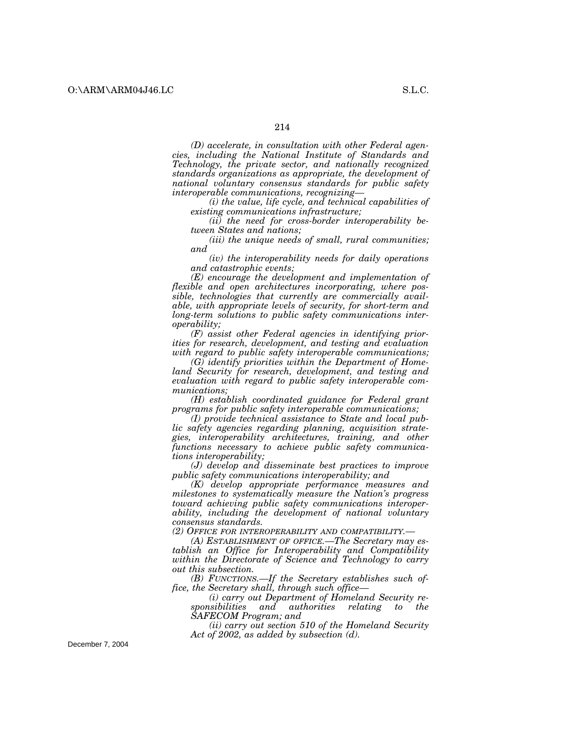*(D) accelerate, in consultation with other Federal agencies, including the National Institute of Standards and Technology, the private sector, and nationally recognized standards organizations as appropriate, the development of national voluntary consensus standards for public safety interoperable communications, recognizing—*

*(i) the value, life cycle, and technical capabilities of existing communications infrastructure;*

*(ii) the need for cross-border interoperability between States and nations;*

*(iii) the unique needs of small, rural communities; and*

*(iv) the interoperability needs for daily operations and catastrophic events;*

*(E) encourage the development and implementation of flexible and open architectures incorporating, where possible, technologies that currently are commercially available, with appropriate levels of security, for short-term and long-term solutions to public safety communications interoperability;*

*(F) assist other Federal agencies in identifying priorities for research, development, and testing and evaluation with regard to public safety interoperable communications;*

*(G) identify priorities within the Department of Homeland Security for research, development, and testing and evaluation with regard to public safety interoperable communications;*

*(H) establish coordinated guidance for Federal grant programs for public safety interoperable communications;*

*(I) provide technical assistance to State and local public safety agencies regarding planning, acquisition strategies, interoperability architectures, training, and other functions necessary to achieve public safety communications interoperability;*

*(J) develop and disseminate best practices to improve public safety communications interoperability; and*

*(K) develop appropriate performance measures and milestones to systematically measure the Nation's progress toward achieving public safety communications interoperability, including the development of national voluntary consensus standards.*

*(2) OFFICE FOR INTEROPERABILITY AND COMPATIBILITY.—*

*(A) ESTABLISHMENT OF OFFICE.—The Secretary may establish an Office for Interoperability and Compatibility within the Directorate of Science and Technology to carry out this subsection.*

*(B) FUNCTIONS.—If the Secretary establishes such office, the Secretary shall, through such office—*

*(i) carry out Department of Homeland Security responsibilities and authorities relating to the SAFECOM Program; and*

*(ii) carry out section 510 of the Homeland Security Act of 2002, as added by subsection (d).*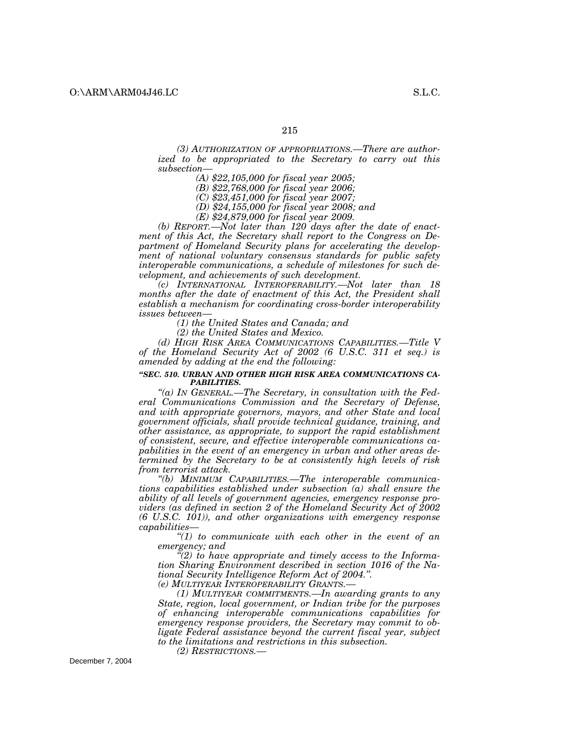*(3) AUTHORIZATION OF APPROPRIATIONS.—There are authorized to be appropriated to the Secretary to carry out this subsection—*

*(A) $22,105,000 for fiscal year 2005;*

*(B) $22,768,000 for fiscal year 2006;*

*(C) $23,451,000 for fiscal year 2007;*

*(D) $24,155,000 for fiscal year 2008; and*

*(E) $24,879,000 for fiscal year 2009.*

*(b) REPORT.—Not later than 120 days after the date of enactment of this Act, the Secretary shall report to the Congress on Department of Homeland Security plans for accelerating the development of national voluntary consensus standards for public safety interoperable communications, a schedule of milestones for such development, and achievements of such development.*

*(c) INTERNATIONAL INTEROPERABILITY.—Not later than 18 months after the date of enactment of this Act, the President shall establish a mechanism for coordinating cross-border interoperability issues between—*

*(1) the United States and Canada; and*

*(2) the United States and Mexico.*

*(d) HIGH RISK AREA COMMUNICATIONS CAPABILITIES.—Title V of the Homeland Security Act of 2002 (6 U.S.C. 311 et seq.) is amended by adding at the end the following:*

***"SEC. 510. URBAN AND OTHER HIGH RISK AREA COMMUNICATIONS CAPABILITIES.***

*"(a) IN GENERAL.—The Secretary, in consultation with the Federal Communications Commission and the Secretary of Defense, and with appropriate governors, mayors, and other State and local government officials, shall provide technical guidance, training, and other assistance, as appropriate, to support the rapid establishment of consistent, secure, and effective interoperable communications capabilities in the event of an emergency in urban and other areas determined by the Secretary to be at consistently high levels of risk from terrorist attack.*

*"(b) MINIMUM CAPABILITIES.—The interoperable communications capabilities established under subsection (a) shall ensure the ability of all levels of government agencies, emergency response providers (as defined in section 2 of the Homeland Security Act of 2002 (6 U.S.C. 101)), and other organizations with emergency response capabilities—*

*"(1) to communicate with each other in the event of an emergency; and*

*"(2) to have appropriate and timely access to the Information Sharing Environment described in section 1016 of the National Security Intelligence Reform Act of 2004.".*

*(e) MULTIYEAR INTEROPERABILITY GRANTS.—*

*(1) MULTIYEAR COMMITMENTS.—In awarding grants to any State, region, local government, or Indian tribe for the purposes of enhancing interoperable communications capabilities for emergency response providers, the Secretary may commit to obligate Federal assistance beyond the current fiscal year, subject to the limitations and restrictions in this subsection.*

*(2) RESTRICTIONS.—*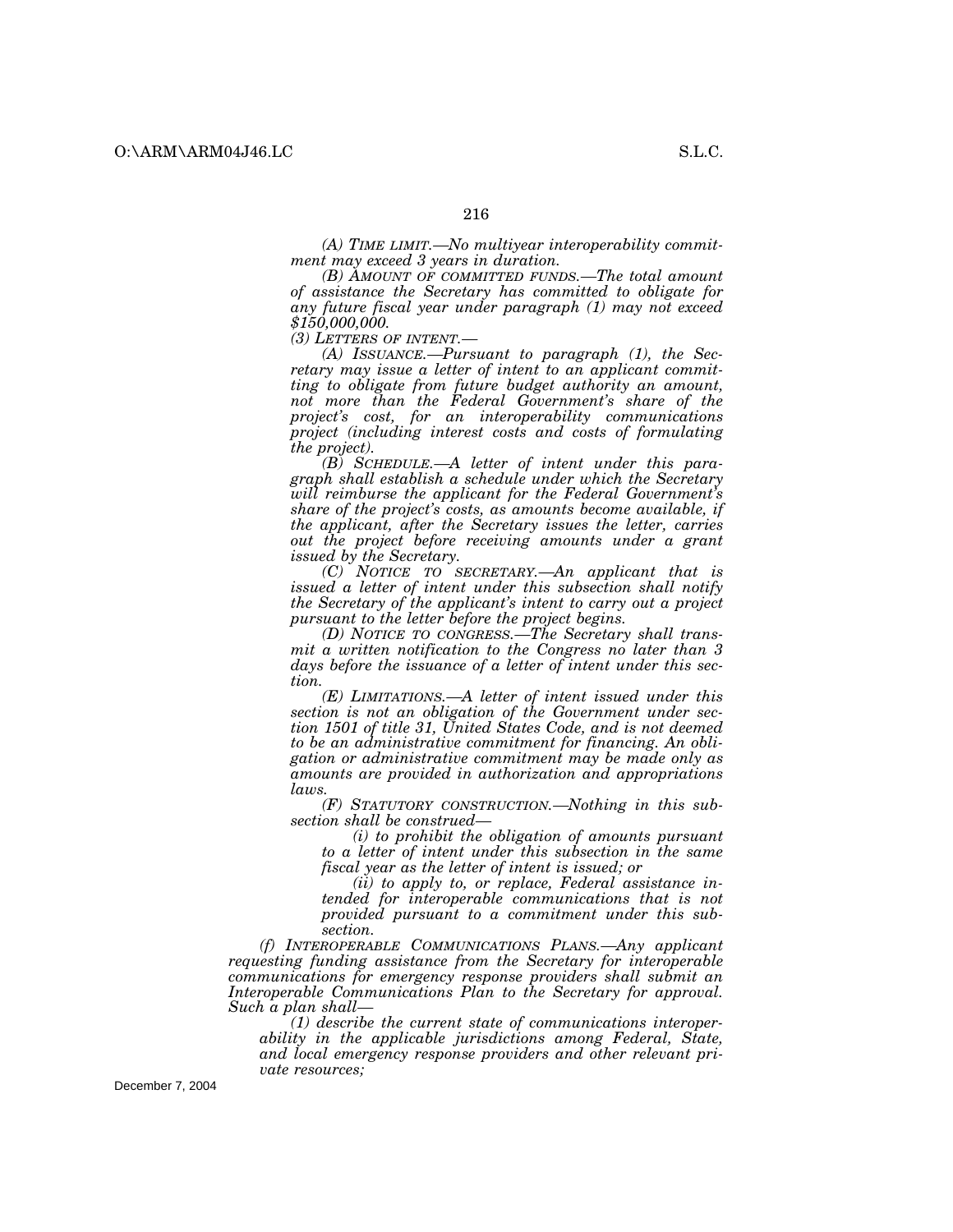*(A) TIME LIMIT.—No multiyear interoperability commitment may exceed 3 years in duration.*

*(B) AMOUNT OF COMMITTED FUNDS.—The total amount of assistance the Secretary has committed to obligate for any future fiscal year under paragraph (1) may not exceed $150,000,000.*

*(3) LETTERS OF INTENT.—*

*(A) ISSUANCE.—Pursuant to paragraph (1), the Secretary may issue a letter of intent to an applicant committing to obligate from future budget authority an amount, not more than the Federal Government's share of the project's cost, for an interoperability communications project (including interest costs and costs of formulating the project).*

*(B) SCHEDULE.—A letter of intent under this paragraph shall establish a schedule under which the Secretary will reimburse the applicant for the Federal Government's share of the project's costs, as amounts become available, if the applicant, after the Secretary issues the letter, carries out the project before receiving amounts under a grant issued by the Secretary.*

*(C) NOTICE TO SECRETARY.—An applicant that is issued a letter of intent under this subsection shall notify the Secretary of the applicant's intent to carry out a project pursuant to the letter before the project begins.*

*(D) NOTICE TO CONGRESS.—The Secretary shall transmit a written notification to the Congress no later than 3 days before the issuance of a letter of intent under this section.*

*(E) LIMITATIONS.—A letter of intent issued under this section is not an obligation of the Government under section 1501 of title 31, United States Code, and is not deemed to be an administrative commitment for financing. An obligation or administrative commitment may be made only as amounts are provided in authorization and appropriations laws.*

*(F) STATUTORY CONSTRUCTION.—Nothing in this subsection shall be construed—*

*(i) to prohibit the obligation of amounts pursuant to a letter of intent under this subsection in the same fiscal year as the letter of intent is issued; or*

*(ii) to apply to, or replace, Federal assistance intended for interoperable communications that is not provided pursuant to a commitment under this subsection.*

*(f) INTEROPERABLE COMMUNICATIONS PLANS.—Any applicant requesting funding assistance from the Secretary for interoperable communications for emergency response providers shall submit an Interoperable Communications Plan to the Secretary for approval. Such a plan shall—*

*(1) describe the current state of communications interoperability in the applicable jurisdictions among Federal, State, and local emergency response providers and other relevant private resources;*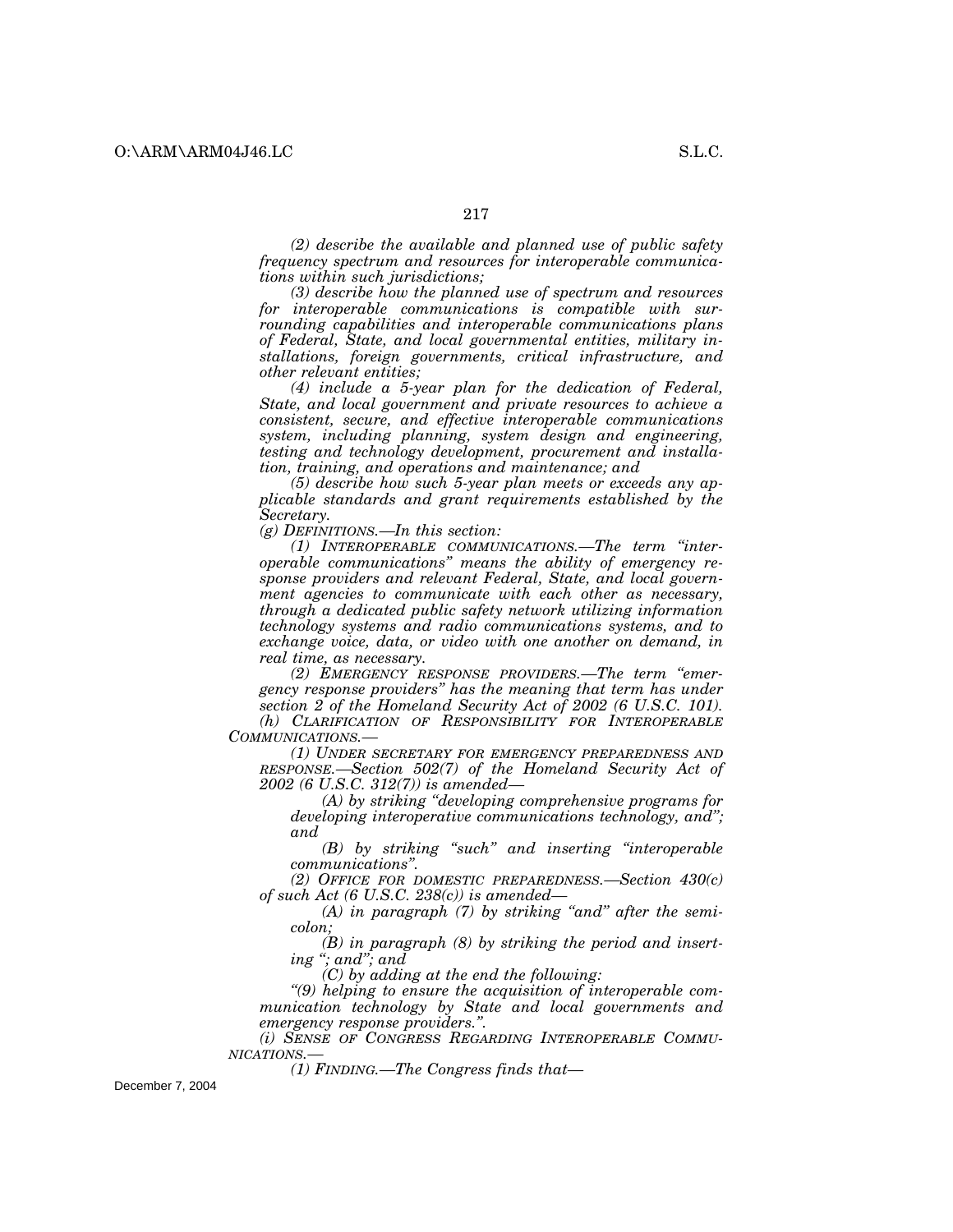*(2) describe the available and planned use of public safety frequency spectrum and resources for interoperable communications within such jurisdictions;*

*(3) describe how the planned use of spectrum and resources for interoperable communications is compatible with surrounding capabilities and interoperable communications plans of Federal, State, and local governmental entities, military installations, foreign governments, critical infrastructure, and other relevant entities;*

*(4) include a 5-year plan for the dedication of Federal, State, and local government and private resources to achieve a consistent, secure, and effective interoperable communications system, including planning, system design and engineering, testing and technology development, procurement and installation, training, and operations and maintenance; and*

*(5) describe how such 5-year plan meets or exceeds any applicable standards and grant requirements established by the Secretary.*

*(g) DEFINITIONS.—In this section:*

*(1) INTEROPERABLE COMMUNICATIONS.—The term "interoperable communications" means the ability of emergency response providers and relevant Federal, State, and local government agencies to communicate with each other as necessary, through a dedicated public safety network utilizing information technology systems and radio communications systems, and to exchange voice, data, or video with one another on demand, in real time, as necessary.*

*(2) EMERGENCY RESPONSE PROVIDERS.—The term "emergency response providers" has the meaning that term has under section 2 of the Homeland Security Act of 2002 (6 U.S.C. 101).*

*(h) CLARIFICATION OF RESPONSIBILITY FOR INTEROPERABLE COMMUNICATIONS.—*

*(1) UNDER SECRETARY FOR EMERGENCY PREPAREDNESS AND RESPONSE.—Section 502(7) of the Homeland Security Act of 2002 (6 U.S.C. 312(7)) is amended—*

*(A) by striking "developing comprehensive programs for developing interoperative communications technology, and"; and*

*(B) by striking "such" and inserting "interoperable communications".*

*(2) OFFICE FOR DOMESTIC PREPAREDNESS.—Section 430(c) of such Act (6 U.S.C. 238(c)) is amended—*

*(A) in paragraph (7) by striking "and" after the semicolon;*

*(B) in paragraph (8) by striking the period and inserting "; and"; and*

*(C) by adding at the end the following:*

*"(9) helping to ensure the acquisition of interoperable communication technology by State and local governments and emergency response providers.".*

*(i) SENSE OF CONGRESS REGARDING INTEROPERABLE COMMUNICATIONS.—*

*(1) FINDING.—The Congress finds that—*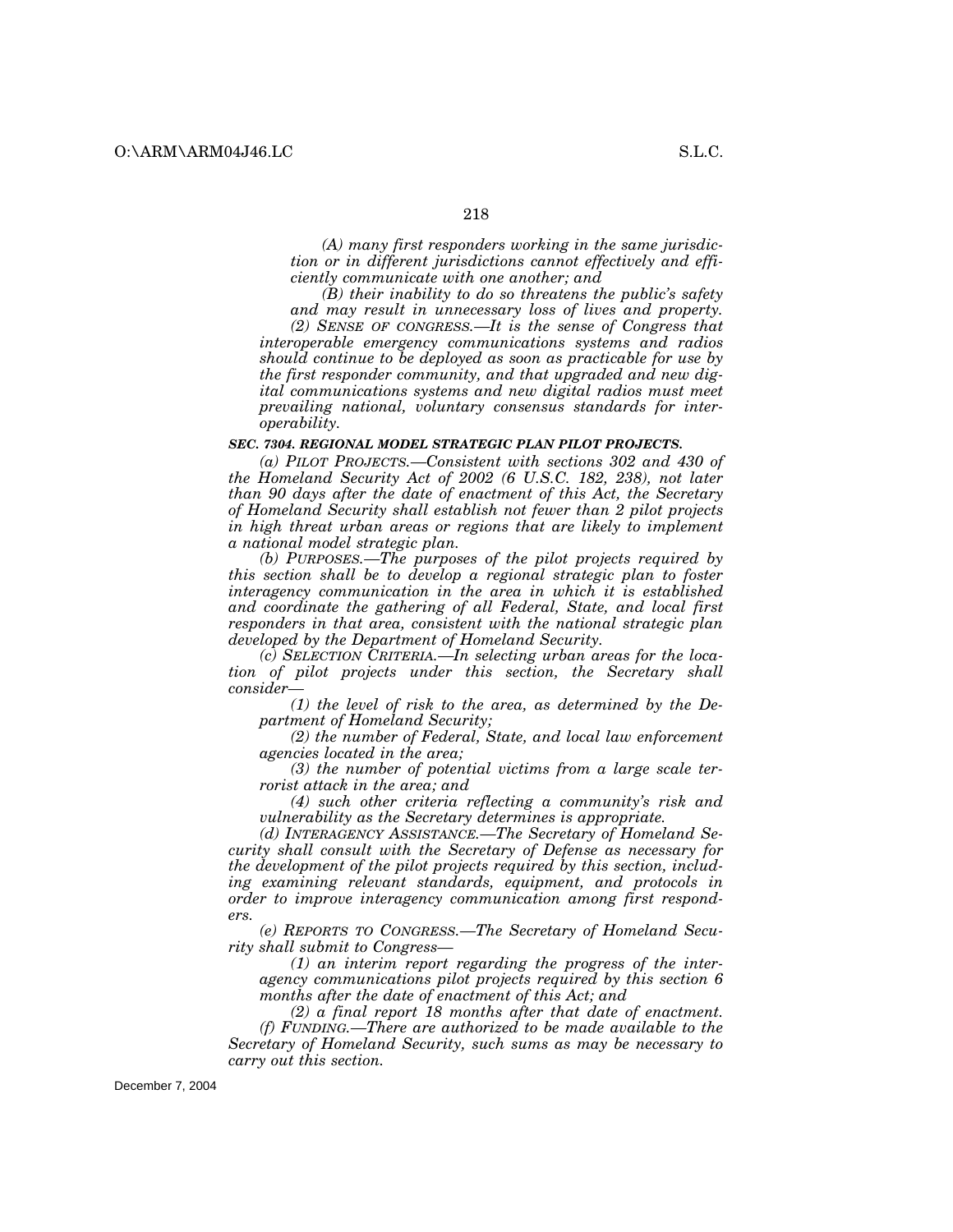*(A) many first responders working in the same jurisdiction or in different jurisdictions cannot effectively and efficiently communicate with one another; and*

*(B) their inability to do so threatens the public's safety and may result in unnecessary loss of lives and property.*

*(2) SENSE OF CONGRESS.—It is the sense of Congress that interoperable emergency communications systems and radios should continue to be deployed as soon as practicable for use by the first responder community, and that upgraded and new digital communications systems and new digital radios must meet prevailing national, voluntary consensus standards for interoperability.*

***SEC. 7304. REGIONAL MODEL STRATEGIC PLAN PILOT PROJECTS.***

*(a) PILOT PROJECTS.—Consistent with sections 302 and 430 of the Homeland Security Act of 2002 (6 U.S.C. 182, 238), not later than 90 days after the date of enactment of this Act, the Secretary of Homeland Security shall establish not fewer than 2 pilot projects in high threat urban areas or regions that are likely to implement a national model strategic plan.*

*(b) PURPOSES.—The purposes of the pilot projects required by this section shall be to develop a regional strategic plan to foster interagency communication in the area in which it is established and coordinate the gathering of all Federal, State, and local first responders in that area, consistent with the national strategic plan developed by the Department of Homeland Security.*

*(c) SELECTION CRITERIA.—In selecting urban areas for the location of pilot projects under this section, the Secretary shall consider—*

*(1) the level of risk to the area, as determined by the Department of Homeland Security;*

*(2) the number of Federal, State, and local law enforcement agencies located in the area;*

*(3) the number of potential victims from a large scale terrorist attack in the area; and*

*(4) such other criteria reflecting a community's risk and vulnerability as the Secretary determines is appropriate.*

*(d) INTERAGENCY ASSISTANCE.—The Secretary of Homeland Security shall consult with the Secretary of Defense as necessary for the development of the pilot projects required by this section, including examining relevant standards, equipment, and protocols in order to improve interagency communication among first responders.*

*(e) REPORTS TO CONGRESS.—The Secretary of Homeland Security shall submit to Congress—*

*(1) an interim report regarding the progress of the interagency communications pilot projects required by this section 6 months after the date of enactment of this Act; and*

*(2) a final report 18 months after that date of enactment.*

*(f) FUNDING.—There are authorized to be made available to the Secretary of Homeland Security, such sums as may be necessary to carry out this section.*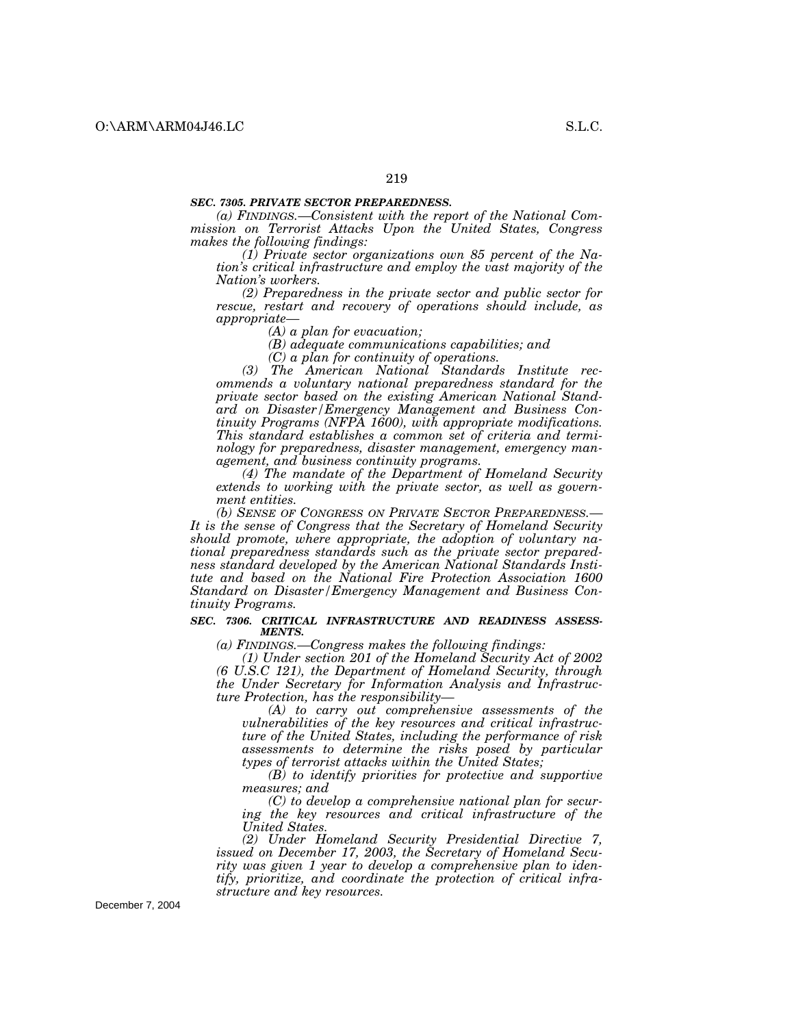### *SEC. 7305. PRIVATE SECTOR PREPAREDNESS.*

*(a) FINDINGS.—Consistent with the report of the National Commission on Terrorist Attacks Upon the United States, Congress makes the following findings:*

*(1) Private sector organizations own 85 percent of the Nation's critical infrastructure and employ the vast majority of the Nation's workers.*

*(2) Preparedness in the private sector and public sector for rescue, restart and recovery of operations should include, as appropriate—*

*(A) a plan for evacuation;*

*(B) adequate communications capabilities; and*

*(C) a plan for continuity of operations.*

*(3) The American National Standards Institute recommends a voluntary national preparedness standard for the private sector based on the existing American National Standard on Disaster/Emergency Management and Business Continuity Programs (NFPA 1600), with appropriate modifications. This standard establishes a common set of criteria and terminology for preparedness, disaster management, emergency management, and business continuity programs.*

*(4) The mandate of the Department of Homeland Security extends to working with the private sector, as well as government entities.*

*(b) SENSE OF CONGRESS ON PRIVATE SECTOR PREPAREDNESS.—It is the sense of Congress that the Secretary of Homeland Security should promote, where appropriate, the adoption of voluntary national preparedness standards such as the private sector preparedness standard developed by the American National Standards Institute and based on the National Fire Protection Association 1600 Standard on Disaster/Emergency Management and Business Continuity Programs.*

### *SEC. 7306. CRITICAL INFRASTRUCTURE AND READINESS ASSESSMENTS.*

*(a) FINDINGS.—Congress makes the following findings:*

*(1) Under section 201 of the Homeland Security Act of 2002 (6 U.S.C 121), the Department of Homeland Security, through the Under Secretary for Information Analysis and Infrastructure Protection, has the responsibility—*

*(A) to carry out comprehensive assessments of the vulnerabilities of the key resources and critical infrastructure of the United States, including the performance of risk assessments to determine the risks posed by particular types of terrorist attacks within the United States;*

*(B) to identify priorities for protective and supportive measures; and*

*(C) to develop a comprehensive national plan for securing the key resources and critical infrastructure of the United States.*

*(2) Under Homeland Security Presidential Directive 7, issued on December 17, 2003, the Secretary of Homeland Security was given 1 year to develop a comprehensive plan to identify, prioritize, and coordinate the protection of critical infrastructure and key resources.*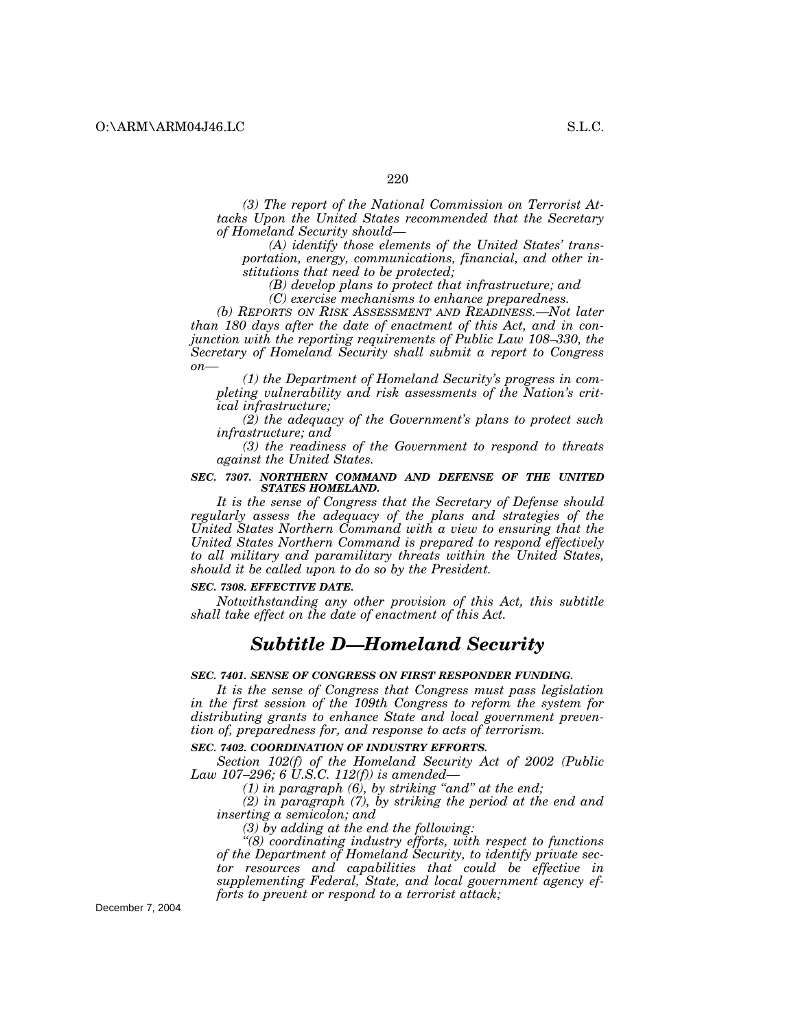*(3) The report of the National Commission on Terrorist Attacks Upon the United States recommended that the Secretary of Homeland Security should—*

*(A) identify those elements of the United States' transportation, energy, communications, financial, and other institutions that need to be protected;*

*(B) develop plans to protect that infrastructure; and*

*(C) exercise mechanisms to enhance preparedness.*

*(b) REPORTS ON RISK ASSESSMENT AND READINESS.—Not later than 180 days after the date of enactment of this Act, and in conjunction with the reporting requirements of Public Law 108–330, the Secretary of Homeland Security shall submit a report to Congress on—*

*(1) the Department of Homeland Security's progress in completing vulnerability and risk assessments of the Nation's critical infrastructure;*

*(2) the adequacy of the Government's plans to protect such infrastructure; and*

*(3) the readiness of the Government to respond to threats against the United States.*

***SEC. 7307. NORTHERN COMMAND AND DEFENSE OF THE UNITED STATES HOMELAND.***

*It is the sense of Congress that the Secretary of Defense should regularly assess the adequacy of the plans and strategies of the United States Northern Command with a view to ensuring that the United States Northern Command is prepared to respond effectively to all military and paramilitary threats within the United States, should it be called upon to do so by the President.*

***SEC. 7308. EFFECTIVE DATE.***

*Notwithstanding any other provision of this Act, this subtitle shall take effect on the date of enactment of this Act.*

## *Subtitle D—Homeland Security*

***SEC. 7401. SENSE OF CONGRESS ON FIRST RESPONDER FUNDING.***

*It is the sense of Congress that Congress must pass legislation in the first session of the 109th Congress to reform the system for distributing grants to enhance State and local government prevention of, preparedness for, and response to acts of terrorism.*

***SEC. 7402. COORDINATION OF INDUSTRY EFFORTS.***

*Section 102(f) of the Homeland Security Act of 2002 (Public Law 107–296; 6 U.S.C. 112(f)) is amended—*

*(1) in paragraph (6), by striking "and" at the end;*

*(2) in paragraph (7), by striking the period at the end and inserting a semicolon; and*

*(3) by adding at the end the following:*

*"(8) coordinating industry efforts, with respect to functions of the Department of Homeland Security, to identify private sector resources and capabilities that could be effective in supplementing Federal, State, and local government agency efforts to prevent or respond to a terrorist attack;*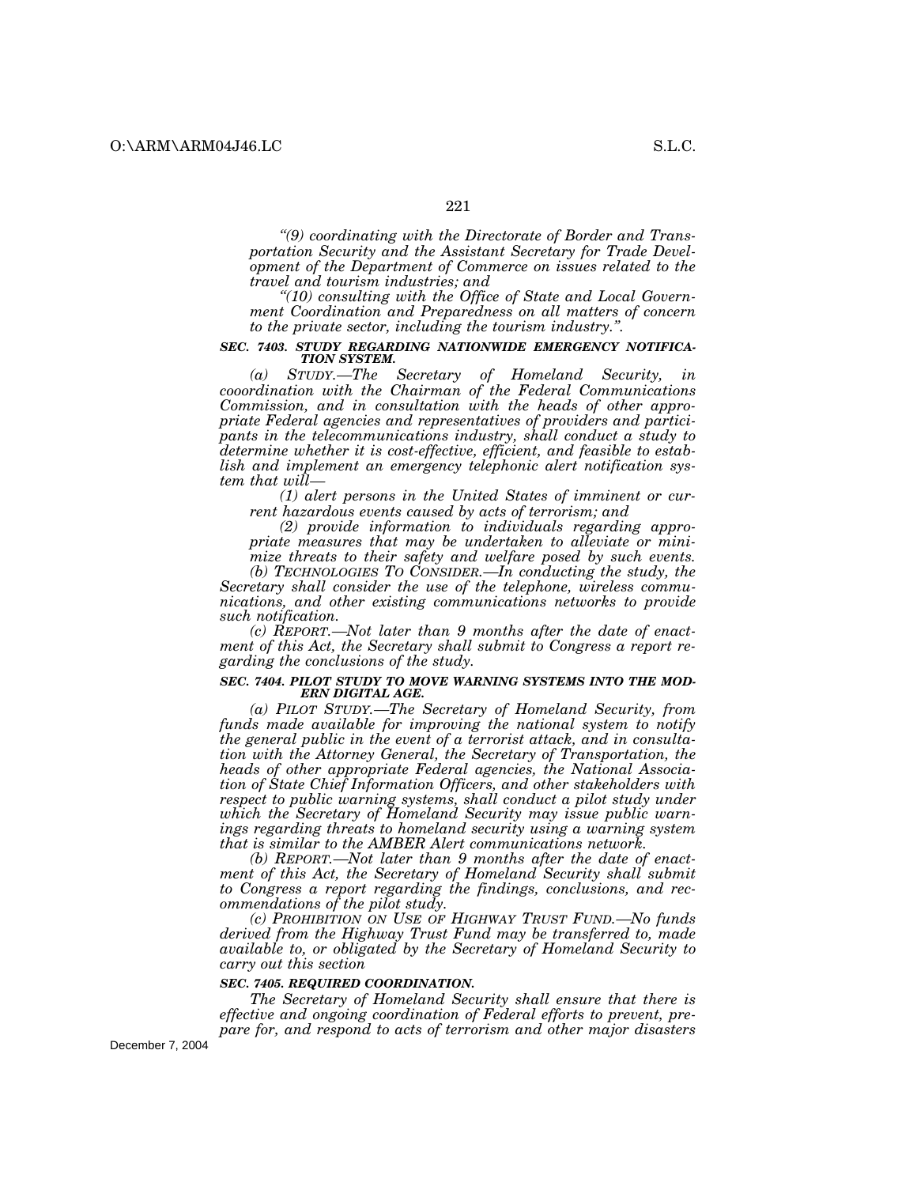*"(9) coordinating with the Directorate of Border and Transportation Security and the Assistant Secretary for Trade Development of the Department of Commerce on issues related to the travel and tourism industries; and*

*"(10) consulting with the Office of State and Local Government Coordination and Preparedness on all matters of concern to the private sector, including the tourism industry.".*

***SEC. 7403. STUDY REGARDING NATIONWIDE EMERGENCY NOTIFICATION SYSTEM.***

*(a) STUDY.—The Secretary of Homeland Security, in cooordination with the Chairman of the Federal Communications Commission, and in consultation with the heads of other appropriate Federal agencies and representatives of providers and participants in the telecommunications industry, shall conduct a study to determine whether it is cost-effective, efficient, and feasible to establish and implement an emergency telephonic alert notification system that will—*

*(1) alert persons in the United States of imminent or current hazardous events caused by acts of terrorism; and*

*(2) provide information to individuals regarding appropriate measures that may be undertaken to alleviate or minimize threats to their safety and welfare posed by such events.*

*(b) TECHNOLOGIES TO CONSIDER.—In conducting the study, the Secretary shall consider the use of the telephone, wireless communications, and other existing communications networks to provide such notification.*

*(c) REPORT.—Not later than 9 months after the date of enactment of this Act, the Secretary shall submit to Congress a report regarding the conclusions of the study.*

***SEC. 7404. PILOT STUDY TO MOVE WARNING SYSTEMS INTO THE MODERN DIGITAL AGE.***

*(a) PILOT STUDY.—The Secretary of Homeland Security, from funds made available for improving the national system to notify the general public in the event of a terrorist attack, and in consultation with the Attorney General, the Secretary of Transportation, the heads of other appropriate Federal agencies, the National Association of State Chief Information Officers, and other stakeholders with respect to public warning systems, shall conduct a pilot study under which the Secretary of Homeland Security may issue public warnings regarding threats to homeland security using a warning system that is similar to the AMBER Alert communications network.*

*(b) REPORT.—Not later than 9 months after the date of enactment of this Act, the Secretary of Homeland Security shall submit to Congress a report regarding the findings, conclusions, and recommendations of the pilot study.*

*(c) PROHIBITION ON USE OF HIGHWAY TRUST FUND.—No funds derived from the Highway Trust Fund may be transferred to, made available to, or obligated by the Secretary of Homeland Security to carry out this section*

***SEC. 7405. REQUIRED COORDINATION.***

*The Secretary of Homeland Security shall ensure that there is effective and ongoing coordination of Federal efforts to prevent, prepare for, and respond to acts of terrorism and other major disasters*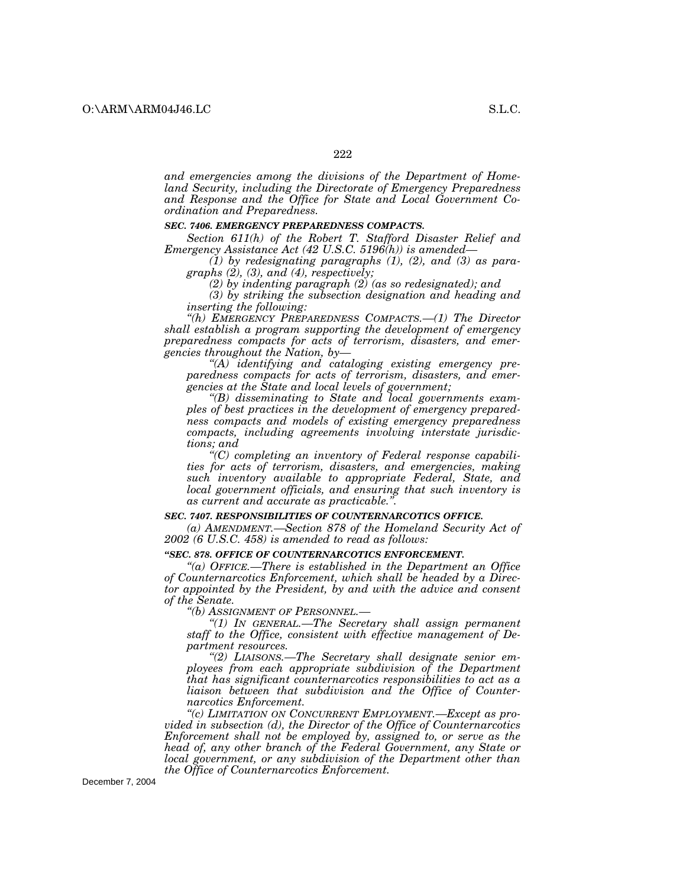*and emergencies among the divisions of the Department of Homeland Security, including the Directorate of Emergency Preparedness and Response and the Office for State and Local Government Coordination and Preparedness.*

***SEC. 7406. EMERGENCY PREPAREDNESS COMPACTS.***

*Section 611(h) of the Robert T. Stafford Disaster Relief and Emergency Assistance Act (42 U.S.C. 5196(h)) is amended—*

*(1) by redesignating paragraphs (1), (2), and (3) as paragraphs (2), (3), and (4), respectively;*

*(2) by indenting paragraph (2) (as so redesignated); and*

*(3) by striking the subsection designation and heading and inserting the following:*

*"(h) EMERGENCY PREPAREDNESS COMPACTS.—(1) The Director shall establish a program supporting the development of emergency preparedness compacts for acts of terrorism, disasters, and emergencies throughout the Nation, by—*

*"(A) identifying and cataloging existing emergency preparedness compacts for acts of terrorism, disasters, and emergencies at the State and local levels of government;*

*"(B) disseminating to State and local governments examples of best practices in the development of emergency preparedness compacts and models of existing emergency preparedness compacts, including agreements involving interstate jurisdictions; and*

*"(C) completing an inventory of Federal response capabilities for acts of terrorism, disasters, and emergencies, making such inventory available to appropriate Federal, State, and local government officials, and ensuring that such inventory is as current and accurate as practicable.".*

***SEC. 7407. RESPONSIBILITIES OF COUNTERNARCOTICS OFFICE.***

*(a) AMENDMENT.—Section 878 of the Homeland Security Act of 2002 (6 U.S.C. 458) is amended to read as follows:*

***"SEC. 878. OFFICE OF COUNTERNARCOTICS ENFORCEMENT.***

*"(a) OFFICE.—There is established in the Department an Office of Counternarcotics Enforcement, which shall be headed by a Director appointed by the President, by and with the advice and consent of the Senate.*

*"(b) ASSIGNMENT OF PERSONNEL.—*

*"(1) IN GENERAL.—The Secretary shall assign permanent staff to the Office, consistent with effective management of Department resources.*

*"(2) LIAISONS.—The Secretary shall designate senior employees from each appropriate subdivision of the Department that has significant counternarcotics responsibilities to act as a liaison between that subdivision and the Office of Counternarcotics Enforcement.*

*"(c) LIMITATION ON CONCURRENT EMPLOYMENT.—Except as provided in subsection (d), the Director of the Office of Counternarcotics Enforcement shall not be employed by, assigned to, or serve as the head of, any other branch of the Federal Government, any State or local government, or any subdivision of the Department other than the Office of Counternarcotics Enforcement.*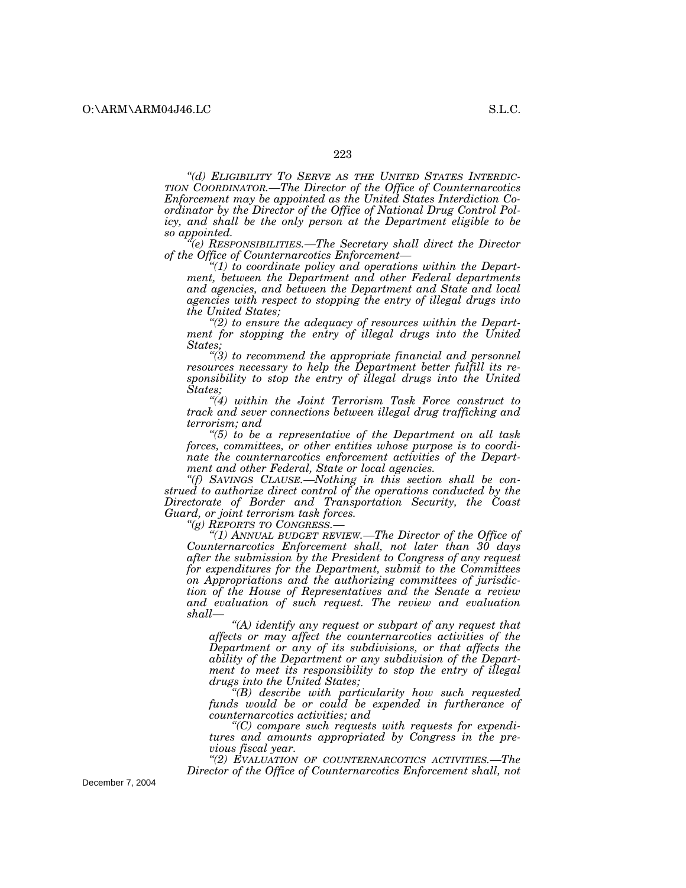*“(d) ELIGIBILITY TO SERVE AS THE UNITED STATES INTERDICTION COORDINATOR.—The Director of the Office of Counternarcotics Enforcement may be appointed as the United States Interdiction Coordinator by the Director of the Office of National Drug Control Policy, and shall be the only person at the Department eligible to be so appointed.*

*“(e) RESPONSIBILITIES.—The Secretary shall direct the Director of the Office of Counternarcotics Enforcement—*

*“(1) to coordinate policy and operations within the Department, between the Department and other Federal departments and agencies, and between the Department and State and local agencies with respect to stopping the entry of illegal drugs into the United States;*

*“(2) to ensure the adequacy of resources within the Department for stopping the entry of illegal drugs into the United States;*

*“(3) to recommend the appropriate financial and personnel resources necessary to help the Department better fulfill its responsibility to stop the entry of illegal drugs into the United States;*

*“(4) within the Joint Terrorism Task Force construct to track and sever connections between illegal drug trafficking and terrorism; and*

*“(5) to be a representative of the Department on all task forces, committees, or other entities whose purpose is to coordinate the counternarcotics enforcement activities of the Department and other Federal, State or local agencies.*

*“(f) SAVINGS CLAUSE.—Nothing in this section shall be construed to authorize direct control of the operations conducted by the Directorate of Border and Transportation Security, the Coast Guard, or joint terrorism task forces.*

*“(g) REPORTS TO CONGRESS.—*

*“(1) ANNUAL BUDGET REVIEW.—The Director of the Office of Counternarcotics Enforcement shall, not later than 30 days after the submission by the President to Congress of any request for expenditures for the Department, submit to the Committees on Appropriations and the authorizing committees of jurisdiction of the House of Representatives and the Senate a review and evaluation of such request. The review and evaluation shall—*

*“(A) identify any request or subpart of any request that affects or may affect the counternarcotics activities of the Department or any of its subdivisions, or that affects the ability of the Department or any subdivision of the Department to meet its responsibility to stop the entry of illegal drugs into the United States;*

*“(B) describe with particularity how such requested funds would be or could be expended in furtherance of counternarcotics activities; and*

*“(C) compare such requests with requests for expenditures and amounts appropriated by Congress in the previous fiscal year.*

*“(2) EVALUATION OF COUNTERNARCOTICS ACTIVITIES.—The Director of the Office of Counternarcotics Enforcement shall, not*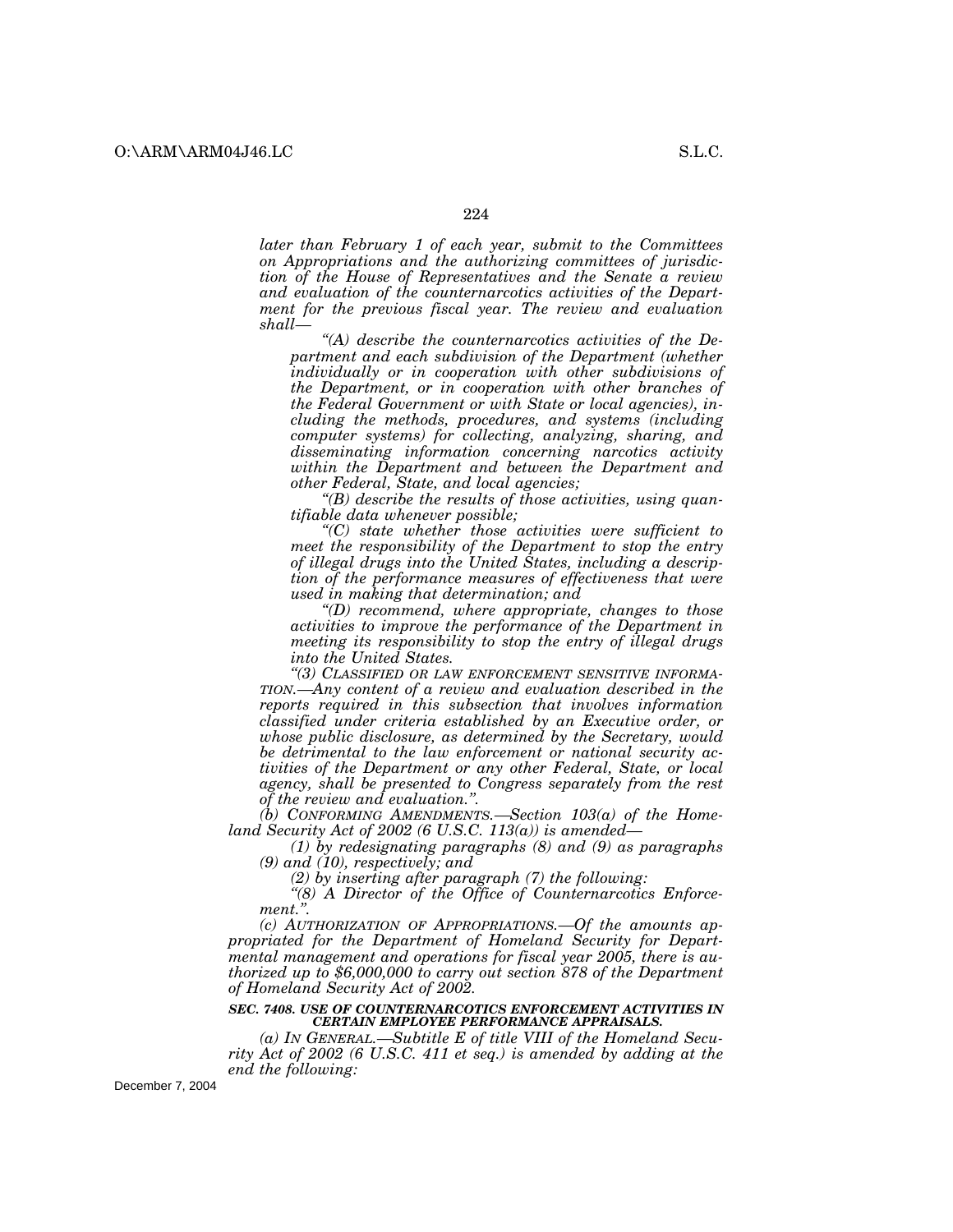*later than February 1 of each year, submit to the Committees on Appropriations and the authorizing committees of jurisdiction of the House of Representatives and the Senate a review and evaluation of the counternarcotics activities of the Department for the previous fiscal year. The review and evaluation shall—*

*"(A) describe the counternarcotics activities of the Department and each subdivision of the Department (whether individually or in cooperation with other subdivisions of the Department, or in cooperation with other branches of the Federal Government or with State or local agencies), including the methods, procedures, and systems (including computer systems) for collecting, analyzing, sharing, and disseminating information concerning narcotics activity within the Department and between the Department and other Federal, State, and local agencies;*

*"(B) describe the results of those activities, using quantifiable data whenever possible;*

*"(C) state whether those activities were sufficient to meet the responsibility of the Department to stop the entry of illegal drugs into the United States, including a description of the performance measures of effectiveness that were used in making that determination; and*

*"(D) recommend, where appropriate, changes to those activities to improve the performance of the Department in meeting its responsibility to stop the entry of illegal drugs into the United States.*

*"(3) CLASSIFIED OR LAW ENFORCEMENT SENSITIVE INFORMATION.—Any content of a review and evaluation described in the reports required in this subsection that involves information classified under criteria established by an Executive order, or whose public disclosure, as determined by the Secretary, would be detrimental to the law enforcement or national security activities of the Department or any other Federal, State, or local agency, shall be presented to Congress separately from the rest of the review and evaluation.".*

*(b) CONFORMING AMENDMENTS.—Section 103(a) of the Homeland Security Act of 2002 (6 U.S.C. 113(a)) is amended—*

*(1) by redesignating paragraphs (8) and (9) as paragraphs (9) and (10), respectively; and*

*(2) by inserting after paragraph (7) the following:*

*"(8) A Director of the Office of Counternarcotics Enforcement.".*

*(c) AUTHORIZATION OF APPROPRIATIONS.—Of the amounts appropriated for the Department of Homeland Security for Departmental management and operations for fiscal year 2005, there is authorized up to $6,000,000 to carry out section 878 of the Department of Homeland Security Act of 2002.*

***SEC. 7408. USE OF COUNTERNARCOTICS ENFORCEMENT ACTIVITIES IN CERTAIN EMPLOYEE PERFORMANCE APPRAISALS.***

*(a) IN GENERAL.—Subtitle E of title VIII of the Homeland Security Act of 2002 (6 U.S.C. 411 et seq.) is amended by adding at the end the following:*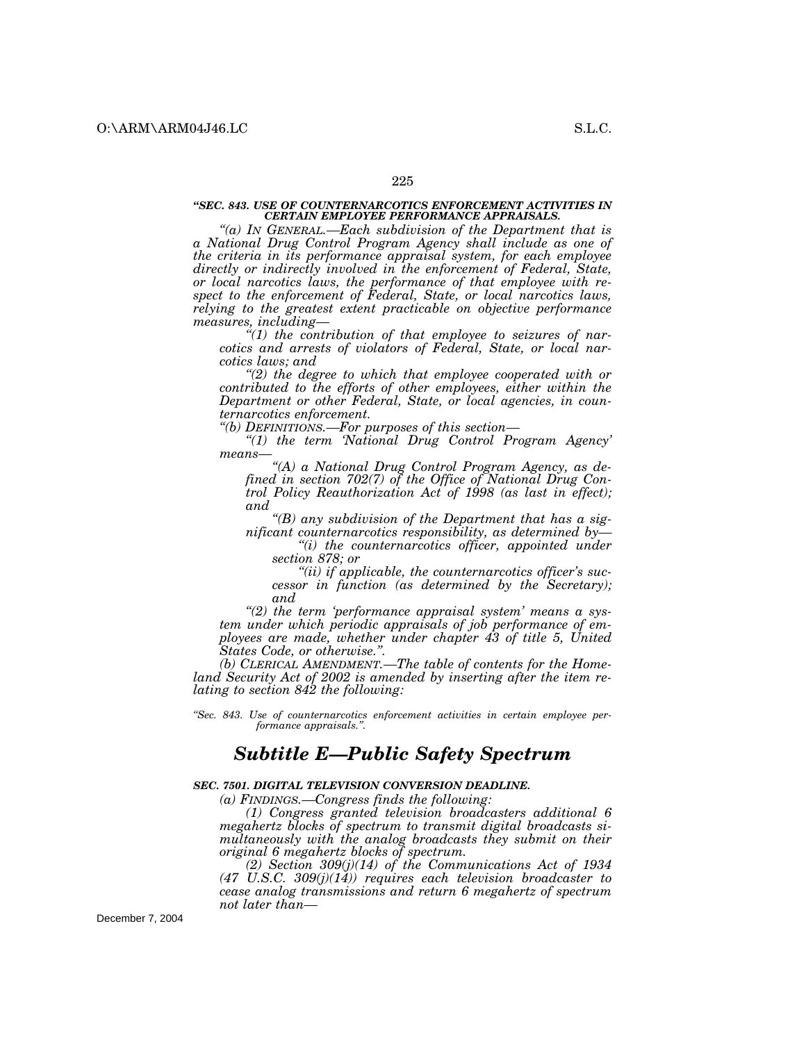***"SEC. 843. USE OF COUNTERNARCOTICS ENFORCEMENT ACTIVITIES IN CERTAIN EMPLOYEE PERFORMANCE APPRAISALS.***

*"(a) IN GENERAL.—Each subdivision of the Department that is a National Drug Control Program Agency shall include as one of the criteria in its performance appraisal system, for each employee directly or indirectly involved in the enforcement of Federal, State, or local narcotics laws, the performance of that employee with respect to the enforcement of Federal, State, or local narcotics laws, relying to the greatest extent practicable on objective performance measures, including—*

*"(1) the contribution of that employee to seizures of narcotics and arrests of violators of Federal, State, or local narcotics laws; and*

*"(2) the degree to which that employee cooperated with or contributed to the efforts of other employees, either within the Department or other Federal, State, or local agencies, in counternarcotics enforcement.*

*"(b) DEFINITIONS.—For purposes of this section—*

*"(1) the term 'National Drug Control Program Agency' means—*

*"(A) a National Drug Control Program Agency, as defined in section 702(7) of the Office of National Drug Control Policy Reauthorization Act of 1998 (as last in effect); and*

*"(B) any subdivision of the Department that has a significant counternarcotics responsibility, as determined by—*

*"(i) the counternarcotics officer, appointed under section 878; or*

*"(ii) if applicable, the counternarcotics officer's successor in function (as determined by the Secretary); and*

*"(2) the term 'performance appraisal system' means a system under which periodic appraisals of job performance of employees are made, whether under chapter 43 of title 5, United States Code, or otherwise.".*

*(b) CLERICAL AMENDMENT.—The table of contents for the Homeland Security Act of 2002 is amended by inserting after the item relating to section 842 the following:*

*"Sec. 843. Use of counternarcotics enforcement activities in certain employee performance appraisals.".*

## ***Subtitle E—Public Safety Spectrum***

***SEC. 7501. DIGITAL TELEVISION CONVERSION DEADLINE.***

*(a) FINDINGS.—Congress finds the following:*

*(1) Congress granted television broadcasters additional 6 megahertz blocks of spectrum to transmit digital broadcasts simultaneously with the analog broadcasts they submit on their original 6 megahertz blocks of spectrum.*

*(2) Section 309(j)(14) of the Communications Act of 1934 (47 U.S.C. 309(j)(14)) requires each television broadcaster to cease analog transmissions and return 6 megahertz of spectrum not later than—*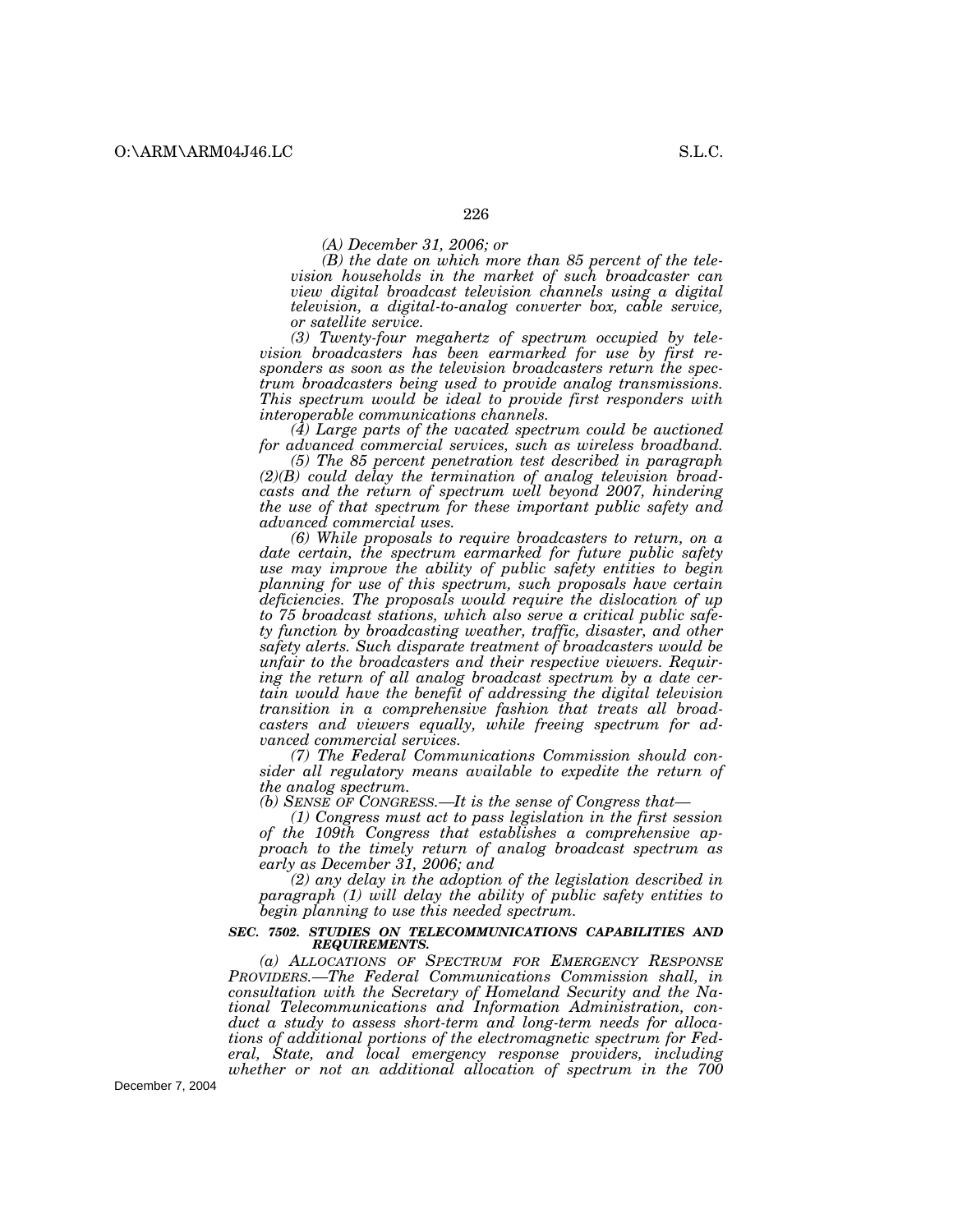*(A) December 31, 2006; or*

*(B) the date on which more than 85 percent of the television households in the market of such broadcaster can view digital broadcast television channels using a digital television, a digital-to-analog converter box, cable service, or satellite service.*

*(3) Twenty-four megahertz of spectrum occupied by television broadcasters has been earmarked for use by first responders as soon as the television broadcasters return the spectrum broadcasters being used to provide analog transmissions. This spectrum would be ideal to provide first responders with interoperable communications channels.*

*(4) Large parts of the vacated spectrum could be auctioned for advanced commercial services, such as wireless broadband.*

*(5) The 85 percent penetration test described in paragraph (2)(B) could delay the termination of analog television broadcasts and the return of spectrum well beyond 2007, hindering the use of that spectrum for these important public safety and advanced commercial uses.*

*(6) While proposals to require broadcasters to return, on a date certain, the spectrum earmarked for future public safety use may improve the ability of public safety entities to begin planning for use of this spectrum, such proposals have certain deficiencies. The proposals would require the dislocation of up to 75 broadcast stations, which also serve a critical public safety function by broadcasting weather, traffic, disaster, and other safety alerts. Such disparate treatment of broadcasters would be unfair to the broadcasters and their respective viewers. Requiring the return of all analog broadcast spectrum by a date certain would have the benefit of addressing the digital television transition in a comprehensive fashion that treats all broadcasters and viewers equally, while freeing spectrum for advanced commercial services.*

*(7) The Federal Communications Commission should consider all regulatory means available to expedite the return of the analog spectrum.*

*(b) SENSE OF CONGRESS.—It is the sense of Congress that—*

*(1) Congress must act to pass legislation in the first session of the 109th Congress that establishes a comprehensive approach to the timely return of analog broadcast spectrum as early as December 31, 2006; and*

*(2) any delay in the adoption of the legislation described in paragraph (1) will delay the ability of public safety entities to begin planning to use this needed spectrum.*

***SEC. 7502. STUDIES ON TELECOMMUNICATIONS CAPABILITIES AND REQUIREMENTS.***

*(a) ALLOCATIONS OF SPECTRUM FOR EMERGENCY RESPONSE PROVIDERS.—The Federal Communications Commission shall, in consultation with the Secretary of Homeland Security and the National Telecommunications and Information Administration, conduct a study to assess short-term and long-term needs for allocations of additional portions of the electromagnetic spectrum for Federal, State, and local emergency response providers, including whether or not an additional allocation of spectrum in the 700*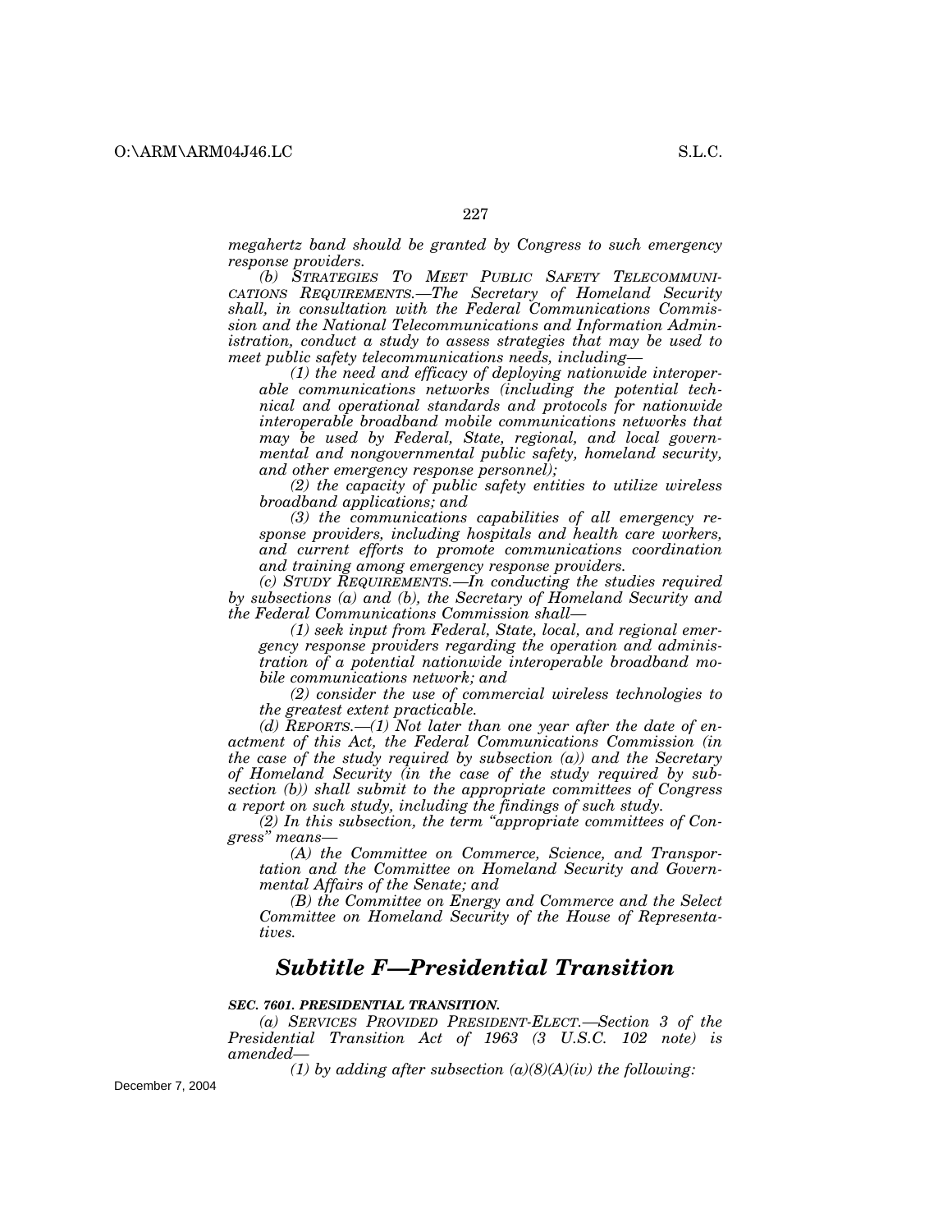*megahertz band should be granted by Congress to such emergency response providers.*

*(b) STRATEGIES TO MEET PUBLIC SAFETY TELECOMMUNICATIONS REQUIREMENTS.—The Secretary of Homeland Security shall, in consultation with the Federal Communications Commission and the National Telecommunications and Information Administration, conduct a study to assess strategies that may be used to meet public safety telecommunications needs, including—*

*(1) the need and efficacy of deploying nationwide interoperable communications networks (including the potential technical and operational standards and protocols for nationwide interoperable broadband mobile communications networks that may be used by Federal, State, regional, and local governmental and nongovernmental public safety, homeland security, and other emergency response personnel);*

*(2) the capacity of public safety entities to utilize wireless broadband applications; and*

*(3) the communications capabilities of all emergency response providers, including hospitals and health care workers, and current efforts to promote communications coordination and training among emergency response providers.*

*(c) STUDY REQUIREMENTS.—In conducting the studies required by subsections (a) and (b), the Secretary of Homeland Security and the Federal Communications Commission shall—*

*(1) seek input from Federal, State, local, and regional emergency response providers regarding the operation and administration of a potential nationwide interoperable broadband mobile communications network; and*

*(2) consider the use of commercial wireless technologies to the greatest extent practicable.*

*(d) REPORTS.—(1) Not later than one year after the date of enactment of this Act, the Federal Communications Commission (in the case of the study required by subsection (a)) and the Secretary of Homeland Security (in the case of the study required by subsection (b)) shall submit to the appropriate committees of Congress a report on such study, including the findings of such study.*

*(2) In this subsection, the term "appropriate committees of Congress" means—*

*(A) the Committee on Commerce, Science, and Transportation and the Committee on Homeland Security and Governmental Affairs of the Senate; and*

*(B) the Committee on Energy and Commerce and the Select Committee on Homeland Security of the House of Representatives.*

## ***Subtitle F—Presidential Transition***

***SEC. 7601. PRESIDENTIAL TRANSITION.***

*(a) SERVICES PROVIDED PRESIDENT-ELECT.—Section 3 of the Presidential Transition Act of 1963 (3 U.S.C. 102 note) is amended—*

*(1) by adding after subsection (a)(8)(A)(iv) the following:*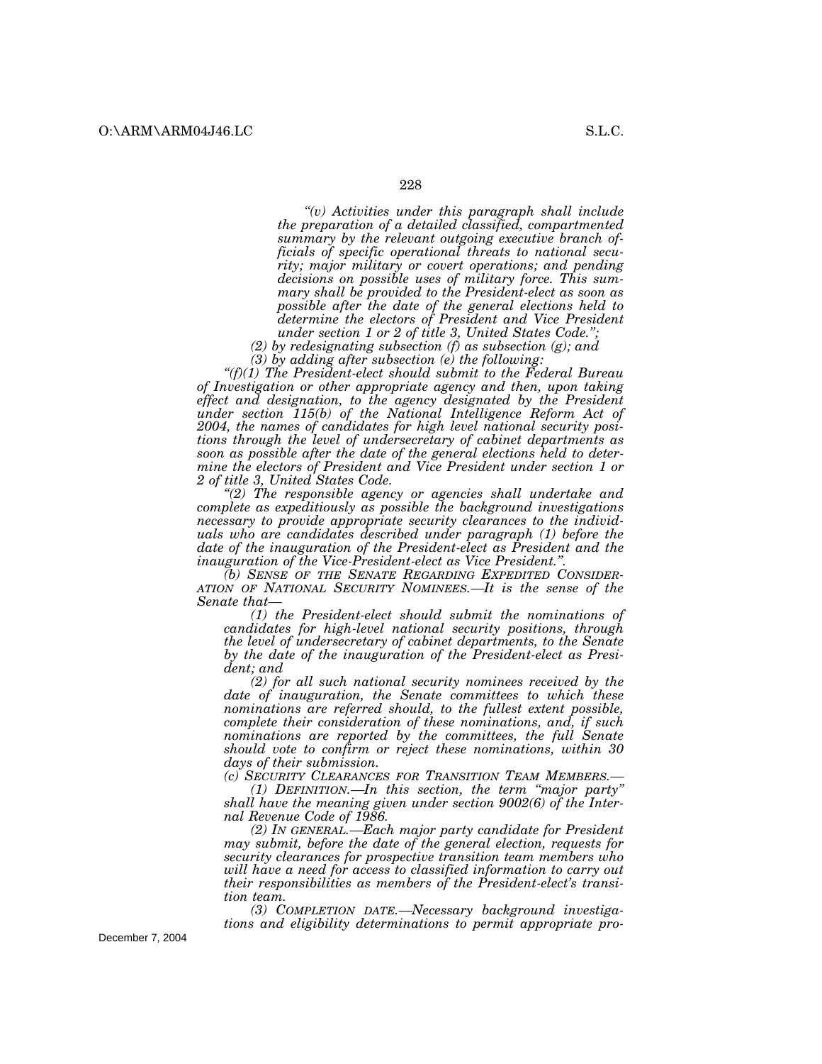*"(v) Activities under this paragraph shall include the preparation of a detailed classified, compartmented summary by the relevant outgoing executive branch officials of specific operational threats to national security; major military or covert operations; and pending decisions on possible uses of military force. This summary shall be provided to the President-elect as soon as possible after the date of the general elections held to determine the electors of President and Vice President under section 1 or 2 of title 3, United States Code.";*

*(2) by redesignating subsection (f) as subsection (g); and*

*(3) by adding after subsection (e) the following:*

*"(f)(1) The President-elect should submit to the Federal Bureau of Investigation or other appropriate agency and then, upon taking effect and designation, to the agency designated by the President under section 115(b) of the National Intelligence Reform Act of 2004, the names of candidates for high level national security positions through the level of undersecretary of cabinet departments as soon as possible after the date of the general elections held to determine the electors of President and Vice President under section 1 or 2 of title 3, United States Code.*

*"(2) The responsible agency or agencies shall undertake and complete as expeditiously as possible the background investigations necessary to provide appropriate security clearances to the individuals who are candidates described under paragraph (1) before the date of the inauguration of the President-elect as President and the inauguration of the Vice-President-elect as Vice President.".*

*(b) SENSE OF THE SENATE REGARDING EXPEDITED CONSIDERATION OF NATIONAL SECURITY NOMINEES.—It is the sense of the Senate that—*

*(1) the President-elect should submit the nominations of candidates for high-level national security positions, through the level of undersecretary of cabinet departments, to the Senate by the date of the inauguration of the President-elect as President; and*

*(2) for all such national security nominees received by the date of inauguration, the Senate committees to which these nominations are referred should, to the fullest extent possible, complete their consideration of these nominations, and, if such nominations are reported by the committees, the full Senate should vote to confirm or reject these nominations, within 30 days of their submission.*

*(c) SECURITY CLEARANCES FOR TRANSITION TEAM MEMBERS.—*

*(1) DEFINITION.—In this section, the term "major party" shall have the meaning given under section 9002(6) of the Internal Revenue Code of 1986.*

*(2) IN GENERAL.—Each major party candidate for President may submit, before the date of the general election, requests for security clearances for prospective transition team members who will have a need for access to classified information to carry out their responsibilities as members of the President-elect's transition team.*

*(3) COMPLETION DATE.—Necessary background investigations and eligibility determinations to permit appropriate pro-*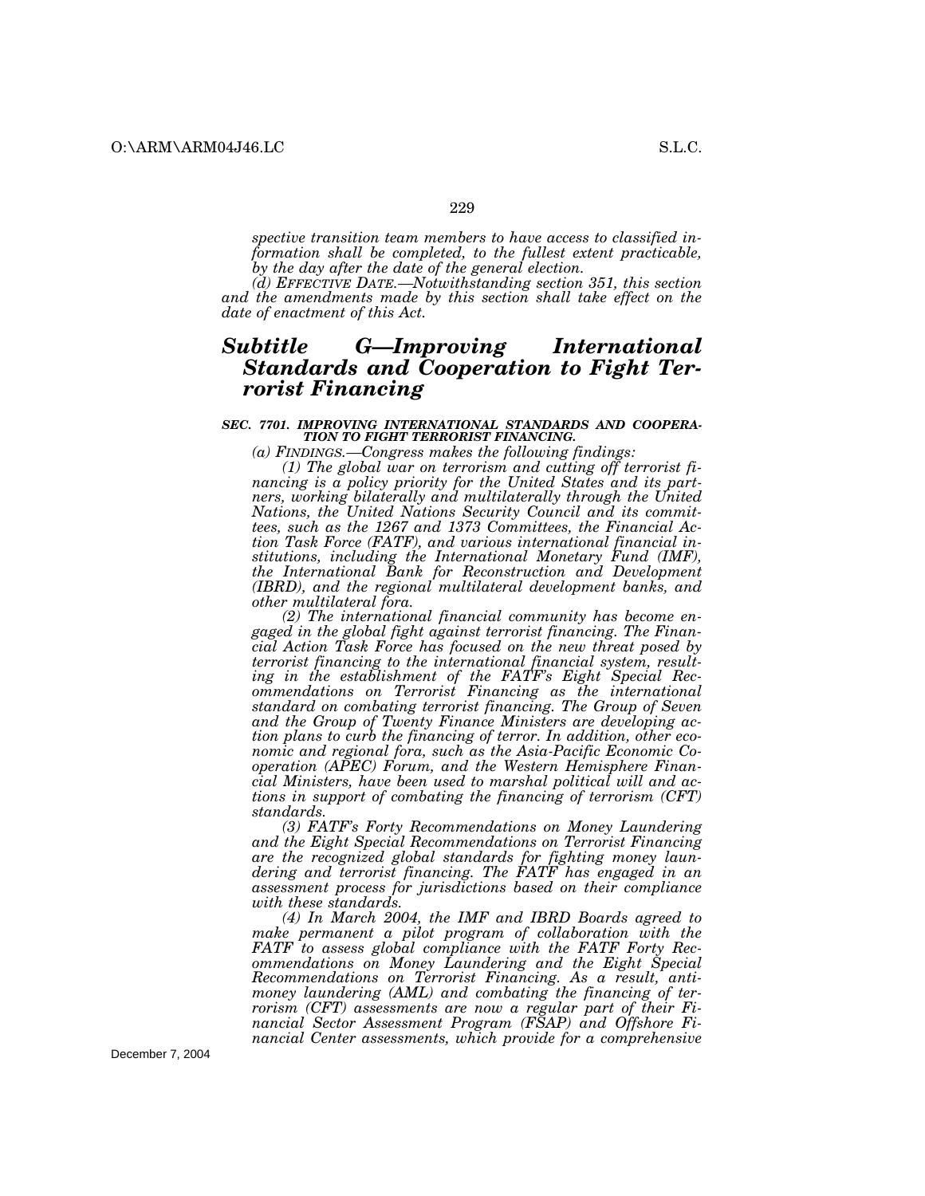*spective transition team members to have access to classified information shall be completed, to the fullest extent practicable, by the day after the date of the general election.*

*(d) EFFECTIVE DATE.—Notwithstanding section 351, this section and the amendments made by this section shall take effect on the date of enactment of this Act.*

## *Subtitle G—Improving International Standards and Cooperation to Fight Terrorist Financing*

***SEC. 7701. IMPROVING INTERNATIONAL STANDARDS AND COOPERATION TO FIGHT TERRORIST FINANCING.***

*(a) FINDINGS.—Congress makes the following findings:*

*(1) The global war on terrorism and cutting off terrorist financing is a policy priority for the United States and its partners, working bilaterally and multilaterally through the United Nations, the United Nations Security Council and its committees, such as the 1267 and 1373 Committees, the Financial Action Task Force (FATF), and various international financial institutions, including the International Monetary Fund (IMF), the International Bank for Reconstruction and Development (IBRD), and the regional multilateral development banks, and other multilateral fora.*

*(2) The international financial community has become engaged in the global fight against terrorist financing. The Financial Action Task Force has focused on the new threat posed by terrorist financing to the international financial system, resulting in the establishment of the FATF's Eight Special Recommendations on Terrorist Financing as the international standard on combating terrorist financing. The Group of Seven and the Group of Twenty Finance Ministers are developing action plans to curb the financing of terror. In addition, other economic and regional fora, such as the Asia-Pacific Economic Cooperation (APEC) Forum, and the Western Hemisphere Financial Ministers, have been used to marshal political will and actions in support of combating the financing of terrorism (CFT) standards.*

*(3) FATF's Forty Recommendations on Money Laundering and the Eight Special Recommendations on Terrorist Financing are the recognized global standards for fighting money laundering and terrorist financing. The FATF has engaged in an assessment process for jurisdictions based on their compliance with these standards.*

*(4) In March 2004, the IMF and IBRD Boards agreed to make permanent a pilot program of collaboration with the FATF to assess global compliance with the FATF Forty Recommendations on Money Laundering and the Eight Special Recommendations on Terrorist Financing. As a result, anti-money laundering (AML) and combating the financing of terrorism (CFT) assessments are now a regular part of their Financial Sector Assessment Program (FSAP) and Offshore Financial Center assessments, which provide for a comprehensive*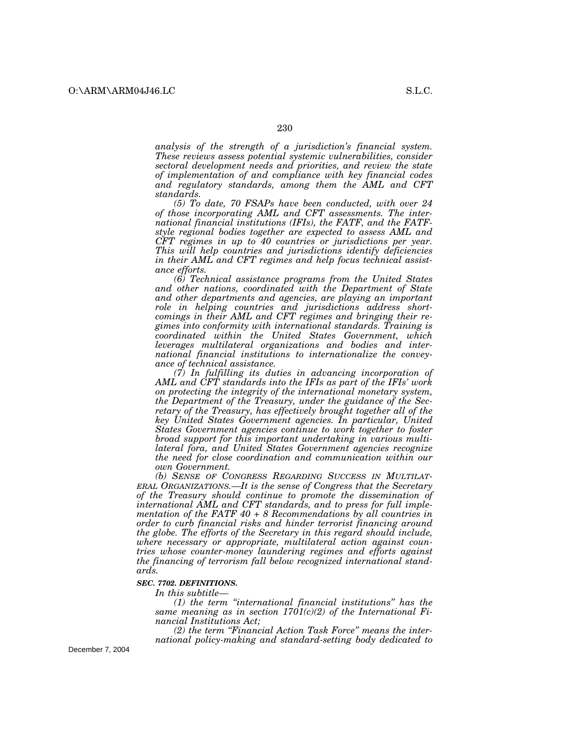*analysis of the strength of a jurisdiction's financial system. These reviews assess potential systemic vulnerabilities, consider sectoral development needs and priorities, and review the state of implementation of and compliance with key financial codes and regulatory standards, among them the AML and CFT standards.*

*(5) To date, 70 FSAPs have been conducted, with over 24 of those incorporating AML and CFT assessments. The international financial institutions (IFIs), the FATF, and the FATF-style regional bodies together are expected to assess AML and CFT regimes in up to 40 countries or jurisdictions per year. This will help countries and jurisdictions identify deficiencies in their AML and CFT regimes and help focus technical assistance efforts.*

*(6) Technical assistance programs from the United States and other nations, coordinated with the Department of State and other departments and agencies, are playing an important role in helping countries and jurisdictions address shortcomings in their AML and CFT regimes and bringing their regimes into conformity with international standards. Training is coordinated within the United States Government, which leverages multilateral organizations and bodies and international financial institutions to internationalize the conveyance of technical assistance.*

*(7) In fulfilling its duties in advancing incorporation of AML and CFT standards into the IFIs as part of the IFIs' work on protecting the integrity of the international monetary system, the Department of the Treasury, under the guidance of the Secretary of the Treasury, has effectively brought together all of the key United States Government agencies. In particular, United States Government agencies continue to work together to foster broad support for this important undertaking in various multilateral fora, and United States Government agencies recognize the need for close coordination and communication within our own Government.*

*(b) SENSE OF CONGRESS REGARDING SUCCESS IN MULTILATERAL ORGANIZATIONS.—It is the sense of Congress that the Secretary of the Treasury should continue to promote the dissemination of international AML and CFT standards, and to press for full implementation of the FATF 40 + 8 Recommendations by all countries in order to curb financial risks and hinder terrorist financing around the globe. The efforts of the Secretary in this regard should include, where necessary or appropriate, multilateral action against countries whose counter-money laundering regimes and efforts against the financing of terrorism fall below recognized international standards.*

***SEC. 7702. DEFINITIONS.***

*In this subtitle—*

*(1) the term "international financial institutions" has the same meaning as in section 1701(c)(2) of the International Financial Institutions Act;*

*(2) the term "Financial Action Task Force" means the international policy-making and standard-setting body dedicated to*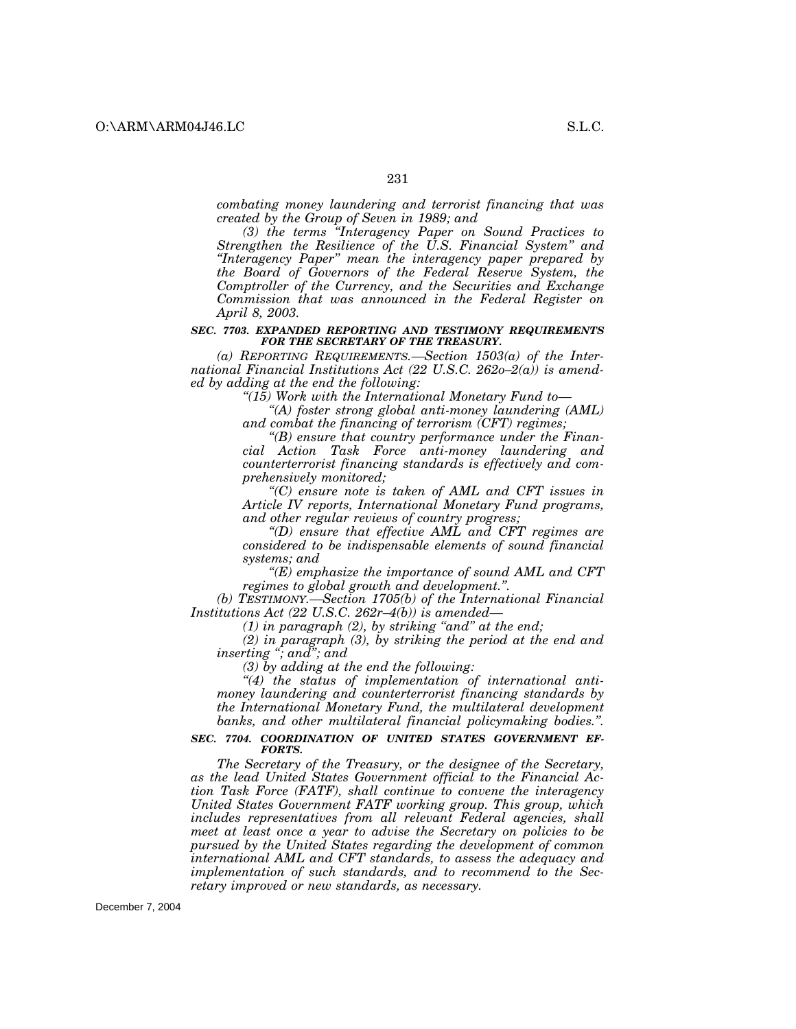*combating money laundering and terrorist financing that was created by the Group of Seven in 1989; and*

*(3) the terms "Interagency Paper on Sound Practices to Strengthen the Resilience of the U.S. Financial System" and "Interagency Paper" mean the interagency paper prepared by the Board of Governors of the Federal Reserve System, the Comptroller of the Currency, and the Securities and Exchange Commission that was announced in the Federal Register on April 8, 2003.*

**SEC. 7703. EXPANDED REPORTING AND TESTIMONY REQUIREMENTS FOR THE SECRETARY OF THE TREASURY.**

*(a) REPORTING REQUIREMENTS.—Section 1503(a) of the International Financial Institutions Act (22 U.S.C. 262o–2(a)) is amended by adding at the end the following:*

*"(15) Work with the International Monetary Fund to—*

*"(A) foster strong global anti-money laundering (AML) and combat the financing of terrorism (CFT) regimes;*

*"(B) ensure that country performance under the Financial Action Task Force anti-money laundering and counterterrorist financing standards is effectively and comprehensively monitored;*

*"(C) ensure note is taken of AML and CFT issues in Article IV reports, International Monetary Fund programs, and other regular reviews of country progress;*

*"(D) ensure that effective AML and CFT regimes are considered to be indispensable elements of sound financial systems; and*

*"(E) emphasize the importance of sound AML and CFT regimes to global growth and development.".*

*(b) TESTIMONY.—Section 1705(b) of the International Financial Institutions Act (22 U.S.C. 262r–4(b)) is amended—*

*(1) in paragraph (2), by striking "and" at the end;*

*(2) in paragraph (3), by striking the period at the end and inserting "; and"; and*

*(3) by adding at the end the following:*

*"(4) the status of implementation of international anti-money laundering and counterterrorist financing standards by the International Monetary Fund, the multilateral development banks, and other multilateral financial policymaking bodies.".*

**SEC. 7704. COORDINATION OF UNITED STATES GOVERNMENT EFFORTS.**

*The Secretary of the Treasury, or the designee of the Secretary, as the lead United States Government official to the Financial Action Task Force (FATF), shall continue to convene the interagency United States Government FATF working group. This group, which includes representatives from all relevant Federal agencies, shall meet at least once a year to advise the Secretary on policies to be pursued by the United States regarding the development of common international AML and CFT standards, to assess the adequacy and implementation of such standards, and to recommend to the Secretary improved or new standards, as necessary.*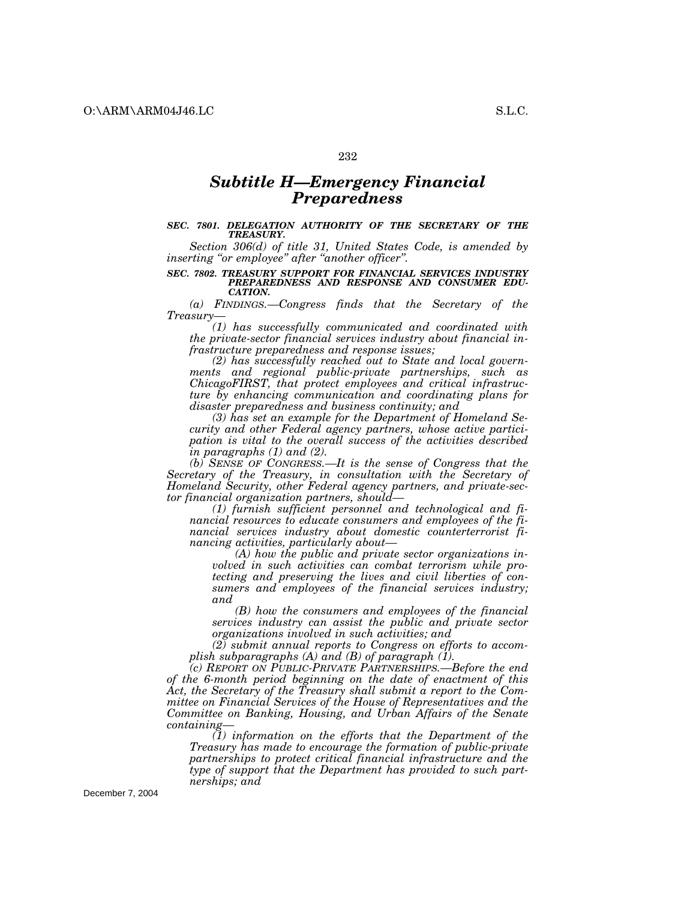## *Subtitle H—Emergency Financial Preparedness*

***SEC. 7801. DELEGATION AUTHORITY OF THE SECRETARY OF THE TREASURY.***

*Section 306(d) of title 31, United States Code, is amended by inserting "or employee" after "another officer".*

***SEC. 7802. TREASURY SUPPORT FOR FINANCIAL SERVICES INDUSTRY PREPAREDNESS AND RESPONSE AND CONSUMER EDUCATION.***

*(a) FINDINGS.—Congress finds that the Secretary of the Treasury—*

*(1) has successfully communicated and coordinated with the private-sector financial services industry about financial infrastructure preparedness and response issues;*

*(2) has successfully reached out to State and local governments and regional public-private partnerships, such as ChicagoFIRST, that protect employees and critical infrastructure by enhancing communication and coordinating plans for disaster preparedness and business continuity; and*

*(3) has set an example for the Department of Homeland Security and other Federal agency partners, whose active participation is vital to the overall success of the activities described in paragraphs (1) and (2).*

*(b) SENSE OF CONGRESS.—It is the sense of Congress that the Secretary of the Treasury, in consultation with the Secretary of Homeland Security, other Federal agency partners, and private-sector financial organization partners, should—*

*(1) furnish sufficient personnel and technological and financial resources to educate consumers and employees of the financial services industry about domestic counterterrorist financing activities, particularly about—*

*(A) how the public and private sector organizations involved in such activities can combat terrorism while protecting and preserving the lives and civil liberties of consumers and employees of the financial services industry; and*

*(B) how the consumers and employees of the financial services industry can assist the public and private sector organizations involved in such activities; and*

*(2) submit annual reports to Congress on efforts to accomplish subparagraphs (A) and (B) of paragraph (1).*

*(c) REPORT ON PUBLIC-PRIVATE PARTNERSHIPS.—Before the end of the 6-month period beginning on the date of enactment of this Act, the Secretary of the Treasury shall submit a report to the Committee on Financial Services of the House of Representatives and the Committee on Banking, Housing, and Urban Affairs of the Senate containing—*

*(1) information on the efforts that the Department of the Treasury has made to encourage the formation of public-private partnerships to protect critical financial infrastructure and the type of support that the Department has provided to such partnerships; and*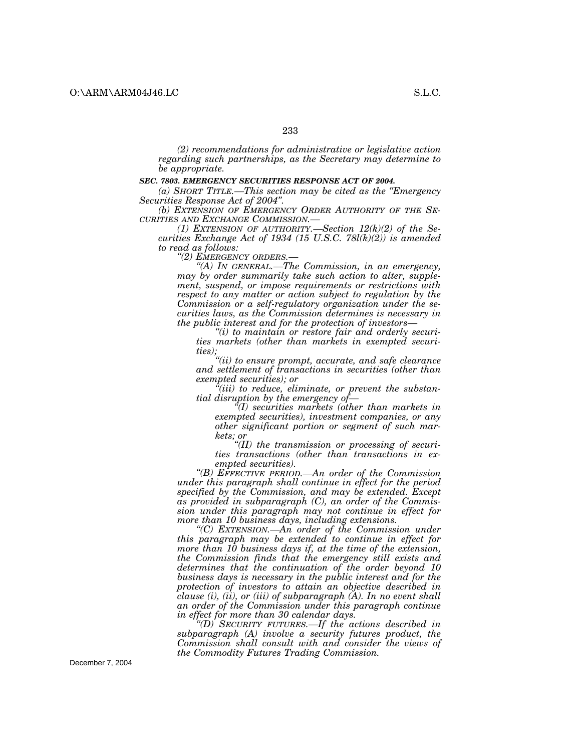*(2) recommendations for administrative or legislative action regarding such partnerships, as the Secretary may determine to be appropriate.*

***SEC. 7803. EMERGENCY SECURITIES RESPONSE ACT OF 2004.***

*(a) SHORT TITLE.—This section may be cited as the "Emergency Securities Response Act of 2004".*

*(b) EXTENSION OF EMERGENCY ORDER AUTHORITY OF THE SECURITIES AND EXCHANGE COMMISSION.—*

*(1) EXTENSION OF AUTHORITY.—Section 12(k)(2) of the Securities Exchange Act of 1934 (15 U.S.C. 78l(k)(2)) is amended to read as follows:*

*"(2) EMERGENCY ORDERS.—*

*"(A) IN GENERAL.—The Commission, in an emergency, may by order summarily take such action to alter, supplement, suspend, or impose requirements or restrictions with respect to any matter or action subject to regulation by the Commission or a self-regulatory organization under the securities laws, as the Commission determines is necessary in the public interest and for the protection of investors—*

*"(i) to maintain or restore fair and orderly securities markets (other than markets in exempted securities);*

*"(ii) to ensure prompt, accurate, and safe clearance and settlement of transactions in securities (other than exempted securities); or*

*"(iii) to reduce, eliminate, or prevent the substantial disruption by the emergency of—*

*"(I) securities markets (other than markets in exempted securities), investment companies, or any other significant portion or segment of such markets; or*

*"(II) the transmission or processing of securities transactions (other than transactions in exempted securities).*

*"(B) EFFECTIVE PERIOD.—An order of the Commission under this paragraph shall continue in effect for the period specified by the Commission, and may be extended. Except as provided in subparagraph (C), an order of the Commission under this paragraph may not continue in effect for more than 10 business days, including extensions.*

*"(C) EXTENSION.—An order of the Commission under this paragraph may be extended to continue in effect for more than 10 business days if, at the time of the extension, the Commission finds that the emergency still exists and determines that the continuation of the order beyond 10 business days is necessary in the public interest and for the protection of investors to attain an objective described in clause (i), (ii), or (iii) of subparagraph (A). In no event shall an order of the Commission under this paragraph continue in effect for more than 30 calendar days.*

*"(D) SECURITY FUTURES.—If the actions described in subparagraph (A) involve a security futures product, the Commission shall consult with and consider the views of the Commodity Futures Trading Commission.*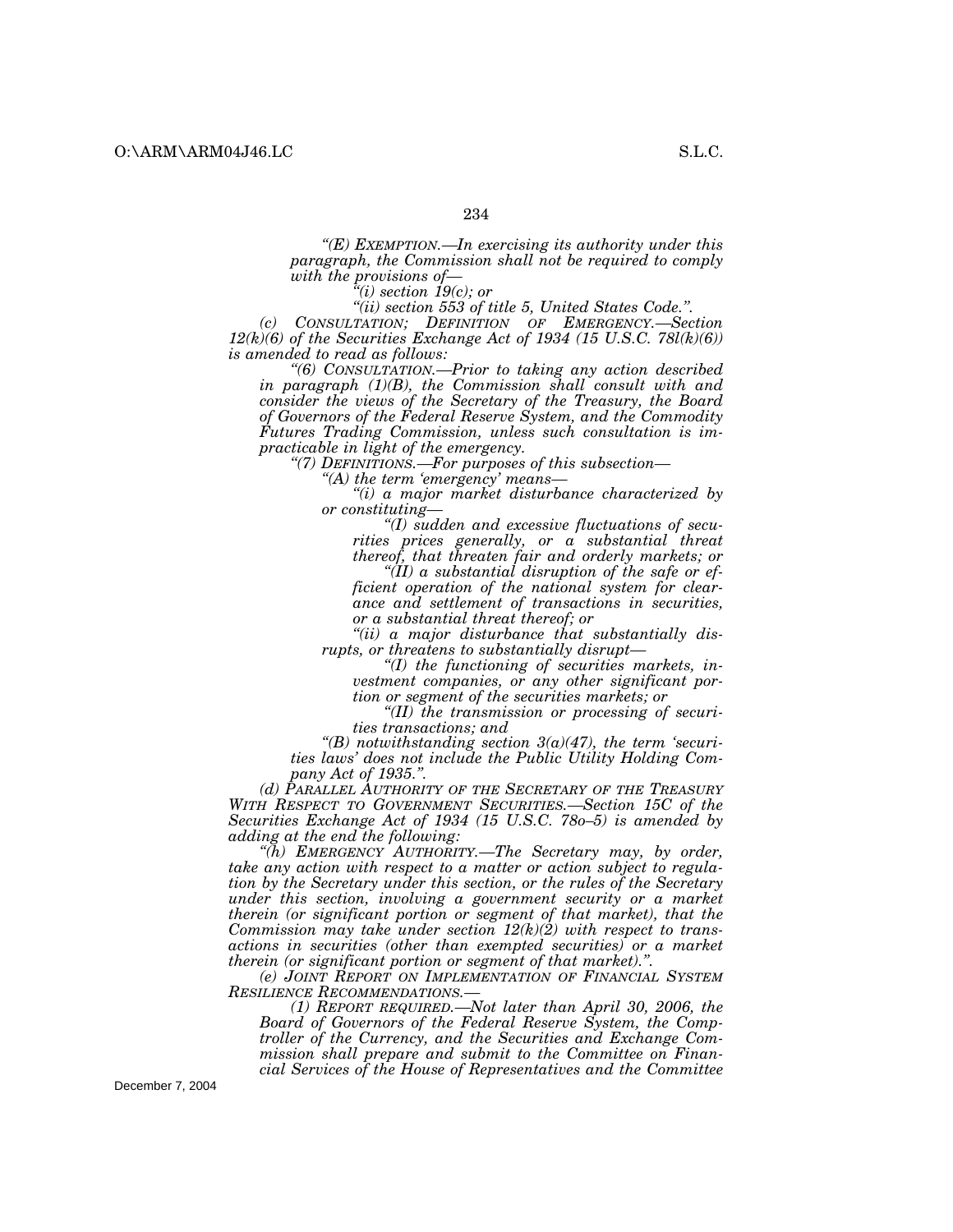*“(E) EXEMPTION.—In exercising its authority under this paragraph, the Commission shall not be required to comply with the provisions of—*

*“(i) section 19(c); or*

*“(ii) section 553 of title 5, United States Code.”.*

*(c) CONSULTATION; DEFINITION OF EMERGENCY.—Section 12(k)(6) of the Securities Exchange Act of 1934 (15 U.S.C. 78l(k)(6)) is amended to read as follows:*

*“(6) CONSULTATION.—Prior to taking any action described in paragraph (1)(B), the Commission shall consult with and consider the views of the Secretary of the Treasury, the Board of Governors of the Federal Reserve System, and the Commodity Futures Trading Commission, unless such consultation is impracticable in light of the emergency.*

*“(7) DEFINITIONS.—For purposes of this subsection—*

*“(A) the term ‘emergency’ means—*

*“(i) a major market disturbance characterized by or constituting—*

*“(I) sudden and excessive fluctuations of securities prices generally, or a substantial threat thereof, that threaten fair and orderly markets; or*

*“(II) a substantial disruption of the safe or efficient operation of the national system for clearance and settlement of transactions in securities, or a substantial threat thereof; or*

*“(ii) a major disturbance that substantially disrupts, or threatens to substantially disrupt—*

*“(I) the functioning of securities markets, investment companies, or any other significant portion or segment of the securities markets; or*

*“(II) the transmission or processing of securities transactions; and*

*“(B) notwithstanding section 3(a)(47), the term ‘securities laws’ does not include the Public Utility Holding Company Act of 1935.”.*

*(d) PARALLEL AUTHORITY OF THE SECRETARY OF THE TREASURY WITH RESPECT TO GOVERNMENT SECURITIES.—Section 15C of the Securities Exchange Act of 1934 (15 U.S.C. 78o–5) is amended by adding at the end the following:*

*“(h) EMERGENCY AUTHORITY.—The Secretary may, by order, take any action with respect to a matter or action subject to regulation by the Secretary under this section, or the rules of the Secretary under this section, involving a government security or a market therein (or significant portion or segment of that market), that the Commission may take under section 12(k)(2) with respect to transactions in securities (other than exempted securities) or a market therein (or significant portion or segment of that market).”.*

*(e) JOINT REPORT ON IMPLEMENTATION OF FINANCIAL SYSTEM RESILIENCE RECOMMENDATIONS.—*

*(1) REPORT REQUIRED.—Not later than April 30, 2006, the Board of Governors of the Federal Reserve System, the Comptroller of the Currency, and the Securities and Exchange Commission shall prepare and submit to the Committee on Financial Services of the House of Representatives and the Committee*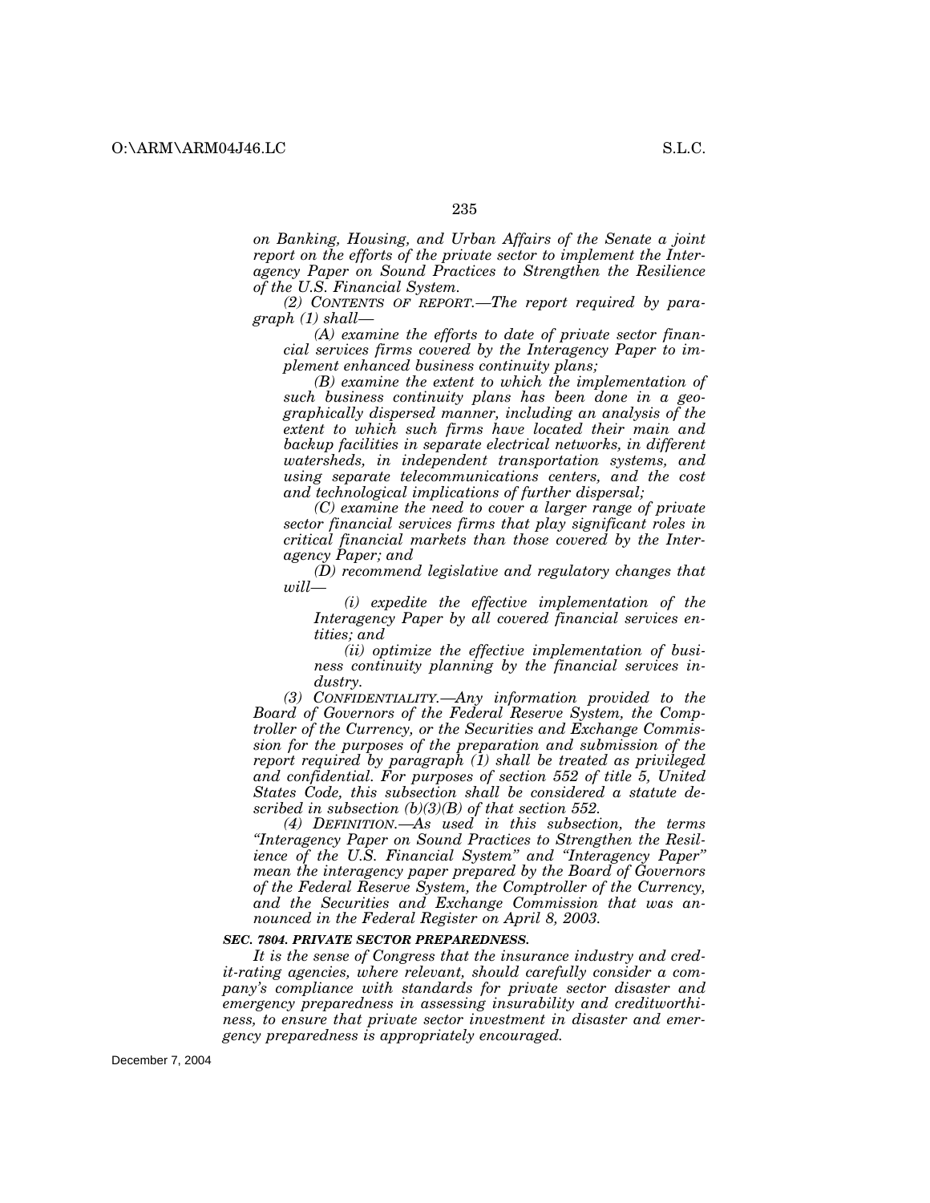*on Banking, Housing, and Urban Affairs of the Senate a joint report on the efforts of the private sector to implement the Interagency Paper on Sound Practices to Strengthen the Resilience of the U.S. Financial System.*

*(2) CONTENTS OF REPORT.—The report required by paragraph (1) shall—*

*(A) examine the efforts to date of private sector financial services firms covered by the Interagency Paper to implement enhanced business continuity plans;*

*(B) examine the extent to which the implementation of such business continuity plans has been done in a geographically dispersed manner, including an analysis of the extent to which such firms have located their main and backup facilities in separate electrical networks, in different watersheds, in independent transportation systems, and using separate telecommunications centers, and the cost and technological implications of further dispersal;*

*(C) examine the need to cover a larger range of private sector financial services firms that play significant roles in critical financial markets than those covered by the Interagency Paper; and*

*(D) recommend legislative and regulatory changes that will—*

*(i) expedite the effective implementation of the Interagency Paper by all covered financial services entities; and*

*(ii) optimize the effective implementation of business continuity planning by the financial services industry.*

*(3) CONFIDENTIALITY.—Any information provided to the Board of Governors of the Federal Reserve System, the Comptroller of the Currency, or the Securities and Exchange Commission for the purposes of the preparation and submission of the report required by paragraph (1) shall be treated as privileged and confidential. For purposes of section 552 of title 5, United States Code, this subsection shall be considered a statute described in subsection (b)(3)(B) of that section 552.*

*(4) DEFINITION.—As used in this subsection, the terms "Interagency Paper on Sound Practices to Strengthen the Resilience of the U.S. Financial System" and "Interagency Paper" mean the interagency paper prepared by the Board of Governors of the Federal Reserve System, the Comptroller of the Currency, and the Securities and Exchange Commission that was announced in the Federal Register on April 8, 2003.*

***SEC. 7804. PRIVATE SECTOR PREPAREDNESS.***

*It is the sense of Congress that the insurance industry and credit-rating agencies, where relevant, should carefully consider a company's compliance with standards for private sector disaster and emergency preparedness in assessing insurability and creditworthiness, to ensure that private sector investment in disaster and emergency preparedness is appropriately encouraged.*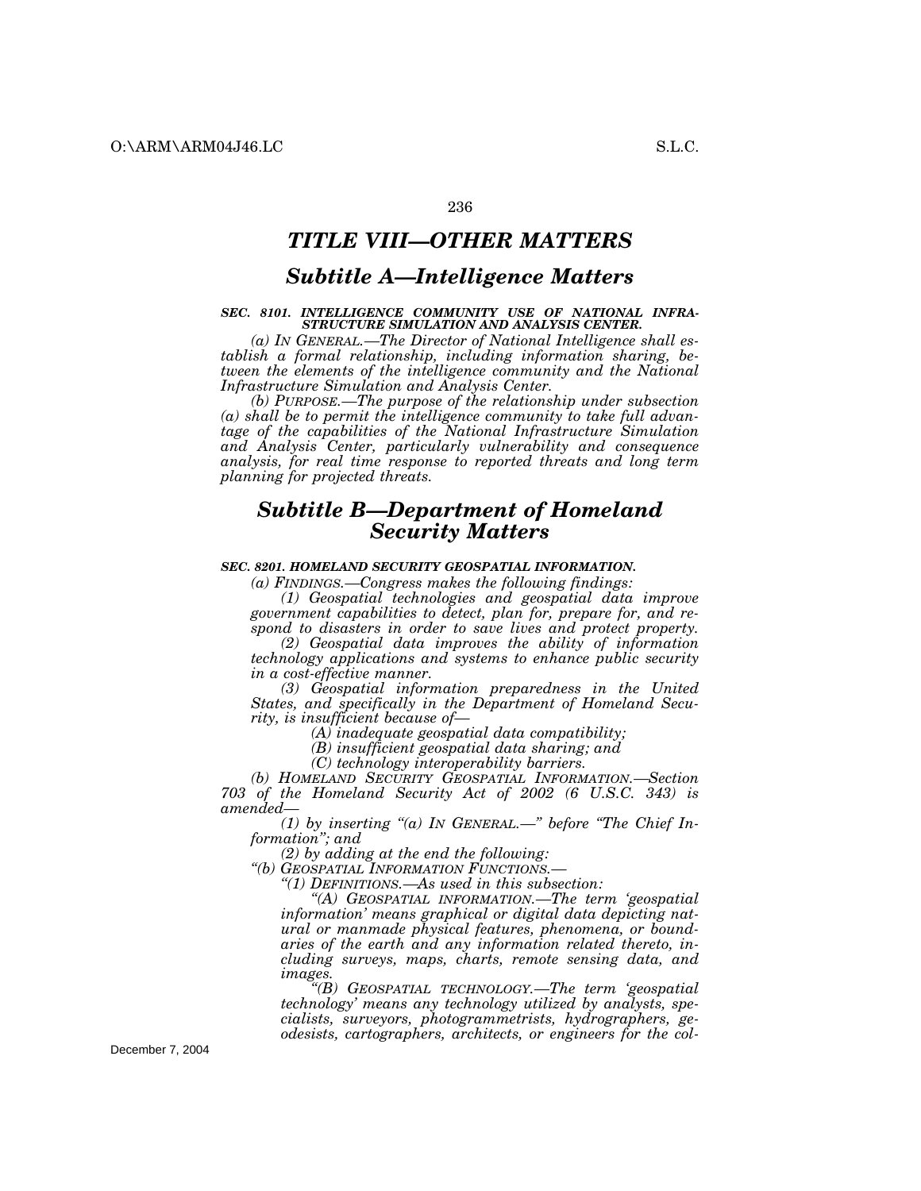# *TITLE VIII—OTHER MATTERS*

## *Subtitle A—Intelligence Matters*

***SEC. 8101. INTELLIGENCE COMMUNITY USE OF NATIONAL INFRASTRUCTURE SIMULATION AND ANALYSIS CENTER.***

*(a) IN GENERAL.—The Director of National Intelligence shall establish a formal relationship, including information sharing, between the elements of the intelligence community and the National Infrastructure Simulation and Analysis Center.*

*(b) PURPOSE.—The purpose of the relationship under subsection (a) shall be to permit the intelligence community to take full advantage of the capabilities of the National Infrastructure Simulation and Analysis Center, particularly vulnerability and consequence analysis, for real time response to reported threats and long term planning for projected threats.*

## *Subtitle B—Department of Homeland Security Matters*

***SEC. 8201. HOMELAND SECURITY GEOSPATIAL INFORMATION.***

*(a) FINDINGS.—Congress makes the following findings:*

*(1) Geospatial technologies and geospatial data improve government capabilities to detect, plan for, prepare for, and respond to disasters in order to save lives and protect property.*

*(2) Geospatial data improves the ability of information technology applications and systems to enhance public security in a cost-effective manner.*

*(3) Geospatial information preparedness in the United States, and specifically in the Department of Homeland Security, is insufficient because of—*

*(A) inadequate geospatial data compatibility;*

*(B) insufficient geospatial data sharing; and*

*(C) technology interoperability barriers.*

*(b) HOMELAND SECURITY GEOSPATIAL INFORMATION.—Section 703 of the Homeland Security Act of 2002 (6 U.S.C. 343) is amended—*

*(1) by inserting "(a) IN GENERAL.—" before "The Chief Information"; and*

*(2) by adding at the end the following:*

*"(b) GEOSPATIAL INFORMATION FUNCTIONS.—*

*"(1) DEFINITIONS.—As used in this subsection:*

*"(A) GEOSPATIAL INFORMATION.—The term 'geospatial information' means graphical or digital data depicting natural or manmade physical features, phenomena, or boundaries of the earth and any information related thereto, including surveys, maps, charts, remote sensing data, and images.*

*"(B) GEOSPATIAL TECHNOLOGY.—The term 'geospatial technology' means any technology utilized by analysts, specialists, surveyors, photogrammetrists, hydrographers, geodesists, cartographers, architects, or engineers for the col-*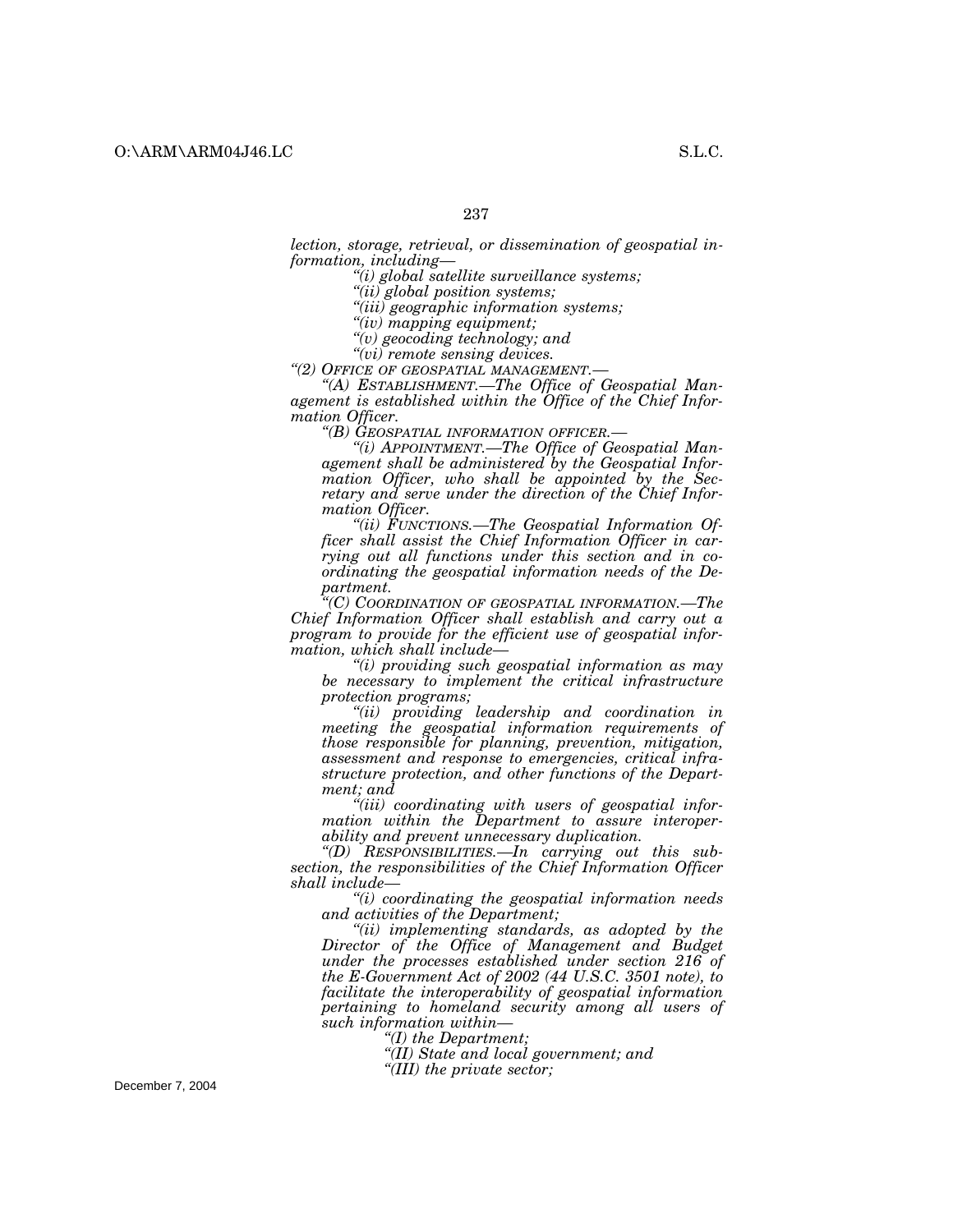*lection, storage, retrieval, or dissemination of geospatial information, including—*

*"(i) global satellite surveillance systems;*

*"(ii) global position systems;*

*"(iii) geographic information systems;*

*"(iv) mapping equipment;*

*"(v) geocoding technology; and*

*"(vi) remote sensing devices.*

*"(2) OFFICE OF GEOSPATIAL MANAGEMENT.—*

*"(A) ESTABLISHMENT.—The Office of Geospatial Management is established within the Office of the Chief Information Officer.*

*"(B) GEOSPATIAL INFORMATION OFFICER.—*

*"(i) APPOINTMENT.—The Office of Geospatial Management shall be administered by the Geospatial Information Officer, who shall be appointed by the Secretary and serve under the direction of the Chief Information Officer.*

*"(ii) FUNCTIONS.—The Geospatial Information Officer shall assist the Chief Information Officer in carrying out all functions under this section and in coordinating the geospatial information needs of the Department.*

*"(C) COORDINATION OF GEOSPATIAL INFORMATION.—The Chief Information Officer shall establish and carry out a program to provide for the efficient use of geospatial information, which shall include—*

*"(i) providing such geospatial information as may be necessary to implement the critical infrastructure protection programs;*

*"(ii) providing leadership and coordination in meeting the geospatial information requirements of those responsible for planning, prevention, mitigation, assessment and response to emergencies, critical infrastructure protection, and other functions of the Department; and*

*"(iii) coordinating with users of geospatial information within the Department to assure interoperability and prevent unnecessary duplication.*

*"(D) RESPONSIBILITIES.—In carrying out this subsection, the responsibilities of the Chief Information Officer shall include—*

*"(i) coordinating the geospatial information needs and activities of the Department;*

*"(ii) implementing standards, as adopted by the Director of the Office of Management and Budget under the processes established under section 216 of the E-Government Act of 2002 (44 U.S.C. 3501 note), to facilitate the interoperability of geospatial information pertaining to homeland security among all users of such information within—*

*"(I) the Department;*

*"(II) State and local government; and*

*"(III) the private sector;*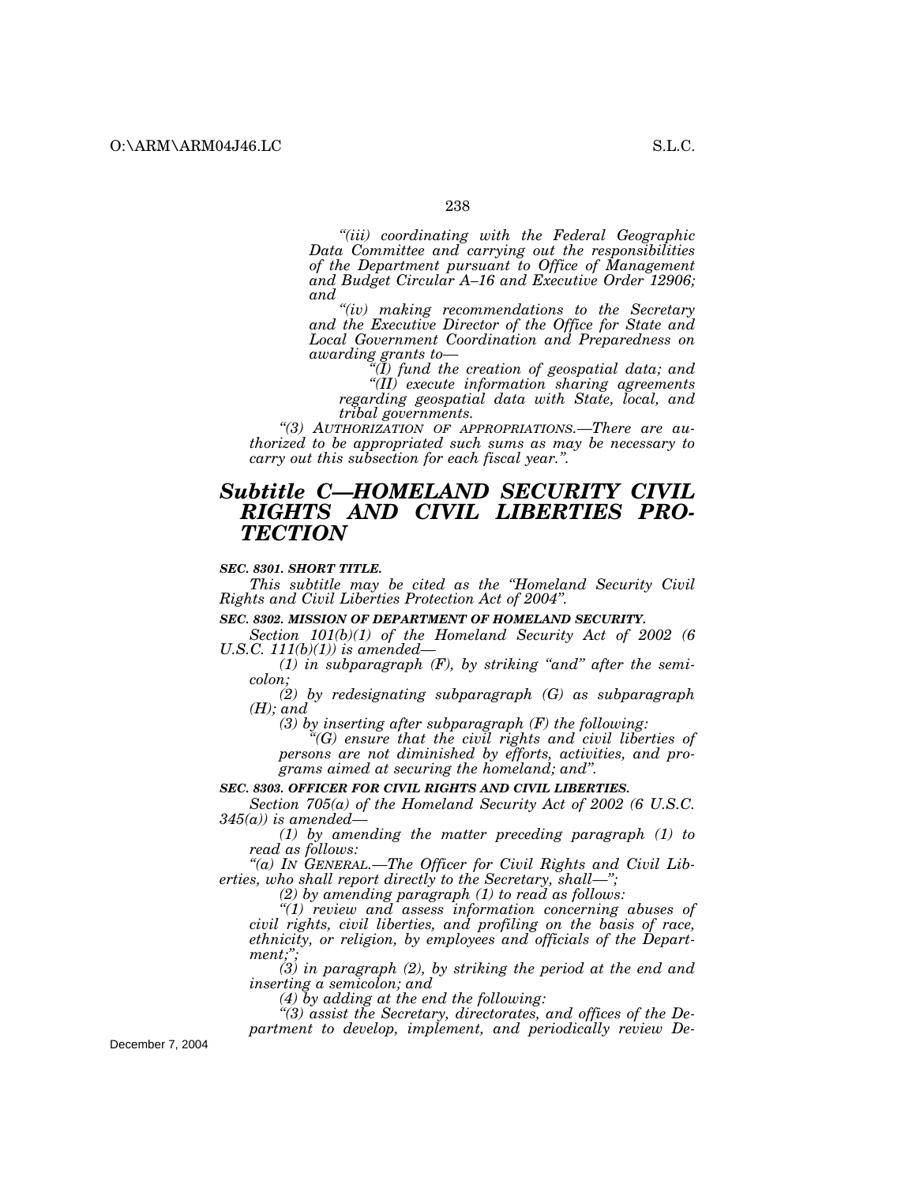*"(iii) coordinating with the Federal Geographic Data Committee and carrying out the responsibilities of the Department pursuant to Office of Management and Budget Circular A–16 and Executive Order 12906; and*

*"(iv) making recommendations to the Secretary and the Executive Director of the Office for State and Local Government Coordination and Preparedness on awarding grants to—*

*"(I) fund the creation of geospatial data; and*

*"(II) execute information sharing agreements regarding geospatial data with State, local, and tribal governments.*

*"(3) AUTHORIZATION OF APPROPRIATIONS.—There are authorized to be appropriated such sums as may be necessary to carry out this subsection for each fiscal year.".*

## *Subtitle C—HOMELAND SECURITY CIVIL RIGHTS AND CIVIL LIBERTIES PROTECTION*

***SEC. 8301. SHORT TITLE.***

*This subtitle may be cited as the "Homeland Security Civil Rights and Civil Liberties Protection Act of 2004".*

***SEC. 8302. MISSION OF DEPARTMENT OF HOMELAND SECURITY.***

*Section 101(b)(1) of the Homeland Security Act of 2002 (6 U.S.C. 111(b)(1)) is amended—*

*(1) in subparagraph (F), by striking "and" after the semicolon;*

*(2) by redesignating subparagraph (G) as subparagraph (H); and*

*(3) by inserting after subparagraph (F) the following:*

*"(G) ensure that the civil rights and civil liberties of persons are not diminished by efforts, activities, and programs aimed at securing the homeland; and".*

***SEC. 8303. OFFICER FOR CIVIL RIGHTS AND CIVIL LIBERTIES.***

*Section 705(a) of the Homeland Security Act of 2002 (6 U.S.C. 345(a)) is amended—*

*(1) by amending the matter preceding paragraph (1) to read as follows:*

*"(a) IN GENERAL.—The Officer for Civil Rights and Civil Liberties, who shall report directly to the Secretary, shall—";*

*(2) by amending paragraph (1) to read as follows:*

*"(1) review and assess information concerning abuses of civil rights, civil liberties, and profiling on the basis of race, ethnicity, or religion, by employees and officials of the Department;";*

*(3) in paragraph (2), by striking the period at the end and inserting a semicolon; and*

*(4) by adding at the end the following:*

*"(3) assist the Secretary, directorates, and offices of the Department to develop, implement, and periodically review De-*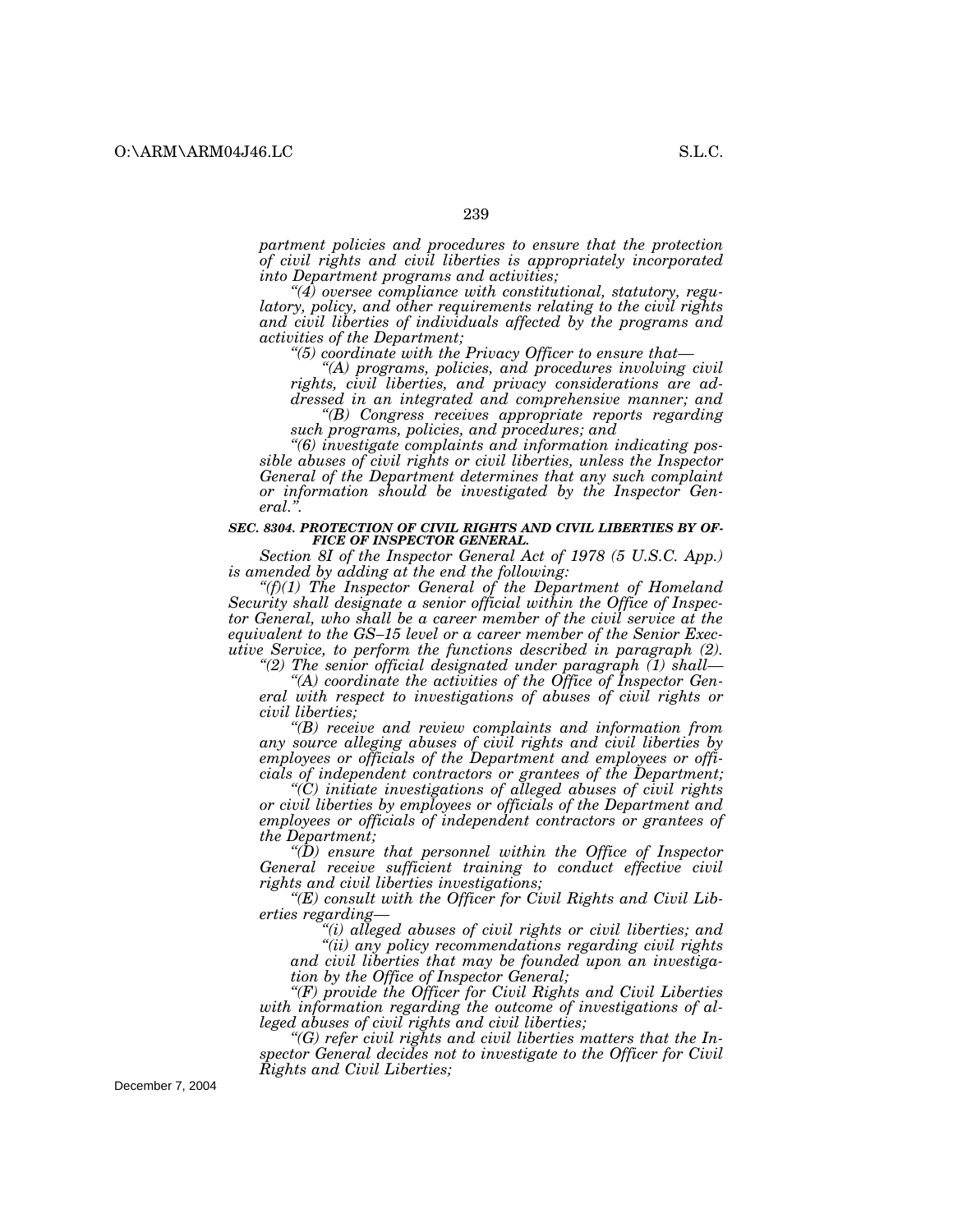*partment policies and procedures to ensure that the protection of civil rights and civil liberties is appropriately incorporated into Department programs and activities;*

*"(4) oversee compliance with constitutional, statutory, regulatory, policy, and other requirements relating to the civil rights and civil liberties of individuals affected by the programs and activities of the Department;*

*"(5) coordinate with the Privacy Officer to ensure that—*

*"(A) programs, policies, and procedures involving civil rights, civil liberties, and privacy considerations are addressed in an integrated and comprehensive manner; and*

*"(B) Congress receives appropriate reports regarding such programs, policies, and procedures; and*

*"(6) investigate complaints and information indicating possible abuses of civil rights or civil liberties, unless the Inspector General of the Department determines that any such complaint or information should be investigated by the Inspector General.".*

***SEC. 8304. PROTECTION OF CIVIL RIGHTS AND CIVIL LIBERTIES BY OFFICE OF INSPECTOR GENERAL.***

*Section 8I of the Inspector General Act of 1978 (5 U.S.C. App.) is amended by adding at the end the following:*

*"(f)(1) The Inspector General of the Department of Homeland Security shall designate a senior official within the Office of Inspector General, who shall be a career member of the civil service at the equivalent to the GS–15 level or a career member of the Senior Executive Service, to perform the functions described in paragraph (2).*

*"(2) The senior official designated under paragraph (1) shall—*

*"(A) coordinate the activities of the Office of Inspector General with respect to investigations of abuses of civil rights or civil liberties;*

*"(B) receive and review complaints and information from any source alleging abuses of civil rights and civil liberties by employees or officials of the Department and employees or officials of independent contractors or grantees of the Department;*

*"(C) initiate investigations of alleged abuses of civil rights or civil liberties by employees or officials of the Department and employees or officials of independent contractors or grantees of the Department;*

*"(D) ensure that personnel within the Office of Inspector General receive sufficient training to conduct effective civil rights and civil liberties investigations;*

*"(E) consult with the Officer for Civil Rights and Civil Liberties regarding—*

*"(i) alleged abuses of civil rights or civil liberties; and*

*"(ii) any policy recommendations regarding civil rights and civil liberties that may be founded upon an investigation by the Office of Inspector General;*

*"(F) provide the Officer for Civil Rights and Civil Liberties with information regarding the outcome of investigations of alleged abuses of civil rights and civil liberties;*

*"(G) refer civil rights and civil liberties matters that the Inspector General decides not to investigate to the Officer for Civil Rights and Civil Liberties;*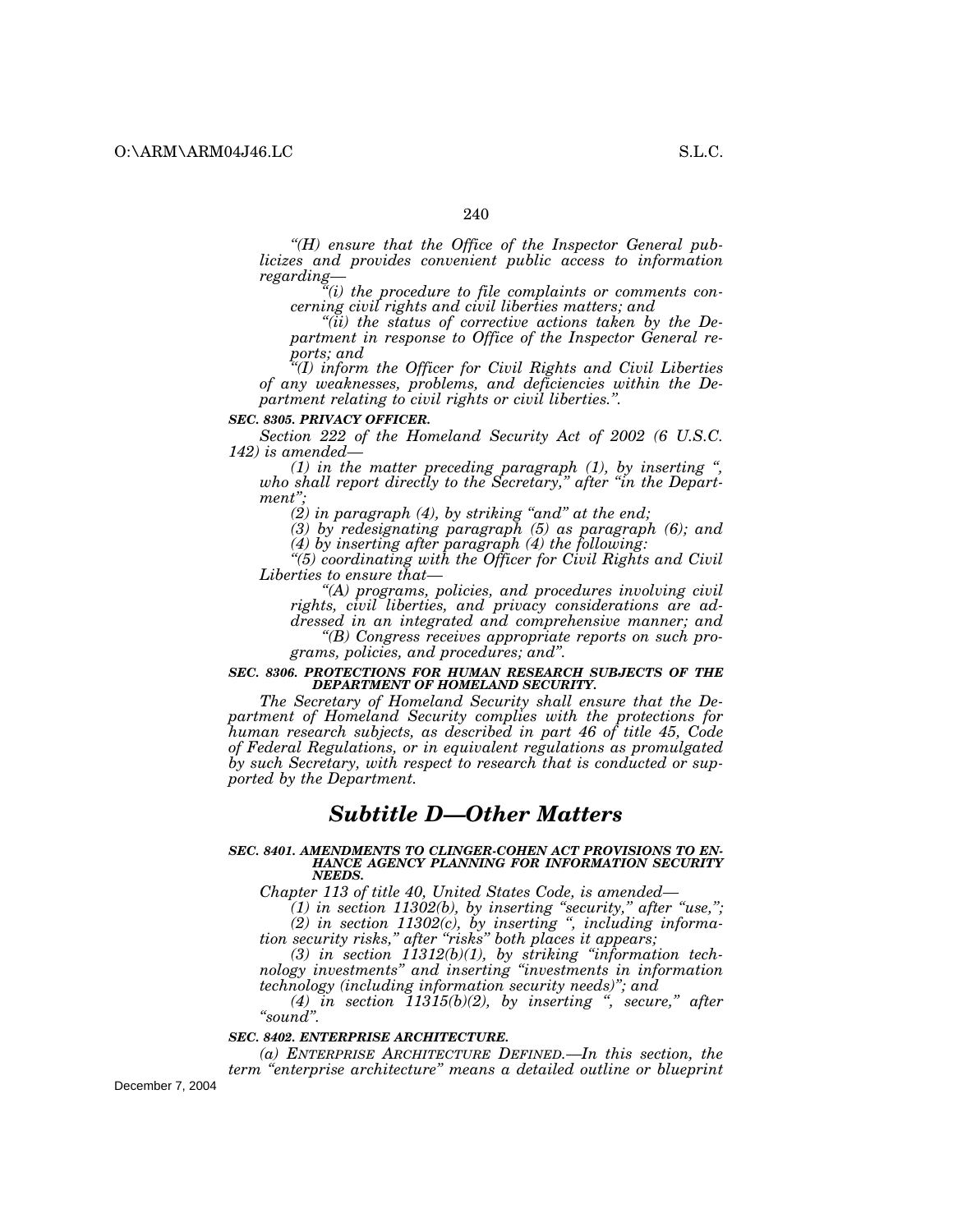*“(H) ensure that the Office of the Inspector General publicizes and provides convenient public access to information regarding—*

*“(i) the procedure to file complaints or comments concerning civil rights and civil liberties matters; and*

*“(ii) the status of corrective actions taken by the Department in response to Office of the Inspector General reports; and*

*“(I) inform the Officer for Civil Rights and Civil Liberties of any weaknesses, problems, and deficiencies within the Department relating to civil rights or civil liberties.”.*

***SEC. 8305. PRIVACY OFFICER.***

*Section 222 of the Homeland Security Act of 2002 (6 U.S.C. 142) is amended—*

*(1) in the matter preceding paragraph (1), by inserting “, who shall report directly to the Secretary,” after “in the Department”;*

*(2) in paragraph (4), by striking “and” at the end;*

*(3) by redesignating paragraph (5) as paragraph (6); and*

*(4) by inserting after paragraph (4) the following:*

*“(5) coordinating with the Officer for Civil Rights and Civil Liberties to ensure that—*

*“(A) programs, policies, and procedures involving civil rights, civil liberties, and privacy considerations are addressed in an integrated and comprehensive manner; and*

*“(B) Congress receives appropriate reports on such programs, policies, and procedures; and”.*

***SEC. 8306. PROTECTIONS FOR HUMAN RESEARCH SUBJECTS OF THE DEPARTMENT OF HOMELAND SECURITY.***

*The Secretary of Homeland Security shall ensure that the Department of Homeland Security complies with the protections for human research subjects, as described in part 46 of title 45, Code of Federal Regulations, or in equivalent regulations as promulgated by such Secretary, with respect to research that is conducted or supported by the Department.*

## *Subtitle D—Other Matters*

***SEC. 8401. AMENDMENTS TO CLINGER-COHEN ACT PROVISIONS TO ENHANCE AGENCY PLANNING FOR INFORMATION SECURITY NEEDS.***

*Chapter 113 of title 40, United States Code, is amended—*

*(1) in section 11302(b), by inserting “security,” after “use,”;*

*(2) in section 11302(c), by inserting “, including information security risks,” after “risks” both places it appears;*

*(3) in section 11312(b)(1), by striking “information technology investments” and inserting “investments in information technology (including information security needs)”; and*

*(4) in section 11315(b)(2), by inserting “, secure,” after “sound”.*

***SEC. 8402. ENTERPRISE ARCHITECTURE.***

*(a) ENTERPRISE ARCHITECTURE DEFINED.—In this section, the term “enterprise architecture” means a detailed outline or blueprint*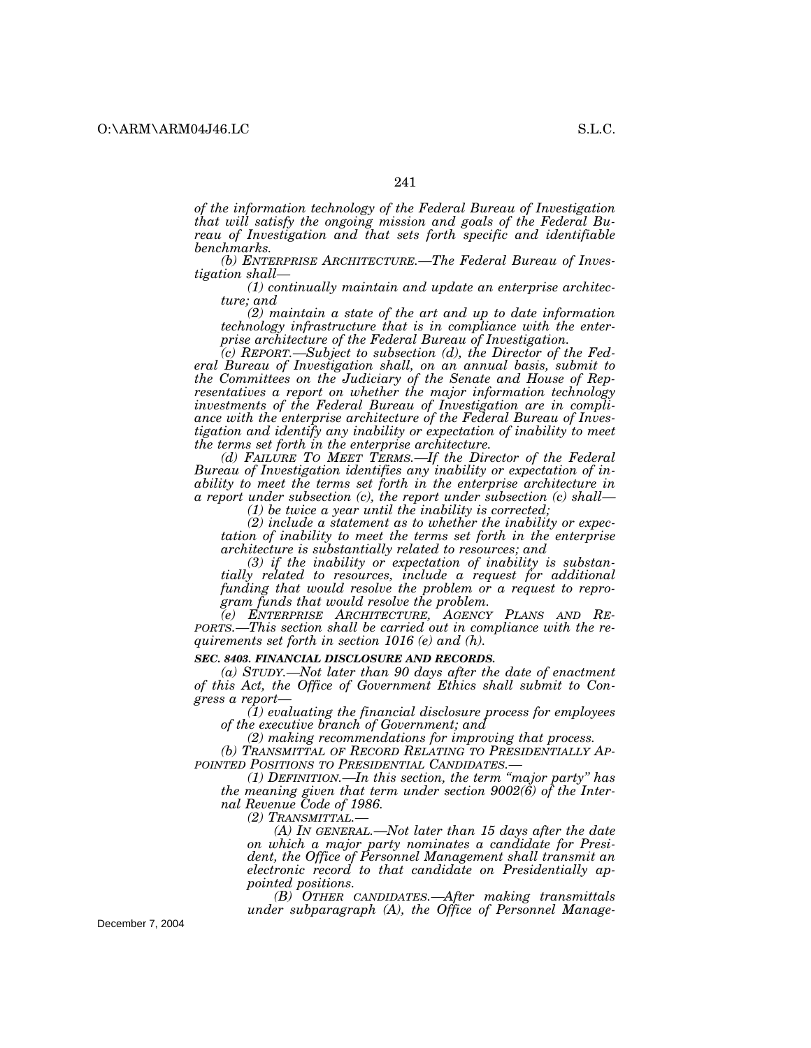*of the information technology of the Federal Bureau of Investigation that will satisfy the ongoing mission and goals of the Federal Bureau of Investigation and that sets forth specific and identifiable benchmarks.*

*(b) ENTERPRISE ARCHITECTURE.—The Federal Bureau of Investigation shall—*

*(1) continually maintain and update an enterprise architecture; and*

*(2) maintain a state of the art and up to date information technology infrastructure that is in compliance with the enterprise architecture of the Federal Bureau of Investigation.*

*(c) REPORT.—Subject to subsection (d), the Director of the Federal Bureau of Investigation shall, on an annual basis, submit to the Committees on the Judiciary of the Senate and House of Representatives a report on whether the major information technology investments of the Federal Bureau of Investigation are in compliance with the enterprise architecture of the Federal Bureau of Investigation and identify any inability or expectation of inability to meet the terms set forth in the enterprise architecture.*

*(d) FAILURE TO MEET TERMS.—If the Director of the Federal Bureau of Investigation identifies any inability or expectation of inability to meet the terms set forth in the enterprise architecture in a report under subsection (c), the report under subsection (c) shall—*

*(1) be twice a year until the inability is corrected;*

*(2) include a statement as to whether the inability or expectation of inability to meet the terms set forth in the enterprise architecture is substantially related to resources; and*

*(3) if the inability or expectation of inability is substantially related to resources, include a request for additional funding that would resolve the problem or a request to reprogram funds that would resolve the problem.*

*(e) ENTERPRISE ARCHITECTURE, AGENCY PLANS AND REPORTS.—This section shall be carried out in compliance with the requirements set forth in section 1016 (e) and (h).*

***SEC. 8403. FINANCIAL DISCLOSURE AND RECORDS.***

*(a) STUDY.—Not later than 90 days after the date of enactment of this Act, the Office of Government Ethics shall submit to Congress a report—*

*(1) evaluating the financial disclosure process for employees of the executive branch of Government; and*

*(2) making recommendations for improving that process.*

*(b) TRANSMITTAL OF RECORD RELATING TO PRESIDENTIALLY APPOINTED POSITIONS TO PRESIDENTIAL CANDIDATES.—*

*(1) DEFINITION.—In this section, the term "major party" has the meaning given that term under section 9002(6) of the Internal Revenue Code of 1986.*

*(2) TRANSMITTAL.—*

*(A) IN GENERAL.—Not later than 15 days after the date on which a major party nominates a candidate for President, the Office of Personnel Management shall transmit an electronic record to that candidate on Presidentially appointed positions.*

*(B) OTHER CANDIDATES.—After making transmittals under subparagraph (A), the Office of Personnel Manage-*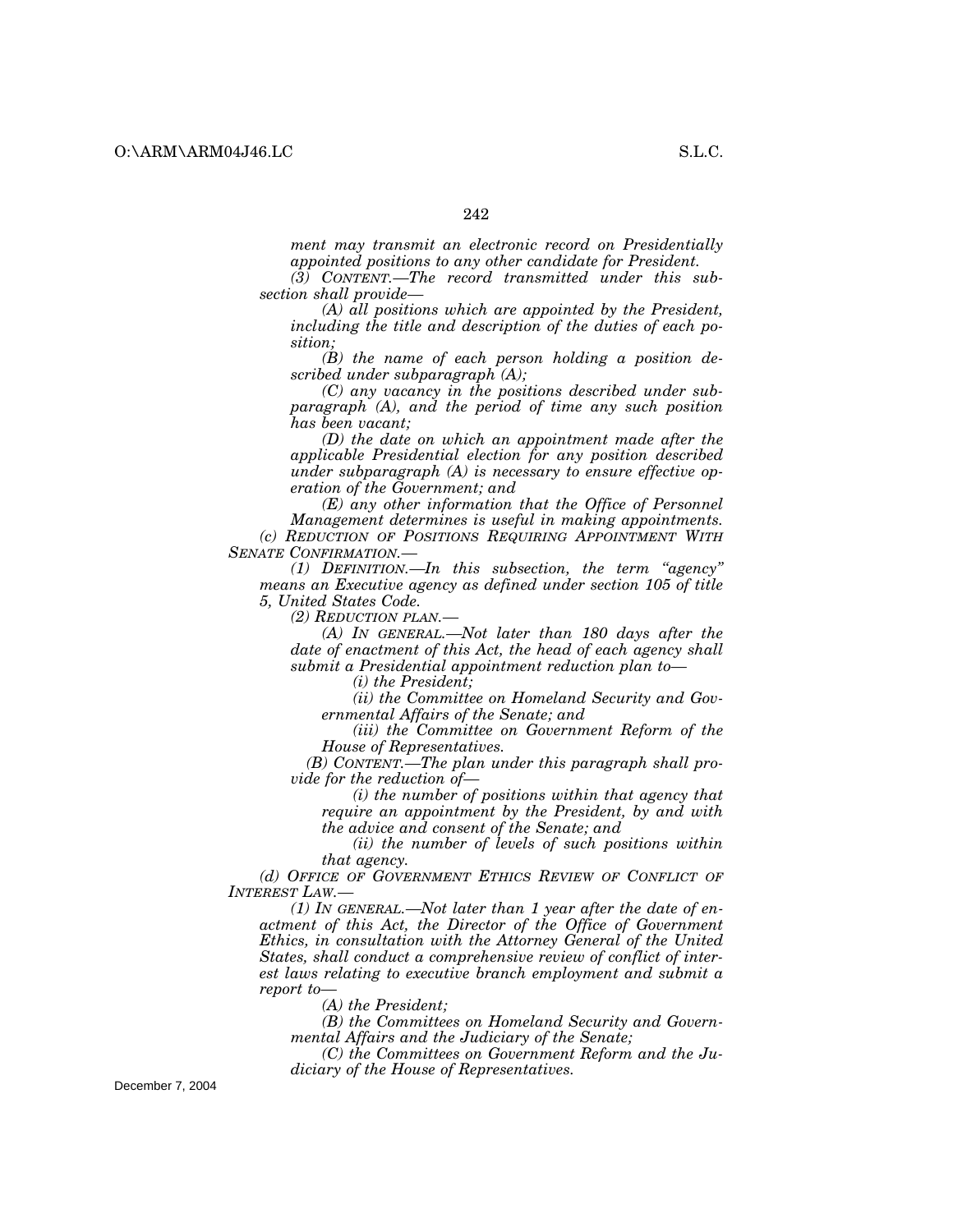*ment may transmit an electronic record on Presidentially appointed positions to any other candidate for President.*

*(3) CONTENT.—The record transmitted under this subsection shall provide—*

*(A) all positions which are appointed by the President, including the title and description of the duties of each position;*

*(B) the name of each person holding a position described under subparagraph (A);*

*(C) any vacancy in the positions described under subparagraph (A), and the period of time any such position has been vacant;*

*(D) the date on which an appointment made after the applicable Presidential election for any position described under subparagraph (A) is necessary to ensure effective operation of the Government; and*

*(E) any other information that the Office of Personnel Management determines is useful in making appointments.*

*(c) REDUCTION OF POSITIONS REQUIRING APPOINTMENT WITH SENATE CONFIRMATION.—*

*(1) DEFINITION.—In this subsection, the term "agency" means an Executive agency as defined under section 105 of title 5, United States Code.*

*(2) REDUCTION PLAN.—*

*(A) IN GENERAL.—Not later than 180 days after the date of enactment of this Act, the head of each agency shall submit a Presidential appointment reduction plan to—*

*(i) the President;*

*(ii) the Committee on Homeland Security and Governmental Affairs of the Senate; and*

*(iii) the Committee on Government Reform of the House of Representatives.*

*(B) CONTENT.—The plan under this paragraph shall provide for the reduction of—*

*(i) the number of positions within that agency that require an appointment by the President, by and with the advice and consent of the Senate; and*

*(ii) the number of levels of such positions within that agency.*

*(d) OFFICE OF GOVERNMENT ETHICS REVIEW OF CONFLICT OF INTEREST LAW.—*

*(1) IN GENERAL.—Not later than 1 year after the date of enactment of this Act, the Director of the Office of Government Ethics, in consultation with the Attorney General of the United States, shall conduct a comprehensive review of conflict of interest laws relating to executive branch employment and submit a report to—*

*(A) the President;*

*(B) the Committees on Homeland Security and Governmental Affairs and the Judiciary of the Senate;*

*(C) the Committees on Government Reform and the Judiciary of the House of Representatives.*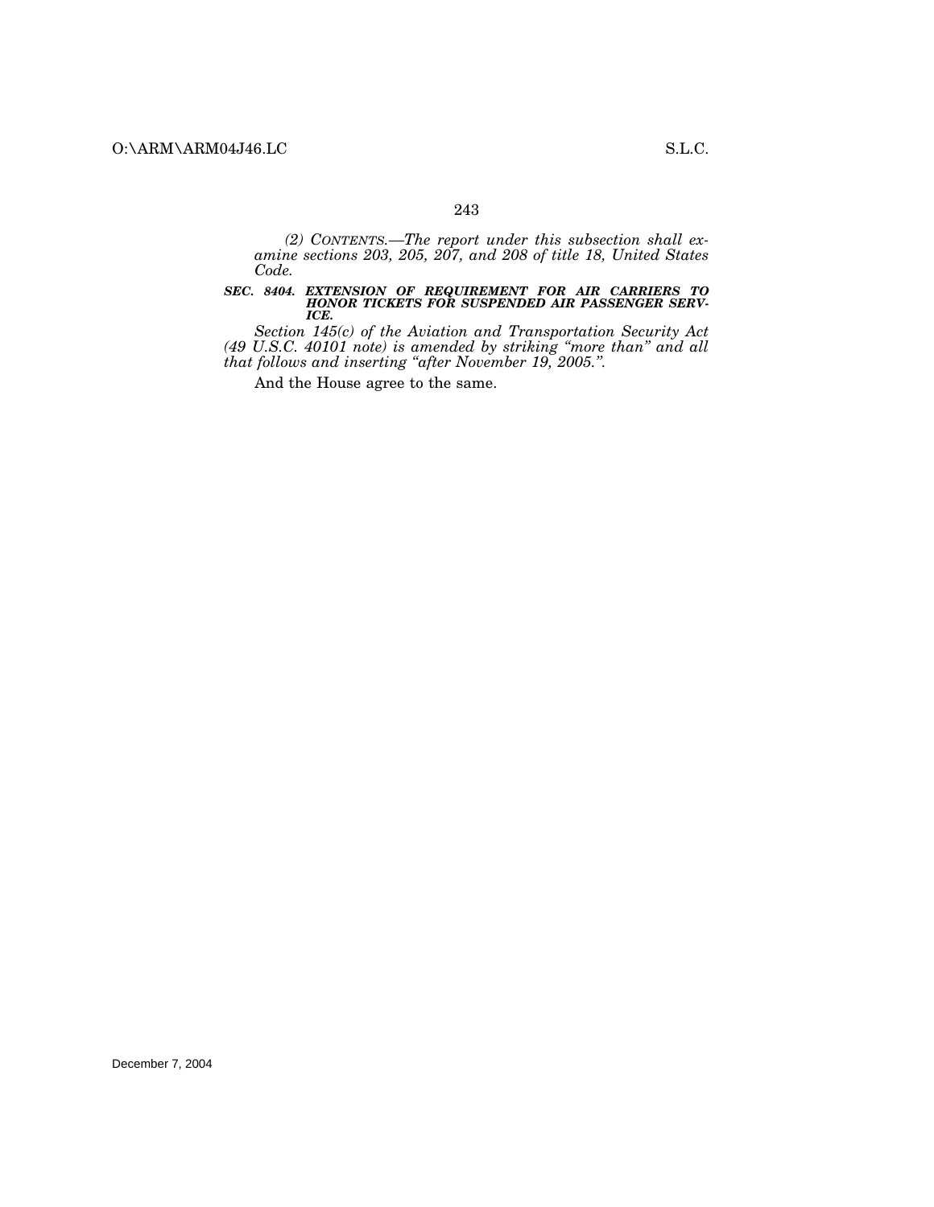*(2) CONTENTS.—The report under this subsection shall examine sections 203, 205, 207, and 208 of title 18, United States Code.*

***SEC. 8404. EXTENSION OF REQUIREMENT FOR AIR CARRIERS TO HONOR TICKETS FOR SUSPENDED AIR PASSENGER SERVICE.***

*Section 145(c) of the Aviation and Transportation Security Act (49 U.S.C. 40101 note) is amended by striking "more than" and all that follows and inserting "after November 19, 2005.".*

And the House agree to the same.